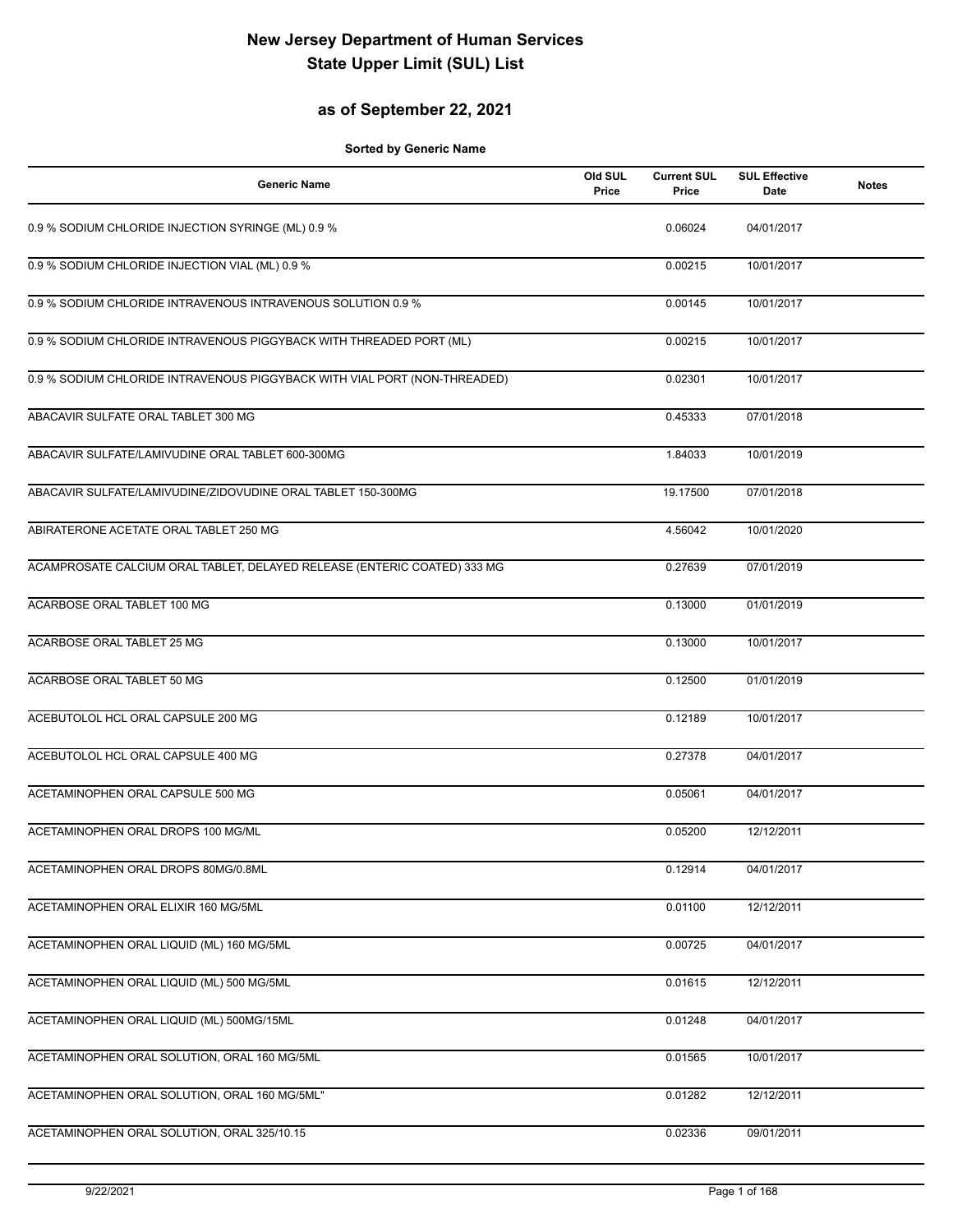# New Jersey Department of Human Services
# State Upper Limit (SUL) List

## as of September 22, 2021

**Sorted by Generic Name**

| Generic Name | Old SUL Price | Current SUL Price | SUL Effective Date | Notes |
|---|---|---|---|---|
| 0.9 % SODIUM CHLORIDE INJECTION SYRINGE (ML) 0.9 % | | 0.06024 | 04/01/2017 | |
| 0.9 % SODIUM CHLORIDE INJECTION VIAL (ML) 0.9 % | | 0.00215 | 10/01/2017 | |
| 0.9 % SODIUM CHLORIDE INTRAVENOUS INTRAVENOUS SOLUTION 0.9 % | | 0.00145 | 10/01/2017 | |
| 0.9 % SODIUM CHLORIDE INTRAVENOUS PIGGYBACK WITH THREADED PORT (ML) | | 0.00215 | 10/01/2017 | |
| 0.9 % SODIUM CHLORIDE INTRAVENOUS PIGGYBACK WITH VIAL PORT (NON-THREADED) | | 0.02301 | 10/01/2017 | |
| ABACAVIR SULFATE ORAL TABLET 300 MG | | 0.45333 | 07/01/2018 | |
| ABACAVIR SULFATE/LAMIVUDINE ORAL TABLET 600-300MG | | 1.84033 | 10/01/2019 | |
| ABACAVIR SULFATE/LAMIVUDINE/ZIDOVUDINE ORAL TABLET 150-300MG | | 19.17500 | 07/01/2018 | |
| ABIRATERONE ACETATE ORAL TABLET 250 MG | | 4.56042 | 10/01/2020 | |
| ACAMPROSATE CALCIUM ORAL TABLET, DELAYED RELEASE (ENTERIC COATED) 333 MG | | 0.27639 | 07/01/2019 | |
| ACARBOSE ORAL TABLET 100 MG | | 0.13000 | 01/01/2019 | |
| ACARBOSE ORAL TABLET 25 MG | | 0.13000 | 10/01/2017 | |
| ACARBOSE ORAL TABLET 50 MG | | 0.12500 | 01/01/2019 | |
| ACEBUTOLOL HCL ORAL CAPSULE 200 MG | | 0.12189 | 10/01/2017 | |
| ACEBUTOLOL HCL ORAL CAPSULE 400 MG | | 0.27378 | 04/01/2017 | |
| ACETAMINOPHEN ORAL CAPSULE 500 MG | | 0.05061 | 04/01/2017 | |
| ACETAMINOPHEN ORAL DROPS 100 MG/ML | | 0.05200 | 12/12/2011 | |
| ACETAMINOPHEN ORAL DROPS 80MG/0.8ML | | 0.12914 | 04/01/2017 | |
| ACETAMINOPHEN ORAL ELIXIR 160 MG/5ML | | 0.01100 | 12/12/2011 | |
| ACETAMINOPHEN ORAL LIQUID (ML) 160 MG/5ML | | 0.00725 | 04/01/2017 | |
| ACETAMINOPHEN ORAL LIQUID (ML) 500 MG/5ML | | 0.01615 | 12/12/2011 | |
| ACETAMINOPHEN ORAL LIQUID (ML) 500MG/15ML | | 0.01248 | 04/01/2017 | |
| ACETAMINOPHEN ORAL SOLUTION, ORAL 160 MG/5ML | | 0.01565 | 10/01/2017 | |
| ACETAMINOPHEN ORAL SOLUTION, ORAL 160 MG/5ML" | | 0.01282 | 12/12/2011 | |
| ACETAMINOPHEN ORAL SOLUTION, ORAL 325/10.15 | | 0.02336 | 09/01/2011 | |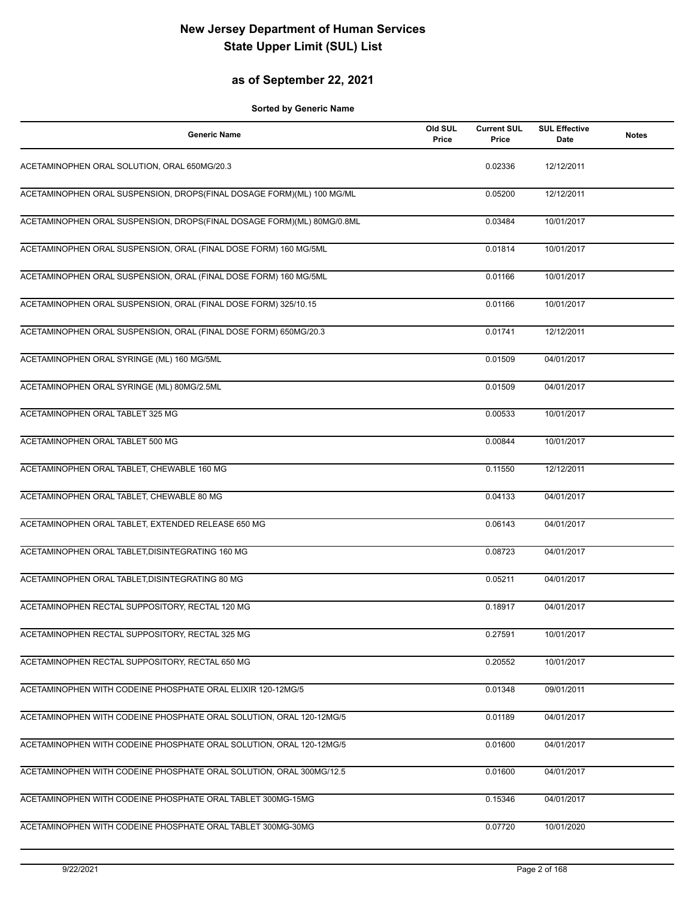# New Jersey Department of Human Services
# State Upper Limit (SUL) List

## as of September 22, 2021

**Sorted by Generic Name**

| Generic Name | Old SUL Price | Current SUL Price | SUL Effective Date | Notes |
|---|---|---|---|---|
| ACETAMINOPHEN ORAL SOLUTION, ORAL 650MG/20.3 | | 0.02336 | 12/12/2011 | |
| ACETAMINOPHEN ORAL SUSPENSION, DROPS(FINAL DOSAGE FORM)(ML) 100 MG/ML | | 0.05200 | 12/12/2011 | |
| ACETAMINOPHEN ORAL SUSPENSION, DROPS(FINAL DOSAGE FORM)(ML) 80MG/0.8ML | | 0.03484 | 10/01/2017 | |
| ACETAMINOPHEN ORAL SUSPENSION, ORAL (FINAL DOSE FORM) 160 MG/5ML | | 0.01814 | 10/01/2017 | |
| ACETAMINOPHEN ORAL SUSPENSION, ORAL (FINAL DOSE FORM) 160 MG/5ML | | 0.01166 | 10/01/2017 | |
| ACETAMINOPHEN ORAL SUSPENSION, ORAL (FINAL DOSE FORM) 325/10.15 | | 0.01166 | 10/01/2017 | |
| ACETAMINOPHEN ORAL SUSPENSION, ORAL (FINAL DOSE FORM) 650MG/20.3 | | 0.01741 | 12/12/2011 | |
| ACETAMINOPHEN ORAL SYRINGE (ML) 160 MG/5ML | | 0.01509 | 04/01/2017 | |
| ACETAMINOPHEN ORAL SYRINGE (ML) 80MG/2.5ML | | 0.01509 | 04/01/2017 | |
| ACETAMINOPHEN ORAL TABLET 325 MG | | 0.00533 | 10/01/2017 | |
| ACETAMINOPHEN ORAL TABLET 500 MG | | 0.00844 | 10/01/2017 | |
| ACETAMINOPHEN ORAL TABLET, CHEWABLE 160 MG | | 0.11550 | 12/12/2011 | |
| ACETAMINOPHEN ORAL TABLET, CHEWABLE 80 MG | | 0.04133 | 04/01/2017 | |
| ACETAMINOPHEN ORAL TABLET, EXTENDED RELEASE 650 MG | | 0.06143 | 04/01/2017 | |
| ACETAMINOPHEN ORAL TABLET,DISINTEGRATING 160 MG | | 0.08723 | 04/01/2017 | |
| ACETAMINOPHEN ORAL TABLET,DISINTEGRATING 80 MG | | 0.05211 | 04/01/2017 | |
| ACETAMINOPHEN RECTAL SUPPOSITORY, RECTAL 120 MG | | 0.18917 | 04/01/2017 | |
| ACETAMINOPHEN RECTAL SUPPOSITORY, RECTAL 325 MG | | 0.27591 | 10/01/2017 | |
| ACETAMINOPHEN RECTAL SUPPOSITORY, RECTAL 650 MG | | 0.20552 | 10/01/2017 | |
| ACETAMINOPHEN WITH CODEINE PHOSPHATE ORAL ELIXIR 120-12MG/5 | | 0.01348 | 09/01/2011 | |
| ACETAMINOPHEN WITH CODEINE PHOSPHATE ORAL SOLUTION, ORAL 120-12MG/5 | | 0.01189 | 04/01/2017 | |
| ACETAMINOPHEN WITH CODEINE PHOSPHATE ORAL SOLUTION, ORAL 120-12MG/5 | | 0.01600 | 04/01/2017 | |
| ACETAMINOPHEN WITH CODEINE PHOSPHATE ORAL SOLUTION, ORAL 300MG/12.5 | | 0.01600 | 04/01/2017 | |
| ACETAMINOPHEN WITH CODEINE PHOSPHATE ORAL TABLET 300MG-15MG | | 0.15346 | 04/01/2017 | |
| ACETAMINOPHEN WITH CODEINE PHOSPHATE ORAL TABLET 300MG-30MG | | 0.07720 | 10/01/2020 | |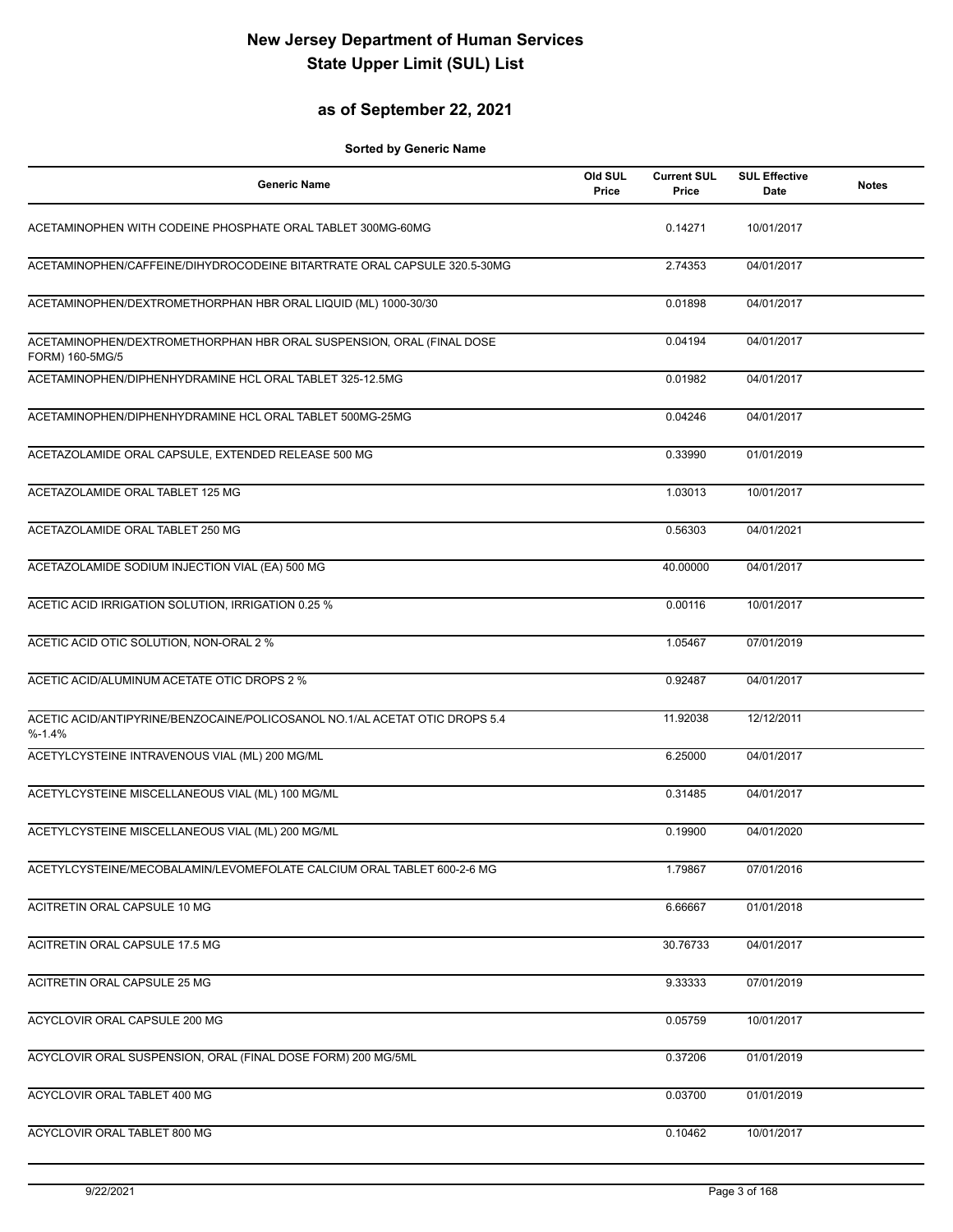# New Jersey Department of Human Services
# State Upper Limit (SUL) List

## as of September 22, 2021

**Sorted by Generic Name**

| Generic Name | Old SUL Price | Current SUL Price | SUL Effective Date | Notes |
|---|---|---|---|---|
| ACETAMINOPHEN WITH CODEINE PHOSPHATE ORAL TABLET 300MG-60MG | | 0.14271 | 10/01/2017 | |
| ACETAMINOPHEN/CAFFEINE/DIHYDROCODEINE BITARTRATE ORAL CAPSULE 320.5-30MG | | 2.74353 | 04/01/2017 | |
| ACETAMINOPHEN/DEXTROMETHORPHAN HBR ORAL LIQUID (ML) 1000-30/30 | | 0.01898 | 04/01/2017 | |
| ACETAMINOPHEN/DEXTROMETHORPHAN HBR ORAL SUSPENSION, ORAL (FINAL DOSE FORM) 160-5MG/5 | | 0.04194 | 04/01/2017 | |
| ACETAMINOPHEN/DIPHENHYDRAMINE HCL ORAL TABLET 325-12.5MG | | 0.01982 | 04/01/2017 | |
| ACETAMINOPHEN/DIPHENHYDRAMINE HCL ORAL TABLET 500MG-25MG | | 0.04246 | 04/01/2017 | |
| ACETAZOLAMIDE ORAL CAPSULE, EXTENDED RELEASE 500 MG | | 0.33990 | 01/01/2019 | |
| ACETAZOLAMIDE ORAL TABLET 125 MG | | 1.03013 | 10/01/2017 | |
| ACETAZOLAMIDE ORAL TABLET 250 MG | | 0.56303 | 04/01/2021 | |
| ACETAZOLAMIDE SODIUM INJECTION VIAL (EA) 500 MG | | 40.00000 | 04/01/2017 | |
| ACETIC ACID IRRIGATION SOLUTION, IRRIGATION 0.25 % | | 0.00116 | 10/01/2017 | |
| ACETIC ACID OTIC SOLUTION, NON-ORAL 2 % | | 1.05467 | 07/01/2019 | |
| ACETIC ACID/ALUMINUM ACETATE OTIC DROPS 2 % | | 0.92487 | 04/01/2017 | |
| ACETIC ACID/ANTIPYRINE/BENZOCAINE/POLICOSANOL NO.1/AL ACETAT OTIC DROPS 5.4 %-1.4% | | 11.92038 | 12/12/2011 | |
| ACETYLCYSTEINE INTRAVENOUS VIAL (ML) 200 MG/ML | | 6.25000 | 04/01/2017 | |
| ACETYLCYSTEINE MISCELLANEOUS VIAL (ML) 100 MG/ML | | 0.31485 | 04/01/2017 | |
| ACETYLCYSTEINE MISCELLANEOUS VIAL (ML) 200 MG/ML | | 0.19900 | 04/01/2020 | |
| ACETYLCYSTEINE/MECOBALAMIN/LEVOMEFOLATE CALCIUM ORAL TABLET 600-2-6 MG | | 1.79867 | 07/01/2016 | |
| ACITRETIN ORAL CAPSULE 10 MG | | 6.66667 | 01/01/2018 | |
| ACITRETIN ORAL CAPSULE 17.5 MG | | 30.76733 | 04/01/2017 | |
| ACITRETIN ORAL CAPSULE 25 MG | | 9.33333 | 07/01/2019 | |
| ACYCLOVIR ORAL CAPSULE 200 MG | | 0.05759 | 10/01/2017 | |
| ACYCLOVIR ORAL SUSPENSION, ORAL (FINAL DOSE FORM) 200 MG/5ML | | 0.37206 | 01/01/2019 | |
| ACYCLOVIR ORAL TABLET 400 MG | | 0.03700 | 01/01/2019 | |
| ACYCLOVIR ORAL TABLET 800 MG | | 0.10462 | 10/01/2017 | |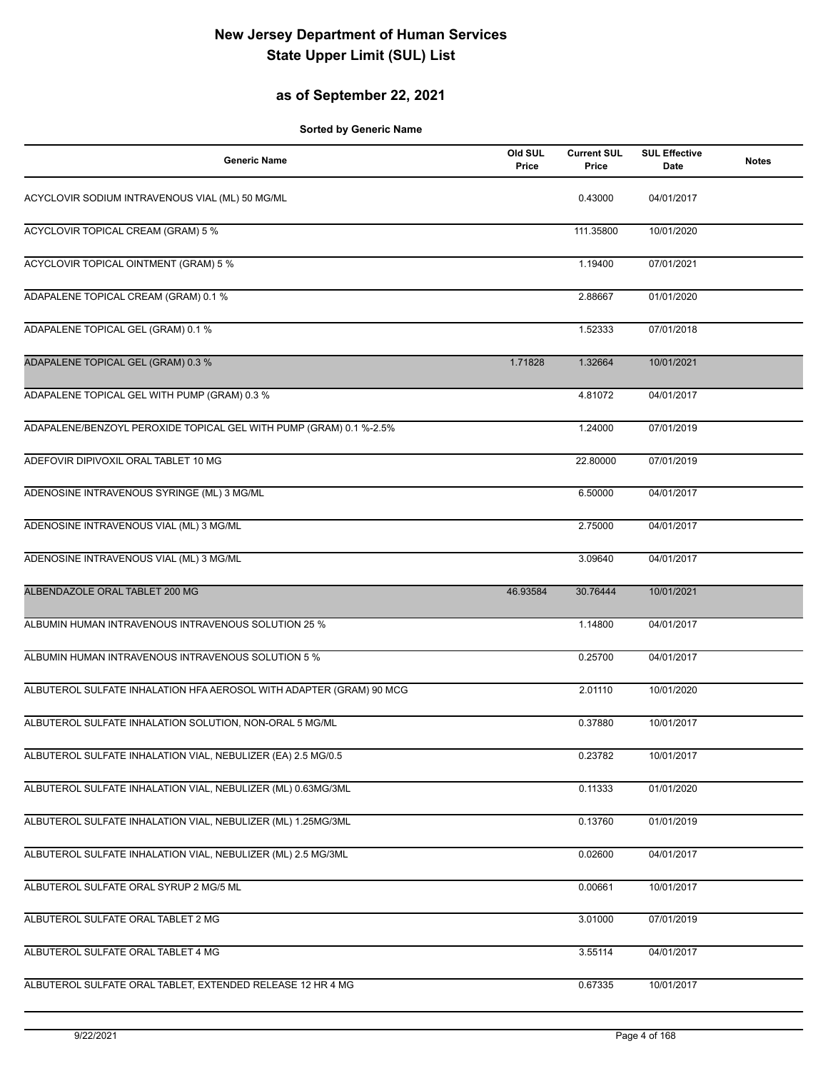# New Jersey Department of Human Services
# State Upper Limit (SUL) List

## as of September 22, 2021

**Sorted by Generic Name**

| Generic Name | Old SUL Price | Current SUL Price | SUL Effective Date | Notes |
|---|---|---|---|---|
| ACYCLOVIR SODIUM INTRAVENOUS VIAL (ML) 50 MG/ML | | 0.43000 | 04/01/2017 | |
| ACYCLOVIR TOPICAL CREAM (GRAM) 5 % | | 111.35800 | 10/01/2020 | |
| ACYCLOVIR TOPICAL OINTMENT (GRAM) 5 % | | 1.19400 | 07/01/2021 | |
| ADAPALENE TOPICAL CREAM (GRAM) 0.1 % | | 2.88667 | 01/01/2020 | |
| ADAPALENE TOPICAL GEL (GRAM) 0.1 % | | 1.52333 | 07/01/2018 | |
| ADAPALENE TOPICAL GEL (GRAM) 0.3 % | 1.71828 | 1.32664 | 10/01/2021 | |
| ADAPALENE TOPICAL GEL WITH PUMP (GRAM) 0.3 % | | 4.81072 | 04/01/2017 | |
| ADAPALENE/BENZOYL PEROXIDE TOPICAL GEL WITH PUMP (GRAM) 0.1 %-2.5% | | 1.24000 | 07/01/2019 | |
| ADEFOVIR DIPIVOXIL ORAL TABLET 10 MG | | 22.80000 | 07/01/2019 | |
| ADENOSINE INTRAVENOUS SYRINGE (ML) 3 MG/ML | | 6.50000 | 04/01/2017 | |
| ADENOSINE INTRAVENOUS VIAL (ML) 3 MG/ML | | 2.75000 | 04/01/2017 | |
| ADENOSINE INTRAVENOUS VIAL (ML) 3 MG/ML | | 3.09640 | 04/01/2017 | |
| ALBENDAZOLE ORAL TABLET 200 MG | 46.93584 | 30.76444 | 10/01/2021 | |
| ALBUMIN HUMAN INTRAVENOUS INTRAVENOUS SOLUTION 25 % | | 1.14800 | 04/01/2017 | |
| ALBUMIN HUMAN INTRAVENOUS INTRAVENOUS SOLUTION 5 % | | 0.25700 | 04/01/2017 | |
| ALBUTEROL SULFATE INHALATION HFA AEROSOL WITH ADAPTER (GRAM) 90 MCG | | 2.01110 | 10/01/2020 | |
| ALBUTEROL SULFATE INHALATION SOLUTION, NON-ORAL 5 MG/ML | | 0.37880 | 10/01/2017 | |
| ALBUTEROL SULFATE INHALATION VIAL, NEBULIZER (EA) 2.5 MG/0.5 | | 0.23782 | 10/01/2017 | |
| ALBUTEROL SULFATE INHALATION VIAL, NEBULIZER (ML) 0.63MG/3ML | | 0.11333 | 01/01/2020 | |
| ALBUTEROL SULFATE INHALATION VIAL, NEBULIZER (ML) 1.25MG/3ML | | 0.13760 | 01/01/2019 | |
| ALBUTEROL SULFATE INHALATION VIAL, NEBULIZER (ML) 2.5 MG/3ML | | 0.02600 | 04/01/2017 | |
| ALBUTEROL SULFATE ORAL SYRUP 2 MG/5 ML | | 0.00661 | 10/01/2017 | |
| ALBUTEROL SULFATE ORAL TABLET 2 MG | | 3.01000 | 07/01/2019 | |
| ALBUTEROL SULFATE ORAL TABLET 4 MG | | 3.55114 | 04/01/2017 | |
| ALBUTEROL SULFATE ORAL TABLET, EXTENDED RELEASE 12 HR 4 MG | | 0.67335 | 10/01/2017 | |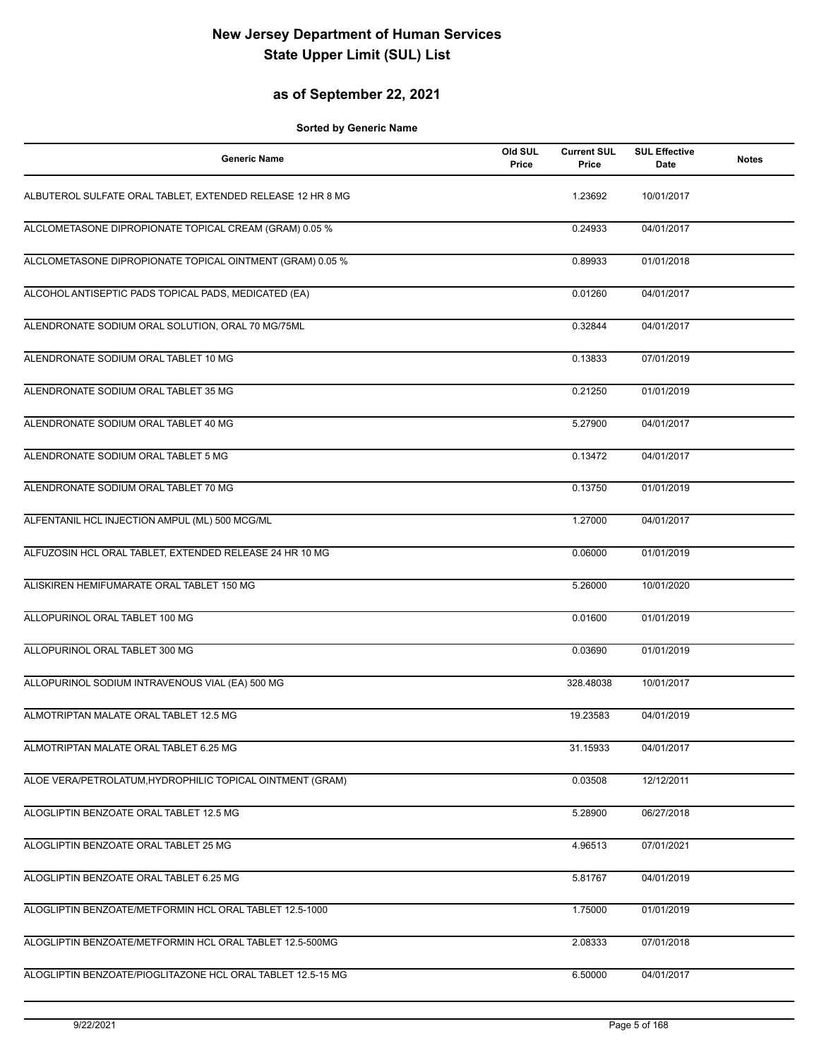# New Jersey Department of Human Services
# State Upper Limit (SUL) List

## as of September 22, 2021

**Sorted by Generic Name**

| Generic Name | Old SUL Price | Current SUL Price | SUL Effective Date | Notes |
|---|---|---|---|---|
| ALBUTEROL SULFATE ORAL TABLET, EXTENDED RELEASE 12 HR 8 MG | | 1.23692 | 10/01/2017 | |
| ALCLOMETASONE DIPROPIONATE TOPICAL CREAM (GRAM) 0.05 % | | 0.24933 | 04/01/2017 | |
| ALCLOMETASONE DIPROPIONATE TOPICAL OINTMENT (GRAM) 0.05 % | | 0.89933 | 01/01/2018 | |
| ALCOHOL ANTISEPTIC PADS TOPICAL PADS, MEDICATED (EA) | | 0.01260 | 04/01/2017 | |
| ALENDRONATE SODIUM ORAL SOLUTION, ORAL 70 MG/75ML | | 0.32844 | 04/01/2017 | |
| ALENDRONATE SODIUM ORAL TABLET 10 MG | | 0.13833 | 07/01/2019 | |
| ALENDRONATE SODIUM ORAL TABLET 35 MG | | 0.21250 | 01/01/2019 | |
| ALENDRONATE SODIUM ORAL TABLET 40 MG | | 5.27900 | 04/01/2017 | |
| ALENDRONATE SODIUM ORAL TABLET 5 MG | | 0.13472 | 04/01/2017 | |
| ALENDRONATE SODIUM ORAL TABLET 70 MG | | 0.13750 | 01/01/2019 | |
| ALFENTANIL HCL INJECTION AMPUL (ML) 500 MCG/ML | | 1.27000 | 04/01/2017 | |
| ALFUZOSIN HCL ORAL TABLET, EXTENDED RELEASE 24 HR 10 MG | | 0.06000 | 01/01/2019 | |
| ALISKIREN HEMIFUMARATE ORAL TABLET 150 MG | | 5.26000 | 10/01/2020 | |
| ALLOPURINOL ORAL TABLET 100 MG | | 0.01600 | 01/01/2019 | |
| ALLOPURINOL ORAL TABLET 300 MG | | 0.03690 | 01/01/2019 | |
| ALLOPURINOL SODIUM INTRAVENOUS VIAL (EA) 500 MG | | 328.48038 | 10/01/2017 | |
| ALMOTRIPTAN MALATE ORAL TABLET 12.5 MG | | 19.23583 | 04/01/2019 | |
| ALMOTRIPTAN MALATE ORAL TABLET 6.25 MG | | 31.15933 | 04/01/2017 | |
| ALOE VERA/PETROLATUM,HYDROPHILIC TOPICAL OINTMENT (GRAM) | | 0.03508 | 12/12/2011 | |
| ALOGLIPTIN BENZOATE ORAL TABLET 12.5 MG | | 5.28900 | 06/27/2018 | |
| ALOGLIPTIN BENZOATE ORAL TABLET 25 MG | | 4.96513 | 07/01/2021 | |
| ALOGLIPTIN BENZOATE ORAL TABLET 6.25 MG | | 5.81767 | 04/01/2019 | |
| ALOGLIPTIN BENZOATE/METFORMIN HCL ORAL TABLET 12.5-1000 | | 1.75000 | 01/01/2019 | |
| ALOGLIPTIN BENZOATE/METFORMIN HCL ORAL TABLET 12.5-500MG | | 2.08333 | 07/01/2018 | |
| ALOGLIPTIN BENZOATE/PIOGLITAZONE HCL ORAL TABLET 12.5-15 MG | | 6.50000 | 04/01/2017 | |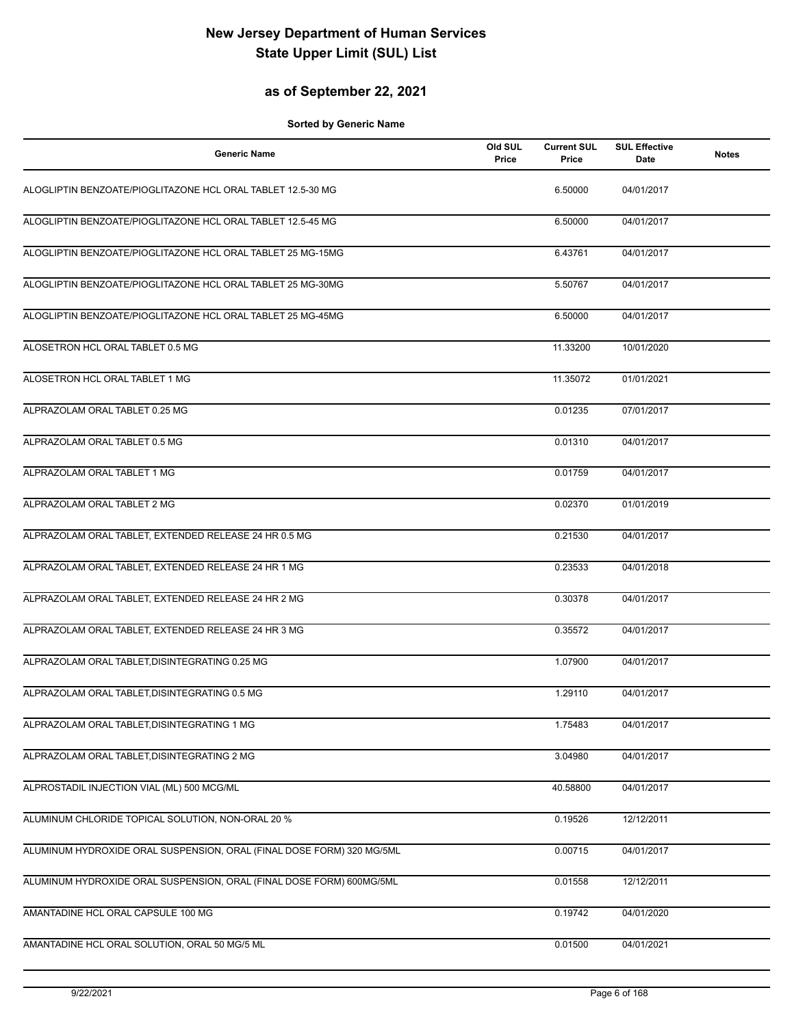# New Jersey Department of Human Services
# State Upper Limit (SUL) List

## as of September 22, 2021

**Sorted by Generic Name**

| Generic Name | Old SUL Price | Current SUL Price | SUL Effective Date | Notes |
|---|---|---|---|---|
| ALOGLIPTIN BENZOATE/PIOGLITAZONE HCL ORAL TABLET 12.5-30 MG | | 6.50000 | 04/01/2017 | |
| ALOGLIPTIN BENZOATE/PIOGLITAZONE HCL ORAL TABLET 12.5-45 MG | | 6.50000 | 04/01/2017 | |
| ALOGLIPTIN BENZOATE/PIOGLITAZONE HCL ORAL TABLET 25 MG-15MG | | 6.43761 | 04/01/2017 | |
| ALOGLIPTIN BENZOATE/PIOGLITAZONE HCL ORAL TABLET 25 MG-30MG | | 5.50767 | 04/01/2017 | |
| ALOGLIPTIN BENZOATE/PIOGLITAZONE HCL ORAL TABLET 25 MG-45MG | | 6.50000 | 04/01/2017 | |
| ALOSETRON HCL ORAL TABLET 0.5 MG | | 11.33200 | 10/01/2020 | |
| ALOSETRON HCL ORAL TABLET 1 MG | | 11.35072 | 01/01/2021 | |
| ALPRAZOLAM ORAL TABLET 0.25 MG | | 0.01235 | 07/01/2017 | |
| ALPRAZOLAM ORAL TABLET 0.5 MG | | 0.01310 | 04/01/2017 | |
| ALPRAZOLAM ORAL TABLET 1 MG | | 0.01759 | 04/01/2017 | |
| ALPRAZOLAM ORAL TABLET 2 MG | | 0.02370 | 01/01/2019 | |
| ALPRAZOLAM ORAL TABLET, EXTENDED RELEASE 24 HR 0.5 MG | | 0.21530 | 04/01/2017 | |
| ALPRAZOLAM ORAL TABLET, EXTENDED RELEASE 24 HR 1 MG | | 0.23533 | 04/01/2018 | |
| ALPRAZOLAM ORAL TABLET, EXTENDED RELEASE 24 HR 2 MG | | 0.30378 | 04/01/2017 | |
| ALPRAZOLAM ORAL TABLET, EXTENDED RELEASE 24 HR 3 MG | | 0.35572 | 04/01/2017 | |
| ALPRAZOLAM ORAL TABLET,DISINTEGRATING 0.25 MG | | 1.07900 | 04/01/2017 | |
| ALPRAZOLAM ORAL TABLET,DISINTEGRATING 0.5 MG | | 1.29110 | 04/01/2017 | |
| ALPRAZOLAM ORAL TABLET,DISINTEGRATING 1 MG | | 1.75483 | 04/01/2017 | |
| ALPRAZOLAM ORAL TABLET,DISINTEGRATING 2 MG | | 3.04980 | 04/01/2017 | |
| ALPROSTADIL INJECTION VIAL (ML) 500 MCG/ML | | 40.58800 | 04/01/2017 | |
| ALUMINUM CHLORIDE TOPICAL SOLUTION, NON-ORAL 20 % | | 0.19526 | 12/12/2011 | |
| ALUMINUM HYDROXIDE ORAL SUSPENSION, ORAL (FINAL DOSE FORM) 320 MG/5ML | | 0.00715 | 04/01/2017 | |
| ALUMINUM HYDROXIDE ORAL SUSPENSION, ORAL (FINAL DOSE FORM) 600MG/5ML | | 0.01558 | 12/12/2011 | |
| AMANTADINE HCL ORAL CAPSULE 100 MG | | 0.19742 | 04/01/2020 | |
| AMANTADINE HCL ORAL SOLUTION, ORAL 50 MG/5 ML | | 0.01500 | 04/01/2021 | |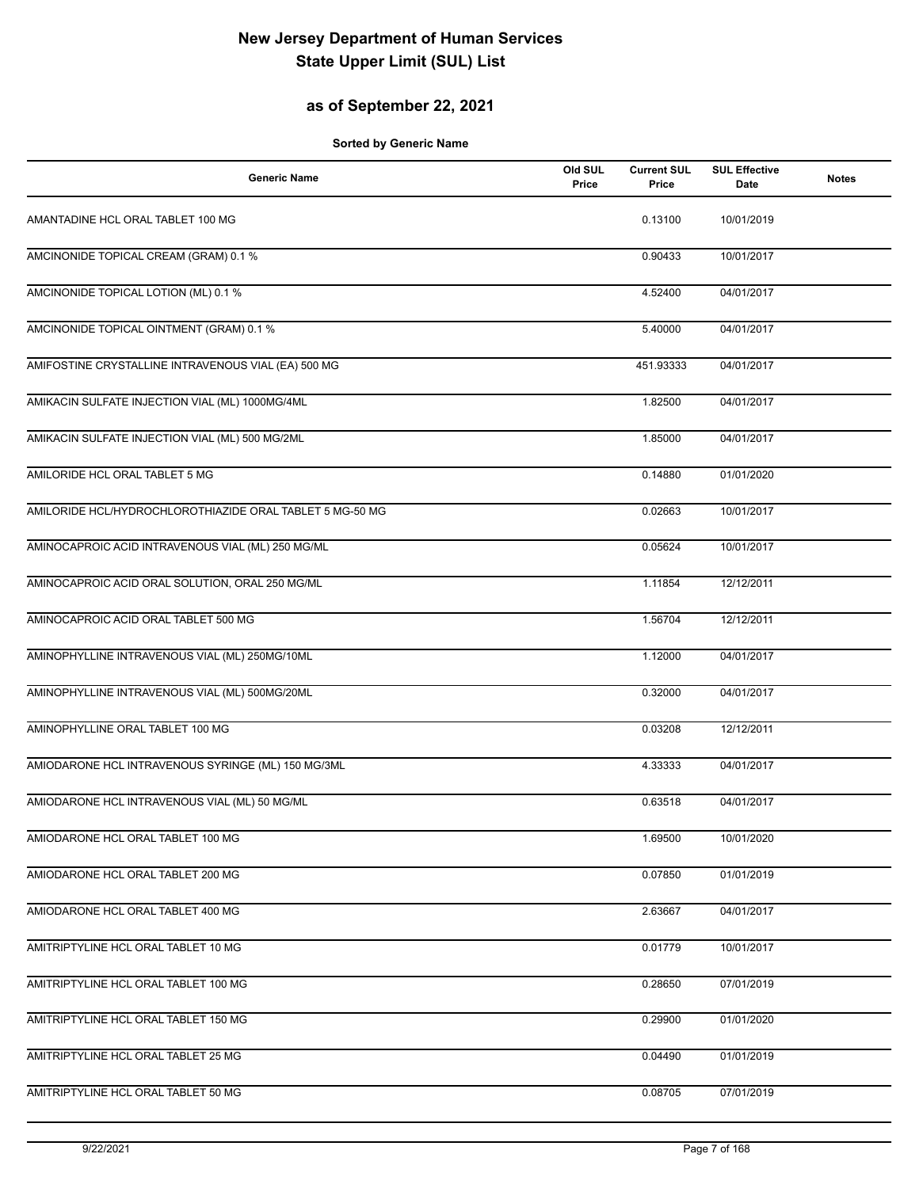# New Jersey Department of Human Services
# State Upper Limit (SUL) List

## as of September 22, 2021

**Sorted by Generic Name**

| Generic Name | Old SUL Price | Current SUL Price | SUL Effective Date | Notes |
|---|---|---|---|---|
| AMANTADINE HCL ORAL TABLET 100 MG | | 0.13100 | 10/01/2019 | |
| AMCINONIDE TOPICAL CREAM (GRAM) 0.1 % | | 0.90433 | 10/01/2017 | |
| AMCINONIDE TOPICAL LOTION (ML) 0.1 % | | 4.52400 | 04/01/2017 | |
| AMCINONIDE TOPICAL OINTMENT (GRAM) 0.1 % | | 5.40000 | 04/01/2017 | |
| AMIFOSTINE CRYSTALLINE INTRAVENOUS VIAL (EA) 500 MG | | 451.93333 | 04/01/2017 | |
| AMIKACIN SULFATE INJECTION VIAL (ML) 1000MG/4ML | | 1.82500 | 04/01/2017 | |
| AMIKACIN SULFATE INJECTION VIAL (ML) 500 MG/2ML | | 1.85000 | 04/01/2017 | |
| AMILORIDE HCL ORAL TABLET 5 MG | | 0.14880 | 01/01/2020 | |
| AMILORIDE HCL/HYDROCHLOROTHIAZIDE ORAL TABLET 5 MG-50 MG | | 0.02663 | 10/01/2017 | |
| AMINOCAPROIC ACID INTRAVENOUS VIAL (ML) 250 MG/ML | | 0.05624 | 10/01/2017 | |
| AMINOCAPROIC ACID ORAL SOLUTION, ORAL 250 MG/ML | | 1.11854 | 12/12/2011 | |
| AMINOCAPROIC ACID ORAL TABLET 500 MG | | 1.56704 | 12/12/2011 | |
| AMINOPHYLLINE INTRAVENOUS VIAL (ML) 250MG/10ML | | 1.12000 | 04/01/2017 | |
| AMINOPHYLLINE INTRAVENOUS VIAL (ML) 500MG/20ML | | 0.32000 | 04/01/2017 | |
| AMINOPHYLLINE ORAL TABLET 100 MG | | 0.03208 | 12/12/2011 | |
| AMIODARONE HCL INTRAVENOUS SYRINGE (ML) 150 MG/3ML | | 4.33333 | 04/01/2017 | |
| AMIODARONE HCL INTRAVENOUS VIAL (ML) 50 MG/ML | | 0.63518 | 04/01/2017 | |
| AMIODARONE HCL ORAL TABLET 100 MG | | 1.69500 | 10/01/2020 | |
| AMIODARONE HCL ORAL TABLET 200 MG | | 0.07850 | 01/01/2019 | |
| AMIODARONE HCL ORAL TABLET 400 MG | | 2.63667 | 04/01/2017 | |
| AMITRIPTYLINE HCL ORAL TABLET 10 MG | | 0.01779 | 10/01/2017 | |
| AMITRIPTYLINE HCL ORAL TABLET 100 MG | | 0.28650 | 07/01/2019 | |
| AMITRIPTYLINE HCL ORAL TABLET 150 MG | | 0.29900 | 01/01/2020 | |
| AMITRIPTYLINE HCL ORAL TABLET 25 MG | | 0.04490 | 01/01/2019 | |
| AMITRIPTYLINE HCL ORAL TABLET 50 MG | | 0.08705 | 07/01/2019 | |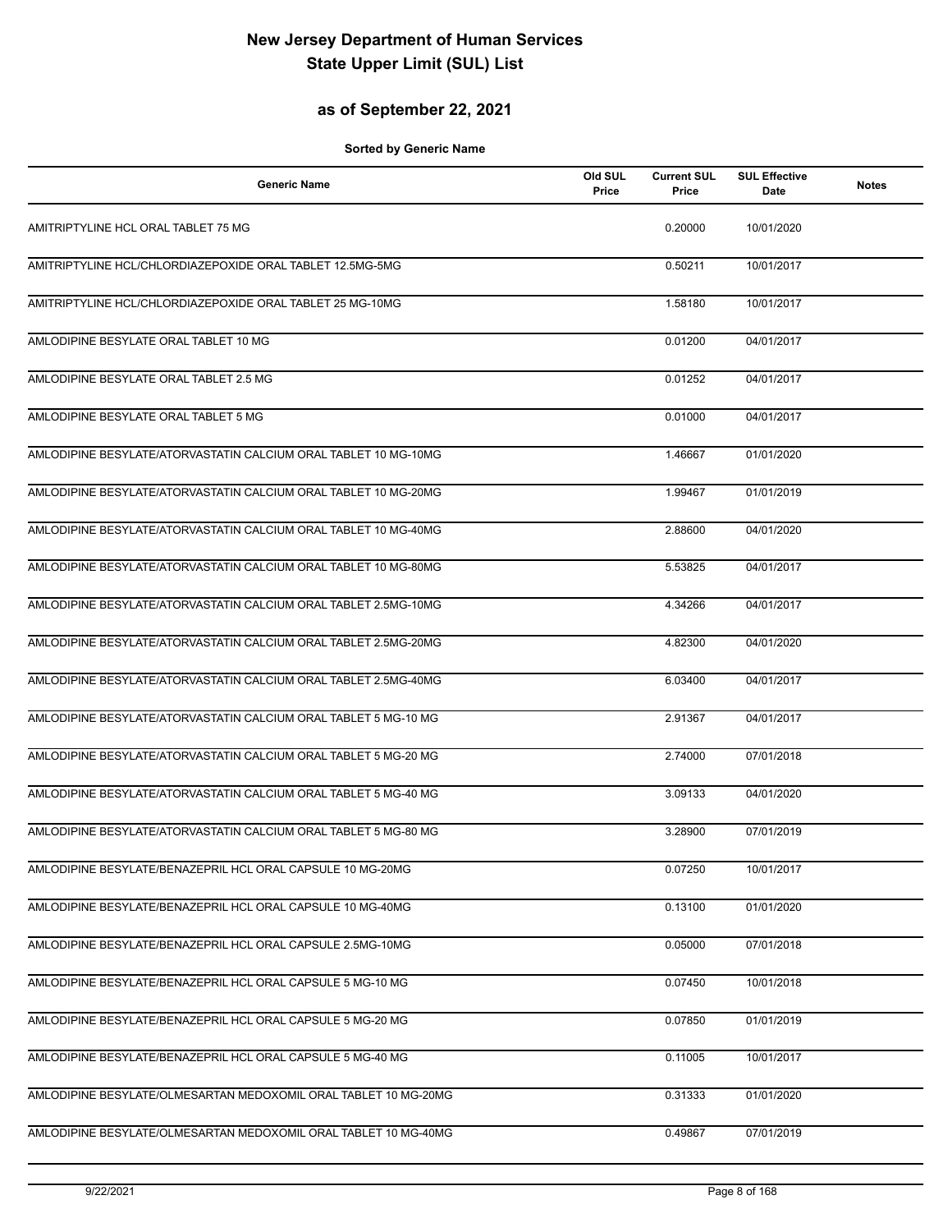# New Jersey Department of Human Services
# State Upper Limit (SUL) List

## as of September 22, 2021

**Sorted by Generic Name**

| Generic Name | Old SUL Price | Current SUL Price | SUL Effective Date | Notes |
|---|---|---|---|---|
| AMITRIPTYLINE HCL ORAL TABLET 75 MG | | 0.20000 | 10/01/2020 | |
| AMITRIPTYLINE HCL/CHLORDIAZEPOXIDE ORAL TABLET 12.5MG-5MG | | 0.50211 | 10/01/2017 | |
| AMITRIPTYLINE HCL/CHLORDIAZEPOXIDE ORAL TABLET 25 MG-10MG | | 1.58180 | 10/01/2017 | |
| AMLODIPINE BESYLATE ORAL TABLET 10 MG | | 0.01200 | 04/01/2017 | |
| AMLODIPINE BESYLATE ORAL TABLET 2.5 MG | | 0.01252 | 04/01/2017 | |
| AMLODIPINE BESYLATE ORAL TABLET 5 MG | | 0.01000 | 04/01/2017 | |
| AMLODIPINE BESYLATE/ATORVASTATIN CALCIUM ORAL TABLET 10 MG-10MG | | 1.46667 | 01/01/2020 | |
| AMLODIPINE BESYLATE/ATORVASTATIN CALCIUM ORAL TABLET 10 MG-20MG | | 1.99467 | 01/01/2019 | |
| AMLODIPINE BESYLATE/ATORVASTATIN CALCIUM ORAL TABLET 10 MG-40MG | | 2.88600 | 04/01/2020 | |
| AMLODIPINE BESYLATE/ATORVASTATIN CALCIUM ORAL TABLET 10 MG-80MG | | 5.53825 | 04/01/2017 | |
| AMLODIPINE BESYLATE/ATORVASTATIN CALCIUM ORAL TABLET 2.5MG-10MG | | 4.34266 | 04/01/2017 | |
| AMLODIPINE BESYLATE/ATORVASTATIN CALCIUM ORAL TABLET 2.5MG-20MG | | 4.82300 | 04/01/2020 | |
| AMLODIPINE BESYLATE/ATORVASTATIN CALCIUM ORAL TABLET 2.5MG-40MG | | 6.03400 | 04/01/2017 | |
| AMLODIPINE BESYLATE/ATORVASTATIN CALCIUM ORAL TABLET 5 MG-10 MG | | 2.91367 | 04/01/2017 | |
| AMLODIPINE BESYLATE/ATORVASTATIN CALCIUM ORAL TABLET 5 MG-20 MG | | 2.74000 | 07/01/2018 | |
| AMLODIPINE BESYLATE/ATORVASTATIN CALCIUM ORAL TABLET 5 MG-40 MG | | 3.09133 | 04/01/2020 | |
| AMLODIPINE BESYLATE/ATORVASTATIN CALCIUM ORAL TABLET 5 MG-80 MG | | 3.28900 | 07/01/2019 | |
| AMLODIPINE BESYLATE/BENAZEPRIL HCL ORAL CAPSULE 10 MG-20MG | | 0.07250 | 10/01/2017 | |
| AMLODIPINE BESYLATE/BENAZEPRIL HCL ORAL CAPSULE 10 MG-40MG | | 0.13100 | 01/01/2020 | |
| AMLODIPINE BESYLATE/BENAZEPRIL HCL ORAL CAPSULE 2.5MG-10MG | | 0.05000 | 07/01/2018 | |
| AMLODIPINE BESYLATE/BENAZEPRIL HCL ORAL CAPSULE 5 MG-10 MG | | 0.07450 | 10/01/2018 | |
| AMLODIPINE BESYLATE/BENAZEPRIL HCL ORAL CAPSULE 5 MG-20 MG | | 0.07850 | 01/01/2019 | |
| AMLODIPINE BESYLATE/BENAZEPRIL HCL ORAL CAPSULE 5 MG-40 MG | | 0.11005 | 10/01/2017 | |
| AMLODIPINE BESYLATE/OLMESARTAN MEDOXOMIL ORAL TABLET 10 MG-20MG | | 0.31333 | 01/01/2020 | |
| AMLODIPINE BESYLATE/OLMESARTAN MEDOXOMIL ORAL TABLET 10 MG-40MG | | 0.49867 | 07/01/2019 | |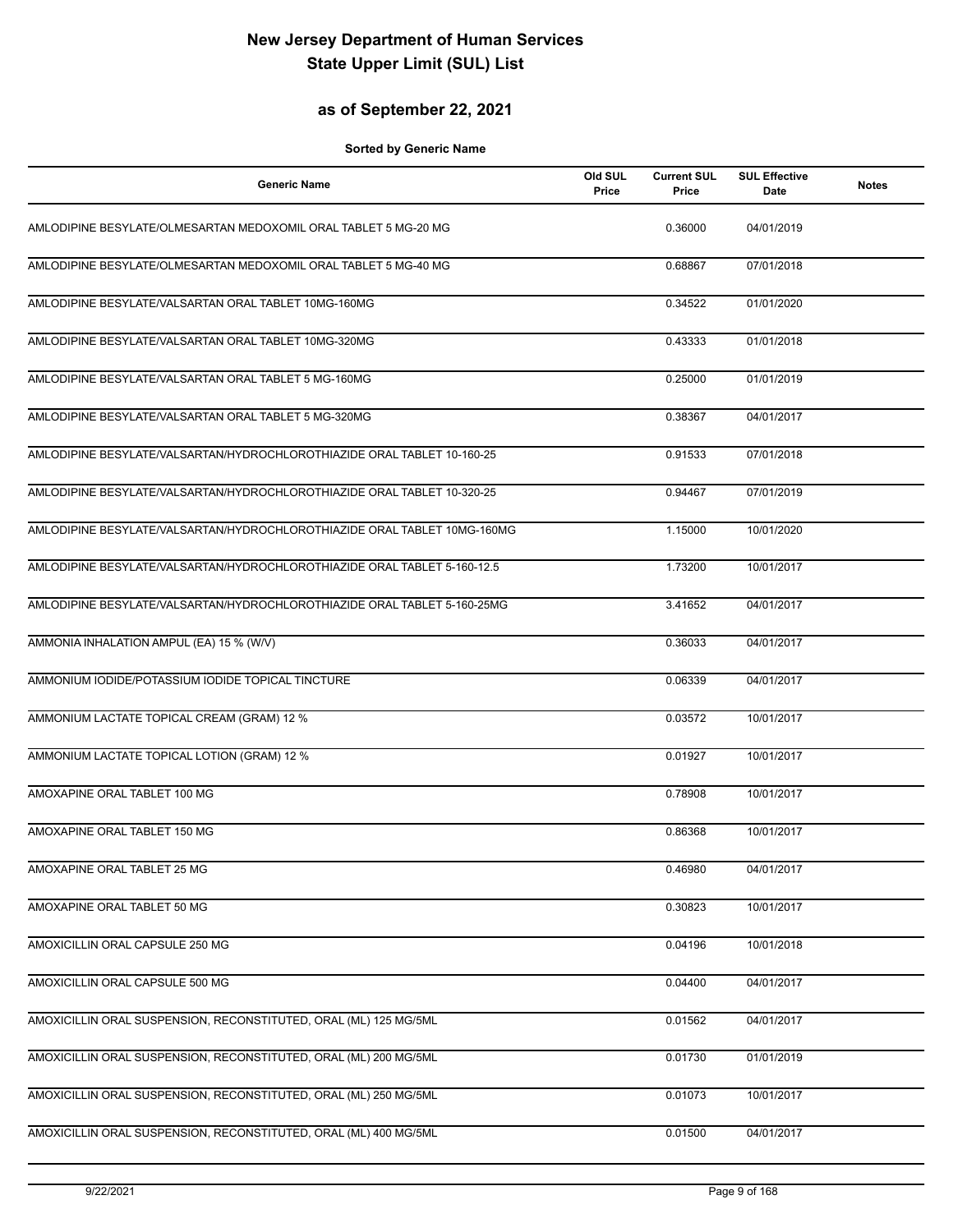# New Jersey Department of Human Services
# State Upper Limit (SUL) List

## as of September 22, 2021

**Sorted by Generic Name**

| Generic Name | Old SUL Price | Current SUL Price | SUL Effective Date | Notes |
|---|---|---|---|---|
| AMLODIPINE BESYLATE/OLMESARTAN MEDOXOMIL ORAL TABLET 5 MG-20 MG | | 0.36000 | 04/01/2019 | |
| AMLODIPINE BESYLATE/OLMESARTAN MEDOXOMIL ORAL TABLET 5 MG-40 MG | | 0.68867 | 07/01/2018 | |
| AMLODIPINE BESYLATE/VALSARTAN ORAL TABLET 10MG-160MG | | 0.34522 | 01/01/2020 | |
| AMLODIPINE BESYLATE/VALSARTAN ORAL TABLET 10MG-320MG | | 0.43333 | 01/01/2018 | |
| AMLODIPINE BESYLATE/VALSARTAN ORAL TABLET 5 MG-160MG | | 0.25000 | 01/01/2019 | |
| AMLODIPINE BESYLATE/VALSARTAN ORAL TABLET 5 MG-320MG | | 0.38367 | 04/01/2017 | |
| AMLODIPINE BESYLATE/VALSARTAN/HYDROCHLOROTHIAZIDE ORAL TABLET 10-160-25 | | 0.91533 | 07/01/2018 | |
| AMLODIPINE BESYLATE/VALSARTAN/HYDROCHLOROTHIAZIDE ORAL TABLET 10-320-25 | | 0.94467 | 07/01/2019 | |
| AMLODIPINE BESYLATE/VALSARTAN/HYDROCHLOROTHIAZIDE ORAL TABLET 10MG-160MG | | 1.15000 | 10/01/2020 | |
| AMLODIPINE BESYLATE/VALSARTAN/HYDROCHLOROTHIAZIDE ORAL TABLET 5-160-12.5 | | 1.73200 | 10/01/2017 | |
| AMLODIPINE BESYLATE/VALSARTAN/HYDROCHLOROTHIAZIDE ORAL TABLET 5-160-25MG | | 3.41652 | 04/01/2017 | |
| AMMONIA INHALATION AMPUL (EA) 15 % (W/V) | | 0.36033 | 04/01/2017 | |
| AMMONIUM IODIDE/POTASSIUM IODIDE TOPICAL TINCTURE | | 0.06339 | 04/01/2017 | |
| AMMONIUM LACTATE TOPICAL CREAM (GRAM) 12 % | | 0.03572 | 10/01/2017 | |
| AMMONIUM LACTATE TOPICAL LOTION (GRAM) 12 % | | 0.01927 | 10/01/2017 | |
| AMOXAPINE ORAL TABLET 100 MG | | 0.78908 | 10/01/2017 | |
| AMOXAPINE ORAL TABLET 150 MG | | 0.86368 | 10/01/2017 | |
| AMOXAPINE ORAL TABLET 25 MG | | 0.46980 | 04/01/2017 | |
| AMOXAPINE ORAL TABLET 50 MG | | 0.30823 | 10/01/2017 | |
| AMOXICILLIN ORAL CAPSULE 250 MG | | 0.04196 | 10/01/2018 | |
| AMOXICILLIN ORAL CAPSULE 500 MG | | 0.04400 | 04/01/2017 | |
| AMOXICILLIN ORAL SUSPENSION, RECONSTITUTED, ORAL (ML) 125 MG/5ML | | 0.01562 | 04/01/2017 | |
| AMOXICILLIN ORAL SUSPENSION, RECONSTITUTED, ORAL (ML) 200 MG/5ML | | 0.01730 | 01/01/2019 | |
| AMOXICILLIN ORAL SUSPENSION, RECONSTITUTED, ORAL (ML) 250 MG/5ML | | 0.01073 | 10/01/2017 | |
| AMOXICILLIN ORAL SUSPENSION, RECONSTITUTED, ORAL (ML) 400 MG/5ML | | 0.01500 | 04/01/2017 | |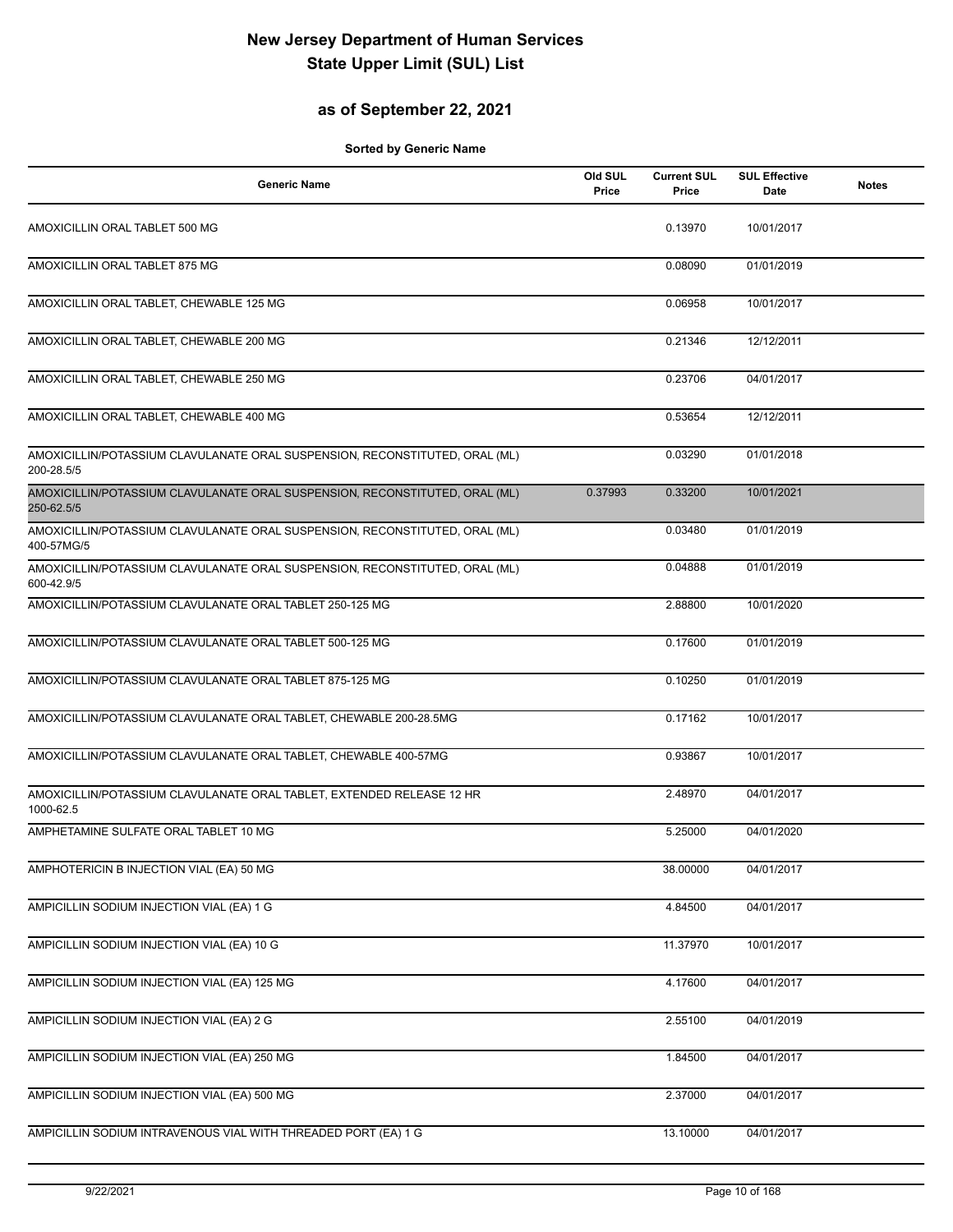# New Jersey Department of Human Services
# State Upper Limit (SUL) List

## as of September 22, 2021

**Sorted by Generic Name**

| Generic Name | Old SUL Price | Current SUL Price | SUL Effective Date | Notes |
|---|---|---|---|---|
| AMOXICILLIN ORAL TABLET 500 MG | | 0.13970 | 10/01/2017 | |
| AMOXICILLIN ORAL TABLET 875 MG | | 0.08090 | 01/01/2019 | |
| AMOXICILLIN ORAL TABLET, CHEWABLE 125 MG | | 0.06958 | 10/01/2017 | |
| AMOXICILLIN ORAL TABLET, CHEWABLE 200 MG | | 0.21346 | 12/12/2011 | |
| AMOXICILLIN ORAL TABLET, CHEWABLE 250 MG | | 0.23706 | 04/01/2017 | |
| AMOXICILLIN ORAL TABLET, CHEWABLE 400 MG | | 0.53654 | 12/12/2011 | |
| AMOXICILLIN/POTASSIUM CLAVULANATE ORAL SUSPENSION, RECONSTITUTED, ORAL (ML) 200-28.5/5 | | 0.03290 | 01/01/2018 | |
| AMOXICILLIN/POTASSIUM CLAVULANATE ORAL SUSPENSION, RECONSTITUTED, ORAL (ML) 250-62.5/5 | 0.37993 | 0.33200 | 10/01/2021 | |
| AMOXICILLIN/POTASSIUM CLAVULANATE ORAL SUSPENSION, RECONSTITUTED, ORAL (ML) 400-57MG/5 | | 0.03480 | 01/01/2019 | |
| AMOXICILLIN/POTASSIUM CLAVULANATE ORAL SUSPENSION, RECONSTITUTED, ORAL (ML) 600-42.9/5 | | 0.04888 | 01/01/2019 | |
| AMOXICILLIN/POTASSIUM CLAVULANATE ORAL TABLET 250-125 MG | | 2.88800 | 10/01/2020 | |
| AMOXICILLIN/POTASSIUM CLAVULANATE ORAL TABLET 500-125 MG | | 0.17600 | 01/01/2019 | |
| AMOXICILLIN/POTASSIUM CLAVULANATE ORAL TABLET 875-125 MG | | 0.10250 | 01/01/2019 | |
| AMOXICILLIN/POTASSIUM CLAVULANATE ORAL TABLET, CHEWABLE 200-28.5MG | | 0.17162 | 10/01/2017 | |
| AMOXICILLIN/POTASSIUM CLAVULANATE ORAL TABLET, CHEWABLE 400-57MG | | 0.93867 | 10/01/2017 | |
| AMOXICILLIN/POTASSIUM CLAVULANATE ORAL TABLET, EXTENDED RELEASE 12 HR 1000-62.5 | | 2.48970 | 04/01/2017 | |
| AMPHETAMINE SULFATE ORAL TABLET 10 MG | | 5.25000 | 04/01/2020 | |
| AMPHOTERICIN B INJECTION VIAL (EA) 50 MG | | 38.00000 | 04/01/2017 | |
| AMPICILLIN SODIUM INJECTION VIAL (EA) 1 G | | 4.84500 | 04/01/2017 | |
| AMPICILLIN SODIUM INJECTION VIAL (EA) 10 G | | 11.37970 | 10/01/2017 | |
| AMPICILLIN SODIUM INJECTION VIAL (EA) 125 MG | | 4.17600 | 04/01/2017 | |
| AMPICILLIN SODIUM INJECTION VIAL (EA) 2 G | | 2.55100 | 04/01/2019 | |
| AMPICILLIN SODIUM INJECTION VIAL (EA) 250 MG | | 1.84500 | 04/01/2017 | |
| AMPICILLIN SODIUM INJECTION VIAL (EA) 500 MG | | 2.37000 | 04/01/2017 | |
| AMPICILLIN SODIUM INTRAVENOUS VIAL WITH THREADED PORT (EA) 1 G | | 13.10000 | 04/01/2017 | |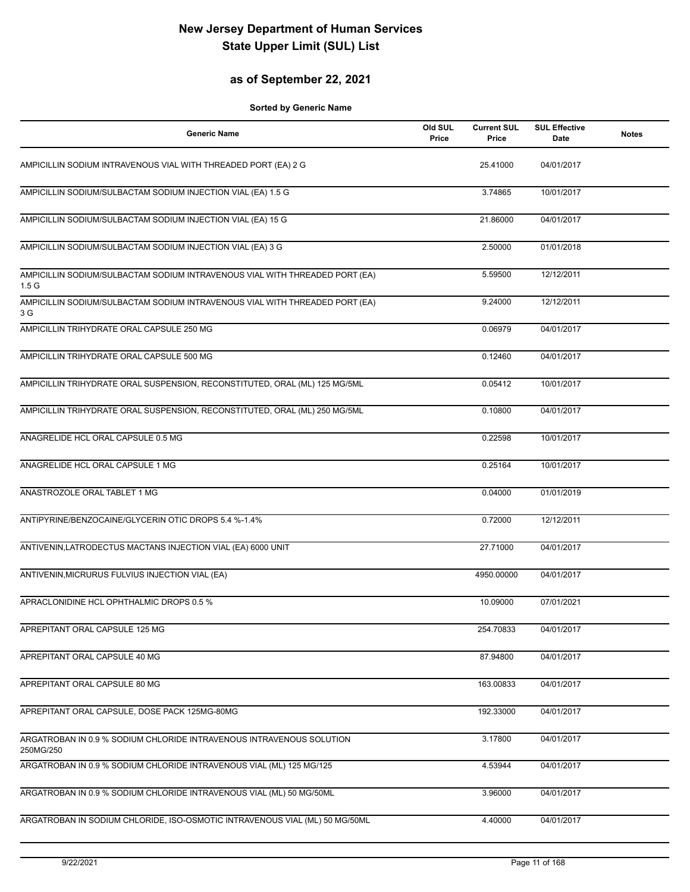# New Jersey Department of Human Services
# State Upper Limit (SUL) List

## as of September 22, 2021

**Sorted by Generic Name**

| Generic Name | Old SUL Price | Current SUL Price | SUL Effective Date | Notes |
|---|---|---|---|---|
| AMPICILLIN SODIUM INTRAVENOUS VIAL WITH THREADED PORT (EA) 2 G | | 25.41000 | 04/01/2017 | |
| AMPICILLIN SODIUM/SULBACTAM SODIUM INJECTION VIAL (EA) 1.5 G | | 3.74865 | 10/01/2017 | |
| AMPICILLIN SODIUM/SULBACTAM SODIUM INJECTION VIAL (EA) 15 G | | 21.86000 | 04/01/2017 | |
| AMPICILLIN SODIUM/SULBACTAM SODIUM INJECTION VIAL (EA) 3 G | | 2.50000 | 01/01/2018 | |
| AMPICILLIN SODIUM/SULBACTAM SODIUM INTRAVENOUS VIAL WITH THREADED PORT (EA) 1.5 G | | 5.59500 | 12/12/2011 | |
| AMPICILLIN SODIUM/SULBACTAM SODIUM INTRAVENOUS VIAL WITH THREADED PORT (EA) 3 G | | 9.24000 | 12/12/2011 | |
| AMPICILLIN TRIHYDRATE ORAL CAPSULE 250 MG | | 0.06979 | 04/01/2017 | |
| AMPICILLIN TRIHYDRATE ORAL CAPSULE 500 MG | | 0.12460 | 04/01/2017 | |
| AMPICILLIN TRIHYDRATE ORAL SUSPENSION, RECONSTITUTED, ORAL (ML) 125 MG/5ML | | 0.05412 | 10/01/2017 | |
| AMPICILLIN TRIHYDRATE ORAL SUSPENSION, RECONSTITUTED, ORAL (ML) 250 MG/5ML | | 0.10800 | 04/01/2017 | |
| ANAGRELIDE HCL ORAL CAPSULE 0.5 MG | | 0.22598 | 10/01/2017 | |
| ANAGRELIDE HCL ORAL CAPSULE 1 MG | | 0.25164 | 10/01/2017 | |
| ANASTROZOLE ORAL TABLET 1 MG | | 0.04000 | 01/01/2019 | |
| ANTIPYRINE/BENZOCAINE/GLYCERIN OTIC DROPS 5.4 %-1.4% | | 0.72000 | 12/12/2011 | |
| ANTIVENIN,LATRODECTUS MACTANS INJECTION VIAL (EA) 6000 UNIT | | 27.71000 | 04/01/2017 | |
| ANTIVENIN,MICRURUS FULVIUS INJECTION VIAL (EA) | | 4950.00000 | 04/01/2017 | |
| APRACLONIDINE HCL OPHTHALMIC DROPS 0.5 % | | 10.09000 | 07/01/2021 | |
| APREPITANT ORAL CAPSULE 125 MG | | 254.70833 | 04/01/2017 | |
| APREPITANT ORAL CAPSULE 40 MG | | 87.94800 | 04/01/2017 | |
| APREPITANT ORAL CAPSULE 80 MG | | 163.00833 | 04/01/2017 | |
| APREPITANT ORAL CAPSULE, DOSE PACK 125MG-80MG | | 192.33000 | 04/01/2017 | |
| ARGATROBAN IN 0.9 % SODIUM CHLORIDE INTRAVENOUS INTRAVENOUS SOLUTION 250MG/250 | | 3.17800 | 04/01/2017 | |
| ARGATROBAN IN 0.9 % SODIUM CHLORIDE INTRAVENOUS VIAL (ML) 125 MG/125 | | 4.53944 | 04/01/2017 | |
| ARGATROBAN IN 0.9 % SODIUM CHLORIDE INTRAVENOUS VIAL (ML) 50 MG/50ML | | 3.96000 | 04/01/2017 | |
| ARGATROBAN IN SODIUM CHLORIDE, ISO-OSMOTIC INTRAVENOUS VIAL (ML) 50 MG/50ML | | 4.40000 | 04/01/2017 | |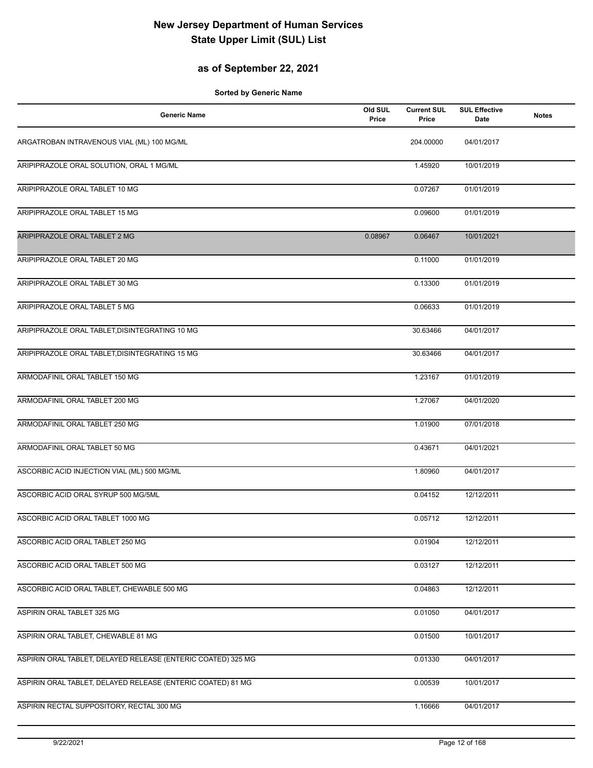# New Jersey Department of Human Services
# State Upper Limit (SUL) List

## as of September 22, 2021

**Sorted by Generic Name**

| Generic Name | Old SUL Price | Current SUL Price | SUL Effective Date | Notes |
|---|---|---|---|---|
| ARGATROBAN INTRAVENOUS VIAL (ML) 100 MG/ML | | 204.00000 | 04/01/2017 | |
| ARIPIPRAZOLE ORAL SOLUTION, ORAL 1 MG/ML | | 1.45920 | 10/01/2019 | |
| ARIPIPRAZOLE ORAL TABLET 10 MG | | 0.07267 | 01/01/2019 | |
| ARIPIPRAZOLE ORAL TABLET 15 MG | | 0.09600 | 01/01/2019 | |
| ARIPIPRAZOLE ORAL TABLET 2 MG | 0.08967 | 0.06467 | 10/01/2021 | |
| ARIPIPRAZOLE ORAL TABLET 20 MG | | 0.11000 | 01/01/2019 | |
| ARIPIPRAZOLE ORAL TABLET 30 MG | | 0.13300 | 01/01/2019 | |
| ARIPIPRAZOLE ORAL TABLET 5 MG | | 0.06633 | 01/01/2019 | |
| ARIPIPRAZOLE ORAL TABLET,DISINTEGRATING 10 MG | | 30.63466 | 04/01/2017 | |
| ARIPIPRAZOLE ORAL TABLET,DISINTEGRATING 15 MG | | 30.63466 | 04/01/2017 | |
| ARMODAFINIL ORAL TABLET 150 MG | | 1.23167 | 01/01/2019 | |
| ARMODAFINIL ORAL TABLET 200 MG | | 1.27067 | 04/01/2020 | |
| ARMODAFINIL ORAL TABLET 250 MG | | 1.01900 | 07/01/2018 | |
| ARMODAFINIL ORAL TABLET 50 MG | | 0.43671 | 04/01/2021 | |
| ASCORBIC ACID INJECTION VIAL (ML) 500 MG/ML | | 1.80960 | 04/01/2017 | |
| ASCORBIC ACID ORAL SYRUP 500 MG/5ML | | 0.04152 | 12/12/2011 | |
| ASCORBIC ACID ORAL TABLET 1000 MG | | 0.05712 | 12/12/2011 | |
| ASCORBIC ACID ORAL TABLET 250 MG | | 0.01904 | 12/12/2011 | |
| ASCORBIC ACID ORAL TABLET 500 MG | | 0.03127 | 12/12/2011 | |
| ASCORBIC ACID ORAL TABLET, CHEWABLE 500 MG | | 0.04863 | 12/12/2011 | |
| ASPIRIN ORAL TABLET 325 MG | | 0.01050 | 04/01/2017 | |
| ASPIRIN ORAL TABLET, CHEWABLE 81 MG | | 0.01500 | 10/01/2017 | |
| ASPIRIN ORAL TABLET, DELAYED RELEASE (ENTERIC COATED) 325 MG | | 0.01330 | 04/01/2017 | |
| ASPIRIN ORAL TABLET, DELAYED RELEASE (ENTERIC COATED) 81 MG | | 0.00539 | 10/01/2017 | |
| ASPIRIN RECTAL SUPPOSITORY, RECTAL 300 MG | | 1.16666 | 04/01/2017 | |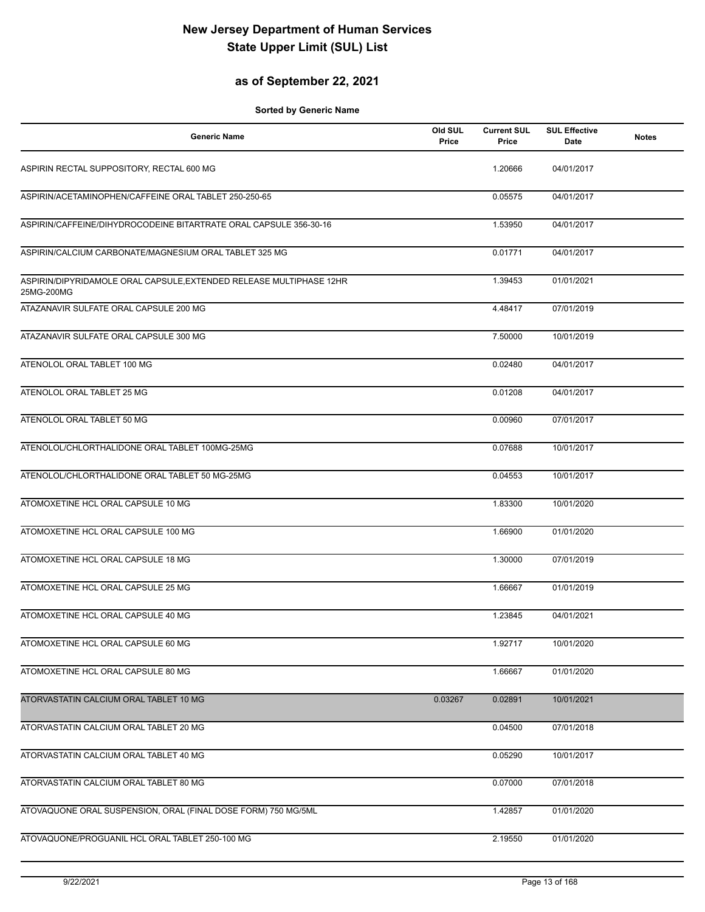# New Jersey Department of Human Services
# State Upper Limit (SUL) List

## as of September 22, 2021

**Sorted by Generic Name**

| Generic Name | Old SUL Price | Current SUL Price | SUL Effective Date | Notes |
|---|---|---|---|---|
| ASPIRIN RECTAL SUPPOSITORY, RECTAL 600 MG | | 1.20666 | 04/01/2017 | |
| ASPIRIN/ACETAMINOPHEN/CAFFEINE ORAL TABLET 250-250-65 | | 0.05575 | 04/01/2017 | |
| ASPIRIN/CAFFEINE/DIHYDROCODEINE BITARTRATE ORAL CAPSULE 356-30-16 | | 1.53950 | 04/01/2017 | |
| ASPIRIN/CALCIUM CARBONATE/MAGNESIUM ORAL TABLET 325 MG | | 0.01771 | 04/01/2017 | |
| ASPIRIN/DIPYRIDAMOLE ORAL CAPSULE,EXTENDED RELEASE MULTIPHASE 12HR 25MG-200MG | | 1.39453 | 01/01/2021 | |
| ATAZANAVIR SULFATE ORAL CAPSULE 200 MG | | 4.48417 | 07/01/2019 | |
| ATAZANAVIR SULFATE ORAL CAPSULE 300 MG | | 7.50000 | 10/01/2019 | |
| ATENOLOL ORAL TABLET 100 MG | | 0.02480 | 04/01/2017 | |
| ATENOLOL ORAL TABLET 25 MG | | 0.01208 | 04/01/2017 | |
| ATENOLOL ORAL TABLET 50 MG | | 0.00960 | 07/01/2017 | |
| ATENOLOL/CHLORTHALIDONE ORAL TABLET 100MG-25MG | | 0.07688 | 10/01/2017 | |
| ATENOLOL/CHLORTHALIDONE ORAL TABLET 50 MG-25MG | | 0.04553 | 10/01/2017 | |
| ATOMOXETINE HCL ORAL CAPSULE 10 MG | | 1.83300 | 10/01/2020 | |
| ATOMOXETINE HCL ORAL CAPSULE 100 MG | | 1.66900 | 01/01/2020 | |
| ATOMOXETINE HCL ORAL CAPSULE 18 MG | | 1.30000 | 07/01/2019 | |
| ATOMOXETINE HCL ORAL CAPSULE 25 MG | | 1.66667 | 01/01/2019 | |
| ATOMOXETINE HCL ORAL CAPSULE 40 MG | | 1.23845 | 04/01/2021 | |
| ATOMOXETINE HCL ORAL CAPSULE 60 MG | | 1.92717 | 10/01/2020 | |
| ATOMOXETINE HCL ORAL CAPSULE 80 MG | | 1.66667 | 01/01/2020 | |
| ATORVASTATIN CALCIUM ORAL TABLET 10 MG | 0.03267 | 0.02891 | 10/01/2021 | |
| ATORVASTATIN CALCIUM ORAL TABLET 20 MG | | 0.04500 | 07/01/2018 | |
| ATORVASTATIN CALCIUM ORAL TABLET 40 MG | | 0.05290 | 10/01/2017 | |
| ATORVASTATIN CALCIUM ORAL TABLET 80 MG | | 0.07000 | 07/01/2018 | |
| ATOVAQUONE ORAL SUSPENSION, ORAL (FINAL DOSE FORM) 750 MG/5ML | | 1.42857 | 01/01/2020 | |
| ATOVAQUONE/PROGUANIL HCL ORAL TABLET 250-100 MG | | 2.19550 | 01/01/2020 | |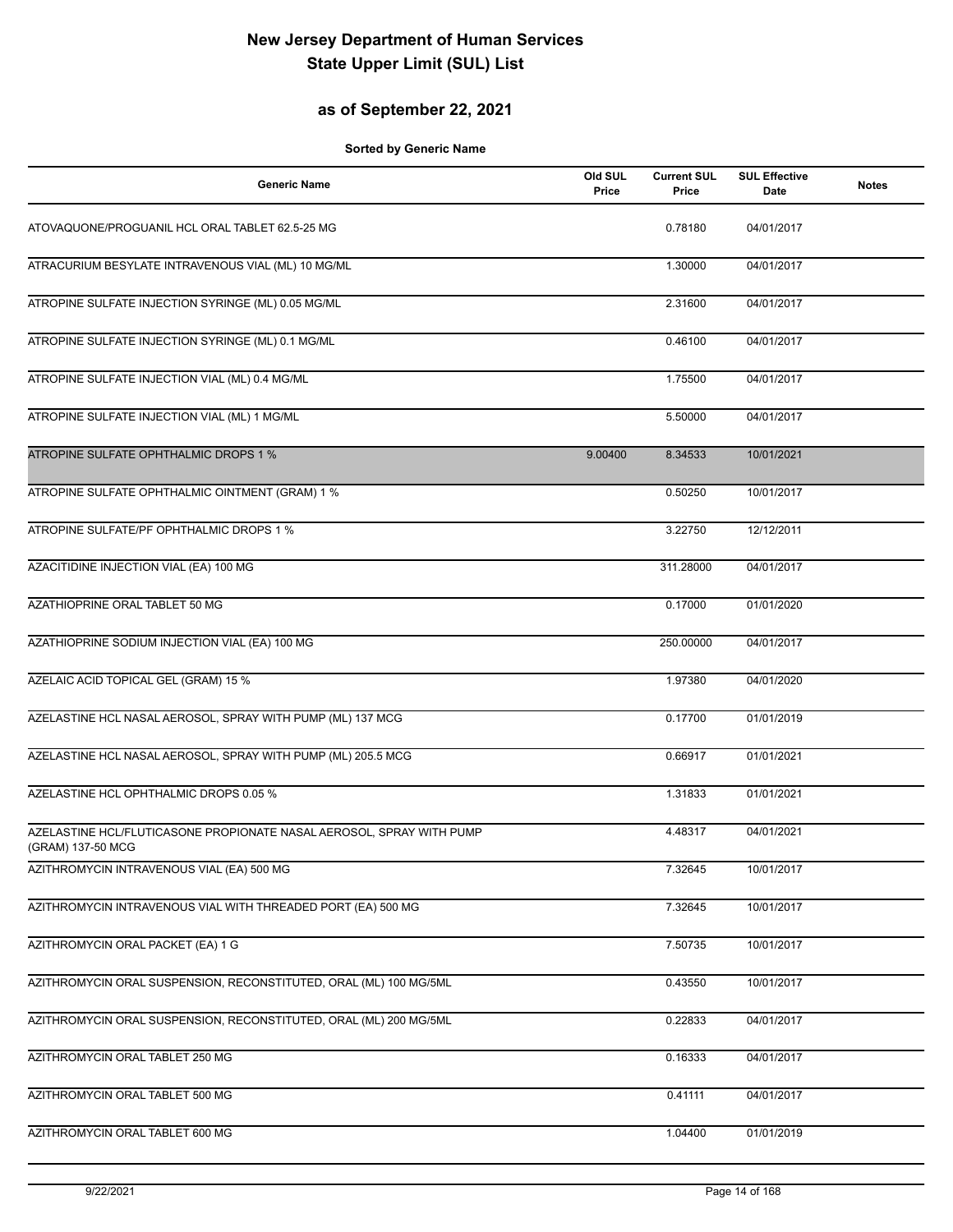# New Jersey Department of Human Services
# State Upper Limit (SUL) List

## as of September 22, 2021

**Sorted by Generic Name**

| Generic Name | Old SUL Price | Current SUL Price | SUL Effective Date | Notes |
|---|---|---|---|---|
| ATOVAQUONE/PROGUANIL HCL ORAL TABLET 62.5-25 MG | | 0.78180 | 04/01/2017 | |
| ATRACURIUM BESYLATE INTRAVENOUS VIAL (ML) 10 MG/ML | | 1.30000 | 04/01/2017 | |
| ATROPINE SULFATE INJECTION SYRINGE (ML) 0.05 MG/ML | | 2.31600 | 04/01/2017 | |
| ATROPINE SULFATE INJECTION SYRINGE (ML) 0.1 MG/ML | | 0.46100 | 04/01/2017 | |
| ATROPINE SULFATE INJECTION VIAL (ML) 0.4 MG/ML | | 1.75500 | 04/01/2017 | |
| ATROPINE SULFATE INJECTION VIAL (ML) 1 MG/ML | | 5.50000 | 04/01/2017 | |
| ATROPINE SULFATE OPHTHALMIC DROPS 1 % | 9.00400 | 8.34533 | 10/01/2021 | |
| ATROPINE SULFATE OPHTHALMIC OINTMENT (GRAM) 1 % | | 0.50250 | 10/01/2017 | |
| ATROPINE SULFATE/PF OPHTHALMIC DROPS 1 % | | 3.22750 | 12/12/2011 | |
| AZACITIDINE INJECTION VIAL (EA) 100 MG | | 311.28000 | 04/01/2017 | |
| AZATHIOPRINE ORAL TABLET 50 MG | | 0.17000 | 01/01/2020 | |
| AZATHIOPRINE SODIUM INJECTION VIAL (EA) 100 MG | | 250.00000 | 04/01/2017 | |
| AZELAIC ACID TOPICAL GEL (GRAM) 15 % | | 1.97380 | 04/01/2020 | |
| AZELASTINE HCL NASAL AEROSOL, SPRAY WITH PUMP (ML) 137 MCG | | 0.17700 | 01/01/2019 | |
| AZELASTINE HCL NASAL AEROSOL, SPRAY WITH PUMP (ML) 205.5 MCG | | 0.66917 | 01/01/2021 | |
| AZELASTINE HCL OPHTHALMIC DROPS 0.05 % | | 1.31833 | 01/01/2021 | |
| AZELASTINE HCL/FLUTICASONE PROPIONATE NASAL AEROSOL, SPRAY WITH PUMP (GRAM) 137-50 MCG | | 4.48317 | 04/01/2021 | |
| AZITHROMYCIN INTRAVENOUS VIAL (EA) 500 MG | | 7.32645 | 10/01/2017 | |
| AZITHROMYCIN INTRAVENOUS VIAL WITH THREADED PORT (EA) 500 MG | | 7.32645 | 10/01/2017 | |
| AZITHROMYCIN ORAL PACKET (EA) 1 G | | 7.50735 | 10/01/2017 | |
| AZITHROMYCIN ORAL SUSPENSION, RECONSTITUTED, ORAL (ML) 100 MG/5ML | | 0.43550 | 10/01/2017 | |
| AZITHROMYCIN ORAL SUSPENSION, RECONSTITUTED, ORAL (ML) 200 MG/5ML | | 0.22833 | 04/01/2017 | |
| AZITHROMYCIN ORAL TABLET 250 MG | | 0.16333 | 04/01/2017 | |
| AZITHROMYCIN ORAL TABLET 500 MG | | 0.41111 | 04/01/2017 | |
| AZITHROMYCIN ORAL TABLET 600 MG | | 1.04400 | 01/01/2019 | |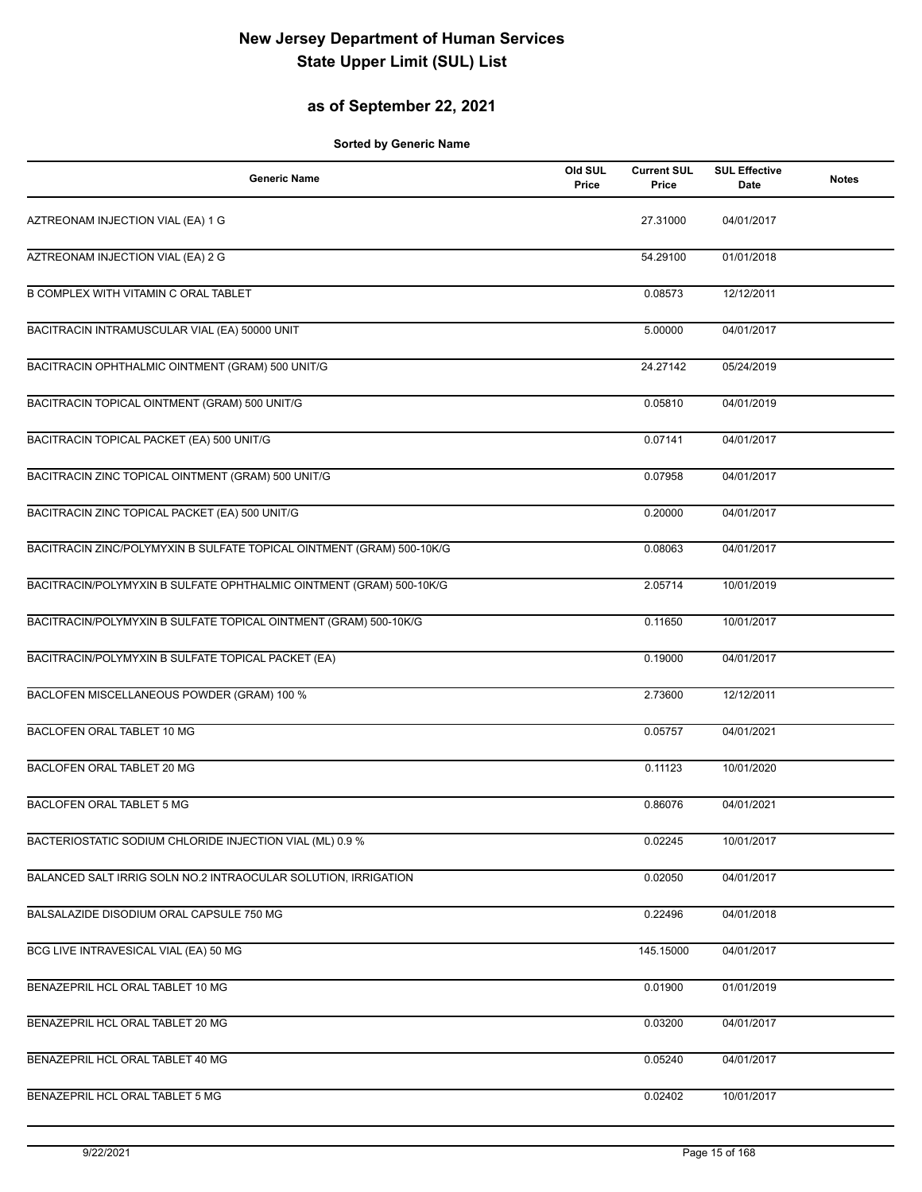# New Jersey Department of Human Services
# State Upper Limit (SUL) List

## as of September 22, 2021

**Sorted by Generic Name**

| Generic Name | Old SUL Price | Current SUL Price | SUL Effective Date | Notes |
|---|---|---|---|---|
| AZTREONAM INJECTION VIAL (EA) 1 G | | 27.31000 | 04/01/2017 | |
| AZTREONAM INJECTION VIAL (EA) 2 G | | 54.29100 | 01/01/2018 | |
| B COMPLEX WITH VITAMIN C ORAL TABLET | | 0.08573 | 12/12/2011 | |
| BACITRACIN INTRAMUSCULAR VIAL (EA) 50000 UNIT | | 5.00000 | 04/01/2017 | |
| BACITRACIN OPHTHALMIC OINTMENT (GRAM) 500 UNIT/G | | 24.27142 | 05/24/2019 | |
| BACITRACIN TOPICAL OINTMENT (GRAM) 500 UNIT/G | | 0.05810 | 04/01/2019 | |
| BACITRACIN TOPICAL PACKET (EA) 500 UNIT/G | | 0.07141 | 04/01/2017 | |
| BACITRACIN ZINC TOPICAL OINTMENT (GRAM) 500 UNIT/G | | 0.07958 | 04/01/2017 | |
| BACITRACIN ZINC TOPICAL PACKET (EA) 500 UNIT/G | | 0.20000 | 04/01/2017 | |
| BACITRACIN ZINC/POLYMYXIN B SULFATE TOPICAL OINTMENT (GRAM) 500-10K/G | | 0.08063 | 04/01/2017 | |
| BACITRACIN/POLYMYXIN B SULFATE OPHTHALMIC OINTMENT (GRAM) 500-10K/G | | 2.05714 | 10/01/2019 | |
| BACITRACIN/POLYMYXIN B SULFATE TOPICAL OINTMENT (GRAM) 500-10K/G | | 0.11650 | 10/01/2017 | |
| BACITRACIN/POLYMYXIN B SULFATE TOPICAL PACKET (EA) | | 0.19000 | 04/01/2017 | |
| BACLOFEN MISCELLANEOUS POWDER (GRAM) 100 % | | 2.73600 | 12/12/2011 | |
| BACLOFEN ORAL TABLET 10 MG | | 0.05757 | 04/01/2021 | |
| BACLOFEN ORAL TABLET 20 MG | | 0.11123 | 10/01/2020 | |
| BACLOFEN ORAL TABLET 5 MG | | 0.86076 | 04/01/2021 | |
| BACTERIOSTATIC SODIUM CHLORIDE INJECTION VIAL (ML) 0.9 % | | 0.02245 | 10/01/2017 | |
| BALANCED SALT IRRIG SOLN NO.2 INTRAOCULAR SOLUTION, IRRIGATION | | 0.02050 | 04/01/2017 | |
| BALSALAZIDE DISODIUM ORAL CAPSULE 750 MG | | 0.22496 | 04/01/2018 | |
| BCG LIVE INTRAVESICAL VIAL (EA) 50 MG | | 145.15000 | 04/01/2017 | |
| BENAZEPRIL HCL ORAL TABLET 10 MG | | 0.01900 | 01/01/2019 | |
| BENAZEPRIL HCL ORAL TABLET 20 MG | | 0.03200 | 04/01/2017 | |
| BENAZEPRIL HCL ORAL TABLET 40 MG | | 0.05240 | 04/01/2017 | |
| BENAZEPRIL HCL ORAL TABLET 5 MG | | 0.02402 | 10/01/2017 | |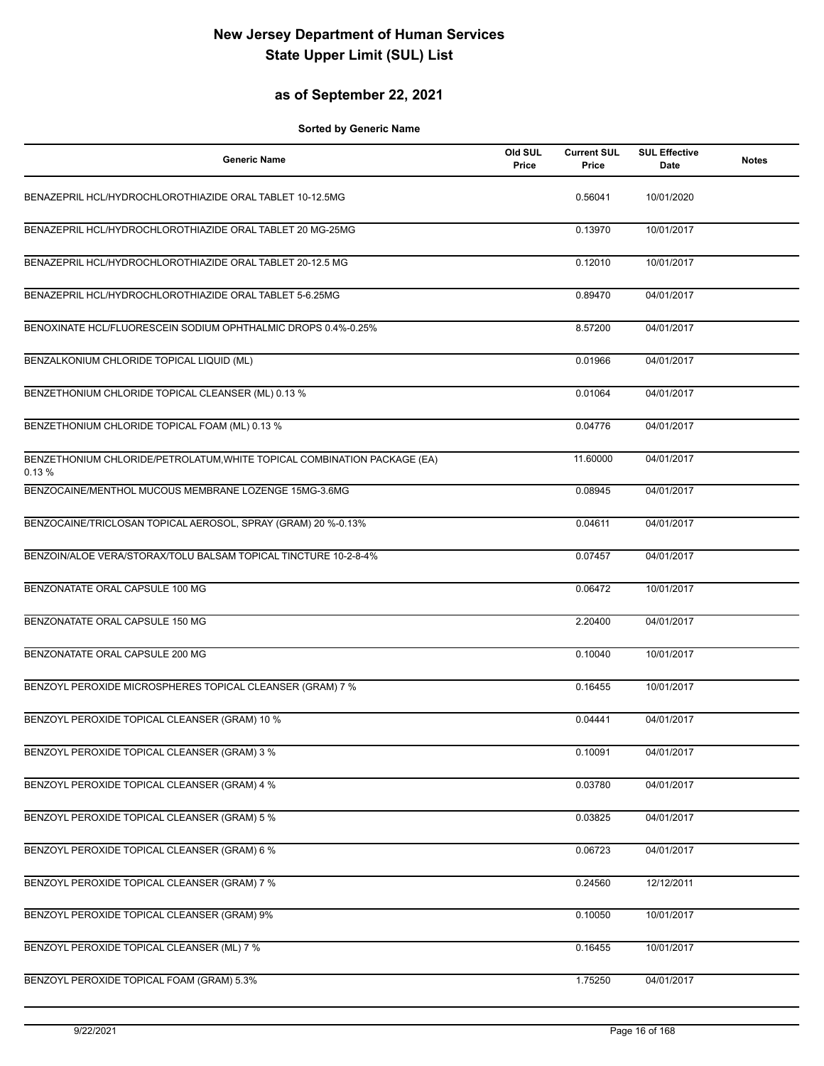# New Jersey Department of Human Services
# State Upper Limit (SUL) List

## as of September 22, 2021

**Sorted by Generic Name**

| Generic Name | Old SUL Price | Current SUL Price | SUL Effective Date | Notes |
|---|---|---|---|---|
| BENAZEPRIL HCL/HYDROCHLOROTHIAZIDE ORAL TABLET 10-12.5MG | | 0.56041 | 10/01/2020 | |
| BENAZEPRIL HCL/HYDROCHLOROTHIAZIDE ORAL TABLET 20 MG-25MG | | 0.13970 | 10/01/2017 | |
| BENAZEPRIL HCL/HYDROCHLOROTHIAZIDE ORAL TABLET 20-12.5 MG | | 0.12010 | 10/01/2017 | |
| BENAZEPRIL HCL/HYDROCHLOROTHIAZIDE ORAL TABLET 5-6.25MG | | 0.89470 | 04/01/2017 | |
| BENOXINATE HCL/FLUORESCEIN SODIUM OPHTHALMIC DROPS 0.4%-0.25% | | 8.57200 | 04/01/2017 | |
| BENZALKONIUM CHLORIDE TOPICAL LIQUID (ML) | | 0.01966 | 04/01/2017 | |
| BENZETHONIUM CHLORIDE TOPICAL CLEANSER (ML) 0.13 % | | 0.01064 | 04/01/2017 | |
| BENZETHONIUM CHLORIDE TOPICAL FOAM (ML) 0.13 % | | 0.04776 | 04/01/2017 | |
| BENZETHONIUM CHLORIDE/PETROLATUM,WHITE TOPICAL COMBINATION PACKAGE (EA) 0.13 % | | 11.60000 | 04/01/2017 | |
| BENZOCAINE/MENTHOL MUCOUS MEMBRANE LOZENGE 15MG-3.6MG | | 0.08945 | 04/01/2017 | |
| BENZOCAINE/TRICLOSAN TOPICAL AEROSOL, SPRAY (GRAM) 20 %-0.13% | | 0.04611 | 04/01/2017 | |
| BENZOIN/ALOE VERA/STORAX/TOLU BALSAM TOPICAL TINCTURE 10-2-8-4% | | 0.07457 | 04/01/2017 | |
| BENZONATATE ORAL CAPSULE 100 MG | | 0.06472 | 10/01/2017 | |
| BENZONATATE ORAL CAPSULE 150 MG | | 2.20400 | 04/01/2017 | |
| BENZONATATE ORAL CAPSULE 200 MG | | 0.10040 | 10/01/2017 | |
| BENZOYL PEROXIDE MICROSPHERES TOPICAL CLEANSER (GRAM) 7 % | | 0.16455 | 10/01/2017 | |
| BENZOYL PEROXIDE TOPICAL CLEANSER (GRAM) 10 % | | 0.04441 | 04/01/2017 | |
| BENZOYL PEROXIDE TOPICAL CLEANSER (GRAM) 3 % | | 0.10091 | 04/01/2017 | |
| BENZOYL PEROXIDE TOPICAL CLEANSER (GRAM) 4 % | | 0.03780 | 04/01/2017 | |
| BENZOYL PEROXIDE TOPICAL CLEANSER (GRAM) 5 % | | 0.03825 | 04/01/2017 | |
| BENZOYL PEROXIDE TOPICAL CLEANSER (GRAM) 6 % | | 0.06723 | 04/01/2017 | |
| BENZOYL PEROXIDE TOPICAL CLEANSER (GRAM) 7 % | | 0.24560 | 12/12/2011 | |
| BENZOYL PEROXIDE TOPICAL CLEANSER (GRAM) 9% | | 0.10050 | 10/01/2017 | |
| BENZOYL PEROXIDE TOPICAL CLEANSER (ML) 7 % | | 0.16455 | 10/01/2017 | |
| BENZOYL PEROXIDE TOPICAL FOAM (GRAM) 5.3% | | 1.75250 | 04/01/2017 | |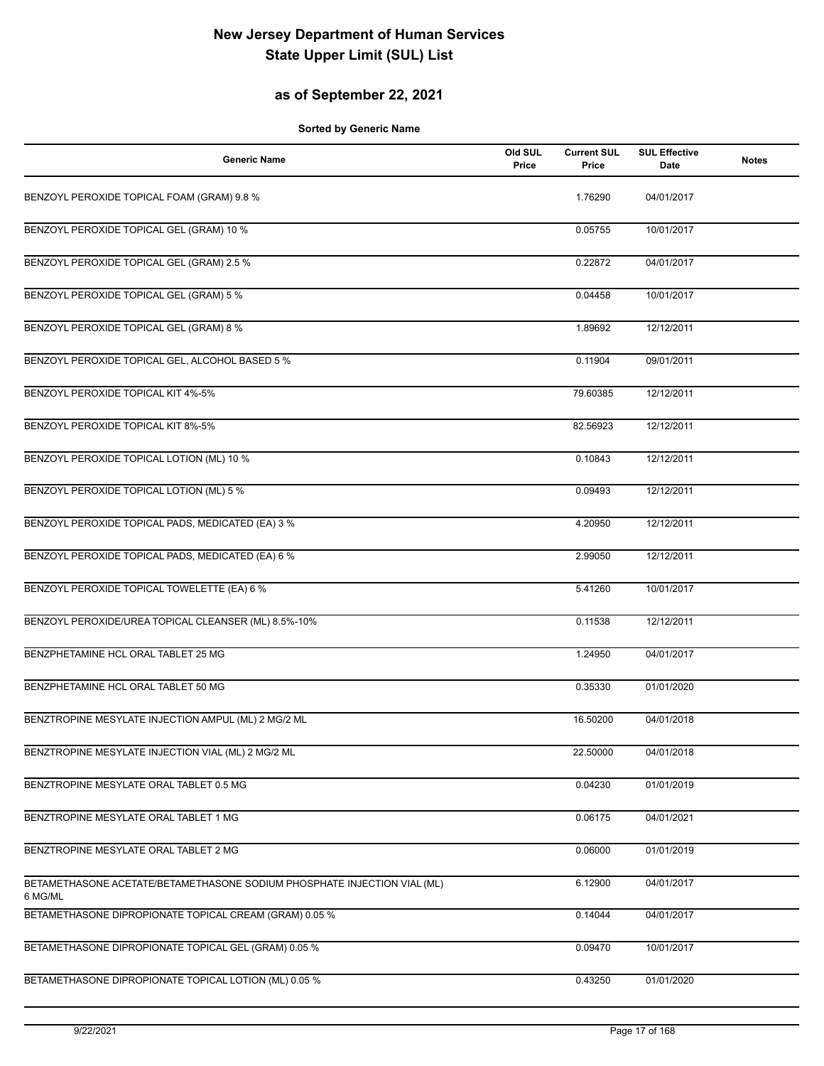# New Jersey Department of Human Services
# State Upper Limit (SUL) List

## as of September 22, 2021

**Sorted by Generic Name**

| Generic Name | Old SUL Price | Current SUL Price | SUL Effective Date | Notes |
|---|---|---|---|---|
| BENZOYL PEROXIDE TOPICAL FOAM (GRAM) 9.8 % | | 1.76290 | 04/01/2017 | |
| BENZOYL PEROXIDE TOPICAL GEL (GRAM) 10 % | | 0.05755 | 10/01/2017 | |
| BENZOYL PEROXIDE TOPICAL GEL (GRAM) 2.5 % | | 0.22872 | 04/01/2017 | |
| BENZOYL PEROXIDE TOPICAL GEL (GRAM) 5 % | | 0.04458 | 10/01/2017 | |
| BENZOYL PEROXIDE TOPICAL GEL (GRAM) 8 % | | 1.89692 | 12/12/2011 | |
| BENZOYL PEROXIDE TOPICAL GEL, ALCOHOL BASED 5 % | | 0.11904 | 09/01/2011 | |
| BENZOYL PEROXIDE TOPICAL KIT 4%-5% | | 79.60385 | 12/12/2011 | |
| BENZOYL PEROXIDE TOPICAL KIT 8%-5% | | 82.56923 | 12/12/2011 | |
| BENZOYL PEROXIDE TOPICAL LOTION (ML) 10 % | | 0.10843 | 12/12/2011 | |
| BENZOYL PEROXIDE TOPICAL LOTION (ML) 5 % | | 0.09493 | 12/12/2011 | |
| BENZOYL PEROXIDE TOPICAL PADS, MEDICATED (EA) 3 % | | 4.20950 | 12/12/2011 | |
| BENZOYL PEROXIDE TOPICAL PADS, MEDICATED (EA) 6 % | | 2.99050 | 12/12/2011 | |
| BENZOYL PEROXIDE TOPICAL TOWELETTE (EA) 6 % | | 5.41260 | 10/01/2017 | |
| BENZOYL PEROXIDE/UREA TOPICAL CLEANSER (ML) 8.5%-10% | | 0.11538 | 12/12/2011 | |
| BENZPHETAMINE HCL ORAL TABLET 25 MG | | 1.24950 | 04/01/2017 | |
| BENZPHETAMINE HCL ORAL TABLET 50 MG | | 0.35330 | 01/01/2020 | |
| BENZTROPINE MESYLATE INJECTION AMPUL (ML) 2 MG/2 ML | | 16.50200 | 04/01/2018 | |
| BENZTROPINE MESYLATE INJECTION VIAL (ML) 2 MG/2 ML | | 22.50000 | 04/01/2018 | |
| BENZTROPINE MESYLATE ORAL TABLET 0.5 MG | | 0.04230 | 01/01/2019 | |
| BENZTROPINE MESYLATE ORAL TABLET 1 MG | | 0.06175 | 04/01/2021 | |
| BENZTROPINE MESYLATE ORAL TABLET 2 MG | | 0.06000 | 01/01/2019 | |
| BETAMETHASONE ACETATE/BETAMETHASONE SODIUM PHOSPHATE INJECTION VIAL (ML) 6 MG/ML | | 6.12900 | 04/01/2017 | |
| BETAMETHASONE DIPROPIONATE TOPICAL CREAM (GRAM) 0.05 % | | 0.14044 | 04/01/2017 | |
| BETAMETHASONE DIPROPIONATE TOPICAL GEL (GRAM) 0.05 % | | 0.09470 | 10/01/2017 | |
| BETAMETHASONE DIPROPIONATE TOPICAL LOTION (ML) 0.05 % | | 0.43250 | 01/01/2020 | |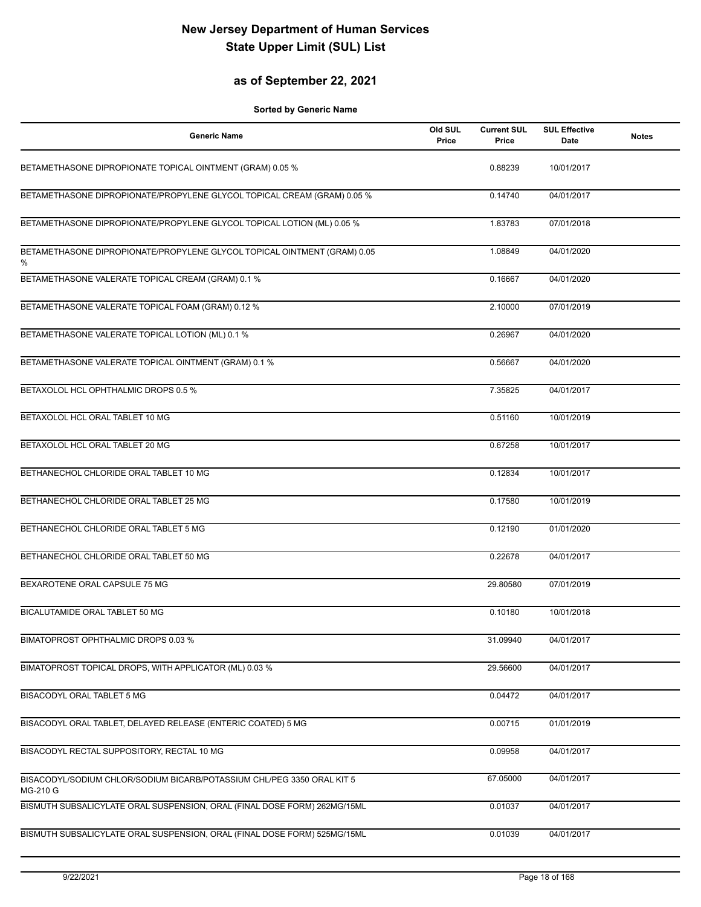# New Jersey Department of Human Services
# State Upper Limit (SUL) List

## as of September 22, 2021

**Sorted by Generic Name**

| Generic Name | Old SUL Price | Current SUL Price | SUL Effective Date | Notes |
|---|---|---|---|---|
| BETAMETHASONE DIPROPIONATE TOPICAL OINTMENT (GRAM) 0.05 % | | 0.88239 | 10/01/2017 | |
| BETAMETHASONE DIPROPIONATE/PROPYLENE GLYCOL TOPICAL CREAM (GRAM) 0.05 % | | 0.14740 | 04/01/2017 | |
| BETAMETHASONE DIPROPIONATE/PROPYLENE GLYCOL TOPICAL LOTION (ML) 0.05 % | | 1.83783 | 07/01/2018 | |
| BETAMETHASONE DIPROPIONATE/PROPYLENE GLYCOL TOPICAL OINTMENT (GRAM) 0.05 % | | 1.08849 | 04/01/2020 | |
| BETAMETHASONE VALERATE TOPICAL CREAM (GRAM) 0.1 % | | 0.16667 | 04/01/2020 | |
| BETAMETHASONE VALERATE TOPICAL FOAM (GRAM) 0.12 % | | 2.10000 | 07/01/2019 | |
| BETAMETHASONE VALERATE TOPICAL LOTION (ML) 0.1 % | | 0.26967 | 04/01/2020 | |
| BETAMETHASONE VALERATE TOPICAL OINTMENT (GRAM) 0.1 % | | 0.56667 | 04/01/2020 | |
| BETAXOLOL HCL OPHTHALMIC DROPS 0.5 % | | 7.35825 | 04/01/2017 | |
| BETAXOLOL HCL ORAL TABLET 10 MG | | 0.51160 | 10/01/2019 | |
| BETAXOLOL HCL ORAL TABLET 20 MG | | 0.67258 | 10/01/2017 | |
| BETHANECHOL CHLORIDE ORAL TABLET 10 MG | | 0.12834 | 10/01/2017 | |
| BETHANECHOL CHLORIDE ORAL TABLET 25 MG | | 0.17580 | 10/01/2019 | |
| BETHANECHOL CHLORIDE ORAL TABLET 5 MG | | 0.12190 | 01/01/2020 | |
| BETHANECHOL CHLORIDE ORAL TABLET 50 MG | | 0.22678 | 04/01/2017 | |
| BEXAROTENE ORAL CAPSULE 75 MG | | 29.80580 | 07/01/2019 | |
| BICALUTAMIDE ORAL TABLET 50 MG | | 0.10180 | 10/01/2018 | |
| BIMATOPROST OPHTHALMIC DROPS 0.03 % | | 31.09940 | 04/01/2017 | |
| BIMATOPROST TOPICAL DROPS, WITH APPLICATOR (ML) 0.03 % | | 29.56600 | 04/01/2017 | |
| BISACODYL ORAL TABLET 5 MG | | 0.04472 | 04/01/2017 | |
| BISACODYL ORAL TABLET, DELAYED RELEASE (ENTERIC COATED) 5 MG | | 0.00715 | 01/01/2019 | |
| BISACODYL RECTAL SUPPOSITORY, RECTAL 10 MG | | 0.09958 | 04/01/2017 | |
| BISACODYL/SODIUM CHLOR/SODIUM BICARB/POTASSIUM CHL/PEG 3350 ORAL KIT 5 MG-210 G | | 67.05000 | 04/01/2017 | |
| BISMUTH SUBSALICYLATE ORAL SUSPENSION, ORAL (FINAL DOSE FORM) 262MG/15ML | | 0.01037 | 04/01/2017 | |
| BISMUTH SUBSALICYLATE ORAL SUSPENSION, ORAL (FINAL DOSE FORM) 525MG/15ML | | 0.01039 | 04/01/2017 | |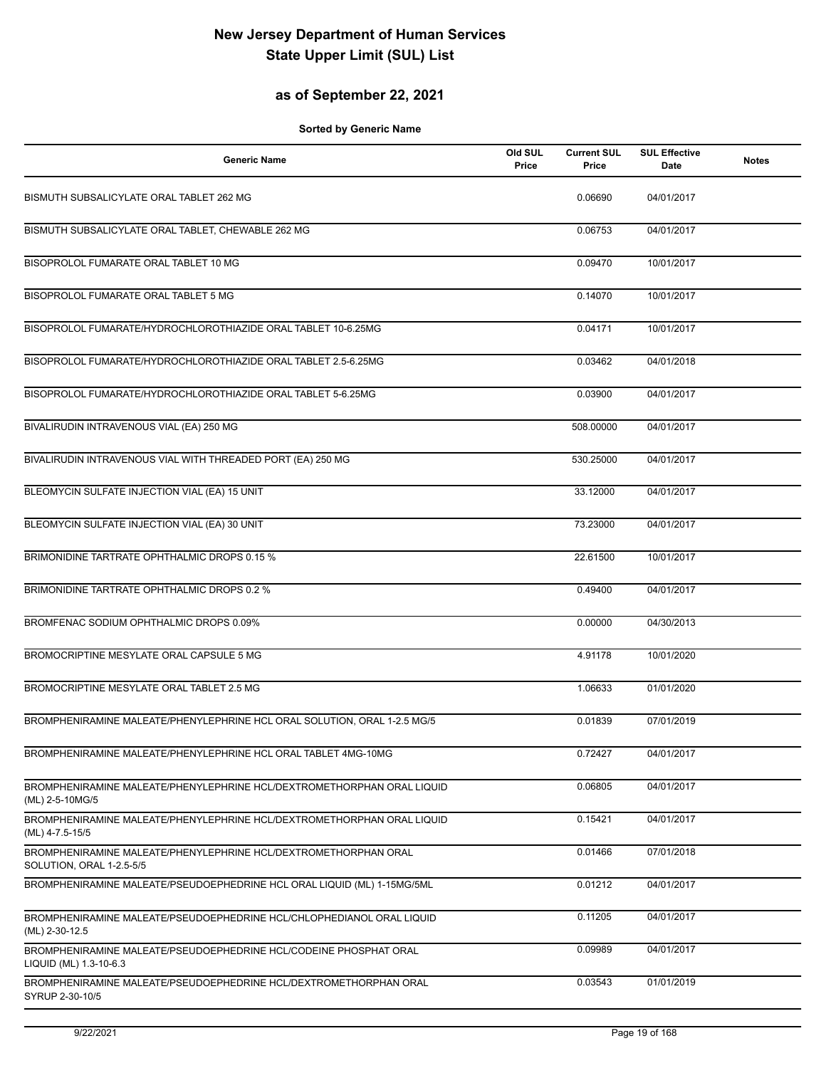# New Jersey Department of Human Services
# State Upper Limit (SUL) List

## as of September 22, 2021

**Sorted by Generic Name**

| Generic Name | Old SUL Price | Current SUL Price | SUL Effective Date | Notes |
|---|---|---|---|---|
| BISMUTH SUBSALICYLATE ORAL TABLET 262 MG | | 0.06690 | 04/01/2017 | |
| BISMUTH SUBSALICYLATE ORAL TABLET, CHEWABLE 262 MG | | 0.06753 | 04/01/2017 | |
| BISOPROLOL FUMARATE ORAL TABLET 10 MG | | 0.09470 | 10/01/2017 | |
| BISOPROLOL FUMARATE ORAL TABLET 5 MG | | 0.14070 | 10/01/2017 | |
| BISOPROLOL FUMARATE/HYDROCHLOROTHIAZIDE ORAL TABLET 10-6.25MG | | 0.04171 | 10/01/2017 | |
| BISOPROLOL FUMARATE/HYDROCHLOROTHIAZIDE ORAL TABLET 2.5-6.25MG | | 0.03462 | 04/01/2018 | |
| BISOPROLOL FUMARATE/HYDROCHLOROTHIAZIDE ORAL TABLET 5-6.25MG | | 0.03900 | 04/01/2017 | |
| BIVALIRUDIN INTRAVENOUS VIAL (EA) 250 MG | | 508.00000 | 04/01/2017 | |
| BIVALIRUDIN INTRAVENOUS VIAL WITH THREADED PORT (EA) 250 MG | | 530.25000 | 04/01/2017 | |
| BLEOMYCIN SULFATE INJECTION VIAL (EA) 15 UNIT | | 33.12000 | 04/01/2017 | |
| BLEOMYCIN SULFATE INJECTION VIAL (EA) 30 UNIT | | 73.23000 | 04/01/2017 | |
| BRIMONIDINE TARTRATE OPHTHALMIC DROPS 0.15 % | | 22.61500 | 10/01/2017 | |
| BRIMONIDINE TARTRATE OPHTHALMIC DROPS 0.2 % | | 0.49400 | 04/01/2017 | |
| BROMFENAC SODIUM OPHTHALMIC DROPS 0.09% | | 0.00000 | 04/30/2013 | |
| BROMOCRIPTINE MESYLATE ORAL CAPSULE 5 MG | | 4.91178 | 10/01/2020 | |
| BROMOCRIPTINE MESYLATE ORAL TABLET 2.5 MG | | 1.06633 | 01/01/2020 | |
| BROMPHENIRAMINE MALEATE/PHENYLEPHRINE HCL ORAL SOLUTION, ORAL 1-2.5 MG/5 | | 0.01839 | 07/01/2019 | |
| BROMPHENIRAMINE MALEATE/PHENYLEPHRINE HCL ORAL TABLET 4MG-10MG | | 0.72427 | 04/01/2017 | |
| BROMPHENIRAMINE MALEATE/PHENYLEPHRINE HCL/DEXTROMETHORPHAN ORAL LIQUID (ML) 2-5-10MG/5 | | 0.06805 | 04/01/2017 | |
| BROMPHENIRAMINE MALEATE/PHENYLEPHRINE HCL/DEXTROMETHORPHAN ORAL LIQUID (ML) 4-7.5-15/5 | | 0.15421 | 04/01/2017 | |
| BROMPHENIRAMINE MALEATE/PHENYLEPHRINE HCL/DEXTROMETHORPHAN ORAL SOLUTION, ORAL 1-2.5-5/5 | | 0.01466 | 07/01/2018 | |
| BROMPHENIRAMINE MALEATE/PSEUDOEPHEDRINE HCL ORAL LIQUID (ML) 1-15MG/5ML | | 0.01212 | 04/01/2017 | |
| BROMPHENIRAMINE MALEATE/PSEUDOEPHEDRINE HCL/CHLOPHEDIANOL ORAL LIQUID (ML) 2-30-12.5 | | 0.11205 | 04/01/2017 | |
| BROMPHENIRAMINE MALEATE/PSEUDOEPHEDRINE HCL/CODEINE PHOSPHAT ORAL LIQUID (ML) 1.3-10-6.3 | | 0.09989 | 04/01/2017 | |
| BROMPHENIRAMINE MALEATE/PSEUDOEPHEDRINE HCL/DEXTROMETHORPHAN ORAL SYRUP 2-30-10/5 | | 0.03543 | 01/01/2019 | |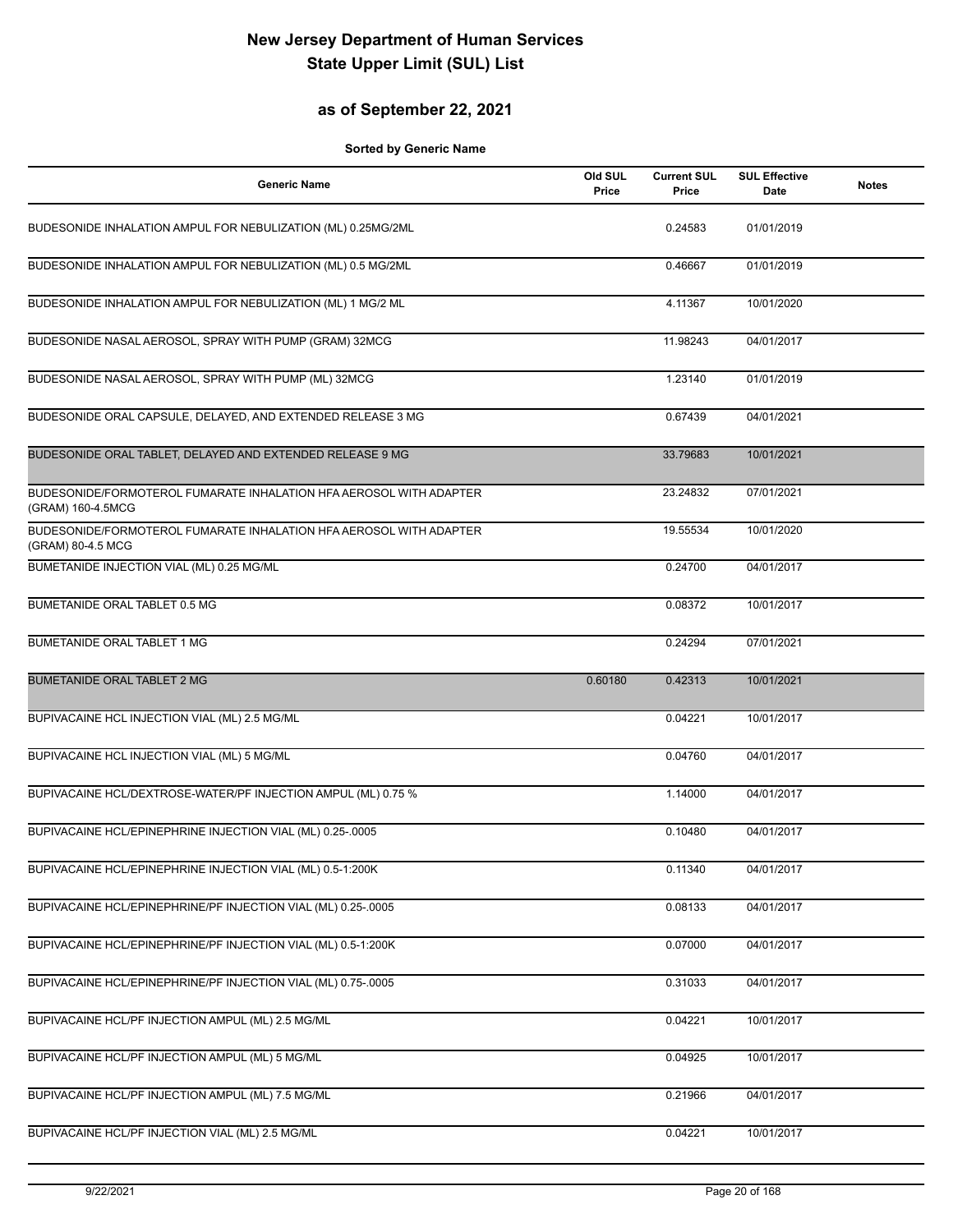# New Jersey Department of Human Services
# State Upper Limit (SUL) List

## as of September 22, 2021

**Sorted by Generic Name**

| Generic Name | Old SUL Price | Current SUL Price | SUL Effective Date | Notes |
|---|---|---|---|---|
| BUDESONIDE INHALATION AMPUL FOR NEBULIZATION (ML) 0.25MG/2ML | | 0.24583 | 01/01/2019 | |
| BUDESONIDE INHALATION AMPUL FOR NEBULIZATION (ML) 0.5 MG/2ML | | 0.46667 | 01/01/2019 | |
| BUDESONIDE INHALATION AMPUL FOR NEBULIZATION (ML) 1 MG/2 ML | | 4.11367 | 10/01/2020 | |
| BUDESONIDE NASAL AEROSOL, SPRAY WITH PUMP (GRAM) 32MCG | | 11.98243 | 04/01/2017 | |
| BUDESONIDE NASAL AEROSOL, SPRAY WITH PUMP (ML) 32MCG | | 1.23140 | 01/01/2019 | |
| BUDESONIDE ORAL CAPSULE, DELAYED, AND EXTENDED RELEASE 3 MG | | 0.67439 | 04/01/2021 | |
| BUDESONIDE ORAL TABLET, DELAYED AND EXTENDED RELEASE 9 MG | | 33.79683 | 10/01/2021 | |
| BUDESONIDE/FORMOTEROL FUMARATE INHALATION HFA AEROSOL WITH ADAPTER (GRAM) 160-4.5MCG | | 23.24832 | 07/01/2021 | |
| BUDESONIDE/FORMOTEROL FUMARATE INHALATION HFA AEROSOL WITH ADAPTER (GRAM) 80-4.5 MCG | | 19.55534 | 10/01/2020 | |
| BUMETANIDE INJECTION VIAL (ML) 0.25 MG/ML | | 0.24700 | 04/01/2017 | |
| BUMETANIDE ORAL TABLET 0.5 MG | | 0.08372 | 10/01/2017 | |
| BUMETANIDE ORAL TABLET 1 MG | | 0.24294 | 07/01/2021 | |
| BUMETANIDE ORAL TABLET 2 MG | 0.60180 | 0.42313 | 10/01/2021 | |
| BUPIVACAINE HCL INJECTION VIAL (ML) 2.5 MG/ML | | 0.04221 | 10/01/2017 | |
| BUPIVACAINE HCL INJECTION VIAL (ML) 5 MG/ML | | 0.04760 | 04/01/2017 | |
| BUPIVACAINE HCL/DEXTROSE-WATER/PF INJECTION AMPUL (ML) 0.75 % | | 1.14000 | 04/01/2017 | |
| BUPIVACAINE HCL/EPINEPHRINE INJECTION VIAL (ML) 0.25-.0005 | | 0.10480 | 04/01/2017 | |
| BUPIVACAINE HCL/EPINEPHRINE INJECTION VIAL (ML) 0.5-1:200K | | 0.11340 | 04/01/2017 | |
| BUPIVACAINE HCL/EPINEPHRINE/PF INJECTION VIAL (ML) 0.25-.0005 | | 0.08133 | 04/01/2017 | |
| BUPIVACAINE HCL/EPINEPHRINE/PF INJECTION VIAL (ML) 0.5-1:200K | | 0.07000 | 04/01/2017 | |
| BUPIVACAINE HCL/EPINEPHRINE/PF INJECTION VIAL (ML) 0.75-.0005 | | 0.31033 | 04/01/2017 | |
| BUPIVACAINE HCL/PF INJECTION AMPUL (ML) 2.5 MG/ML | | 0.04221 | 10/01/2017 | |
| BUPIVACAINE HCL/PF INJECTION AMPUL (ML) 5 MG/ML | | 0.04925 | 10/01/2017 | |
| BUPIVACAINE HCL/PF INJECTION AMPUL (ML) 7.5 MG/ML | | 0.21966 | 04/01/2017 | |
| BUPIVACAINE HCL/PF INJECTION VIAL (ML) 2.5 MG/ML | | 0.04221 | 10/01/2017 | |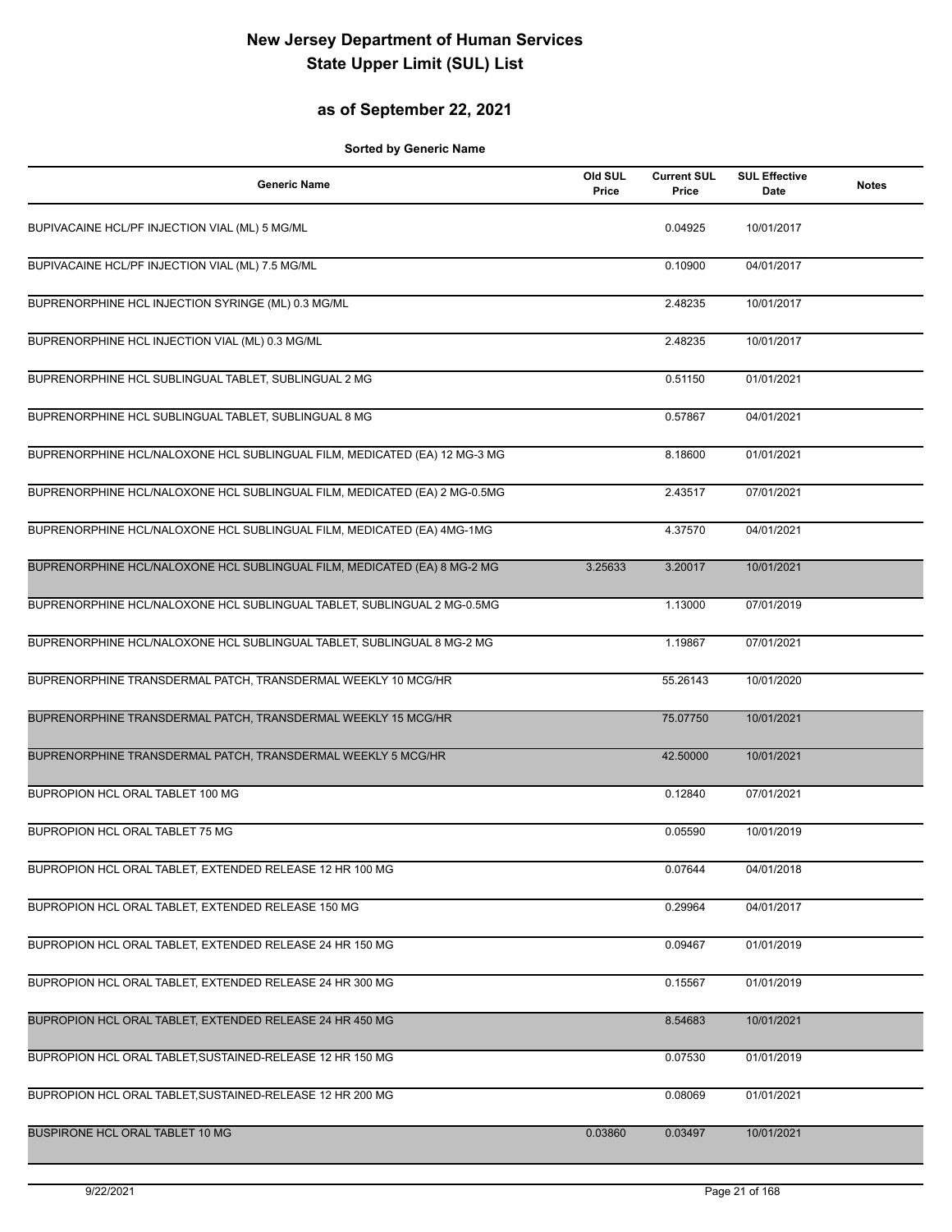# New Jersey Department of Human Services
# State Upper Limit (SUL) List

## as of September 22, 2021

**Sorted by Generic Name**

| Generic Name | Old SUL Price | Current SUL Price | SUL Effective Date | Notes |
|---|---|---|---|---|
| BUPIVACAINE HCL/PF INJECTION VIAL (ML) 5 MG/ML | | 0.04925 | 10/01/2017 | |
| BUPIVACAINE HCL/PF INJECTION VIAL (ML) 7.5 MG/ML | | 0.10900 | 04/01/2017 | |
| BUPRENORPHINE HCL INJECTION SYRINGE (ML) 0.3 MG/ML | | 2.48235 | 10/01/2017 | |
| BUPRENORPHINE HCL INJECTION VIAL (ML) 0.3 MG/ML | | 2.48235 | 10/01/2017 | |
| BUPRENORPHINE HCL SUBLINGUAL TABLET, SUBLINGUAL 2 MG | | 0.51150 | 01/01/2021 | |
| BUPRENORPHINE HCL SUBLINGUAL TABLET, SUBLINGUAL 8 MG | | 0.57867 | 04/01/2021 | |
| BUPRENORPHINE HCL/NALOXONE HCL SUBLINGUAL FILM, MEDICATED (EA) 12 MG-3 MG | | 8.18600 | 01/01/2021 | |
| BUPRENORPHINE HCL/NALOXONE HCL SUBLINGUAL FILM, MEDICATED (EA) 2 MG-0.5MG | | 2.43517 | 07/01/2021 | |
| BUPRENORPHINE HCL/NALOXONE HCL SUBLINGUAL FILM, MEDICATED (EA) 4MG-1MG | | 4.37570 | 04/01/2021 | |
| BUPRENORPHINE HCL/NALOXONE HCL SUBLINGUAL FILM, MEDICATED (EA) 8 MG-2 MG | 3.25633 | 3.20017 | 10/01/2021 | |
| BUPRENORPHINE HCL/NALOXONE HCL SUBLINGUAL TABLET, SUBLINGUAL 2 MG-0.5MG | | 1.13000 | 07/01/2019 | |
| BUPRENORPHINE HCL/NALOXONE HCL SUBLINGUAL TABLET, SUBLINGUAL 8 MG-2 MG | | 1.19867 | 07/01/2021 | |
| BUPRENORPHINE TRANSDERMAL PATCH, TRANSDERMAL WEEKLY 10 MCG/HR | | 55.26143 | 10/01/2020 | |
| BUPRENORPHINE TRANSDERMAL PATCH, TRANSDERMAL WEEKLY 15 MCG/HR | | 75.07750 | 10/01/2021 | |
| BUPRENORPHINE TRANSDERMAL PATCH, TRANSDERMAL WEEKLY 5 MCG/HR | | 42.50000 | 10/01/2021 | |
| BUPROPION HCL ORAL TABLET 100 MG | | 0.12840 | 07/01/2021 | |
| BUPROPION HCL ORAL TABLET 75 MG | | 0.05590 | 10/01/2019 | |
| BUPROPION HCL ORAL TABLET, EXTENDED RELEASE 12 HR 100 MG | | 0.07644 | 04/01/2018 | |
| BUPROPION HCL ORAL TABLET, EXTENDED RELEASE 150 MG | | 0.29964 | 04/01/2017 | |
| BUPROPION HCL ORAL TABLET, EXTENDED RELEASE 24 HR 150 MG | | 0.09467 | 01/01/2019 | |
| BUPROPION HCL ORAL TABLET, EXTENDED RELEASE 24 HR 300 MG | | 0.15567 | 01/01/2019 | |
| BUPROPION HCL ORAL TABLET, EXTENDED RELEASE 24 HR 450 MG | | 8.54683 | 10/01/2021 | |
| BUPROPION HCL ORAL TABLET,SUSTAINED-RELEASE 12 HR 150 MG | | 0.07530 | 01/01/2019 | |
| BUPROPION HCL ORAL TABLET,SUSTAINED-RELEASE 12 HR 200 MG | | 0.08069 | 01/01/2021 | |
| BUSPIRONE HCL ORAL TABLET 10 MG | 0.03860 | 0.03497 | 10/01/2021 | |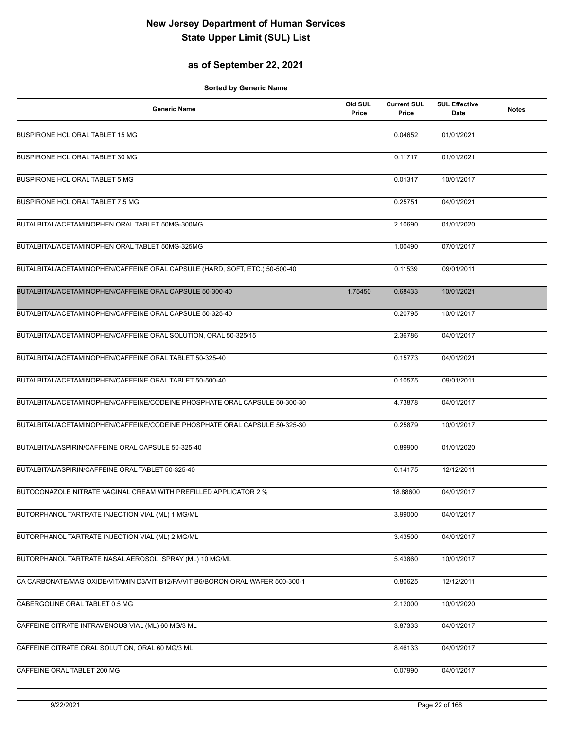# New Jersey Department of Human Services
# State Upper Limit (SUL) List

## as of September 22, 2021

**Sorted by Generic Name**

| Generic Name | Old SUL Price | Current SUL Price | SUL Effective Date | Notes |
|---|---|---|---|---|
| BUSPIRONE HCL ORAL TABLET 15 MG | | 0.04652 | 01/01/2021 | |
| BUSPIRONE HCL ORAL TABLET 30 MG | | 0.11717 | 01/01/2021 | |
| BUSPIRONE HCL ORAL TABLET 5 MG | | 0.01317 | 10/01/2017 | |
| BUSPIRONE HCL ORAL TABLET 7.5 MG | | 0.25751 | 04/01/2021 | |
| BUTALBITAL/ACETAMINOPHEN ORAL TABLET 50MG-300MG | | 2.10690 | 01/01/2020 | |
| BUTALBITAL/ACETAMINOPHEN ORAL TABLET 50MG-325MG | | 1.00490 | 07/01/2017 | |
| BUTALBITAL/ACETAMINOPHEN/CAFFEINE ORAL CAPSULE (HARD, SOFT, ETC.) 50-500-40 | | 0.11539 | 09/01/2011 | |
| BUTALBITAL/ACETAMINOPHEN/CAFFEINE ORAL CAPSULE 50-300-40 | 1.75450 | 0.68433 | 10/01/2021 | |
| BUTALBITAL/ACETAMINOPHEN/CAFFEINE ORAL CAPSULE 50-325-40 | | 0.20795 | 10/01/2017 | |
| BUTALBITAL/ACETAMINOPHEN/CAFFEINE ORAL SOLUTION, ORAL 50-325/15 | | 2.36786 | 04/01/2017 | |
| BUTALBITAL/ACETAMINOPHEN/CAFFEINE ORAL TABLET 50-325-40 | | 0.15773 | 04/01/2021 | |
| BUTALBITAL/ACETAMINOPHEN/CAFFEINE ORAL TABLET 50-500-40 | | 0.10575 | 09/01/2011 | |
| BUTALBITAL/ACETAMINOPHEN/CAFFEINE/CODEINE PHOSPHATE ORAL CAPSULE 50-300-30 | | 4.73878 | 04/01/2017 | |
| BUTALBITAL/ACETAMINOPHEN/CAFFEINE/CODEINE PHOSPHATE ORAL CAPSULE 50-325-30 | | 0.25879 | 10/01/2017 | |
| BUTALBITAL/ASPIRIN/CAFFEINE ORAL CAPSULE 50-325-40 | | 0.89900 | 01/01/2020 | |
| BUTALBITAL/ASPIRIN/CAFFEINE ORAL TABLET 50-325-40 | | 0.14175 | 12/12/2011 | |
| BUTOCONAZOLE NITRATE VAGINAL CREAM WITH PREFILLED APPLICATOR 2 % | | 18.88600 | 04/01/2017 | |
| BUTORPHANOL TARTRATE INJECTION VIAL (ML) 1 MG/ML | | 3.99000 | 04/01/2017 | |
| BUTORPHANOL TARTRATE INJECTION VIAL (ML) 2 MG/ML | | 3.43500 | 04/01/2017 | |
| BUTORPHANOL TARTRATE NASAL AEROSOL, SPRAY (ML) 10 MG/ML | | 5.43860 | 10/01/2017 | |
| CA CARBONATE/MAG OXIDE/VITAMIN D3/VIT B12/FA/VIT B6/BORON ORAL WAFER 500-300-1 | | 0.80625 | 12/12/2011 | |
| CABERGOLINE ORAL TABLET 0.5 MG | | 2.12000 | 10/01/2020 | |
| CAFFEINE CITRATE INTRAVENOUS VIAL (ML) 60 MG/3 ML | | 3.87333 | 04/01/2017 | |
| CAFFEINE CITRATE ORAL SOLUTION, ORAL 60 MG/3 ML | | 8.46133 | 04/01/2017 | |
| CAFFEINE ORAL TABLET 200 MG | | 0.07990 | 04/01/2017 | |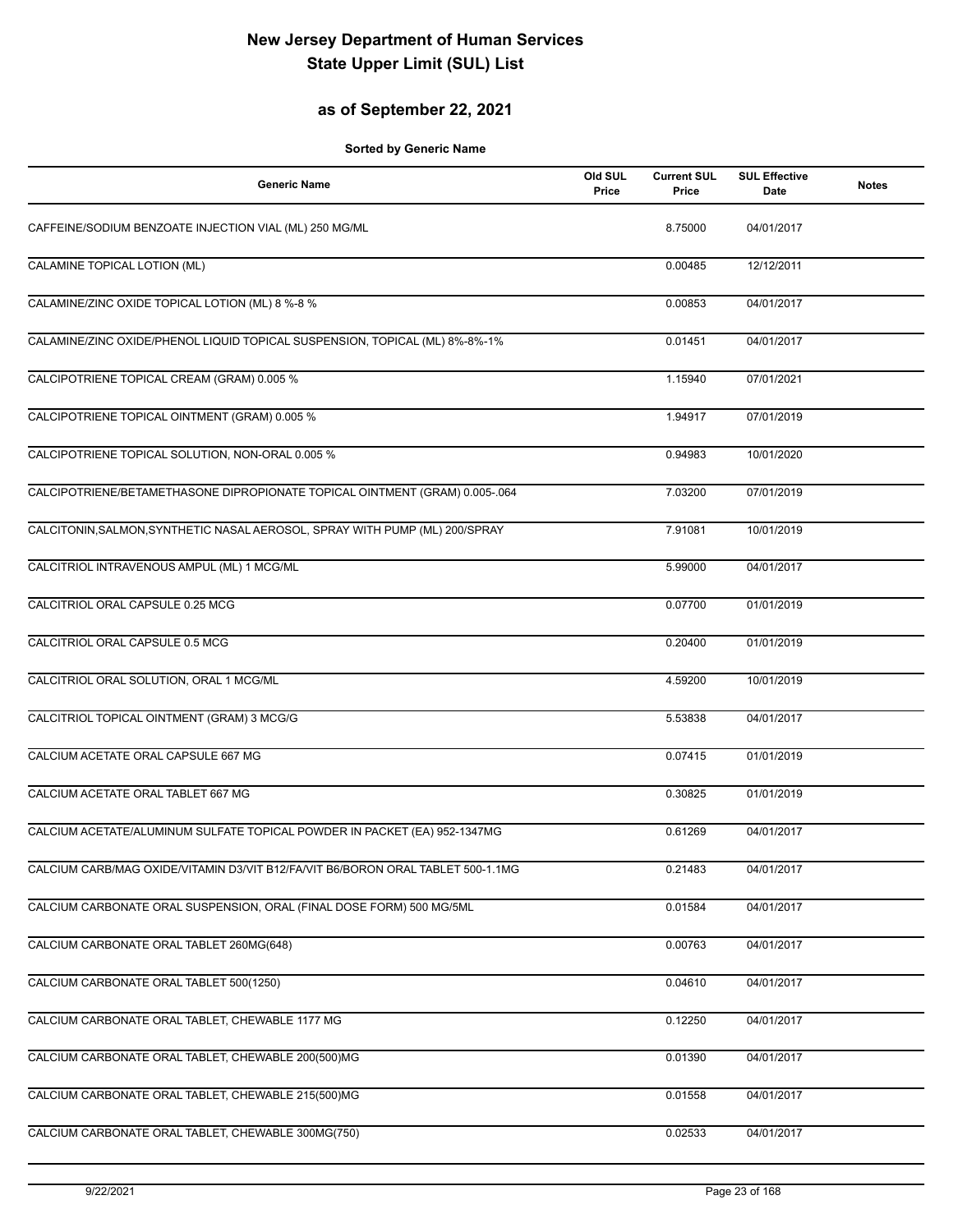# New Jersey Department of Human Services
# State Upper Limit (SUL) List

## as of September 22, 2021

**Sorted by Generic Name**

| Generic Name | Old SUL Price | Current SUL Price | SUL Effective Date | Notes |
|---|---|---|---|---|
| CAFFEINE/SODIUM BENZOATE INJECTION VIAL (ML) 250 MG/ML | | 8.75000 | 04/01/2017 | |
| CALAMINE TOPICAL LOTION (ML) | | 0.00485 | 12/12/2011 | |
| CALAMINE/ZINC OXIDE TOPICAL LOTION (ML) 8 %-8 % | | 0.00853 | 04/01/2017 | |
| CALAMINE/ZINC OXIDE/PHENOL LIQUID TOPICAL SUSPENSION, TOPICAL (ML) 8%-8%-1% | | 0.01451 | 04/01/2017 | |
| CALCIPOTRIENE TOPICAL CREAM (GRAM) 0.005 % | | 1.15940 | 07/01/2021 | |
| CALCIPOTRIENE TOPICAL OINTMENT (GRAM) 0.005 % | | 1.94917 | 07/01/2019 | |
| CALCIPOTRIENE TOPICAL SOLUTION, NON-ORAL 0.005 % | | 0.94983 | 10/01/2020 | |
| CALCIPOTRIENE/BETAMETHASONE DIPROPIONATE TOPICAL OINTMENT (GRAM) 0.005-.064 | | 7.03200 | 07/01/2019 | |
| CALCITONIN,SALMON,SYNTHETIC NASAL AEROSOL, SPRAY WITH PUMP (ML) 200/SPRAY | | 7.91081 | 10/01/2019 | |
| CALCITRIOL INTRAVENOUS AMPUL (ML) 1 MCG/ML | | 5.99000 | 04/01/2017 | |
| CALCITRIOL ORAL CAPSULE 0.25 MCG | | 0.07700 | 01/01/2019 | |
| CALCITRIOL ORAL CAPSULE 0.5 MCG | | 0.20400 | 01/01/2019 | |
| CALCITRIOL ORAL SOLUTION, ORAL 1 MCG/ML | | 4.59200 | 10/01/2019 | |
| CALCITRIOL TOPICAL OINTMENT (GRAM) 3 MCG/G | | 5.53838 | 04/01/2017 | |
| CALCIUM ACETATE ORAL CAPSULE 667 MG | | 0.07415 | 01/01/2019 | |
| CALCIUM ACETATE ORAL TABLET 667 MG | | 0.30825 | 01/01/2019 | |
| CALCIUM ACETATE/ALUMINUM SULFATE TOPICAL POWDER IN PACKET (EA) 952-1347MG | | 0.61269 | 04/01/2017 | |
| CALCIUM CARB/MAG OXIDE/VITAMIN D3/VIT B12/FA/VIT B6/BORON ORAL TABLET 500-1.1MG | | 0.21483 | 04/01/2017 | |
| CALCIUM CARBONATE ORAL SUSPENSION, ORAL (FINAL DOSE FORM) 500 MG/5ML | | 0.01584 | 04/01/2017 | |
| CALCIUM CARBONATE ORAL TABLET 260MG(648) | | 0.00763 | 04/01/2017 | |
| CALCIUM CARBONATE ORAL TABLET 500(1250) | | 0.04610 | 04/01/2017 | |
| CALCIUM CARBONATE ORAL TABLET, CHEWABLE 1177 MG | | 0.12250 | 04/01/2017 | |
| CALCIUM CARBONATE ORAL TABLET, CHEWABLE 200(500)MG | | 0.01390 | 04/01/2017 | |
| CALCIUM CARBONATE ORAL TABLET, CHEWABLE 215(500)MG | | 0.01558 | 04/01/2017 | |
| CALCIUM CARBONATE ORAL TABLET, CHEWABLE 300MG(750) | | 0.02533 | 04/01/2017 | |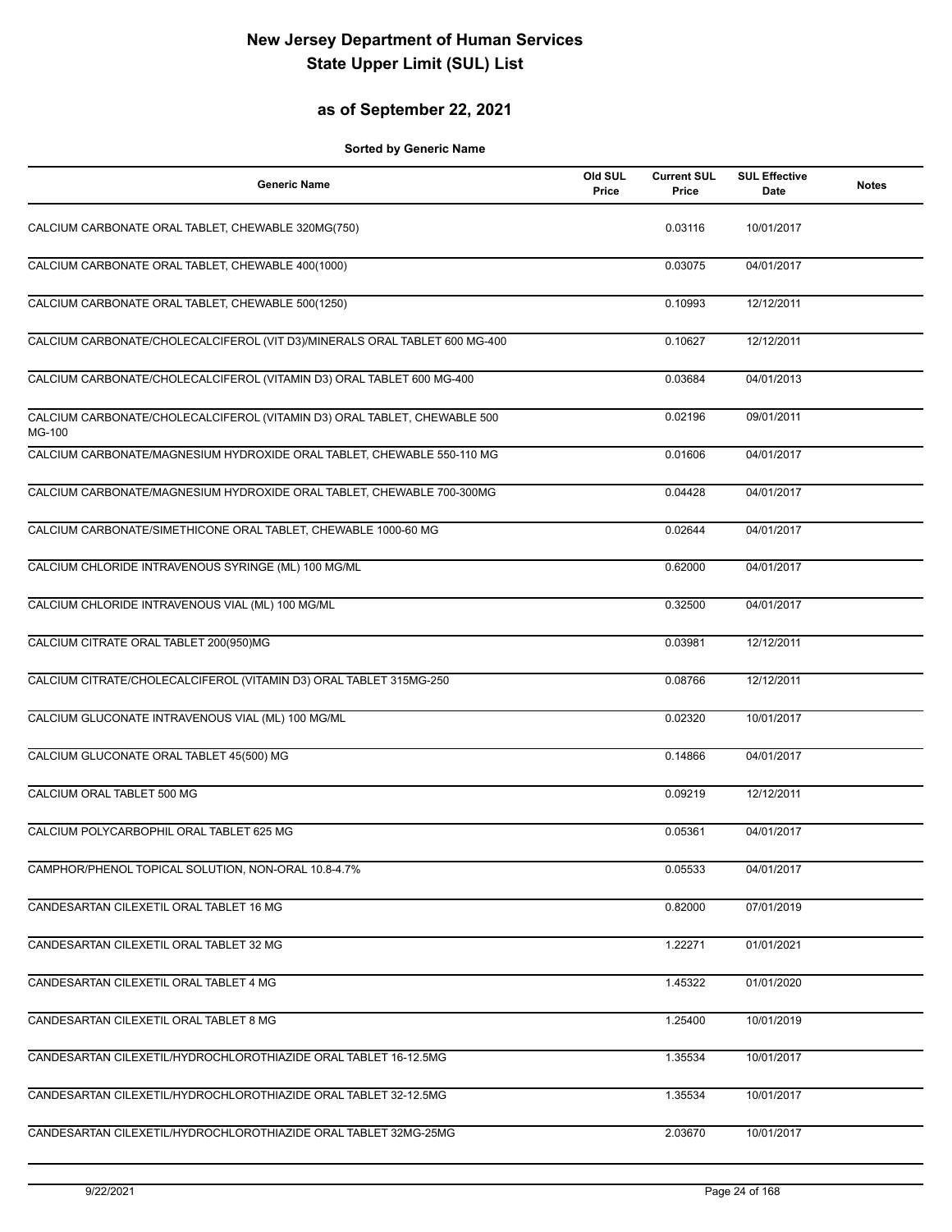# New Jersey Department of Human Services
# State Upper Limit (SUL) List

## as of September 22, 2021

**Sorted by Generic Name**

| Generic Name | Old SUL Price | Current SUL Price | SUL Effective Date | Notes |
|---|---|---|---|---|
| CALCIUM CARBONATE ORAL TABLET, CHEWABLE 320MG(750) | | 0.03116 | 10/01/2017 | |
| CALCIUM CARBONATE ORAL TABLET, CHEWABLE 400(1000) | | 0.03075 | 04/01/2017 | |
| CALCIUM CARBONATE ORAL TABLET, CHEWABLE 500(1250) | | 0.10993 | 12/12/2011 | |
| CALCIUM CARBONATE/CHOLECALCIFEROL (VIT D3)/MINERALS ORAL TABLET 600 MG-400 | | 0.10627 | 12/12/2011 | |
| CALCIUM CARBONATE/CHOLECALCIFEROL (VITAMIN D3) ORAL TABLET 600 MG-400 | | 0.03684 | 04/01/2013 | |
| CALCIUM CARBONATE/CHOLECALCIFEROL (VITAMIN D3) ORAL TABLET, CHEWABLE 500 MG-100 | | 0.02196 | 09/01/2011 | |
| CALCIUM CARBONATE/MAGNESIUM HYDROXIDE ORAL TABLET, CHEWABLE 550-110 MG | | 0.01606 | 04/01/2017 | |
| CALCIUM CARBONATE/MAGNESIUM HYDROXIDE ORAL TABLET, CHEWABLE 700-300MG | | 0.04428 | 04/01/2017 | |
| CALCIUM CARBONATE/SIMETHICONE ORAL TABLET, CHEWABLE 1000-60 MG | | 0.02644 | 04/01/2017 | |
| CALCIUM CHLORIDE INTRAVENOUS SYRINGE (ML) 100 MG/ML | | 0.62000 | 04/01/2017 | |
| CALCIUM CHLORIDE INTRAVENOUS VIAL (ML) 100 MG/ML | | 0.32500 | 04/01/2017 | |
| CALCIUM CITRATE ORAL TABLET 200(950)MG | | 0.03981 | 12/12/2011 | |
| CALCIUM CITRATE/CHOLECALCIFEROL (VITAMIN D3) ORAL TABLET 315MG-250 | | 0.08766 | 12/12/2011 | |
| CALCIUM GLUCONATE INTRAVENOUS VIAL (ML) 100 MG/ML | | 0.02320 | 10/01/2017 | |
| CALCIUM GLUCONATE ORAL TABLET 45(500) MG | | 0.14866 | 04/01/2017 | |
| CALCIUM ORAL TABLET 500 MG | | 0.09219 | 12/12/2011 | |
| CALCIUM POLYCARBOPHIL ORAL TABLET 625 MG | | 0.05361 | 04/01/2017 | |
| CAMPHOR/PHENOL TOPICAL SOLUTION, NON-ORAL 10.8-4.7% | | 0.05533 | 04/01/2017 | |
| CANDESARTAN CILEXETIL ORAL TABLET 16 MG | | 0.82000 | 07/01/2019 | |
| CANDESARTAN CILEXETIL ORAL TABLET 32 MG | | 1.22271 | 01/01/2021 | |
| CANDESARTAN CILEXETIL ORAL TABLET 4 MG | | 1.45322 | 01/01/2020 | |
| CANDESARTAN CILEXETIL ORAL TABLET 8 MG | | 1.25400 | 10/01/2019 | |
| CANDESARTAN CILEXETIL/HYDROCHLOROTHIAZIDE ORAL TABLET 16-12.5MG | | 1.35534 | 10/01/2017 | |
| CANDESARTAN CILEXETIL/HYDROCHLOROTHIAZIDE ORAL TABLET 32-12.5MG | | 1.35534 | 10/01/2017 | |
| CANDESARTAN CILEXETIL/HYDROCHLOROTHIAZIDE ORAL TABLET 32MG-25MG | | 2.03670 | 10/01/2017 | |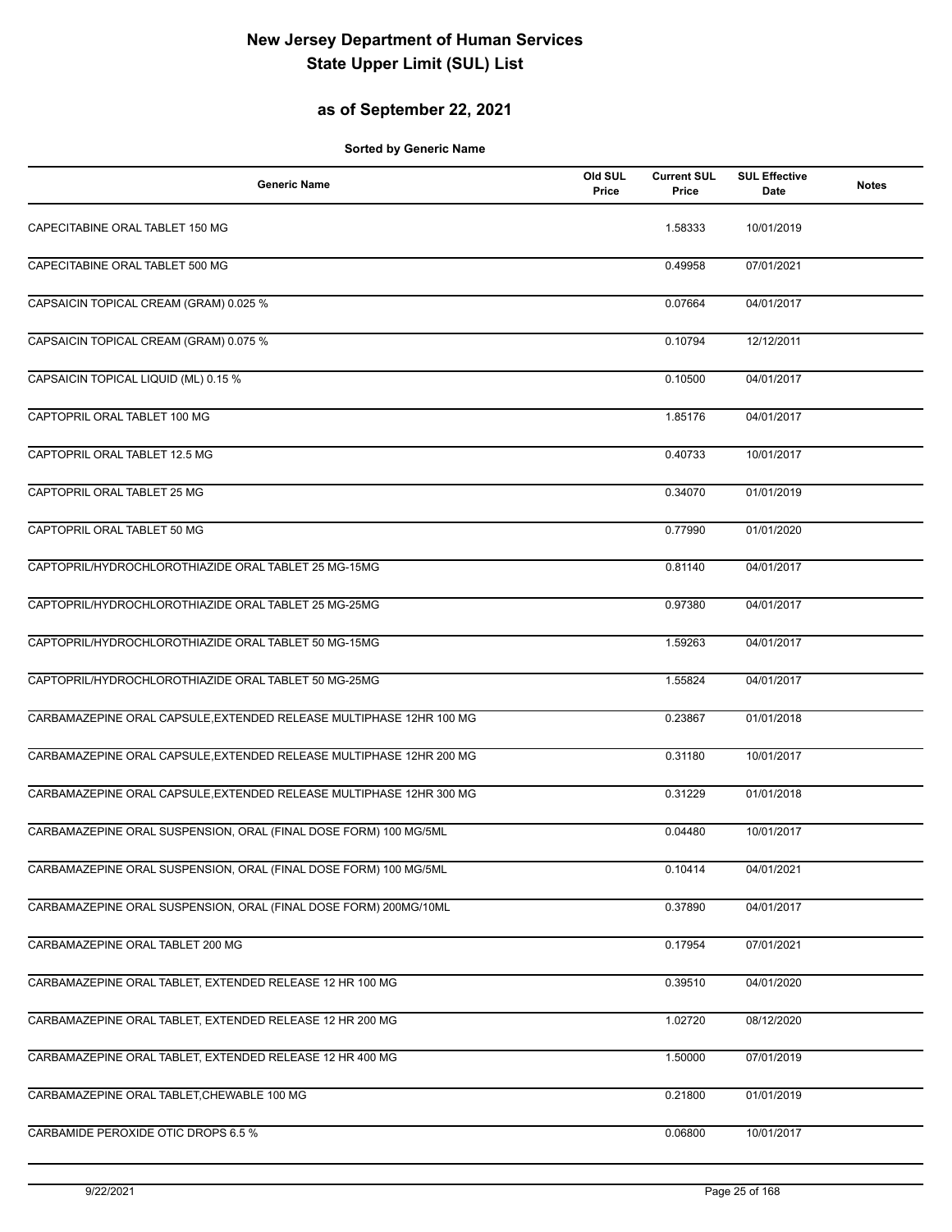# New Jersey Department of Human Services
# State Upper Limit (SUL) List

## as of September 22, 2021

**Sorted by Generic Name**

| Generic Name | Old SUL Price | Current SUL Price | SUL Effective Date | Notes |
|---|---|---|---|---|
| CAPECITABINE ORAL TABLET 150 MG | | 1.58333 | 10/01/2019 | |
| CAPECITABINE ORAL TABLET 500 MG | | 0.49958 | 07/01/2021 | |
| CAPSAICIN TOPICAL CREAM (GRAM) 0.025 % | | 0.07664 | 04/01/2017 | |
| CAPSAICIN TOPICAL CREAM (GRAM) 0.075 % | | 0.10794 | 12/12/2011 | |
| CAPSAICIN TOPICAL LIQUID (ML) 0.15 % | | 0.10500 | 04/01/2017 | |
| CAPTOPRIL ORAL TABLET 100 MG | | 1.85176 | 04/01/2017 | |
| CAPTOPRIL ORAL TABLET 12.5 MG | | 0.40733 | 10/01/2017 | |
| CAPTOPRIL ORAL TABLET 25 MG | | 0.34070 | 01/01/2019 | |
| CAPTOPRIL ORAL TABLET 50 MG | | 0.77990 | 01/01/2020 | |
| CAPTOPRIL/HYDROCHLOROTHIAZIDE ORAL TABLET 25 MG-15MG | | 0.81140 | 04/01/2017 | |
| CAPTOPRIL/HYDROCHLOROTHIAZIDE ORAL TABLET 25 MG-25MG | | 0.97380 | 04/01/2017 | |
| CAPTOPRIL/HYDROCHLOROTHIAZIDE ORAL TABLET 50 MG-15MG | | 1.59263 | 04/01/2017 | |
| CAPTOPRIL/HYDROCHLOROTHIAZIDE ORAL TABLET 50 MG-25MG | | 1.55824 | 04/01/2017 | |
| CARBAMAZEPINE ORAL CAPSULE,EXTENDED RELEASE MULTIPHASE 12HR 100 MG | | 0.23867 | 01/01/2018 | |
| CARBAMAZEPINE ORAL CAPSULE,EXTENDED RELEASE MULTIPHASE 12HR 200 MG | | 0.31180 | 10/01/2017 | |
| CARBAMAZEPINE ORAL CAPSULE,EXTENDED RELEASE MULTIPHASE 12HR 300 MG | | 0.31229 | 01/01/2018 | |
| CARBAMAZEPINE ORAL SUSPENSION, ORAL (FINAL DOSE FORM) 100 MG/5ML | | 0.04480 | 10/01/2017 | |
| CARBAMAZEPINE ORAL SUSPENSION, ORAL (FINAL DOSE FORM) 100 MG/5ML | | 0.10414 | 04/01/2021 | |
| CARBAMAZEPINE ORAL SUSPENSION, ORAL (FINAL DOSE FORM) 200MG/10ML | | 0.37890 | 04/01/2017 | |
| CARBAMAZEPINE ORAL TABLET 200 MG | | 0.17954 | 07/01/2021 | |
| CARBAMAZEPINE ORAL TABLET, EXTENDED RELEASE 12 HR 100 MG | | 0.39510 | 04/01/2020 | |
| CARBAMAZEPINE ORAL TABLET, EXTENDED RELEASE 12 HR 200 MG | | 1.02720 | 08/12/2020 | |
| CARBAMAZEPINE ORAL TABLET, EXTENDED RELEASE 12 HR 400 MG | | 1.50000 | 07/01/2019 | |
| CARBAMAZEPINE ORAL TABLET,CHEWABLE 100 MG | | 0.21800 | 01/01/2019 | |
| CARBAMIDE PEROXIDE OTIC DROPS 6.5 % | | 0.06800 | 10/01/2017 | |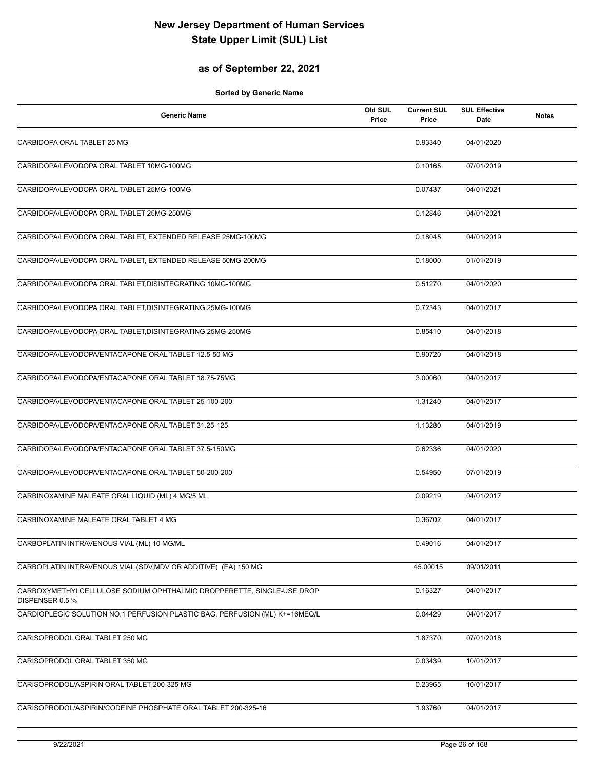# New Jersey Department of Human Services
# State Upper Limit (SUL) List

## as of September 22, 2021

**Sorted by Generic Name**

| Generic Name | Old SUL Price | Current SUL Price | SUL Effective Date | Notes |
|---|---|---|---|---|
| CARBIDOPA ORAL TABLET 25 MG | | 0.93340 | 04/01/2020 | |
| CARBIDOPA/LEVODOPA ORAL TABLET 10MG-100MG | | 0.10165 | 07/01/2019 | |
| CARBIDOPA/LEVODOPA ORAL TABLET 25MG-100MG | | 0.07437 | 04/01/2021 | |
| CARBIDOPA/LEVODOPA ORAL TABLET 25MG-250MG | | 0.12846 | 04/01/2021 | |
| CARBIDOPA/LEVODOPA ORAL TABLET, EXTENDED RELEASE 25MG-100MG | | 0.18045 | 04/01/2019 | |
| CARBIDOPA/LEVODOPA ORAL TABLET, EXTENDED RELEASE 50MG-200MG | | 0.18000 | 01/01/2019 | |
| CARBIDOPA/LEVODOPA ORAL TABLET,DISINTEGRATING 10MG-100MG | | 0.51270 | 04/01/2020 | |
| CARBIDOPA/LEVODOPA ORAL TABLET,DISINTEGRATING 25MG-100MG | | 0.72343 | 04/01/2017 | |
| CARBIDOPA/LEVODOPA ORAL TABLET,DISINTEGRATING 25MG-250MG | | 0.85410 | 04/01/2018 | |
| CARBIDOPA/LEVODOPA/ENTACAPONE ORAL TABLET 12.5-50 MG | | 0.90720 | 04/01/2018 | |
| CARBIDOPA/LEVODOPA/ENTACAPONE ORAL TABLET 18.75-75MG | | 3.00060 | 04/01/2017 | |
| CARBIDOPA/LEVODOPA/ENTACAPONE ORAL TABLET 25-100-200 | | 1.31240 | 04/01/2017 | |
| CARBIDOPA/LEVODOPA/ENTACAPONE ORAL TABLET 31.25-125 | | 1.13280 | 04/01/2019 | |
| CARBIDOPA/LEVODOPA/ENTACAPONE ORAL TABLET 37.5-150MG | | 0.62336 | 04/01/2020 | |
| CARBIDOPA/LEVODOPA/ENTACAPONE ORAL TABLET 50-200-200 | | 0.54950 | 07/01/2019 | |
| CARBINOXAMINE MALEATE ORAL LIQUID (ML) 4 MG/5 ML | | 0.09219 | 04/01/2017 | |
| CARBINOXAMINE MALEATE ORAL TABLET 4 MG | | 0.36702 | 04/01/2017 | |
| CARBOPLATIN INTRAVENOUS VIAL (ML) 10 MG/ML | | 0.49016 | 04/01/2017 | |
| CARBOPLATIN INTRAVENOUS VIAL (SDV,MDV OR ADDITIVE) (EA) 150 MG | | 45.00015 | 09/01/2011 | |
| CARBOXYMETHYLCELLULOSE SODIUM OPHTHALMIC DROPPERETTE, SINGLE-USE DROP DISPENSER 0.5 % | | 0.16327 | 04/01/2017 | |
| CARDIOPLEGIC SOLUTION NO.1 PERFUSION PLASTIC BAG, PERFUSION (ML) K+=16MEQ/L | | 0.04429 | 04/01/2017 | |
| CARISOPRODOL ORAL TABLET 250 MG | | 1.87370 | 07/01/2018 | |
| CARISOPRODOL ORAL TABLET 350 MG | | 0.03439 | 10/01/2017 | |
| CARISOPRODOL/ASPIRIN ORAL TABLET 200-325 MG | | 0.23965 | 10/01/2017 | |
| CARISOPRODOL/ASPIRIN/CODEINE PHOSPHATE ORAL TABLET 200-325-16 | | 1.93760 | 04/01/2017 | |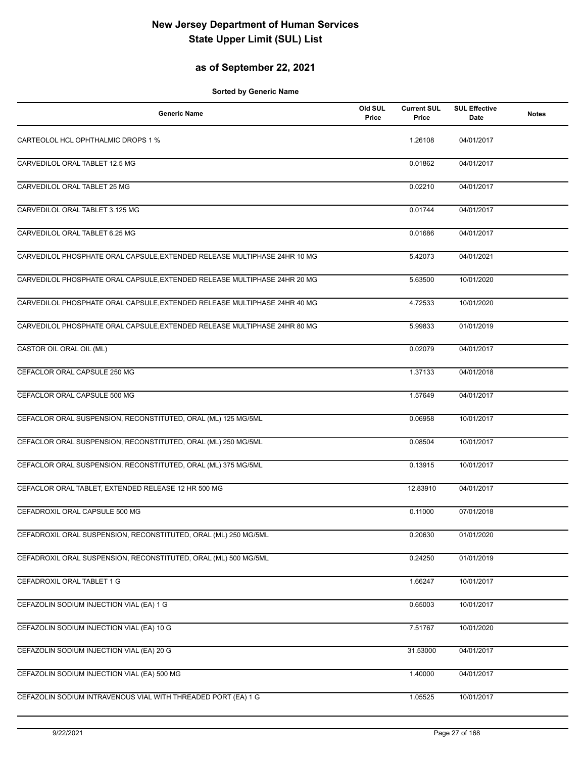# New Jersey Department of Human Services
# State Upper Limit (SUL) List

## as of September 22, 2021

**Sorted by Generic Name**

| Generic Name | Old SUL Price | Current SUL Price | SUL Effective Date | Notes |
|---|---|---|---|---|
| CARTEOLOL HCL OPHTHALMIC DROPS 1 % | | 1.26108 | 04/01/2017 | |
| CARVEDILOL ORAL TABLET 12.5 MG | | 0.01862 | 04/01/2017 | |
| CARVEDILOL ORAL TABLET 25 MG | | 0.02210 | 04/01/2017 | |
| CARVEDILOL ORAL TABLET 3.125 MG | | 0.01744 | 04/01/2017 | |
| CARVEDILOL ORAL TABLET 6.25 MG | | 0.01686 | 04/01/2017 | |
| CARVEDILOL PHOSPHATE ORAL CAPSULE,EXTENDED RELEASE MULTIPHASE 24HR 10 MG | | 5.42073 | 04/01/2021 | |
| CARVEDILOL PHOSPHATE ORAL CAPSULE,EXTENDED RELEASE MULTIPHASE 24HR 20 MG | | 5.63500 | 10/01/2020 | |
| CARVEDILOL PHOSPHATE ORAL CAPSULE,EXTENDED RELEASE MULTIPHASE 24HR 40 MG | | 4.72533 | 10/01/2020 | |
| CARVEDILOL PHOSPHATE ORAL CAPSULE,EXTENDED RELEASE MULTIPHASE 24HR 80 MG | | 5.99833 | 01/01/2019 | |
| CASTOR OIL ORAL OIL (ML) | | 0.02079 | 04/01/2017 | |
| CEFACLOR ORAL CAPSULE 250 MG | | 1.37133 | 04/01/2018 | |
| CEFACLOR ORAL CAPSULE 500 MG | | 1.57649 | 04/01/2017 | |
| CEFACLOR ORAL SUSPENSION, RECONSTITUTED, ORAL (ML) 125 MG/5ML | | 0.06958 | 10/01/2017 | |
| CEFACLOR ORAL SUSPENSION, RECONSTITUTED, ORAL (ML) 250 MG/5ML | | 0.08504 | 10/01/2017 | |
| CEFACLOR ORAL SUSPENSION, RECONSTITUTED, ORAL (ML) 375 MG/5ML | | 0.13915 | 10/01/2017 | |
| CEFACLOR ORAL TABLET, EXTENDED RELEASE 12 HR 500 MG | | 12.83910 | 04/01/2017 | |
| CEFADROXIL ORAL CAPSULE 500 MG | | 0.11000 | 07/01/2018 | |
| CEFADROXIL ORAL SUSPENSION, RECONSTITUTED, ORAL (ML) 250 MG/5ML | | 0.20630 | 01/01/2020 | |
| CEFADROXIL ORAL SUSPENSION, RECONSTITUTED, ORAL (ML) 500 MG/5ML | | 0.24250 | 01/01/2019 | |
| CEFADROXIL ORAL TABLET 1 G | | 1.66247 | 10/01/2017 | |
| CEFAZOLIN SODIUM INJECTION VIAL (EA) 1 G | | 0.65003 | 10/01/2017 | |
| CEFAZOLIN SODIUM INJECTION VIAL (EA) 10 G | | 7.51767 | 10/01/2020 | |
| CEFAZOLIN SODIUM INJECTION VIAL (EA) 20 G | | 31.53000 | 04/01/2017 | |
| CEFAZOLIN SODIUM INJECTION VIAL (EA) 500 MG | | 1.40000 | 04/01/2017 | |
| CEFAZOLIN SODIUM INTRAVENOUS VIAL WITH THREADED PORT (EA) 1 G | | 1.05525 | 10/01/2017 | |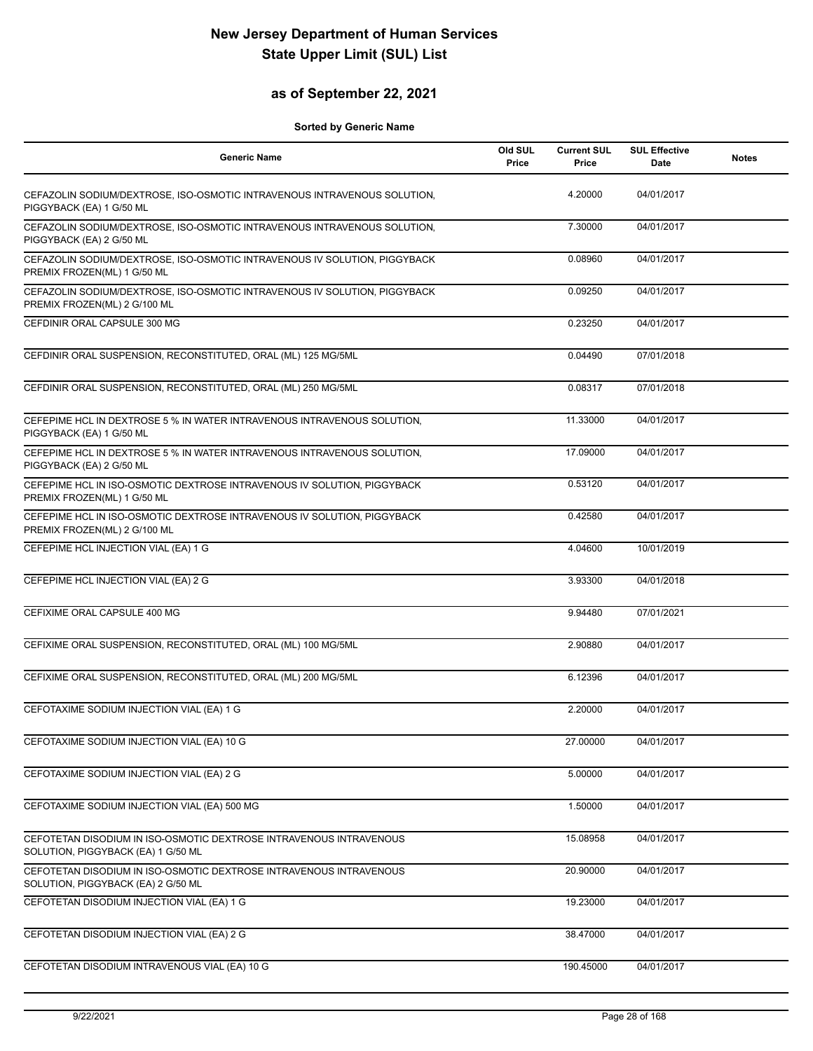# New Jersey Department of Human Services
# State Upper Limit (SUL) List

## as of September 22, 2021

**Sorted by Generic Name**

| Generic Name | Old SUL Price | Current SUL Price | SUL Effective Date | Notes |
|---|---|---|---|---|
| CEFAZOLIN SODIUM/DEXTROSE, ISO-OSMOTIC INTRAVENOUS INTRAVENOUS SOLUTION, PIGGYBACK (EA) 1 G/50 ML | | 4.20000 | 04/01/2017 | |
| CEFAZOLIN SODIUM/DEXTROSE, ISO-OSMOTIC INTRAVENOUS INTRAVENOUS SOLUTION, PIGGYBACK (EA) 2 G/50 ML | | 7.30000 | 04/01/2017 | |
| CEFAZOLIN SODIUM/DEXTROSE, ISO-OSMOTIC INTRAVENOUS IV SOLUTION, PIGGYBACK PREMIX FROZEN(ML) 1 G/50 ML | | 0.08960 | 04/01/2017 | |
| CEFAZOLIN SODIUM/DEXTROSE, ISO-OSMOTIC INTRAVENOUS IV SOLUTION, PIGGYBACK PREMIX FROZEN(ML) 2 G/100 ML | | 0.09250 | 04/01/2017 | |
| CEFDINIR ORAL CAPSULE 300 MG | | 0.23250 | 04/01/2017 | |
| CEFDINIR ORAL SUSPENSION, RECONSTITUTED, ORAL (ML) 125 MG/5ML | | 0.04490 | 07/01/2018 | |
| CEFDINIR ORAL SUSPENSION, RECONSTITUTED, ORAL (ML) 250 MG/5ML | | 0.08317 | 07/01/2018 | |
| CEFEPIME HCL IN DEXTROSE 5 % IN WATER INTRAVENOUS INTRAVENOUS SOLUTION, PIGGYBACK (EA) 1 G/50 ML | | 11.33000 | 04/01/2017 | |
| CEFEPIME HCL IN DEXTROSE 5 % IN WATER INTRAVENOUS INTRAVENOUS SOLUTION, PIGGYBACK (EA) 2 G/50 ML | | 17.09000 | 04/01/2017 | |
| CEFEPIME HCL IN ISO-OSMOTIC DEXTROSE INTRAVENOUS IV SOLUTION, PIGGYBACK PREMIX FROZEN(ML) 1 G/50 ML | | 0.53120 | 04/01/2017 | |
| CEFEPIME HCL IN ISO-OSMOTIC DEXTROSE INTRAVENOUS IV SOLUTION, PIGGYBACK PREMIX FROZEN(ML) 2 G/100 ML | | 0.42580 | 04/01/2017 | |
| CEFEPIME HCL INJECTION VIAL (EA) 1 G | | 4.04600 | 10/01/2019 | |
| CEFEPIME HCL INJECTION VIAL (EA) 2 G | | 3.93300 | 04/01/2018 | |
| CEFIXIME ORAL CAPSULE 400 MG | | 9.94480 | 07/01/2021 | |
| CEFIXIME ORAL SUSPENSION, RECONSTITUTED, ORAL (ML) 100 MG/5ML | | 2.90880 | 04/01/2017 | |
| CEFIXIME ORAL SUSPENSION, RECONSTITUTED, ORAL (ML) 200 MG/5ML | | 6.12396 | 04/01/2017 | |
| CEFOTAXIME SODIUM INJECTION VIAL (EA) 1 G | | 2.20000 | 04/01/2017 | |
| CEFOTAXIME SODIUM INJECTION VIAL (EA) 10 G | | 27.00000 | 04/01/2017 | |
| CEFOTAXIME SODIUM INJECTION VIAL (EA) 2 G | | 5.00000 | 04/01/2017 | |
| CEFOTAXIME SODIUM INJECTION VIAL (EA) 500 MG | | 1.50000 | 04/01/2017 | |
| CEFOTETAN DISODIUM IN ISO-OSMOTIC DEXTROSE INTRAVENOUS INTRAVENOUS SOLUTION, PIGGYBACK (EA) 1 G/50 ML | | 15.08958 | 04/01/2017 | |
| CEFOTETAN DISODIUM IN ISO-OSMOTIC DEXTROSE INTRAVENOUS INTRAVENOUS SOLUTION, PIGGYBACK (EA) 2 G/50 ML | | 20.90000 | 04/01/2017 | |
| CEFOTETAN DISODIUM INJECTION VIAL (EA) 1 G | | 19.23000 | 04/01/2017 | |
| CEFOTETAN DISODIUM INJECTION VIAL (EA) 2 G | | 38.47000 | 04/01/2017 | |
| CEFOTETAN DISODIUM INTRAVENOUS VIAL (EA) 10 G | | 190.45000 | 04/01/2017 | |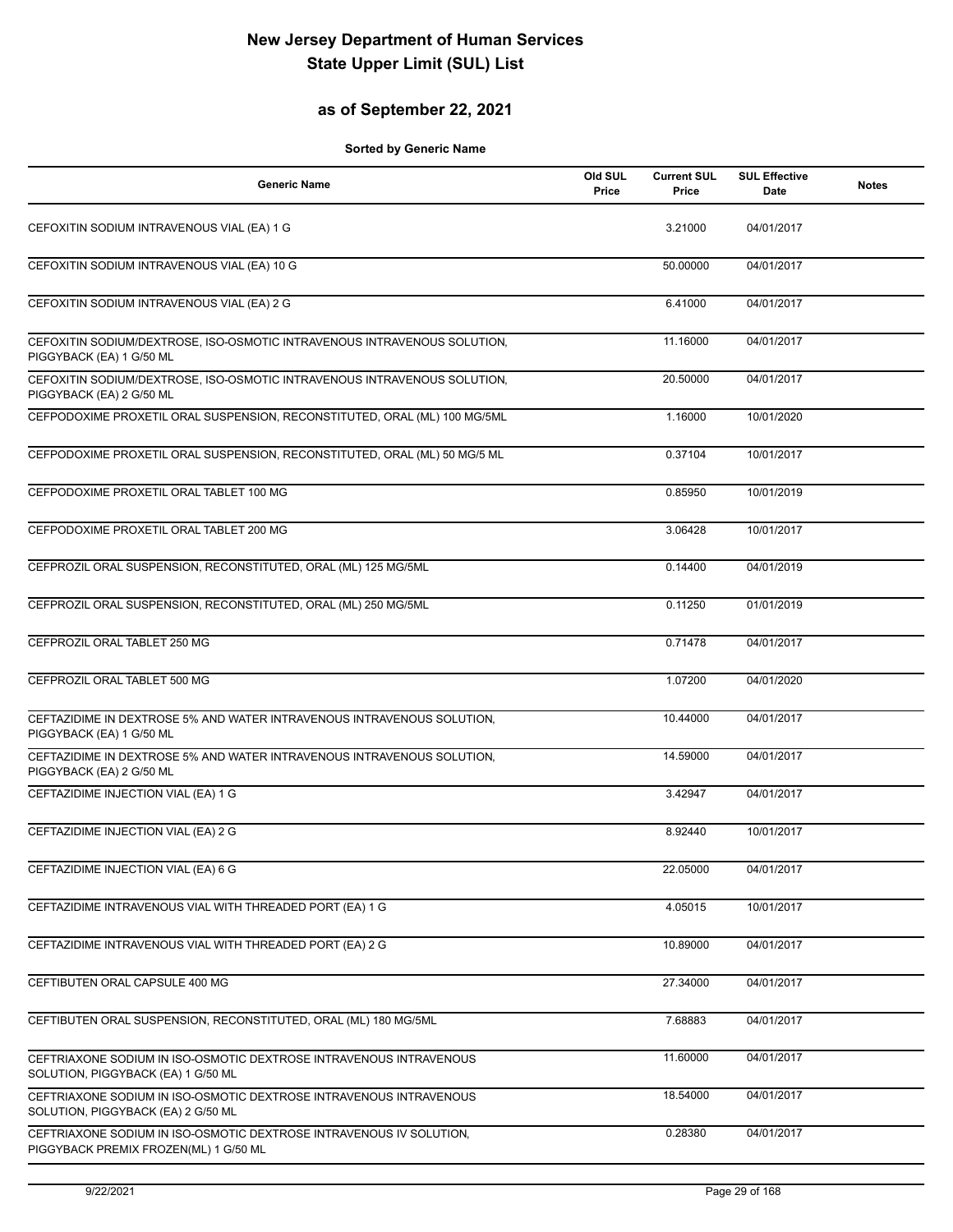# New Jersey Department of Human Services
# State Upper Limit (SUL) List

## as of September 22, 2021

**Sorted by Generic Name**

| Generic Name | Old SUL Price | Current SUL Price | SUL Effective Date | Notes |
|---|---|---|---|---|
| CEFOXITIN SODIUM INTRAVENOUS VIAL (EA) 1 G | | 3.21000 | 04/01/2017 | |
| CEFOXITIN SODIUM INTRAVENOUS VIAL (EA) 10 G | | 50.00000 | 04/01/2017 | |
| CEFOXITIN SODIUM INTRAVENOUS VIAL (EA) 2 G | | 6.41000 | 04/01/2017 | |
| CEFOXITIN SODIUM/DEXTROSE, ISO-OSMOTIC INTRAVENOUS INTRAVENOUS SOLUTION, PIGGYBACK (EA) 1 G/50 ML | | 11.16000 | 04/01/2017 | |
| CEFOXITIN SODIUM/DEXTROSE, ISO-OSMOTIC INTRAVENOUS INTRAVENOUS SOLUTION, PIGGYBACK (EA) 2 G/50 ML | | 20.50000 | 04/01/2017 | |
| CEFPODOXIME PROXETIL ORAL SUSPENSION, RECONSTITUTED, ORAL (ML) 100 MG/5ML | | 1.16000 | 10/01/2020 | |
| CEFPODOXIME PROXETIL ORAL SUSPENSION, RECONSTITUTED, ORAL (ML) 50 MG/5 ML | | 0.37104 | 10/01/2017 | |
| CEFPODOXIME PROXETIL ORAL TABLET 100 MG | | 0.85950 | 10/01/2019 | |
| CEFPODOXIME PROXETIL ORAL TABLET 200 MG | | 3.06428 | 10/01/2017 | |
| CEFPROZIL ORAL SUSPENSION, RECONSTITUTED, ORAL (ML) 125 MG/5ML | | 0.14400 | 04/01/2019 | |
| CEFPROZIL ORAL SUSPENSION, RECONSTITUTED, ORAL (ML) 250 MG/5ML | | 0.11250 | 01/01/2019 | |
| CEFPROZIL ORAL TABLET 250 MG | | 0.71478 | 04/01/2017 | |
| CEFPROZIL ORAL TABLET 500 MG | | 1.07200 | 04/01/2020 | |
| CEFTAZIDIME IN DEXTROSE 5% AND WATER INTRAVENOUS INTRAVENOUS SOLUTION, PIGGYBACK (EA) 1 G/50 ML | | 10.44000 | 04/01/2017 | |
| CEFTAZIDIME IN DEXTROSE 5% AND WATER INTRAVENOUS INTRAVENOUS SOLUTION, PIGGYBACK (EA) 2 G/50 ML | | 14.59000 | 04/01/2017 | |
| CEFTAZIDIME INJECTION VIAL (EA) 1 G | | 3.42947 | 04/01/2017 | |
| CEFTAZIDIME INJECTION VIAL (EA) 2 G | | 8.92440 | 10/01/2017 | |
| CEFTAZIDIME INJECTION VIAL (EA) 6 G | | 22.05000 | 04/01/2017 | |
| CEFTAZIDIME INTRAVENOUS VIAL WITH THREADED PORT (EA) 1 G | | 4.05015 | 10/01/2017 | |
| CEFTAZIDIME INTRAVENOUS VIAL WITH THREADED PORT (EA) 2 G | | 10.89000 | 04/01/2017 | |
| CEFTIBUTEN ORAL CAPSULE 400 MG | | 27.34000 | 04/01/2017 | |
| CEFTIBUTEN ORAL SUSPENSION, RECONSTITUTED, ORAL (ML) 180 MG/5ML | | 7.68883 | 04/01/2017 | |
| CEFTRIAXONE SODIUM IN ISO-OSMOTIC DEXTROSE INTRAVENOUS INTRAVENOUS SOLUTION, PIGGYBACK (EA) 1 G/50 ML | | 11.60000 | 04/01/2017 | |
| CEFTRIAXONE SODIUM IN ISO-OSMOTIC DEXTROSE INTRAVENOUS INTRAVENOUS SOLUTION, PIGGYBACK (EA) 2 G/50 ML | | 18.54000 | 04/01/2017 | |
| CEFTRIAXONE SODIUM IN ISO-OSMOTIC DEXTROSE INTRAVENOUS IV SOLUTION, PIGGYBACK PREMIX FROZEN(ML) 1 G/50 ML | | 0.28380 | 04/01/2017 | |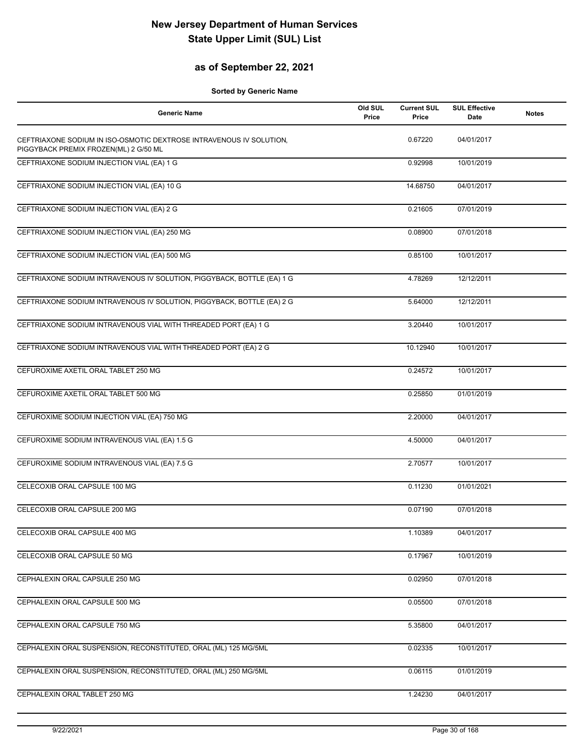# New Jersey Department of Human Services
# State Upper Limit (SUL) List

## as of September 22, 2021

**Sorted by Generic Name**

| Generic Name | Old SUL Price | Current SUL Price | SUL Effective Date | Notes |
|---|---|---|---|---|
| CEFTRIAXONE SODIUM IN ISO-OSMOTIC DEXTROSE INTRAVENOUS IV SOLUTION, PIGGYBACK PREMIX FROZEN(ML) 2 G/50 ML | | 0.67220 | 04/01/2017 | |
| CEFTRIAXONE SODIUM INJECTION VIAL (EA) 1 G | | 0.92998 | 10/01/2019 | |
| CEFTRIAXONE SODIUM INJECTION VIAL (EA) 10 G | | 14.68750 | 04/01/2017 | |
| CEFTRIAXONE SODIUM INJECTION VIAL (EA) 2 G | | 0.21605 | 07/01/2019 | |
| CEFTRIAXONE SODIUM INJECTION VIAL (EA) 250 MG | | 0.08900 | 07/01/2018 | |
| CEFTRIAXONE SODIUM INJECTION VIAL (EA) 500 MG | | 0.85100 | 10/01/2017 | |
| CEFTRIAXONE SODIUM INTRAVENOUS IV SOLUTION, PIGGYBACK, BOTTLE (EA) 1 G | | 4.78269 | 12/12/2011 | |
| CEFTRIAXONE SODIUM INTRAVENOUS IV SOLUTION, PIGGYBACK, BOTTLE (EA) 2 G | | 5.64000 | 12/12/2011 | |
| CEFTRIAXONE SODIUM INTRAVENOUS VIAL WITH THREADED PORT (EA) 1 G | | 3.20440 | 10/01/2017 | |
| CEFTRIAXONE SODIUM INTRAVENOUS VIAL WITH THREADED PORT (EA) 2 G | | 10.12940 | 10/01/2017 | |
| CEFUROXIME AXETIL ORAL TABLET 250 MG | | 0.24572 | 10/01/2017 | |
| CEFUROXIME AXETIL ORAL TABLET 500 MG | | 0.25850 | 01/01/2019 | |
| CEFUROXIME SODIUM INJECTION VIAL (EA) 750 MG | | 2.20000 | 04/01/2017 | |
| CEFUROXIME SODIUM INTRAVENOUS VIAL (EA) 1.5 G | | 4.50000 | 04/01/2017 | |
| CEFUROXIME SODIUM INTRAVENOUS VIAL (EA) 7.5 G | | 2.70577 | 10/01/2017 | |
| CELECOXIB ORAL CAPSULE 100 MG | | 0.11230 | 01/01/2021 | |
| CELECOXIB ORAL CAPSULE 200 MG | | 0.07190 | 07/01/2018 | |
| CELECOXIB ORAL CAPSULE 400 MG | | 1.10389 | 04/01/2017 | |
| CELECOXIB ORAL CAPSULE 50 MG | | 0.17967 | 10/01/2019 | |
| CEPHALEXIN ORAL CAPSULE 250 MG | | 0.02950 | 07/01/2018 | |
| CEPHALEXIN ORAL CAPSULE 500 MG | | 0.05500 | 07/01/2018 | |
| CEPHALEXIN ORAL CAPSULE 750 MG | | 5.35800 | 04/01/2017 | |
| CEPHALEXIN ORAL SUSPENSION, RECONSTITUTED, ORAL (ML) 125 MG/5ML | | 0.02335 | 10/01/2017 | |
| CEPHALEXIN ORAL SUSPENSION, RECONSTITUTED, ORAL (ML) 250 MG/5ML | | 0.06115 | 01/01/2019 | |
| CEPHALEXIN ORAL TABLET 250 MG | | 1.24230 | 04/01/2017 | |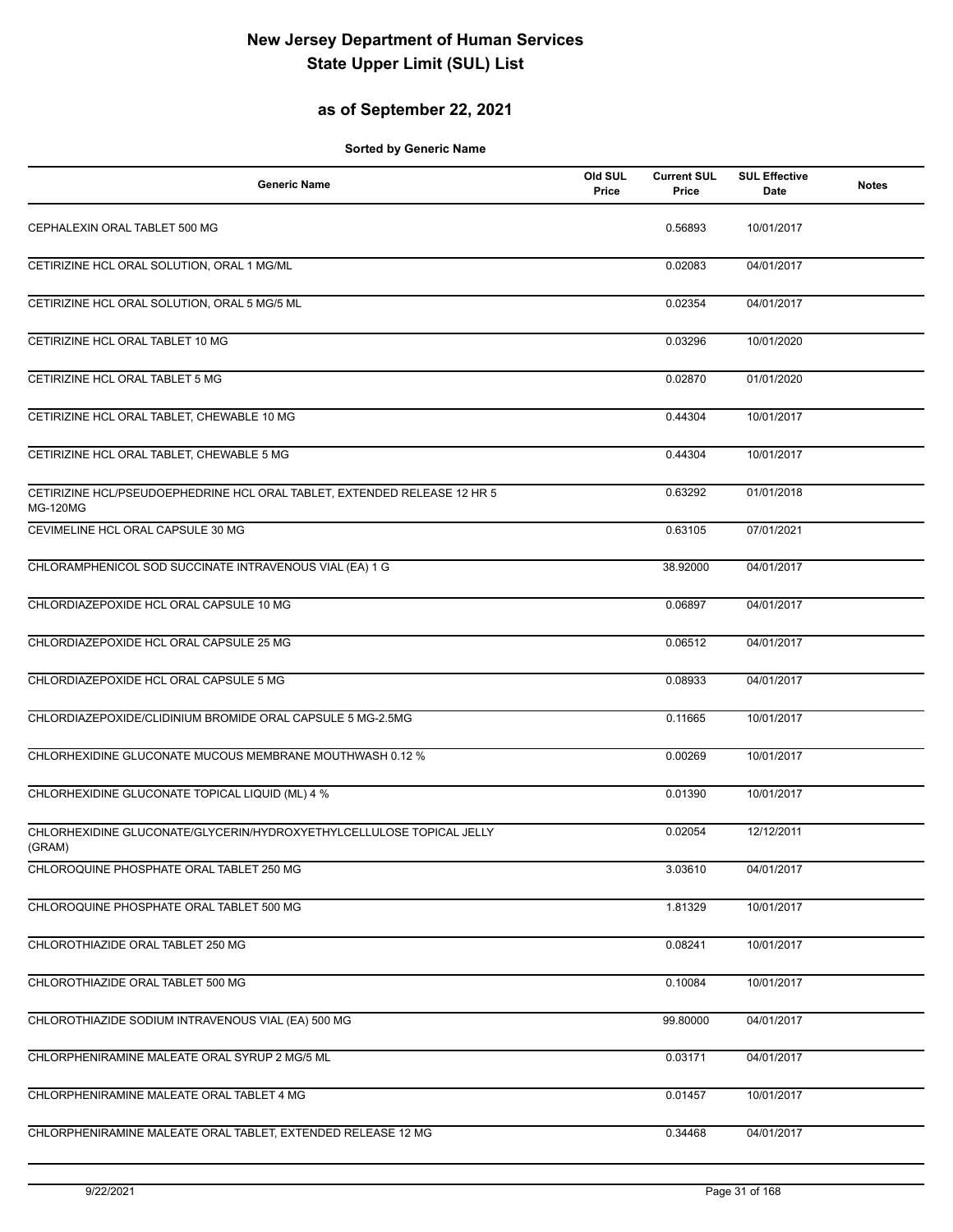# New Jersey Department of Human Services
# State Upper Limit (SUL) List

## as of September 22, 2021

**Sorted by Generic Name**

| Generic Name | Old SUL Price | Current SUL Price | SUL Effective Date | Notes |
|---|---|---|---|---|
| CEPHALEXIN ORAL TABLET 500 MG | | 0.56893 | 10/01/2017 | |
| CETIRIZINE HCL ORAL SOLUTION, ORAL 1 MG/ML | | 0.02083 | 04/01/2017 | |
| CETIRIZINE HCL ORAL SOLUTION, ORAL 5 MG/5 ML | | 0.02354 | 04/01/2017 | |
| CETIRIZINE HCL ORAL TABLET 10 MG | | 0.03296 | 10/01/2020 | |
| CETIRIZINE HCL ORAL TABLET 5 MG | | 0.02870 | 01/01/2020 | |
| CETIRIZINE HCL ORAL TABLET, CHEWABLE 10 MG | | 0.44304 | 10/01/2017 | |
| CETIRIZINE HCL ORAL TABLET, CHEWABLE 5 MG | | 0.44304 | 10/01/2017 | |
| CETIRIZINE HCL/PSEUDOEPHEDRINE HCL ORAL TABLET, EXTENDED RELEASE 12 HR 5 MG-120MG | | 0.63292 | 01/01/2018 | |
| CEVIMELINE HCL ORAL CAPSULE 30 MG | | 0.63105 | 07/01/2021 | |
| CHLORAMPHENICOL SOD SUCCINATE INTRAVENOUS VIAL (EA) 1 G | | 38.92000 | 04/01/2017 | |
| CHLORDIAZEPOXIDE HCL ORAL CAPSULE 10 MG | | 0.06897 | 04/01/2017 | |
| CHLORDIAZEPOXIDE HCL ORAL CAPSULE 25 MG | | 0.06512 | 04/01/2017 | |
| CHLORDIAZEPOXIDE HCL ORAL CAPSULE 5 MG | | 0.08933 | 04/01/2017 | |
| CHLORDIAZEPOXIDE/CLIDINIUM BROMIDE ORAL CAPSULE 5 MG-2.5MG | | 0.11665 | 10/01/2017 | |
| CHLORHEXIDINE GLUCONATE MUCOUS MEMBRANE MOUTHWASH 0.12 % | | 0.00269 | 10/01/2017 | |
| CHLORHEXIDINE GLUCONATE TOPICAL LIQUID (ML) 4 % | | 0.01390 | 10/01/2017 | |
| CHLORHEXIDINE GLUCONATE/GLYCERIN/HYDROXYETHYLCELLULOSE TOPICAL JELLY (GRAM) | | 0.02054 | 12/12/2011 | |
| CHLOROQUINE PHOSPHATE ORAL TABLET 250 MG | | 3.03610 | 04/01/2017 | |
| CHLOROQUINE PHOSPHATE ORAL TABLET 500 MG | | 1.81329 | 10/01/2017 | |
| CHLOROTHIAZIDE ORAL TABLET 250 MG | | 0.08241 | 10/01/2017 | |
| CHLOROTHIAZIDE ORAL TABLET 500 MG | | 0.10084 | 10/01/2017 | |
| CHLOROTHIAZIDE SODIUM INTRAVENOUS VIAL (EA) 500 MG | | 99.80000 | 04/01/2017 | |
| CHLORPHENIRAMINE MALEATE ORAL SYRUP 2 MG/5 ML | | 0.03171 | 04/01/2017 | |
| CHLORPHENIRAMINE MALEATE ORAL TABLET 4 MG | | 0.01457 | 10/01/2017 | |
| CHLORPHENIRAMINE MALEATE ORAL TABLET, EXTENDED RELEASE 12 MG | | 0.34468 | 04/01/2017 | |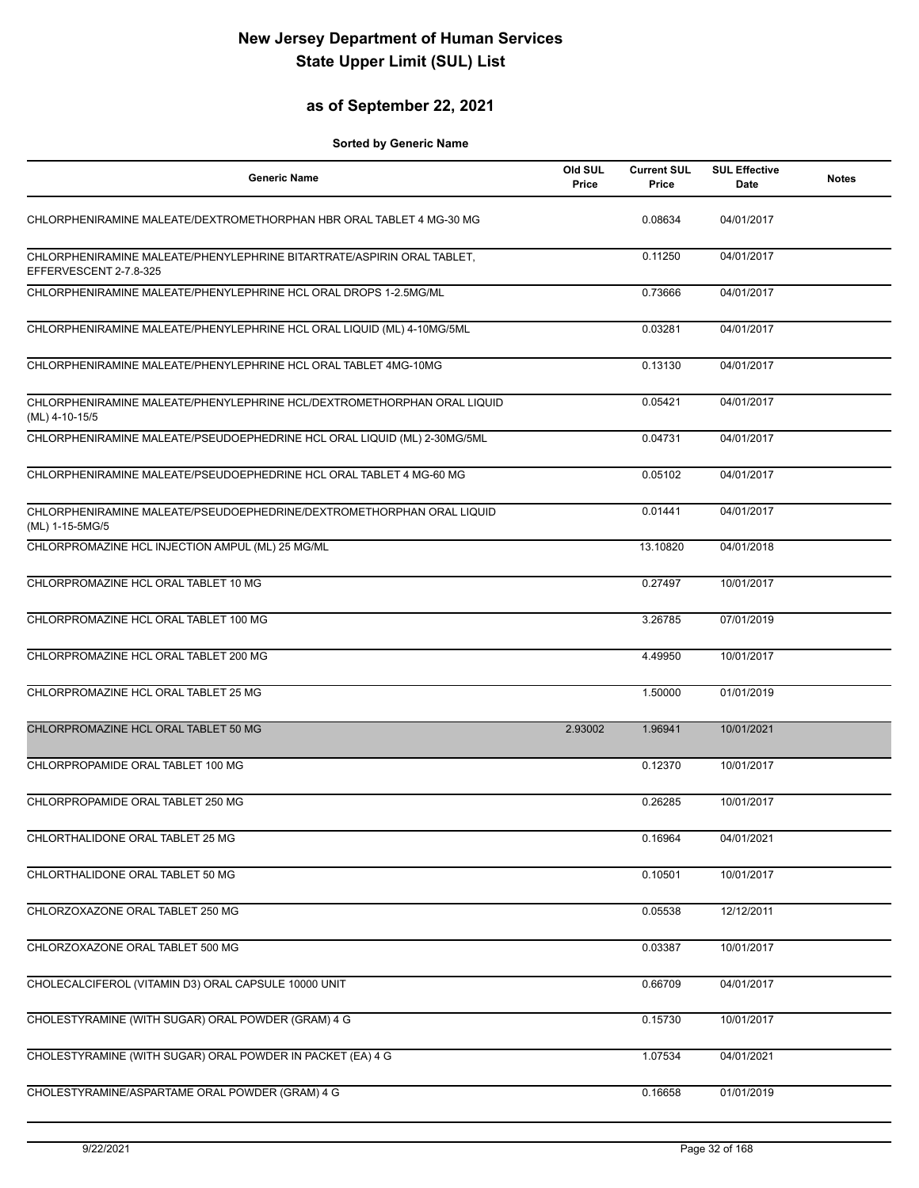# New Jersey Department of Human Services
# State Upper Limit (SUL) List

## as of September 22, 2021

**Sorted by Generic Name**

| Generic Name | Old SUL Price | Current SUL Price | SUL Effective Date | Notes |
|---|---|---|---|---|
| CHLORPHENIRAMINE MALEATE/DEXTROMETHORPHAN HBR ORAL TABLET 4 MG-30 MG | | 0.08634 | 04/01/2017 | |
| CHLORPHENIRAMINE MALEATE/PHENYLEPHRINE BITARTRATE/ASPIRIN ORAL TABLET, EFFERVESCENT 2-7.8-325 | | 0.11250 | 04/01/2017 | |
| CHLORPHENIRAMINE MALEATE/PHENYLEPHRINE HCL ORAL DROPS 1-2.5MG/ML | | 0.73666 | 04/01/2017 | |
| CHLORPHENIRAMINE MALEATE/PHENYLEPHRINE HCL ORAL LIQUID (ML) 4-10MG/5ML | | 0.03281 | 04/01/2017 | |
| CHLORPHENIRAMINE MALEATE/PHENYLEPHRINE HCL ORAL TABLET 4MG-10MG | | 0.13130 | 04/01/2017 | |
| CHLORPHENIRAMINE MALEATE/PHENYLEPHRINE HCL/DEXTROMETHORPHAN ORAL LIQUID (ML) 4-10-15/5 | | 0.05421 | 04/01/2017 | |
| CHLORPHENIRAMINE MALEATE/PSEUDOEPHEDRINE HCL ORAL LIQUID (ML) 2-30MG/5ML | | 0.04731 | 04/01/2017 | |
| CHLORPHENIRAMINE MALEATE/PSEUDOEPHEDRINE HCL ORAL TABLET 4 MG-60 MG | | 0.05102 | 04/01/2017 | |
| CHLORPHENIRAMINE MALEATE/PSEUDOEPHEDRINE/DEXTROMETHORPHAN ORAL LIQUID (ML) 1-15-5MG/5 | | 0.01441 | 04/01/2017 | |
| CHLORPROMAZINE HCL INJECTION AMPUL (ML) 25 MG/ML | | 13.10820 | 04/01/2018 | |
| CHLORPROMAZINE HCL ORAL TABLET 10 MG | | 0.27497 | 10/01/2017 | |
| CHLORPROMAZINE HCL ORAL TABLET 100 MG | | 3.26785 | 07/01/2019 | |
| CHLORPROMAZINE HCL ORAL TABLET 200 MG | | 4.49950 | 10/01/2017 | |
| CHLORPROMAZINE HCL ORAL TABLET 25 MG | | 1.50000 | 01/01/2019 | |
| CHLORPROMAZINE HCL ORAL TABLET 50 MG | 2.93002 | 1.96941 | 10/01/2021 | |
| CHLORPROPAMIDE ORAL TABLET 100 MG | | 0.12370 | 10/01/2017 | |
| CHLORPROPAMIDE ORAL TABLET 250 MG | | 0.26285 | 10/01/2017 | |
| CHLORTHALIDONE ORAL TABLET 25 MG | | 0.16964 | 04/01/2021 | |
| CHLORTHALIDONE ORAL TABLET 50 MG | | 0.10501 | 10/01/2017 | |
| CHLORZOXAZONE ORAL TABLET 250 MG | | 0.05538 | 12/12/2011 | |
| CHLORZOXAZONE ORAL TABLET 500 MG | | 0.03387 | 10/01/2017 | |
| CHOLECALCIFEROL (VITAMIN D3) ORAL CAPSULE 10000 UNIT | | 0.66709 | 04/01/2017 | |
| CHOLESTYRAMINE (WITH SUGAR) ORAL POWDER (GRAM) 4 G | | 0.15730 | 10/01/2017 | |
| CHOLESTYRAMINE (WITH SUGAR) ORAL POWDER IN PACKET (EA) 4 G | | 1.07534 | 04/01/2021 | |
| CHOLESTYRAMINE/ASPARTAME ORAL POWDER (GRAM) 4 G | | 0.16658 | 01/01/2019 | |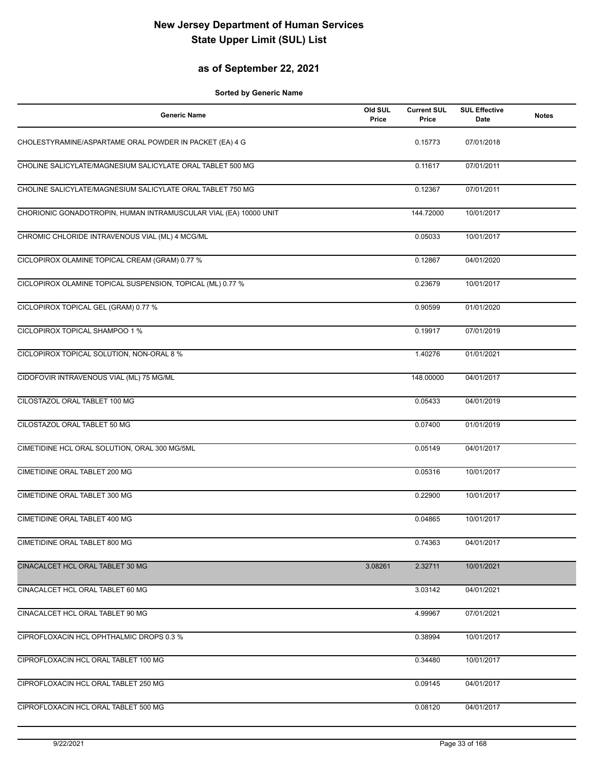# New Jersey Department of Human Services
# State Upper Limit (SUL) List

## as of September 22, 2021

**Sorted by Generic Name**

| Generic Name | Old SUL Price | Current SUL Price | SUL Effective Date | Notes |
|---|---|---|---|---|
| CHOLESTYRAMINE/ASPARTAME ORAL POWDER IN PACKET (EA) 4 G | | 0.15773 | 07/01/2018 | |
| CHOLINE SALICYLATE/MAGNESIUM SALICYLATE ORAL TABLET 500 MG | | 0.11617 | 07/01/2011 | |
| CHOLINE SALICYLATE/MAGNESIUM SALICYLATE ORAL TABLET 750 MG | | 0.12367 | 07/01/2011 | |
| CHORIONIC GONADOTROPIN, HUMAN INTRAMUSCULAR VIAL (EA) 10000 UNIT | | 144.72000 | 10/01/2017 | |
| CHROMIC CHLORIDE INTRAVENOUS VIAL (ML) 4 MCG/ML | | 0.05033 | 10/01/2017 | |
| CICLOPIROX OLAMINE TOPICAL CREAM (GRAM) 0.77 % | | 0.12867 | 04/01/2020 | |
| CICLOPIROX OLAMINE TOPICAL SUSPENSION, TOPICAL (ML) 0.77 % | | 0.23679 | 10/01/2017 | |
| CICLOPIROX TOPICAL GEL (GRAM) 0.77 % | | 0.90599 | 01/01/2020 | |
| CICLOPIROX TOPICAL SHAMPOO 1 % | | 0.19917 | 07/01/2019 | |
| CICLOPIROX TOPICAL SOLUTION, NON-ORAL 8 % | | 1.40276 | 01/01/2021 | |
| CIDOFOVIR INTRAVENOUS VIAL (ML) 75 MG/ML | | 148.00000 | 04/01/2017 | |
| CILOSTAZOL ORAL TABLET 100 MG | | 0.05433 | 04/01/2019 | |
| CILOSTAZOL ORAL TABLET 50 MG | | 0.07400 | 01/01/2019 | |
| CIMETIDINE HCL ORAL SOLUTION, ORAL 300 MG/5ML | | 0.05149 | 04/01/2017 | |
| CIMETIDINE ORAL TABLET 200 MG | | 0.05316 | 10/01/2017 | |
| CIMETIDINE ORAL TABLET 300 MG | | 0.22900 | 10/01/2017 | |
| CIMETIDINE ORAL TABLET 400 MG | | 0.04865 | 10/01/2017 | |
| CIMETIDINE ORAL TABLET 800 MG | | 0.74363 | 04/01/2017 | |
| CINACALCET HCL ORAL TABLET 30 MG | 3.08261 | 2.32711 | 10/01/2021 | |
| CINACALCET HCL ORAL TABLET 60 MG | | 3.03142 | 04/01/2021 | |
| CINACALCET HCL ORAL TABLET 90 MG | | 4.99967 | 07/01/2021 | |
| CIPROFLOXACIN HCL OPHTHALMIC DROPS 0.3 % | | 0.38994 | 10/01/2017 | |
| CIPROFLOXACIN HCL ORAL TABLET 100 MG | | 0.34480 | 10/01/2017 | |
| CIPROFLOXACIN HCL ORAL TABLET 250 MG | | 0.09145 | 04/01/2017 | |
| CIPROFLOXACIN HCL ORAL TABLET 500 MG | | 0.08120 | 04/01/2017 | |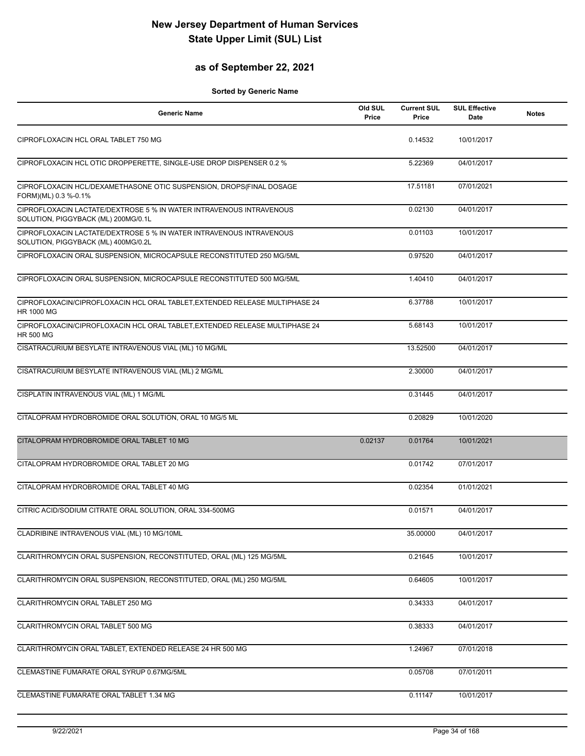# New Jersey Department of Human Services
# State Upper Limit (SUL) List

## as of September 22, 2021

**Sorted by Generic Name**

| Generic Name | Old SUL Price | Current SUL Price | SUL Effective Date | Notes |
|---|---|---|---|---|
| CIPROFLOXACIN HCL ORAL TABLET 750 MG | | 0.14532 | 10/01/2017 | |
| CIPROFLOXACIN HCL OTIC DROPPERETTE, SINGLE-USE DROP DISPENSER 0.2 % | | 5.22369 | 04/01/2017 | |
| CIPROFLOXACIN HCL/DEXAMETHASONE OTIC SUSPENSION, DROPS(FINAL DOSAGE FORM)(ML) 0.3 %-0.1% | | 17.51181 | 07/01/2021 | |
| CIPROFLOXACIN LACTATE/DEXTROSE 5 % IN WATER INTRAVENOUS INTRAVENOUS SOLUTION, PIGGYBACK (ML) 200MG/0.1L | | 0.02130 | 04/01/2017 | |
| CIPROFLOXACIN LACTATE/DEXTROSE 5 % IN WATER INTRAVENOUS INTRAVENOUS SOLUTION, PIGGYBACK (ML) 400MG/0.2L | | 0.01103 | 10/01/2017 | |
| CIPROFLOXACIN ORAL SUSPENSION, MICROCAPSULE RECONSTITUTED 250 MG/5ML | | 0.97520 | 04/01/2017 | |
| CIPROFLOXACIN ORAL SUSPENSION, MICROCAPSULE RECONSTITUTED 500 MG/5ML | | 1.40410 | 04/01/2017 | |
| CIPROFLOXACIN/CIPROFLOXACIN HCL ORAL TABLET,EXTENDED RELEASE MULTIPHASE 24 HR 1000 MG | | 6.37788 | 10/01/2017 | |
| CIPROFLOXACIN/CIPROFLOXACIN HCL ORAL TABLET,EXTENDED RELEASE MULTIPHASE 24 HR 500 MG | | 5.68143 | 10/01/2017 | |
| CISATRACURIUM BESYLATE INTRAVENOUS VIAL (ML) 10 MG/ML | | 13.52500 | 04/01/2017 | |
| CISATRACURIUM BESYLATE INTRAVENOUS VIAL (ML) 2 MG/ML | | 2.30000 | 04/01/2017 | |
| CISPLATIN INTRAVENOUS VIAL (ML) 1 MG/ML | | 0.31445 | 04/01/2017 | |
| CITALOPRAM HYDROBROMIDE ORAL SOLUTION, ORAL 10 MG/5 ML | | 0.20829 | 10/01/2020 | |
| CITALOPRAM HYDROBROMIDE ORAL TABLET 10 MG | 0.02137 | 0.01764 | 10/01/2021 | |
| CITALOPRAM HYDROBROMIDE ORAL TABLET 20 MG | | 0.01742 | 07/01/2017 | |
| CITALOPRAM HYDROBROMIDE ORAL TABLET 40 MG | | 0.02354 | 01/01/2021 | |
| CITRIC ACID/SODIUM CITRATE ORAL SOLUTION, ORAL 334-500MG | | 0.01571 | 04/01/2017 | |
| CLADRIBINE INTRAVENOUS VIAL (ML) 10 MG/10ML | | 35.00000 | 04/01/2017 | |
| CLARITHROMYCIN ORAL SUSPENSION, RECONSTITUTED, ORAL (ML) 125 MG/5ML | | 0.21645 | 10/01/2017 | |
| CLARITHROMYCIN ORAL SUSPENSION, RECONSTITUTED, ORAL (ML) 250 MG/5ML | | 0.64605 | 10/01/2017 | |
| CLARITHROMYCIN ORAL TABLET 250 MG | | 0.34333 | 04/01/2017 | |
| CLARITHROMYCIN ORAL TABLET 500 MG | | 0.38333 | 04/01/2017 | |
| CLARITHROMYCIN ORAL TABLET, EXTENDED RELEASE 24 HR 500 MG | | 1.24967 | 07/01/2018 | |
| CLEMASTINE FUMARATE ORAL SYRUP 0.67MG/5ML | | 0.05708 | 07/01/2011 | |
| CLEMASTINE FUMARATE ORAL TABLET 1.34 MG | | 0.11147 | 10/01/2017 | |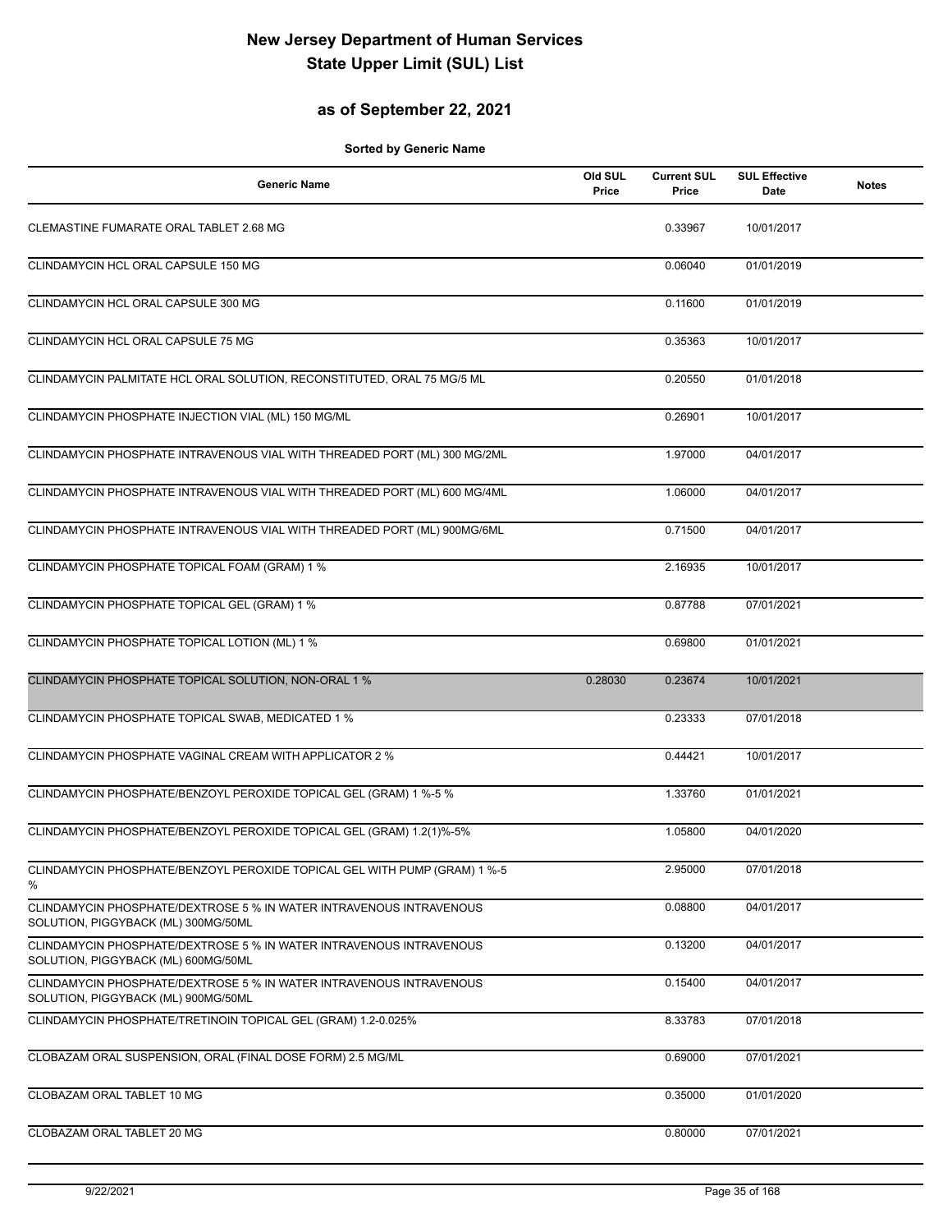# New Jersey Department of Human Services
# State Upper Limit (SUL) List

## as of September 22, 2021

**Sorted by Generic Name**

| Generic Name | Old SUL Price | Current SUL Price | SUL Effective Date | Notes |
|---|---|---|---|---|
| CLEMASTINE FUMARATE ORAL TABLET 2.68 MG | | 0.33967 | 10/01/2017 | |
| CLINDAMYCIN HCL ORAL CAPSULE 150 MG | | 0.06040 | 01/01/2019 | |
| CLINDAMYCIN HCL ORAL CAPSULE 300 MG | | 0.11600 | 01/01/2019 | |
| CLINDAMYCIN HCL ORAL CAPSULE 75 MG | | 0.35363 | 10/01/2017 | |
| CLINDAMYCIN PALMITATE HCL ORAL SOLUTION, RECONSTITUTED, ORAL 75 MG/5 ML | | 0.20550 | 01/01/2018 | |
| CLINDAMYCIN PHOSPHATE INJECTION VIAL (ML) 150 MG/ML | | 0.26901 | 10/01/2017 | |
| CLINDAMYCIN PHOSPHATE INTRAVENOUS VIAL WITH THREADED PORT (ML) 300 MG/2ML | | 1.97000 | 04/01/2017 | |
| CLINDAMYCIN PHOSPHATE INTRAVENOUS VIAL WITH THREADED PORT (ML) 600 MG/4ML | | 1.06000 | 04/01/2017 | |
| CLINDAMYCIN PHOSPHATE INTRAVENOUS VIAL WITH THREADED PORT (ML) 900MG/6ML | | 0.71500 | 04/01/2017 | |
| CLINDAMYCIN PHOSPHATE TOPICAL FOAM (GRAM) 1 % | | 2.16935 | 10/01/2017 | |
| CLINDAMYCIN PHOSPHATE TOPICAL GEL (GRAM) 1 % | | 0.87788 | 07/01/2021 | |
| CLINDAMYCIN PHOSPHATE TOPICAL LOTION (ML) 1 % | | 0.69800 | 01/01/2021 | |
| CLINDAMYCIN PHOSPHATE TOPICAL SOLUTION, NON-ORAL 1 % | 0.28030 | 0.23674 | 10/01/2021 | |
| CLINDAMYCIN PHOSPHATE TOPICAL SWAB, MEDICATED 1 % | | 0.23333 | 07/01/2018 | |
| CLINDAMYCIN PHOSPHATE VAGINAL CREAM WITH APPLICATOR 2 % | | 0.44421 | 10/01/2017 | |
| CLINDAMYCIN PHOSPHATE/BENZOYL PEROXIDE TOPICAL GEL (GRAM) 1 %-5 % | | 1.33760 | 01/01/2021 | |
| CLINDAMYCIN PHOSPHATE/BENZOYL PEROXIDE TOPICAL GEL (GRAM) 1.2(1)%-5% | | 1.05800 | 04/01/2020 | |
| CLINDAMYCIN PHOSPHATE/BENZOYL PEROXIDE TOPICAL GEL WITH PUMP (GRAM) 1 %-5 % | | 2.95000 | 07/01/2018 | |
| CLINDAMYCIN PHOSPHATE/DEXTROSE 5 % IN WATER INTRAVENOUS INTRAVENOUS SOLUTION, PIGGYBACK (ML) 300MG/50ML | | 0.08800 | 04/01/2017 | |
| CLINDAMYCIN PHOSPHATE/DEXTROSE 5 % IN WATER INTRAVENOUS INTRAVENOUS SOLUTION, PIGGYBACK (ML) 600MG/50ML | | 0.13200 | 04/01/2017 | |
| CLINDAMYCIN PHOSPHATE/DEXTROSE 5 % IN WATER INTRAVENOUS INTRAVENOUS SOLUTION, PIGGYBACK (ML) 900MG/50ML | | 0.15400 | 04/01/2017 | |
| CLINDAMYCIN PHOSPHATE/TRETINOIN TOPICAL GEL (GRAM) 1.2-0.025% | | 8.33783 | 07/01/2018 | |
| CLOBAZAM ORAL SUSPENSION, ORAL (FINAL DOSE FORM) 2.5 MG/ML | | 0.69000 | 07/01/2021 | |
| CLOBAZAM ORAL TABLET 10 MG | | 0.35000 | 01/01/2020 | |
| CLOBAZAM ORAL TABLET 20 MG | | 0.80000 | 07/01/2021 | |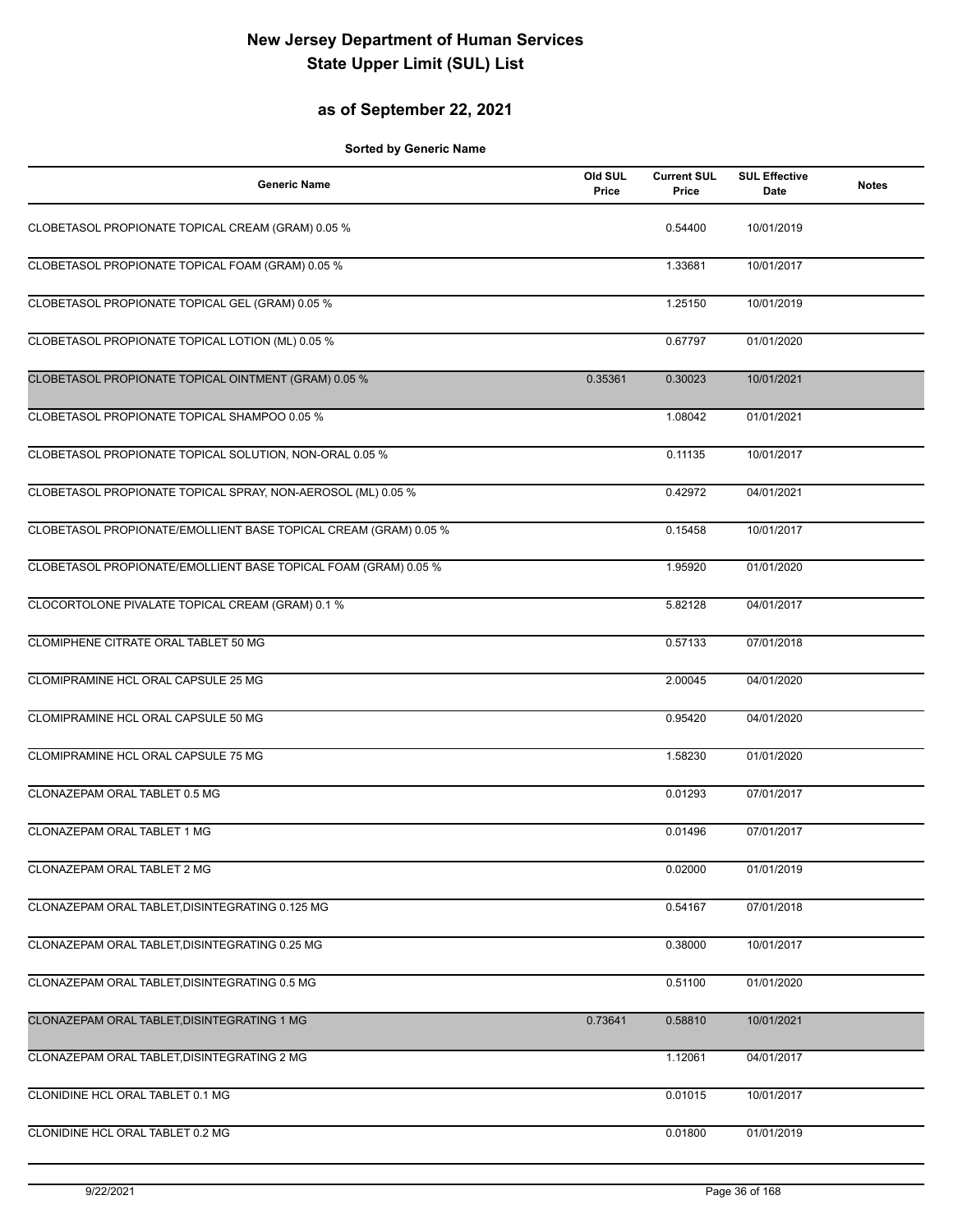# New Jersey Department of Human Services
# State Upper Limit (SUL) List

## as of September 22, 2021

**Sorted by Generic Name**

| Generic Name | Old SUL Price | Current SUL Price | SUL Effective Date | Notes |
|---|---|---|---|---|
| CLOBETASOL PROPIONATE TOPICAL CREAM (GRAM) 0.05 % | | 0.54400 | 10/01/2019 | |
| CLOBETASOL PROPIONATE TOPICAL FOAM (GRAM) 0.05 % | | 1.33681 | 10/01/2017 | |
| CLOBETASOL PROPIONATE TOPICAL GEL (GRAM) 0.05 % | | 1.25150 | 10/01/2019 | |
| CLOBETASOL PROPIONATE TOPICAL LOTION (ML) 0.05 % | | 0.67797 | 01/01/2020 | |
| CLOBETASOL PROPIONATE TOPICAL OINTMENT (GRAM) 0.05 % | 0.35361 | 0.30023 | 10/01/2021 | |
| CLOBETASOL PROPIONATE TOPICAL SHAMPOO 0.05 % | | 1.08042 | 01/01/2021 | |
| CLOBETASOL PROPIONATE TOPICAL SOLUTION, NON-ORAL 0.05 % | | 0.11135 | 10/01/2017 | |
| CLOBETASOL PROPIONATE TOPICAL SPRAY, NON-AEROSOL (ML) 0.05 % | | 0.42972 | 04/01/2021 | |
| CLOBETASOL PROPIONATE/EMOLLIENT BASE TOPICAL CREAM (GRAM) 0.05 % | | 0.15458 | 10/01/2017 | |
| CLOBETASOL PROPIONATE/EMOLLIENT BASE TOPICAL FOAM (GRAM) 0.05 % | | 1.95920 | 01/01/2020 | |
| CLOCORTOLONE PIVALATE TOPICAL CREAM (GRAM) 0.1 % | | 5.82128 | 04/01/2017 | |
| CLOMIPHENE CITRATE ORAL TABLET 50 MG | | 0.57133 | 07/01/2018 | |
| CLOMIPRAMINE HCL ORAL CAPSULE 25 MG | | 2.00045 | 04/01/2020 | |
| CLOMIPRAMINE HCL ORAL CAPSULE 50 MG | | 0.95420 | 04/01/2020 | |
| CLOMIPRAMINE HCL ORAL CAPSULE 75 MG | | 1.58230 | 01/01/2020 | |
| CLONAZEPAM ORAL TABLET 0.5 MG | | 0.01293 | 07/01/2017 | |
| CLONAZEPAM ORAL TABLET 1 MG | | 0.01496 | 07/01/2017 | |
| CLONAZEPAM ORAL TABLET 2 MG | | 0.02000 | 01/01/2019 | |
| CLONAZEPAM ORAL TABLET,DISINTEGRATING 0.125 MG | | 0.54167 | 07/01/2018 | |
| CLONAZEPAM ORAL TABLET,DISINTEGRATING 0.25 MG | | 0.38000 | 10/01/2017 | |
| CLONAZEPAM ORAL TABLET,DISINTEGRATING 0.5 MG | | 0.51100 | 01/01/2020 | |
| CLONAZEPAM ORAL TABLET,DISINTEGRATING 1 MG | 0.73641 | 0.58810 | 10/01/2021 | |
| CLONAZEPAM ORAL TABLET,DISINTEGRATING 2 MG | | 1.12061 | 04/01/2017 | |
| CLONIDINE HCL ORAL TABLET 0.1 MG | | 0.01015 | 10/01/2017 | |
| CLONIDINE HCL ORAL TABLET 0.2 MG | | 0.01800 | 01/01/2019 | |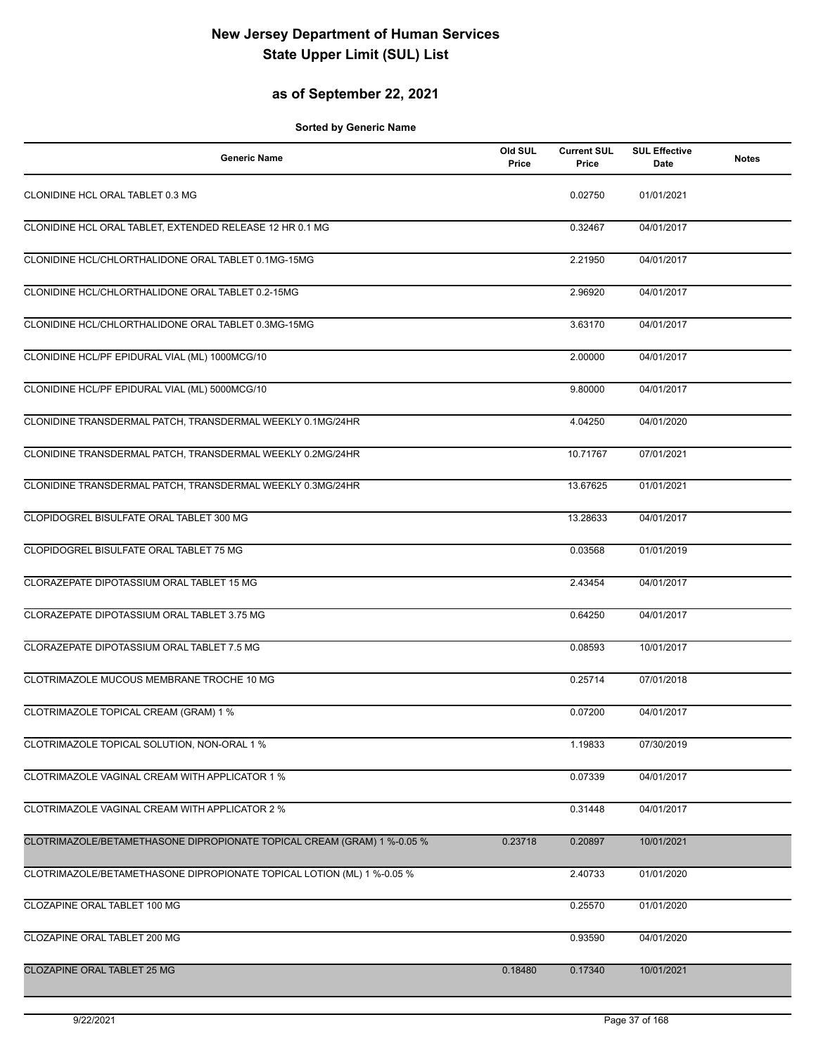# New Jersey Department of Human Services
# State Upper Limit (SUL) List

## as of September 22, 2021

**Sorted by Generic Name**

| Generic Name | Old SUL Price | Current SUL Price | SUL Effective Date | Notes |
|---|---|---|---|---|
| CLONIDINE HCL ORAL TABLET 0.3 MG | | 0.02750 | 01/01/2021 | |
| CLONIDINE HCL ORAL TABLET, EXTENDED RELEASE 12 HR 0.1 MG | | 0.32467 | 04/01/2017 | |
| CLONIDINE HCL/CHLORTHALIDONE ORAL TABLET 0.1MG-15MG | | 2.21950 | 04/01/2017 | |
| CLONIDINE HCL/CHLORTHALIDONE ORAL TABLET 0.2-15MG | | 2.96920 | 04/01/2017 | |
| CLONIDINE HCL/CHLORTHALIDONE ORAL TABLET 0.3MG-15MG | | 3.63170 | 04/01/2017 | |
| CLONIDINE HCL/PF EPIDURAL VIAL (ML) 1000MCG/10 | | 2.00000 | 04/01/2017 | |
| CLONIDINE HCL/PF EPIDURAL VIAL (ML) 5000MCG/10 | | 9.80000 | 04/01/2017 | |
| CLONIDINE TRANSDERMAL PATCH, TRANSDERMAL WEEKLY 0.1MG/24HR | | 4.04250 | 04/01/2020 | |
| CLONIDINE TRANSDERMAL PATCH, TRANSDERMAL WEEKLY 0.2MG/24HR | | 10.71767 | 07/01/2021 | |
| CLONIDINE TRANSDERMAL PATCH, TRANSDERMAL WEEKLY 0.3MG/24HR | | 13.67625 | 01/01/2021 | |
| CLOPIDOGREL BISULFATE ORAL TABLET 300 MG | | 13.28633 | 04/01/2017 | |
| CLOPIDOGREL BISULFATE ORAL TABLET 75 MG | | 0.03568 | 01/01/2019 | |
| CLORAZEPATE DIPOTASSIUM ORAL TABLET 15 MG | | 2.43454 | 04/01/2017 | |
| CLORAZEPATE DIPOTASSIUM ORAL TABLET 3.75 MG | | 0.64250 | 04/01/2017 | |
| CLORAZEPATE DIPOTASSIUM ORAL TABLET 7.5 MG | | 0.08593 | 10/01/2017 | |
| CLOTRIMAZOLE MUCOUS MEMBRANE TROCHE 10 MG | | 0.25714 | 07/01/2018 | |
| CLOTRIMAZOLE TOPICAL CREAM (GRAM) 1 % | | 0.07200 | 04/01/2017 | |
| CLOTRIMAZOLE TOPICAL SOLUTION, NON-ORAL 1 % | | 1.19833 | 07/30/2019 | |
| CLOTRIMAZOLE VAGINAL CREAM WITH APPLICATOR 1 % | | 0.07339 | 04/01/2017 | |
| CLOTRIMAZOLE VAGINAL CREAM WITH APPLICATOR 2 % | | 0.31448 | 04/01/2017 | |
| CLOTRIMAZOLE/BETAMETHASONE DIPROPIONATE TOPICAL CREAM (GRAM) 1 %-0.05 % | 0.23718 | 0.20897 | 10/01/2021 | |
| CLOTRIMAZOLE/BETAMETHASONE DIPROPIONATE TOPICAL LOTION (ML) 1 %-0.05 % | | 2.40733 | 01/01/2020 | |
| CLOZAPINE ORAL TABLET 100 MG | | 0.25570 | 01/01/2020 | |
| CLOZAPINE ORAL TABLET 200 MG | | 0.93590 | 04/01/2020 | |
| CLOZAPINE ORAL TABLET 25 MG | 0.18480 | 0.17340 | 10/01/2021 | |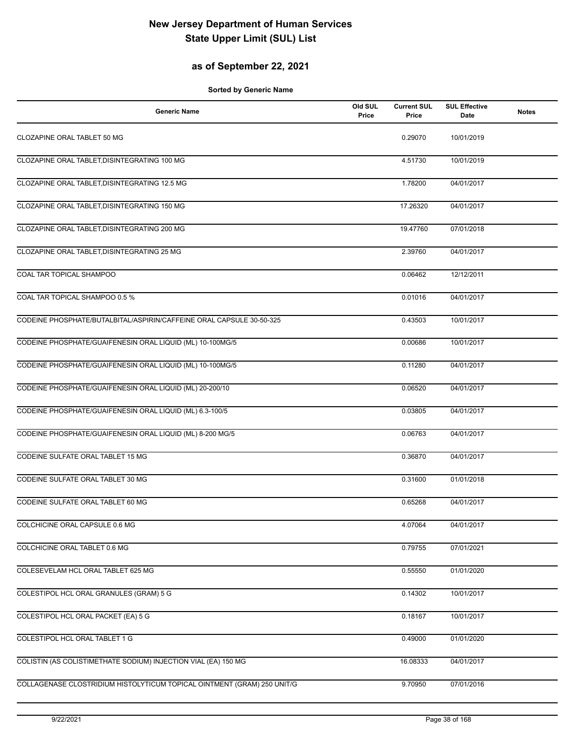# New Jersey Department of Human Services
# State Upper Limit (SUL) List

## as of September 22, 2021

**Sorted by Generic Name**

| Generic Name | Old SUL Price | Current SUL Price | SUL Effective Date | Notes |
|---|---|---|---|---|
| CLOZAPINE ORAL TABLET 50 MG | | 0.29070 | 10/01/2019 | |
| CLOZAPINE ORAL TABLET,DISINTEGRATING 100 MG | | 4.51730 | 10/01/2019 | |
| CLOZAPINE ORAL TABLET,DISINTEGRATING 12.5 MG | | 1.78200 | 04/01/2017 | |
| CLOZAPINE ORAL TABLET,DISINTEGRATING 150 MG | | 17.26320 | 04/01/2017 | |
| CLOZAPINE ORAL TABLET,DISINTEGRATING 200 MG | | 19.47760 | 07/01/2018 | |
| CLOZAPINE ORAL TABLET,DISINTEGRATING 25 MG | | 2.39760 | 04/01/2017 | |
| COAL TAR TOPICAL SHAMPOO | | 0.06462 | 12/12/2011 | |
| COAL TAR TOPICAL SHAMPOO 0.5 % | | 0.01016 | 04/01/2017 | |
| CODEINE PHOSPHATE/BUTALBITAL/ASPIRIN/CAFFEINE ORAL CAPSULE 30-50-325 | | 0.43503 | 10/01/2017 | |
| CODEINE PHOSPHATE/GUAIFENESIN ORAL LIQUID (ML) 10-100MG/5 | | 0.00686 | 10/01/2017 | |
| CODEINE PHOSPHATE/GUAIFENESIN ORAL LIQUID (ML) 10-100MG/5 | | 0.11280 | 04/01/2017 | |
| CODEINE PHOSPHATE/GUAIFENESIN ORAL LIQUID (ML) 20-200/10 | | 0.06520 | 04/01/2017 | |
| CODEINE PHOSPHATE/GUAIFENESIN ORAL LIQUID (ML) 6.3-100/5 | | 0.03805 | 04/01/2017 | |
| CODEINE PHOSPHATE/GUAIFENESIN ORAL LIQUID (ML) 8-200 MG/5 | | 0.06763 | 04/01/2017 | |
| CODEINE SULFATE ORAL TABLET 15 MG | | 0.36870 | 04/01/2017 | |
| CODEINE SULFATE ORAL TABLET 30 MG | | 0.31600 | 01/01/2018 | |
| CODEINE SULFATE ORAL TABLET 60 MG | | 0.65268 | 04/01/2017 | |
| COLCHICINE ORAL CAPSULE 0.6 MG | | 4.07064 | 04/01/2017 | |
| COLCHICINE ORAL TABLET 0.6 MG | | 0.79755 | 07/01/2021 | |
| COLESEVELAM HCL ORAL TABLET 625 MG | | 0.55550 | 01/01/2020 | |
| COLESTIPOL HCL ORAL GRANULES (GRAM) 5 G | | 0.14302 | 10/01/2017 | |
| COLESTIPOL HCL ORAL PACKET (EA) 5 G | | 0.18167 | 10/01/2017 | |
| COLESTIPOL HCL ORAL TABLET 1 G | | 0.49000 | 01/01/2020 | |
| COLISTIN (AS COLISTIMETHATE SODIUM) INJECTION VIAL (EA) 150 MG | | 16.08333 | 04/01/2017 | |
| COLLAGENASE CLOSTRIDIUM HISTOLYTICUM TOPICAL OINTMENT (GRAM) 250 UNIT/G | | 9.70950 | 07/01/2016 | |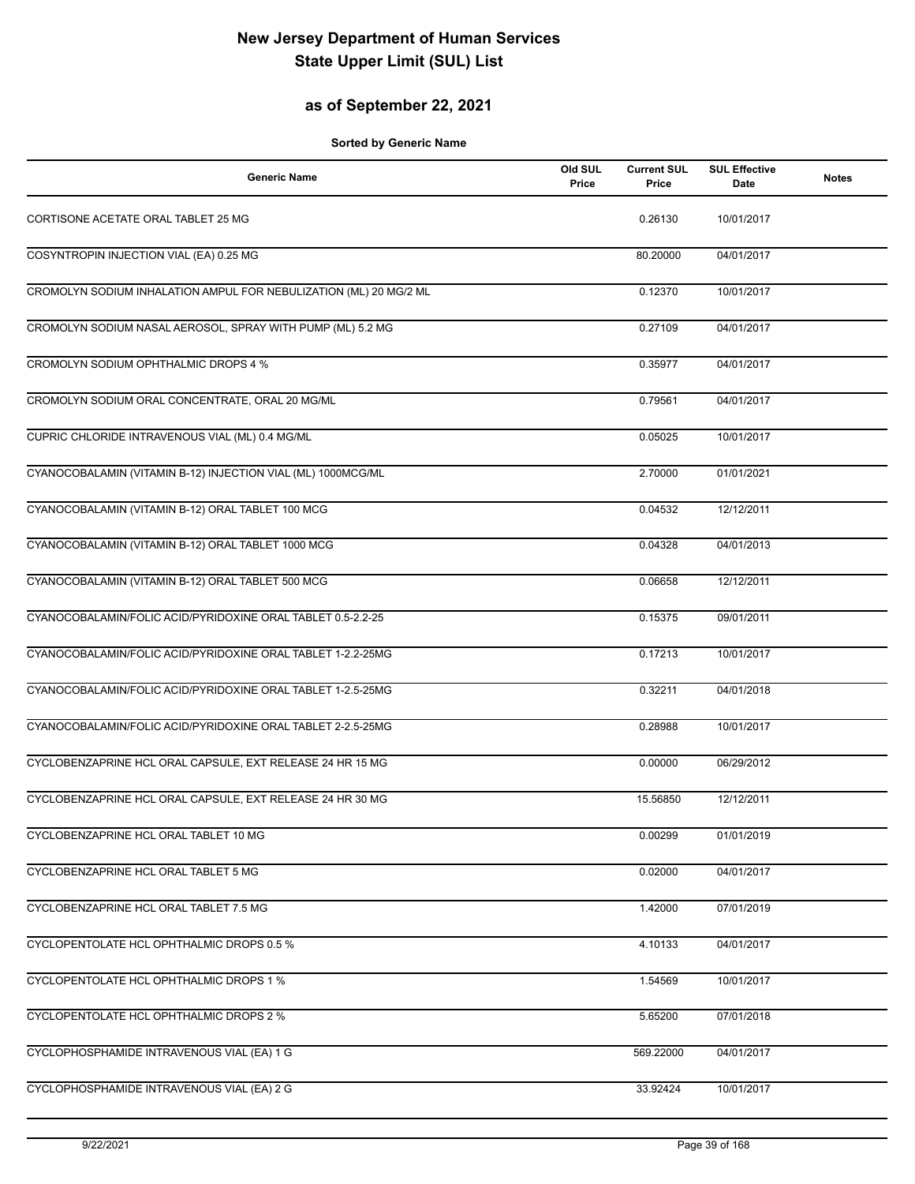# New Jersey Department of Human Services
# State Upper Limit (SUL) List

## as of September 22, 2021

**Sorted by Generic Name**

| Generic Name | Old SUL Price | Current SUL Price | SUL Effective Date | Notes |
|---|---|---|---|---|
| CORTISONE ACETATE ORAL TABLET 25 MG | | 0.26130 | 10/01/2017 | |
| COSYNTROPIN INJECTION VIAL (EA) 0.25 MG | | 80.20000 | 04/01/2017 | |
| CROMOLYN SODIUM INHALATION AMPUL FOR NEBULIZATION (ML) 20 MG/2 ML | | 0.12370 | 10/01/2017 | |
| CROMOLYN SODIUM NASAL AEROSOL, SPRAY WITH PUMP (ML) 5.2 MG | | 0.27109 | 04/01/2017 | |
| CROMOLYN SODIUM OPHTHALMIC DROPS 4 % | | 0.35977 | 04/01/2017 | |
| CROMOLYN SODIUM ORAL CONCENTRATE, ORAL 20 MG/ML | | 0.79561 | 04/01/2017 | |
| CUPRIC CHLORIDE INTRAVENOUS VIAL (ML) 0.4 MG/ML | | 0.05025 | 10/01/2017 | |
| CYANOCOBALAMIN (VITAMIN B-12) INJECTION VIAL (ML) 1000MCG/ML | | 2.70000 | 01/01/2021 | |
| CYANOCOBALAMIN (VITAMIN B-12) ORAL TABLET 100 MCG | | 0.04532 | 12/12/2011 | |
| CYANOCOBALAMIN (VITAMIN B-12) ORAL TABLET 1000 MCG | | 0.04328 | 04/01/2013 | |
| CYANOCOBALAMIN (VITAMIN B-12) ORAL TABLET 500 MCG | | 0.06658 | 12/12/2011 | |
| CYANOCOBALAMIN/FOLIC ACID/PYRIDOXINE ORAL TABLET 0.5-2.2-25 | | 0.15375 | 09/01/2011 | |
| CYANOCOBALAMIN/FOLIC ACID/PYRIDOXINE ORAL TABLET 1-2.2-25MG | | 0.17213 | 10/01/2017 | |
| CYANOCOBALAMIN/FOLIC ACID/PYRIDOXINE ORAL TABLET 1-2.5-25MG | | 0.32211 | 04/01/2018 | |
| CYANOCOBALAMIN/FOLIC ACID/PYRIDOXINE ORAL TABLET 2-2.5-25MG | | 0.28988 | 10/01/2017 | |
| CYCLOBENZAPRINE HCL ORAL CAPSULE, EXT RELEASE 24 HR 15 MG | | 0.00000 | 06/29/2012 | |
| CYCLOBENZAPRINE HCL ORAL CAPSULE, EXT RELEASE 24 HR 30 MG | | 15.56850 | 12/12/2011 | |
| CYCLOBENZAPRINE HCL ORAL TABLET 10 MG | | 0.00299 | 01/01/2019 | |
| CYCLOBENZAPRINE HCL ORAL TABLET 5 MG | | 0.02000 | 04/01/2017 | |
| CYCLOBENZAPRINE HCL ORAL TABLET 7.5 MG | | 1.42000 | 07/01/2019 | |
| CYCLOPENTOLATE HCL OPHTHALMIC DROPS 0.5 % | | 4.10133 | 04/01/2017 | |
| CYCLOPENTOLATE HCL OPHTHALMIC DROPS 1 % | | 1.54569 | 10/01/2017 | |
| CYCLOPENTOLATE HCL OPHTHALMIC DROPS 2 % | | 5.65200 | 07/01/2018 | |
| CYCLOPHOSPHAMIDE INTRAVENOUS VIAL (EA) 1 G | | 569.22000 | 04/01/2017 | |
| CYCLOPHOSPHAMIDE INTRAVENOUS VIAL (EA) 2 G | | 33.92424 | 10/01/2017 | |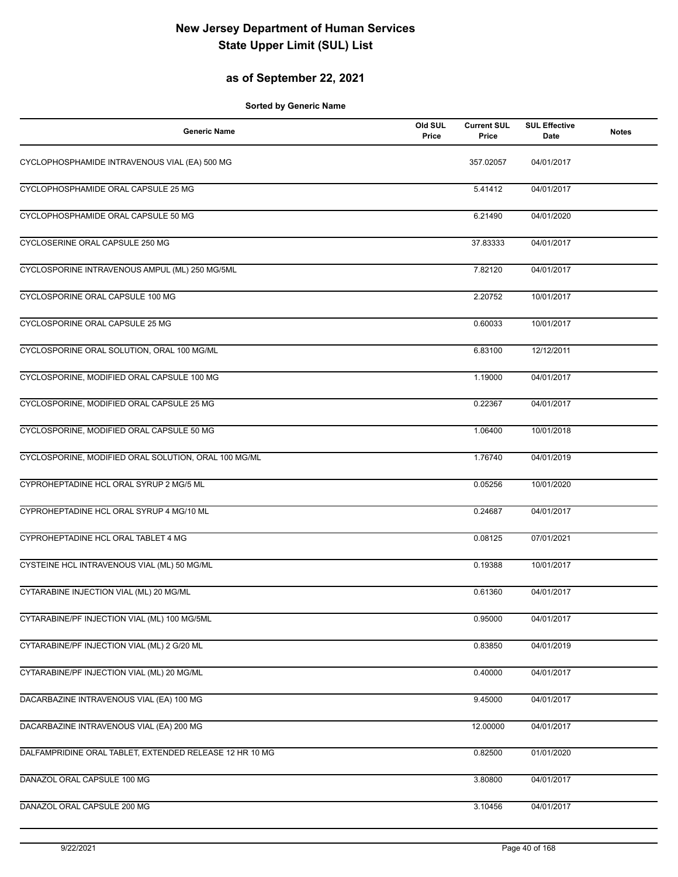# New Jersey Department of Human Services
# State Upper Limit (SUL) List

## as of September 22, 2021

**Sorted by Generic Name**

| Generic Name | Old SUL Price | Current SUL Price | SUL Effective Date | Notes |
|---|---|---|---|---|
| CYCLOPHOSPHAMIDE INTRAVENOUS VIAL (EA) 500 MG | | 357.02057 | 04/01/2017 | |
| CYCLOPHOSPHAMIDE ORAL CAPSULE 25 MG | | 5.41412 | 04/01/2017 | |
| CYCLOPHOSPHAMIDE ORAL CAPSULE 50 MG | | 6.21490 | 04/01/2020 | |
| CYCLOSERINE ORAL CAPSULE 250 MG | | 37.83333 | 04/01/2017 | |
| CYCLOSPORINE INTRAVENOUS AMPUL (ML) 250 MG/5ML | | 7.82120 | 04/01/2017 | |
| CYCLOSPORINE ORAL CAPSULE 100 MG | | 2.20752 | 10/01/2017 | |
| CYCLOSPORINE ORAL CAPSULE 25 MG | | 0.60033 | 10/01/2017 | |
| CYCLOSPORINE ORAL SOLUTION, ORAL 100 MG/ML | | 6.83100 | 12/12/2011 | |
| CYCLOSPORINE, MODIFIED ORAL CAPSULE 100 MG | | 1.19000 | 04/01/2017 | |
| CYCLOSPORINE, MODIFIED ORAL CAPSULE 25 MG | | 0.22367 | 04/01/2017 | |
| CYCLOSPORINE, MODIFIED ORAL CAPSULE 50 MG | | 1.06400 | 10/01/2018 | |
| CYCLOSPORINE, MODIFIED ORAL SOLUTION, ORAL 100 MG/ML | | 1.76740 | 04/01/2019 | |
| CYPROHEPTADINE HCL ORAL SYRUP 2 MG/5 ML | | 0.05256 | 10/01/2020 | |
| CYPROHEPTADINE HCL ORAL SYRUP 4 MG/10 ML | | 0.24687 | 04/01/2017 | |
| CYPROHEPTADINE HCL ORAL TABLET 4 MG | | 0.08125 | 07/01/2021 | |
| CYSTEINE HCL INTRAVENOUS VIAL (ML) 50 MG/ML | | 0.19388 | 10/01/2017 | |
| CYTARABINE INJECTION VIAL (ML) 20 MG/ML | | 0.61360 | 04/01/2017 | |
| CYTARABINE/PF INJECTION VIAL (ML) 100 MG/5ML | | 0.95000 | 04/01/2017 | |
| CYTARABINE/PF INJECTION VIAL (ML) 2 G/20 ML | | 0.83850 | 04/01/2019 | |
| CYTARABINE/PF INJECTION VIAL (ML) 20 MG/ML | | 0.40000 | 04/01/2017 | |
| DACARBAZINE INTRAVENOUS VIAL (EA) 100 MG | | 9.45000 | 04/01/2017 | |
| DACARBAZINE INTRAVENOUS VIAL (EA) 200 MG | | 12.00000 | 04/01/2017 | |
| DALFAMPRIDINE ORAL TABLET, EXTENDED RELEASE 12 HR 10 MG | | 0.82500 | 01/01/2020 | |
| DANAZOL ORAL CAPSULE 100 MG | | 3.80800 | 04/01/2017 | |
| DANAZOL ORAL CAPSULE 200 MG | | 3.10456 | 04/01/2017 | |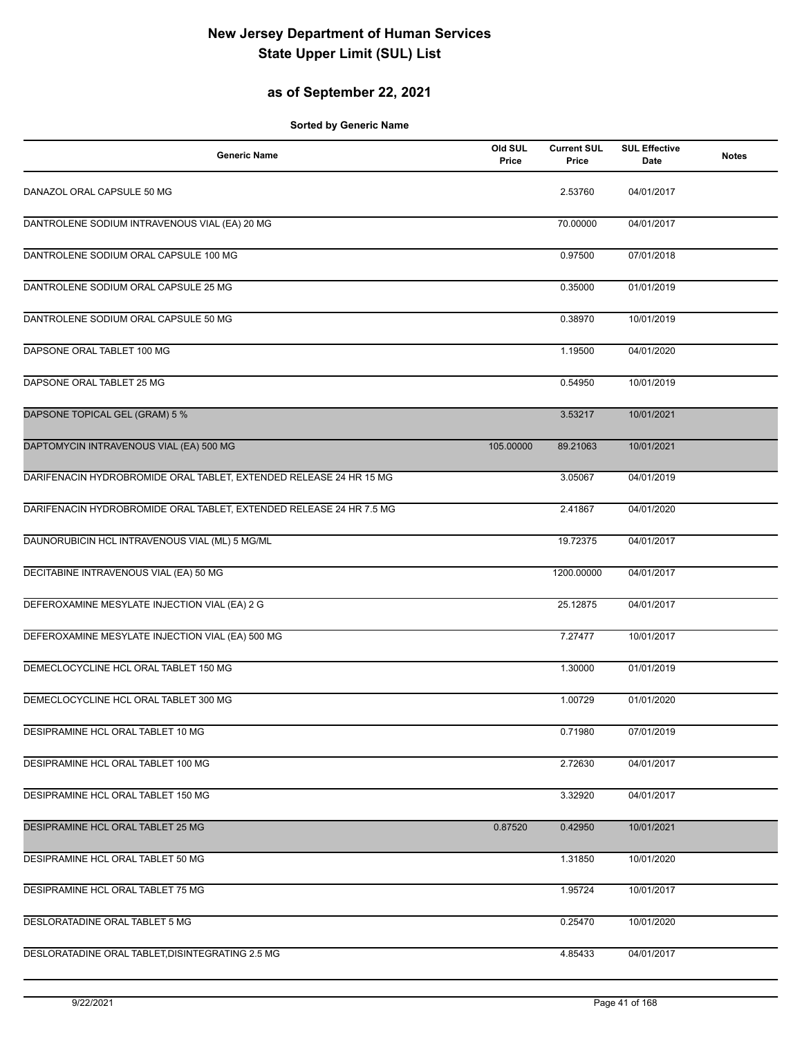# New Jersey Department of Human Services
# State Upper Limit (SUL) List

## as of September 22, 2021

**Sorted by Generic Name**

| Generic Name | Old SUL Price | Current SUL Price | SUL Effective Date | Notes |
|---|---|---|---|---|
| DANAZOL ORAL CAPSULE 50 MG | | 2.53760 | 04/01/2017 | |
| DANTROLENE SODIUM INTRAVENOUS VIAL (EA) 20 MG | | 70.00000 | 04/01/2017 | |
| DANTROLENE SODIUM ORAL CAPSULE 100 MG | | 0.97500 | 07/01/2018 | |
| DANTROLENE SODIUM ORAL CAPSULE 25 MG | | 0.35000 | 01/01/2019 | |
| DANTROLENE SODIUM ORAL CAPSULE 50 MG | | 0.38970 | 10/01/2019 | |
| DAPSONE ORAL TABLET 100 MG | | 1.19500 | 04/01/2020 | |
| DAPSONE ORAL TABLET 25 MG | | 0.54950 | 10/01/2019 | |
| DAPSONE TOPICAL GEL (GRAM) 5 % | | 3.53217 | 10/01/2021 | |
| DAPTOMYCIN INTRAVENOUS VIAL (EA) 500 MG | 105.00000 | 89.21063 | 10/01/2021 | |
| DARIFENACIN HYDROBROMIDE ORAL TABLET, EXTENDED RELEASE 24 HR 15 MG | | 3.05067 | 04/01/2019 | |
| DARIFENACIN HYDROBROMIDE ORAL TABLET, EXTENDED RELEASE 24 HR 7.5 MG | | 2.41867 | 04/01/2020 | |
| DAUNORUBICIN HCL INTRAVENOUS VIAL (ML) 5 MG/ML | | 19.72375 | 04/01/2017 | |
| DECITABINE INTRAVENOUS VIAL (EA) 50 MG | | 1200.00000 | 04/01/2017 | |
| DEFEROXAMINE MESYLATE INJECTION VIAL (EA) 2 G | | 25.12875 | 04/01/2017 | |
| DEFEROXAMINE MESYLATE INJECTION VIAL (EA) 500 MG | | 7.27477 | 10/01/2017 | |
| DEMECLOCYCLINE HCL ORAL TABLET 150 MG | | 1.30000 | 01/01/2019 | |
| DEMECLOCYCLINE HCL ORAL TABLET 300 MG | | 1.00729 | 01/01/2020 | |
| DESIPRAMINE HCL ORAL TABLET 10 MG | | 0.71980 | 07/01/2019 | |
| DESIPRAMINE HCL ORAL TABLET 100 MG | | 2.72630 | 04/01/2017 | |
| DESIPRAMINE HCL ORAL TABLET 150 MG | | 3.32920 | 04/01/2017 | |
| DESIPRAMINE HCL ORAL TABLET 25 MG | 0.87520 | 0.42950 | 10/01/2021 | |
| DESIPRAMINE HCL ORAL TABLET 50 MG | | 1.31850 | 10/01/2020 | |
| DESIPRAMINE HCL ORAL TABLET 75 MG | | 1.95724 | 10/01/2017 | |
| DESLORATADINE ORAL TABLET 5 MG | | 0.25470 | 10/01/2020 | |
| DESLORATADINE ORAL TABLET,DISINTEGRATING 2.5 MG | | 4.85433 | 04/01/2017 | |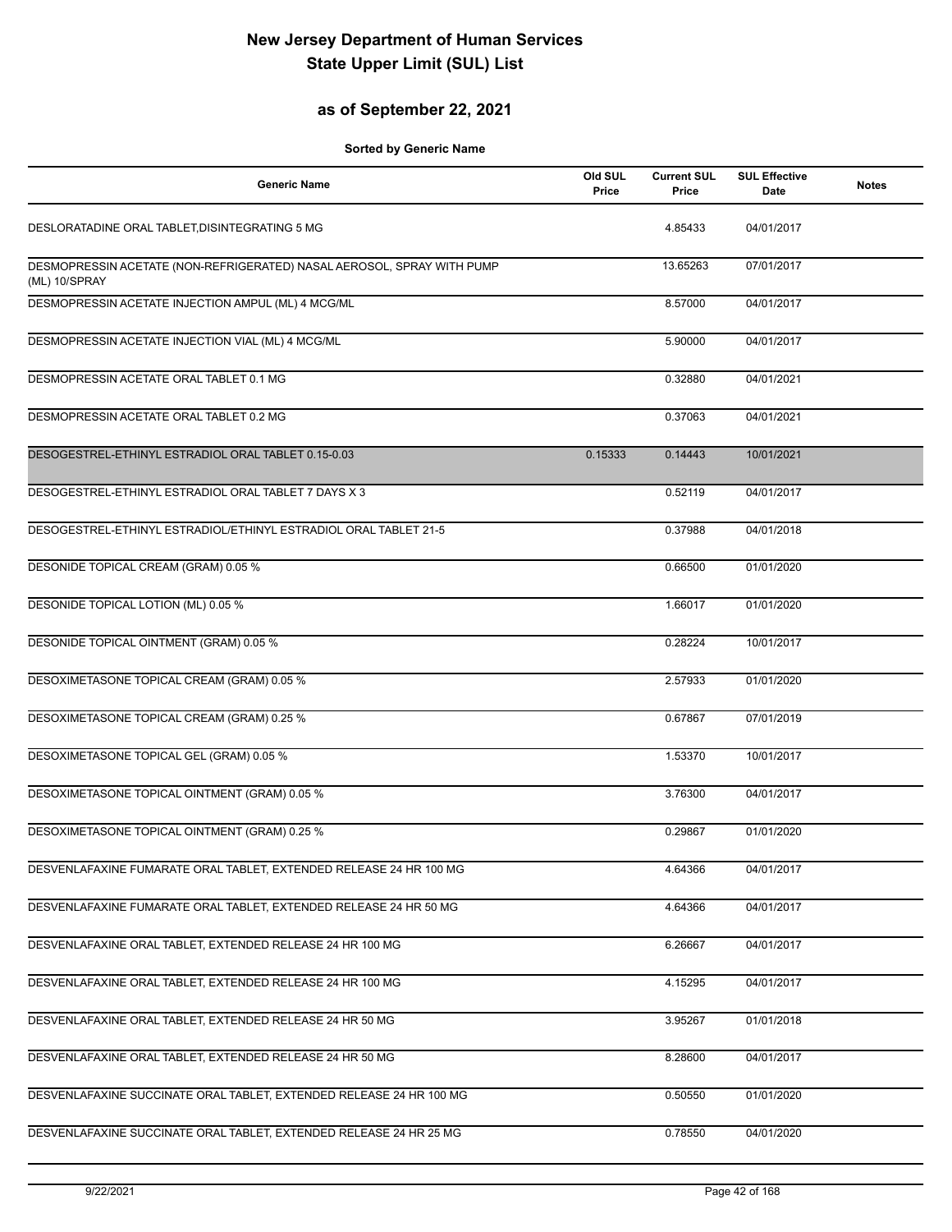# New Jersey Department of Human Services
# State Upper Limit (SUL) List

## as of September 22, 2021

**Sorted by Generic Name**

| Generic Name | Old SUL Price | Current SUL Price | SUL Effective Date | Notes |
|---|---|---|---|---|
| DESLORATADINE ORAL TABLET,DISINTEGRATING 5 MG | | 4.85433 | 04/01/2017 | |
| DESMOPRESSIN ACETATE (NON-REFRIGERATED) NASAL AEROSOL, SPRAY WITH PUMP (ML) 10/SPRAY | | 13.65263 | 07/01/2017 | |
| DESMOPRESSIN ACETATE INJECTION AMPUL (ML) 4 MCG/ML | | 8.57000 | 04/01/2017 | |
| DESMOPRESSIN ACETATE INJECTION VIAL (ML) 4 MCG/ML | | 5.90000 | 04/01/2017 | |
| DESMOPRESSIN ACETATE ORAL TABLET 0.1 MG | | 0.32880 | 04/01/2021 | |
| DESMOPRESSIN ACETATE ORAL TABLET 0.2 MG | | 0.37063 | 04/01/2021 | |
| DESOGESTREL-ETHINYL ESTRADIOL ORAL TABLET 0.15-0.03 | 0.15333 | 0.14443 | 10/01/2021 | |
| DESOGESTREL-ETHINYL ESTRADIOL ORAL TABLET 7 DAYS X 3 | | 0.52119 | 04/01/2017 | |
| DESOGESTREL-ETHINYL ESTRADIOL/ETHINYL ESTRADIOL ORAL TABLET 21-5 | | 0.37988 | 04/01/2018 | |
| DESONIDE TOPICAL CREAM (GRAM) 0.05 % | | 0.66500 | 01/01/2020 | |
| DESONIDE TOPICAL LOTION (ML) 0.05 % | | 1.66017 | 01/01/2020 | |
| DESONIDE TOPICAL OINTMENT (GRAM) 0.05 % | | 0.28224 | 10/01/2017 | |
| DESOXIMETASONE TOPICAL CREAM (GRAM) 0.05 % | | 2.57933 | 01/01/2020 | |
| DESOXIMETASONE TOPICAL CREAM (GRAM) 0.25 % | | 0.67867 | 07/01/2019 | |
| DESOXIMETASONE TOPICAL GEL (GRAM) 0.05 % | | 1.53370 | 10/01/2017 | |
| DESOXIMETASONE TOPICAL OINTMENT (GRAM) 0.05 % | | 3.76300 | 04/01/2017 | |
| DESOXIMETASONE TOPICAL OINTMENT (GRAM) 0.25 % | | 0.29867 | 01/01/2020 | |
| DESVENLAFAXINE FUMARATE ORAL TABLET, EXTENDED RELEASE 24 HR 100 MG | | 4.64366 | 04/01/2017 | |
| DESVENLAFAXINE FUMARATE ORAL TABLET, EXTENDED RELEASE 24 HR 50 MG | | 4.64366 | 04/01/2017 | |
| DESVENLAFAXINE ORAL TABLET, EXTENDED RELEASE 24 HR 100 MG | | 6.26667 | 04/01/2017 | |
| DESVENLAFAXINE ORAL TABLET, EXTENDED RELEASE 24 HR 100 MG | | 4.15295 | 04/01/2017 | |
| DESVENLAFAXINE ORAL TABLET, EXTENDED RELEASE 24 HR 50 MG | | 3.95267 | 01/01/2018 | |
| DESVENLAFAXINE ORAL TABLET, EXTENDED RELEASE 24 HR 50 MG | | 8.28600 | 04/01/2017 | |
| DESVENLAFAXINE SUCCINATE ORAL TABLET, EXTENDED RELEASE 24 HR 100 MG | | 0.50550 | 01/01/2020 | |
| DESVENLAFAXINE SUCCINATE ORAL TABLET, EXTENDED RELEASE 24 HR 25 MG | | 0.78550 | 04/01/2020 | |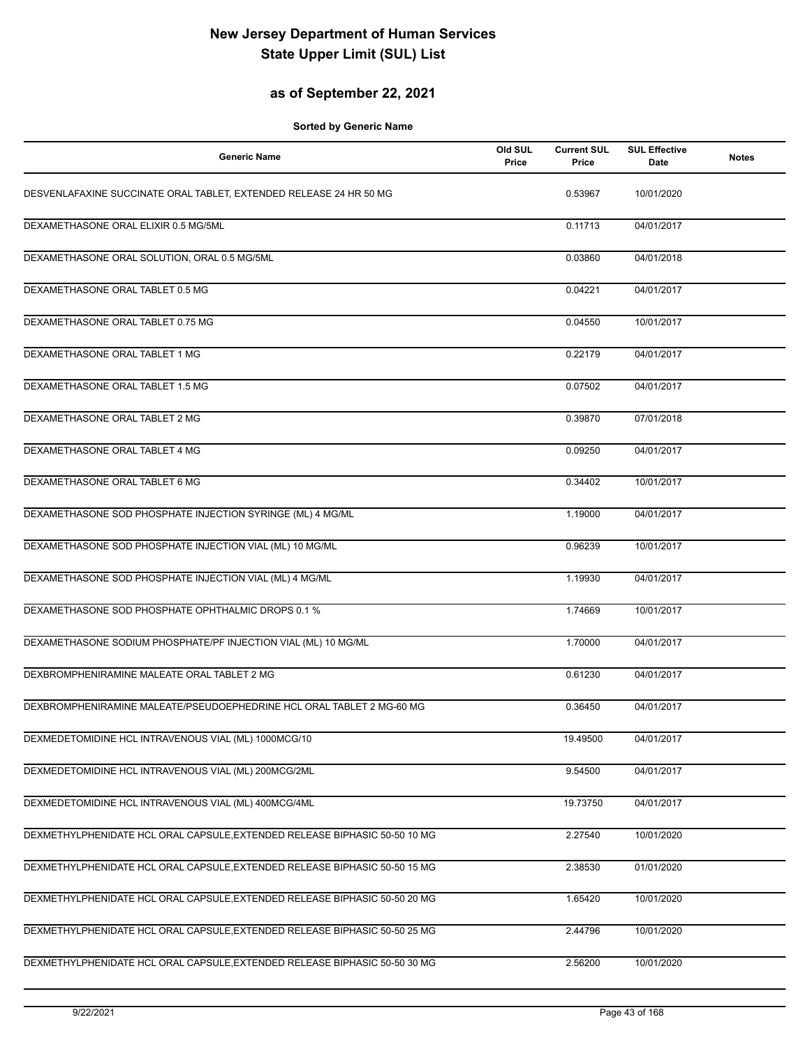# New Jersey Department of Human Services
# State Upper Limit (SUL) List

## as of September 22, 2021

**Sorted by Generic Name**

| Generic Name | Old SUL Price | Current SUL Price | SUL Effective Date | Notes |
|---|---|---|---|---|
| DESVENLAFAXINE SUCCINATE ORAL TABLET, EXTENDED RELEASE 24 HR 50 MG | | 0.53967 | 10/01/2020 | |
| DEXAMETHASONE ORAL ELIXIR 0.5 MG/5ML | | 0.11713 | 04/01/2017 | |
| DEXAMETHASONE ORAL SOLUTION, ORAL 0.5 MG/5ML | | 0.03860 | 04/01/2018 | |
| DEXAMETHASONE ORAL TABLET 0.5 MG | | 0.04221 | 04/01/2017 | |
| DEXAMETHASONE ORAL TABLET 0.75 MG | | 0.04550 | 10/01/2017 | |
| DEXAMETHASONE ORAL TABLET 1 MG | | 0.22179 | 04/01/2017 | |
| DEXAMETHASONE ORAL TABLET 1.5 MG | | 0.07502 | 04/01/2017 | |
| DEXAMETHASONE ORAL TABLET 2 MG | | 0.39870 | 07/01/2018 | |
| DEXAMETHASONE ORAL TABLET 4 MG | | 0.09250 | 04/01/2017 | |
| DEXAMETHASONE ORAL TABLET 6 MG | | 0.34402 | 10/01/2017 | |
| DEXAMETHASONE SOD PHOSPHATE INJECTION SYRINGE (ML) 4 MG/ML | | 1.19000 | 04/01/2017 | |
| DEXAMETHASONE SOD PHOSPHATE INJECTION VIAL (ML) 10 MG/ML | | 0.96239 | 10/01/2017 | |
| DEXAMETHASONE SOD PHOSPHATE INJECTION VIAL (ML) 4 MG/ML | | 1.19930 | 04/01/2017 | |
| DEXAMETHASONE SOD PHOSPHATE OPHTHALMIC DROPS 0.1 % | | 1.74669 | 10/01/2017 | |
| DEXAMETHASONE SODIUM PHOSPHATE/PF INJECTION VIAL (ML) 10 MG/ML | | 1.70000 | 04/01/2017 | |
| DEXBROMPHENIRAMINE MALEATE ORAL TABLET 2 MG | | 0.61230 | 04/01/2017 | |
| DEXBROMPHENIRAMINE MALEATE/PSEUDOEPHEDRINE HCL ORAL TABLET 2 MG-60 MG | | 0.36450 | 04/01/2017 | |
| DEXMEDETOMIDINE HCL INTRAVENOUS VIAL (ML) 1000MCG/10 | | 19.49500 | 04/01/2017 | |
| DEXMEDETOMIDINE HCL INTRAVENOUS VIAL (ML) 200MCG/2ML | | 9.54500 | 04/01/2017 | |
| DEXMEDETOMIDINE HCL INTRAVENOUS VIAL (ML) 400MCG/4ML | | 19.73750 | 04/01/2017 | |
| DEXMETHYLPHENIDATE HCL ORAL CAPSULE,EXTENDED RELEASE BIPHASIC 50-50 10 MG | | 2.27540 | 10/01/2020 | |
| DEXMETHYLPHENIDATE HCL ORAL CAPSULE,EXTENDED RELEASE BIPHASIC 50-50 15 MG | | 2.38530 | 01/01/2020 | |
| DEXMETHYLPHENIDATE HCL ORAL CAPSULE,EXTENDED RELEASE BIPHASIC 50-50 20 MG | | 1.65420 | 10/01/2020 | |
| DEXMETHYLPHENIDATE HCL ORAL CAPSULE,EXTENDED RELEASE BIPHASIC 50-50 25 MG | | 2.44796 | 10/01/2020 | |
| DEXMETHYLPHENIDATE HCL ORAL CAPSULE,EXTENDED RELEASE BIPHASIC 50-50 30 MG | | 2.56200 | 10/01/2020 | |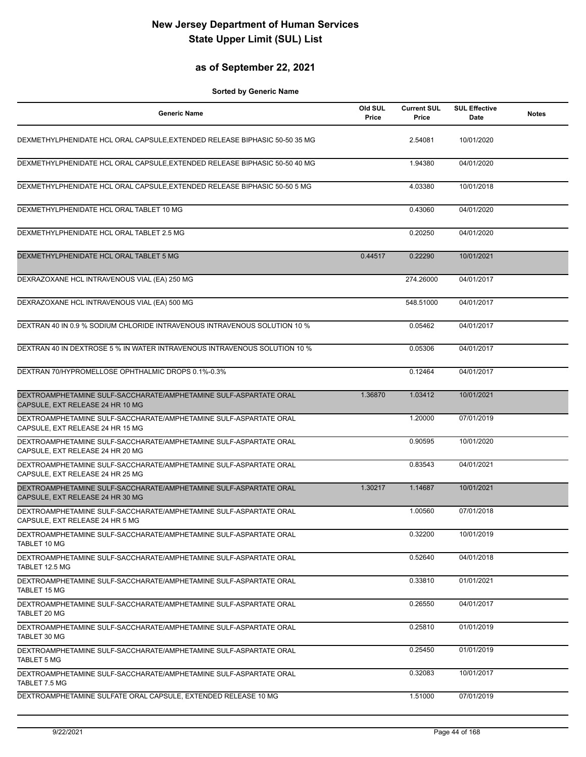# New Jersey Department of Human Services
# State Upper Limit (SUL) List

## as of September 22, 2021

**Sorted by Generic Name**

| Generic Name | Old SUL Price | Current SUL Price | SUL Effective Date | Notes |
|---|---|---|---|---|
| DEXMETHYLPHENIDATE HCL ORAL CAPSULE,EXTENDED RELEASE BIPHASIC 50-50 35 MG | | 2.54081 | 10/01/2020 | |
| DEXMETHYLPHENIDATE HCL ORAL CAPSULE,EXTENDED RELEASE BIPHASIC 50-50 40 MG | | 1.94380 | 04/01/2020 | |
| DEXMETHYLPHENIDATE HCL ORAL CAPSULE,EXTENDED RELEASE BIPHASIC 50-50 5 MG | | 4.03380 | 10/01/2018 | |
| DEXMETHYLPHENIDATE HCL ORAL TABLET 10 MG | | 0.43060 | 04/01/2020 | |
| DEXMETHYLPHENIDATE HCL ORAL TABLET 2.5 MG | | 0.20250 | 04/01/2020 | |
| DEXMETHYLPHENIDATE HCL ORAL TABLET 5 MG | 0.44517 | 0.22290 | 10/01/2021 | |
| DEXRAZOXANE HCL INTRAVENOUS VIAL (EA) 250 MG | | 274.26000 | 04/01/2017 | |
| DEXRAZOXANE HCL INTRAVENOUS VIAL (EA) 500 MG | | 548.51000 | 04/01/2017 | |
| DEXTRAN 40 IN 0.9 % SODIUM CHLORIDE INTRAVENOUS INTRAVENOUS SOLUTION 10 % | | 0.05462 | 04/01/2017 | |
| DEXTRAN 40 IN DEXTROSE 5 % IN WATER INTRAVENOUS INTRAVENOUS SOLUTION 10 % | | 0.05306 | 04/01/2017 | |
| DEXTRAN 70/HYPROMELLOSE OPHTHALMIC DROPS 0.1%-0.3% | | 0.12464 | 04/01/2017 | |
| DEXTROAMPHETAMINE SULF-SACCHARATE/AMPHETAMINE SULF-ASPARTATE ORAL CAPSULE, EXT RELEASE 24 HR 10 MG | 1.36870 | 1.03412 | 10/01/2021 | |
| DEXTROAMPHETAMINE SULF-SACCHARATE/AMPHETAMINE SULF-ASPARTATE ORAL CAPSULE, EXT RELEASE 24 HR 15 MG | | 1.20000 | 07/01/2019 | |
| DEXTROAMPHETAMINE SULF-SACCHARATE/AMPHETAMINE SULF-ASPARTATE ORAL CAPSULE, EXT RELEASE 24 HR 20 MG | | 0.90595 | 10/01/2020 | |
| DEXTROAMPHETAMINE SULF-SACCHARATE/AMPHETAMINE SULF-ASPARTATE ORAL CAPSULE, EXT RELEASE 24 HR 25 MG | | 0.83543 | 04/01/2021 | |
| DEXTROAMPHETAMINE SULF-SACCHARATE/AMPHETAMINE SULF-ASPARTATE ORAL CAPSULE, EXT RELEASE 24 HR 30 MG | 1.30217 | 1.14687 | 10/01/2021 | |
| DEXTROAMPHETAMINE SULF-SACCHARATE/AMPHETAMINE SULF-ASPARTATE ORAL CAPSULE, EXT RELEASE 24 HR 5 MG | | 1.00560 | 07/01/2018 | |
| DEXTROAMPHETAMINE SULF-SACCHARATE/AMPHETAMINE SULF-ASPARTATE ORAL TABLET 10 MG | | 0.32200 | 10/01/2019 | |
| DEXTROAMPHETAMINE SULF-SACCHARATE/AMPHETAMINE SULF-ASPARTATE ORAL TABLET 12.5 MG | | 0.52640 | 04/01/2018 | |
| DEXTROAMPHETAMINE SULF-SACCHARATE/AMPHETAMINE SULF-ASPARTATE ORAL TABLET 15 MG | | 0.33810 | 01/01/2021 | |
| DEXTROAMPHETAMINE SULF-SACCHARATE/AMPHETAMINE SULF-ASPARTATE ORAL TABLET 20 MG | | 0.26550 | 04/01/2017 | |
| DEXTROAMPHETAMINE SULF-SACCHARATE/AMPHETAMINE SULF-ASPARTATE ORAL TABLET 30 MG | | 0.25810 | 01/01/2019 | |
| DEXTROAMPHETAMINE SULF-SACCHARATE/AMPHETAMINE SULF-ASPARTATE ORAL TABLET 5 MG | | 0.25450 | 01/01/2019 | |
| DEXTROAMPHETAMINE SULF-SACCHARATE/AMPHETAMINE SULF-ASPARTATE ORAL TABLET 7.5 MG | | 0.32083 | 10/01/2017 | |
| DEXTROAMPHETAMINE SULFATE ORAL CAPSULE, EXTENDED RELEASE 10 MG | | 1.51000 | 07/01/2019 | |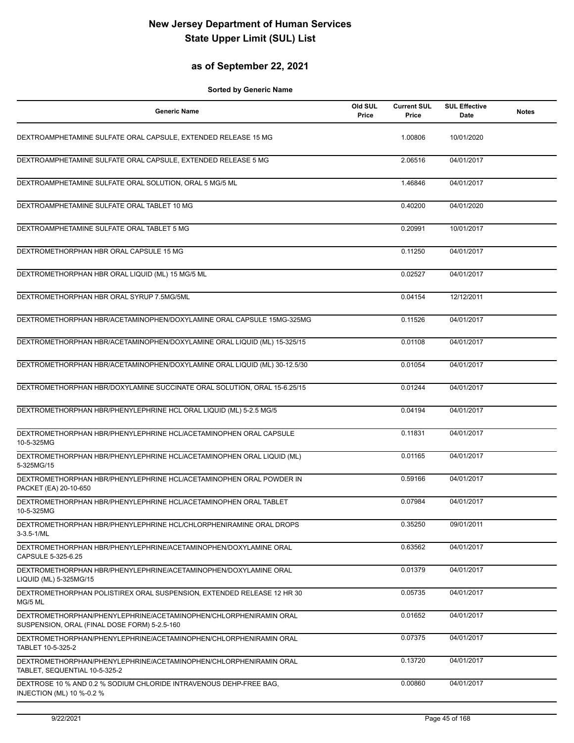# New Jersey Department of Human Services
# State Upper Limit (SUL) List

## as of September 22, 2021

**Sorted by Generic Name**

| Generic Name | Old SUL Price | Current SUL Price | SUL Effective Date | Notes |
|---|---|---|---|---|
| DEXTROAMPHETAMINE SULFATE ORAL CAPSULE, EXTENDED RELEASE 15 MG | | 1.00806 | 10/01/2020 | |
| DEXTROAMPHETAMINE SULFATE ORAL CAPSULE, EXTENDED RELEASE 5 MG | | 2.06516 | 04/01/2017 | |
| DEXTROAMPHETAMINE SULFATE ORAL SOLUTION, ORAL 5 MG/5 ML | | 1.46846 | 04/01/2017 | |
| DEXTROAMPHETAMINE SULFATE ORAL TABLET 10 MG | | 0.40200 | 04/01/2020 | |
| DEXTROAMPHETAMINE SULFATE ORAL TABLET 5 MG | | 0.20991 | 10/01/2017 | |
| DEXTROMETHORPHAN HBR ORAL CAPSULE 15 MG | | 0.11250 | 04/01/2017 | |
| DEXTROMETHORPHAN HBR ORAL LIQUID (ML) 15 MG/5 ML | | 0.02527 | 04/01/2017 | |
| DEXTROMETHORPHAN HBR ORAL SYRUP 7.5MG/5ML | | 0.04154 | 12/12/2011 | |
| DEXTROMETHORPHAN HBR/ACETAMINOPHEN/DOXYLAMINE ORAL CAPSULE 15MG-325MG | | 0.11526 | 04/01/2017 | |
| DEXTROMETHORPHAN HBR/ACETAMINOPHEN/DOXYLAMINE ORAL LIQUID (ML) 15-325/15 | | 0.01108 | 04/01/2017 | |
| DEXTROMETHORPHAN HBR/ACETAMINOPHEN/DOXYLAMINE ORAL LIQUID (ML) 30-12.5/30 | | 0.01054 | 04/01/2017 | |
| DEXTROMETHORPHAN HBR/DOXYLAMINE SUCCINATE ORAL SOLUTION, ORAL 15-6.25/15 | | 0.01244 | 04/01/2017 | |
| DEXTROMETHORPHAN HBR/PHENYLEPHRINE HCL ORAL LIQUID (ML) 5-2.5 MG/5 | | 0.04194 | 04/01/2017 | |
| DEXTROMETHORPHAN HBR/PHENYLEPHRINE HCL/ACETAMINOPHEN ORAL CAPSULE 10-5-325MG | | 0.11831 | 04/01/2017 | |
| DEXTROMETHORPHAN HBR/PHENYLEPHRINE HCL/ACETAMINOPHEN ORAL LIQUID (ML) 5-325MG/15 | | 0.01165 | 04/01/2017 | |
| DEXTROMETHORPHAN HBR/PHENYLEPHRINE HCL/ACETAMINOPHEN ORAL POWDER IN PACKET (EA) 20-10-650 | | 0.59166 | 04/01/2017 | |
| DEXTROMETHORPHAN HBR/PHENYLEPHRINE HCL/ACETAMINOPHEN ORAL TABLET 10-5-325MG | | 0.07984 | 04/01/2017 | |
| DEXTROMETHORPHAN HBR/PHENYLEPHRINE HCL/CHLORPHENIRAMINE ORAL DROPS 3-3.5-1/ML | | 0.35250 | 09/01/2011 | |
| DEXTROMETHORPHAN HBR/PHENYLEPHRINE/ACETAMINOPHEN/DOXYLAMINE ORAL CAPSULE 5-325-6.25 | | 0.63562 | 04/01/2017 | |
| DEXTROMETHORPHAN HBR/PHENYLEPHRINE/ACETAMINOPHEN/DOXYLAMINE ORAL LIQUID (ML) 5-325MG/15 | | 0.01379 | 04/01/2017 | |
| DEXTROMETHORPHAN POLISTIREX ORAL SUSPENSION, EXTENDED RELEASE 12 HR 30 MG/5 ML | | 0.05735 | 04/01/2017 | |
| DEXTROMETHORPHAN/PHENYLEPHRINE/ACETAMINOPHEN/CHLORPHENIRAMIN ORAL SUSPENSION, ORAL (FINAL DOSE FORM) 5-2.5-160 | | 0.01652 | 04/01/2017 | |
| DEXTROMETHORPHAN/PHENYLEPHRINE/ACETAMINOPHEN/CHLORPHENIRAMIN ORAL TABLET 10-5-325-2 | | 0.07375 | 04/01/2017 | |
| DEXTROMETHORPHAN/PHENYLEPHRINE/ACETAMINOPHEN/CHLORPHENIRAMIN ORAL TABLET, SEQUENTIAL 10-5-325-2 | | 0.13720 | 04/01/2017 | |
| DEXTROSE 10 % AND 0.2 % SODIUM CHLORIDE INTRAVENOUS DEHP-FREE BAG, INJECTION (ML) 10 %-0.2 % | | 0.00860 | 04/01/2017 | |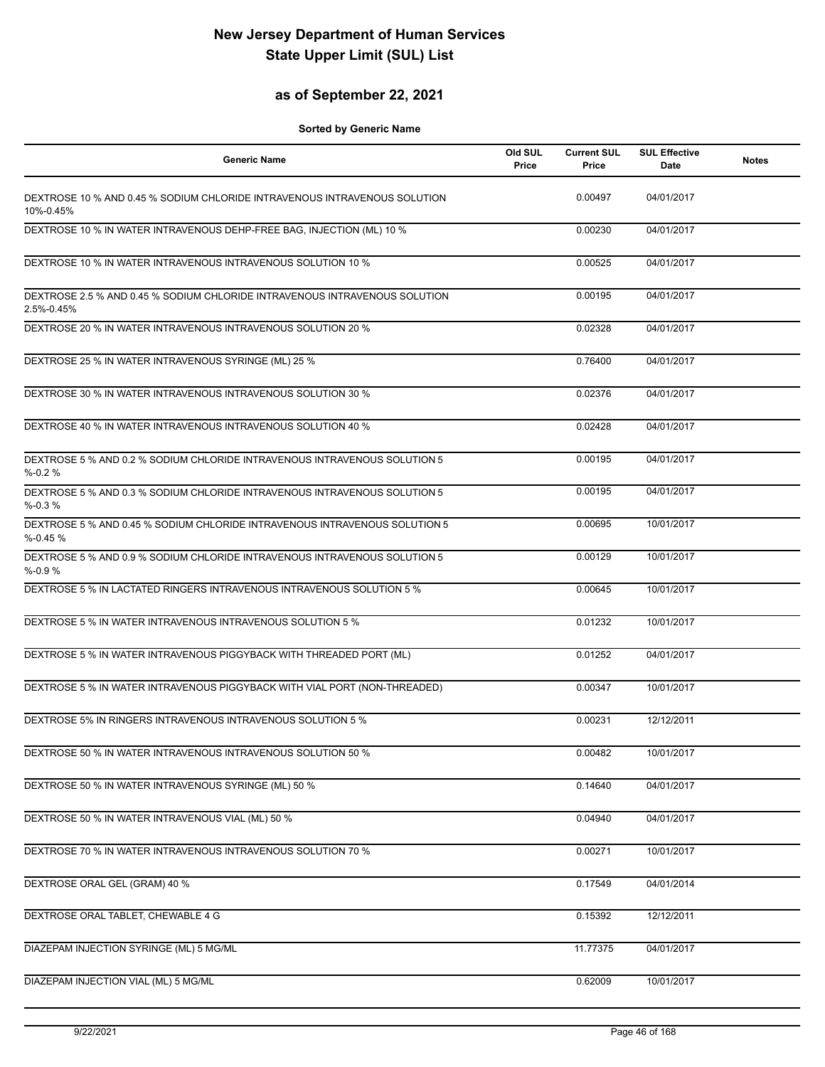# New Jersey Department of Human Services
# State Upper Limit (SUL) List

## as of September 22, 2021

**Sorted by Generic Name**

| Generic Name | Old SUL Price | Current SUL Price | SUL Effective Date | Notes |
|---|---|---|---|---|
| DEXTROSE 10 % AND 0.45 % SODIUM CHLORIDE INTRAVENOUS INTRAVENOUS SOLUTION 10%-0.45% | | 0.00497 | 04/01/2017 | |
| DEXTROSE 10 % IN WATER INTRAVENOUS DEHP-FREE BAG, INJECTION (ML) 10 % | | 0.00230 | 04/01/2017 | |
| DEXTROSE 10 % IN WATER INTRAVENOUS INTRAVENOUS SOLUTION 10 % | | 0.00525 | 04/01/2017 | |
| DEXTROSE 2.5 % AND 0.45 % SODIUM CHLORIDE INTRAVENOUS INTRAVENOUS SOLUTION 2.5%-0.45% | | 0.00195 | 04/01/2017 | |
| DEXTROSE 20 % IN WATER INTRAVENOUS INTRAVENOUS SOLUTION 20 % | | 0.02328 | 04/01/2017 | |
| DEXTROSE 25 % IN WATER INTRAVENOUS SYRINGE (ML) 25 % | | 0.76400 | 04/01/2017 | |
| DEXTROSE 30 % IN WATER INTRAVENOUS INTRAVENOUS SOLUTION 30 % | | 0.02376 | 04/01/2017 | |
| DEXTROSE 40 % IN WATER INTRAVENOUS INTRAVENOUS SOLUTION 40 % | | 0.02428 | 04/01/2017 | |
| DEXTROSE 5 % AND 0.2 % SODIUM CHLORIDE INTRAVENOUS INTRAVENOUS SOLUTION 5 %-0.2 % | | 0.00195 | 04/01/2017 | |
| DEXTROSE 5 % AND 0.3 % SODIUM CHLORIDE INTRAVENOUS INTRAVENOUS SOLUTION 5 %-0.3 % | | 0.00195 | 04/01/2017 | |
| DEXTROSE 5 % AND 0.45 % SODIUM CHLORIDE INTRAVENOUS INTRAVENOUS SOLUTION 5 %-0.45 % | | 0.00695 | 10/01/2017 | |
| DEXTROSE 5 % AND 0.9 % SODIUM CHLORIDE INTRAVENOUS INTRAVENOUS SOLUTION 5 %-0.9 % | | 0.00129 | 10/01/2017 | |
| DEXTROSE 5 % IN LACTATED RINGERS INTRAVENOUS INTRAVENOUS SOLUTION 5 % | | 0.00645 | 10/01/2017 | |
| DEXTROSE 5 % IN WATER INTRAVENOUS INTRAVENOUS SOLUTION 5 % | | 0.01232 | 10/01/2017 | |
| DEXTROSE 5 % IN WATER INTRAVENOUS PIGGYBACK WITH THREADED PORT (ML) | | 0.01252 | 04/01/2017 | |
| DEXTROSE 5 % IN WATER INTRAVENOUS PIGGYBACK WITH VIAL PORT (NON-THREADED) | | 0.00347 | 10/01/2017 | |
| DEXTROSE 5% IN RINGERS INTRAVENOUS INTRAVENOUS SOLUTION 5 % | | 0.00231 | 12/12/2011 | |
| DEXTROSE 50 % IN WATER INTRAVENOUS INTRAVENOUS SOLUTION 50 % | | 0.00482 | 10/01/2017 | |
| DEXTROSE 50 % IN WATER INTRAVENOUS SYRINGE (ML) 50 % | | 0.14640 | 04/01/2017 | |
| DEXTROSE 50 % IN WATER INTRAVENOUS VIAL (ML) 50 % | | 0.04940 | 04/01/2017 | |
| DEXTROSE 70 % IN WATER INTRAVENOUS INTRAVENOUS SOLUTION 70 % | | 0.00271 | 10/01/2017 | |
| DEXTROSE ORAL GEL (GRAM) 40 % | | 0.17549 | 04/01/2014 | |
| DEXTROSE ORAL TABLET, CHEWABLE 4 G | | 0.15392 | 12/12/2011 | |
| DIAZEPAM INJECTION SYRINGE (ML) 5 MG/ML | | 11.77375 | 04/01/2017 | |
| DIAZEPAM INJECTION VIAL (ML) 5 MG/ML | | 0.62009 | 10/01/2017 | |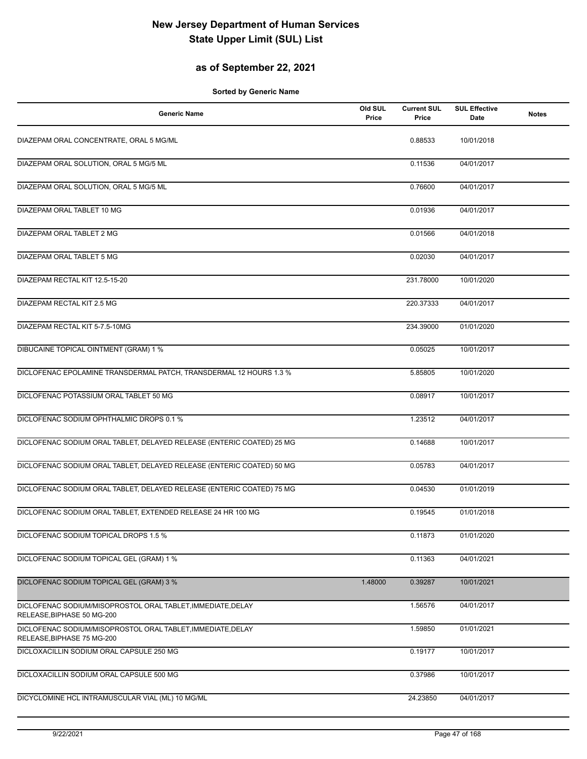# New Jersey Department of Human Services
# State Upper Limit (SUL) List

## as of September 22, 2021

**Sorted by Generic Name**

| Generic Name | Old SUL Price | Current SUL Price | SUL Effective Date | Notes |
|---|---|---|---|---|
| DIAZEPAM ORAL CONCENTRATE, ORAL 5 MG/ML | | 0.88533 | 10/01/2018 | |
| DIAZEPAM ORAL SOLUTION, ORAL 5 MG/5 ML | | 0.11536 | 04/01/2017 | |
| DIAZEPAM ORAL SOLUTION, ORAL 5 MG/5 ML | | 0.76600 | 04/01/2017 | |
| DIAZEPAM ORAL TABLET 10 MG | | 0.01936 | 04/01/2017 | |
| DIAZEPAM ORAL TABLET 2 MG | | 0.01566 | 04/01/2018 | |
| DIAZEPAM ORAL TABLET 5 MG | | 0.02030 | 04/01/2017 | |
| DIAZEPAM RECTAL KIT 12.5-15-20 | | 231.78000 | 10/01/2020 | |
| DIAZEPAM RECTAL KIT 2.5 MG | | 220.37333 | 04/01/2017 | |
| DIAZEPAM RECTAL KIT 5-7.5-10MG | | 234.39000 | 01/01/2020 | |
| DIBUCAINE TOPICAL OINTMENT (GRAM) 1 % | | 0.05025 | 10/01/2017 | |
| DICLOFENAC EPOLAMINE TRANSDERMAL PATCH, TRANSDERMAL 12 HOURS 1.3 % | | 5.85805 | 10/01/2020 | |
| DICLOFENAC POTASSIUM ORAL TABLET 50 MG | | 0.08917 | 10/01/2017 | |
| DICLOFENAC SODIUM OPHTHALMIC DROPS 0.1 % | | 1.23512 | 04/01/2017 | |
| DICLOFENAC SODIUM ORAL TABLET, DELAYED RELEASE (ENTERIC COATED) 25 MG | | 0.14688 | 10/01/2017 | |
| DICLOFENAC SODIUM ORAL TABLET, DELAYED RELEASE (ENTERIC COATED) 50 MG | | 0.05783 | 04/01/2017 | |
| DICLOFENAC SODIUM ORAL TABLET, DELAYED RELEASE (ENTERIC COATED) 75 MG | | 0.04530 | 01/01/2019 | |
| DICLOFENAC SODIUM ORAL TABLET, EXTENDED RELEASE 24 HR 100 MG | | 0.19545 | 01/01/2018 | |
| DICLOFENAC SODIUM TOPICAL DROPS 1.5 % | | 0.11873 | 01/01/2020 | |
| DICLOFENAC SODIUM TOPICAL GEL (GRAM) 1 % | | 0.11363 | 04/01/2021 | |
| DICLOFENAC SODIUM TOPICAL GEL (GRAM) 3 % | 1.48000 | 0.39287 | 10/01/2021 | |
| DICLOFENAC SODIUM/MISOPROSTOL ORAL TABLET,IMMEDIATE,DELAY RELEASE,BIPHASE 50 MG-200 | | 1.56576 | 04/01/2017 | |
| DICLOFENAC SODIUM/MISOPROSTOL ORAL TABLET,IMMEDIATE,DELAY RELEASE,BIPHASE 75 MG-200 | | 1.59850 | 01/01/2021 | |
| DICLOXACILLIN SODIUM ORAL CAPSULE 250 MG | | 0.19177 | 10/01/2017 | |
| DICLOXACILLIN SODIUM ORAL CAPSULE 500 MG | | 0.37986 | 10/01/2017 | |
| DICYCLOMINE HCL INTRAMUSCULAR VIAL (ML) 10 MG/ML | | 24.23850 | 04/01/2017 | |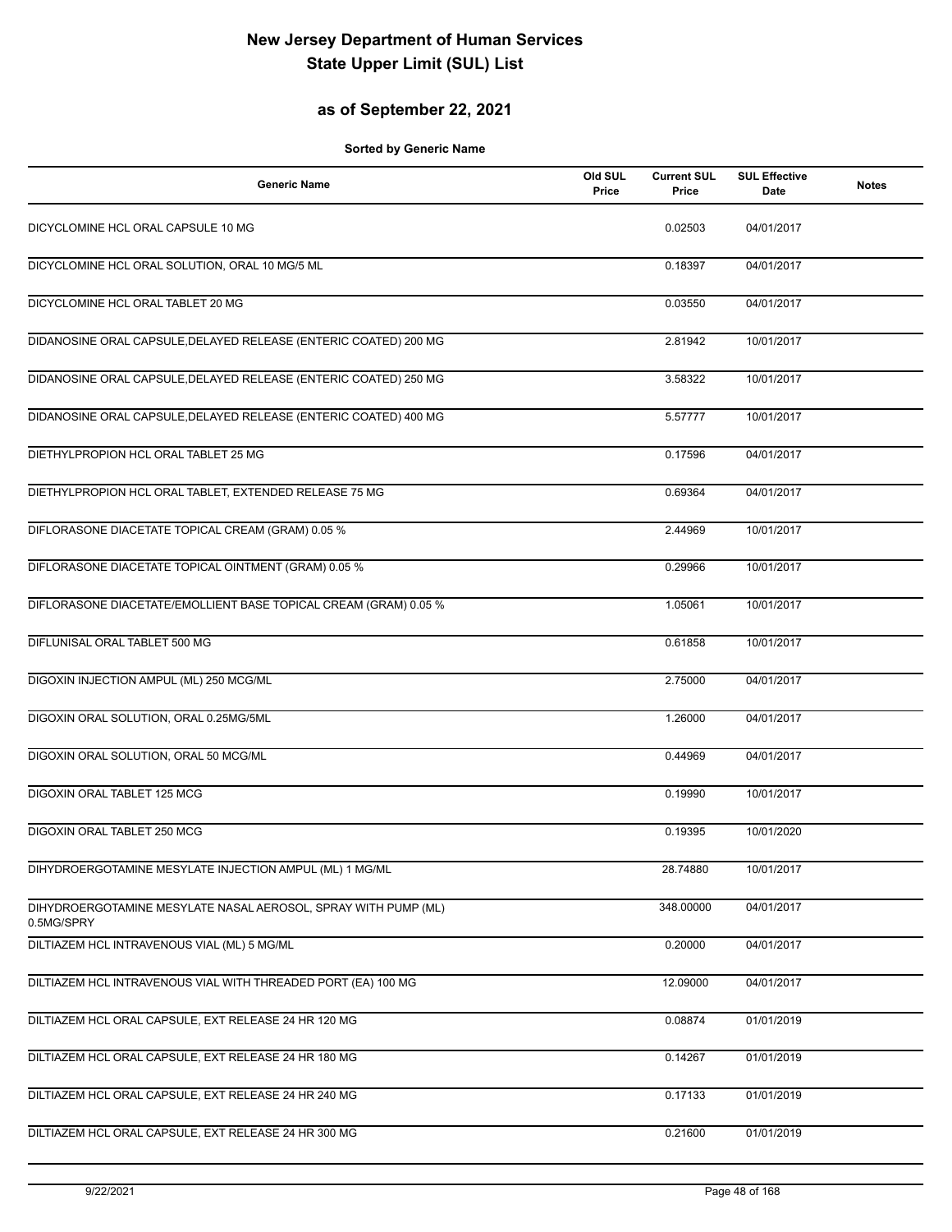# New Jersey Department of Human Services
# State Upper Limit (SUL) List

## as of September 22, 2021

**Sorted by Generic Name**

| Generic Name | Old SUL Price | Current SUL Price | SUL Effective Date | Notes |
|---|---|---|---|---|
| DICYCLOMINE HCL ORAL CAPSULE 10 MG | | 0.02503 | 04/01/2017 | |
| DICYCLOMINE HCL ORAL SOLUTION, ORAL 10 MG/5 ML | | 0.18397 | 04/01/2017 | |
| DICYCLOMINE HCL ORAL TABLET 20 MG | | 0.03550 | 04/01/2017 | |
| DIDANOSINE ORAL CAPSULE,DELAYED RELEASE (ENTERIC COATED) 200 MG | | 2.81942 | 10/01/2017 | |
| DIDANOSINE ORAL CAPSULE,DELAYED RELEASE (ENTERIC COATED) 250 MG | | 3.58322 | 10/01/2017 | |
| DIDANOSINE ORAL CAPSULE,DELAYED RELEASE (ENTERIC COATED) 400 MG | | 5.57777 | 10/01/2017 | |
| DIETHYLPROPION HCL ORAL TABLET 25 MG | | 0.17596 | 04/01/2017 | |
| DIETHYLPROPION HCL ORAL TABLET, EXTENDED RELEASE 75 MG | | 0.69364 | 04/01/2017 | |
| DIFLORASONE DIACETATE TOPICAL CREAM (GRAM) 0.05 % | | 2.44969 | 10/01/2017 | |
| DIFLORASONE DIACETATE TOPICAL OINTMENT (GRAM) 0.05 % | | 0.29966 | 10/01/2017 | |
| DIFLORASONE DIACETATE/EMOLLIENT BASE TOPICAL CREAM (GRAM) 0.05 % | | 1.05061 | 10/01/2017 | |
| DIFLUNISAL ORAL TABLET 500 MG | | 0.61858 | 10/01/2017 | |
| DIGOXIN INJECTION AMPUL (ML) 250 MCG/ML | | 2.75000 | 04/01/2017 | |
| DIGOXIN ORAL SOLUTION, ORAL 0.25MG/5ML | | 1.26000 | 04/01/2017 | |
| DIGOXIN ORAL SOLUTION, ORAL 50 MCG/ML | | 0.44969 | 04/01/2017 | |
| DIGOXIN ORAL TABLET 125 MCG | | 0.19990 | 10/01/2017 | |
| DIGOXIN ORAL TABLET 250 MCG | | 0.19395 | 10/01/2020 | |
| DIHYDROERGOTAMINE MESYLATE INJECTION AMPUL (ML) 1 MG/ML | | 28.74880 | 10/01/2017 | |
| DIHYDROERGOTAMINE MESYLATE NASAL AEROSOL, SPRAY WITH PUMP (ML) 0.5MG/SPRY | | 348.00000 | 04/01/2017 | |
| DILTIAZEM HCL INTRAVENOUS VIAL (ML) 5 MG/ML | | 0.20000 | 04/01/2017 | |
| DILTIAZEM HCL INTRAVENOUS VIAL WITH THREADED PORT (EA) 100 MG | | 12.09000 | 04/01/2017 | |
| DILTIAZEM HCL ORAL CAPSULE, EXT RELEASE 24 HR 120 MG | | 0.08874 | 01/01/2019 | |
| DILTIAZEM HCL ORAL CAPSULE, EXT RELEASE 24 HR 180 MG | | 0.14267 | 01/01/2019 | |
| DILTIAZEM HCL ORAL CAPSULE, EXT RELEASE 24 HR 240 MG | | 0.17133 | 01/01/2019 | |
| DILTIAZEM HCL ORAL CAPSULE, EXT RELEASE 24 HR 300 MG | | 0.21600 | 01/01/2019 | |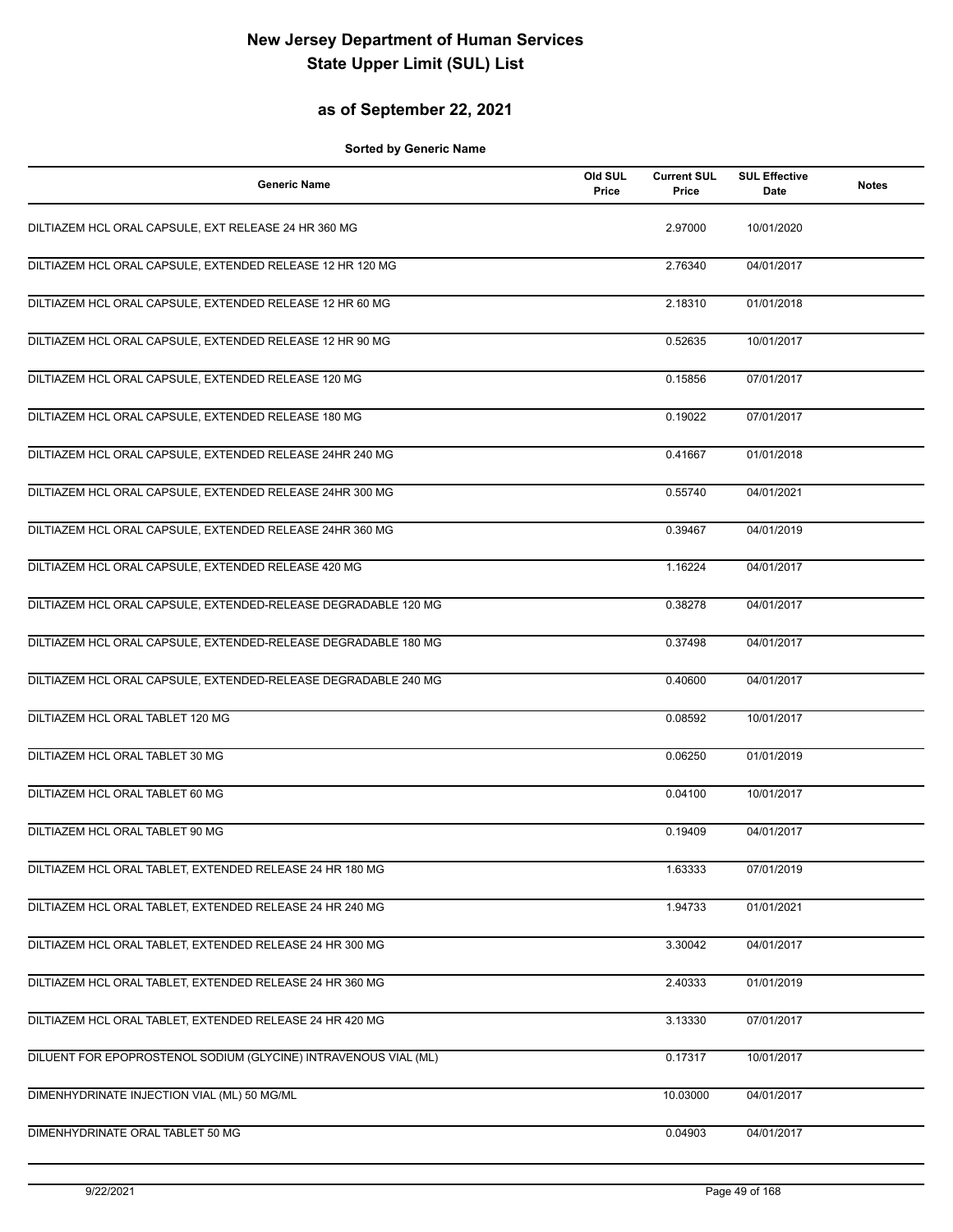# New Jersey Department of Human Services
# State Upper Limit (SUL) List

## as of September 22, 2021

**Sorted by Generic Name**

| Generic Name | Old SUL Price | Current SUL Price | SUL Effective Date | Notes |
|---|---|---|---|---|
| DILTIAZEM HCL ORAL CAPSULE, EXT RELEASE 24 HR 360 MG | | 2.97000 | 10/01/2020 | |
| DILTIAZEM HCL ORAL CAPSULE, EXTENDED RELEASE 12 HR 120 MG | | 2.76340 | 04/01/2017 | |
| DILTIAZEM HCL ORAL CAPSULE, EXTENDED RELEASE 12 HR 60 MG | | 2.18310 | 01/01/2018 | |
| DILTIAZEM HCL ORAL CAPSULE, EXTENDED RELEASE 12 HR 90 MG | | 0.52635 | 10/01/2017 | |
| DILTIAZEM HCL ORAL CAPSULE, EXTENDED RELEASE 120 MG | | 0.15856 | 07/01/2017 | |
| DILTIAZEM HCL ORAL CAPSULE, EXTENDED RELEASE 180 MG | | 0.19022 | 07/01/2017 | |
| DILTIAZEM HCL ORAL CAPSULE, EXTENDED RELEASE 24HR 240 MG | | 0.41667 | 01/01/2018 | |
| DILTIAZEM HCL ORAL CAPSULE, EXTENDED RELEASE 24HR 300 MG | | 0.55740 | 04/01/2021 | |
| DILTIAZEM HCL ORAL CAPSULE, EXTENDED RELEASE 24HR 360 MG | | 0.39467 | 04/01/2019 | |
| DILTIAZEM HCL ORAL CAPSULE, EXTENDED RELEASE 420 MG | | 1.16224 | 04/01/2017 | |
| DILTIAZEM HCL ORAL CAPSULE, EXTENDED-RELEASE DEGRADABLE 120 MG | | 0.38278 | 04/01/2017 | |
| DILTIAZEM HCL ORAL CAPSULE, EXTENDED-RELEASE DEGRADABLE 180 MG | | 0.37498 | 04/01/2017 | |
| DILTIAZEM HCL ORAL CAPSULE, EXTENDED-RELEASE DEGRADABLE 240 MG | | 0.40600 | 04/01/2017 | |
| DILTIAZEM HCL ORAL TABLET 120 MG | | 0.08592 | 10/01/2017 | |
| DILTIAZEM HCL ORAL TABLET 30 MG | | 0.06250 | 01/01/2019 | |
| DILTIAZEM HCL ORAL TABLET 60 MG | | 0.04100 | 10/01/2017 | |
| DILTIAZEM HCL ORAL TABLET 90 MG | | 0.19409 | 04/01/2017 | |
| DILTIAZEM HCL ORAL TABLET, EXTENDED RELEASE 24 HR 180 MG | | 1.63333 | 07/01/2019 | |
| DILTIAZEM HCL ORAL TABLET, EXTENDED RELEASE 24 HR 240 MG | | 1.94733 | 01/01/2021 | |
| DILTIAZEM HCL ORAL TABLET, EXTENDED RELEASE 24 HR 300 MG | | 3.30042 | 04/01/2017 | |
| DILTIAZEM HCL ORAL TABLET, EXTENDED RELEASE 24 HR 360 MG | | 2.40333 | 01/01/2019 | |
| DILTIAZEM HCL ORAL TABLET, EXTENDED RELEASE 24 HR 420 MG | | 3.13330 | 07/01/2017 | |
| DILUENT FOR EPOPROSTENOL SODIUM (GLYCINE) INTRAVENOUS VIAL (ML) | | 0.17317 | 10/01/2017 | |
| DIMENHYDRINATE INJECTION VIAL (ML) 50 MG/ML | | 10.03000 | 04/01/2017 | |
| DIMENHYDRINATE ORAL TABLET 50 MG | | 0.04903 | 04/01/2017 | |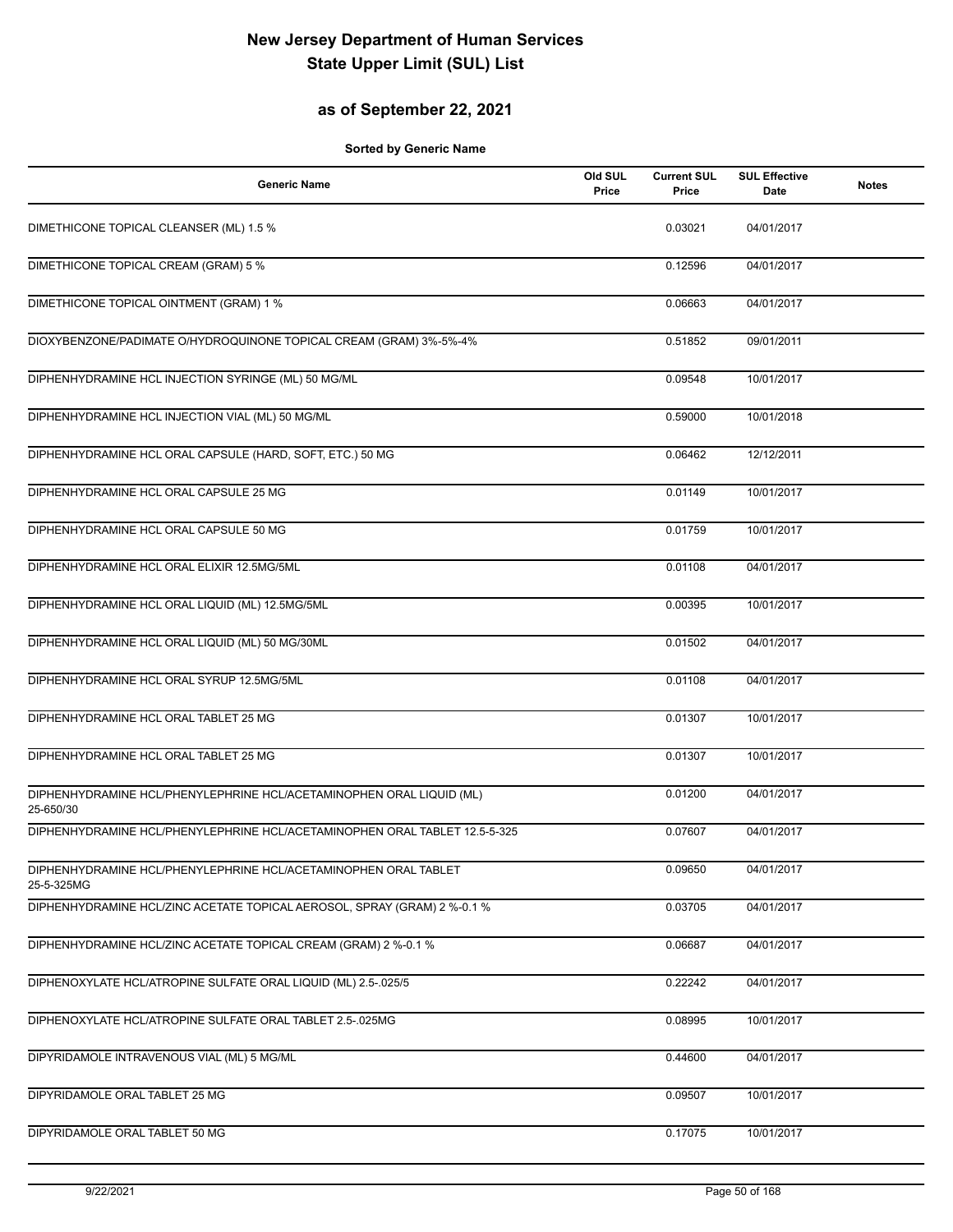# New Jersey Department of Human Services
# State Upper Limit (SUL) List

## as of September 22, 2021

**Sorted by Generic Name**

| Generic Name | Old SUL Price | Current SUL Price | SUL Effective Date | Notes |
|---|---|---|---|---|
| DIMETHICONE TOPICAL CLEANSER (ML) 1.5 % | | 0.03021 | 04/01/2017 | |
| DIMETHICONE TOPICAL CREAM (GRAM) 5 % | | 0.12596 | 04/01/2017 | |
| DIMETHICONE TOPICAL OINTMENT (GRAM) 1 % | | 0.06663 | 04/01/2017 | |
| DIOXYBENZONE/PADIMATE O/HYDROQUINONE TOPICAL CREAM (GRAM) 3%-5%-4% | | 0.51852 | 09/01/2011 | |
| DIPHENHYDRAMINE HCL INJECTION SYRINGE (ML) 50 MG/ML | | 0.09548 | 10/01/2017 | |
| DIPHENHYDRAMINE HCL INJECTION VIAL (ML) 50 MG/ML | | 0.59000 | 10/01/2018 | |
| DIPHENHYDRAMINE HCL ORAL CAPSULE (HARD, SOFT, ETC.) 50 MG | | 0.06462 | 12/12/2011 | |
| DIPHENHYDRAMINE HCL ORAL CAPSULE 25 MG | | 0.01149 | 10/01/2017 | |
| DIPHENHYDRAMINE HCL ORAL CAPSULE 50 MG | | 0.01759 | 10/01/2017 | |
| DIPHENHYDRAMINE HCL ORAL ELIXIR 12.5MG/5ML | | 0.01108 | 04/01/2017 | |
| DIPHENHYDRAMINE HCL ORAL LIQUID (ML) 12.5MG/5ML | | 0.00395 | 10/01/2017 | |
| DIPHENHYDRAMINE HCL ORAL LIQUID (ML) 50 MG/30ML | | 0.01502 | 04/01/2017 | |
| DIPHENHYDRAMINE HCL ORAL SYRUP 12.5MG/5ML | | 0.01108 | 04/01/2017 | |
| DIPHENHYDRAMINE HCL ORAL TABLET 25 MG | | 0.01307 | 10/01/2017 | |
| DIPHENHYDRAMINE HCL ORAL TABLET 25 MG | | 0.01307 | 10/01/2017 | |
| DIPHENHYDRAMINE HCL/PHENYLEPHRINE HCL/ACETAMINOPHEN ORAL LIQUID (ML) 25-650/30 | | 0.01200 | 04/01/2017 | |
| DIPHENHYDRAMINE HCL/PHENYLEPHRINE HCL/ACETAMINOPHEN ORAL TABLET 12.5-5-325 | | 0.07607 | 04/01/2017 | |
| DIPHENHYDRAMINE HCL/PHENYLEPHRINE HCL/ACETAMINOPHEN ORAL TABLET 25-5-325MG | | 0.09650 | 04/01/2017 | |
| DIPHENHYDRAMINE HCL/ZINC ACETATE TOPICAL AEROSOL, SPRAY (GRAM) 2 %-0.1 % | | 0.03705 | 04/01/2017 | |
| DIPHENHYDRAMINE HCL/ZINC ACETATE TOPICAL CREAM (GRAM) 2 %-0.1 % | | 0.06687 | 04/01/2017 | |
| DIPHENOXYLATE HCL/ATROPINE SULFATE ORAL LIQUID (ML) 2.5-.025/5 | | 0.22242 | 04/01/2017 | |
| DIPHENOXYLATE HCL/ATROPINE SULFATE ORAL TABLET 2.5-.025MG | | 0.08995 | 10/01/2017 | |
| DIPYRIDAMOLE INTRAVENOUS VIAL (ML) 5 MG/ML | | 0.44600 | 04/01/2017 | |
| DIPYRIDAMOLE ORAL TABLET 25 MG | | 0.09507 | 10/01/2017 | |
| DIPYRIDAMOLE ORAL TABLET 50 MG | | 0.17075 | 10/01/2017 | |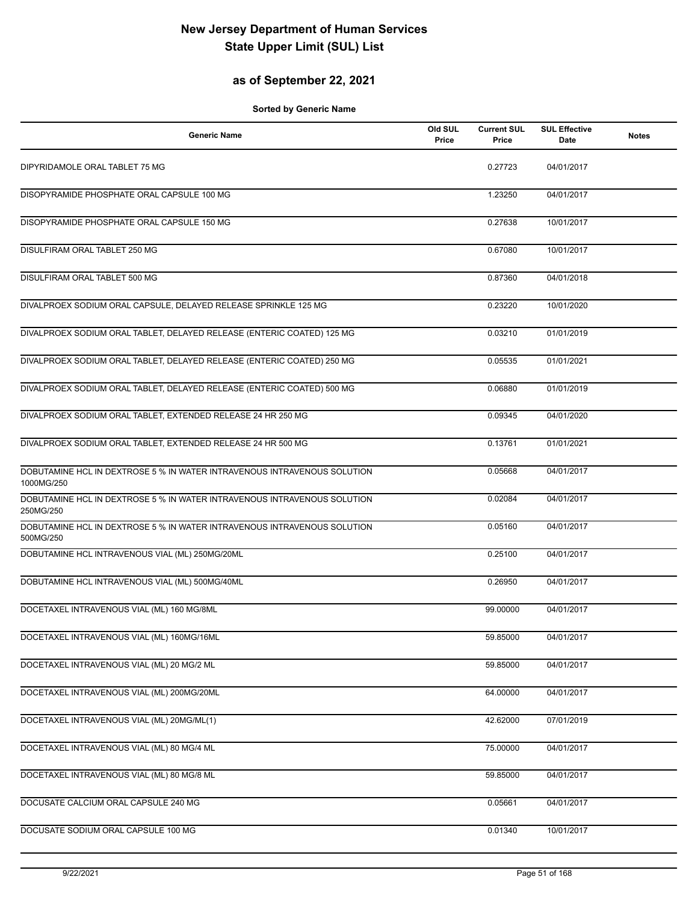# New Jersey Department of Human Services
# State Upper Limit (SUL) List

## as of September 22, 2021

**Sorted by Generic Name**

| Generic Name | Old SUL Price | Current SUL Price | SUL Effective Date | Notes |
|---|---|---|---|---|
| DIPYRIDAMOLE ORAL TABLET 75 MG | | 0.27723 | 04/01/2017 | |
| DISOPYRAMIDE PHOSPHATE ORAL CAPSULE 100 MG | | 1.23250 | 04/01/2017 | |
| DISOPYRAMIDE PHOSPHATE ORAL CAPSULE 150 MG | | 0.27638 | 10/01/2017 | |
| DISULFIRAM ORAL TABLET 250 MG | | 0.67080 | 10/01/2017 | |
| DISULFIRAM ORAL TABLET 500 MG | | 0.87360 | 04/01/2018 | |
| DIVALPROEX SODIUM ORAL CAPSULE, DELAYED RELEASE SPRINKLE 125 MG | | 0.23220 | 10/01/2020 | |
| DIVALPROEX SODIUM ORAL TABLET, DELAYED RELEASE (ENTERIC COATED) 125 MG | | 0.03210 | 01/01/2019 | |
| DIVALPROEX SODIUM ORAL TABLET, DELAYED RELEASE (ENTERIC COATED) 250 MG | | 0.05535 | 01/01/2021 | |
| DIVALPROEX SODIUM ORAL TABLET, DELAYED RELEASE (ENTERIC COATED) 500 MG | | 0.06880 | 01/01/2019 | |
| DIVALPROEX SODIUM ORAL TABLET, EXTENDED RELEASE 24 HR 250 MG | | 0.09345 | 04/01/2020 | |
| DIVALPROEX SODIUM ORAL TABLET, EXTENDED RELEASE 24 HR 500 MG | | 0.13761 | 01/01/2021 | |
| DOBUTAMINE HCL IN DEXTROSE 5 % IN WATER INTRAVENOUS INTRAVENOUS SOLUTION 1000MG/250 | | 0.05668 | 04/01/2017 | |
| DOBUTAMINE HCL IN DEXTROSE 5 % IN WATER INTRAVENOUS INTRAVENOUS SOLUTION 250MG/250 | | 0.02084 | 04/01/2017 | |
| DOBUTAMINE HCL IN DEXTROSE 5 % IN WATER INTRAVENOUS INTRAVENOUS SOLUTION 500MG/250 | | 0.05160 | 04/01/2017 | |
| DOBUTAMINE HCL INTRAVENOUS VIAL (ML) 250MG/20ML | | 0.25100 | 04/01/2017 | |
| DOBUTAMINE HCL INTRAVENOUS VIAL (ML) 500MG/40ML | | 0.26950 | 04/01/2017 | |
| DOCETAXEL INTRAVENOUS VIAL (ML) 160 MG/8ML | | 99.00000 | 04/01/2017 | |
| DOCETAXEL INTRAVENOUS VIAL (ML) 160MG/16ML | | 59.85000 | 04/01/2017 | |
| DOCETAXEL INTRAVENOUS VIAL (ML) 20 MG/2 ML | | 59.85000 | 04/01/2017 | |
| DOCETAXEL INTRAVENOUS VIAL (ML) 200MG/20ML | | 64.00000 | 04/01/2017 | |
| DOCETAXEL INTRAVENOUS VIAL (ML) 20MG/ML(1) | | 42.62000 | 07/01/2019 | |
| DOCETAXEL INTRAVENOUS VIAL (ML) 80 MG/4 ML | | 75.00000 | 04/01/2017 | |
| DOCETAXEL INTRAVENOUS VIAL (ML) 80 MG/8 ML | | 59.85000 | 04/01/2017 | |
| DOCUSATE CALCIUM ORAL CAPSULE 240 MG | | 0.05661 | 04/01/2017 | |
| DOCUSATE SODIUM ORAL CAPSULE 100 MG | | 0.01340 | 10/01/2017 | |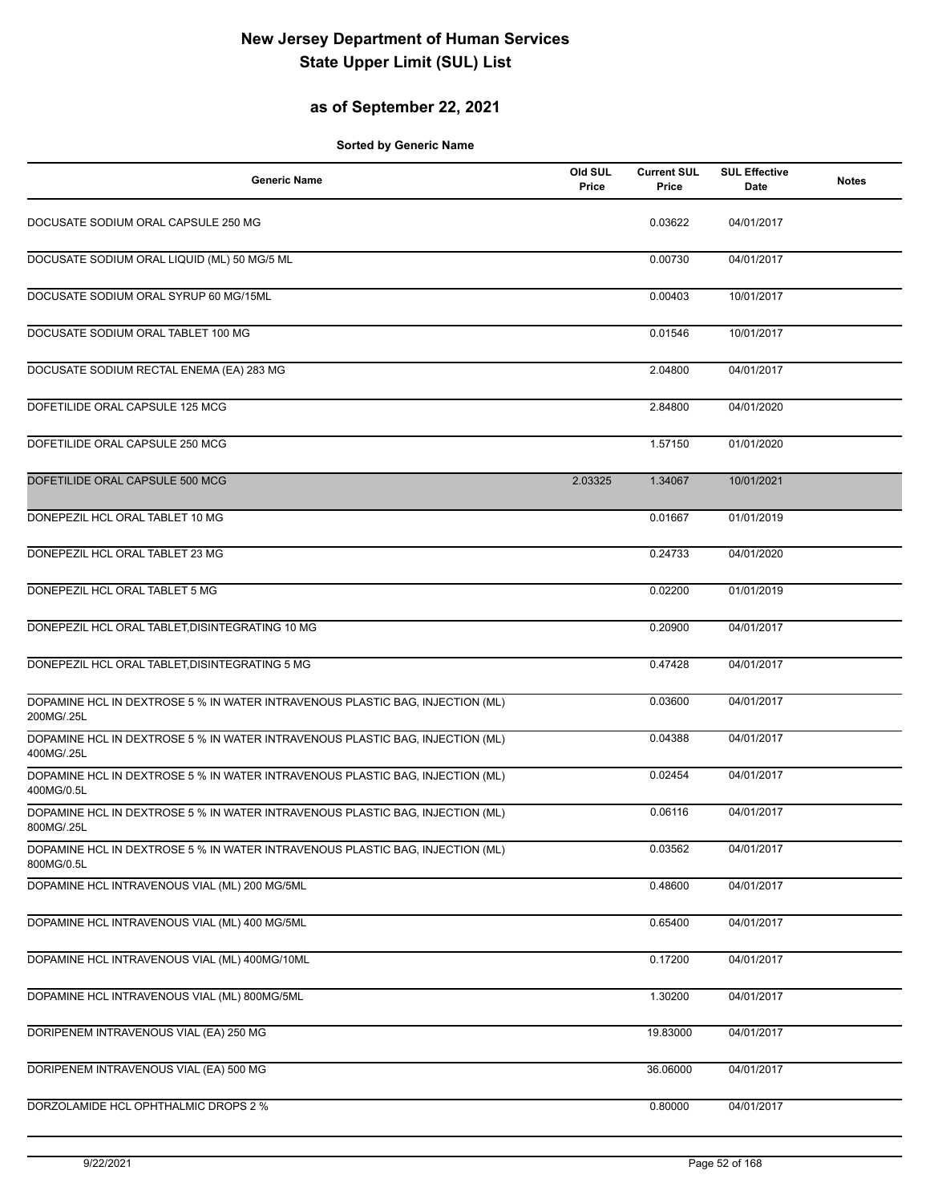# New Jersey Department of Human Services
# State Upper Limit (SUL) List

## as of September 22, 2021

**Sorted by Generic Name**

| Generic Name | Old SUL Price | Current SUL Price | SUL Effective Date | Notes |
|---|---|---|---|---|
| DOCUSATE SODIUM ORAL CAPSULE 250 MG | | 0.03622 | 04/01/2017 | |
| DOCUSATE SODIUM ORAL LIQUID (ML) 50 MG/5 ML | | 0.00730 | 04/01/2017 | |
| DOCUSATE SODIUM ORAL SYRUP 60 MG/15ML | | 0.00403 | 10/01/2017 | |
| DOCUSATE SODIUM ORAL TABLET 100 MG | | 0.01546 | 10/01/2017 | |
| DOCUSATE SODIUM RECTAL ENEMA (EA) 283 MG | | 2.04800 | 04/01/2017 | |
| DOFETILIDE ORAL CAPSULE 125 MCG | | 2.84800 | 04/01/2020 | |
| DOFETILIDE ORAL CAPSULE 250 MCG | | 1.57150 | 01/01/2020 | |
| DOFETILIDE ORAL CAPSULE 500 MCG | 2.03325 | 1.34067 | 10/01/2021 | |
| DONEPEZIL HCL ORAL TABLET 10 MG | | 0.01667 | 01/01/2019 | |
| DONEPEZIL HCL ORAL TABLET 23 MG | | 0.24733 | 04/01/2020 | |
| DONEPEZIL HCL ORAL TABLET 5 MG | | 0.02200 | 01/01/2019 | |
| DONEPEZIL HCL ORAL TABLET,DISINTEGRATING 10 MG | | 0.20900 | 04/01/2017 | |
| DONEPEZIL HCL ORAL TABLET,DISINTEGRATING 5 MG | | 0.47428 | 04/01/2017 | |
| DOPAMINE HCL IN DEXTROSE 5 % IN WATER INTRAVENOUS PLASTIC BAG, INJECTION (ML) 200MG/.25L | | 0.03600 | 04/01/2017 | |
| DOPAMINE HCL IN DEXTROSE 5 % IN WATER INTRAVENOUS PLASTIC BAG, INJECTION (ML) 400MG/.25L | | 0.04388 | 04/01/2017 | |
| DOPAMINE HCL IN DEXTROSE 5 % IN WATER INTRAVENOUS PLASTIC BAG, INJECTION (ML) 400MG/0.5L | | 0.02454 | 04/01/2017 | |
| DOPAMINE HCL IN DEXTROSE 5 % IN WATER INTRAVENOUS PLASTIC BAG, INJECTION (ML) 800MG/.25L | | 0.06116 | 04/01/2017 | |
| DOPAMINE HCL IN DEXTROSE 5 % IN WATER INTRAVENOUS PLASTIC BAG, INJECTION (ML) 800MG/0.5L | | 0.03562 | 04/01/2017 | |
| DOPAMINE HCL INTRAVENOUS VIAL (ML) 200 MG/5ML | | 0.48600 | 04/01/2017 | |
| DOPAMINE HCL INTRAVENOUS VIAL (ML) 400 MG/5ML | | 0.65400 | 04/01/2017 | |
| DOPAMINE HCL INTRAVENOUS VIAL (ML) 400MG/10ML | | 0.17200 | 04/01/2017 | |
| DOPAMINE HCL INTRAVENOUS VIAL (ML) 800MG/5ML | | 1.30200 | 04/01/2017 | |
| DORIPENEM INTRAVENOUS VIAL (EA) 250 MG | | 19.83000 | 04/01/2017 | |
| DORIPENEM INTRAVENOUS VIAL (EA) 500 MG | | 36.06000 | 04/01/2017 | |
| DORZOLAMIDE HCL OPHTHALMIC DROPS 2 % | | 0.80000 | 04/01/2017 | |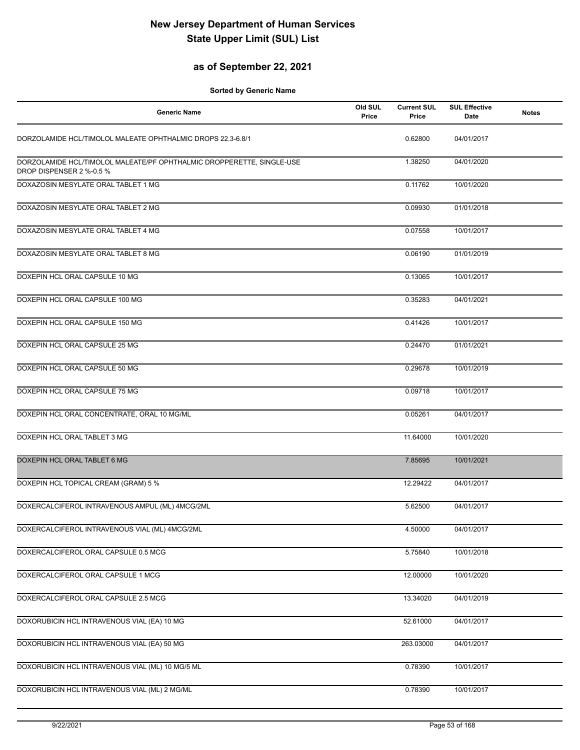# New Jersey Department of Human Services
# State Upper Limit (SUL) List

## as of September 22, 2021

**Sorted by Generic Name**

| Generic Name | Old SUL Price | Current SUL Price | SUL Effective Date | Notes |
|---|---|---|---|---|
| DORZOLAMIDE HCL/TIMOLOL MALEATE OPHTHALMIC DROPS 22.3-6.8/1 | | 0.62800 | 04/01/2017 | |
| DORZOLAMIDE HCL/TIMOLOL MALEATE/PF OPHTHALMIC DROPPERETTE, SINGLE-USE DROP DISPENSER 2 %-0.5 % | | 1.38250 | 04/01/2020 | |
| DOXAZOSIN MESYLATE ORAL TABLET 1 MG | | 0.11762 | 10/01/2020 | |
| DOXAZOSIN MESYLATE ORAL TABLET 2 MG | | 0.09930 | 01/01/2018 | |
| DOXAZOSIN MESYLATE ORAL TABLET 4 MG | | 0.07558 | 10/01/2017 | |
| DOXAZOSIN MESYLATE ORAL TABLET 8 MG | | 0.06190 | 01/01/2019 | |
| DOXEPIN HCL ORAL CAPSULE 10 MG | | 0.13065 | 10/01/2017 | |
| DOXEPIN HCL ORAL CAPSULE 100 MG | | 0.35283 | 04/01/2021 | |
| DOXEPIN HCL ORAL CAPSULE 150 MG | | 0.41426 | 10/01/2017 | |
| DOXEPIN HCL ORAL CAPSULE 25 MG | | 0.24470 | 01/01/2021 | |
| DOXEPIN HCL ORAL CAPSULE 50 MG | | 0.29678 | 10/01/2019 | |
| DOXEPIN HCL ORAL CAPSULE 75 MG | | 0.09718 | 10/01/2017 | |
| DOXEPIN HCL ORAL CONCENTRATE, ORAL 10 MG/ML | | 0.05261 | 04/01/2017 | |
| DOXEPIN HCL ORAL TABLET 3 MG | | 11.64000 | 10/01/2020 | |
| DOXEPIN HCL ORAL TABLET 6 MG | | 7.85695 | 10/01/2021 | |
| DOXEPIN HCL TOPICAL CREAM (GRAM) 5 % | | 12.29422 | 04/01/2017 | |
| DOXERCALCIFEROL INTRAVENOUS AMPUL (ML) 4MCG/2ML | | 5.62500 | 04/01/2017 | |
| DOXERCALCIFEROL INTRAVENOUS VIAL (ML) 4MCG/2ML | | 4.50000 | 04/01/2017 | |
| DOXERCALCIFEROL ORAL CAPSULE 0.5 MCG | | 5.75840 | 10/01/2018 | |
| DOXERCALCIFEROL ORAL CAPSULE 1 MCG | | 12.00000 | 10/01/2020 | |
| DOXERCALCIFEROL ORAL CAPSULE 2.5 MCG | | 13.34020 | 04/01/2019 | |
| DOXORUBICIN HCL INTRAVENOUS VIAL (EA) 10 MG | | 52.61000 | 04/01/2017 | |
| DOXORUBICIN HCL INTRAVENOUS VIAL (EA) 50 MG | | 263.03000 | 04/01/2017 | |
| DOXORUBICIN HCL INTRAVENOUS VIAL (ML) 10 MG/5 ML | | 0.78390 | 10/01/2017 | |
| DOXORUBICIN HCL INTRAVENOUS VIAL (ML) 2 MG/ML | | 0.78390 | 10/01/2017 | |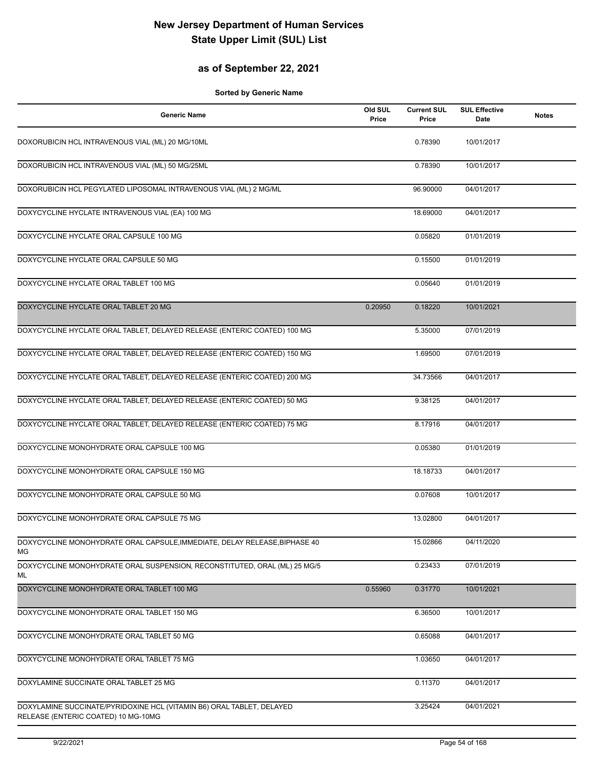# New Jersey Department of Human Services
# State Upper Limit (SUL) List

## as of September 22, 2021

**Sorted by Generic Name**

| Generic Name | Old SUL Price | Current SUL Price | SUL Effective Date | Notes |
|---|---|---|---|---|
| DOXORUBICIN HCL INTRAVENOUS VIAL (ML) 20 MG/10ML | | 0.78390 | 10/01/2017 | |
| DOXORUBICIN HCL INTRAVENOUS VIAL (ML) 50 MG/25ML | | 0.78390 | 10/01/2017 | |
| DOXORUBICIN HCL PEGYLATED LIPOSOMAL INTRAVENOUS VIAL (ML) 2 MG/ML | | 96.90000 | 04/01/2017 | |
| DOXYCYCLINE HYCLATE INTRAVENOUS VIAL (EA) 100 MG | | 18.69000 | 04/01/2017 | |
| DOXYCYCLINE HYCLATE ORAL CAPSULE 100 MG | | 0.05820 | 01/01/2019 | |
| DOXYCYCLINE HYCLATE ORAL CAPSULE 50 MG | | 0.15500 | 01/01/2019 | |
| DOXYCYCLINE HYCLATE ORAL TABLET 100 MG | | 0.05640 | 01/01/2019 | |
| DOXYCYCLINE HYCLATE ORAL TABLET 20 MG | 0.20950 | 0.18220 | 10/01/2021 | |
| DOXYCYCLINE HYCLATE ORAL TABLET, DELAYED RELEASE (ENTERIC COATED) 100 MG | | 5.35000 | 07/01/2019 | |
| DOXYCYCLINE HYCLATE ORAL TABLET, DELAYED RELEASE (ENTERIC COATED) 150 MG | | 1.69500 | 07/01/2019 | |
| DOXYCYCLINE HYCLATE ORAL TABLET, DELAYED RELEASE (ENTERIC COATED) 200 MG | | 34.73566 | 04/01/2017 | |
| DOXYCYCLINE HYCLATE ORAL TABLET, DELAYED RELEASE (ENTERIC COATED) 50 MG | | 9.38125 | 04/01/2017 | |
| DOXYCYCLINE HYCLATE ORAL TABLET, DELAYED RELEASE (ENTERIC COATED) 75 MG | | 8.17916 | 04/01/2017 | |
| DOXYCYCLINE MONOHYDRATE ORAL CAPSULE 100 MG | | 0.05380 | 01/01/2019 | |
| DOXYCYCLINE MONOHYDRATE ORAL CAPSULE 150 MG | | 18.18733 | 04/01/2017 | |
| DOXYCYCLINE MONOHYDRATE ORAL CAPSULE 50 MG | | 0.07608 | 10/01/2017 | |
| DOXYCYCLINE MONOHYDRATE ORAL CAPSULE 75 MG | | 13.02800 | 04/01/2017 | |
| DOXYCYCLINE MONOHYDRATE ORAL CAPSULE,IMMEDIATE, DELAY RELEASE,BIPHASE 40 MG | | 15.02866 | 04/11/2020 | |
| DOXYCYCLINE MONOHYDRATE ORAL SUSPENSION, RECONSTITUTED, ORAL (ML) 25 MG/5 ML | | 0.23433 | 07/01/2019 | |
| DOXYCYCLINE MONOHYDRATE ORAL TABLET 100 MG | 0.55960 | 0.31770 | 10/01/2021 | |
| DOXYCYCLINE MONOHYDRATE ORAL TABLET 150 MG | | 6.36500 | 10/01/2017 | |
| DOXYCYCLINE MONOHYDRATE ORAL TABLET 50 MG | | 0.65088 | 04/01/2017 | |
| DOXYCYCLINE MONOHYDRATE ORAL TABLET 75 MG | | 1.03650 | 04/01/2017 | |
| DOXYLAMINE SUCCINATE ORAL TABLET 25 MG | | 0.11370 | 04/01/2017 | |
| DOXYLAMINE SUCCINATE/PYRIDOXINE HCL (VITAMIN B6) ORAL TABLET, DELAYED RELEASE (ENTERIC COATED) 10 MG-10MG | | 3.25424 | 04/01/2021 | |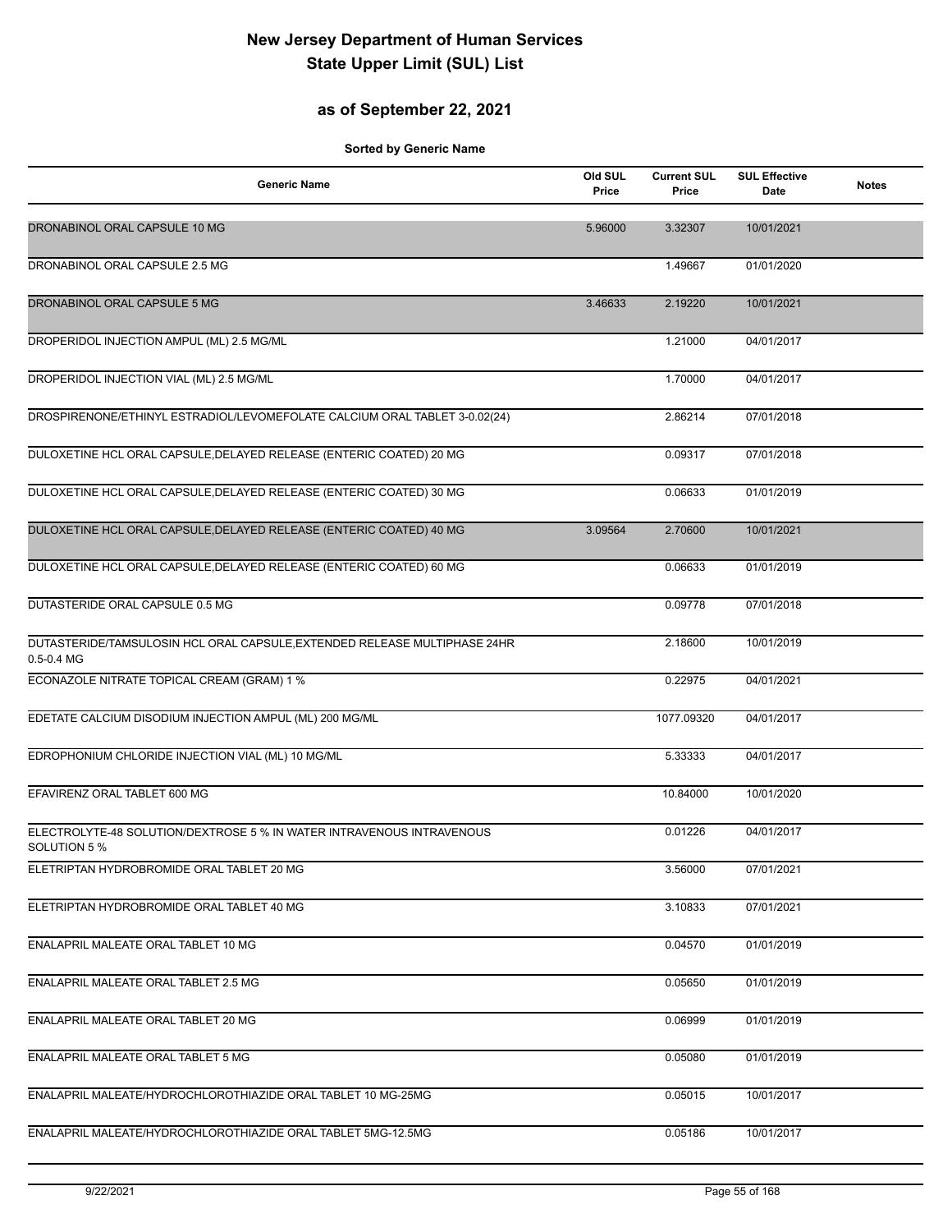# New Jersey Department of Human Services
# State Upper Limit (SUL) List

## as of September 22, 2021

**Sorted by Generic Name**

| Generic Name | Old SUL Price | Current SUL Price | SUL Effective Date | Notes |
|---|---|---|---|---|
| DRONABINOL ORAL CAPSULE 10 MG | 5.96000 | 3.32307 | 10/01/2021 | |
| DRONABINOL ORAL CAPSULE 2.5 MG | | 1.49667 | 01/01/2020 | |
| DRONABINOL ORAL CAPSULE 5 MG | 3.46633 | 2.19220 | 10/01/2021 | |
| DROPERIDOL INJECTION AMPUL (ML) 2.5 MG/ML | | 1.21000 | 04/01/2017 | |
| DROPERIDOL INJECTION VIAL (ML) 2.5 MG/ML | | 1.70000 | 04/01/2017 | |
| DROSPIRENONE/ETHINYL ESTRADIOL/LEVOMEFOLATE CALCIUM ORAL TABLET 3-0.02(24) | | 2.86214 | 07/01/2018 | |
| DULOXETINE HCL ORAL CAPSULE,DELAYED RELEASE (ENTERIC COATED) 20 MG | | 0.09317 | 07/01/2018 | |
| DULOXETINE HCL ORAL CAPSULE,DELAYED RELEASE (ENTERIC COATED) 30 MG | | 0.06633 | 01/01/2019 | |
| DULOXETINE HCL ORAL CAPSULE,DELAYED RELEASE (ENTERIC COATED) 40 MG | 3.09564 | 2.70600 | 10/01/2021 | |
| DULOXETINE HCL ORAL CAPSULE,DELAYED RELEASE (ENTERIC COATED) 60 MG | | 0.06633 | 01/01/2019 | |
| DUTASTERIDE ORAL CAPSULE 0.5 MG | | 0.09778 | 07/01/2018 | |
| DUTASTERIDE/TAMSULOSIN HCL ORAL CAPSULE,EXTENDED RELEASE MULTIPHASE 24HR 0.5-0.4 MG | | 2.18600 | 10/01/2019 | |
| ECONAZOLE NITRATE TOPICAL CREAM (GRAM) 1 % | | 0.22975 | 04/01/2021 | |
| EDETATE CALCIUM DISODIUM INJECTION AMPUL (ML) 200 MG/ML | | 1077.09320 | 04/01/2017 | |
| EDROPHONIUM CHLORIDE INJECTION VIAL (ML) 10 MG/ML | | 5.33333 | 04/01/2017 | |
| EFAVIRENZ ORAL TABLET 600 MG | | 10.84000 | 10/01/2020 | |
| ELECTROLYTE-48 SOLUTION/DEXTROSE 5 % IN WATER INTRAVENOUS INTRAVENOUS SOLUTION 5 % | | 0.01226 | 04/01/2017 | |
| ELETRIPTAN HYDROBROMIDE ORAL TABLET 20 MG | | 3.56000 | 07/01/2021 | |
| ELETRIPTAN HYDROBROMIDE ORAL TABLET 40 MG | | 3.10833 | 07/01/2021 | |
| ENALAPRIL MALEATE ORAL TABLET 10 MG | | 0.04570 | 01/01/2019 | |
| ENALAPRIL MALEATE ORAL TABLET 2.5 MG | | 0.05650 | 01/01/2019 | |
| ENALAPRIL MALEATE ORAL TABLET 20 MG | | 0.06999 | 01/01/2019 | |
| ENALAPRIL MALEATE ORAL TABLET 5 MG | | 0.05080 | 01/01/2019 | |
| ENALAPRIL MALEATE/HYDROCHLOROTHIAZIDE ORAL TABLET 10 MG-25MG | | 0.05015 | 10/01/2017 | |
| ENALAPRIL MALEATE/HYDROCHLOROTHIAZIDE ORAL TABLET 5MG-12.5MG | | 0.05186 | 10/01/2017 | |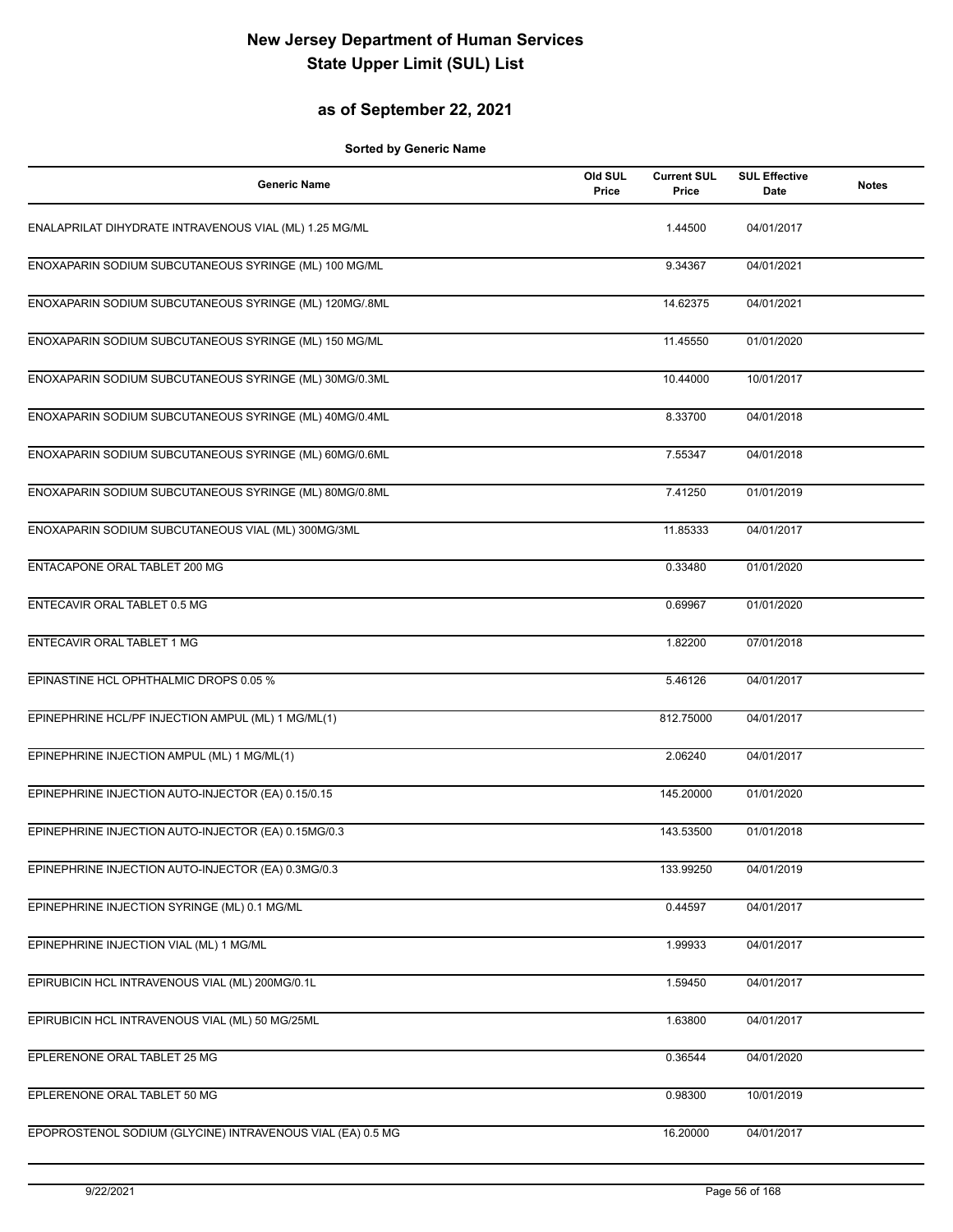# New Jersey Department of Human Services
# State Upper Limit (SUL) List

## as of September 22, 2021

**Sorted by Generic Name**

| Generic Name | Old SUL Price | Current SUL Price | SUL Effective Date | Notes |
|---|---|---|---|---|
| ENALAPRILAT DIHYDRATE INTRAVENOUS VIAL (ML) 1.25 MG/ML | | 1.44500 | 04/01/2017 | |
| ENOXAPARIN SODIUM SUBCUTANEOUS SYRINGE (ML) 100 MG/ML | | 9.34367 | 04/01/2021 | |
| ENOXAPARIN SODIUM SUBCUTANEOUS SYRINGE (ML) 120MG/.8ML | | 14.62375 | 04/01/2021 | |
| ENOXAPARIN SODIUM SUBCUTANEOUS SYRINGE (ML) 150 MG/ML | | 11.45550 | 01/01/2020 | |
| ENOXAPARIN SODIUM SUBCUTANEOUS SYRINGE (ML) 30MG/0.3ML | | 10.44000 | 10/01/2017 | |
| ENOXAPARIN SODIUM SUBCUTANEOUS SYRINGE (ML) 40MG/0.4ML | | 8.33700 | 04/01/2018 | |
| ENOXAPARIN SODIUM SUBCUTANEOUS SYRINGE (ML) 60MG/0.6ML | | 7.55347 | 04/01/2018 | |
| ENOXAPARIN SODIUM SUBCUTANEOUS SYRINGE (ML) 80MG/0.8ML | | 7.41250 | 01/01/2019 | |
| ENOXAPARIN SODIUM SUBCUTANEOUS VIAL (ML) 300MG/3ML | | 11.85333 | 04/01/2017 | |
| ENTACAPONE ORAL TABLET 200 MG | | 0.33480 | 01/01/2020 | |
| ENTECAVIR ORAL TABLET 0.5 MG | | 0.69967 | 01/01/2020 | |
| ENTECAVIR ORAL TABLET 1 MG | | 1.82200 | 07/01/2018 | |
| EPINASTINE HCL OPHTHALMIC DROPS 0.05 % | | 5.46126 | 04/01/2017 | |
| EPINEPHRINE HCL/PF INJECTION AMPUL (ML) 1 MG/ML(1) | | 812.75000 | 04/01/2017 | |
| EPINEPHRINE INJECTION AMPUL (ML) 1 MG/ML(1) | | 2.06240 | 04/01/2017 | |
| EPINEPHRINE INJECTION AUTO-INJECTOR (EA) 0.15/0.15 | | 145.20000 | 01/01/2020 | |
| EPINEPHRINE INJECTION AUTO-INJECTOR (EA) 0.15MG/0.3 | | 143.53500 | 01/01/2018 | |
| EPINEPHRINE INJECTION AUTO-INJECTOR (EA) 0.3MG/0.3 | | 133.99250 | 04/01/2019 | |
| EPINEPHRINE INJECTION SYRINGE (ML) 0.1 MG/ML | | 0.44597 | 04/01/2017 | |
| EPINEPHRINE INJECTION VIAL (ML) 1 MG/ML | | 1.99933 | 04/01/2017 | |
| EPIRUBICIN HCL INTRAVENOUS VIAL (ML) 200MG/0.1L | | 1.59450 | 04/01/2017 | |
| EPIRUBICIN HCL INTRAVENOUS VIAL (ML) 50 MG/25ML | | 1.63800 | 04/01/2017 | |
| EPLERENONE ORAL TABLET 25 MG | | 0.36544 | 04/01/2020 | |
| EPLERENONE ORAL TABLET 50 MG | | 0.98300 | 10/01/2019 | |
| EPOPROSTENOL SODIUM (GLYCINE) INTRAVENOUS VIAL (EA) 0.5 MG | | 16.20000 | 04/01/2017 | |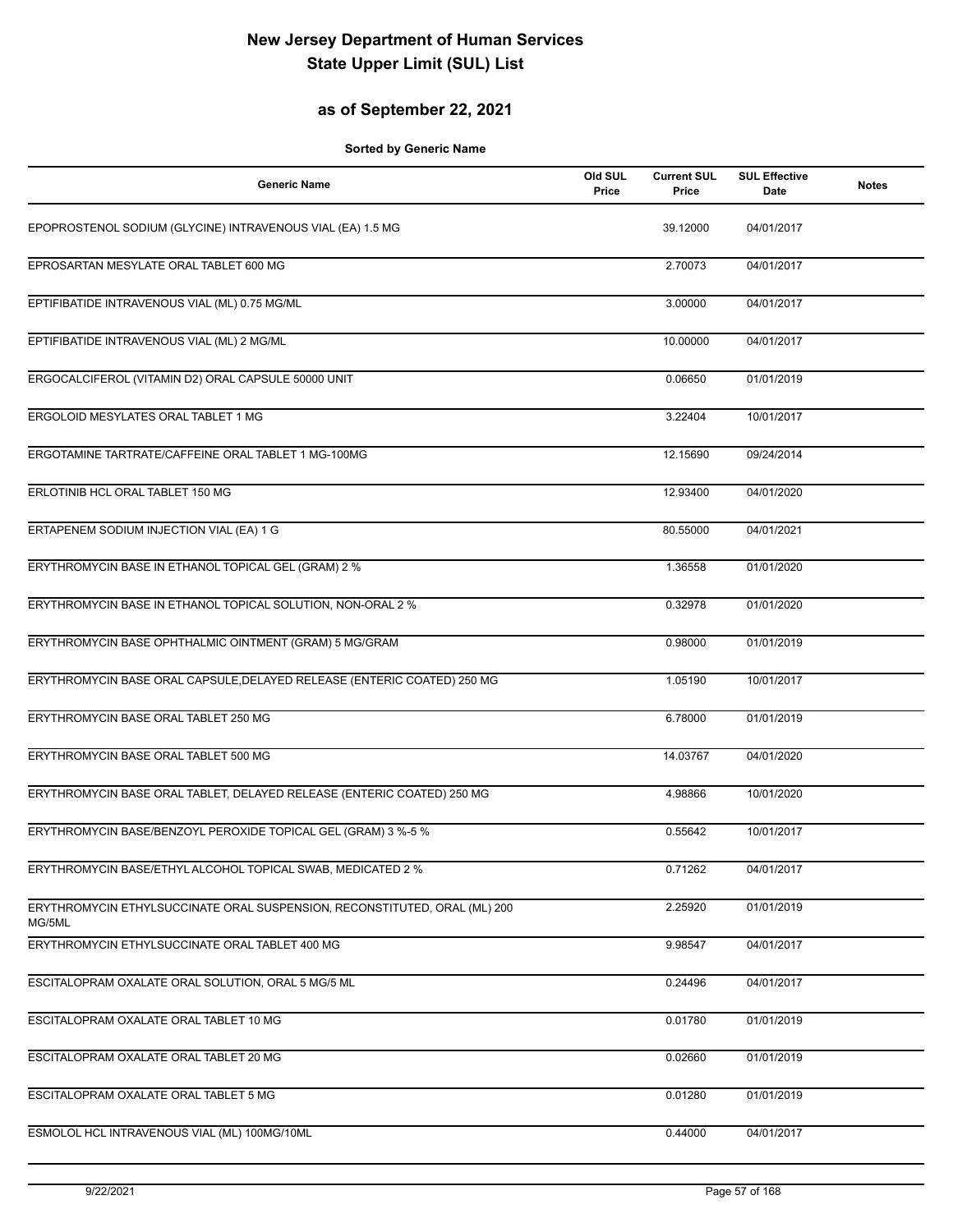# New Jersey Department of Human Services
# State Upper Limit (SUL) List

## as of September 22, 2021

**Sorted by Generic Name**

| Generic Name | Old SUL Price | Current SUL Price | SUL Effective Date | Notes |
|---|---|---|---|---|
| EPOPROSTENOL SODIUM (GLYCINE) INTRAVENOUS VIAL (EA) 1.5 MG | | 39.12000 | 04/01/2017 | |
| EPROSARTAN MESYLATE ORAL TABLET 600 MG | | 2.70073 | 04/01/2017 | |
| EPTIFIBATIDE INTRAVENOUS VIAL (ML) 0.75 MG/ML | | 3.00000 | 04/01/2017 | |
| EPTIFIBATIDE INTRAVENOUS VIAL (ML) 2 MG/ML | | 10.00000 | 04/01/2017 | |
| ERGOCALCIFEROL (VITAMIN D2) ORAL CAPSULE 50000 UNIT | | 0.06650 | 01/01/2019 | |
| ERGOLOID MESYLATES ORAL TABLET 1 MG | | 3.22404 | 10/01/2017 | |
| ERGOTAMINE TARTRATE/CAFFEINE ORAL TABLET 1 MG-100MG | | 12.15690 | 09/24/2014 | |
| ERLOTINIB HCL ORAL TABLET 150 MG | | 12.93400 | 04/01/2020 | |
| ERTAPENEM SODIUM INJECTION VIAL (EA) 1 G | | 80.55000 | 04/01/2021 | |
| ERYTHROMYCIN BASE IN ETHANOL TOPICAL GEL (GRAM) 2 % | | 1.36558 | 01/01/2020 | |
| ERYTHROMYCIN BASE IN ETHANOL TOPICAL SOLUTION, NON-ORAL 2 % | | 0.32978 | 01/01/2020 | |
| ERYTHROMYCIN BASE OPHTHALMIC OINTMENT (GRAM) 5 MG/GRAM | | 0.98000 | 01/01/2019 | |
| ERYTHROMYCIN BASE ORAL CAPSULE,DELAYED RELEASE (ENTERIC COATED) 250 MG | | 1.05190 | 10/01/2017 | |
| ERYTHROMYCIN BASE ORAL TABLET 250 MG | | 6.78000 | 01/01/2019 | |
| ERYTHROMYCIN BASE ORAL TABLET 500 MG | | 14.03767 | 04/01/2020 | |
| ERYTHROMYCIN BASE ORAL TABLET, DELAYED RELEASE (ENTERIC COATED) 250 MG | | 4.98866 | 10/01/2020 | |
| ERYTHROMYCIN BASE/BENZOYL PEROXIDE TOPICAL GEL (GRAM) 3 %-5 % | | 0.55642 | 10/01/2017 | |
| ERYTHROMYCIN BASE/ETHYL ALCOHOL TOPICAL SWAB, MEDICATED 2 % | | 0.71262 | 04/01/2017 | |
| ERYTHROMYCIN ETHYLSUCCINATE ORAL SUSPENSION, RECONSTITUTED, ORAL (ML) 200 MG/5ML | | 2.25920 | 01/01/2019 | |
| ERYTHROMYCIN ETHYLSUCCINATE ORAL TABLET 400 MG | | 9.98547 | 04/01/2017 | |
| ESCITALOPRAM OXALATE ORAL SOLUTION, ORAL 5 MG/5 ML | | 0.24496 | 04/01/2017 | |
| ESCITALOPRAM OXALATE ORAL TABLET 10 MG | | 0.01780 | 01/01/2019 | |
| ESCITALOPRAM OXALATE ORAL TABLET 20 MG | | 0.02660 | 01/01/2019 | |
| ESCITALOPRAM OXALATE ORAL TABLET 5 MG | | 0.01280 | 01/01/2019 | |
| ESMOLOL HCL INTRAVENOUS VIAL (ML) 100MG/10ML | | 0.44000 | 04/01/2017 | |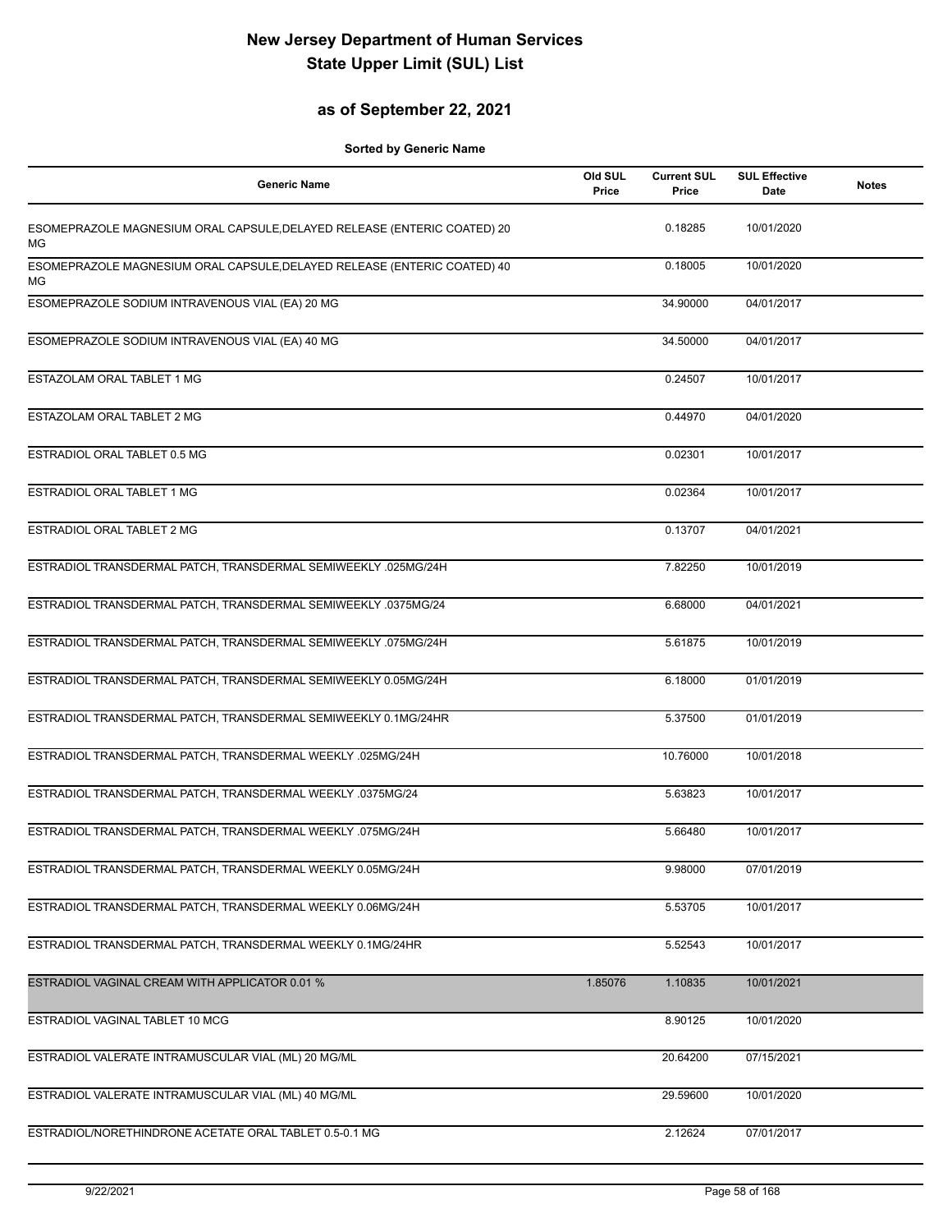# New Jersey Department of Human Services
# State Upper Limit (SUL) List

## as of September 22, 2021

**Sorted by Generic Name**

| Generic Name | Old SUL Price | Current SUL Price | SUL Effective Date | Notes |
|---|---|---|---|---|
| ESOMEPRAZOLE MAGNESIUM ORAL CAPSULE,DELAYED RELEASE (ENTERIC COATED) 20 MG | | 0.18285 | 10/01/2020 | |
| ESOMEPRAZOLE MAGNESIUM ORAL CAPSULE,DELAYED RELEASE (ENTERIC COATED) 40 MG | | 0.18005 | 10/01/2020 | |
| ESOMEPRAZOLE SODIUM INTRAVENOUS VIAL (EA) 20 MG | | 34.90000 | 04/01/2017 | |
| ESOMEPRAZOLE SODIUM INTRAVENOUS VIAL (EA) 40 MG | | 34.50000 | 04/01/2017 | |
| ESTAZOLAM ORAL TABLET 1 MG | | 0.24507 | 10/01/2017 | |
| ESTAZOLAM ORAL TABLET 2 MG | | 0.44970 | 04/01/2020 | |
| ESTRADIOL ORAL TABLET 0.5 MG | | 0.02301 | 10/01/2017 | |
| ESTRADIOL ORAL TABLET 1 MG | | 0.02364 | 10/01/2017 | |
| ESTRADIOL ORAL TABLET 2 MG | | 0.13707 | 04/01/2021 | |
| ESTRADIOL TRANSDERMAL PATCH, TRANSDERMAL SEMIWEEKLY .025MG/24H | | 7.82250 | 10/01/2019 | |
| ESTRADIOL TRANSDERMAL PATCH, TRANSDERMAL SEMIWEEKLY .0375MG/24 | | 6.68000 | 04/01/2021 | |
| ESTRADIOL TRANSDERMAL PATCH, TRANSDERMAL SEMIWEEKLY .075MG/24H | | 5.61875 | 10/01/2019 | |
| ESTRADIOL TRANSDERMAL PATCH, TRANSDERMAL SEMIWEEKLY 0.05MG/24H | | 6.18000 | 01/01/2019 | |
| ESTRADIOL TRANSDERMAL PATCH, TRANSDERMAL SEMIWEEKLY 0.1MG/24HR | | 5.37500 | 01/01/2019 | |
| ESTRADIOL TRANSDERMAL PATCH, TRANSDERMAL WEEKLY .025MG/24H | | 10.76000 | 10/01/2018 | |
| ESTRADIOL TRANSDERMAL PATCH, TRANSDERMAL WEEKLY .0375MG/24 | | 5.63823 | 10/01/2017 | |
| ESTRADIOL TRANSDERMAL PATCH, TRANSDERMAL WEEKLY .075MG/24H | | 5.66480 | 10/01/2017 | |
| ESTRADIOL TRANSDERMAL PATCH, TRANSDERMAL WEEKLY 0.05MG/24H | | 9.98000 | 07/01/2019 | |
| ESTRADIOL TRANSDERMAL PATCH, TRANSDERMAL WEEKLY 0.06MG/24H | | 5.53705 | 10/01/2017 | |
| ESTRADIOL TRANSDERMAL PATCH, TRANSDERMAL WEEKLY 0.1MG/24HR | | 5.52543 | 10/01/2017 | |
| ESTRADIOL VAGINAL CREAM WITH APPLICATOR 0.01 % | 1.85076 | 1.10835 | 10/01/2021 | |
| ESTRADIOL VAGINAL TABLET 10 MCG | | 8.90125 | 10/01/2020 | |
| ESTRADIOL VALERATE INTRAMUSCULAR VIAL (ML) 20 MG/ML | | 20.64200 | 07/15/2021 | |
| ESTRADIOL VALERATE INTRAMUSCULAR VIAL (ML) 40 MG/ML | | 29.59600 | 10/01/2020 | |
| ESTRADIOL/NORETHINDRONE ACETATE ORAL TABLET 0.5-0.1 MG | | 2.12624 | 07/01/2017 | |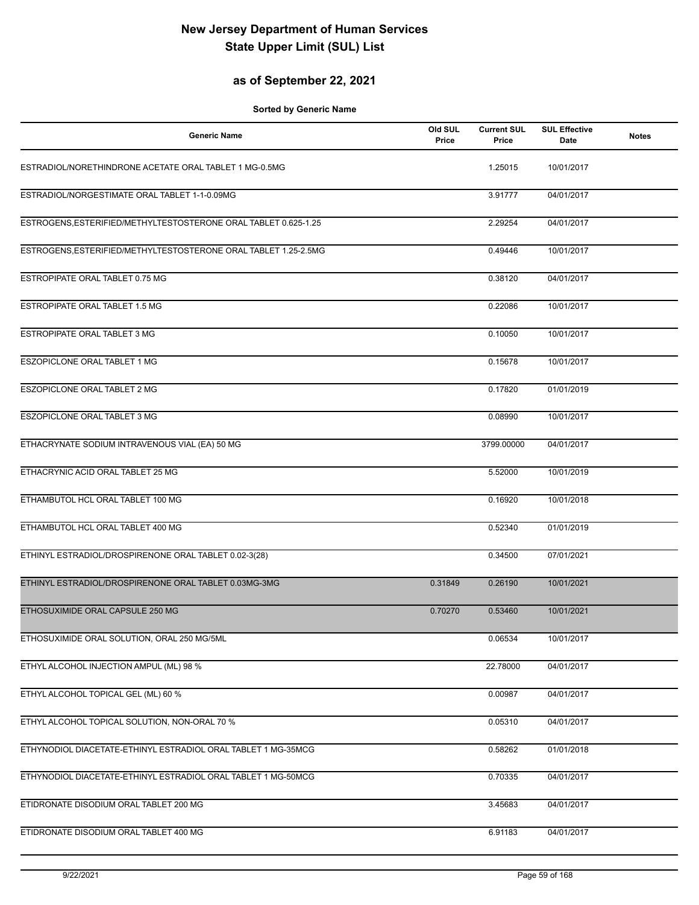# New Jersey Department of Human Services
# State Upper Limit (SUL) List

## as of September 22, 2021

**Sorted by Generic Name**

| Generic Name | Old SUL Price | Current SUL Price | SUL Effective Date | Notes |
|---|---|---|---|---|
| ESTRADIOL/NORETHINDRONE ACETATE ORAL TABLET 1 MG-0.5MG | | 1.25015 | 10/01/2017 | |
| ESTRADIOL/NORGESTIMATE ORAL TABLET 1-1-0.09MG | | 3.91777 | 04/01/2017 | |
| ESTROGENS,ESTERIFIED/METHYLTESTOSTERONE ORAL TABLET 0.625-1.25 | | 2.29254 | 04/01/2017 | |
| ESTROGENS,ESTERIFIED/METHYLTESTOSTERONE ORAL TABLET 1.25-2.5MG | | 0.49446 | 10/01/2017 | |
| ESTROPIPATE ORAL TABLET 0.75 MG | | 0.38120 | 04/01/2017 | |
| ESTROPIPATE ORAL TABLET 1.5 MG | | 0.22086 | 10/01/2017 | |
| ESTROPIPATE ORAL TABLET 3 MG | | 0.10050 | 10/01/2017 | |
| ESZOPICLONE ORAL TABLET 1 MG | | 0.15678 | 10/01/2017 | |
| ESZOPICLONE ORAL TABLET 2 MG | | 0.17820 | 01/01/2019 | |
| ESZOPICLONE ORAL TABLET 3 MG | | 0.08990 | 10/01/2017 | |
| ETHACRYNATE SODIUM INTRAVENOUS VIAL (EA) 50 MG | | 3799.00000 | 04/01/2017 | |
| ETHACRYNIC ACID ORAL TABLET 25 MG | | 5.52000 | 10/01/2019 | |
| ETHAMBUTOL HCL ORAL TABLET 100 MG | | 0.16920 | 10/01/2018 | |
| ETHAMBUTOL HCL ORAL TABLET 400 MG | | 0.52340 | 01/01/2019 | |
| ETHINYL ESTRADIOL/DROSPIRENONE ORAL TABLET 0.02-3(28) | | 0.34500 | 07/01/2021 | |
| ETHINYL ESTRADIOL/DROSPIRENONE ORAL TABLET 0.03MG-3MG | 0.31849 | 0.26190 | 10/01/2021 | |
| ETHOSUXIMIDE ORAL CAPSULE 250 MG | 0.70270 | 0.53460 | 10/01/2021 | |
| ETHOSUXIMIDE ORAL SOLUTION, ORAL 250 MG/5ML | | 0.06534 | 10/01/2017 | |
| ETHYL ALCOHOL INJECTION AMPUL (ML) 98 % | | 22.78000 | 04/01/2017 | |
| ETHYL ALCOHOL TOPICAL GEL (ML) 60 % | | 0.00987 | 04/01/2017 | |
| ETHYL ALCOHOL TOPICAL SOLUTION, NON-ORAL 70 % | | 0.05310 | 04/01/2017 | |
| ETHYNODIOL DIACETATE-ETHINYL ESTRADIOL ORAL TABLET 1 MG-35MCG | | 0.58262 | 01/01/2018 | |
| ETHYNODIOL DIACETATE-ETHINYL ESTRADIOL ORAL TABLET 1 MG-50MCG | | 0.70335 | 04/01/2017 | |
| ETIDRONATE DISODIUM ORAL TABLET 200 MG | | 3.45683 | 04/01/2017 | |
| ETIDRONATE DISODIUM ORAL TABLET 400 MG | | 6.91183 | 04/01/2017 | |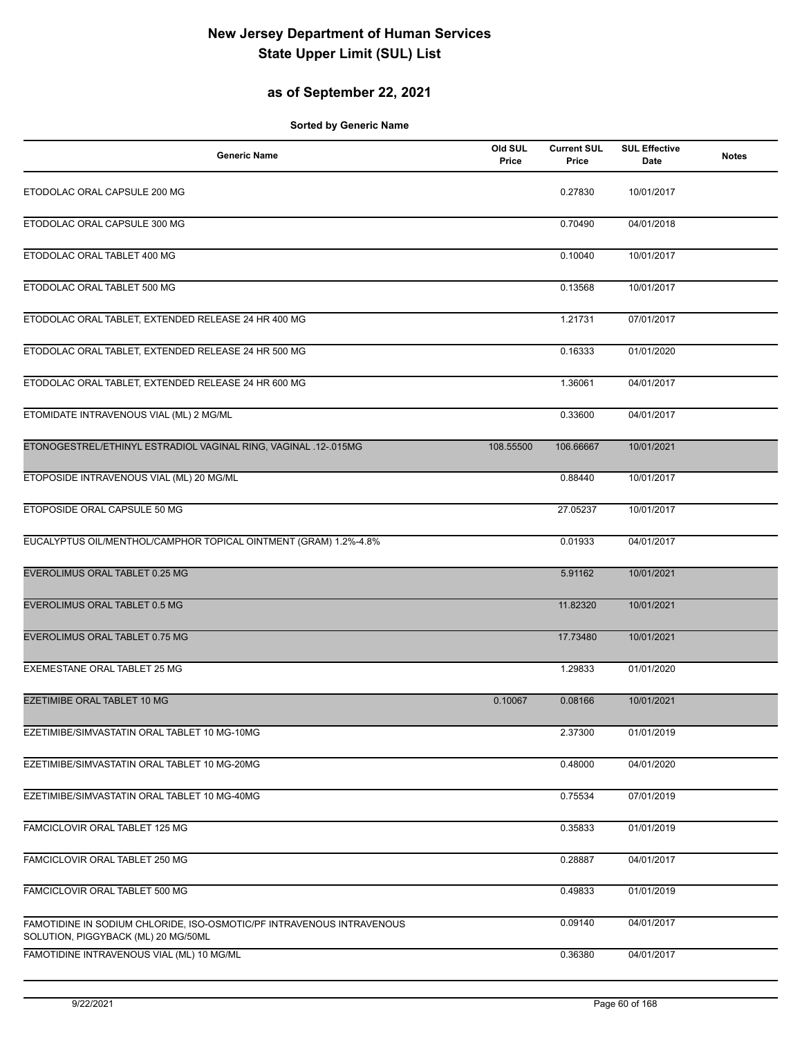# New Jersey Department of Human Services
# State Upper Limit (SUL) List

## as of September 22, 2021

**Sorted by Generic Name**

| Generic Name | Old SUL Price | Current SUL Price | SUL Effective Date | Notes |
|---|---|---|---|---|
| ETODOLAC ORAL CAPSULE 200 MG | | 0.27830 | 10/01/2017 | |
| ETODOLAC ORAL CAPSULE 300 MG | | 0.70490 | 04/01/2018 | |
| ETODOLAC ORAL TABLET 400 MG | | 0.10040 | 10/01/2017 | |
| ETODOLAC ORAL TABLET 500 MG | | 0.13568 | 10/01/2017 | |
| ETODOLAC ORAL TABLET, EXTENDED RELEASE 24 HR 400 MG | | 1.21731 | 07/01/2017 | |
| ETODOLAC ORAL TABLET, EXTENDED RELEASE 24 HR 500 MG | | 0.16333 | 01/01/2020 | |
| ETODOLAC ORAL TABLET, EXTENDED RELEASE 24 HR 600 MG | | 1.36061 | 04/01/2017 | |
| ETOMIDATE INTRAVENOUS VIAL (ML) 2 MG/ML | | 0.33600 | 04/01/2017 | |
| ETONOGESTREL/ETHINYL ESTRADIOL VAGINAL RING, VAGINAL .12-.015MG | 108.55500 | 106.66667 | 10/01/2021 | |
| ETOPOSIDE INTRAVENOUS VIAL (ML) 20 MG/ML | | 0.88440 | 10/01/2017 | |
| ETOPOSIDE ORAL CAPSULE 50 MG | | 27.05237 | 10/01/2017 | |
| EUCALYPTUS OIL/MENTHOL/CAMPHOR TOPICAL OINTMENT (GRAM) 1.2%-4.8% | | 0.01933 | 04/01/2017 | |
| EVEROLIMUS ORAL TABLET 0.25 MG | | 5.91162 | 10/01/2021 | |
| EVEROLIMUS ORAL TABLET 0.5 MG | | 11.82320 | 10/01/2021 | |
| EVEROLIMUS ORAL TABLET 0.75 MG | | 17.73480 | 10/01/2021 | |
| EXEMESTANE ORAL TABLET 25 MG | | 1.29833 | 01/01/2020 | |
| EZETIMIBE ORAL TABLET 10 MG | 0.10067 | 0.08166 | 10/01/2021 | |
| EZETIMIBE/SIMVASTATIN ORAL TABLET 10 MG-10MG | | 2.37300 | 01/01/2019 | |
| EZETIMIBE/SIMVASTATIN ORAL TABLET 10 MG-20MG | | 0.48000 | 04/01/2020 | |
| EZETIMIBE/SIMVASTATIN ORAL TABLET 10 MG-40MG | | 0.75534 | 07/01/2019 | |
| FAMCICLOVIR ORAL TABLET 125 MG | | 0.35833 | 01/01/2019 | |
| FAMCICLOVIR ORAL TABLET 250 MG | | 0.28887 | 04/01/2017 | |
| FAMCICLOVIR ORAL TABLET 500 MG | | 0.49833 | 01/01/2019 | |
| FAMOTIDINE IN SODIUM CHLORIDE, ISO-OSMOTIC/PF INTRAVENOUS INTRAVENOUS SOLUTION, PIGGYBACK (ML) 20 MG/50ML | | 0.09140 | 04/01/2017 | |
| FAMOTIDINE INTRAVENOUS VIAL (ML) 10 MG/ML | | 0.36380 | 04/01/2017 | |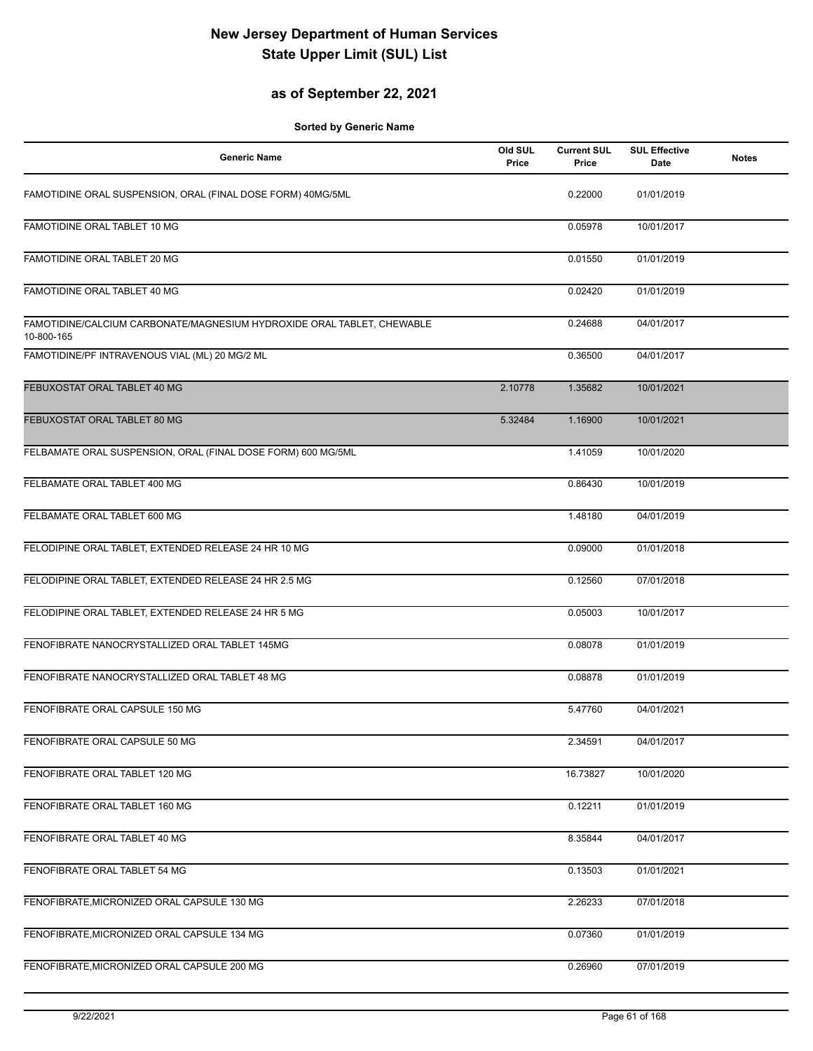# New Jersey Department of Human Services
# State Upper Limit (SUL) List

## as of September 22, 2021

**Sorted by Generic Name**

| Generic Name | Old SUL Price | Current SUL Price | SUL Effective Date | Notes |
|---|---|---|---|---|
| FAMOTIDINE ORAL SUSPENSION, ORAL (FINAL DOSE FORM) 40MG/5ML | | 0.22000 | 01/01/2019 | |
| FAMOTIDINE ORAL TABLET 10 MG | | 0.05978 | 10/01/2017 | |
| FAMOTIDINE ORAL TABLET 20 MG | | 0.01550 | 01/01/2019 | |
| FAMOTIDINE ORAL TABLET 40 MG | | 0.02420 | 01/01/2019 | |
| FAMOTIDINE/CALCIUM CARBONATE/MAGNESIUM HYDROXIDE ORAL TABLET, CHEWABLE 10-800-165 | | 0.24688 | 04/01/2017 | |
| FAMOTIDINE/PF INTRAVENOUS VIAL (ML) 20 MG/2 ML | | 0.36500 | 04/01/2017 | |
| FEBUXOSTAT ORAL TABLET 40 MG | 2.10778 | 1.35682 | 10/01/2021 | |
| FEBUXOSTAT ORAL TABLET 80 MG | 5.32484 | 1.16900 | 10/01/2021 | |
| FELBAMATE ORAL SUSPENSION, ORAL (FINAL DOSE FORM) 600 MG/5ML | | 1.41059 | 10/01/2020 | |
| FELBAMATE ORAL TABLET 400 MG | | 0.86430 | 10/01/2019 | |
| FELBAMATE ORAL TABLET 600 MG | | 1.48180 | 04/01/2019 | |
| FELODIPINE ORAL TABLET, EXTENDED RELEASE 24 HR 10 MG | | 0.09000 | 01/01/2018 | |
| FELODIPINE ORAL TABLET, EXTENDED RELEASE 24 HR 2.5 MG | | 0.12560 | 07/01/2018 | |
| FELODIPINE ORAL TABLET, EXTENDED RELEASE 24 HR 5 MG | | 0.05003 | 10/01/2017 | |
| FENOFIBRATE NANOCRYSTALLIZED ORAL TABLET 145MG | | 0.08078 | 01/01/2019 | |
| FENOFIBRATE NANOCRYSTALLIZED ORAL TABLET 48 MG | | 0.08878 | 01/01/2019 | |
| FENOFIBRATE ORAL CAPSULE 150 MG | | 5.47760 | 04/01/2021 | |
| FENOFIBRATE ORAL CAPSULE 50 MG | | 2.34591 | 04/01/2017 | |
| FENOFIBRATE ORAL TABLET 120 MG | | 16.73827 | 10/01/2020 | |
| FENOFIBRATE ORAL TABLET 160 MG | | 0.12211 | 01/01/2019 | |
| FENOFIBRATE ORAL TABLET 40 MG | | 8.35844 | 04/01/2017 | |
| FENOFIBRATE ORAL TABLET 54 MG | | 0.13503 | 01/01/2021 | |
| FENOFIBRATE,MICRONIZED ORAL CAPSULE 130 MG | | 2.26233 | 07/01/2018 | |
| FENOFIBRATE,MICRONIZED ORAL CAPSULE 134 MG | | 0.07360 | 01/01/2019 | |
| FENOFIBRATE,MICRONIZED ORAL CAPSULE 200 MG | | 0.26960 | 07/01/2019 | |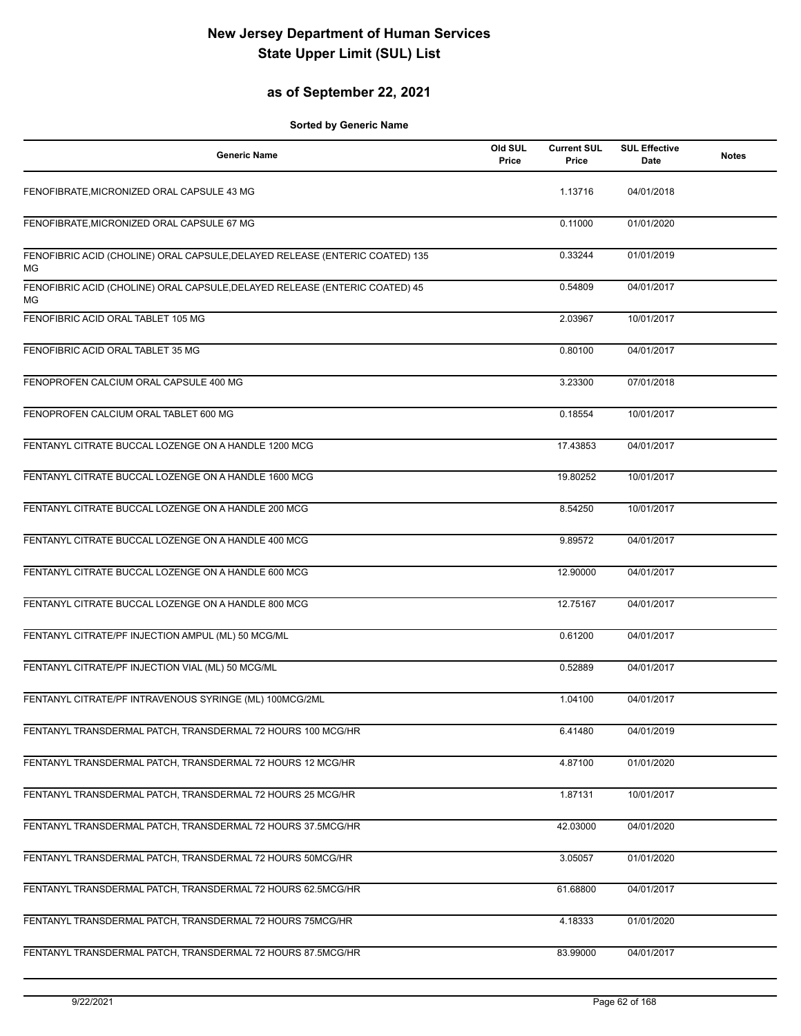# New Jersey Department of Human Services
# State Upper Limit (SUL) List

## as of September 22, 2021

**Sorted by Generic Name**

| Generic Name | Old SUL Price | Current SUL Price | SUL Effective Date | Notes |
|---|---|---|---|---|
| FENOFIBRATE,MICRONIZED ORAL CAPSULE 43 MG | | 1.13716 | 04/01/2018 | |
| FENOFIBRATE,MICRONIZED ORAL CAPSULE 67 MG | | 0.11000 | 01/01/2020 | |
| FENOFIBRIC ACID (CHOLINE) ORAL CAPSULE,DELAYED RELEASE (ENTERIC COATED) 135 MG | | 0.33244 | 01/01/2019 | |
| FENOFIBRIC ACID (CHOLINE) ORAL CAPSULE,DELAYED RELEASE (ENTERIC COATED) 45 MG | | 0.54809 | 04/01/2017 | |
| FENOFIBRIC ACID ORAL TABLET 105 MG | | 2.03967 | 10/01/2017 | |
| FENOFIBRIC ACID ORAL TABLET 35 MG | | 0.80100 | 04/01/2017 | |
| FENOPROFEN CALCIUM ORAL CAPSULE 400 MG | | 3.23300 | 07/01/2018 | |
| FENOPROFEN CALCIUM ORAL TABLET 600 MG | | 0.18554 | 10/01/2017 | |
| FENTANYL CITRATE BUCCAL LOZENGE ON A HANDLE 1200 MCG | | 17.43853 | 04/01/2017 | |
| FENTANYL CITRATE BUCCAL LOZENGE ON A HANDLE 1600 MCG | | 19.80252 | 10/01/2017 | |
| FENTANYL CITRATE BUCCAL LOZENGE ON A HANDLE 200 MCG | | 8.54250 | 10/01/2017 | |
| FENTANYL CITRATE BUCCAL LOZENGE ON A HANDLE 400 MCG | | 9.89572 | 04/01/2017 | |
| FENTANYL CITRATE BUCCAL LOZENGE ON A HANDLE 600 MCG | | 12.90000 | 04/01/2017 | |
| FENTANYL CITRATE BUCCAL LOZENGE ON A HANDLE 800 MCG | | 12.75167 | 04/01/2017 | |
| FENTANYL CITRATE/PF INJECTION AMPUL (ML) 50 MCG/ML | | 0.61200 | 04/01/2017 | |
| FENTANYL CITRATE/PF INJECTION VIAL (ML) 50 MCG/ML | | 0.52889 | 04/01/2017 | |
| FENTANYL CITRATE/PF INTRAVENOUS SYRINGE (ML) 100MCG/2ML | | 1.04100 | 04/01/2017 | |
| FENTANYL TRANSDERMAL PATCH, TRANSDERMAL 72 HOURS 100 MCG/HR | | 6.41480 | 04/01/2019 | |
| FENTANYL TRANSDERMAL PATCH, TRANSDERMAL 72 HOURS 12 MCG/HR | | 4.87100 | 01/01/2020 | |
| FENTANYL TRANSDERMAL PATCH, TRANSDERMAL 72 HOURS 25 MCG/HR | | 1.87131 | 10/01/2017 | |
| FENTANYL TRANSDERMAL PATCH, TRANSDERMAL 72 HOURS 37.5MCG/HR | | 42.03000 | 04/01/2020 | |
| FENTANYL TRANSDERMAL PATCH, TRANSDERMAL 72 HOURS 50MCG/HR | | 3.05057 | 01/01/2020 | |
| FENTANYL TRANSDERMAL PATCH, TRANSDERMAL 72 HOURS 62.5MCG/HR | | 61.68800 | 04/01/2017 | |
| FENTANYL TRANSDERMAL PATCH, TRANSDERMAL 72 HOURS 75MCG/HR | | 4.18333 | 01/01/2020 | |
| FENTANYL TRANSDERMAL PATCH, TRANSDERMAL 72 HOURS 87.5MCG/HR | | 83.99000 | 04/01/2017 | |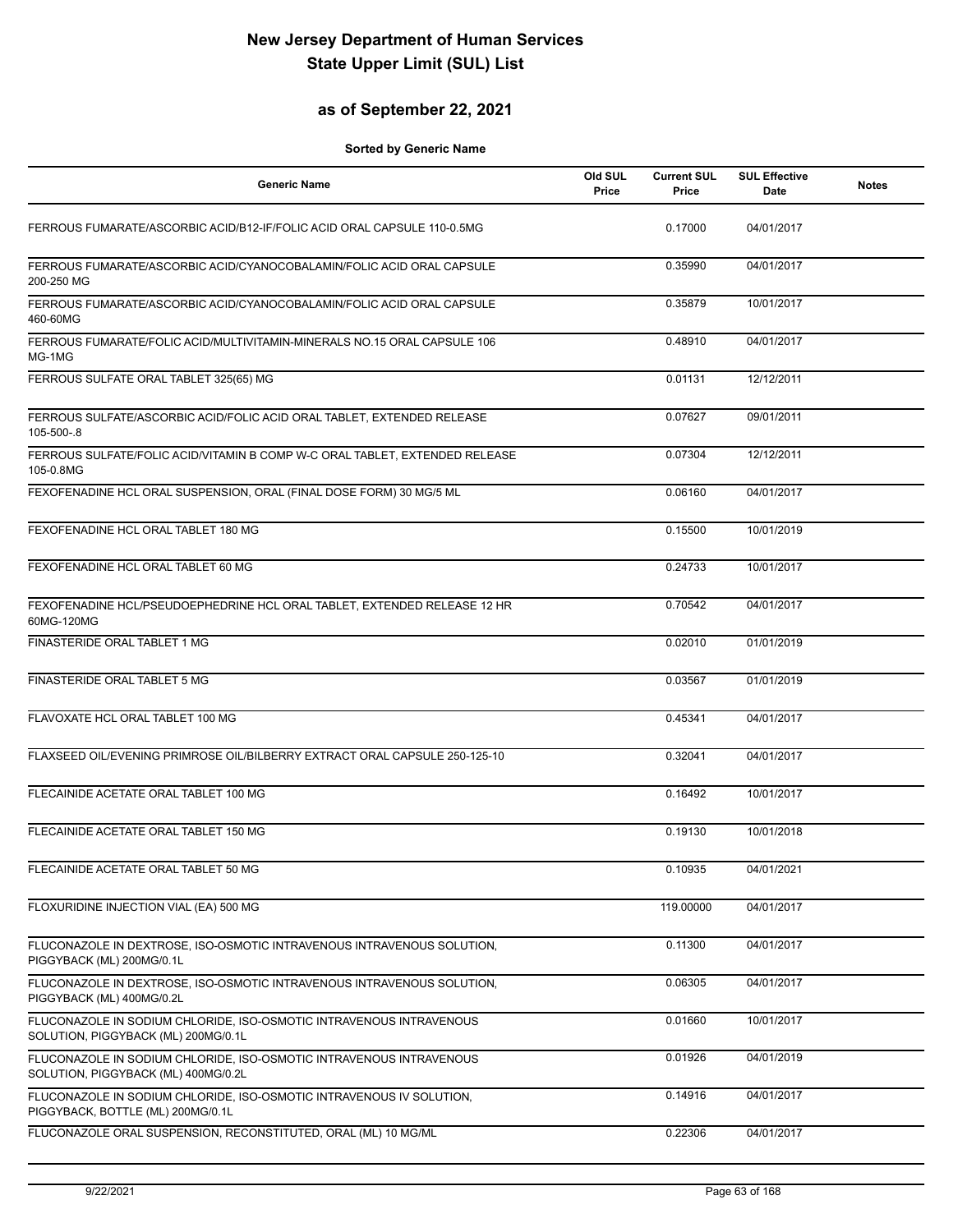# New Jersey Department of Human Services
# State Upper Limit (SUL) List

## as of September 22, 2021

**Sorted by Generic Name**

| Generic Name | Old SUL Price | Current SUL Price | SUL Effective Date | Notes |
|---|---|---|---|---|
| FERROUS FUMARATE/ASCORBIC ACID/B12-IF/FOLIC ACID ORAL CAPSULE 110-0.5MG | | 0.17000 | 04/01/2017 | |
| FERROUS FUMARATE/ASCORBIC ACID/CYANOCOBALAMIN/FOLIC ACID ORAL CAPSULE 200-250 MG | | 0.35990 | 04/01/2017 | |
| FERROUS FUMARATE/ASCORBIC ACID/CYANOCOBALAMIN/FOLIC ACID ORAL CAPSULE 460-60MG | | 0.35879 | 10/01/2017 | |
| FERROUS FUMARATE/FOLIC ACID/MULTIVITAMIN-MINERALS NO.15 ORAL CAPSULE 106 MG-1MG | | 0.48910 | 04/01/2017 | |
| FERROUS SULFATE ORAL TABLET 325(65) MG | | 0.01131 | 12/12/2011 | |
| FERROUS SULFATE/ASCORBIC ACID/FOLIC ACID ORAL TABLET, EXTENDED RELEASE 105-500-.8 | | 0.07627 | 09/01/2011 | |
| FERROUS SULFATE/FOLIC ACID/VITAMIN B COMP W-C ORAL TABLET, EXTENDED RELEASE 105-0.8MG | | 0.07304 | 12/12/2011 | |
| FEXOFENADINE HCL ORAL SUSPENSION, ORAL (FINAL DOSE FORM) 30 MG/5 ML | | 0.06160 | 04/01/2017 | |
| FEXOFENADINE HCL ORAL TABLET 180 MG | | 0.15500 | 10/01/2019 | |
| FEXOFENADINE HCL ORAL TABLET 60 MG | | 0.24733 | 10/01/2017 | |
| FEXOFENADINE HCL/PSEUDOEPHEDRINE HCL ORAL TABLET, EXTENDED RELEASE 12 HR 60MG-120MG | | 0.70542 | 04/01/2017 | |
| FINASTERIDE ORAL TABLET 1 MG | | 0.02010 | 01/01/2019 | |
| FINASTERIDE ORAL TABLET 5 MG | | 0.03567 | 01/01/2019 | |
| FLAVOXATE HCL ORAL TABLET 100 MG | | 0.45341 | 04/01/2017 | |
| FLAXSEED OIL/EVENING PRIMROSE OIL/BILBERRY EXTRACT ORAL CAPSULE 250-125-10 | | 0.32041 | 04/01/2017 | |
| FLECAINIDE ACETATE ORAL TABLET 100 MG | | 0.16492 | 10/01/2017 | |
| FLECAINIDE ACETATE ORAL TABLET 150 MG | | 0.19130 | 10/01/2018 | |
| FLECAINIDE ACETATE ORAL TABLET 50 MG | | 0.10935 | 04/01/2021 | |
| FLOXURIDINE INJECTION VIAL (EA) 500 MG | | 119.00000 | 04/01/2017 | |
| FLUCONAZOLE IN DEXTROSE, ISO-OSMOTIC INTRAVENOUS INTRAVENOUS SOLUTION, PIGGYBACK (ML) 200MG/0.1L | | 0.11300 | 04/01/2017 | |
| FLUCONAZOLE IN DEXTROSE, ISO-OSMOTIC INTRAVENOUS INTRAVENOUS SOLUTION, PIGGYBACK (ML) 400MG/0.2L | | 0.06305 | 04/01/2017 | |
| FLUCONAZOLE IN SODIUM CHLORIDE, ISO-OSMOTIC INTRAVENOUS INTRAVENOUS SOLUTION, PIGGYBACK (ML) 200MG/0.1L | | 0.01660 | 10/01/2017 | |
| FLUCONAZOLE IN SODIUM CHLORIDE, ISO-OSMOTIC INTRAVENOUS INTRAVENOUS SOLUTION, PIGGYBACK (ML) 400MG/0.2L | | 0.01926 | 04/01/2019 | |
| FLUCONAZOLE IN SODIUM CHLORIDE, ISO-OSMOTIC INTRAVENOUS IV SOLUTION, PIGGYBACK, BOTTLE (ML) 200MG/0.1L | | 0.14916 | 04/01/2017 | |
| FLUCONAZOLE ORAL SUSPENSION, RECONSTITUTED, ORAL (ML) 10 MG/ML | | 0.22306 | 04/01/2017 | |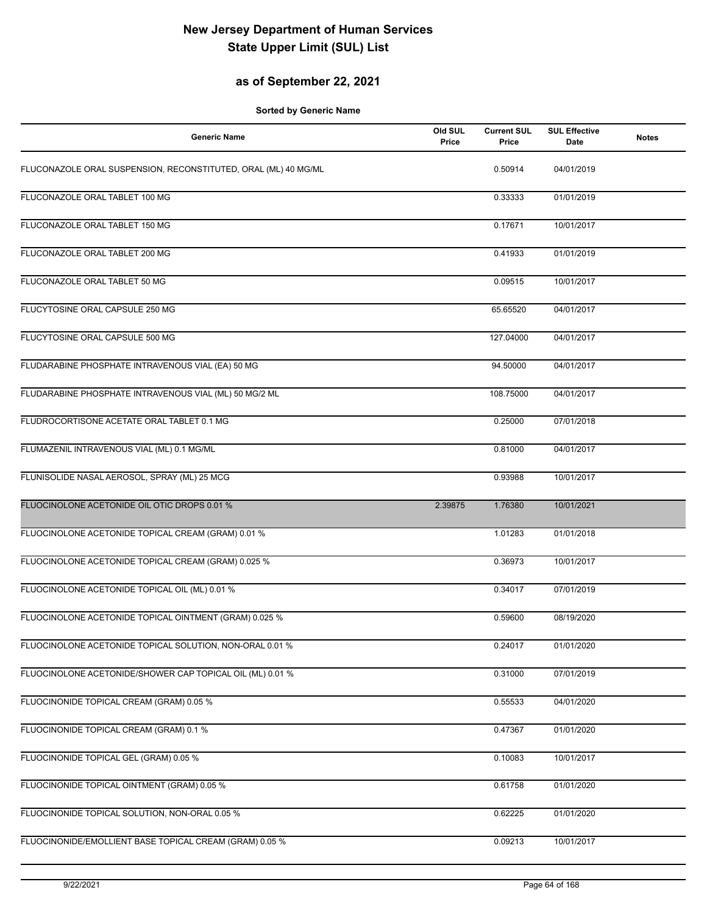# New Jersey Department of Human Services
# State Upper Limit (SUL) List

## as of September 22, 2021

**Sorted by Generic Name**

| Generic Name | Old SUL Price | Current SUL Price | SUL Effective Date | Notes |
|---|---|---|---|---|
| FLUCONAZOLE ORAL SUSPENSION, RECONSTITUTED, ORAL (ML) 40 MG/ML | | 0.50914 | 04/01/2019 | |
| FLUCONAZOLE ORAL TABLET 100 MG | | 0.33333 | 01/01/2019 | |
| FLUCONAZOLE ORAL TABLET 150 MG | | 0.17671 | 10/01/2017 | |
| FLUCONAZOLE ORAL TABLET 200 MG | | 0.41933 | 01/01/2019 | |
| FLUCONAZOLE ORAL TABLET 50 MG | | 0.09515 | 10/01/2017 | |
| FLUCYTOSINE ORAL CAPSULE 250 MG | | 65.65520 | 04/01/2017 | |
| FLUCYTOSINE ORAL CAPSULE 500 MG | | 127.04000 | 04/01/2017 | |
| FLUDARABINE PHOSPHATE INTRAVENOUS VIAL (EA) 50 MG | | 94.50000 | 04/01/2017 | |
| FLUDARABINE PHOSPHATE INTRAVENOUS VIAL (ML) 50 MG/2 ML | | 108.75000 | 04/01/2017 | |
| FLUDROCORTISONE ACETATE ORAL TABLET 0.1 MG | | 0.25000 | 07/01/2018 | |
| FLUMAZENIL INTRAVENOUS VIAL (ML) 0.1 MG/ML | | 0.81000 | 04/01/2017 | |
| FLUNISOLIDE NASAL AEROSOL, SPRAY (ML) 25 MCG | | 0.93988 | 10/01/2017 | |
| FLUOCINOLONE ACETONIDE OIL OTIC DROPS 0.01 % | 2.39875 | 1.76380 | 10/01/2021 | |
| FLUOCINOLONE ACETONIDE TOPICAL CREAM (GRAM) 0.01 % | | 1.01283 | 01/01/2018 | |
| FLUOCINOLONE ACETONIDE TOPICAL CREAM (GRAM) 0.025 % | | 0.36973 | 10/01/2017 | |
| FLUOCINOLONE ACETONIDE TOPICAL OIL (ML) 0.01 % | | 0.34017 | 07/01/2019 | |
| FLUOCINOLONE ACETONIDE TOPICAL OINTMENT (GRAM) 0.025 % | | 0.59600 | 08/19/2020 | |
| FLUOCINOLONE ACETONIDE TOPICAL SOLUTION, NON-ORAL 0.01 % | | 0.24017 | 01/01/2020 | |
| FLUOCINOLONE ACETONIDE/SHOWER CAP TOPICAL OIL (ML) 0.01 % | | 0.31000 | 07/01/2019 | |
| FLUOCINONIDE TOPICAL CREAM (GRAM) 0.05 % | | 0.55533 | 04/01/2020 | |
| FLUOCINONIDE TOPICAL CREAM (GRAM) 0.1 % | | 0.47367 | 01/01/2020 | |
| FLUOCINONIDE TOPICAL GEL (GRAM) 0.05 % | | 0.10083 | 10/01/2017 | |
| FLUOCINONIDE TOPICAL OINTMENT (GRAM) 0.05 % | | 0.61758 | 01/01/2020 | |
| FLUOCINONIDE TOPICAL SOLUTION, NON-ORAL 0.05 % | | 0.62225 | 01/01/2020 | |
| FLUOCINONIDE/EMOLLIENT BASE TOPICAL CREAM (GRAM) 0.05 % | | 0.09213 | 10/01/2017 | |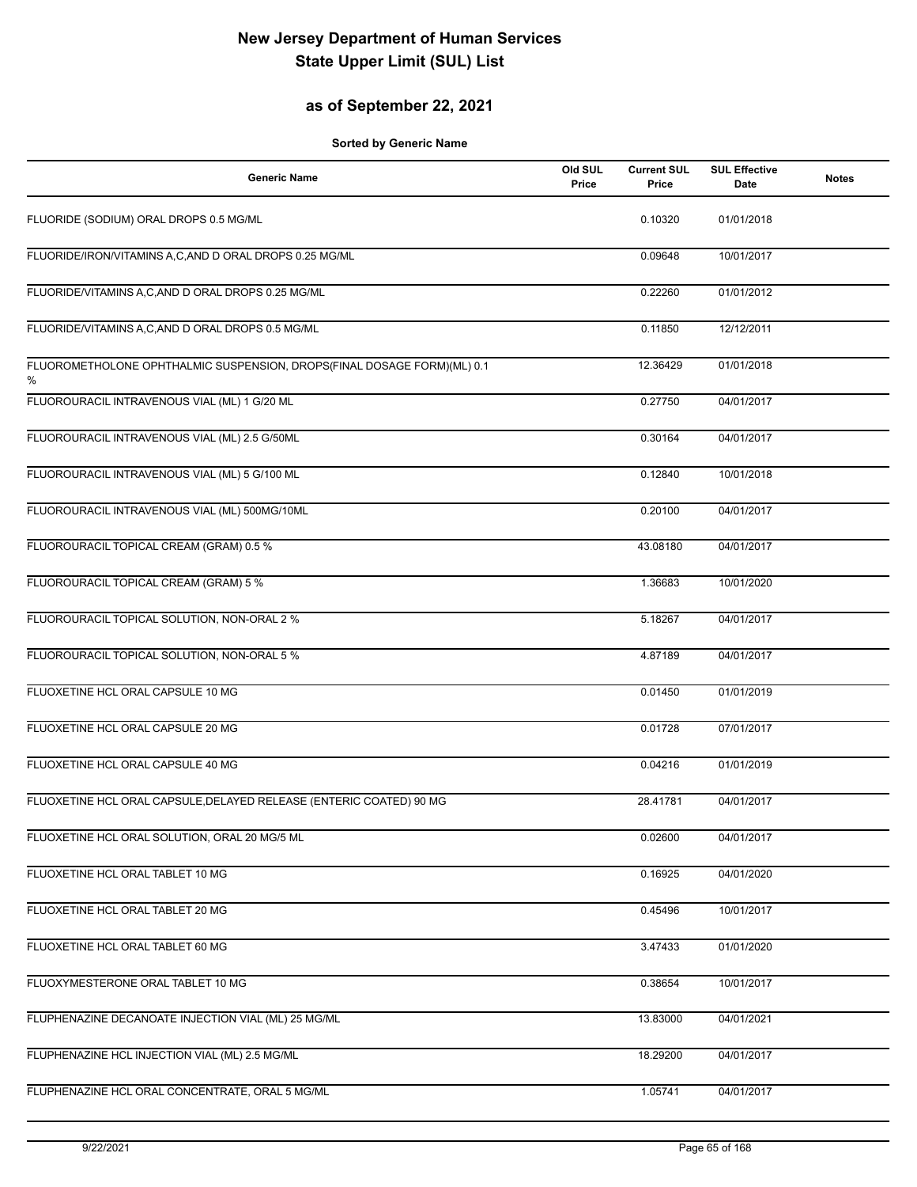# New Jersey Department of Human Services
# State Upper Limit (SUL) List

## as of September 22, 2021

**Sorted by Generic Name**

| Generic Name | Old SUL Price | Current SUL Price | SUL Effective Date | Notes |
|---|---|---|---|---|
| FLUORIDE (SODIUM) ORAL DROPS 0.5 MG/ML | | 0.10320 | 01/01/2018 | |
| FLUORIDE/IRON/VITAMINS A,C,AND D ORAL DROPS 0.25 MG/ML | | 0.09648 | 10/01/2017 | |
| FLUORIDE/VITAMINS A,C,AND D ORAL DROPS 0.25 MG/ML | | 0.22260 | 01/01/2012 | |
| FLUORIDE/VITAMINS A,C,AND D ORAL DROPS 0.5 MG/ML | | 0.11850 | 12/12/2011 | |
| FLUOROMETHOLONE OPHTHALMIC SUSPENSION, DROPS(FINAL DOSAGE FORM)(ML) 0.1 % | | 12.36429 | 01/01/2018 | |
| FLUOROURACIL INTRAVENOUS VIAL (ML) 1 G/20 ML | | 0.27750 | 04/01/2017 | |
| FLUOROURACIL INTRAVENOUS VIAL (ML) 2.5 G/50ML | | 0.30164 | 04/01/2017 | |
| FLUOROURACIL INTRAVENOUS VIAL (ML) 5 G/100 ML | | 0.12840 | 10/01/2018 | |
| FLUOROURACIL INTRAVENOUS VIAL (ML) 500MG/10ML | | 0.20100 | 04/01/2017 | |
| FLUOROURACIL TOPICAL CREAM (GRAM) 0.5 % | | 43.08180 | 04/01/2017 | |
| FLUOROURACIL TOPICAL CREAM (GRAM) 5 % | | 1.36683 | 10/01/2020 | |
| FLUOROURACIL TOPICAL SOLUTION, NON-ORAL 2 % | | 5.18267 | 04/01/2017 | |
| FLUOROURACIL TOPICAL SOLUTION, NON-ORAL 5 % | | 4.87189 | 04/01/2017 | |
| FLUOXETINE HCL ORAL CAPSULE 10 MG | | 0.01450 | 01/01/2019 | |
| FLUOXETINE HCL ORAL CAPSULE 20 MG | | 0.01728 | 07/01/2017 | |
| FLUOXETINE HCL ORAL CAPSULE 40 MG | | 0.04216 | 01/01/2019 | |
| FLUOXETINE HCL ORAL CAPSULE,DELAYED RELEASE (ENTERIC COATED) 90 MG | | 28.41781 | 04/01/2017 | |
| FLUOXETINE HCL ORAL SOLUTION, ORAL 20 MG/5 ML | | 0.02600 | 04/01/2017 | |
| FLUOXETINE HCL ORAL TABLET 10 MG | | 0.16925 | 04/01/2020 | |
| FLUOXETINE HCL ORAL TABLET 20 MG | | 0.45496 | 10/01/2017 | |
| FLUOXETINE HCL ORAL TABLET 60 MG | | 3.47433 | 01/01/2020 | |
| FLUOXYMESTERONE ORAL TABLET 10 MG | | 0.38654 | 10/01/2017 | |
| FLUPHENAZINE DECANOATE INJECTION VIAL (ML) 25 MG/ML | | 13.83000 | 04/01/2021 | |
| FLUPHENAZINE HCL INJECTION VIAL (ML) 2.5 MG/ML | | 18.29200 | 04/01/2017 | |
| FLUPHENAZINE HCL ORAL CONCENTRATE, ORAL 5 MG/ML | | 1.05741 | 04/01/2017 | |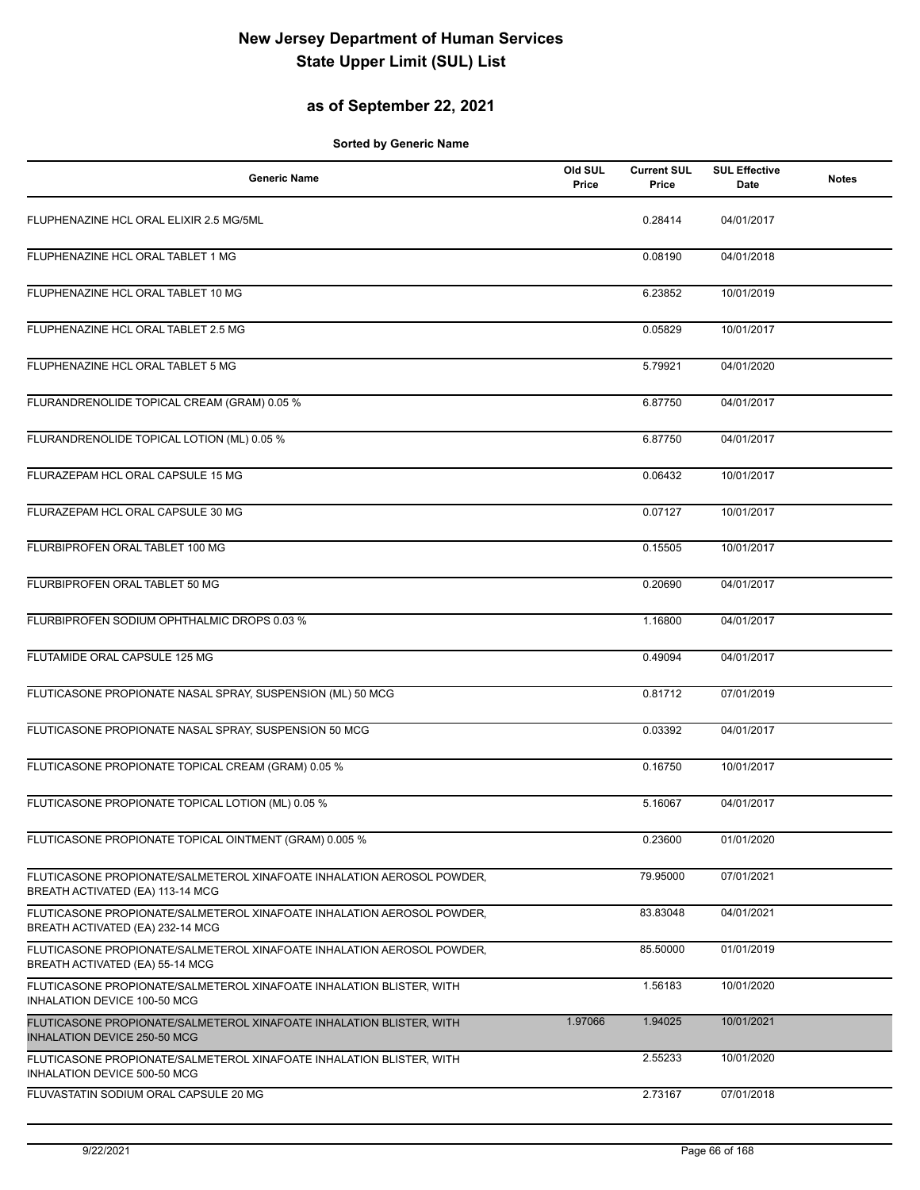# New Jersey Department of Human Services
# State Upper Limit (SUL) List

## as of September 22, 2021

**Sorted by Generic Name**

| Generic Name | Old SUL Price | Current SUL Price | SUL Effective Date | Notes |
|---|---|---|---|---|
| FLUPHENAZINE HCL ORAL ELIXIR 2.5 MG/5ML | | 0.28414 | 04/01/2017 | |
| FLUPHENAZINE HCL ORAL TABLET 1 MG | | 0.08190 | 04/01/2018 | |
| FLUPHENAZINE HCL ORAL TABLET 10 MG | | 6.23852 | 10/01/2019 | |
| FLUPHENAZINE HCL ORAL TABLET 2.5 MG | | 0.05829 | 10/01/2017 | |
| FLUPHENAZINE HCL ORAL TABLET 5 MG | | 5.79921 | 04/01/2020 | |
| FLURANDRENOLIDE TOPICAL CREAM (GRAM) 0.05 % | | 6.87750 | 04/01/2017 | |
| FLURANDRENOLIDE TOPICAL LOTION (ML) 0.05 % | | 6.87750 | 04/01/2017 | |
| FLURAZEPAM HCL ORAL CAPSULE 15 MG | | 0.06432 | 10/01/2017 | |
| FLURAZEPAM HCL ORAL CAPSULE 30 MG | | 0.07127 | 10/01/2017 | |
| FLURBIPROFEN ORAL TABLET 100 MG | | 0.15505 | 10/01/2017 | |
| FLURBIPROFEN ORAL TABLET 50 MG | | 0.20690 | 04/01/2017 | |
| FLURBIPROFEN SODIUM OPHTHALMIC DROPS 0.03 % | | 1.16800 | 04/01/2017 | |
| FLUTAMIDE ORAL CAPSULE 125 MG | | 0.49094 | 04/01/2017 | |
| FLUTICASONE PROPIONATE NASAL SPRAY, SUSPENSION (ML) 50 MCG | | 0.81712 | 07/01/2019 | |
| FLUTICASONE PROPIONATE NASAL SPRAY, SUSPENSION 50 MCG | | 0.03392 | 04/01/2017 | |
| FLUTICASONE PROPIONATE TOPICAL CREAM (GRAM) 0.05 % | | 0.16750 | 10/01/2017 | |
| FLUTICASONE PROPIONATE TOPICAL LOTION (ML) 0.05 % | | 5.16067 | 04/01/2017 | |
| FLUTICASONE PROPIONATE TOPICAL OINTMENT (GRAM) 0.005 % | | 0.23600 | 01/01/2020 | |
| FLUTICASONE PROPIONATE/SALMETEROL XINAFOATE INHALATION AEROSOL POWDER, BREATH ACTIVATED (EA) 113-14 MCG | | 79.95000 | 07/01/2021 | |
| FLUTICASONE PROPIONATE/SALMETEROL XINAFOATE INHALATION AEROSOL POWDER, BREATH ACTIVATED (EA) 232-14 MCG | | 83.83048 | 04/01/2021 | |
| FLUTICASONE PROPIONATE/SALMETEROL XINAFOATE INHALATION AEROSOL POWDER, BREATH ACTIVATED (EA) 55-14 MCG | | 85.50000 | 01/01/2019 | |
| FLUTICASONE PROPIONATE/SALMETEROL XINAFOATE INHALATION BLISTER, WITH INHALATION DEVICE 100-50 MCG | | 1.56183 | 10/01/2020 | |
| FLUTICASONE PROPIONATE/SALMETEROL XINAFOATE INHALATION BLISTER, WITH INHALATION DEVICE 250-50 MCG | 1.97066 | 1.94025 | 10/01/2021 | |
| FLUTICASONE PROPIONATE/SALMETEROL XINAFOATE INHALATION BLISTER, WITH INHALATION DEVICE 500-50 MCG | | 2.55233 | 10/01/2020 | |
| FLUVASTATIN SODIUM ORAL CAPSULE 20 MG | | 2.73167 | 07/01/2018 | |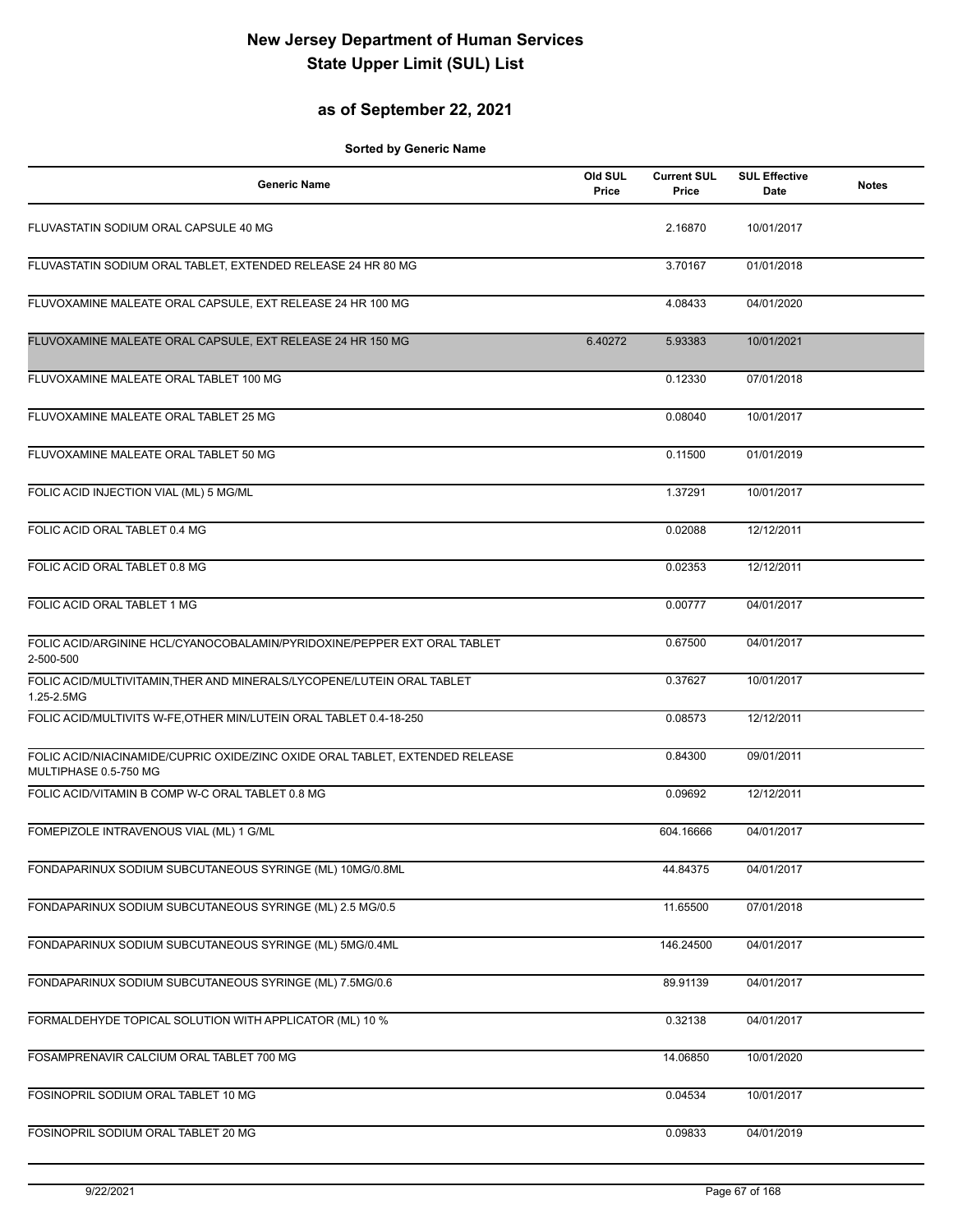# New Jersey Department of Human Services
# State Upper Limit (SUL) List

## as of September 22, 2021

**Sorted by Generic Name**

| Generic Name | Old SUL Price | Current SUL Price | SUL Effective Date | Notes |
|---|---|---|---|---|
| FLUVASTATIN SODIUM ORAL CAPSULE 40 MG | | 2.16870 | 10/01/2017 | |
| FLUVASTATIN SODIUM ORAL TABLET, EXTENDED RELEASE 24 HR 80 MG | | 3.70167 | 01/01/2018 | |
| FLUVOXAMINE MALEATE ORAL CAPSULE, EXT RELEASE 24 HR 100 MG | | 4.08433 | 04/01/2020 | |
| FLUVOXAMINE MALEATE ORAL CAPSULE, EXT RELEASE 24 HR 150 MG | 6.40272 | 5.93383 | 10/01/2021 | |
| FLUVOXAMINE MALEATE ORAL TABLET 100 MG | | 0.12330 | 07/01/2018 | |
| FLUVOXAMINE MALEATE ORAL TABLET 25 MG | | 0.08040 | 10/01/2017 | |
| FLUVOXAMINE MALEATE ORAL TABLET 50 MG | | 0.11500 | 01/01/2019 | |
| FOLIC ACID INJECTION VIAL (ML) 5 MG/ML | | 1.37291 | 10/01/2017 | |
| FOLIC ACID ORAL TABLET 0.4 MG | | 0.02088 | 12/12/2011 | |
| FOLIC ACID ORAL TABLET 0.8 MG | | 0.02353 | 12/12/2011 | |
| FOLIC ACID ORAL TABLET 1 MG | | 0.00777 | 04/01/2017 | |
| FOLIC ACID/ARGININE HCL/CYANOCOBALAMIN/PYRIDOXINE/PEPPER EXT ORAL TABLET 2-500-500 | | 0.67500 | 04/01/2017 | |
| FOLIC ACID/MULTIVITAMIN,THER AND MINERALS/LYCOPENE/LUTEIN ORAL TABLET 1.25-2.5MG | | 0.37627 | 10/01/2017 | |
| FOLIC ACID/MULTIVITS W-FE,OTHER MIN/LUTEIN ORAL TABLET 0.4-18-250 | | 0.08573 | 12/12/2011 | |
| FOLIC ACID/NIACINAMIDE/CUPRIC OXIDE/ZINC OXIDE ORAL TABLET, EXTENDED RELEASE MULTIPHASE 0.5-750 MG | | 0.84300 | 09/01/2011 | |
| FOLIC ACID/VITAMIN B COMP W-C ORAL TABLET 0.8 MG | | 0.09692 | 12/12/2011 | |
| FOMEPIZOLE INTRAVENOUS VIAL (ML) 1 G/ML | | 604.16666 | 04/01/2017 | |
| FONDAPARINUX SODIUM SUBCUTANEOUS SYRINGE (ML) 10MG/0.8ML | | 44.84375 | 04/01/2017 | |
| FONDAPARINUX SODIUM SUBCUTANEOUS SYRINGE (ML) 2.5 MG/0.5 | | 11.65500 | 07/01/2018 | |
| FONDAPARINUX SODIUM SUBCUTANEOUS SYRINGE (ML) 5MG/0.4ML | | 146.24500 | 04/01/2017 | |
| FONDAPARINUX SODIUM SUBCUTANEOUS SYRINGE (ML) 7.5MG/0.6 | | 89.91139 | 04/01/2017 | |
| FORMALDEHYDE TOPICAL SOLUTION WITH APPLICATOR (ML) 10 % | | 0.32138 | 04/01/2017 | |
| FOSAMPRENAVIR CALCIUM ORAL TABLET 700 MG | | 14.06850 | 10/01/2020 | |
| FOSINOPRIL SODIUM ORAL TABLET 10 MG | | 0.04534 | 10/01/2017 | |
| FOSINOPRIL SODIUM ORAL TABLET 20 MG | | 0.09833 | 04/01/2019 | |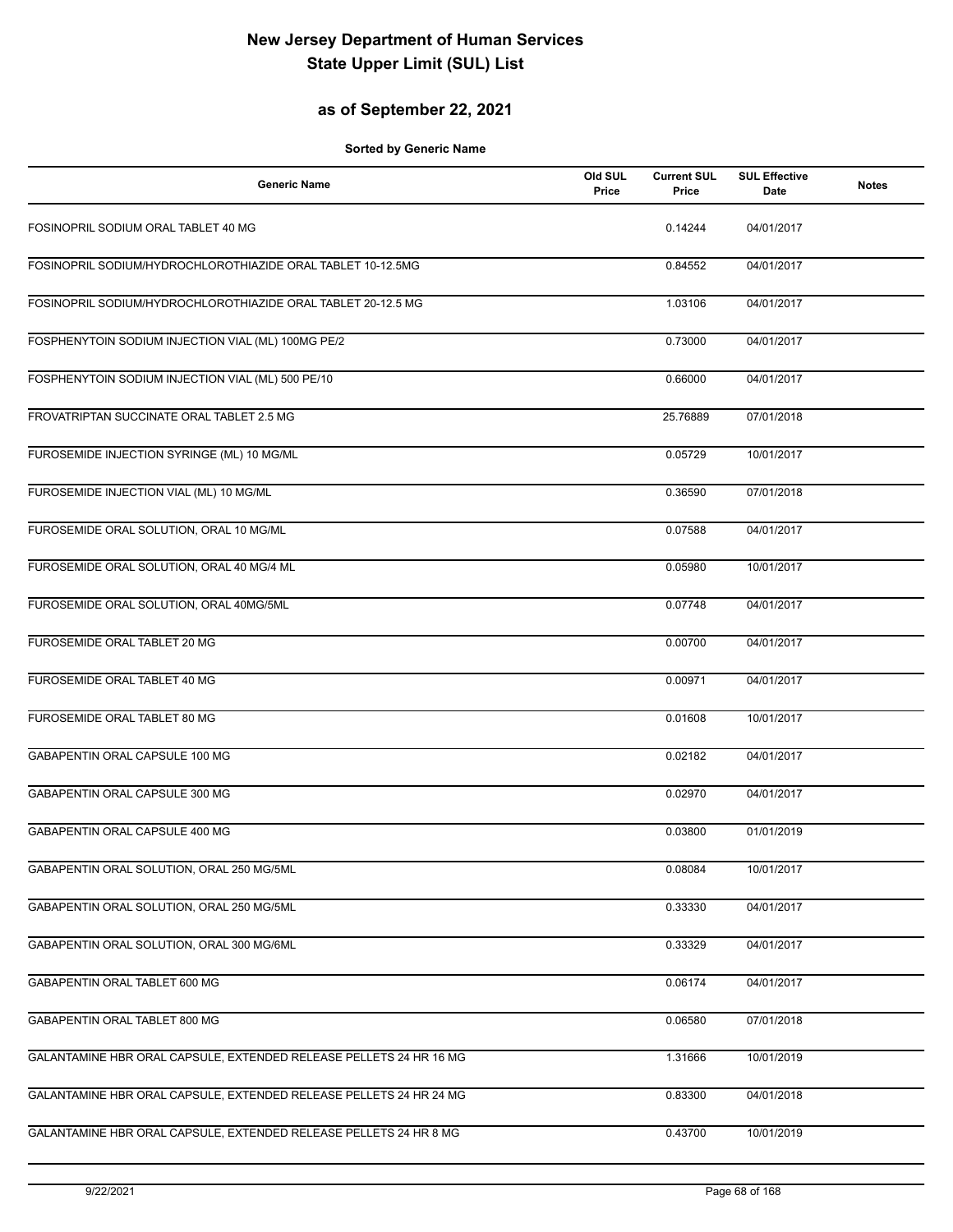# New Jersey Department of Human Services
# State Upper Limit (SUL) List

## as of September 22, 2021

**Sorted by Generic Name**

| Generic Name | Old SUL Price | Current SUL Price | SUL Effective Date | Notes |
|---|---|---|---|---|
| FOSINOPRIL SODIUM ORAL TABLET 40 MG | | 0.14244 | 04/01/2017 | |
| FOSINOPRIL SODIUM/HYDROCHLOROTHIAZIDE ORAL TABLET 10-12.5MG | | 0.84552 | 04/01/2017 | |
| FOSINOPRIL SODIUM/HYDROCHLOROTHIAZIDE ORAL TABLET 20-12.5 MG | | 1.03106 | 04/01/2017 | |
| FOSPHENYTOIN SODIUM INJECTION VIAL (ML) 100MG PE/2 | | 0.73000 | 04/01/2017 | |
| FOSPHENYTOIN SODIUM INJECTION VIAL (ML) 500 PE/10 | | 0.66000 | 04/01/2017 | |
| FROVATRIPTAN SUCCINATE ORAL TABLET 2.5 MG | | 25.76889 | 07/01/2018 | |
| FUROSEMIDE INJECTION SYRINGE (ML) 10 MG/ML | | 0.05729 | 10/01/2017 | |
| FUROSEMIDE INJECTION VIAL (ML) 10 MG/ML | | 0.36590 | 07/01/2018 | |
| FUROSEMIDE ORAL SOLUTION, ORAL 10 MG/ML | | 0.07588 | 04/01/2017 | |
| FUROSEMIDE ORAL SOLUTION, ORAL 40 MG/4 ML | | 0.05980 | 10/01/2017 | |
| FUROSEMIDE ORAL SOLUTION, ORAL 40MG/5ML | | 0.07748 | 04/01/2017 | |
| FUROSEMIDE ORAL TABLET 20 MG | | 0.00700 | 04/01/2017 | |
| FUROSEMIDE ORAL TABLET 40 MG | | 0.00971 | 04/01/2017 | |
| FUROSEMIDE ORAL TABLET 80 MG | | 0.01608 | 10/01/2017 | |
| GABAPENTIN ORAL CAPSULE 100 MG | | 0.02182 | 04/01/2017 | |
| GABAPENTIN ORAL CAPSULE 300 MG | | 0.02970 | 04/01/2017 | |
| GABAPENTIN ORAL CAPSULE 400 MG | | 0.03800 | 01/01/2019 | |
| GABAPENTIN ORAL SOLUTION, ORAL 250 MG/5ML | | 0.08084 | 10/01/2017 | |
| GABAPENTIN ORAL SOLUTION, ORAL 250 MG/5ML | | 0.33330 | 04/01/2017 | |
| GABAPENTIN ORAL SOLUTION, ORAL 300 MG/6ML | | 0.33329 | 04/01/2017 | |
| GABAPENTIN ORAL TABLET 600 MG | | 0.06174 | 04/01/2017 | |
| GABAPENTIN ORAL TABLET 800 MG | | 0.06580 | 07/01/2018 | |
| GALANTAMINE HBR ORAL CAPSULE, EXTENDED RELEASE PELLETS 24 HR 16 MG | | 1.31666 | 10/01/2019 | |
| GALANTAMINE HBR ORAL CAPSULE, EXTENDED RELEASE PELLETS 24 HR 24 MG | | 0.83300 | 04/01/2018 | |
| GALANTAMINE HBR ORAL CAPSULE, EXTENDED RELEASE PELLETS 24 HR 8 MG | | 0.43700 | 10/01/2019 | |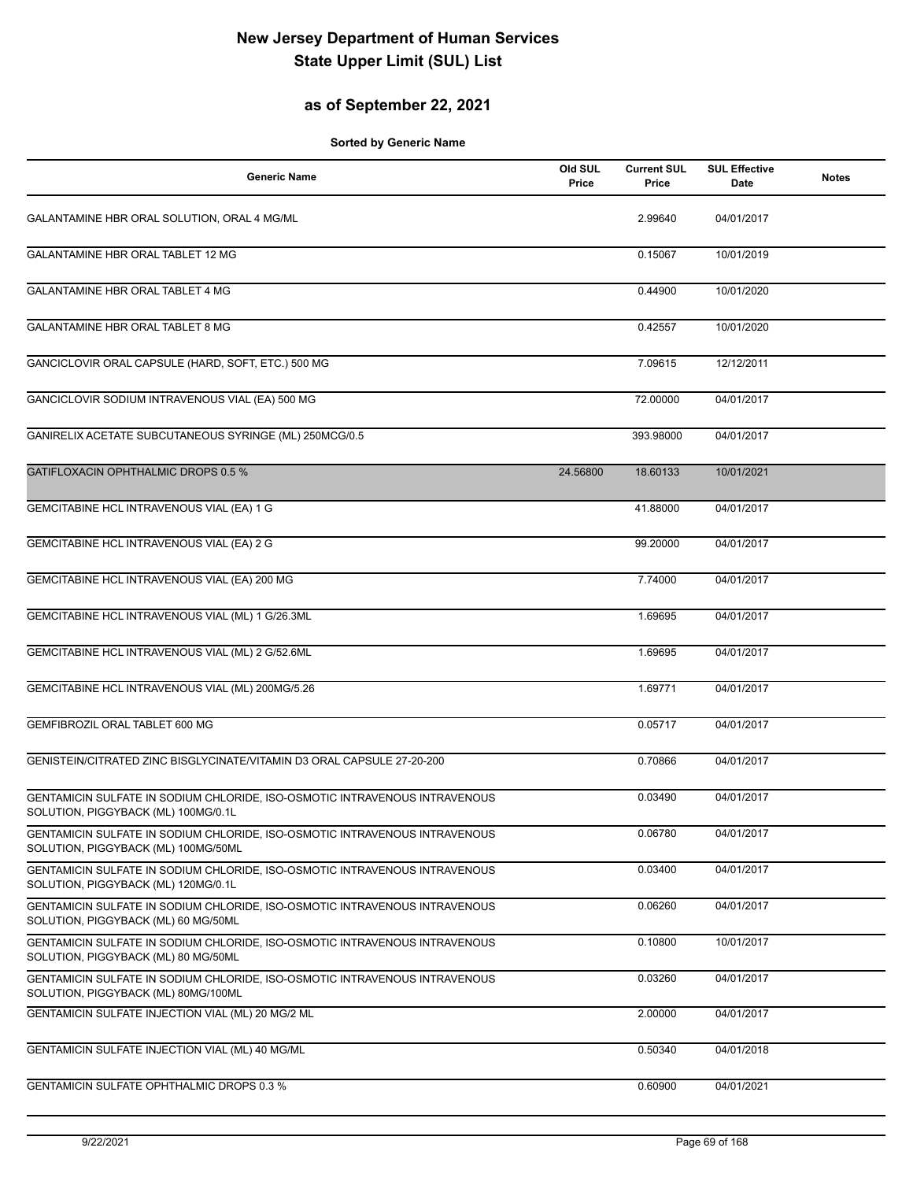# New Jersey Department of Human Services
# State Upper Limit (SUL) List

## as of September 22, 2021

**Sorted by Generic Name**

| Generic Name | Old SUL Price | Current SUL Price | SUL Effective Date | Notes |
|---|---|---|---|---|
| GALANTAMINE HBR ORAL SOLUTION, ORAL 4 MG/ML | | 2.99640 | 04/01/2017 | |
| GALANTAMINE HBR ORAL TABLET 12 MG | | 0.15067 | 10/01/2019 | |
| GALANTAMINE HBR ORAL TABLET 4 MG | | 0.44900 | 10/01/2020 | |
| GALANTAMINE HBR ORAL TABLET 8 MG | | 0.42557 | 10/01/2020 | |
| GANCICLOVIR ORAL CAPSULE (HARD, SOFT, ETC.) 500 MG | | 7.09615 | 12/12/2011 | |
| GANCICLOVIR SODIUM INTRAVENOUS VIAL (EA) 500 MG | | 72.00000 | 04/01/2017 | |
| GANIRELIX ACETATE SUBCUTANEOUS SYRINGE (ML) 250MCG/0.5 | | 393.98000 | 04/01/2017 | |
| GATIFLOXACIN OPHTHALMIC DROPS 0.5 % | 24.56800 | 18.60133 | 10/01/2021 | |
| GEMCITABINE HCL INTRAVENOUS VIAL (EA) 1 G | | 41.88000 | 04/01/2017 | |
| GEMCITABINE HCL INTRAVENOUS VIAL (EA) 2 G | | 99.20000 | 04/01/2017 | |
| GEMCITABINE HCL INTRAVENOUS VIAL (EA) 200 MG | | 7.74000 | 04/01/2017 | |
| GEMCITABINE HCL INTRAVENOUS VIAL (ML) 1 G/26.3ML | | 1.69695 | 04/01/2017 | |
| GEMCITABINE HCL INTRAVENOUS VIAL (ML) 2 G/52.6ML | | 1.69695 | 04/01/2017 | |
| GEMCITABINE HCL INTRAVENOUS VIAL (ML) 200MG/5.26 | | 1.69771 | 04/01/2017 | |
| GEMFIBROZIL ORAL TABLET 600 MG | | 0.05717 | 04/01/2017 | |
| GENISTEIN/CITRATED ZINC BISGLYCINATE/VITAMIN D3 ORAL CAPSULE 27-20-200 | | 0.70866 | 04/01/2017 | |
| GENTAMICIN SULFATE IN SODIUM CHLORIDE, ISO-OSMOTIC INTRAVENOUS INTRAVENOUS SOLUTION, PIGGYBACK (ML) 100MG/0.1L | | 0.03490 | 04/01/2017 | |
| GENTAMICIN SULFATE IN SODIUM CHLORIDE, ISO-OSMOTIC INTRAVENOUS INTRAVENOUS SOLUTION, PIGGYBACK (ML) 100MG/50ML | | 0.06780 | 04/01/2017 | |
| GENTAMICIN SULFATE IN SODIUM CHLORIDE, ISO-OSMOTIC INTRAVENOUS INTRAVENOUS SOLUTION, PIGGYBACK (ML) 120MG/0.1L | | 0.03400 | 04/01/2017 | |
| GENTAMICIN SULFATE IN SODIUM CHLORIDE, ISO-OSMOTIC INTRAVENOUS INTRAVENOUS SOLUTION, PIGGYBACK (ML) 60 MG/50ML | | 0.06260 | 04/01/2017 | |
| GENTAMICIN SULFATE IN SODIUM CHLORIDE, ISO-OSMOTIC INTRAVENOUS INTRAVENOUS SOLUTION, PIGGYBACK (ML) 80 MG/50ML | | 0.10800 | 10/01/2017 | |
| GENTAMICIN SULFATE IN SODIUM CHLORIDE, ISO-OSMOTIC INTRAVENOUS INTRAVENOUS SOLUTION, PIGGYBACK (ML) 80MG/100ML | | 0.03260 | 04/01/2017 | |
| GENTAMICIN SULFATE INJECTION VIAL (ML) 20 MG/2 ML | | 2.00000 | 04/01/2017 | |
| GENTAMICIN SULFATE INJECTION VIAL (ML) 40 MG/ML | | 0.50340 | 04/01/2018 | |
| GENTAMICIN SULFATE OPHTHALMIC DROPS 0.3 % | | 0.60900 | 04/01/2021 | |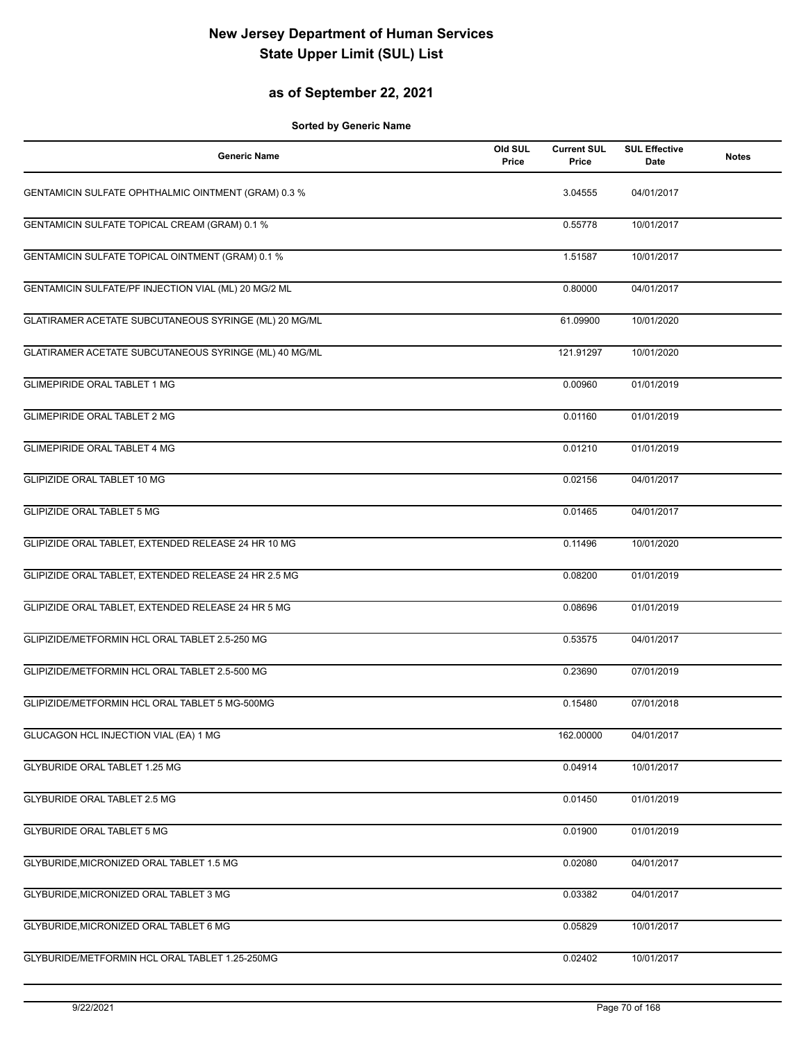# New Jersey Department of Human Services
# State Upper Limit (SUL) List

## as of September 22, 2021

**Sorted by Generic Name**

| Generic Name | Old SUL Price | Current SUL Price | SUL Effective Date | Notes |
|---|---|---|---|---|
| GENTAMICIN SULFATE OPHTHALMIC OINTMENT (GRAM) 0.3 % | | 3.04555 | 04/01/2017 | |
| GENTAMICIN SULFATE TOPICAL CREAM (GRAM) 0.1 % | | 0.55778 | 10/01/2017 | |
| GENTAMICIN SULFATE TOPICAL OINTMENT (GRAM) 0.1 % | | 1.51587 | 10/01/2017 | |
| GENTAMICIN SULFATE/PF INJECTION VIAL (ML) 20 MG/2 ML | | 0.80000 | 04/01/2017 | |
| GLATIRAMER ACETATE SUBCUTANEOUS SYRINGE (ML) 20 MG/ML | | 61.09900 | 10/01/2020 | |
| GLATIRAMER ACETATE SUBCUTANEOUS SYRINGE (ML) 40 MG/ML | | 121.91297 | 10/01/2020 | |
| GLIMEPIRIDE ORAL TABLET 1 MG | | 0.00960 | 01/01/2019 | |
| GLIMEPIRIDE ORAL TABLET 2 MG | | 0.01160 | 01/01/2019 | |
| GLIMEPIRIDE ORAL TABLET 4 MG | | 0.01210 | 01/01/2019 | |
| GLIPIZIDE ORAL TABLET 10 MG | | 0.02156 | 04/01/2017 | |
| GLIPIZIDE ORAL TABLET 5 MG | | 0.01465 | 04/01/2017 | |
| GLIPIZIDE ORAL TABLET, EXTENDED RELEASE 24 HR 10 MG | | 0.11496 | 10/01/2020 | |
| GLIPIZIDE ORAL TABLET, EXTENDED RELEASE 24 HR 2.5 MG | | 0.08200 | 01/01/2019 | |
| GLIPIZIDE ORAL TABLET, EXTENDED RELEASE 24 HR 5 MG | | 0.08696 | 01/01/2019 | |
| GLIPIZIDE/METFORMIN HCL ORAL TABLET 2.5-250 MG | | 0.53575 | 04/01/2017 | |
| GLIPIZIDE/METFORMIN HCL ORAL TABLET 2.5-500 MG | | 0.23690 | 07/01/2019 | |
| GLIPIZIDE/METFORMIN HCL ORAL TABLET 5 MG-500MG | | 0.15480 | 07/01/2018 | |
| GLUCAGON HCL INJECTION VIAL (EA) 1 MG | | 162.00000 | 04/01/2017 | |
| GLYBURIDE ORAL TABLET 1.25 MG | | 0.04914 | 10/01/2017 | |
| GLYBURIDE ORAL TABLET 2.5 MG | | 0.01450 | 01/01/2019 | |
| GLYBURIDE ORAL TABLET 5 MG | | 0.01900 | 01/01/2019 | |
| GLYBURIDE,MICRONIZED ORAL TABLET 1.5 MG | | 0.02080 | 04/01/2017 | |
| GLYBURIDE,MICRONIZED ORAL TABLET 3 MG | | 0.03382 | 04/01/2017 | |
| GLYBURIDE,MICRONIZED ORAL TABLET 6 MG | | 0.05829 | 10/01/2017 | |
| GLYBURIDE/METFORMIN HCL ORAL TABLET 1.25-250MG | | 0.02402 | 10/01/2017 | |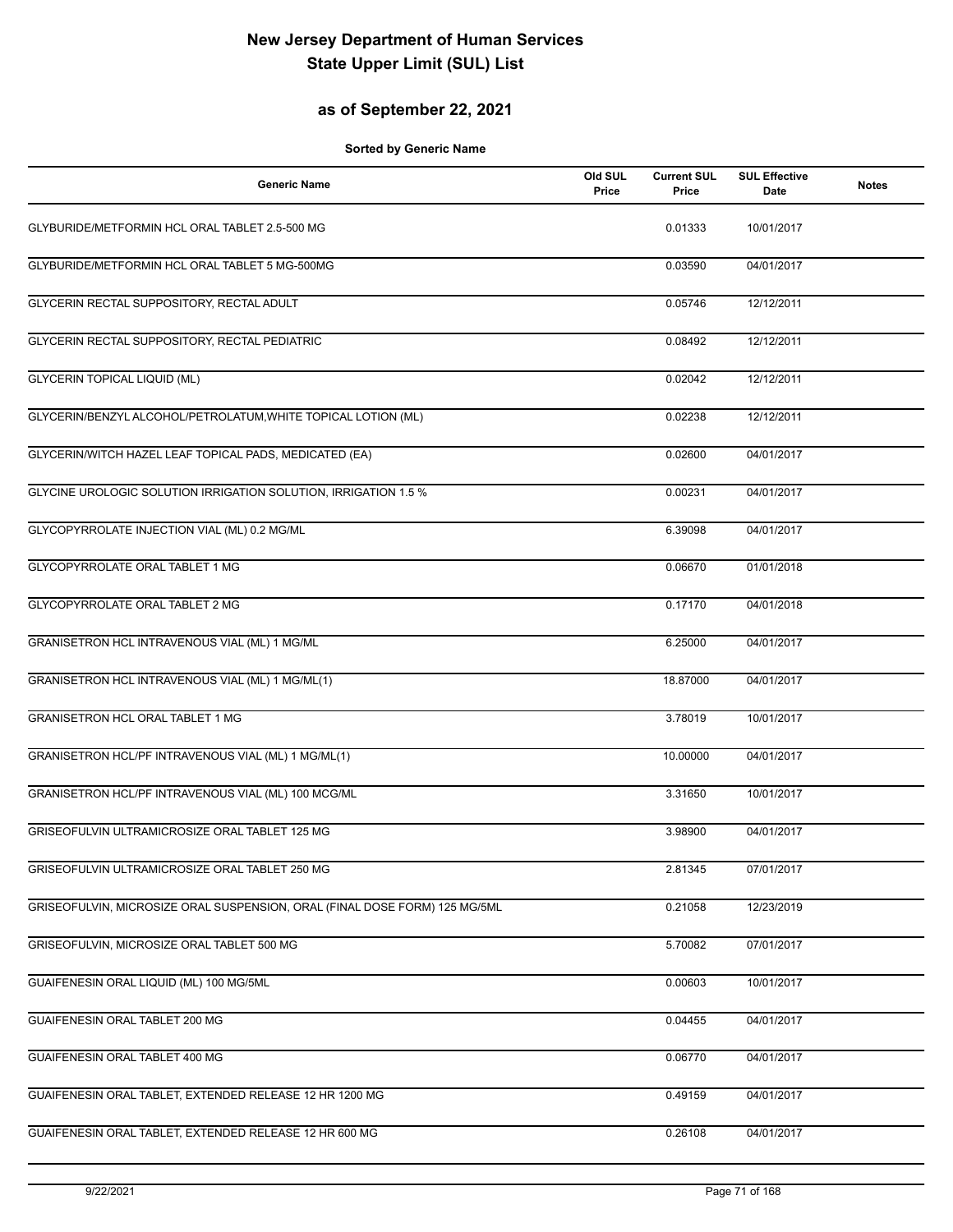# New Jersey Department of Human Services
# State Upper Limit (SUL) List

## as of September 22, 2021

**Sorted by Generic Name**

| Generic Name | Old SUL Price | Current SUL Price | SUL Effective Date | Notes |
|---|---|---|---|---|
| GLYBURIDE/METFORMIN HCL ORAL TABLET 2.5-500 MG | | 0.01333 | 10/01/2017 | |
| GLYBURIDE/METFORMIN HCL ORAL TABLET 5 MG-500MG | | 0.03590 | 04/01/2017 | |
| GLYCERIN RECTAL SUPPOSITORY, RECTAL ADULT | | 0.05746 | 12/12/2011 | |
| GLYCERIN RECTAL SUPPOSITORY, RECTAL PEDIATRIC | | 0.08492 | 12/12/2011 | |
| GLYCERIN TOPICAL LIQUID (ML) | | 0.02042 | 12/12/2011 | |
| GLYCERIN/BENZYL ALCOHOL/PETROLATUM,WHITE TOPICAL LOTION (ML) | | 0.02238 | 12/12/2011 | |
| GLYCERIN/WITCH HAZEL LEAF TOPICAL PADS, MEDICATED (EA) | | 0.02600 | 04/01/2017 | |
| GLYCINE UROLOGIC SOLUTION IRRIGATION SOLUTION, IRRIGATION 1.5 % | | 0.00231 | 04/01/2017 | |
| GLYCOPYRROLATE INJECTION VIAL (ML) 0.2 MG/ML | | 6.39098 | 04/01/2017 | |
| GLYCOPYRROLATE ORAL TABLET 1 MG | | 0.06670 | 01/01/2018 | |
| GLYCOPYRROLATE ORAL TABLET 2 MG | | 0.17170 | 04/01/2018 | |
| GRANISETRON HCL INTRAVENOUS VIAL (ML) 1 MG/ML | | 6.25000 | 04/01/2017 | |
| GRANISETRON HCL INTRAVENOUS VIAL (ML) 1 MG/ML(1) | | 18.87000 | 04/01/2017 | |
| GRANISETRON HCL ORAL TABLET 1 MG | | 3.78019 | 10/01/2017 | |
| GRANISETRON HCL/PF INTRAVENOUS VIAL (ML) 1 MG/ML(1) | | 10.00000 | 04/01/2017 | |
| GRANISETRON HCL/PF INTRAVENOUS VIAL (ML) 100 MCG/ML | | 3.31650 | 10/01/2017 | |
| GRISEOFULVIN ULTRAMICROSIZE ORAL TABLET 125 MG | | 3.98900 | 04/01/2017 | |
| GRISEOFULVIN ULTRAMICROSIZE ORAL TABLET 250 MG | | 2.81345 | 07/01/2017 | |
| GRISEOFULVIN, MICROSIZE ORAL SUSPENSION, ORAL (FINAL DOSE FORM) 125 MG/5ML | | 0.21058 | 12/23/2019 | |
| GRISEOFULVIN, MICROSIZE ORAL TABLET 500 MG | | 5.70082 | 07/01/2017 | |
| GUAIFENESIN ORAL LIQUID (ML) 100 MG/5ML | | 0.00603 | 10/01/2017 | |
| GUAIFENESIN ORAL TABLET 200 MG | | 0.04455 | 04/01/2017 | |
| GUAIFENESIN ORAL TABLET 400 MG | | 0.06770 | 04/01/2017 | |
| GUAIFENESIN ORAL TABLET, EXTENDED RELEASE 12 HR 1200 MG | | 0.49159 | 04/01/2017 | |
| GUAIFENESIN ORAL TABLET, EXTENDED RELEASE 12 HR 600 MG | | 0.26108 | 04/01/2017 | |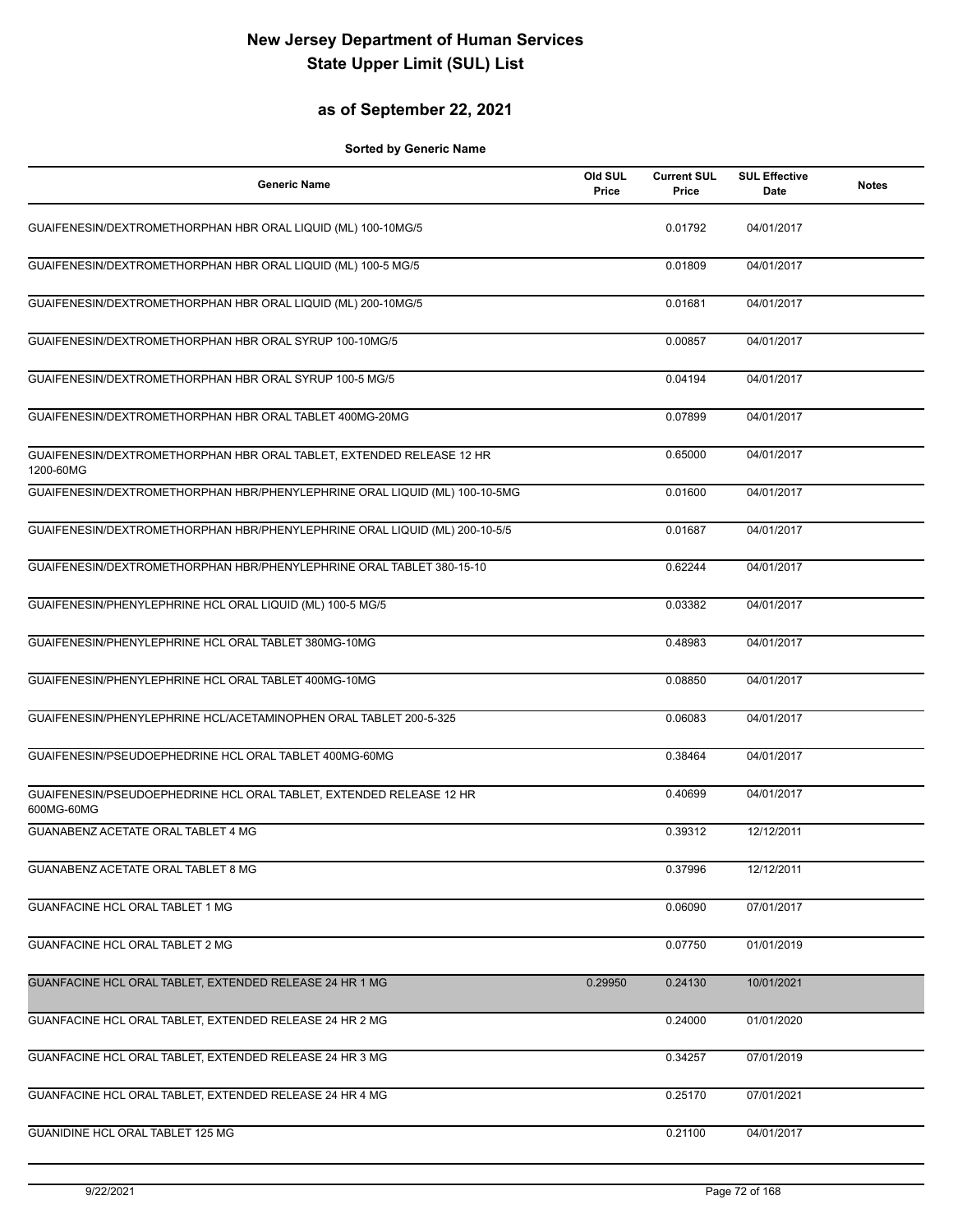# New Jersey Department of Human Services
# State Upper Limit (SUL) List

## as of September 22, 2021

**Sorted by Generic Name**

| Generic Name | Old SUL Price | Current SUL Price | SUL Effective Date | Notes |
|---|---|---|---|---|
| GUAIFENESIN/DEXTROMETHORPHAN HBR ORAL LIQUID (ML) 100-10MG/5 | | 0.01792 | 04/01/2017 | |
| GUAIFENESIN/DEXTROMETHORPHAN HBR ORAL LIQUID (ML) 100-5 MG/5 | | 0.01809 | 04/01/2017 | |
| GUAIFENESIN/DEXTROMETHORPHAN HBR ORAL LIQUID (ML) 200-10MG/5 | | 0.01681 | 04/01/2017 | |
| GUAIFENESIN/DEXTROMETHORPHAN HBR ORAL SYRUP 100-10MG/5 | | 0.00857 | 04/01/2017 | |
| GUAIFENESIN/DEXTROMETHORPHAN HBR ORAL SYRUP 100-5 MG/5 | | 0.04194 | 04/01/2017 | |
| GUAIFENESIN/DEXTROMETHORPHAN HBR ORAL TABLET 400MG-20MG | | 0.07899 | 04/01/2017 | |
| GUAIFENESIN/DEXTROMETHORPHAN HBR ORAL TABLET, EXTENDED RELEASE 12 HR 1200-60MG | | 0.65000 | 04/01/2017 | |
| GUAIFENESIN/DEXTROMETHORPHAN HBR/PHENYLEPHRINE ORAL LIQUID (ML) 100-10-5MG | | 0.01600 | 04/01/2017 | |
| GUAIFENESIN/DEXTROMETHORPHAN HBR/PHENYLEPHRINE ORAL LIQUID (ML) 200-10-5/5 | | 0.01687 | 04/01/2017 | |
| GUAIFENESIN/DEXTROMETHORPHAN HBR/PHENYLEPHRINE ORAL TABLET 380-15-10 | | 0.62244 | 04/01/2017 | |
| GUAIFENESIN/PHENYLEPHRINE HCL ORAL LIQUID (ML) 100-5 MG/5 | | 0.03382 | 04/01/2017 | |
| GUAIFENESIN/PHENYLEPHRINE HCL ORAL TABLET 380MG-10MG | | 0.48983 | 04/01/2017 | |
| GUAIFENESIN/PHENYLEPHRINE HCL ORAL TABLET 400MG-10MG | | 0.08850 | 04/01/2017 | |
| GUAIFENESIN/PHENYLEPHRINE HCL/ACETAMINOPHEN ORAL TABLET 200-5-325 | | 0.06083 | 04/01/2017 | |
| GUAIFENESIN/PSEUDOEPHEDRINE HCL ORAL TABLET 400MG-60MG | | 0.38464 | 04/01/2017 | |
| GUAIFENESIN/PSEUDOEPHEDRINE HCL ORAL TABLET, EXTENDED RELEASE 12 HR 600MG-60MG | | 0.40699 | 04/01/2017 | |
| GUANABENZ ACETATE ORAL TABLET 4 MG | | 0.39312 | 12/12/2011 | |
| GUANABENZ ACETATE ORAL TABLET 8 MG | | 0.37996 | 12/12/2011 | |
| GUANFACINE HCL ORAL TABLET 1 MG | | 0.06090 | 07/01/2017 | |
| GUANFACINE HCL ORAL TABLET 2 MG | | 0.07750 | 01/01/2019 | |
| GUANFACINE HCL ORAL TABLET, EXTENDED RELEASE 24 HR 1 MG | 0.29950 | 0.24130 | 10/01/2021 | |
| GUANFACINE HCL ORAL TABLET, EXTENDED RELEASE 24 HR 2 MG | | 0.24000 | 01/01/2020 | |
| GUANFACINE HCL ORAL TABLET, EXTENDED RELEASE 24 HR 3 MG | | 0.34257 | 07/01/2019 | |
| GUANFACINE HCL ORAL TABLET, EXTENDED RELEASE 24 HR 4 MG | | 0.25170 | 07/01/2021 | |
| GUANIDINE HCL ORAL TABLET 125 MG | | 0.21100 | 04/01/2017 | |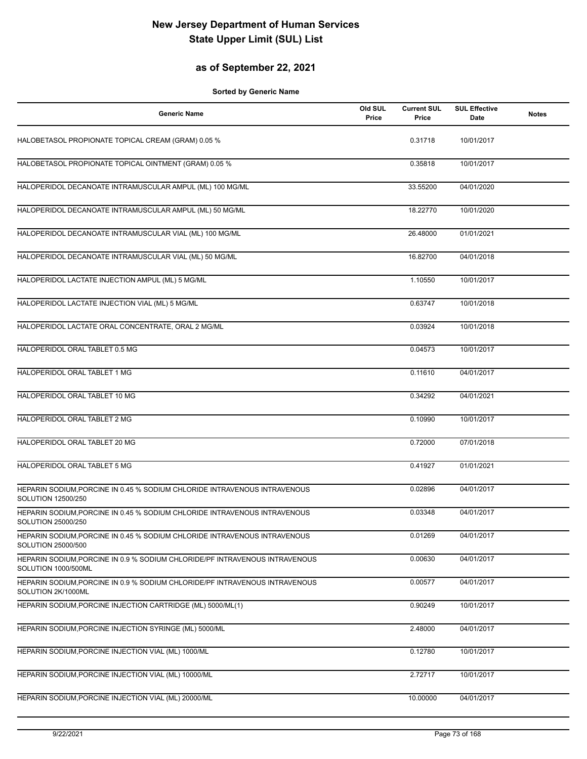# New Jersey Department of Human Services
# State Upper Limit (SUL) List

## as of September 22, 2021

**Sorted by Generic Name**

| Generic Name | Old SUL Price | Current SUL Price | SUL Effective Date | Notes |
|---|---|---|---|---|
| HALOBETASOL PROPIONATE TOPICAL CREAM (GRAM) 0.05 % | | 0.31718 | 10/01/2017 | |
| HALOBETASOL PROPIONATE TOPICAL OINTMENT (GRAM) 0.05 % | | 0.35818 | 10/01/2017 | |
| HALOPERIDOL DECANOATE INTRAMUSCULAR AMPUL (ML) 100 MG/ML | | 33.55200 | 04/01/2020 | |
| HALOPERIDOL DECANOATE INTRAMUSCULAR AMPUL (ML) 50 MG/ML | | 18.22770 | 10/01/2020 | |
| HALOPERIDOL DECANOATE INTRAMUSCULAR VIAL (ML) 100 MG/ML | | 26.48000 | 01/01/2021 | |
| HALOPERIDOL DECANOATE INTRAMUSCULAR VIAL (ML) 50 MG/ML | | 16.82700 | 04/01/2018 | |
| HALOPERIDOL LACTATE INJECTION AMPUL (ML) 5 MG/ML | | 1.10550 | 10/01/2017 | |
| HALOPERIDOL LACTATE INJECTION VIAL (ML) 5 MG/ML | | 0.63747 | 10/01/2018 | |
| HALOPERIDOL LACTATE ORAL CONCENTRATE, ORAL 2 MG/ML | | 0.03924 | 10/01/2018 | |
| HALOPERIDOL ORAL TABLET 0.5 MG | | 0.04573 | 10/01/2017 | |
| HALOPERIDOL ORAL TABLET 1 MG | | 0.11610 | 04/01/2017 | |
| HALOPERIDOL ORAL TABLET 10 MG | | 0.34292 | 04/01/2021 | |
| HALOPERIDOL ORAL TABLET 2 MG | | 0.10990 | 10/01/2017 | |
| HALOPERIDOL ORAL TABLET 20 MG | | 0.72000 | 07/01/2018 | |
| HALOPERIDOL ORAL TABLET 5 MG | | 0.41927 | 01/01/2021 | |
| HEPARIN SODIUM,PORCINE IN 0.45 % SODIUM CHLORIDE INTRAVENOUS INTRAVENOUS SOLUTION 12500/250 | | 0.02896 | 04/01/2017 | |
| HEPARIN SODIUM,PORCINE IN 0.45 % SODIUM CHLORIDE INTRAVENOUS INTRAVENOUS SOLUTION 25000/250 | | 0.03348 | 04/01/2017 | |
| HEPARIN SODIUM,PORCINE IN 0.45 % SODIUM CHLORIDE INTRAVENOUS INTRAVENOUS SOLUTION 25000/500 | | 0.01269 | 04/01/2017 | |
| HEPARIN SODIUM,PORCINE IN 0.9 % SODIUM CHLORIDE/PF INTRAVENOUS INTRAVENOUS SOLUTION 1000/500ML | | 0.00630 | 04/01/2017 | |
| HEPARIN SODIUM,PORCINE IN 0.9 % SODIUM CHLORIDE/PF INTRAVENOUS INTRAVENOUS SOLUTION 2K/1000ML | | 0.00577 | 04/01/2017 | |
| HEPARIN SODIUM,PORCINE INJECTION CARTRIDGE (ML) 5000/ML(1) | | 0.90249 | 10/01/2017 | |
| HEPARIN SODIUM,PORCINE INJECTION SYRINGE (ML) 5000/ML | | 2.48000 | 04/01/2017 | |
| HEPARIN SODIUM,PORCINE INJECTION VIAL (ML) 1000/ML | | 0.12780 | 10/01/2017 | |
| HEPARIN SODIUM,PORCINE INJECTION VIAL (ML) 10000/ML | | 2.72717 | 10/01/2017 | |
| HEPARIN SODIUM,PORCINE INJECTION VIAL (ML) 20000/ML | | 10.00000 | 04/01/2017 | |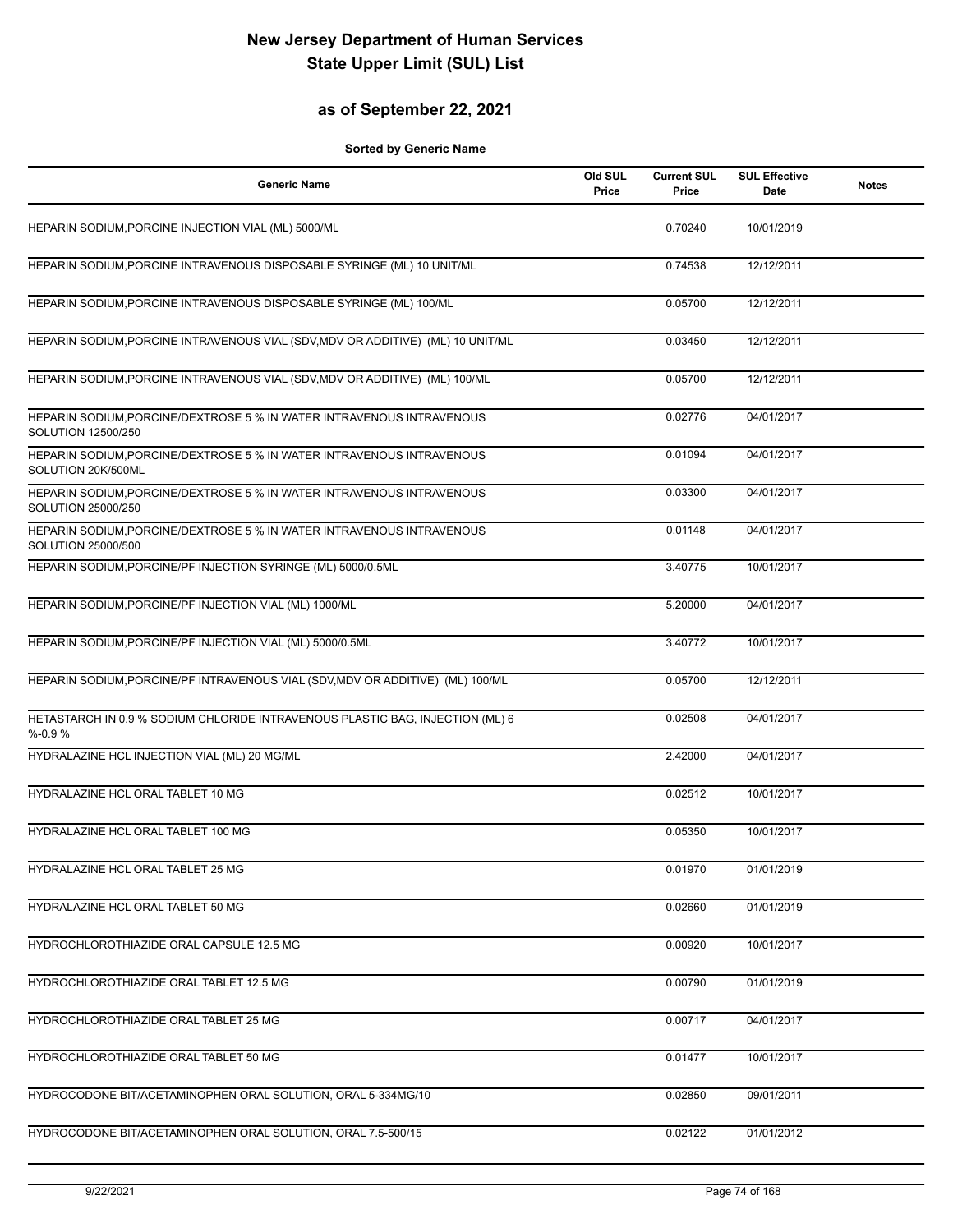# New Jersey Department of Human Services
# State Upper Limit (SUL) List

## as of September 22, 2021

**Sorted by Generic Name**

| Generic Name | Old SUL Price | Current SUL Price | SUL Effective Date | Notes |
|---|---|---|---|---|
| HEPARIN SODIUM,PORCINE INJECTION VIAL (ML) 5000/ML | | 0.70240 | 10/01/2019 | |
| HEPARIN SODIUM,PORCINE INTRAVENOUS DISPOSABLE SYRINGE (ML) 10 UNIT/ML | | 0.74538 | 12/12/2011 | |
| HEPARIN SODIUM,PORCINE INTRAVENOUS DISPOSABLE SYRINGE (ML) 100/ML | | 0.05700 | 12/12/2011 | |
| HEPARIN SODIUM,PORCINE INTRAVENOUS VIAL (SDV,MDV OR ADDITIVE) (ML) 10 UNIT/ML | | 0.03450 | 12/12/2011 | |
| HEPARIN SODIUM,PORCINE INTRAVENOUS VIAL (SDV,MDV OR ADDITIVE) (ML) 100/ML | | 0.05700 | 12/12/2011 | |
| HEPARIN SODIUM,PORCINE/DEXTROSE 5 % IN WATER INTRAVENOUS INTRAVENOUS SOLUTION 12500/250 | | 0.02776 | 04/01/2017 | |
| HEPARIN SODIUM,PORCINE/DEXTROSE 5 % IN WATER INTRAVENOUS INTRAVENOUS SOLUTION 20K/500ML | | 0.01094 | 04/01/2017 | |
| HEPARIN SODIUM,PORCINE/DEXTROSE 5 % IN WATER INTRAVENOUS INTRAVENOUS SOLUTION 25000/250 | | 0.03300 | 04/01/2017 | |
| HEPARIN SODIUM,PORCINE/DEXTROSE 5 % IN WATER INTRAVENOUS INTRAVENOUS SOLUTION 25000/500 | | 0.01148 | 04/01/2017 | |
| HEPARIN SODIUM,PORCINE/PF INJECTION SYRINGE (ML) 5000/0.5ML | | 3.40775 | 10/01/2017 | |
| HEPARIN SODIUM,PORCINE/PF INJECTION VIAL (ML) 1000/ML | | 5.20000 | 04/01/2017 | |
| HEPARIN SODIUM,PORCINE/PF INJECTION VIAL (ML) 5000/0.5ML | | 3.40772 | 10/01/2017 | |
| HEPARIN SODIUM,PORCINE/PF INTRAVENOUS VIAL (SDV,MDV OR ADDITIVE) (ML) 100/ML | | 0.05700 | 12/12/2011 | |
| HETASTARCH IN 0.9 % SODIUM CHLORIDE INTRAVENOUS PLASTIC BAG, INJECTION (ML) 6 %-0.9 % | | 0.02508 | 04/01/2017 | |
| HYDRALAZINE HCL INJECTION VIAL (ML) 20 MG/ML | | 2.42000 | 04/01/2017 | |
| HYDRALAZINE HCL ORAL TABLET 10 MG | | 0.02512 | 10/01/2017 | |
| HYDRALAZINE HCL ORAL TABLET 100 MG | | 0.05350 | 10/01/2017 | |
| HYDRALAZINE HCL ORAL TABLET 25 MG | | 0.01970 | 01/01/2019 | |
| HYDRALAZINE HCL ORAL TABLET 50 MG | | 0.02660 | 01/01/2019 | |
| HYDROCHLOROTHIAZIDE ORAL CAPSULE 12.5 MG | | 0.00920 | 10/01/2017 | |
| HYDROCHLOROTHIAZIDE ORAL TABLET 12.5 MG | | 0.00790 | 01/01/2019 | |
| HYDROCHLOROTHIAZIDE ORAL TABLET 25 MG | | 0.00717 | 04/01/2017 | |
| HYDROCHLOROTHIAZIDE ORAL TABLET 50 MG | | 0.01477 | 10/01/2017 | |
| HYDROCODONE BIT/ACETAMINOPHEN ORAL SOLUTION, ORAL 5-334MG/10 | | 0.02850 | 09/01/2011 | |
| HYDROCODONE BIT/ACETAMINOPHEN ORAL SOLUTION, ORAL 7.5-500/15 | | 0.02122 | 01/01/2012 | |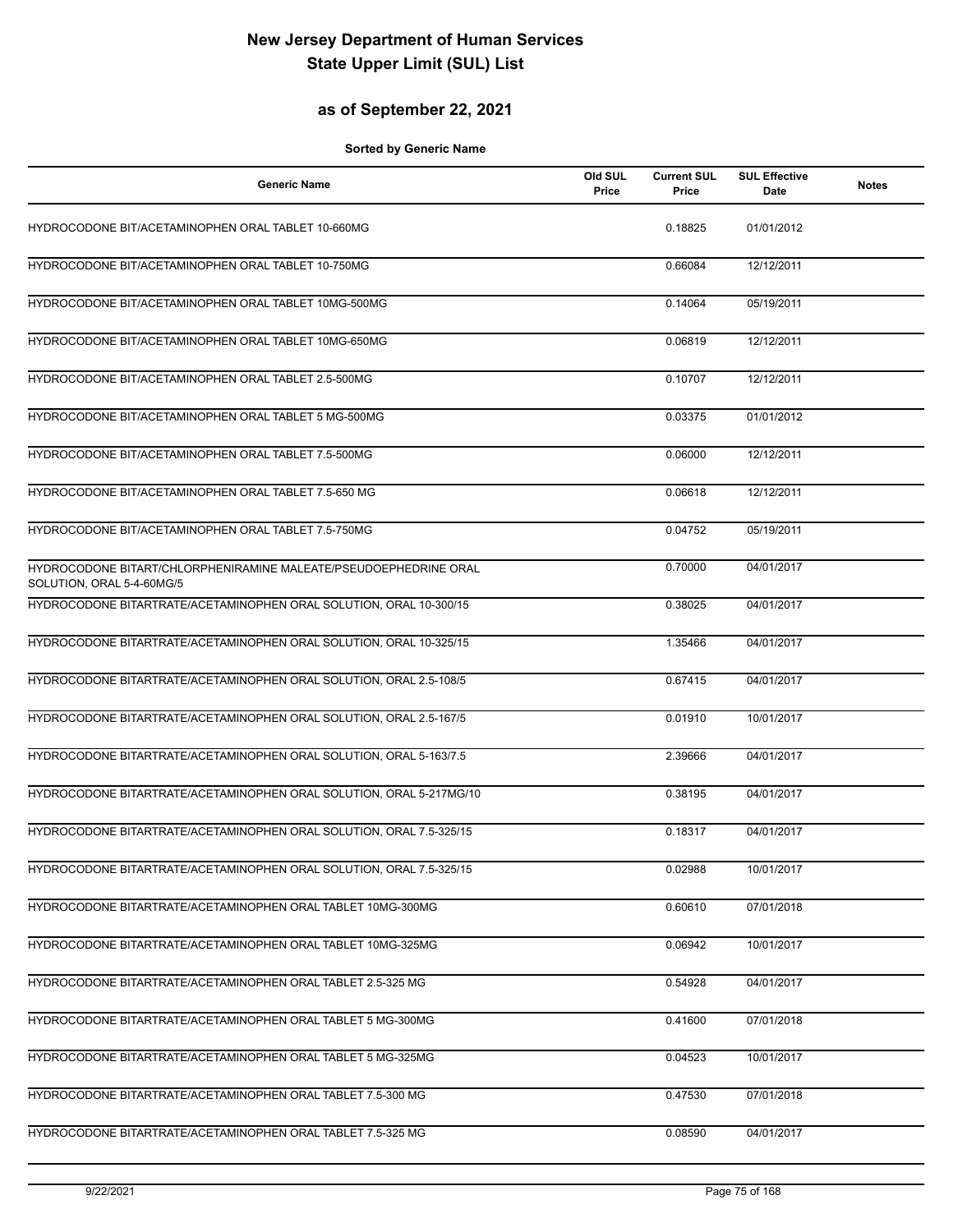# New Jersey Department of Human Services
# State Upper Limit (SUL) List

## as of September 22, 2021

**Sorted by Generic Name**

| Generic Name | Old SUL Price | Current SUL Price | SUL Effective Date | Notes |
|---|---|---|---|---|
| HYDROCODONE BIT/ACETAMINOPHEN ORAL TABLET 10-660MG | | 0.18825 | 01/01/2012 | |
| HYDROCODONE BIT/ACETAMINOPHEN ORAL TABLET 10-750MG | | 0.66084 | 12/12/2011 | |
| HYDROCODONE BIT/ACETAMINOPHEN ORAL TABLET 10MG-500MG | | 0.14064 | 05/19/2011 | |
| HYDROCODONE BIT/ACETAMINOPHEN ORAL TABLET 10MG-650MG | | 0.06819 | 12/12/2011 | |
| HYDROCODONE BIT/ACETAMINOPHEN ORAL TABLET 2.5-500MG | | 0.10707 | 12/12/2011 | |
| HYDROCODONE BIT/ACETAMINOPHEN ORAL TABLET 5 MG-500MG | | 0.03375 | 01/01/2012 | |
| HYDROCODONE BIT/ACETAMINOPHEN ORAL TABLET 7.5-500MG | | 0.06000 | 12/12/2011 | |
| HYDROCODONE BIT/ACETAMINOPHEN ORAL TABLET 7.5-650 MG | | 0.06618 | 12/12/2011 | |
| HYDROCODONE BIT/ACETAMINOPHEN ORAL TABLET 7.5-750MG | | 0.04752 | 05/19/2011 | |
| HYDROCODONE BITART/CHLORPHENIRAMINE MALEATE/PSEUDOEPHEDRINE ORAL SOLUTION, ORAL 5-4-60MG/5 | | 0.70000 | 04/01/2017 | |
| HYDROCODONE BITARTRATE/ACETAMINOPHEN ORAL SOLUTION, ORAL 10-300/15 | | 0.38025 | 04/01/2017 | |
| HYDROCODONE BITARTRATE/ACETAMINOPHEN ORAL SOLUTION, ORAL 10-325/15 | | 1.35466 | 04/01/2017 | |
| HYDROCODONE BITARTRATE/ACETAMINOPHEN ORAL SOLUTION, ORAL 2.5-108/5 | | 0.67415 | 04/01/2017 | |
| HYDROCODONE BITARTRATE/ACETAMINOPHEN ORAL SOLUTION, ORAL 2.5-167/5 | | 0.01910 | 10/01/2017 | |
| HYDROCODONE BITARTRATE/ACETAMINOPHEN ORAL SOLUTION, ORAL 5-163/7.5 | | 2.39666 | 04/01/2017 | |
| HYDROCODONE BITARTRATE/ACETAMINOPHEN ORAL SOLUTION, ORAL 5-217MG/10 | | 0.38195 | 04/01/2017 | |
| HYDROCODONE BITARTRATE/ACETAMINOPHEN ORAL SOLUTION, ORAL 7.5-325/15 | | 0.18317 | 04/01/2017 | |
| HYDROCODONE BITARTRATE/ACETAMINOPHEN ORAL SOLUTION, ORAL 7.5-325/15 | | 0.02988 | 10/01/2017 | |
| HYDROCODONE BITARTRATE/ACETAMINOPHEN ORAL TABLET 10MG-300MG | | 0.60610 | 07/01/2018 | |
| HYDROCODONE BITARTRATE/ACETAMINOPHEN ORAL TABLET 10MG-325MG | | 0.06942 | 10/01/2017 | |
| HYDROCODONE BITARTRATE/ACETAMINOPHEN ORAL TABLET 2.5-325 MG | | 0.54928 | 04/01/2017 | |
| HYDROCODONE BITARTRATE/ACETAMINOPHEN ORAL TABLET 5 MG-300MG | | 0.41600 | 07/01/2018 | |
| HYDROCODONE BITARTRATE/ACETAMINOPHEN ORAL TABLET 5 MG-325MG | | 0.04523 | 10/01/2017 | |
| HYDROCODONE BITARTRATE/ACETAMINOPHEN ORAL TABLET 7.5-300 MG | | 0.47530 | 07/01/2018 | |
| HYDROCODONE BITARTRATE/ACETAMINOPHEN ORAL TABLET 7.5-325 MG | | 0.08590 | 04/01/2017 | |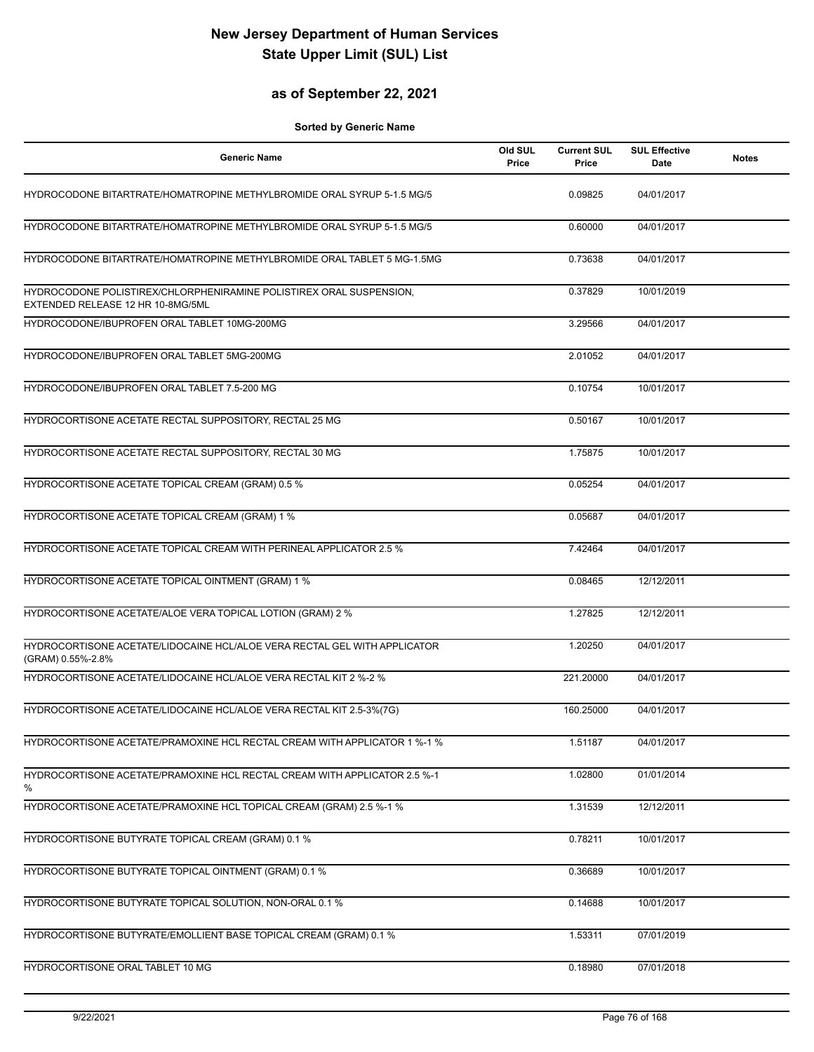# New Jersey Department of Human Services
# State Upper Limit (SUL) List

## as of September 22, 2021

**Sorted by Generic Name**

| Generic Name | Old SUL Price | Current SUL Price | SUL Effective Date | Notes |
|---|---|---|---|---|
| HYDROCODONE BITARTRATE/HOMATROPINE METHYLBROMIDE ORAL SYRUP 5-1.5 MG/5 | | 0.09825 | 04/01/2017 | |
| HYDROCODONE BITARTRATE/HOMATROPINE METHYLBROMIDE ORAL SYRUP 5-1.5 MG/5 | | 0.60000 | 04/01/2017 | |
| HYDROCODONE BITARTRATE/HOMATROPINE METHYLBROMIDE ORAL TABLET 5 MG-1.5MG | | 0.73638 | 04/01/2017 | |
| HYDROCODONE POLISTIREX/CHLORPHENIRAMINE POLISTIREX ORAL SUSPENSION, EXTENDED RELEASE 12 HR 10-8MG/5ML | | 0.37829 | 10/01/2019 | |
| HYDROCODONE/IBUPROFEN ORAL TABLET 10MG-200MG | | 3.29566 | 04/01/2017 | |
| HYDROCODONE/IBUPROFEN ORAL TABLET 5MG-200MG | | 2.01052 | 04/01/2017 | |
| HYDROCODONE/IBUPROFEN ORAL TABLET 7.5-200 MG | | 0.10754 | 10/01/2017 | |
| HYDROCORTISONE ACETATE RECTAL SUPPOSITORY, RECTAL 25 MG | | 0.50167 | 10/01/2017 | |
| HYDROCORTISONE ACETATE RECTAL SUPPOSITORY, RECTAL 30 MG | | 1.75875 | 10/01/2017 | |
| HYDROCORTISONE ACETATE TOPICAL CREAM (GRAM) 0.5 % | | 0.05254 | 04/01/2017 | |
| HYDROCORTISONE ACETATE TOPICAL CREAM (GRAM) 1 % | | 0.05687 | 04/01/2017 | |
| HYDROCORTISONE ACETATE TOPICAL CREAM WITH PERINEAL APPLICATOR 2.5 % | | 7.42464 | 04/01/2017 | |
| HYDROCORTISONE ACETATE TOPICAL OINTMENT (GRAM) 1 % | | 0.08465 | 12/12/2011 | |
| HYDROCORTISONE ACETATE/ALOE VERA TOPICAL LOTION (GRAM) 2 % | | 1.27825 | 12/12/2011 | |
| HYDROCORTISONE ACETATE/LIDOCAINE HCL/ALOE VERA RECTAL GEL WITH APPLICATOR (GRAM) 0.55%-2.8% | | 1.20250 | 04/01/2017 | |
| HYDROCORTISONE ACETATE/LIDOCAINE HCL/ALOE VERA RECTAL KIT 2 %-2 % | | 221.20000 | 04/01/2017 | |
| HYDROCORTISONE ACETATE/LIDOCAINE HCL/ALOE VERA RECTAL KIT 2.5-3%(7G) | | 160.25000 | 04/01/2017 | |
| HYDROCORTISONE ACETATE/PRAMOXINE HCL RECTAL CREAM WITH APPLICATOR 1 %-1 % | | 1.51187 | 04/01/2017 | |
| HYDROCORTISONE ACETATE/PRAMOXINE HCL RECTAL CREAM WITH APPLICATOR 2.5 %-1 % | | 1.02800 | 01/01/2014 | |
| HYDROCORTISONE ACETATE/PRAMOXINE HCL TOPICAL CREAM (GRAM) 2.5 %-1 % | | 1.31539 | 12/12/2011 | |
| HYDROCORTISONE BUTYRATE TOPICAL CREAM (GRAM) 0.1 % | | 0.78211 | 10/01/2017 | |
| HYDROCORTISONE BUTYRATE TOPICAL OINTMENT (GRAM) 0.1 % | | 0.36689 | 10/01/2017 | |
| HYDROCORTISONE BUTYRATE TOPICAL SOLUTION, NON-ORAL 0.1 % | | 0.14688 | 10/01/2017 | |
| HYDROCORTISONE BUTYRATE/EMOLLIENT BASE TOPICAL CREAM (GRAM) 0.1 % | | 1.53311 | 07/01/2019 | |
| HYDROCORTISONE ORAL TABLET 10 MG | | 0.18980 | 07/01/2018 | |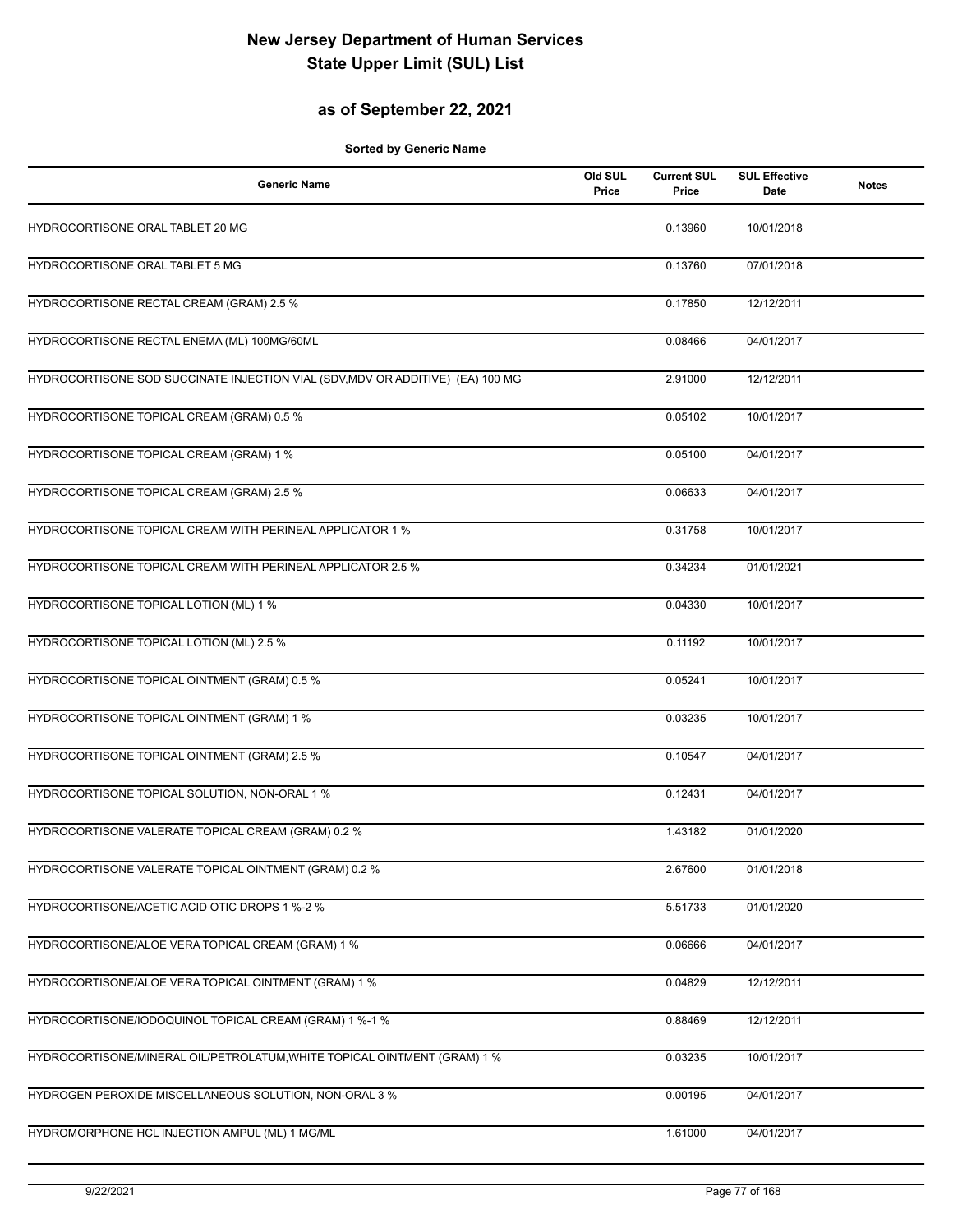# New Jersey Department of Human Services
# State Upper Limit (SUL) List

## as of September 22, 2021

**Sorted by Generic Name**

| Generic Name | Old SUL Price | Current SUL Price | SUL Effective Date | Notes |
|---|---|---|---|---|
| HYDROCORTISONE ORAL TABLET 20 MG | | 0.13960 | 10/01/2018 | |
| HYDROCORTISONE ORAL TABLET 5 MG | | 0.13760 | 07/01/2018 | |
| HYDROCORTISONE RECTAL CREAM (GRAM) 2.5 % | | 0.17850 | 12/12/2011 | |
| HYDROCORTISONE RECTAL ENEMA (ML) 100MG/60ML | | 0.08466 | 04/01/2017 | |
| HYDROCORTISONE SOD SUCCINATE INJECTION VIAL (SDV,MDV OR ADDITIVE) (EA) 100 MG | | 2.91000 | 12/12/2011 | |
| HYDROCORTISONE TOPICAL CREAM (GRAM) 0.5 % | | 0.05102 | 10/01/2017 | |
| HYDROCORTISONE TOPICAL CREAM (GRAM) 1 % | | 0.05100 | 04/01/2017 | |
| HYDROCORTISONE TOPICAL CREAM (GRAM) 2.5 % | | 0.06633 | 04/01/2017 | |
| HYDROCORTISONE TOPICAL CREAM WITH PERINEAL APPLICATOR 1 % | | 0.31758 | 10/01/2017 | |
| HYDROCORTISONE TOPICAL CREAM WITH PERINEAL APPLICATOR 2.5 % | | 0.34234 | 01/01/2021 | |
| HYDROCORTISONE TOPICAL LOTION (ML) 1 % | | 0.04330 | 10/01/2017 | |
| HYDROCORTISONE TOPICAL LOTION (ML) 2.5 % | | 0.11192 | 10/01/2017 | |
| HYDROCORTISONE TOPICAL OINTMENT (GRAM) 0.5 % | | 0.05241 | 10/01/2017 | |
| HYDROCORTISONE TOPICAL OINTMENT (GRAM) 1 % | | 0.03235 | 10/01/2017 | |
| HYDROCORTISONE TOPICAL OINTMENT (GRAM) 2.5 % | | 0.10547 | 04/01/2017 | |
| HYDROCORTISONE TOPICAL SOLUTION, NON-ORAL 1 % | | 0.12431 | 04/01/2017 | |
| HYDROCORTISONE VALERATE TOPICAL CREAM (GRAM) 0.2 % | | 1.43182 | 01/01/2020 | |
| HYDROCORTISONE VALERATE TOPICAL OINTMENT (GRAM) 0.2 % | | 2.67600 | 01/01/2018 | |
| HYDROCORTISONE/ACETIC ACID OTIC DROPS 1 %-2 % | | 5.51733 | 01/01/2020 | |
| HYDROCORTISONE/ALOE VERA TOPICAL CREAM (GRAM) 1 % | | 0.06666 | 04/01/2017 | |
| HYDROCORTISONE/ALOE VERA TOPICAL OINTMENT (GRAM) 1 % | | 0.04829 | 12/12/2011 | |
| HYDROCORTISONE/IODOQUINOL TOPICAL CREAM (GRAM) 1 %-1 % | | 0.88469 | 12/12/2011 | |
| HYDROCORTISONE/MINERAL OIL/PETROLATUM,WHITE TOPICAL OINTMENT (GRAM) 1 % | | 0.03235 | 10/01/2017 | |
| HYDROGEN PEROXIDE MISCELLANEOUS SOLUTION, NON-ORAL 3 % | | 0.00195 | 04/01/2017 | |
| HYDROMORPHONE HCL INJECTION AMPUL (ML) 1 MG/ML | | 1.61000 | 04/01/2017 | |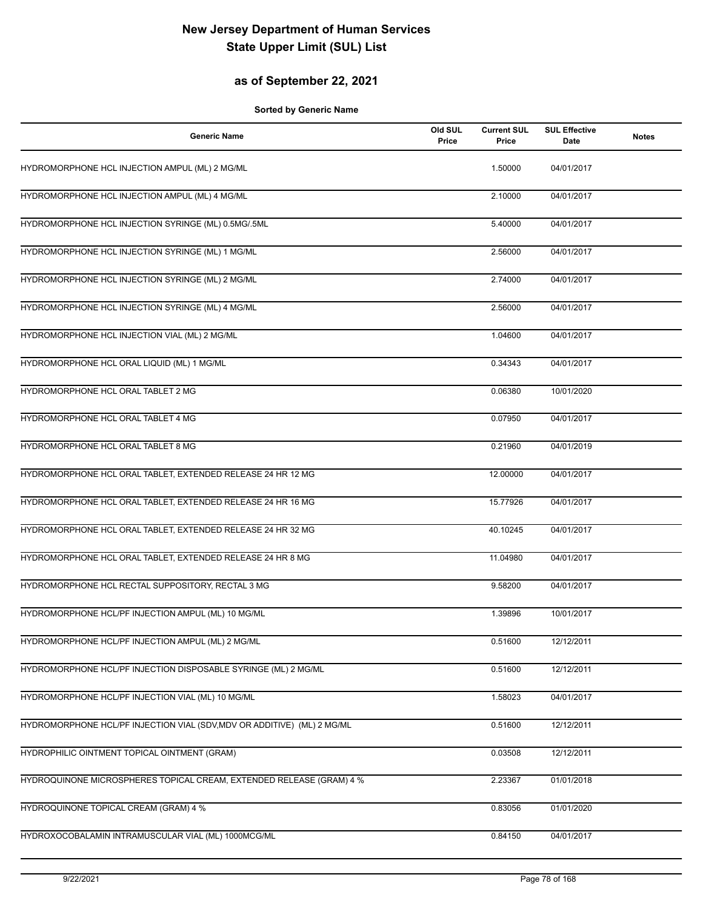# New Jersey Department of Human Services
# State Upper Limit (SUL) List

## as of September 22, 2021

**Sorted by Generic Name**

| Generic Name | Old SUL Price | Current SUL Price | SUL Effective Date | Notes |
|---|---|---|---|---|
| HYDROMORPHONE HCL INJECTION AMPUL (ML) 2 MG/ML | | 1.50000 | 04/01/2017 | |
| HYDROMORPHONE HCL INJECTION AMPUL (ML) 4 MG/ML | | 2.10000 | 04/01/2017 | |
| HYDROMORPHONE HCL INJECTION SYRINGE (ML) 0.5MG/.5ML | | 5.40000 | 04/01/2017 | |
| HYDROMORPHONE HCL INJECTION SYRINGE (ML) 1 MG/ML | | 2.56000 | 04/01/2017 | |
| HYDROMORPHONE HCL INJECTION SYRINGE (ML) 2 MG/ML | | 2.74000 | 04/01/2017 | |
| HYDROMORPHONE HCL INJECTION SYRINGE (ML) 4 MG/ML | | 2.56000 | 04/01/2017 | |
| HYDROMORPHONE HCL INJECTION VIAL (ML) 2 MG/ML | | 1.04600 | 04/01/2017 | |
| HYDROMORPHONE HCL ORAL LIQUID (ML) 1 MG/ML | | 0.34343 | 04/01/2017 | |
| HYDROMORPHONE HCL ORAL TABLET 2 MG | | 0.06380 | 10/01/2020 | |
| HYDROMORPHONE HCL ORAL TABLET 4 MG | | 0.07950 | 04/01/2017 | |
| HYDROMORPHONE HCL ORAL TABLET 8 MG | | 0.21960 | 04/01/2019 | |
| HYDROMORPHONE HCL ORAL TABLET, EXTENDED RELEASE 24 HR 12 MG | | 12.00000 | 04/01/2017 | |
| HYDROMORPHONE HCL ORAL TABLET, EXTENDED RELEASE 24 HR 16 MG | | 15.77926 | 04/01/2017 | |
| HYDROMORPHONE HCL ORAL TABLET, EXTENDED RELEASE 24 HR 32 MG | | 40.10245 | 04/01/2017 | |
| HYDROMORPHONE HCL ORAL TABLET, EXTENDED RELEASE 24 HR 8 MG | | 11.04980 | 04/01/2017 | |
| HYDROMORPHONE HCL RECTAL SUPPOSITORY, RECTAL 3 MG | | 9.58200 | 04/01/2017 | |
| HYDROMORPHONE HCL/PF INJECTION AMPUL (ML) 10 MG/ML | | 1.39896 | 10/01/2017 | |
| HYDROMORPHONE HCL/PF INJECTION AMPUL (ML) 2 MG/ML | | 0.51600 | 12/12/2011 | |
| HYDROMORPHONE HCL/PF INJECTION DISPOSABLE SYRINGE (ML) 2 MG/ML | | 0.51600 | 12/12/2011 | |
| HYDROMORPHONE HCL/PF INJECTION VIAL (ML) 10 MG/ML | | 1.58023 | 04/01/2017 | |
| HYDROMORPHONE HCL/PF INJECTION VIAL (SDV,MDV OR ADDITIVE) (ML) 2 MG/ML | | 0.51600 | 12/12/2011 | |
| HYDROPHILIC OINTMENT TOPICAL OINTMENT (GRAM) | | 0.03508 | 12/12/2011 | |
| HYDROQUINONE MICROSPHERES TOPICAL CREAM, EXTENDED RELEASE (GRAM) 4 % | | 2.23367 | 01/01/2018 | |
| HYDROQUINONE TOPICAL CREAM (GRAM) 4 % | | 0.83056 | 01/01/2020 | |
| HYDROXOCOBALAMIN INTRAMUSCULAR VIAL (ML) 1000MCG/ML | | 0.84150 | 04/01/2017 | |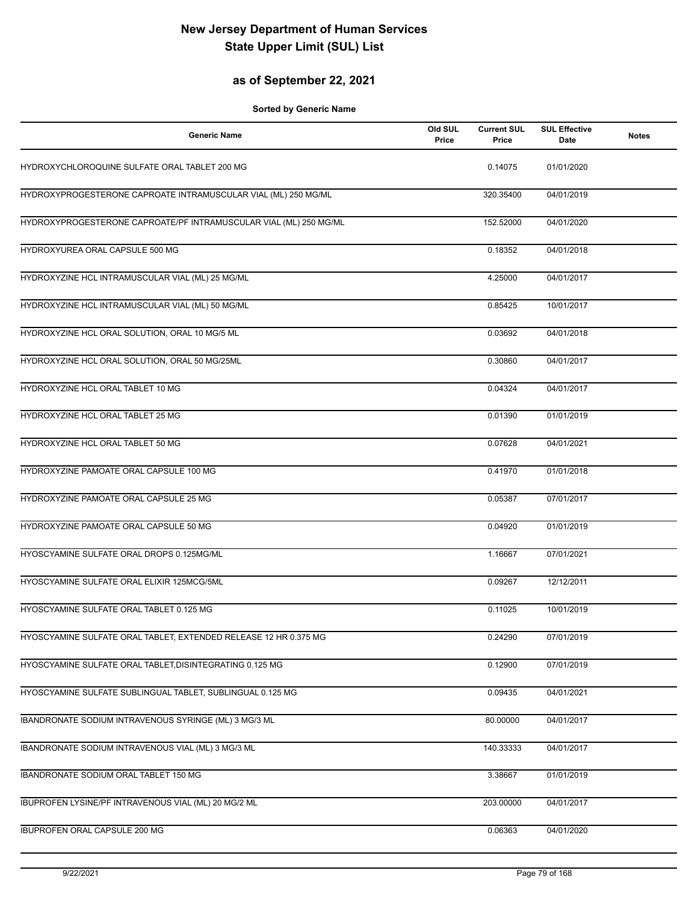# New Jersey Department of Human Services
# State Upper Limit (SUL) List

## as of September 22, 2021

**Sorted by Generic Name**

| Generic Name | Old SUL Price | Current SUL Price | SUL Effective Date | Notes |
|---|---|---|---|---|
| HYDROXYCHLOROQUINE SULFATE ORAL TABLET 200 MG | | 0.14075 | 01/01/2020 | |
| HYDROXYPROGESTERONE CAPROATE INTRAMUSCULAR VIAL (ML) 250 MG/ML | | 320.35400 | 04/01/2019 | |
| HYDROXYPROGESTERONE CAPROATE/PF INTRAMUSCULAR VIAL (ML) 250 MG/ML | | 152.52000 | 04/01/2020 | |
| HYDROXYUREA ORAL CAPSULE 500 MG | | 0.18352 | 04/01/2018 | |
| HYDROXYZINE HCL INTRAMUSCULAR VIAL (ML) 25 MG/ML | | 4.25000 | 04/01/2017 | |
| HYDROXYZINE HCL INTRAMUSCULAR VIAL (ML) 50 MG/ML | | 0.85425 | 10/01/2017 | |
| HYDROXYZINE HCL ORAL SOLUTION, ORAL 10 MG/5 ML | | 0.03692 | 04/01/2018 | |
| HYDROXYZINE HCL ORAL SOLUTION, ORAL 50 MG/25ML | | 0.30860 | 04/01/2017 | |
| HYDROXYZINE HCL ORAL TABLET 10 MG | | 0.04324 | 04/01/2017 | |
| HYDROXYZINE HCL ORAL TABLET 25 MG | | 0.01390 | 01/01/2019 | |
| HYDROXYZINE HCL ORAL TABLET 50 MG | | 0.07628 | 04/01/2021 | |
| HYDROXYZINE PAMOATE ORAL CAPSULE 100 MG | | 0.41970 | 01/01/2018 | |
| HYDROXYZINE PAMOATE ORAL CAPSULE 25 MG | | 0.05387 | 07/01/2017 | |
| HYDROXYZINE PAMOATE ORAL CAPSULE 50 MG | | 0.04920 | 01/01/2019 | |
| HYOSCYAMINE SULFATE ORAL DROPS 0.125MG/ML | | 1.16667 | 07/01/2021 | |
| HYOSCYAMINE SULFATE ORAL ELIXIR 125MCG/5ML | | 0.09267 | 12/12/2011 | |
| HYOSCYAMINE SULFATE ORAL TABLET 0.125 MG | | 0.11025 | 10/01/2019 | |
| HYOSCYAMINE SULFATE ORAL TABLET, EXTENDED RELEASE 12 HR 0.375 MG | | 0.24290 | 07/01/2019 | |
| HYOSCYAMINE SULFATE ORAL TABLET,DISINTEGRATING 0.125 MG | | 0.12900 | 07/01/2019 | |
| HYOSCYAMINE SULFATE SUBLINGUAL TABLET, SUBLINGUAL 0.125 MG | | 0.09435 | 04/01/2021 | |
| IBANDRONATE SODIUM INTRAVENOUS SYRINGE (ML) 3 MG/3 ML | | 80.00000 | 04/01/2017 | |
| IBANDRONATE SODIUM INTRAVENOUS VIAL (ML) 3 MG/3 ML | | 140.33333 | 04/01/2017 | |
| IBANDRONATE SODIUM ORAL TABLET 150 MG | | 3.38667 | 01/01/2019 | |
| IBUPROFEN LYSINE/PF INTRAVENOUS VIAL (ML) 20 MG/2 ML | | 203.00000 | 04/01/2017 | |
| IBUPROFEN ORAL CAPSULE 200 MG | | 0.06363 | 04/01/2020 | |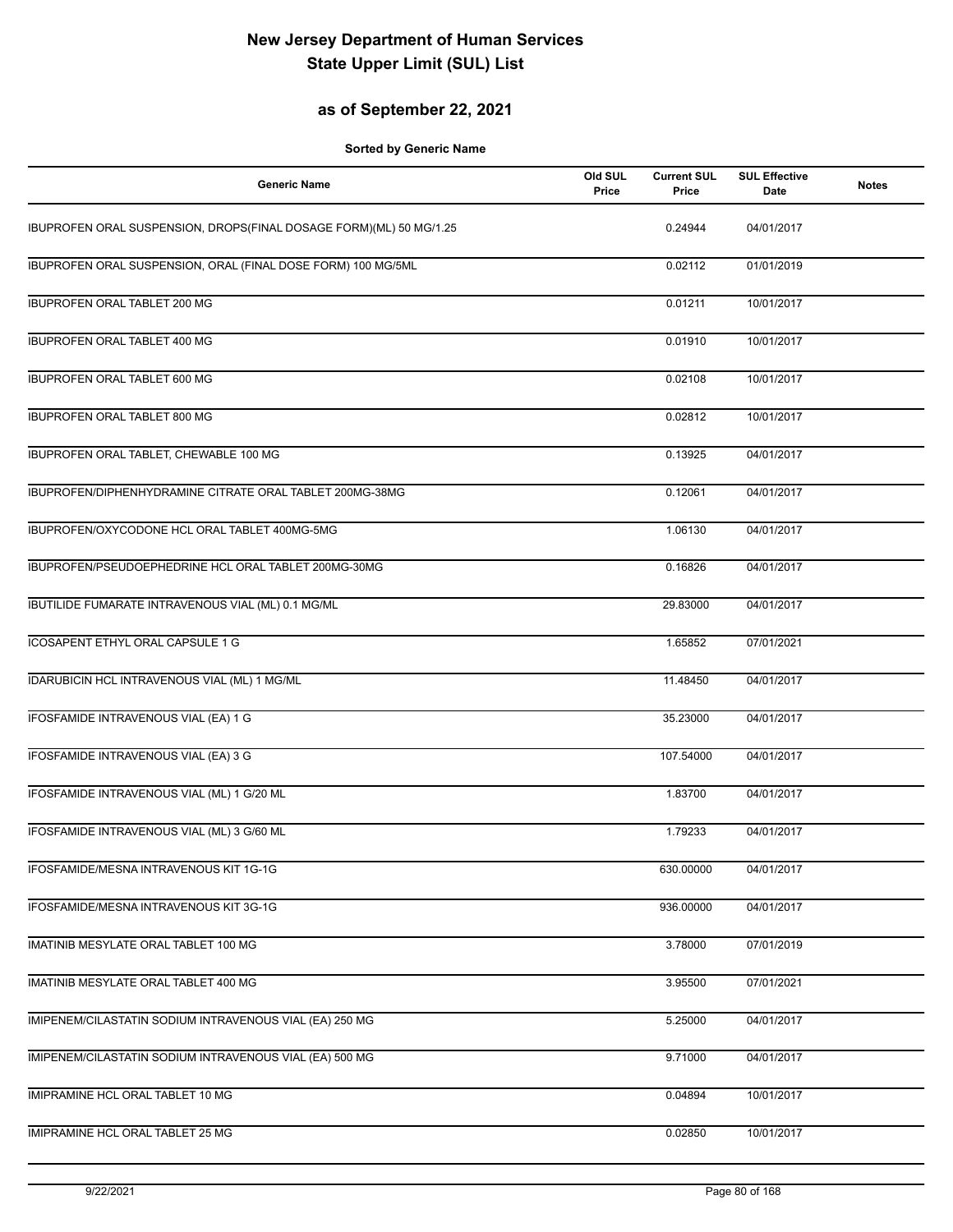# New Jersey Department of Human Services
# State Upper Limit (SUL) List

## as of September 22, 2021

**Sorted by Generic Name**

| Generic Name | Old SUL Price | Current SUL Price | SUL Effective Date | Notes |
|---|---|---|---|---|
| IBUPROFEN ORAL SUSPENSION, DROPS(FINAL DOSAGE FORM)(ML) 50 MG/1.25 | | 0.24944 | 04/01/2017 | |
| IBUPROFEN ORAL SUSPENSION, ORAL (FINAL DOSE FORM) 100 MG/5ML | | 0.02112 | 01/01/2019 | |
| IBUPROFEN ORAL TABLET 200 MG | | 0.01211 | 10/01/2017 | |
| IBUPROFEN ORAL TABLET 400 MG | | 0.01910 | 10/01/2017 | |
| IBUPROFEN ORAL TABLET 600 MG | | 0.02108 | 10/01/2017 | |
| IBUPROFEN ORAL TABLET 800 MG | | 0.02812 | 10/01/2017 | |
| IBUPROFEN ORAL TABLET, CHEWABLE 100 MG | | 0.13925 | 04/01/2017 | |
| IBUPROFEN/DIPHENHYDRAMINE CITRATE ORAL TABLET 200MG-38MG | | 0.12061 | 04/01/2017 | |
| IBUPROFEN/OXYCODONE HCL ORAL TABLET 400MG-5MG | | 1.06130 | 04/01/2017 | |
| IBUPROFEN/PSEUDOEPHEDRINE HCL ORAL TABLET 200MG-30MG | | 0.16826 | 04/01/2017 | |
| IBUTILIDE FUMARATE INTRAVENOUS VIAL (ML) 0.1 MG/ML | | 29.83000 | 04/01/2017 | |
| ICOSAPENT ETHYL ORAL CAPSULE 1 G | | 1.65852 | 07/01/2021 | |
| IDARUBICIN HCL INTRAVENOUS VIAL (ML) 1 MG/ML | | 11.48450 | 04/01/2017 | |
| IFOSFAMIDE INTRAVENOUS VIAL (EA) 1 G | | 35.23000 | 04/01/2017 | |
| IFOSFAMIDE INTRAVENOUS VIAL (EA) 3 G | | 107.54000 | 04/01/2017 | |
| IFOSFAMIDE INTRAVENOUS VIAL (ML) 1 G/20 ML | | 1.83700 | 04/01/2017 | |
| IFOSFAMIDE INTRAVENOUS VIAL (ML) 3 G/60 ML | | 1.79233 | 04/01/2017 | |
| IFOSFAMIDE/MESNA INTRAVENOUS KIT 1G-1G | | 630.00000 | 04/01/2017 | |
| IFOSFAMIDE/MESNA INTRAVENOUS KIT 3G-1G | | 936.00000 | 04/01/2017 | |
| IMATINIB MESYLATE ORAL TABLET 100 MG | | 3.78000 | 07/01/2019 | |
| IMATINIB MESYLATE ORAL TABLET 400 MG | | 3.95500 | 07/01/2021 | |
| IMIPENEM/CILASTATIN SODIUM INTRAVENOUS VIAL (EA) 250 MG | | 5.25000 | 04/01/2017 | |
| IMIPENEM/CILASTATIN SODIUM INTRAVENOUS VIAL (EA) 500 MG | | 9.71000 | 04/01/2017 | |
| IMIPRAMINE HCL ORAL TABLET 10 MG | | 0.04894 | 10/01/2017 | |
| IMIPRAMINE HCL ORAL TABLET 25 MG | | 0.02850 | 10/01/2017 | |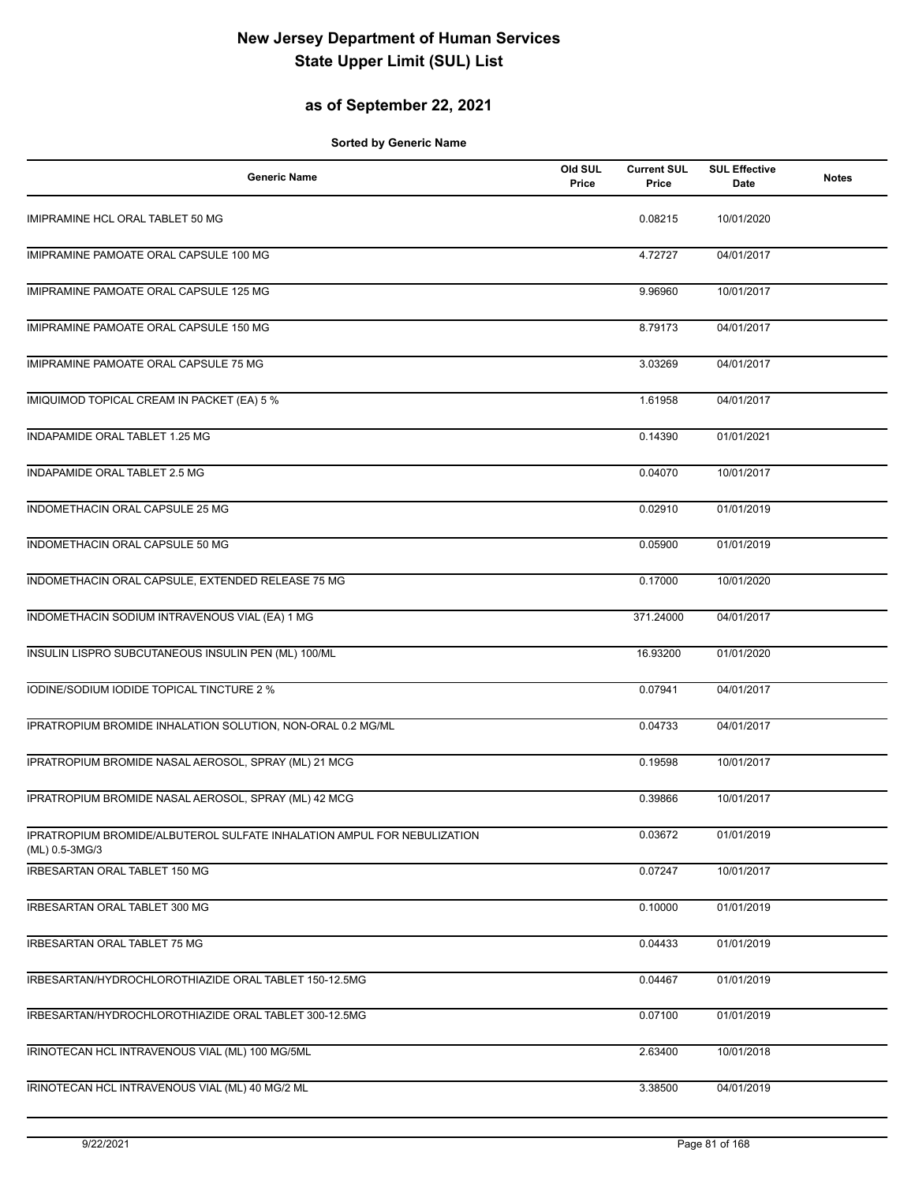# New Jersey Department of Human Services
# State Upper Limit (SUL) List

## as of September 22, 2021

**Sorted by Generic Name**

| Generic Name | Old SUL Price | Current SUL Price | SUL Effective Date | Notes |
|---|---|---|---|---|
| IMIPRAMINE HCL ORAL TABLET 50 MG | | 0.08215 | 10/01/2020 | |
| IMIPRAMINE PAMOATE ORAL CAPSULE 100 MG | | 4.72727 | 04/01/2017 | |
| IMIPRAMINE PAMOATE ORAL CAPSULE 125 MG | | 9.96960 | 10/01/2017 | |
| IMIPRAMINE PAMOATE ORAL CAPSULE 150 MG | | 8.79173 | 04/01/2017 | |
| IMIPRAMINE PAMOATE ORAL CAPSULE 75 MG | | 3.03269 | 04/01/2017 | |
| IMIQUIMOD TOPICAL CREAM IN PACKET (EA) 5 % | | 1.61958 | 04/01/2017 | |
| INDAPAMIDE ORAL TABLET 1.25 MG | | 0.14390 | 01/01/2021 | |
| INDAPAMIDE ORAL TABLET 2.5 MG | | 0.04070 | 10/01/2017 | |
| INDOMETHACIN ORAL CAPSULE 25 MG | | 0.02910 | 01/01/2019 | |
| INDOMETHACIN ORAL CAPSULE 50 MG | | 0.05900 | 01/01/2019 | |
| INDOMETHACIN ORAL CAPSULE, EXTENDED RELEASE 75 MG | | 0.17000 | 10/01/2020 | |
| INDOMETHACIN SODIUM INTRAVENOUS VIAL (EA) 1 MG | | 371.24000 | 04/01/2017 | |
| INSULIN LISPRO SUBCUTANEOUS INSULIN PEN (ML) 100/ML | | 16.93200 | 01/01/2020 | |
| IODINE/SODIUM IODIDE TOPICAL TINCTURE 2 % | | 0.07941 | 04/01/2017 | |
| IPRATROPIUM BROMIDE INHALATION SOLUTION, NON-ORAL 0.2 MG/ML | | 0.04733 | 04/01/2017 | |
| IPRATROPIUM BROMIDE NASAL AEROSOL, SPRAY (ML) 21 MCG | | 0.19598 | 10/01/2017 | |
| IPRATROPIUM BROMIDE NASAL AEROSOL, SPRAY (ML) 42 MCG | | 0.39866 | 10/01/2017 | |
| IPRATROPIUM BROMIDE/ALBUTEROL SULFATE INHALATION AMPUL FOR NEBULIZATION (ML) 0.5-3MG/3 | | 0.03672 | 01/01/2019 | |
| IRBESARTAN ORAL TABLET 150 MG | | 0.07247 | 10/01/2017 | |
| IRBESARTAN ORAL TABLET 300 MG | | 0.10000 | 01/01/2019 | |
| IRBESARTAN ORAL TABLET 75 MG | | 0.04433 | 01/01/2019 | |
| IRBESARTAN/HYDROCHLOROTHIAZIDE ORAL TABLET 150-12.5MG | | 0.04467 | 01/01/2019 | |
| IRBESARTAN/HYDROCHLOROTHIAZIDE ORAL TABLET 300-12.5MG | | 0.07100 | 01/01/2019 | |
| IRINOTECAN HCL INTRAVENOUS VIAL (ML) 100 MG/5ML | | 2.63400 | 10/01/2018 | |
| IRINOTECAN HCL INTRAVENOUS VIAL (ML) 40 MG/2 ML | | 3.38500 | 04/01/2019 | |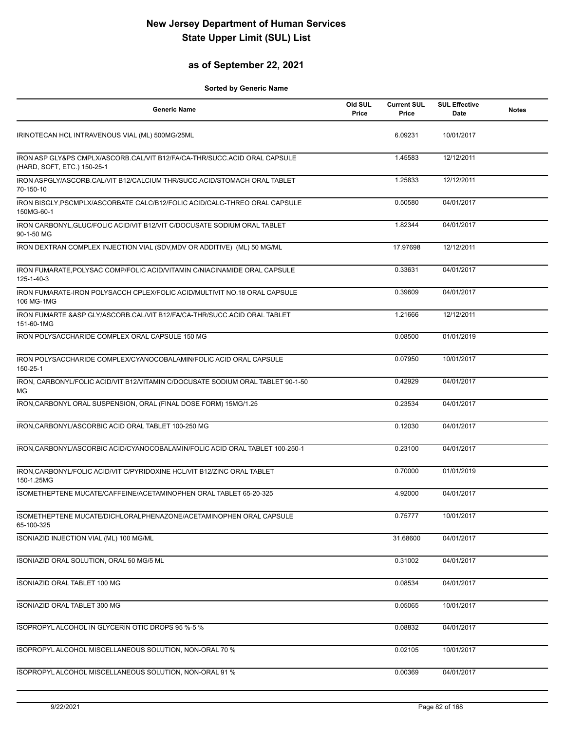# New Jersey Department of Human Services
# State Upper Limit (SUL) List

## as of September 22, 2021

**Sorted by Generic Name**

| Generic Name | Old SUL Price | Current SUL Price | SUL Effective Date | Notes |
|---|---|---|---|---|
| IRINOTECAN HCL INTRAVENOUS VIAL (ML) 500MG/25ML | | 6.09231 | 10/01/2017 | |
| IRON ASP GLY&PS CMPLX/ASCORB.CAL/VIT B12/FA/CA-THR/SUCC.ACID ORAL CAPSULE (HARD, SOFT, ETC.) 150-25-1 | | 1.45583 | 12/12/2011 | |
| IRON ASPGLY/ASCORB.CAL/VIT B12/CALCIUM THR/SUCC.ACID/STOMACH ORAL TABLET 70-150-10 | | 1.25833 | 12/12/2011 | |
| IRON BISGLY,PSCMPLX/ASCORBATE CALC/B12/FOLIC ACID/CALC-THREO ORAL CAPSULE 150MG-60-1 | | 0.50580 | 04/01/2017 | |
| IRON CARBONYL,GLUC/FOLIC ACID/VIT B12/VIT C/DOCUSATE SODIUM ORAL TABLET 90-1-50 MG | | 1.82344 | 04/01/2017 | |
| IRON DEXTRAN COMPLEX INJECTION VIAL (SDV,MDV OR ADDITIVE) (ML) 50 MG/ML | | 17.97698 | 12/12/2011 | |
| IRON FUMARATE,POLYSAC COMP/FOLIC ACID/VITAMIN C/NIACINAMIDE ORAL CAPSULE 125-1-40-3 | | 0.33631 | 04/01/2017 | |
| IRON FUMARATE-IRON POLYSACCH CPLEX/FOLIC ACID/MULTIVIT NO.18 ORAL CAPSULE 106 MG-1MG | | 0.39609 | 04/01/2017 | |
| IRON FUMARTE &ASP GLY/ASCORB.CAL/VIT B12/FA/CA-THR/SUCC.ACID ORAL TABLET 151-60-1MG | | 1.21666 | 12/12/2011 | |
| IRON POLYSACCHARIDE COMPLEX ORAL CAPSULE 150 MG | | 0.08500 | 01/01/2019 | |
| IRON POLYSACCHARIDE COMPLEX/CYANOCOBALAMIN/FOLIC ACID ORAL CAPSULE 150-25-1 | | 0.07950 | 10/01/2017 | |
| IRON, CARBONYL/FOLIC ACID/VIT B12/VITAMIN C/DOCUSATE SODIUM ORAL TABLET 90-1-50 MG | | 0.42929 | 04/01/2017 | |
| IRON,CARBONYL ORAL SUSPENSION, ORAL (FINAL DOSE FORM) 15MG/1.25 | | 0.23534 | 04/01/2017 | |
| IRON,CARBONYL/ASCORBIC ACID ORAL TABLET 100-250 MG | | 0.12030 | 04/01/2017 | |
| IRON,CARBONYL/ASCORBIC ACID/CYANOCOBALAMIN/FOLIC ACID ORAL TABLET 100-250-1 | | 0.23100 | 04/01/2017 | |
| IRON,CARBONYL/FOLIC ACID/VIT C/PYRIDOXINE HCL/VIT B12/ZINC ORAL TABLET 150-1.25MG | | 0.70000 | 01/01/2019 | |
| ISOMETHEPTENE MUCATE/CAFFEINE/ACETAMINOPHEN ORAL TABLET 65-20-325 | | 4.92000 | 04/01/2017 | |
| ISOMETHEPTENE MUCATE/DICHLORALPHENAZONE/ACETAMINOPHEN ORAL CAPSULE 65-100-325 | | 0.75777 | 10/01/2017 | |
| ISONIAZID INJECTION VIAL (ML) 100 MG/ML | | 31.68600 | 04/01/2017 | |
| ISONIAZID ORAL SOLUTION, ORAL 50 MG/5 ML | | 0.31002 | 04/01/2017 | |
| ISONIAZID ORAL TABLET 100 MG | | 0.08534 | 04/01/2017 | |
| ISONIAZID ORAL TABLET 300 MG | | 0.05065 | 10/01/2017 | |
| ISOPROPYL ALCOHOL IN GLYCERIN OTIC DROPS 95 %-5 % | | 0.08832 | 04/01/2017 | |
| ISOPROPYL ALCOHOL MISCELLANEOUS SOLUTION, NON-ORAL 70 % | | 0.02105 | 10/01/2017 | |
| ISOPROPYL ALCOHOL MISCELLANEOUS SOLUTION, NON-ORAL 91 % | | 0.00369 | 04/01/2017 | |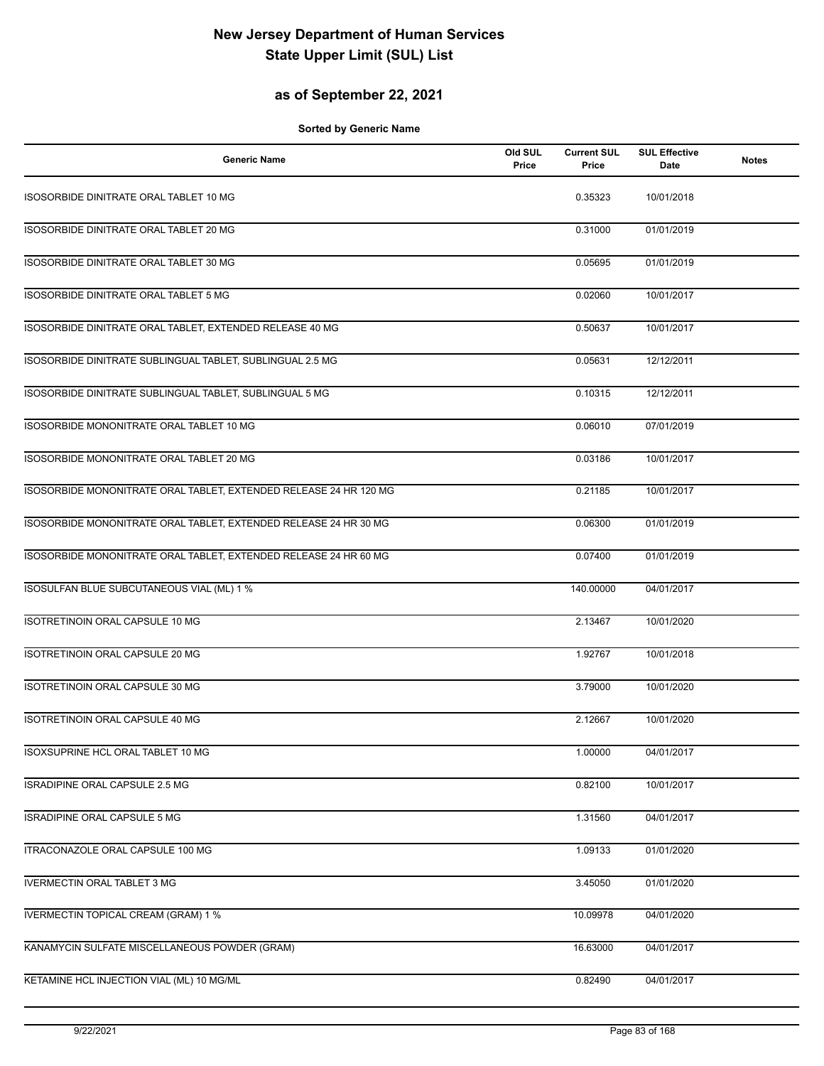# New Jersey Department of Human Services
# State Upper Limit (SUL) List

## as of September 22, 2021

**Sorted by Generic Name**

| Generic Name | Old SUL Price | Current SUL Price | SUL Effective Date | Notes |
|---|---|---|---|---|
| ISOSORBIDE DINITRATE ORAL TABLET 10 MG | | 0.35323 | 10/01/2018 | |
| ISOSORBIDE DINITRATE ORAL TABLET 20 MG | | 0.31000 | 01/01/2019 | |
| ISOSORBIDE DINITRATE ORAL TABLET 30 MG | | 0.05695 | 01/01/2019 | |
| ISOSORBIDE DINITRATE ORAL TABLET 5 MG | | 0.02060 | 10/01/2017 | |
| ISOSORBIDE DINITRATE ORAL TABLET, EXTENDED RELEASE 40 MG | | 0.50637 | 10/01/2017 | |
| ISOSORBIDE DINITRATE SUBLINGUAL TABLET, SUBLINGUAL 2.5 MG | | 0.05631 | 12/12/2011 | |
| ISOSORBIDE DINITRATE SUBLINGUAL TABLET, SUBLINGUAL 5 MG | | 0.10315 | 12/12/2011 | |
| ISOSORBIDE MONONITRATE ORAL TABLET 10 MG | | 0.06010 | 07/01/2019 | |
| ISOSORBIDE MONONITRATE ORAL TABLET 20 MG | | 0.03186 | 10/01/2017 | |
| ISOSORBIDE MONONITRATE ORAL TABLET, EXTENDED RELEASE 24 HR 120 MG | | 0.21185 | 10/01/2017 | |
| ISOSORBIDE MONONITRATE ORAL TABLET, EXTENDED RELEASE 24 HR 30 MG | | 0.06300 | 01/01/2019 | |
| ISOSORBIDE MONONITRATE ORAL TABLET, EXTENDED RELEASE 24 HR 60 MG | | 0.07400 | 01/01/2019 | |
| ISOSULFAN BLUE SUBCUTANEOUS VIAL (ML) 1 % | | 140.00000 | 04/01/2017 | |
| ISOTRETINOIN ORAL CAPSULE 10 MG | | 2.13467 | 10/01/2020 | |
| ISOTRETINOIN ORAL CAPSULE 20 MG | | 1.92767 | 10/01/2018 | |
| ISOTRETINOIN ORAL CAPSULE 30 MG | | 3.79000 | 10/01/2020 | |
| ISOTRETINOIN ORAL CAPSULE 40 MG | | 2.12667 | 10/01/2020 | |
| ISOXSUPRINE HCL ORAL TABLET 10 MG | | 1.00000 | 04/01/2017 | |
| ISRADIPINE ORAL CAPSULE 2.5 MG | | 0.82100 | 10/01/2017 | |
| ISRADIPINE ORAL CAPSULE 5 MG | | 1.31560 | 04/01/2017 | |
| ITRACONAZOLE ORAL CAPSULE 100 MG | | 1.09133 | 01/01/2020 | |
| IVERMECTIN ORAL TABLET 3 MG | | 3.45050 | 01/01/2020 | |
| IVERMECTIN TOPICAL CREAM (GRAM) 1 % | | 10.09978 | 04/01/2020 | |
| KANAMYCIN SULFATE MISCELLANEOUS POWDER (GRAM) | | 16.63000 | 04/01/2017 | |
| KETAMINE HCL INJECTION VIAL (ML) 10 MG/ML | | 0.82490 | 04/01/2017 | |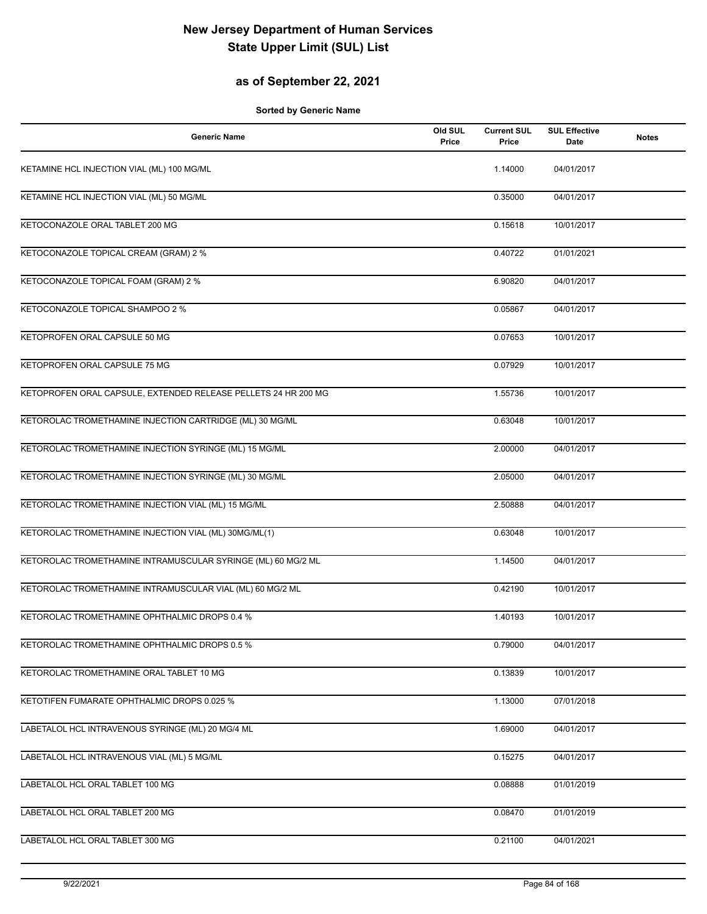# New Jersey Department of Human Services
# State Upper Limit (SUL) List

## as of September 22, 2021

**Sorted by Generic Name**

| Generic Name | Old SUL Price | Current SUL Price | SUL Effective Date | Notes |
|---|---|---|---|---|
| KETAMINE HCL INJECTION VIAL (ML) 100 MG/ML | | 1.14000 | 04/01/2017 | |
| KETAMINE HCL INJECTION VIAL (ML) 50 MG/ML | | 0.35000 | 04/01/2017 | |
| KETOCONAZOLE ORAL TABLET 200 MG | | 0.15618 | 10/01/2017 | |
| KETOCONAZOLE TOPICAL CREAM (GRAM) 2 % | | 0.40722 | 01/01/2021 | |
| KETOCONAZOLE TOPICAL FOAM (GRAM) 2 % | | 6.90820 | 04/01/2017 | |
| KETOCONAZOLE TOPICAL SHAMPOO 2 % | | 0.05867 | 04/01/2017 | |
| KETOPROFEN ORAL CAPSULE 50 MG | | 0.07653 | 10/01/2017 | |
| KETOPROFEN ORAL CAPSULE 75 MG | | 0.07929 | 10/01/2017 | |
| KETOPROFEN ORAL CAPSULE, EXTENDED RELEASE PELLETS 24 HR 200 MG | | 1.55736 | 10/01/2017 | |
| KETOROLAC TROMETHAMINE INJECTION CARTRIDGE (ML) 30 MG/ML | | 0.63048 | 10/01/2017 | |
| KETOROLAC TROMETHAMINE INJECTION SYRINGE (ML) 15 MG/ML | | 2.00000 | 04/01/2017 | |
| KETOROLAC TROMETHAMINE INJECTION SYRINGE (ML) 30 MG/ML | | 2.05000 | 04/01/2017 | |
| KETOROLAC TROMETHAMINE INJECTION VIAL (ML) 15 MG/ML | | 2.50888 | 04/01/2017 | |
| KETOROLAC TROMETHAMINE INJECTION VIAL (ML) 30MG/ML(1) | | 0.63048 | 10/01/2017 | |
| KETOROLAC TROMETHAMINE INTRAMUSCULAR SYRINGE (ML) 60 MG/2 ML | | 1.14500 | 04/01/2017 | |
| KETOROLAC TROMETHAMINE INTRAMUSCULAR VIAL (ML) 60 MG/2 ML | | 0.42190 | 10/01/2017 | |
| KETOROLAC TROMETHAMINE OPHTHALMIC DROPS 0.4 % | | 1.40193 | 10/01/2017 | |
| KETOROLAC TROMETHAMINE OPHTHALMIC DROPS 0.5 % | | 0.79000 | 04/01/2017 | |
| KETOROLAC TROMETHAMINE ORAL TABLET 10 MG | | 0.13839 | 10/01/2017 | |
| KETOTIFEN FUMARATE OPHTHALMIC DROPS 0.025 % | | 1.13000 | 07/01/2018 | |
| LABETALOL HCL INTRAVENOUS SYRINGE (ML) 20 MG/4 ML | | 1.69000 | 04/01/2017 | |
| LABETALOL HCL INTRAVENOUS VIAL (ML) 5 MG/ML | | 0.15275 | 04/01/2017 | |
| LABETALOL HCL ORAL TABLET 100 MG | | 0.08888 | 01/01/2019 | |
| LABETALOL HCL ORAL TABLET 200 MG | | 0.08470 | 01/01/2019 | |
| LABETALOL HCL ORAL TABLET 300 MG | | 0.21100 | 04/01/2021 | |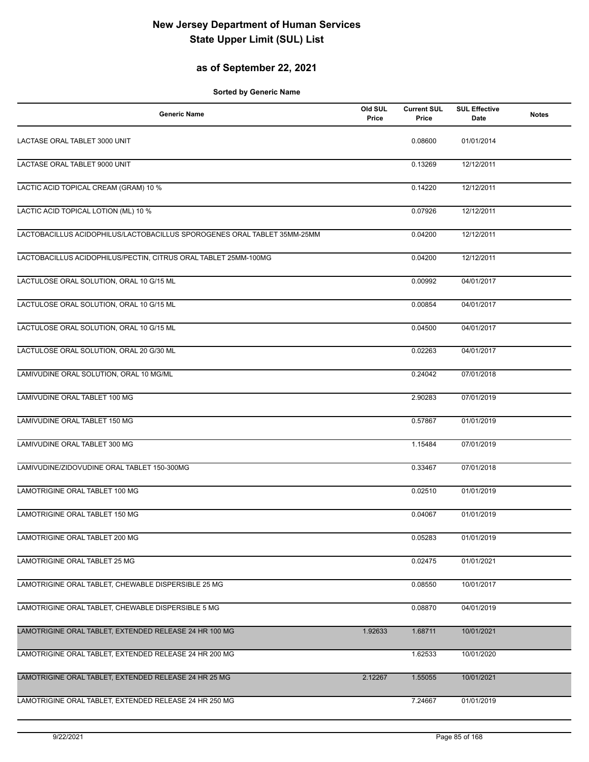# New Jersey Department of Human Services
# State Upper Limit (SUL) List

## as of September 22, 2021

**Sorted by Generic Name**

| Generic Name | Old SUL Price | Current SUL Price | SUL Effective Date | Notes |
|---|---|---|---|---|
| LACTASE ORAL TABLET 3000 UNIT | | 0.08600 | 01/01/2014 | |
| LACTASE ORAL TABLET 9000 UNIT | | 0.13269 | 12/12/2011 | |
| LACTIC ACID TOPICAL CREAM (GRAM) 10 % | | 0.14220 | 12/12/2011 | |
| LACTIC ACID TOPICAL LOTION (ML) 10 % | | 0.07926 | 12/12/2011 | |
| LACTOBACILLUS ACIDOPHILUS/LACTOBACILLUS SPOROGENES ORAL TABLET 35MM-25MM | | 0.04200 | 12/12/2011 | |
| LACTOBACILLUS ACIDOPHILUS/PECTIN, CITRUS ORAL TABLET 25MM-100MG | | 0.04200 | 12/12/2011 | |
| LACTULOSE ORAL SOLUTION, ORAL 10 G/15 ML | | 0.00992 | 04/01/2017 | |
| LACTULOSE ORAL SOLUTION, ORAL 10 G/15 ML | | 0.00854 | 04/01/2017 | |
| LACTULOSE ORAL SOLUTION, ORAL 10 G/15 ML | | 0.04500 | 04/01/2017 | |
| LACTULOSE ORAL SOLUTION, ORAL 20 G/30 ML | | 0.02263 | 04/01/2017 | |
| LAMIVUDINE ORAL SOLUTION, ORAL 10 MG/ML | | 0.24042 | 07/01/2018 | |
| LAMIVUDINE ORAL TABLET 100 MG | | 2.90283 | 07/01/2019 | |
| LAMIVUDINE ORAL TABLET 150 MG | | 0.57867 | 01/01/2019 | |
| LAMIVUDINE ORAL TABLET 300 MG | | 1.15484 | 07/01/2019 | |
| LAMIVUDINE/ZIDOVUDINE ORAL TABLET 150-300MG | | 0.33467 | 07/01/2018 | |
| LAMOTRIGINE ORAL TABLET 100 MG | | 0.02510 | 01/01/2019 | |
| LAMOTRIGINE ORAL TABLET 150 MG | | 0.04067 | 01/01/2019 | |
| LAMOTRIGINE ORAL TABLET 200 MG | | 0.05283 | 01/01/2019 | |
| LAMOTRIGINE ORAL TABLET 25 MG | | 0.02475 | 01/01/2021 | |
| LAMOTRIGINE ORAL TABLET, CHEWABLE DISPERSIBLE 25 MG | | 0.08550 | 10/01/2017 | |
| LAMOTRIGINE ORAL TABLET, CHEWABLE DISPERSIBLE 5 MG | | 0.08870 | 04/01/2019 | |
| LAMOTRIGINE ORAL TABLET, EXTENDED RELEASE 24 HR 100 MG | 1.92633 | 1.68711 | 10/01/2021 | |
| LAMOTRIGINE ORAL TABLET, EXTENDED RELEASE 24 HR 200 MG | | 1.62533 | 10/01/2020 | |
| LAMOTRIGINE ORAL TABLET, EXTENDED RELEASE 24 HR 25 MG | 2.12267 | 1.55055 | 10/01/2021 | |
| LAMOTRIGINE ORAL TABLET, EXTENDED RELEASE 24 HR 250 MG | | 7.24667 | 01/01/2019 | |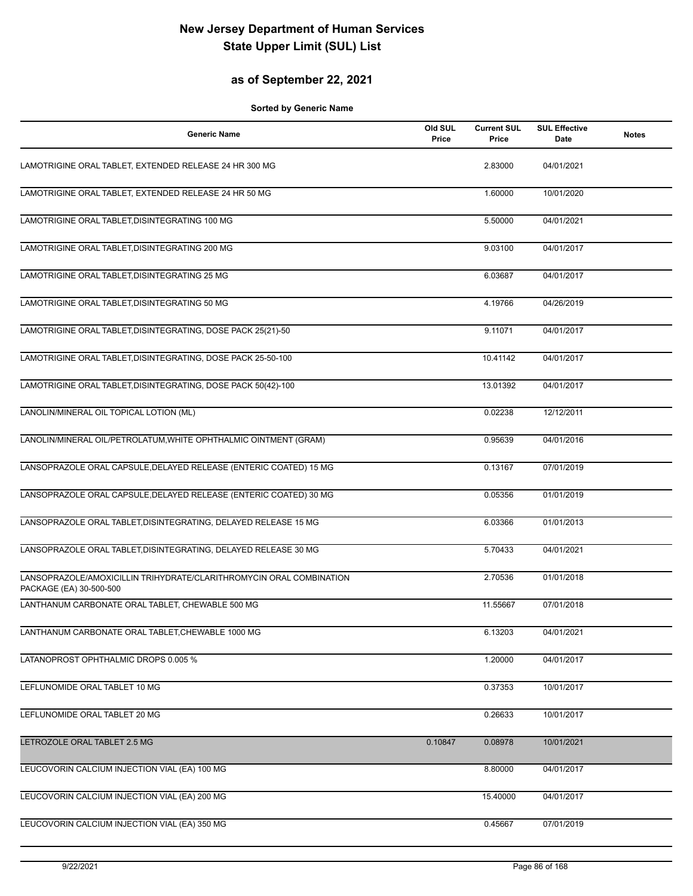# New Jersey Department of Human Services
# State Upper Limit (SUL) List

## as of September 22, 2021

**Sorted by Generic Name**

| Generic Name | Old SUL Price | Current SUL Price | SUL Effective Date | Notes |
|---|---|---|---|---|
| LAMOTRIGINE ORAL TABLET, EXTENDED RELEASE 24 HR 300 MG | | 2.83000 | 04/01/2021 | |
| LAMOTRIGINE ORAL TABLET, EXTENDED RELEASE 24 HR 50 MG | | 1.60000 | 10/01/2020 | |
| LAMOTRIGINE ORAL TABLET,DISINTEGRATING 100 MG | | 5.50000 | 04/01/2021 | |
| LAMOTRIGINE ORAL TABLET,DISINTEGRATING 200 MG | | 9.03100 | 04/01/2017 | |
| LAMOTRIGINE ORAL TABLET,DISINTEGRATING 25 MG | | 6.03687 | 04/01/2017 | |
| LAMOTRIGINE ORAL TABLET,DISINTEGRATING 50 MG | | 4.19766 | 04/26/2019 | |
| LAMOTRIGINE ORAL TABLET,DISINTEGRATING, DOSE PACK 25(21)-50 | | 9.11071 | 04/01/2017 | |
| LAMOTRIGINE ORAL TABLET,DISINTEGRATING, DOSE PACK 25-50-100 | | 10.41142 | 04/01/2017 | |
| LAMOTRIGINE ORAL TABLET,DISINTEGRATING, DOSE PACK 50(42)-100 | | 13.01392 | 04/01/2017 | |
| LANOLIN/MINERAL OIL TOPICAL LOTION (ML) | | 0.02238 | 12/12/2011 | |
| LANOLIN/MINERAL OIL/PETROLATUM,WHITE OPHTHALMIC OINTMENT (GRAM) | | 0.95639 | 04/01/2016 | |
| LANSOPRAZOLE ORAL CAPSULE,DELAYED RELEASE (ENTERIC COATED) 15 MG | | 0.13167 | 07/01/2019 | |
| LANSOPRAZOLE ORAL CAPSULE,DELAYED RELEASE (ENTERIC COATED) 30 MG | | 0.05356 | 01/01/2019 | |
| LANSOPRAZOLE ORAL TABLET,DISINTEGRATING, DELAYED RELEASE 15 MG | | 6.03366 | 01/01/2013 | |
| LANSOPRAZOLE ORAL TABLET,DISINTEGRATING, DELAYED RELEASE 30 MG | | 5.70433 | 04/01/2021 | |
| LANSOPRAZOLE/AMOXICILLIN TRIHYDRATE/CLARITHROMYCIN ORAL COMBINATION PACKAGE (EA) 30-500-500 | | 2.70536 | 01/01/2018 | |
| LANTHANUM CARBONATE ORAL TABLET, CHEWABLE 500 MG | | 11.55667 | 07/01/2018 | |
| LANTHANUM CARBONATE ORAL TABLET,CHEWABLE 1000 MG | | 6.13203 | 04/01/2021 | |
| LATANOPROST OPHTHALMIC DROPS 0.005 % | | 1.20000 | 04/01/2017 | |
| LEFLUNOMIDE ORAL TABLET 10 MG | | 0.37353 | 10/01/2017 | |
| LEFLUNOMIDE ORAL TABLET 20 MG | | 0.26633 | 10/01/2017 | |
| LETROZOLE ORAL TABLET 2.5 MG | 0.10847 | 0.08978 | 10/01/2021 | |
| LEUCOVORIN CALCIUM INJECTION VIAL (EA) 100 MG | | 8.80000 | 04/01/2017 | |
| LEUCOVORIN CALCIUM INJECTION VIAL (EA) 200 MG | | 15.40000 | 04/01/2017 | |
| LEUCOVORIN CALCIUM INJECTION VIAL (EA) 350 MG | | 0.45667 | 07/01/2019 | |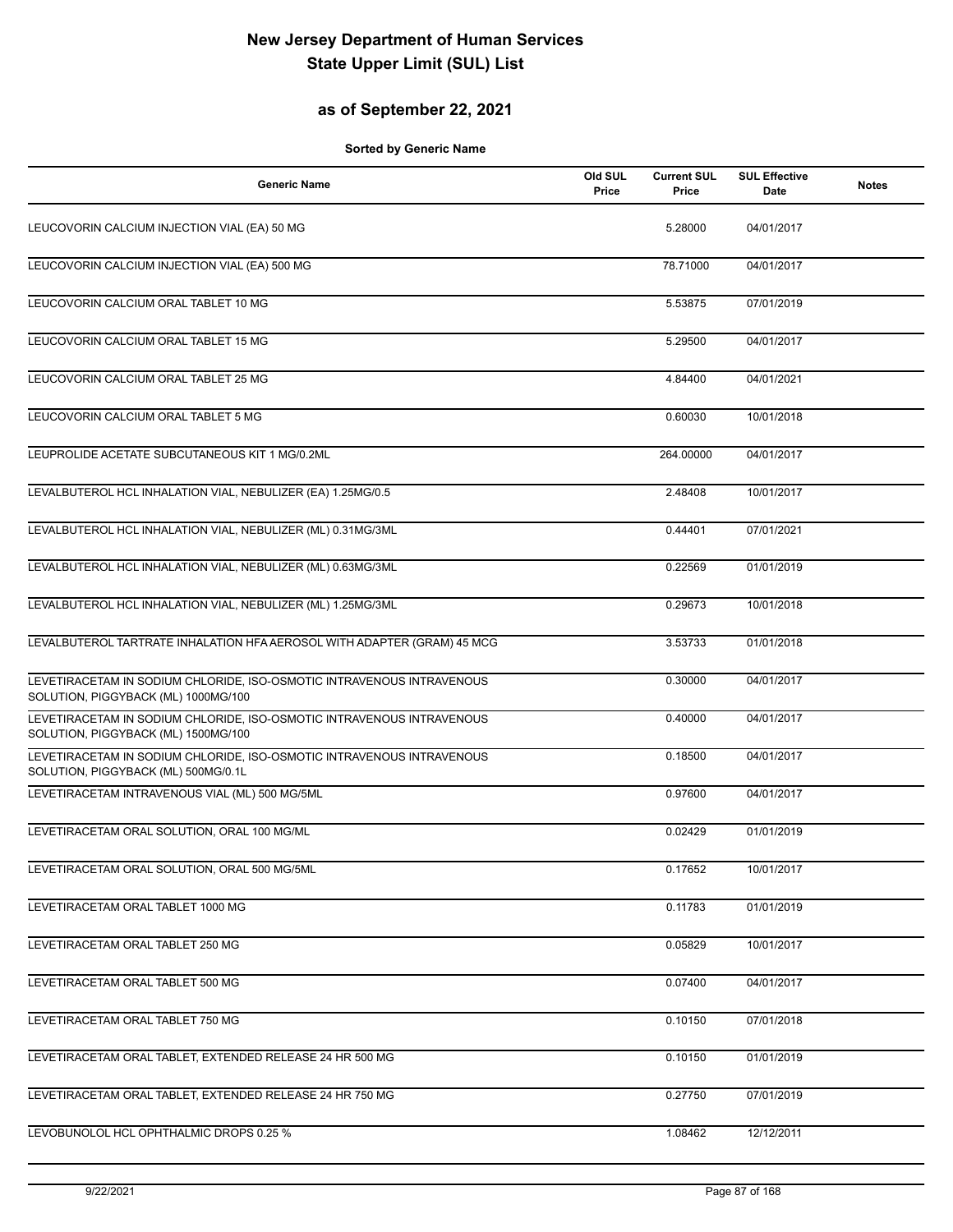# New Jersey Department of Human Services
# State Upper Limit (SUL) List

## as of September 22, 2021

**Sorted by Generic Name**

| Generic Name | Old SUL Price | Current SUL Price | SUL Effective Date | Notes |
|---|---|---|---|---|
| LEUCOVORIN CALCIUM INJECTION VIAL (EA) 50 MG | | 5.28000 | 04/01/2017 | |
| LEUCOVORIN CALCIUM INJECTION VIAL (EA) 500 MG | | 78.71000 | 04/01/2017 | |
| LEUCOVORIN CALCIUM ORAL TABLET 10 MG | | 5.53875 | 07/01/2019 | |
| LEUCOVORIN CALCIUM ORAL TABLET 15 MG | | 5.29500 | 04/01/2017 | |
| LEUCOVORIN CALCIUM ORAL TABLET 25 MG | | 4.84400 | 04/01/2021 | |
| LEUCOVORIN CALCIUM ORAL TABLET 5 MG | | 0.60030 | 10/01/2018 | |
| LEUPROLIDE ACETATE SUBCUTANEOUS KIT 1 MG/0.2ML | | 264.00000 | 04/01/2017 | |
| LEVALBUTEROL HCL INHALATION VIAL, NEBULIZER (EA) 1.25MG/0.5 | | 2.48408 | 10/01/2017 | |
| LEVALBUTEROL HCL INHALATION VIAL, NEBULIZER (ML) 0.31MG/3ML | | 0.44401 | 07/01/2021 | |
| LEVALBUTEROL HCL INHALATION VIAL, NEBULIZER (ML) 0.63MG/3ML | | 0.22569 | 01/01/2019 | |
| LEVALBUTEROL HCL INHALATION VIAL, NEBULIZER (ML) 1.25MG/3ML | | 0.29673 | 10/01/2018 | |
| LEVALBUTEROL TARTRATE INHALATION HFA AEROSOL WITH ADAPTER (GRAM) 45 MCG | | 3.53733 | 01/01/2018 | |
| LEVETIRACETAM IN SODIUM CHLORIDE, ISO-OSMOTIC INTRAVENOUS INTRAVENOUS SOLUTION, PIGGYBACK (ML) 1000MG/100 | | 0.30000 | 04/01/2017 | |
| LEVETIRACETAM IN SODIUM CHLORIDE, ISO-OSMOTIC INTRAVENOUS INTRAVENOUS SOLUTION, PIGGYBACK (ML) 1500MG/100 | | 0.40000 | 04/01/2017 | |
| LEVETIRACETAM IN SODIUM CHLORIDE, ISO-OSMOTIC INTRAVENOUS INTRAVENOUS SOLUTION, PIGGYBACK (ML) 500MG/0.1L | | 0.18500 | 04/01/2017 | |
| LEVETIRACETAM INTRAVENOUS VIAL (ML) 500 MG/5ML | | 0.97600 | 04/01/2017 | |
| LEVETIRACETAM ORAL SOLUTION, ORAL 100 MG/ML | | 0.02429 | 01/01/2019 | |
| LEVETIRACETAM ORAL SOLUTION, ORAL 500 MG/5ML | | 0.17652 | 10/01/2017 | |
| LEVETIRACETAM ORAL TABLET 1000 MG | | 0.11783 | 01/01/2019 | |
| LEVETIRACETAM ORAL TABLET 250 MG | | 0.05829 | 10/01/2017 | |
| LEVETIRACETAM ORAL TABLET 500 MG | | 0.07400 | 04/01/2017 | |
| LEVETIRACETAM ORAL TABLET 750 MG | | 0.10150 | 07/01/2018 | |
| LEVETIRACETAM ORAL TABLET, EXTENDED RELEASE 24 HR 500 MG | | 0.10150 | 01/01/2019 | |
| LEVETIRACETAM ORAL TABLET, EXTENDED RELEASE 24 HR 750 MG | | 0.27750 | 07/01/2019 | |
| LEVOBUNOLOL HCL OPHTHALMIC DROPS 0.25 % | | 1.08462 | 12/12/2011 | |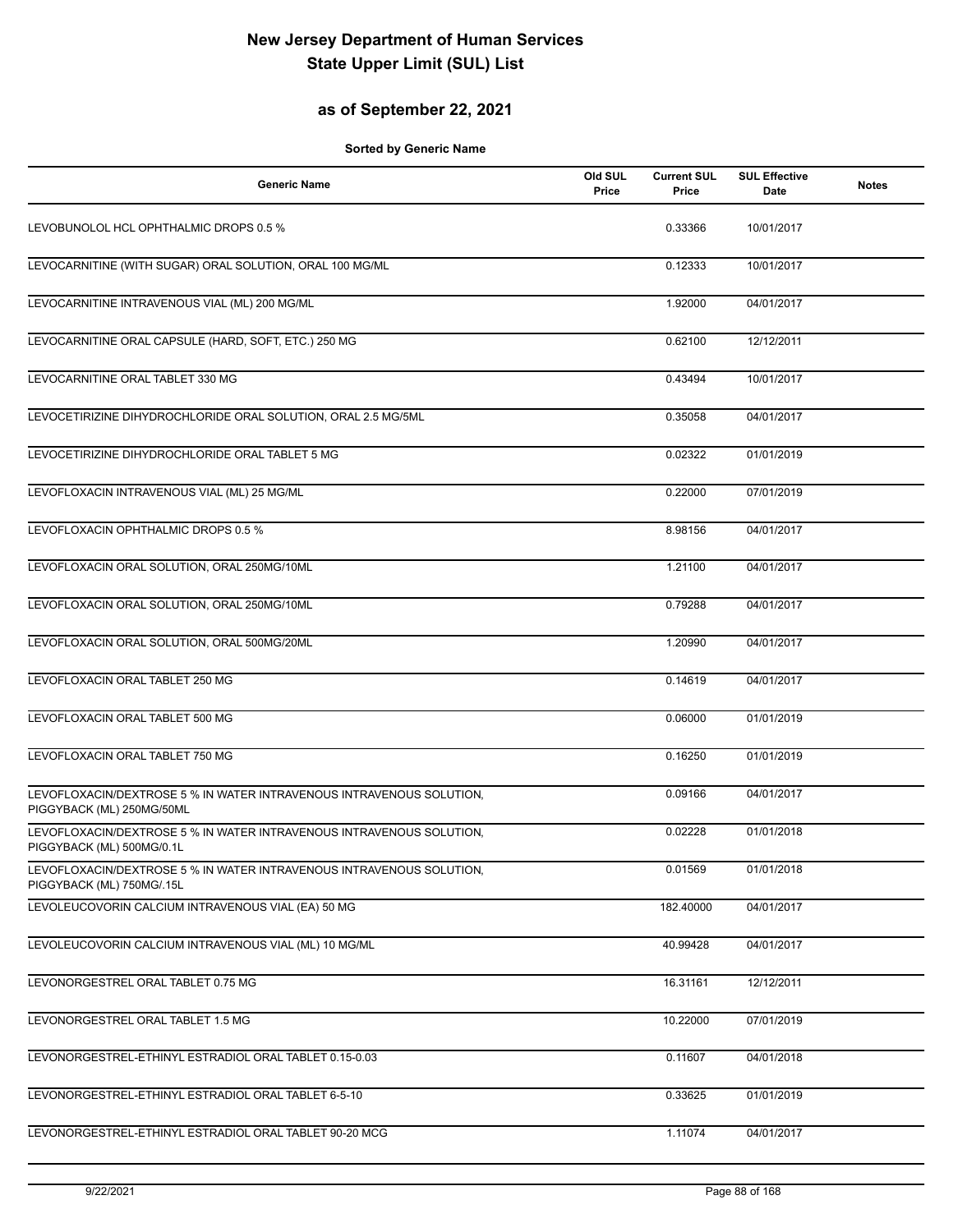# New Jersey Department of Human Services
# State Upper Limit (SUL) List

## as of September 22, 2021

**Sorted by Generic Name**

| Generic Name | Old SUL Price | Current SUL Price | SUL Effective Date | Notes |
|---|---|---|---|---|
| LEVOBUNOLOL HCL OPHTHALMIC DROPS 0.5 % | | 0.33366 | 10/01/2017 | |
| LEVOCARNITINE (WITH SUGAR) ORAL SOLUTION, ORAL 100 MG/ML | | 0.12333 | 10/01/2017 | |
| LEVOCARNITINE INTRAVENOUS VIAL (ML) 200 MG/ML | | 1.92000 | 04/01/2017 | |
| LEVOCARNITINE ORAL CAPSULE (HARD, SOFT, ETC.) 250 MG | | 0.62100 | 12/12/2011 | |
| LEVOCARNITINE ORAL TABLET 330 MG | | 0.43494 | 10/01/2017 | |
| LEVOCETIRIZINE DIHYDROCHLORIDE ORAL SOLUTION, ORAL 2.5 MG/5ML | | 0.35058 | 04/01/2017 | |
| LEVOCETIRIZINE DIHYDROCHLORIDE ORAL TABLET 5 MG | | 0.02322 | 01/01/2019 | |
| LEVOFLOXACIN INTRAVENOUS VIAL (ML) 25 MG/ML | | 0.22000 | 07/01/2019 | |
| LEVOFLOXACIN OPHTHALMIC DROPS 0.5 % | | 8.98156 | 04/01/2017 | |
| LEVOFLOXACIN ORAL SOLUTION, ORAL 250MG/10ML | | 1.21100 | 04/01/2017 | |
| LEVOFLOXACIN ORAL SOLUTION, ORAL 250MG/10ML | | 0.79288 | 04/01/2017 | |
| LEVOFLOXACIN ORAL SOLUTION, ORAL 500MG/20ML | | 1.20990 | 04/01/2017 | |
| LEVOFLOXACIN ORAL TABLET 250 MG | | 0.14619 | 04/01/2017 | |
| LEVOFLOXACIN ORAL TABLET 500 MG | | 0.06000 | 01/01/2019 | |
| LEVOFLOXACIN ORAL TABLET 750 MG | | 0.16250 | 01/01/2019 | |
| LEVOFLOXACIN/DEXTROSE 5 % IN WATER INTRAVENOUS INTRAVENOUS SOLUTION, PIGGYBACK (ML) 250MG/50ML | | 0.09166 | 04/01/2017 | |
| LEVOFLOXACIN/DEXTROSE 5 % IN WATER INTRAVENOUS INTRAVENOUS SOLUTION, PIGGYBACK (ML) 500MG/0.1L | | 0.02228 | 01/01/2018 | |
| LEVOFLOXACIN/DEXTROSE 5 % IN WATER INTRAVENOUS INTRAVENOUS SOLUTION, PIGGYBACK (ML) 750MG/.15L | | 0.01569 | 01/01/2018 | |
| LEVOLEUCOVORIN CALCIUM INTRAVENOUS VIAL (EA) 50 MG | | 182.40000 | 04/01/2017 | |
| LEVOLEUCOVORIN CALCIUM INTRAVENOUS VIAL (ML) 10 MG/ML | | 40.99428 | 04/01/2017 | |
| LEVONORGESTREL ORAL TABLET 0.75 MG | | 16.31161 | 12/12/2011 | |
| LEVONORGESTREL ORAL TABLET 1.5 MG | | 10.22000 | 07/01/2019 | |
| LEVONORGESTREL-ETHINYL ESTRADIOL ORAL TABLET 0.15-0.03 | | 0.11607 | 04/01/2018 | |
| LEVONORGESTREL-ETHINYL ESTRADIOL ORAL TABLET 6-5-10 | | 0.33625 | 01/01/2019 | |
| LEVONORGESTREL-ETHINYL ESTRADIOL ORAL TABLET 90-20 MCG | | 1.11074 | 04/01/2017 | |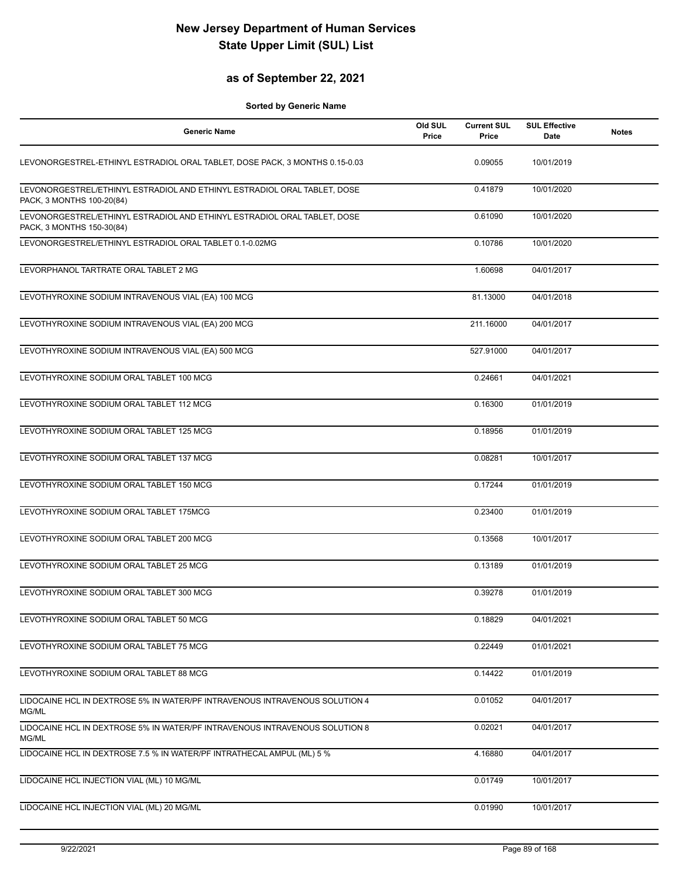# New Jersey Department of Human Services
# State Upper Limit (SUL) List

## as of September 22, 2021

**Sorted by Generic Name**

| Generic Name | Old SUL Price | Current SUL Price | SUL Effective Date | Notes |
|---|---|---|---|---|
| LEVONORGESTREL-ETHINYL ESTRADIOL ORAL TABLET, DOSE PACK, 3 MONTHS 0.15-0.03 | | 0.09055 | 10/01/2019 | |
| LEVONORGESTREL/ETHINYL ESTRADIOL AND ETHINYL ESTRADIOL ORAL TABLET, DOSE PACK, 3 MONTHS 100-20(84) | | 0.41879 | 10/01/2020 | |
| LEVONORGESTREL/ETHINYL ESTRADIOL AND ETHINYL ESTRADIOL ORAL TABLET, DOSE PACK, 3 MONTHS 150-30(84) | | 0.61090 | 10/01/2020 | |
| LEVONORGESTREL/ETHINYL ESTRADIOL ORAL TABLET 0.1-0.02MG | | 0.10786 | 10/01/2020 | |
| LEVORPHANOL TARTRATE ORAL TABLET 2 MG | | 1.60698 | 04/01/2017 | |
| LEVOTHYROXINE SODIUM INTRAVENOUS VIAL (EA) 100 MCG | | 81.13000 | 04/01/2018 | |
| LEVOTHYROXINE SODIUM INTRAVENOUS VIAL (EA) 200 MCG | | 211.16000 | 04/01/2017 | |
| LEVOTHYROXINE SODIUM INTRAVENOUS VIAL (EA) 500 MCG | | 527.91000 | 04/01/2017 | |
| LEVOTHYROXINE SODIUM ORAL TABLET 100 MCG | | 0.24661 | 04/01/2021 | |
| LEVOTHYROXINE SODIUM ORAL TABLET 112 MCG | | 0.16300 | 01/01/2019 | |
| LEVOTHYROXINE SODIUM ORAL TABLET 125 MCG | | 0.18956 | 01/01/2019 | |
| LEVOTHYROXINE SODIUM ORAL TABLET 137 MCG | | 0.08281 | 10/01/2017 | |
| LEVOTHYROXINE SODIUM ORAL TABLET 150 MCG | | 0.17244 | 01/01/2019 | |
| LEVOTHYROXINE SODIUM ORAL TABLET 175MCG | | 0.23400 | 01/01/2019 | |
| LEVOTHYROXINE SODIUM ORAL TABLET 200 MCG | | 0.13568 | 10/01/2017 | |
| LEVOTHYROXINE SODIUM ORAL TABLET 25 MCG | | 0.13189 | 01/01/2019 | |
| LEVOTHYROXINE SODIUM ORAL TABLET 300 MCG | | 0.39278 | 01/01/2019 | |
| LEVOTHYROXINE SODIUM ORAL TABLET 50 MCG | | 0.18829 | 04/01/2021 | |
| LEVOTHYROXINE SODIUM ORAL TABLET 75 MCG | | 0.22449 | 01/01/2021 | |
| LEVOTHYROXINE SODIUM ORAL TABLET 88 MCG | | 0.14422 | 01/01/2019 | |
| LIDOCAINE HCL IN DEXTROSE 5% IN WATER/PF INTRAVENOUS INTRAVENOUS SOLUTION 4 MG/ML | | 0.01052 | 04/01/2017 | |
| LIDOCAINE HCL IN DEXTROSE 5% IN WATER/PF INTRAVENOUS INTRAVENOUS SOLUTION 8 MG/ML | | 0.02021 | 04/01/2017 | |
| LIDOCAINE HCL IN DEXTROSE 7.5 % IN WATER/PF INTRATHECAL AMPUL (ML) 5 % | | 4.16880 | 04/01/2017 | |
| LIDOCAINE HCL INJECTION VIAL (ML) 10 MG/ML | | 0.01749 | 10/01/2017 | |
| LIDOCAINE HCL INJECTION VIAL (ML) 20 MG/ML | | 0.01990 | 10/01/2017 | |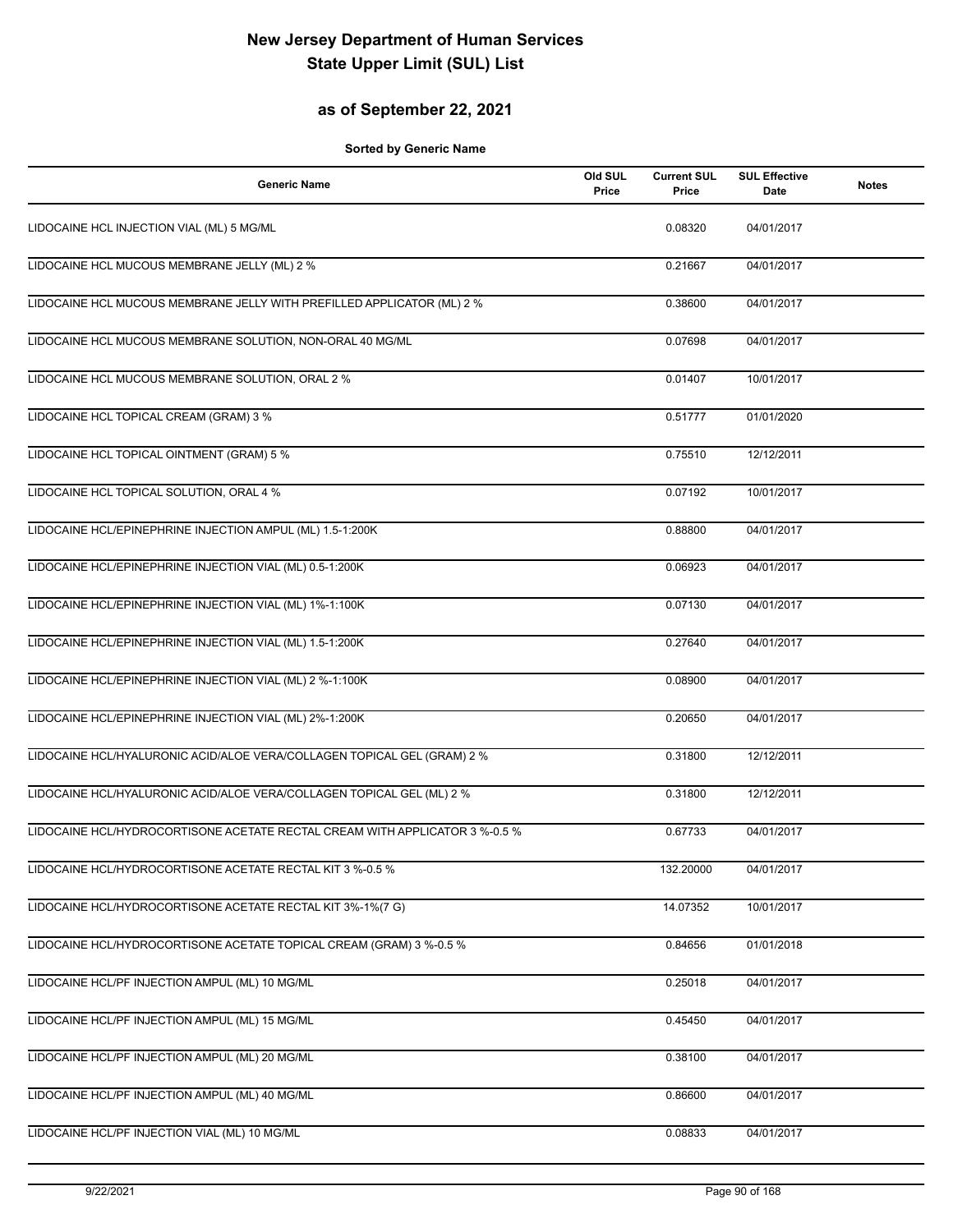# New Jersey Department of Human Services
# State Upper Limit (SUL) List

## as of September 22, 2021

**Sorted by Generic Name**

| Generic Name | Old SUL Price | Current SUL Price | SUL Effective Date | Notes |
|---|---|---|---|---|
| LIDOCAINE HCL INJECTION VIAL (ML) 5 MG/ML | | 0.08320 | 04/01/2017 | |
| LIDOCAINE HCL MUCOUS MEMBRANE JELLY (ML) 2 % | | 0.21667 | 04/01/2017 | |
| LIDOCAINE HCL MUCOUS MEMBRANE JELLY WITH PREFILLED APPLICATOR (ML) 2 % | | 0.38600 | 04/01/2017 | |
| LIDOCAINE HCL MUCOUS MEMBRANE SOLUTION, NON-ORAL 40 MG/ML | | 0.07698 | 04/01/2017 | |
| LIDOCAINE HCL MUCOUS MEMBRANE SOLUTION, ORAL 2 % | | 0.01407 | 10/01/2017 | |
| LIDOCAINE HCL TOPICAL CREAM (GRAM) 3 % | | 0.51777 | 01/01/2020 | |
| LIDOCAINE HCL TOPICAL OINTMENT (GRAM) 5 % | | 0.75510 | 12/12/2011 | |
| LIDOCAINE HCL TOPICAL SOLUTION, ORAL 4 % | | 0.07192 | 10/01/2017 | |
| LIDOCAINE HCL/EPINEPHRINE INJECTION AMPUL (ML) 1.5-1:200K | | 0.88800 | 04/01/2017 | |
| LIDOCAINE HCL/EPINEPHRINE INJECTION VIAL (ML) 0.5-1:200K | | 0.06923 | 04/01/2017 | |
| LIDOCAINE HCL/EPINEPHRINE INJECTION VIAL (ML) 1%-1:100K | | 0.07130 | 04/01/2017 | |
| LIDOCAINE HCL/EPINEPHRINE INJECTION VIAL (ML) 1.5-1:200K | | 0.27640 | 04/01/2017 | |
| LIDOCAINE HCL/EPINEPHRINE INJECTION VIAL (ML) 2 %-1:100K | | 0.08900 | 04/01/2017 | |
| LIDOCAINE HCL/EPINEPHRINE INJECTION VIAL (ML) 2%-1:200K | | 0.20650 | 04/01/2017 | |
| LIDOCAINE HCL/HYALURONIC ACID/ALOE VERA/COLLAGEN TOPICAL GEL (GRAM) 2 % | | 0.31800 | 12/12/2011 | |
| LIDOCAINE HCL/HYALURONIC ACID/ALOE VERA/COLLAGEN TOPICAL GEL (ML) 2 % | | 0.31800 | 12/12/2011 | |
| LIDOCAINE HCL/HYDROCORTISONE ACETATE RECTAL CREAM WITH APPLICATOR 3 %-0.5 % | | 0.67733 | 04/01/2017 | |
| LIDOCAINE HCL/HYDROCORTISONE ACETATE RECTAL KIT 3 %-0.5 % | | 132.20000 | 04/01/2017 | |
| LIDOCAINE HCL/HYDROCORTISONE ACETATE RECTAL KIT 3%-1%(7 G) | | 14.07352 | 10/01/2017 | |
| LIDOCAINE HCL/HYDROCORTISONE ACETATE TOPICAL CREAM (GRAM) 3 %-0.5 % | | 0.84656 | 01/01/2018 | |
| LIDOCAINE HCL/PF INJECTION AMPUL (ML) 10 MG/ML | | 0.25018 | 04/01/2017 | |
| LIDOCAINE HCL/PF INJECTION AMPUL (ML) 15 MG/ML | | 0.45450 | 04/01/2017 | |
| LIDOCAINE HCL/PF INJECTION AMPUL (ML) 20 MG/ML | | 0.38100 | 04/01/2017 | |
| LIDOCAINE HCL/PF INJECTION AMPUL (ML) 40 MG/ML | | 0.86600 | 04/01/2017 | |
| LIDOCAINE HCL/PF INJECTION VIAL (ML) 10 MG/ML | | 0.08833 | 04/01/2017 | |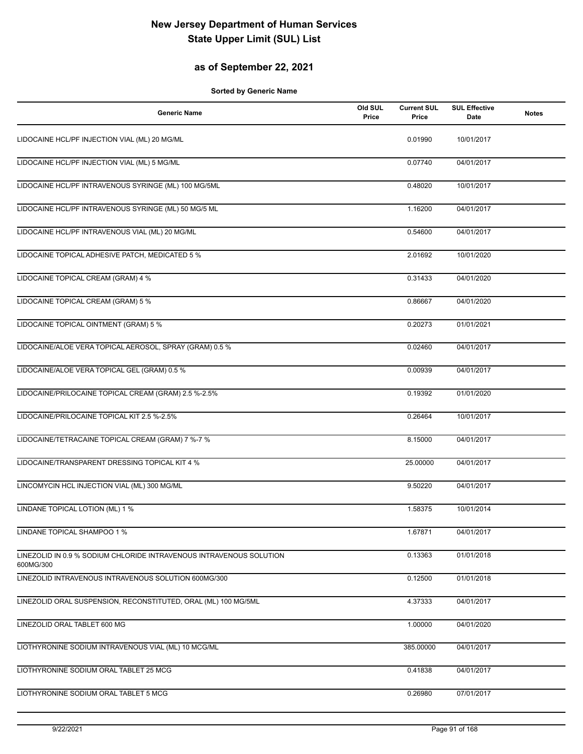# New Jersey Department of Human Services
# State Upper Limit (SUL) List

## as of September 22, 2021

**Sorted by Generic Name**

| Generic Name | Old SUL Price | Current SUL Price | SUL Effective Date | Notes |
|---|---|---|---|---|
| LIDOCAINE HCL/PF INJECTION VIAL (ML) 20 MG/ML | | 0.01990 | 10/01/2017 | |
| LIDOCAINE HCL/PF INJECTION VIAL (ML) 5 MG/ML | | 0.07740 | 04/01/2017 | |
| LIDOCAINE HCL/PF INTRAVENOUS SYRINGE (ML) 100 MG/5ML | | 0.48020 | 10/01/2017 | |
| LIDOCAINE HCL/PF INTRAVENOUS SYRINGE (ML) 50 MG/5 ML | | 1.16200 | 04/01/2017 | |
| LIDOCAINE HCL/PF INTRAVENOUS VIAL (ML) 20 MG/ML | | 0.54600 | 04/01/2017 | |
| LIDOCAINE TOPICAL ADHESIVE PATCH, MEDICATED 5 % | | 2.01692 | 10/01/2020 | |
| LIDOCAINE TOPICAL CREAM (GRAM) 4 % | | 0.31433 | 04/01/2020 | |
| LIDOCAINE TOPICAL CREAM (GRAM) 5 % | | 0.86667 | 04/01/2020 | |
| LIDOCAINE TOPICAL OINTMENT (GRAM) 5 % | | 0.20273 | 01/01/2021 | |
| LIDOCAINE/ALOE VERA TOPICAL AEROSOL, SPRAY (GRAM) 0.5 % | | 0.02460 | 04/01/2017 | |
| LIDOCAINE/ALOE VERA TOPICAL GEL (GRAM) 0.5 % | | 0.00939 | 04/01/2017 | |
| LIDOCAINE/PRILOCAINE TOPICAL CREAM (GRAM) 2.5 %-2.5% | | 0.19392 | 01/01/2020 | |
| LIDOCAINE/PRILOCAINE TOPICAL KIT 2.5 %-2.5% | | 0.26464 | 10/01/2017 | |
| LIDOCAINE/TETRACAINE TOPICAL CREAM (GRAM) 7 %-7 % | | 8.15000 | 04/01/2017 | |
| LIDOCAINE/TRANSPARENT DRESSING TOPICAL KIT 4 % | | 25.00000 | 04/01/2017 | |
| LINCOMYCIN HCL INJECTION VIAL (ML) 300 MG/ML | | 9.50220 | 04/01/2017 | |
| LINDANE TOPICAL LOTION (ML) 1 % | | 1.58375 | 10/01/2014 | |
| LINDANE TOPICAL SHAMPOO 1 % | | 1.67871 | 04/01/2017 | |
| LINEZOLID IN 0.9 % SODIUM CHLORIDE INTRAVENOUS INTRAVENOUS SOLUTION 600MG/300 | | 0.13363 | 01/01/2018 | |
| LINEZOLID INTRAVENOUS INTRAVENOUS SOLUTION 600MG/300 | | 0.12500 | 01/01/2018 | |
| LINEZOLID ORAL SUSPENSION, RECONSTITUTED, ORAL (ML) 100 MG/5ML | | 4.37333 | 04/01/2017 | |
| LINEZOLID ORAL TABLET 600 MG | | 1.00000 | 04/01/2020 | |
| LIOTHYRONINE SODIUM INTRAVENOUS VIAL (ML) 10 MCG/ML | | 385.00000 | 04/01/2017 | |
| LIOTHYRONINE SODIUM ORAL TABLET 25 MCG | | 0.41838 | 04/01/2017 | |
| LIOTHYRONINE SODIUM ORAL TABLET 5 MCG | | 0.26980 | 07/01/2017 | |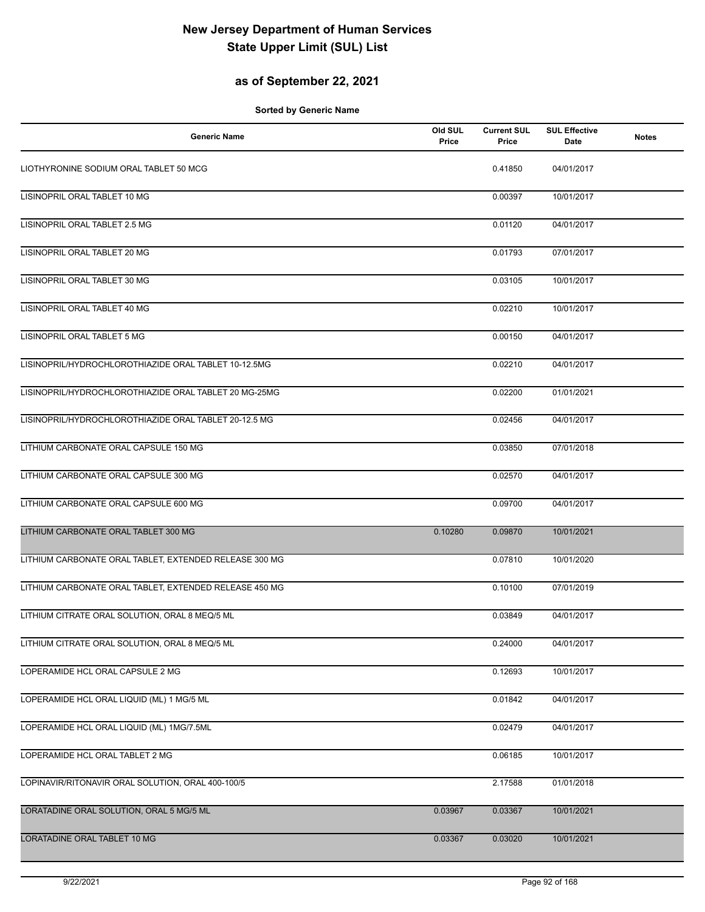# New Jersey Department of Human Services
# State Upper Limit (SUL) List

## as of September 22, 2021

**Sorted by Generic Name**

| Generic Name | Old SUL Price | Current SUL Price | SUL Effective Date | Notes |
|---|---|---|---|---|
| LIOTHYRONINE SODIUM ORAL TABLET 50 MCG | | 0.41850 | 04/01/2017 | |
| LISINOPRIL ORAL TABLET 10 MG | | 0.00397 | 10/01/2017 | |
| LISINOPRIL ORAL TABLET 2.5 MG | | 0.01120 | 04/01/2017 | |
| LISINOPRIL ORAL TABLET 20 MG | | 0.01793 | 07/01/2017 | |
| LISINOPRIL ORAL TABLET 30 MG | | 0.03105 | 10/01/2017 | |
| LISINOPRIL ORAL TABLET 40 MG | | 0.02210 | 10/01/2017 | |
| LISINOPRIL ORAL TABLET 5 MG | | 0.00150 | 04/01/2017 | |
| LISINOPRIL/HYDROCHLOROTHIAZIDE ORAL TABLET 10-12.5MG | | 0.02210 | 04/01/2017 | |
| LISINOPRIL/HYDROCHLOROTHIAZIDE ORAL TABLET 20 MG-25MG | | 0.02200 | 01/01/2021 | |
| LISINOPRIL/HYDROCHLOROTHIAZIDE ORAL TABLET 20-12.5 MG | | 0.02456 | 04/01/2017 | |
| LITHIUM CARBONATE ORAL CAPSULE 150 MG | | 0.03850 | 07/01/2018 | |
| LITHIUM CARBONATE ORAL CAPSULE 300 MG | | 0.02570 | 04/01/2017 | |
| LITHIUM CARBONATE ORAL CAPSULE 600 MG | | 0.09700 | 04/01/2017 | |
| LITHIUM CARBONATE ORAL TABLET 300 MG | 0.10280 | 0.09870 | 10/01/2021 | |
| LITHIUM CARBONATE ORAL TABLET, EXTENDED RELEASE 300 MG | | 0.07810 | 10/01/2020 | |
| LITHIUM CARBONATE ORAL TABLET, EXTENDED RELEASE 450 MG | | 0.10100 | 07/01/2019 | |
| LITHIUM CITRATE ORAL SOLUTION, ORAL 8 MEQ/5 ML | | 0.03849 | 04/01/2017 | |
| LITHIUM CITRATE ORAL SOLUTION, ORAL 8 MEQ/5 ML | | 0.24000 | 04/01/2017 | |
| LOPERAMIDE HCL ORAL CAPSULE 2 MG | | 0.12693 | 10/01/2017 | |
| LOPERAMIDE HCL ORAL LIQUID (ML) 1 MG/5 ML | | 0.01842 | 04/01/2017 | |
| LOPERAMIDE HCL ORAL LIQUID (ML) 1MG/7.5ML | | 0.02479 | 04/01/2017 | |
| LOPERAMIDE HCL ORAL TABLET 2 MG | | 0.06185 | 10/01/2017 | |
| LOPINAVIR/RITONAVIR ORAL SOLUTION, ORAL 400-100/5 | | 2.17588 | 01/01/2018 | |
| LORATADINE ORAL SOLUTION, ORAL 5 MG/5 ML | 0.03967 | 0.03367 | 10/01/2021 | |
| LORATADINE ORAL TABLET 10 MG | 0.03367 | 0.03020 | 10/01/2021 | |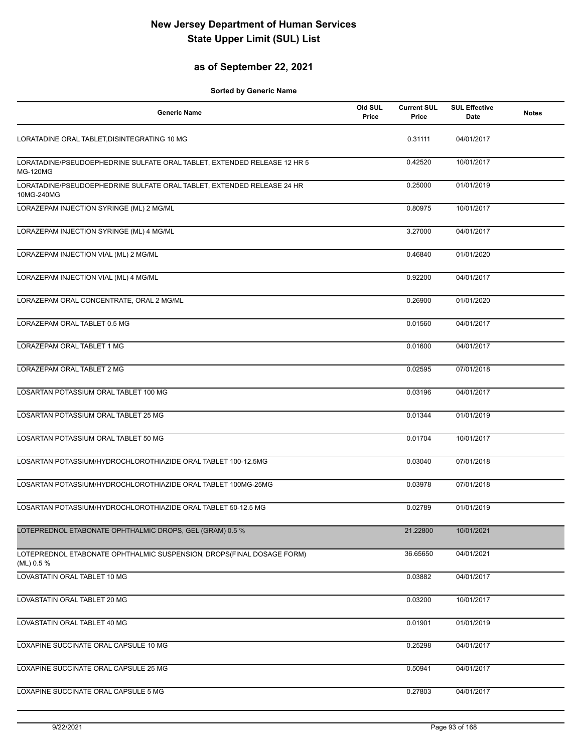# New Jersey Department of Human Services
# State Upper Limit (SUL) List

## as of September 22, 2021

**Sorted by Generic Name**

| Generic Name | Old SUL Price | Current SUL Price | SUL Effective Date | Notes |
|---|---|---|---|---|
| LORATADINE ORAL TABLET,DISINTEGRATING 10 MG | | 0.31111 | 04/01/2017 | |
| LORATADINE/PSEUDOEPHEDRINE SULFATE ORAL TABLET, EXTENDED RELEASE 12 HR 5 MG-120MG | | 0.42520 | 10/01/2017 | |
| LORATADINE/PSEUDOEPHEDRINE SULFATE ORAL TABLET, EXTENDED RELEASE 24 HR 10MG-240MG | | 0.25000 | 01/01/2019 | |
| LORAZEPAM INJECTION SYRINGE (ML) 2 MG/ML | | 0.80975 | 10/01/2017 | |
| LORAZEPAM INJECTION SYRINGE (ML) 4 MG/ML | | 3.27000 | 04/01/2017 | |
| LORAZEPAM INJECTION VIAL (ML) 2 MG/ML | | 0.46840 | 01/01/2020 | |
| LORAZEPAM INJECTION VIAL (ML) 4 MG/ML | | 0.92200 | 04/01/2017 | |
| LORAZEPAM ORAL CONCENTRATE, ORAL 2 MG/ML | | 0.26900 | 01/01/2020 | |
| LORAZEPAM ORAL TABLET 0.5 MG | | 0.01560 | 04/01/2017 | |
| LORAZEPAM ORAL TABLET 1 MG | | 0.01600 | 04/01/2017 | |
| LORAZEPAM ORAL TABLET 2 MG | | 0.02595 | 07/01/2018 | |
| LOSARTAN POTASSIUM ORAL TABLET 100 MG | | 0.03196 | 04/01/2017 | |
| LOSARTAN POTASSIUM ORAL TABLET 25 MG | | 0.01344 | 01/01/2019 | |
| LOSARTAN POTASSIUM ORAL TABLET 50 MG | | 0.01704 | 10/01/2017 | |
| LOSARTAN POTASSIUM/HYDROCHLOROTHIAZIDE ORAL TABLET 100-12.5MG | | 0.03040 | 07/01/2018 | |
| LOSARTAN POTASSIUM/HYDROCHLOROTHIAZIDE ORAL TABLET 100MG-25MG | | 0.03978 | 07/01/2018 | |
| LOSARTAN POTASSIUM/HYDROCHLOROTHIAZIDE ORAL TABLET 50-12.5 MG | | 0.02789 | 01/01/2019 | |
| LOTEPREDNOL ETABONATE OPHTHALMIC DROPS, GEL (GRAM) 0.5 % | | 21.22800 | 10/01/2021 | |
| LOTEPREDNOL ETABONATE OPHTHALMIC SUSPENSION, DROPS(FINAL DOSAGE FORM) (ML) 0.5 % | | 36.65650 | 04/01/2021 | |
| LOVASTATIN ORAL TABLET 10 MG | | 0.03882 | 04/01/2017 | |
| LOVASTATIN ORAL TABLET 20 MG | | 0.03200 | 10/01/2017 | |
| LOVASTATIN ORAL TABLET 40 MG | | 0.01901 | 01/01/2019 | |
| LOXAPINE SUCCINATE ORAL CAPSULE 10 MG | | 0.25298 | 04/01/2017 | |
| LOXAPINE SUCCINATE ORAL CAPSULE 25 MG | | 0.50941 | 04/01/2017 | |
| LOXAPINE SUCCINATE ORAL CAPSULE 5 MG | | 0.27803 | 04/01/2017 | |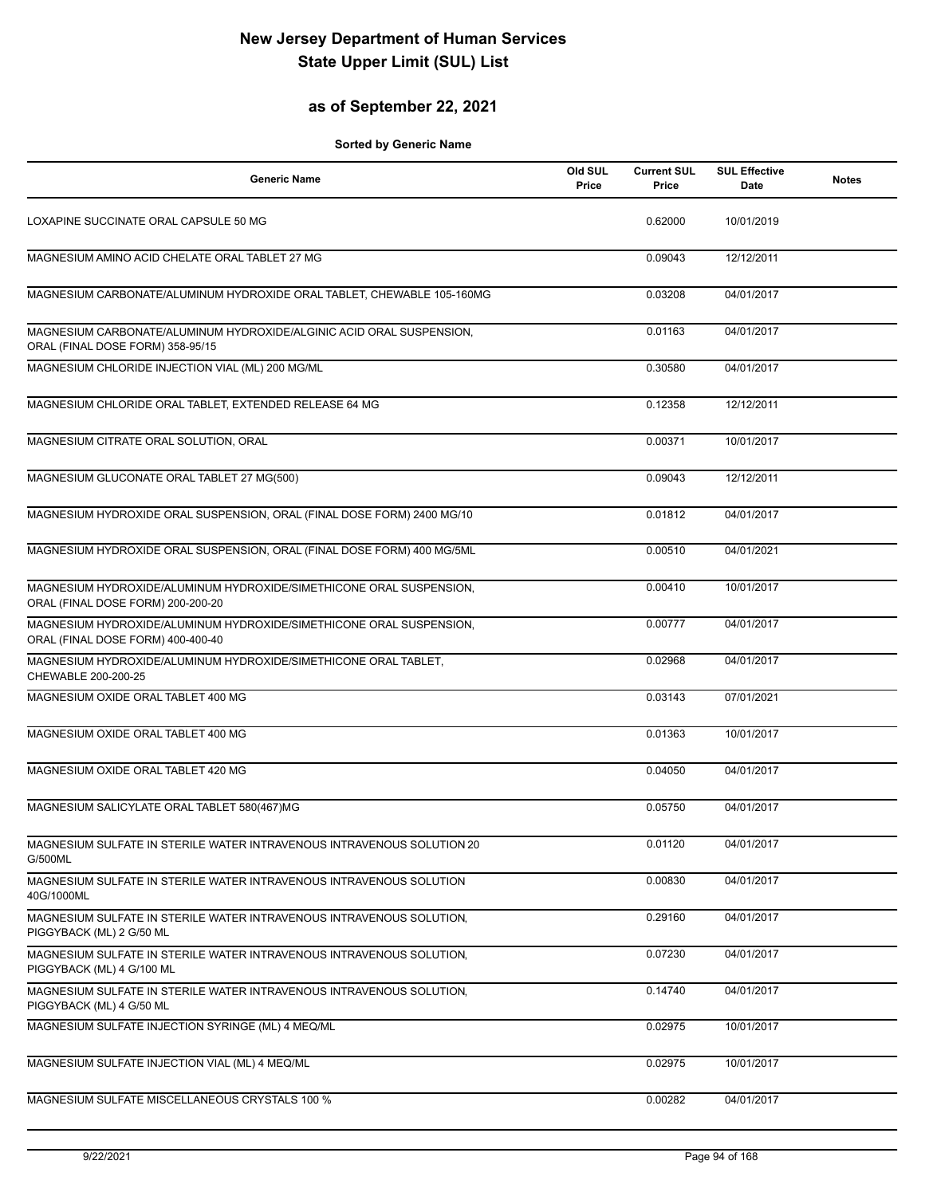# New Jersey Department of Human Services
# State Upper Limit (SUL) List

## as of September 22, 2021

**Sorted by Generic Name**

| Generic Name | Old SUL Price | Current SUL Price | SUL Effective Date | Notes |
|---|---|---|---|---|
| LOXAPINE SUCCINATE ORAL CAPSULE 50 MG | | 0.62000 | 10/01/2019 | |
| MAGNESIUM AMINO ACID CHELATE ORAL TABLET 27 MG | | 0.09043 | 12/12/2011 | |
| MAGNESIUM CARBONATE/ALUMINUM HYDROXIDE ORAL TABLET, CHEWABLE 105-160MG | | 0.03208 | 04/01/2017 | |
| MAGNESIUM CARBONATE/ALUMINUM HYDROXIDE/ALGINIC ACID ORAL SUSPENSION, ORAL (FINAL DOSE FORM) 358-95/15 | | 0.01163 | 04/01/2017 | |
| MAGNESIUM CHLORIDE INJECTION VIAL (ML) 200 MG/ML | | 0.30580 | 04/01/2017 | |
| MAGNESIUM CHLORIDE ORAL TABLET, EXTENDED RELEASE 64 MG | | 0.12358 | 12/12/2011 | |
| MAGNESIUM CITRATE ORAL SOLUTION, ORAL | | 0.00371 | 10/01/2017 | |
| MAGNESIUM GLUCONATE ORAL TABLET 27 MG(500) | | 0.09043 | 12/12/2011 | |
| MAGNESIUM HYDROXIDE ORAL SUSPENSION, ORAL (FINAL DOSE FORM) 2400 MG/10 | | 0.01812 | 04/01/2017 | |
| MAGNESIUM HYDROXIDE ORAL SUSPENSION, ORAL (FINAL DOSE FORM) 400 MG/5ML | | 0.00510 | 04/01/2021 | |
| MAGNESIUM HYDROXIDE/ALUMINUM HYDROXIDE/SIMETHICONE ORAL SUSPENSION, ORAL (FINAL DOSE FORM) 200-200-20 | | 0.00410 | 10/01/2017 | |
| MAGNESIUM HYDROXIDE/ALUMINUM HYDROXIDE/SIMETHICONE ORAL SUSPENSION, ORAL (FINAL DOSE FORM) 400-400-40 | | 0.00777 | 04/01/2017 | |
| MAGNESIUM HYDROXIDE/ALUMINUM HYDROXIDE/SIMETHICONE ORAL TABLET, CHEWABLE 200-200-25 | | 0.02968 | 04/01/2017 | |
| MAGNESIUM OXIDE ORAL TABLET 400 MG | | 0.03143 | 07/01/2021 | |
| MAGNESIUM OXIDE ORAL TABLET 400 MG | | 0.01363 | 10/01/2017 | |
| MAGNESIUM OXIDE ORAL TABLET 420 MG | | 0.04050 | 04/01/2017 | |
| MAGNESIUM SALICYLATE ORAL TABLET 580(467)MG | | 0.05750 | 04/01/2017 | |
| MAGNESIUM SULFATE IN STERILE WATER INTRAVENOUS INTRAVENOUS SOLUTION 20 G/500ML | | 0.01120 | 04/01/2017 | |
| MAGNESIUM SULFATE IN STERILE WATER INTRAVENOUS INTRAVENOUS SOLUTION 40G/1000ML | | 0.00830 | 04/01/2017 | |
| MAGNESIUM SULFATE IN STERILE WATER INTRAVENOUS INTRAVENOUS SOLUTION, PIGGYBACK (ML) 2 G/50 ML | | 0.29160 | 04/01/2017 | |
| MAGNESIUM SULFATE IN STERILE WATER INTRAVENOUS INTRAVENOUS SOLUTION, PIGGYBACK (ML) 4 G/100 ML | | 0.07230 | 04/01/2017 | |
| MAGNESIUM SULFATE IN STERILE WATER INTRAVENOUS INTRAVENOUS SOLUTION, PIGGYBACK (ML) 4 G/50 ML | | 0.14740 | 04/01/2017 | |
| MAGNESIUM SULFATE INJECTION SYRINGE (ML) 4 MEQ/ML | | 0.02975 | 10/01/2017 | |
| MAGNESIUM SULFATE INJECTION VIAL (ML) 4 MEQ/ML | | 0.02975 | 10/01/2017 | |
| MAGNESIUM SULFATE MISCELLANEOUS CRYSTALS 100 % | | 0.00282 | 04/01/2017 | |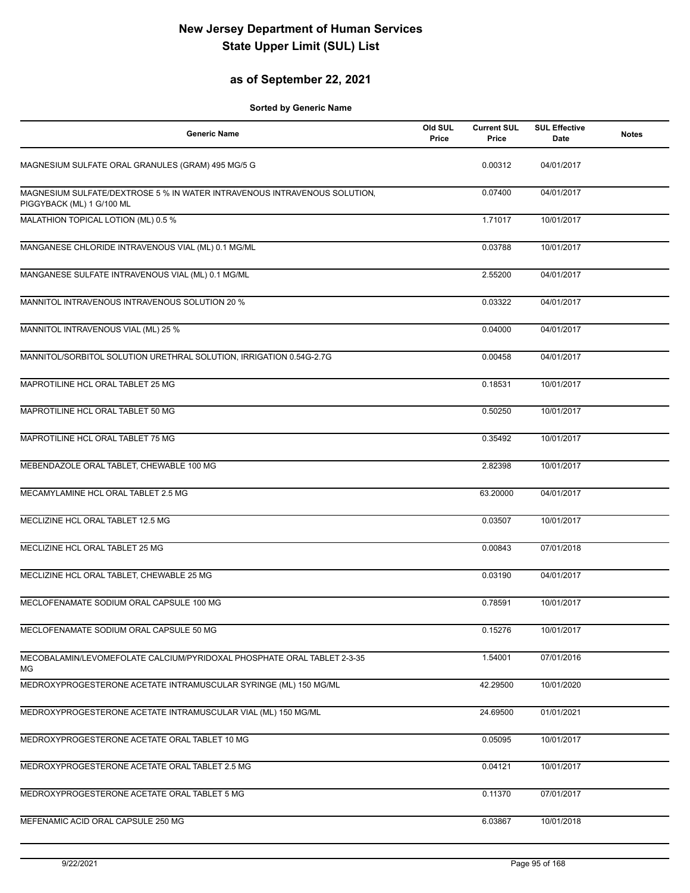# New Jersey Department of Human Services
# State Upper Limit (SUL) List

## as of September 22, 2021

**Sorted by Generic Name**

| Generic Name | Old SUL Price | Current SUL Price | SUL Effective Date | Notes |
|---|---|---|---|---|
| MAGNESIUM SULFATE ORAL GRANULES (GRAM) 495 MG/5 G | | 0.00312 | 04/01/2017 | |
| MAGNESIUM SULFATE/DEXTROSE 5 % IN WATER INTRAVENOUS INTRAVENOUS SOLUTION, PIGGYBACK (ML) 1 G/100 ML | | 0.07400 | 04/01/2017 | |
| MALATHION TOPICAL LOTION (ML) 0.5 % | | 1.71017 | 10/01/2017 | |
| MANGANESE CHLORIDE INTRAVENOUS VIAL (ML) 0.1 MG/ML | | 0.03788 | 10/01/2017 | |
| MANGANESE SULFATE INTRAVENOUS VIAL (ML) 0.1 MG/ML | | 2.55200 | 04/01/2017 | |
| MANNITOL INTRAVENOUS INTRAVENOUS SOLUTION 20 % | | 0.03322 | 04/01/2017 | |
| MANNITOL INTRAVENOUS VIAL (ML) 25 % | | 0.04000 | 04/01/2017 | |
| MANNITOL/SORBITOL SOLUTION URETHRAL SOLUTION, IRRIGATION 0.54G-2.7G | | 0.00458 | 04/01/2017 | |
| MAPROTILINE HCL ORAL TABLET 25 MG | | 0.18531 | 10/01/2017 | |
| MAPROTILINE HCL ORAL TABLET 50 MG | | 0.50250 | 10/01/2017 | |
| MAPROTILINE HCL ORAL TABLET 75 MG | | 0.35492 | 10/01/2017 | |
| MEBENDAZOLE ORAL TABLET, CHEWABLE 100 MG | | 2.82398 | 10/01/2017 | |
| MECAMYLAMINE HCL ORAL TABLET 2.5 MG | | 63.20000 | 04/01/2017 | |
| MECLIZINE HCL ORAL TABLET 12.5 MG | | 0.03507 | 10/01/2017 | |
| MECLIZINE HCL ORAL TABLET 25 MG | | 0.00843 | 07/01/2018 | |
| MECLIZINE HCL ORAL TABLET, CHEWABLE 25 MG | | 0.03190 | 04/01/2017 | |
| MECLOFENAMATE SODIUM ORAL CAPSULE 100 MG | | 0.78591 | 10/01/2017 | |
| MECLOFENAMATE SODIUM ORAL CAPSULE 50 MG | | 0.15276 | 10/01/2017 | |
| MECOBALAMIN/LEVOMEFOLATE CALCIUM/PYRIDOXAL PHOSPHATE ORAL TABLET 2-3-35 MG | | 1.54001 | 07/01/2016 | |
| MEDROXYPROGESTERONE ACETATE INTRAMUSCULAR SYRINGE (ML) 150 MG/ML | | 42.29500 | 10/01/2020 | |
| MEDROXYPROGESTERONE ACETATE INTRAMUSCULAR VIAL (ML) 150 MG/ML | | 24.69500 | 01/01/2021 | |
| MEDROXYPROGESTERONE ACETATE ORAL TABLET 10 MG | | 0.05095 | 10/01/2017 | |
| MEDROXYPROGESTERONE ACETATE ORAL TABLET 2.5 MG | | 0.04121 | 10/01/2017 | |
| MEDROXYPROGESTERONE ACETATE ORAL TABLET 5 MG | | 0.11370 | 07/01/2017 | |
| MEFENAMIC ACID ORAL CAPSULE 250 MG | | 6.03867 | 10/01/2018 | |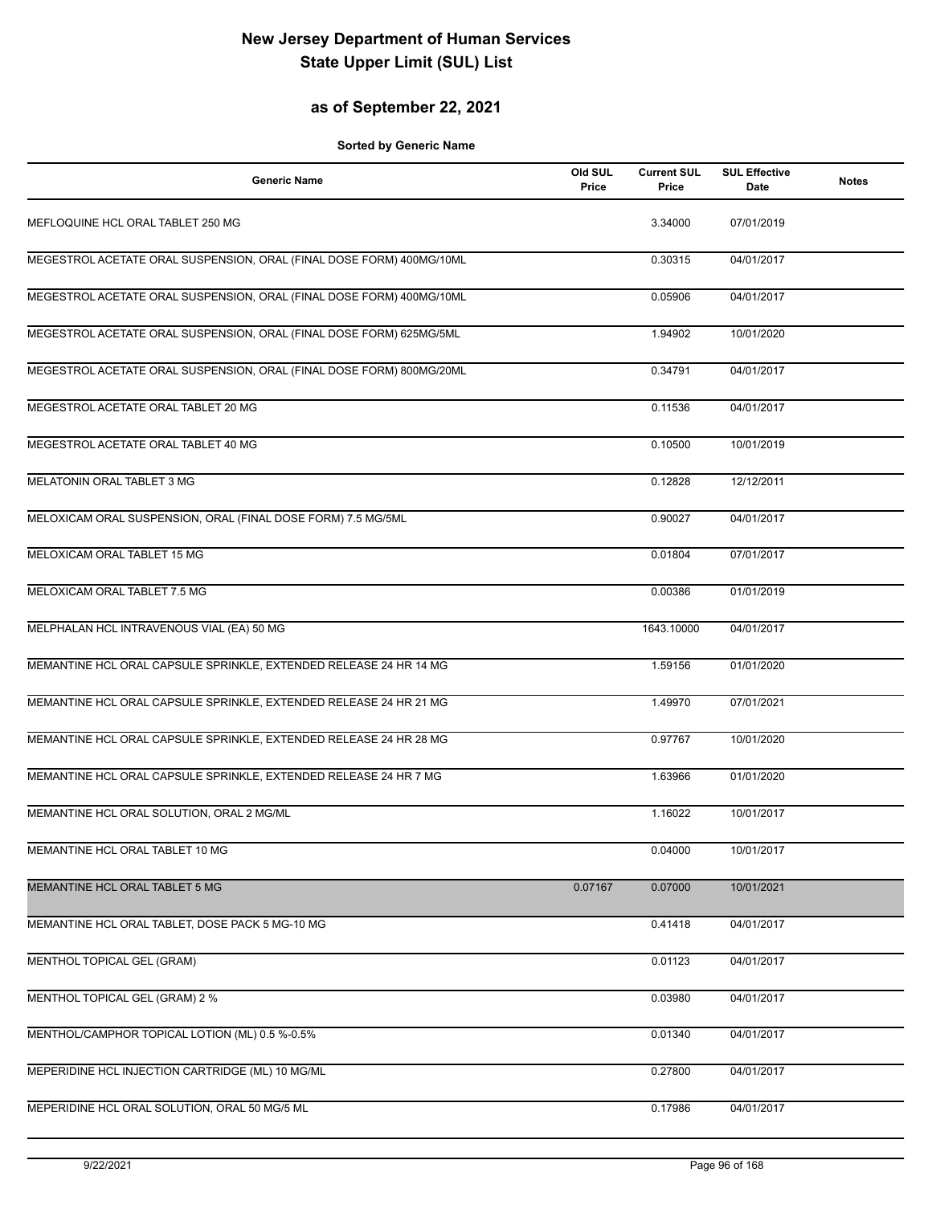# New Jersey Department of Human Services
# State Upper Limit (SUL) List

## as of September 22, 2021

**Sorted by Generic Name**

| Generic Name | Old SUL Price | Current SUL Price | SUL Effective Date | Notes |
|---|---|---|---|---|
| MEFLOQUINE HCL ORAL TABLET 250 MG | | 3.34000 | 07/01/2019 | |
| MEGESTROL ACETATE ORAL SUSPENSION, ORAL (FINAL DOSE FORM) 400MG/10ML | | 0.30315 | 04/01/2017 | |
| MEGESTROL ACETATE ORAL SUSPENSION, ORAL (FINAL DOSE FORM) 400MG/10ML | | 0.05906 | 04/01/2017 | |
| MEGESTROL ACETATE ORAL SUSPENSION, ORAL (FINAL DOSE FORM) 625MG/5ML | | 1.94902 | 10/01/2020 | |
| MEGESTROL ACETATE ORAL SUSPENSION, ORAL (FINAL DOSE FORM) 800MG/20ML | | 0.34791 | 04/01/2017 | |
| MEGESTROL ACETATE ORAL TABLET 20 MG | | 0.11536 | 04/01/2017 | |
| MEGESTROL ACETATE ORAL TABLET 40 MG | | 0.10500 | 10/01/2019 | |
| MELATONIN ORAL TABLET 3 MG | | 0.12828 | 12/12/2011 | |
| MELOXICAM ORAL SUSPENSION, ORAL (FINAL DOSE FORM) 7.5 MG/5ML | | 0.90027 | 04/01/2017 | |
| MELOXICAM ORAL TABLET 15 MG | | 0.01804 | 07/01/2017 | |
| MELOXICAM ORAL TABLET 7.5 MG | | 0.00386 | 01/01/2019 | |
| MELPHALAN HCL INTRAVENOUS VIAL (EA) 50 MG | | 1643.10000 | 04/01/2017 | |
| MEMANTINE HCL ORAL CAPSULE SPRINKLE, EXTENDED RELEASE 24 HR 14 MG | | 1.59156 | 01/01/2020 | |
| MEMANTINE HCL ORAL CAPSULE SPRINKLE, EXTENDED RELEASE 24 HR 21 MG | | 1.49970 | 07/01/2021 | |
| MEMANTINE HCL ORAL CAPSULE SPRINKLE, EXTENDED RELEASE 24 HR 28 MG | | 0.97767 | 10/01/2020 | |
| MEMANTINE HCL ORAL CAPSULE SPRINKLE, EXTENDED RELEASE 24 HR 7 MG | | 1.63966 | 01/01/2020 | |
| MEMANTINE HCL ORAL SOLUTION, ORAL 2 MG/ML | | 1.16022 | 10/01/2017 | |
| MEMANTINE HCL ORAL TABLET 10 MG | | 0.04000 | 10/01/2017 | |
| MEMANTINE HCL ORAL TABLET 5 MG | 0.07167 | 0.07000 | 10/01/2021 | |
| MEMANTINE HCL ORAL TABLET, DOSE PACK 5 MG-10 MG | | 0.41418 | 04/01/2017 | |
| MENTHOL TOPICAL GEL (GRAM) | | 0.01123 | 04/01/2017 | |
| MENTHOL TOPICAL GEL (GRAM) 2 % | | 0.03980 | 04/01/2017 | |
| MENTHOL/CAMPHOR TOPICAL LOTION (ML) 0.5 %-0.5% | | 0.01340 | 04/01/2017 | |
| MEPERIDINE HCL INJECTION CARTRIDGE (ML) 10 MG/ML | | 0.27800 | 04/01/2017 | |
| MEPERIDINE HCL ORAL SOLUTION, ORAL 50 MG/5 ML | | 0.17986 | 04/01/2017 | |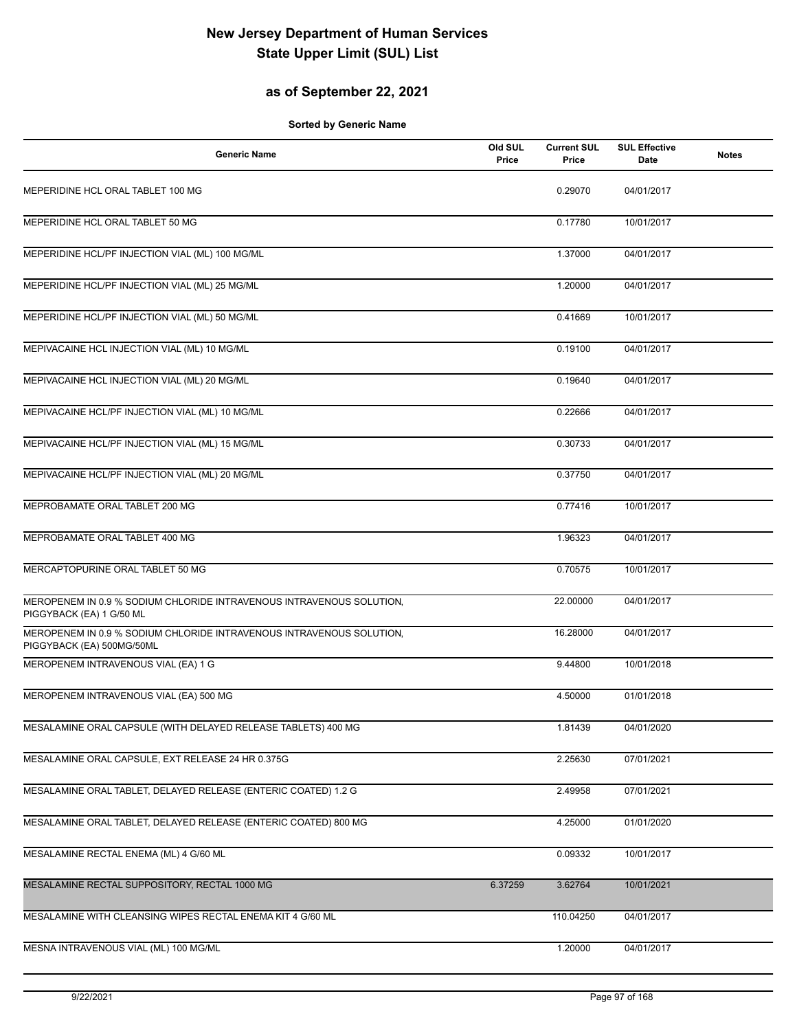# New Jersey Department of Human Services
# State Upper Limit (SUL) List

## as of September 22, 2021

**Sorted by Generic Name**

| Generic Name | Old SUL Price | Current SUL Price | SUL Effective Date | Notes |
|---|---|---|---|---|
| MEPERIDINE HCL ORAL TABLET 100 MG | | 0.29070 | 04/01/2017 | |
| MEPERIDINE HCL ORAL TABLET 50 MG | | 0.17780 | 10/01/2017 | |
| MEPERIDINE HCL/PF INJECTION VIAL (ML) 100 MG/ML | | 1.37000 | 04/01/2017 | |
| MEPERIDINE HCL/PF INJECTION VIAL (ML) 25 MG/ML | | 1.20000 | 04/01/2017 | |
| MEPERIDINE HCL/PF INJECTION VIAL (ML) 50 MG/ML | | 0.41669 | 10/01/2017 | |
| MEPIVACAINE HCL INJECTION VIAL (ML) 10 MG/ML | | 0.19100 | 04/01/2017 | |
| MEPIVACAINE HCL INJECTION VIAL (ML) 20 MG/ML | | 0.19640 | 04/01/2017 | |
| MEPIVACAINE HCL/PF INJECTION VIAL (ML) 10 MG/ML | | 0.22666 | 04/01/2017 | |
| MEPIVACAINE HCL/PF INJECTION VIAL (ML) 15 MG/ML | | 0.30733 | 04/01/2017 | |
| MEPIVACAINE HCL/PF INJECTION VIAL (ML) 20 MG/ML | | 0.37750 | 04/01/2017 | |
| MEPROBAMATE ORAL TABLET 200 MG | | 0.77416 | 10/01/2017 | |
| MEPROBAMATE ORAL TABLET 400 MG | | 1.96323 | 04/01/2017 | |
| MERCAPTOPURINE ORAL TABLET 50 MG | | 0.70575 | 10/01/2017 | |
| MEROPENEM IN 0.9 % SODIUM CHLORIDE INTRAVENOUS INTRAVENOUS SOLUTION, PIGGYBACK (EA) 1 G/50 ML | | 22.00000 | 04/01/2017 | |
| MEROPENEM IN 0.9 % SODIUM CHLORIDE INTRAVENOUS INTRAVENOUS SOLUTION, PIGGYBACK (EA) 500MG/50ML | | 16.28000 | 04/01/2017 | |
| MEROPENEM INTRAVENOUS VIAL (EA) 1 G | | 9.44800 | 10/01/2018 | |
| MEROPENEM INTRAVENOUS VIAL (EA) 500 MG | | 4.50000 | 01/01/2018 | |
| MESALAMINE ORAL CAPSULE (WITH DELAYED RELEASE TABLETS) 400 MG | | 1.81439 | 04/01/2020 | |
| MESALAMINE ORAL CAPSULE, EXT RELEASE 24 HR 0.375G | | 2.25630 | 07/01/2021 | |
| MESALAMINE ORAL TABLET, DELAYED RELEASE (ENTERIC COATED) 1.2 G | | 2.49958 | 07/01/2021 | |
| MESALAMINE ORAL TABLET, DELAYED RELEASE (ENTERIC COATED) 800 MG | | 4.25000 | 01/01/2020 | |
| MESALAMINE RECTAL ENEMA (ML) 4 G/60 ML | | 0.09332 | 10/01/2017 | |
| MESALAMINE RECTAL SUPPOSITORY, RECTAL 1000 MG | 6.37259 | 3.62764 | 10/01/2021 | |
| MESALAMINE WITH CLEANSING WIPES RECTAL ENEMA KIT 4 G/60 ML | | 110.04250 | 04/01/2017 | |
| MESNA INTRAVENOUS VIAL (ML) 100 MG/ML | | 1.20000 | 04/01/2017 | |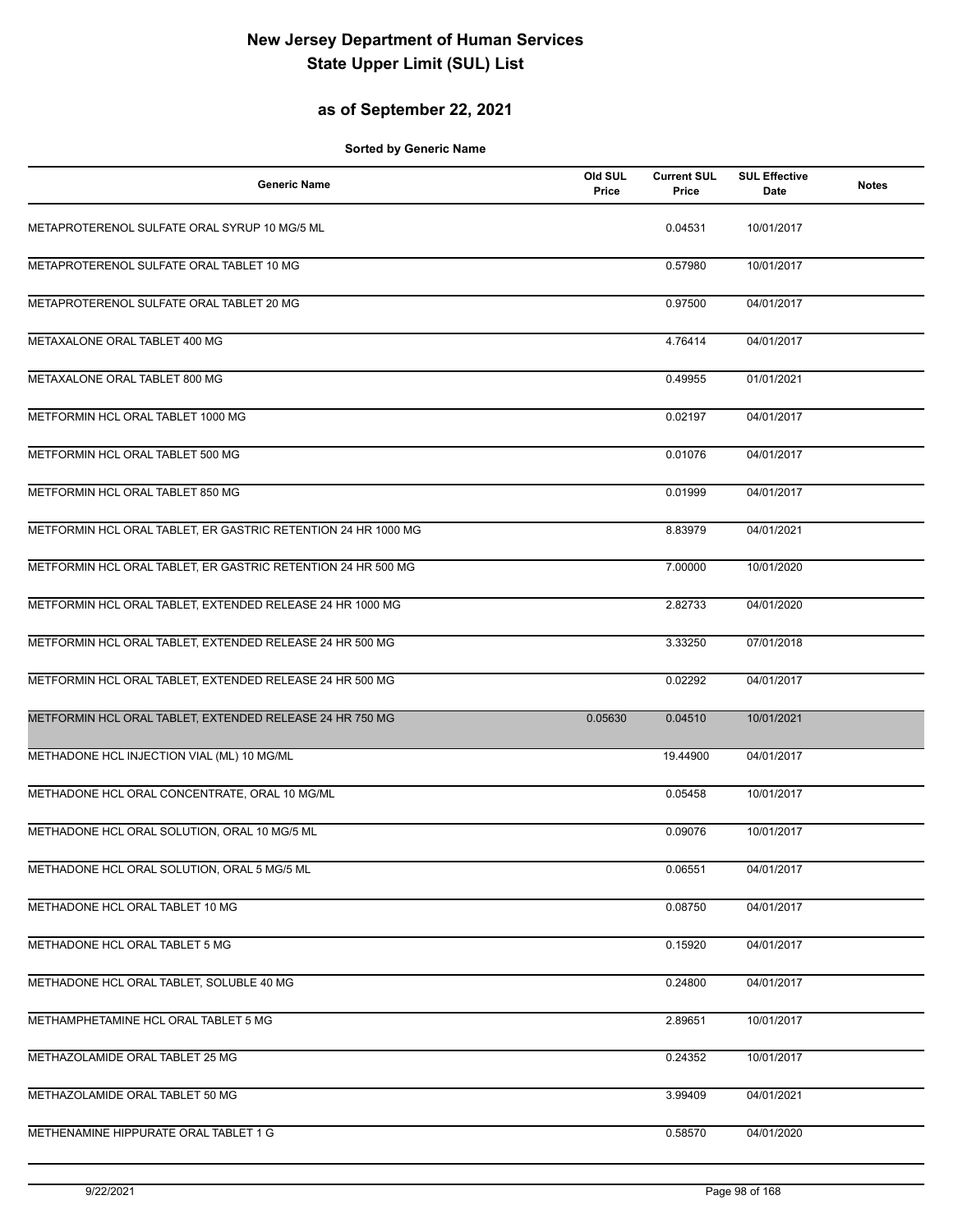# New Jersey Department of Human Services
# State Upper Limit (SUL) List

## as of September 22, 2021

**Sorted by Generic Name**

| Generic Name | Old SUL Price | Current SUL Price | SUL Effective Date | Notes |
|---|---|---|---|---|
| METAPROTERENOL SULFATE ORAL SYRUP 10 MG/5 ML | | 0.04531 | 10/01/2017 | |
| METAPROTERENOL SULFATE ORAL TABLET 10 MG | | 0.57980 | 10/01/2017 | |
| METAPROTERENOL SULFATE ORAL TABLET 20 MG | | 0.97500 | 04/01/2017 | |
| METAXALONE ORAL TABLET 400 MG | | 4.76414 | 04/01/2017 | |
| METAXALONE ORAL TABLET 800 MG | | 0.49955 | 01/01/2021 | |
| METFORMIN HCL ORAL TABLET 1000 MG | | 0.02197 | 04/01/2017 | |
| METFORMIN HCL ORAL TABLET 500 MG | | 0.01076 | 04/01/2017 | |
| METFORMIN HCL ORAL TABLET 850 MG | | 0.01999 | 04/01/2017 | |
| METFORMIN HCL ORAL TABLET, ER GASTRIC RETENTION 24 HR 1000 MG | | 8.83979 | 04/01/2021 | |
| METFORMIN HCL ORAL TABLET, ER GASTRIC RETENTION 24 HR 500 MG | | 7.00000 | 10/01/2020 | |
| METFORMIN HCL ORAL TABLET, EXTENDED RELEASE 24 HR 1000 MG | | 2.82733 | 04/01/2020 | |
| METFORMIN HCL ORAL TABLET, EXTENDED RELEASE 24 HR 500 MG | | 3.33250 | 07/01/2018 | |
| METFORMIN HCL ORAL TABLET, EXTENDED RELEASE 24 HR 500 MG | | 0.02292 | 04/01/2017 | |
| METFORMIN HCL ORAL TABLET, EXTENDED RELEASE 24 HR 750 MG | 0.05630 | 0.04510 | 10/01/2021 | |
| METHADONE HCL INJECTION VIAL (ML) 10 MG/ML | | 19.44900 | 04/01/2017 | |
| METHADONE HCL ORAL CONCENTRATE, ORAL 10 MG/ML | | 0.05458 | 10/01/2017 | |
| METHADONE HCL ORAL SOLUTION, ORAL 10 MG/5 ML | | 0.09076 | 10/01/2017 | |
| METHADONE HCL ORAL SOLUTION, ORAL 5 MG/5 ML | | 0.06551 | 04/01/2017 | |
| METHADONE HCL ORAL TABLET 10 MG | | 0.08750 | 04/01/2017 | |
| METHADONE HCL ORAL TABLET 5 MG | | 0.15920 | 04/01/2017 | |
| METHADONE HCL ORAL TABLET, SOLUBLE 40 MG | | 0.24800 | 04/01/2017 | |
| METHAMPHETAMINE HCL ORAL TABLET 5 MG | | 2.89651 | 10/01/2017 | |
| METHAZOLAMIDE ORAL TABLET 25 MG | | 0.24352 | 10/01/2017 | |
| METHAZOLAMIDE ORAL TABLET 50 MG | | 3.99409 | 04/01/2021 | |
| METHENAMINE HIPPURATE ORAL TABLET 1 G | | 0.58570 | 04/01/2020 | |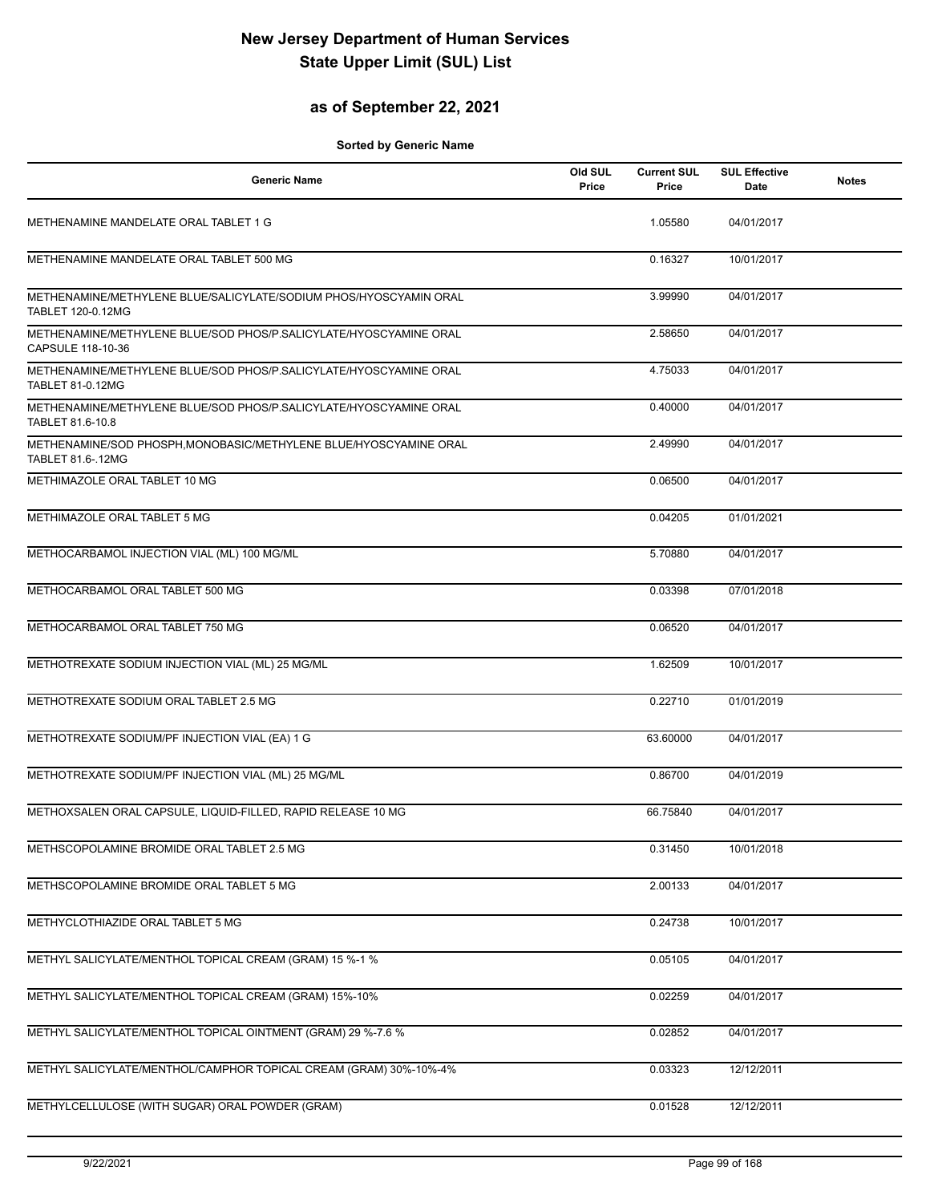# New Jersey Department of Human Services
# State Upper Limit (SUL) List

## as of September 22, 2021

**Sorted by Generic Name**

| Generic Name | Old SUL Price | Current SUL Price | SUL Effective Date | Notes |
|---|---|---|---|---|
| METHENAMINE MANDELATE ORAL TABLET 1 G | | 1.05580 | 04/01/2017 | |
| METHENAMINE MANDELATE ORAL TABLET 500 MG | | 0.16327 | 10/01/2017 | |
| METHENAMINE/METHYLENE BLUE/SALICYLATE/SODIUM PHOS/HYOSCYAMIN ORAL TABLET 120-0.12MG | | 3.99990 | 04/01/2017 | |
| METHENAMINE/METHYLENE BLUE/SOD PHOS/P.SALICYLATE/HYOSCYAMINE ORAL CAPSULE 118-10-36 | | 2.58650 | 04/01/2017 | |
| METHENAMINE/METHYLENE BLUE/SOD PHOS/P.SALICYLATE/HYOSCYAMINE ORAL TABLET 81-0.12MG | | 4.75033 | 04/01/2017 | |
| METHENAMINE/METHYLENE BLUE/SOD PHOS/P.SALICYLATE/HYOSCYAMINE ORAL TABLET 81.6-10.8 | | 0.40000 | 04/01/2017 | |
| METHENAMINE/SOD PHOSPH,MONOBASIC/METHYLENE BLUE/HYOSCYAMINE ORAL TABLET 81.6-.12MG | | 2.49990 | 04/01/2017 | |
| METHIMAZOLE ORAL TABLET 10 MG | | 0.06500 | 04/01/2017 | |
| METHIMAZOLE ORAL TABLET 5 MG | | 0.04205 | 01/01/2021 | |
| METHOCARBAMOL INJECTION VIAL (ML) 100 MG/ML | | 5.70880 | 04/01/2017 | |
| METHOCARBAMOL ORAL TABLET 500 MG | | 0.03398 | 07/01/2018 | |
| METHOCARBAMOL ORAL TABLET 750 MG | | 0.06520 | 04/01/2017 | |
| METHOTREXATE SODIUM INJECTION VIAL (ML) 25 MG/ML | | 1.62509 | 10/01/2017 | |
| METHOTREXATE SODIUM ORAL TABLET 2.5 MG | | 0.22710 | 01/01/2019 | |
| METHOTREXATE SODIUM/PF INJECTION VIAL (EA) 1 G | | 63.60000 | 04/01/2017 | |
| METHOTREXATE SODIUM/PF INJECTION VIAL (ML) 25 MG/ML | | 0.86700 | 04/01/2019 | |
| METHOXSALEN ORAL CAPSULE, LIQUID-FILLED, RAPID RELEASE 10 MG | | 66.75840 | 04/01/2017 | |
| METHSCOPOLAMINE BROMIDE ORAL TABLET 2.5 MG | | 0.31450 | 10/01/2018 | |
| METHSCOPOLAMINE BROMIDE ORAL TABLET 5 MG | | 2.00133 | 04/01/2017 | |
| METHYCLOTHIAZIDE ORAL TABLET 5 MG | | 0.24738 | 10/01/2017 | |
| METHYL SALICYLATE/MENTHOL TOPICAL CREAM (GRAM) 15 %-1 % | | 0.05105 | 04/01/2017 | |
| METHYL SALICYLATE/MENTHOL TOPICAL CREAM (GRAM) 15%-10% | | 0.02259 | 04/01/2017 | |
| METHYL SALICYLATE/MENTHOL TOPICAL OINTMENT (GRAM) 29 %-7.6 % | | 0.02852 | 04/01/2017 | |
| METHYL SALICYLATE/MENTHOL/CAMPHOR TOPICAL CREAM (GRAM) 30%-10%-4% | | 0.03323 | 12/12/2011 | |
| METHYLCELLULOSE (WITH SUGAR) ORAL POWDER (GRAM) | | 0.01528 | 12/12/2011 | |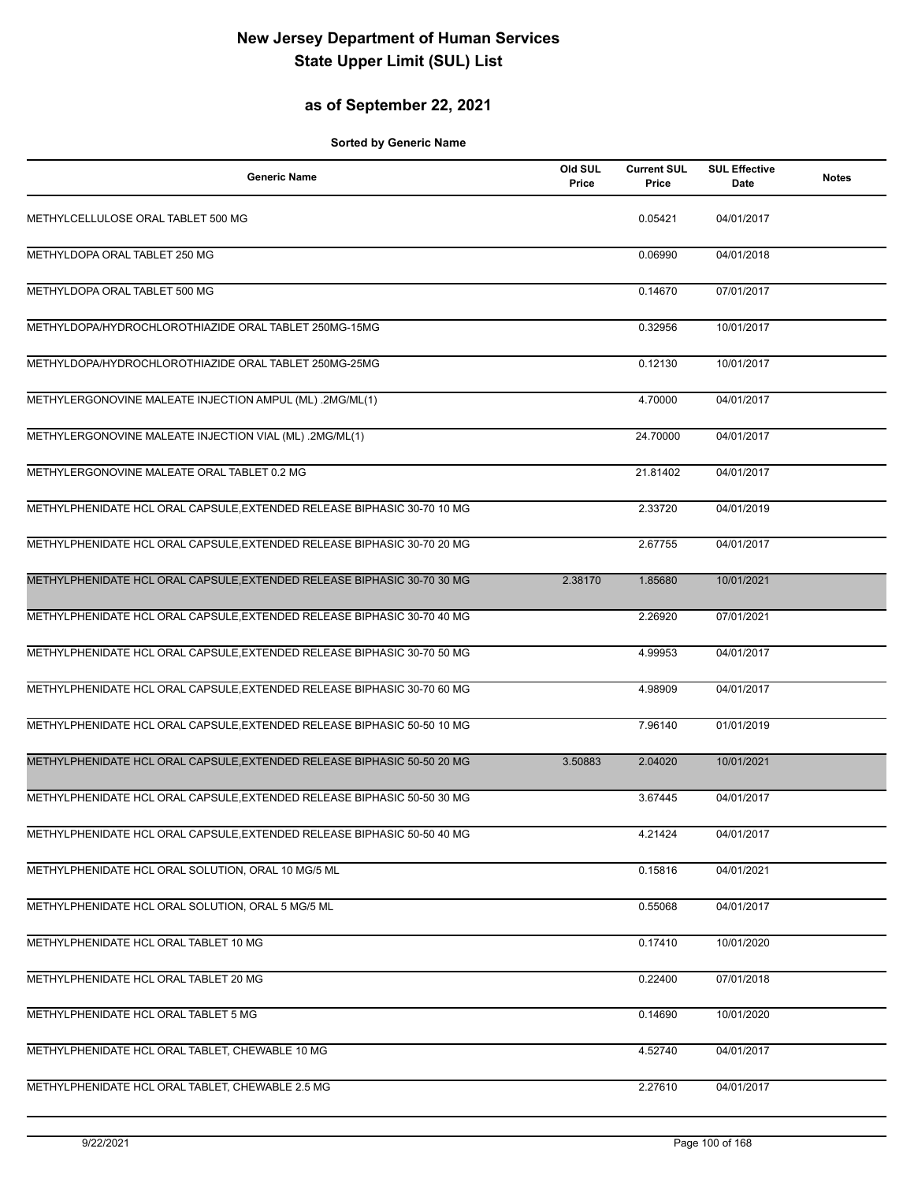# New Jersey Department of Human Services
# State Upper Limit (SUL) List

## as of September 22, 2021

**Sorted by Generic Name**

| Generic Name | Old SUL Price | Current SUL Price | SUL Effective Date | Notes |
|---|---|---|---|---|
| METHYLCELLULOSE ORAL TABLET 500 MG | | 0.05421 | 04/01/2017 | |
| METHYLDOPA ORAL TABLET 250 MG | | 0.06990 | 04/01/2018 | |
| METHYLDOPA ORAL TABLET 500 MG | | 0.14670 | 07/01/2017 | |
| METHYLDOPA/HYDROCHLOROTHIAZIDE ORAL TABLET 250MG-15MG | | 0.32956 | 10/01/2017 | |
| METHYLDOPA/HYDROCHLOROTHIAZIDE ORAL TABLET 250MG-25MG | | 0.12130 | 10/01/2017 | |
| METHYLERGONOVINE MALEATE INJECTION AMPUL (ML) .2MG/ML(1) | | 4.70000 | 04/01/2017 | |
| METHYLERGONOVINE MALEATE INJECTION VIAL (ML) .2MG/ML(1) | | 24.70000 | 04/01/2017 | |
| METHYLERGONOVINE MALEATE ORAL TABLET 0.2 MG | | 21.81402 | 04/01/2017 | |
| METHYLPHENIDATE HCL ORAL CAPSULE,EXTENDED RELEASE BIPHASIC 30-70 10 MG | | 2.33720 | 04/01/2019 | |
| METHYLPHENIDATE HCL ORAL CAPSULE,EXTENDED RELEASE BIPHASIC 30-70 20 MG | | 2.67755 | 04/01/2017 | |
| METHYLPHENIDATE HCL ORAL CAPSULE,EXTENDED RELEASE BIPHASIC 30-70 30 MG | 2.38170 | 1.85680 | 10/01/2021 | |
| METHYLPHENIDATE HCL ORAL CAPSULE,EXTENDED RELEASE BIPHASIC 30-70 40 MG | | 2.26920 | 07/01/2021 | |
| METHYLPHENIDATE HCL ORAL CAPSULE,EXTENDED RELEASE BIPHASIC 30-70 50 MG | | 4.99953 | 04/01/2017 | |
| METHYLPHENIDATE HCL ORAL CAPSULE,EXTENDED RELEASE BIPHASIC 30-70 60 MG | | 4.98909 | 04/01/2017 | |
| METHYLPHENIDATE HCL ORAL CAPSULE,EXTENDED RELEASE BIPHASIC 50-50 10 MG | | 7.96140 | 01/01/2019 | |
| METHYLPHENIDATE HCL ORAL CAPSULE,EXTENDED RELEASE BIPHASIC 50-50 20 MG | 3.50883 | 2.04020 | 10/01/2021 | |
| METHYLPHENIDATE HCL ORAL CAPSULE,EXTENDED RELEASE BIPHASIC 50-50 30 MG | | 3.67445 | 04/01/2017 | |
| METHYLPHENIDATE HCL ORAL CAPSULE,EXTENDED RELEASE BIPHASIC 50-50 40 MG | | 4.21424 | 04/01/2017 | |
| METHYLPHENIDATE HCL ORAL SOLUTION, ORAL 10 MG/5 ML | | 0.15816 | 04/01/2021 | |
| METHYLPHENIDATE HCL ORAL SOLUTION, ORAL 5 MG/5 ML | | 0.55068 | 04/01/2017 | |
| METHYLPHENIDATE HCL ORAL TABLET 10 MG | | 0.17410 | 10/01/2020 | |
| METHYLPHENIDATE HCL ORAL TABLET 20 MG | | 0.22400 | 07/01/2018 | |
| METHYLPHENIDATE HCL ORAL TABLET 5 MG | | 0.14690 | 10/01/2020 | |
| METHYLPHENIDATE HCL ORAL TABLET, CHEWABLE 10 MG | | 4.52740 | 04/01/2017 | |
| METHYLPHENIDATE HCL ORAL TABLET, CHEWABLE 2.5 MG | | 2.27610 | 04/01/2017 | |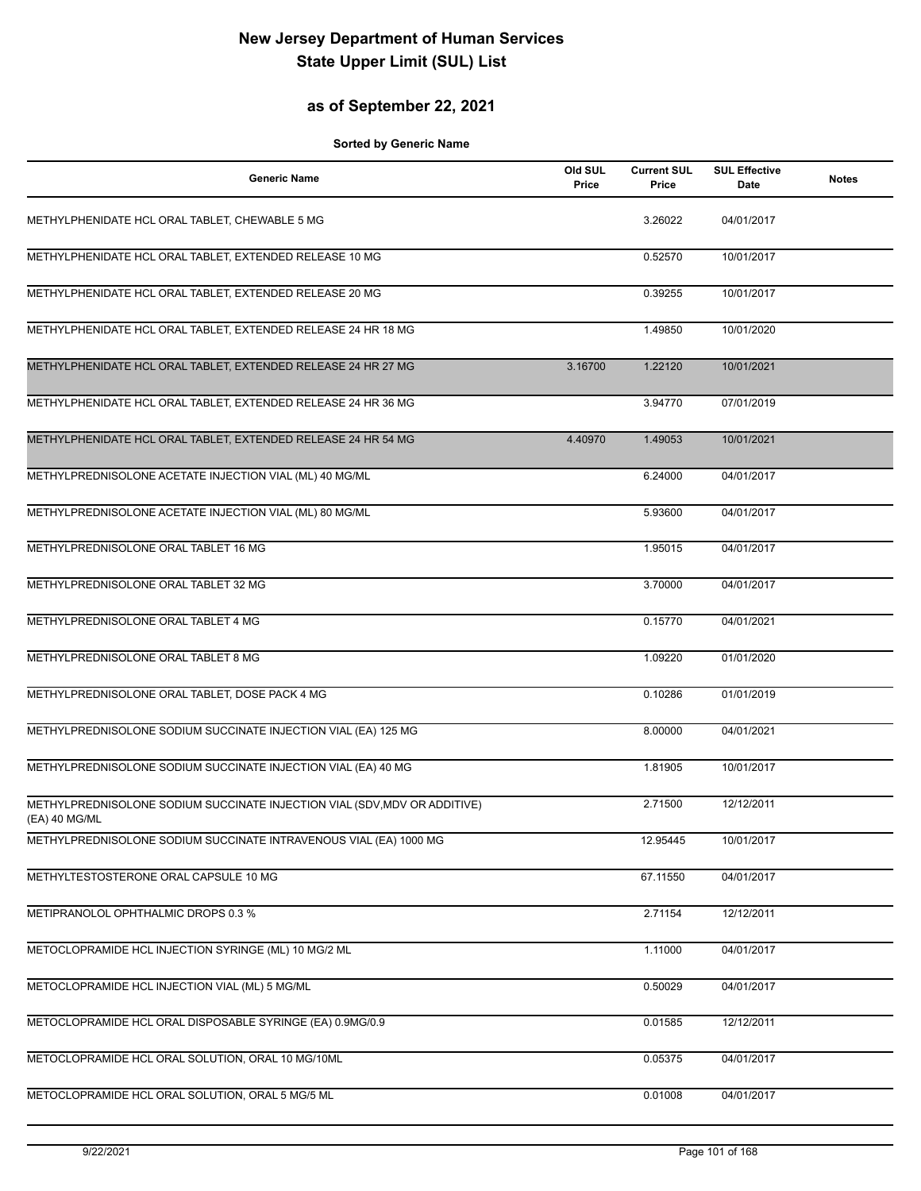# New Jersey Department of Human Services
# State Upper Limit (SUL) List

## as of September 22, 2021

**Sorted by Generic Name**

| Generic Name | Old SUL Price | Current SUL Price | SUL Effective Date | Notes |
|---|---|---|---|---|
| METHYLPHENIDATE HCL ORAL TABLET, CHEWABLE 5 MG | | 3.26022 | 04/01/2017 | |
| METHYLPHENIDATE HCL ORAL TABLET, EXTENDED RELEASE 10 MG | | 0.52570 | 10/01/2017 | |
| METHYLPHENIDATE HCL ORAL TABLET, EXTENDED RELEASE 20 MG | | 0.39255 | 10/01/2017 | |
| METHYLPHENIDATE HCL ORAL TABLET, EXTENDED RELEASE 24 HR 18 MG | | 1.49850 | 10/01/2020 | |
| METHYLPHENIDATE HCL ORAL TABLET, EXTENDED RELEASE 24 HR 27 MG | 3.16700 | 1.22120 | 10/01/2021 | |
| METHYLPHENIDATE HCL ORAL TABLET, EXTENDED RELEASE 24 HR 36 MG | | 3.94770 | 07/01/2019 | |
| METHYLPHENIDATE HCL ORAL TABLET, EXTENDED RELEASE 24 HR 54 MG | 4.40970 | 1.49053 | 10/01/2021 | |
| METHYLPREDNISOLONE ACETATE INJECTION VIAL (ML) 40 MG/ML | | 6.24000 | 04/01/2017 | |
| METHYLPREDNISOLONE ACETATE INJECTION VIAL (ML) 80 MG/ML | | 5.93600 | 04/01/2017 | |
| METHYLPREDNISOLONE ORAL TABLET 16 MG | | 1.95015 | 04/01/2017 | |
| METHYLPREDNISOLONE ORAL TABLET 32 MG | | 3.70000 | 04/01/2017 | |
| METHYLPREDNISOLONE ORAL TABLET 4 MG | | 0.15770 | 04/01/2021 | |
| METHYLPREDNISOLONE ORAL TABLET 8 MG | | 1.09220 | 01/01/2020 | |
| METHYLPREDNISOLONE ORAL TABLET, DOSE PACK 4 MG | | 0.10286 | 01/01/2019 | |
| METHYLPREDNISOLONE SODIUM SUCCINATE INJECTION VIAL (EA) 125 MG | | 8.00000 | 04/01/2021 | |
| METHYLPREDNISOLONE SODIUM SUCCINATE INJECTION VIAL (EA) 40 MG | | 1.81905 | 10/01/2017 | |
| METHYLPREDNISOLONE SODIUM SUCCINATE INJECTION VIAL (SDV,MDV OR ADDITIVE) (EA) 40 MG/ML | | 2.71500 | 12/12/2011 | |
| METHYLPREDNISOLONE SODIUM SUCCINATE INTRAVENOUS VIAL (EA) 1000 MG | | 12.95445 | 10/01/2017 | |
| METHYLTESTOSTERONE ORAL CAPSULE 10 MG | | 67.11550 | 04/01/2017 | |
| METIPRANOLOL OPHTHALMIC DROPS 0.3 % | | 2.71154 | 12/12/2011 | |
| METOCLOPRAMIDE HCL INJECTION SYRINGE (ML) 10 MG/2 ML | | 1.11000 | 04/01/2017 | |
| METOCLOPRAMIDE HCL INJECTION VIAL (ML) 5 MG/ML | | 0.50029 | 04/01/2017 | |
| METOCLOPRAMIDE HCL ORAL DISPOSABLE SYRINGE (EA) 0.9MG/0.9 | | 0.01585 | 12/12/2011 | |
| METOCLOPRAMIDE HCL ORAL SOLUTION, ORAL 10 MG/10ML | | 0.05375 | 04/01/2017 | |
| METOCLOPRAMIDE HCL ORAL SOLUTION, ORAL 5 MG/5 ML | | 0.01008 | 04/01/2017 | |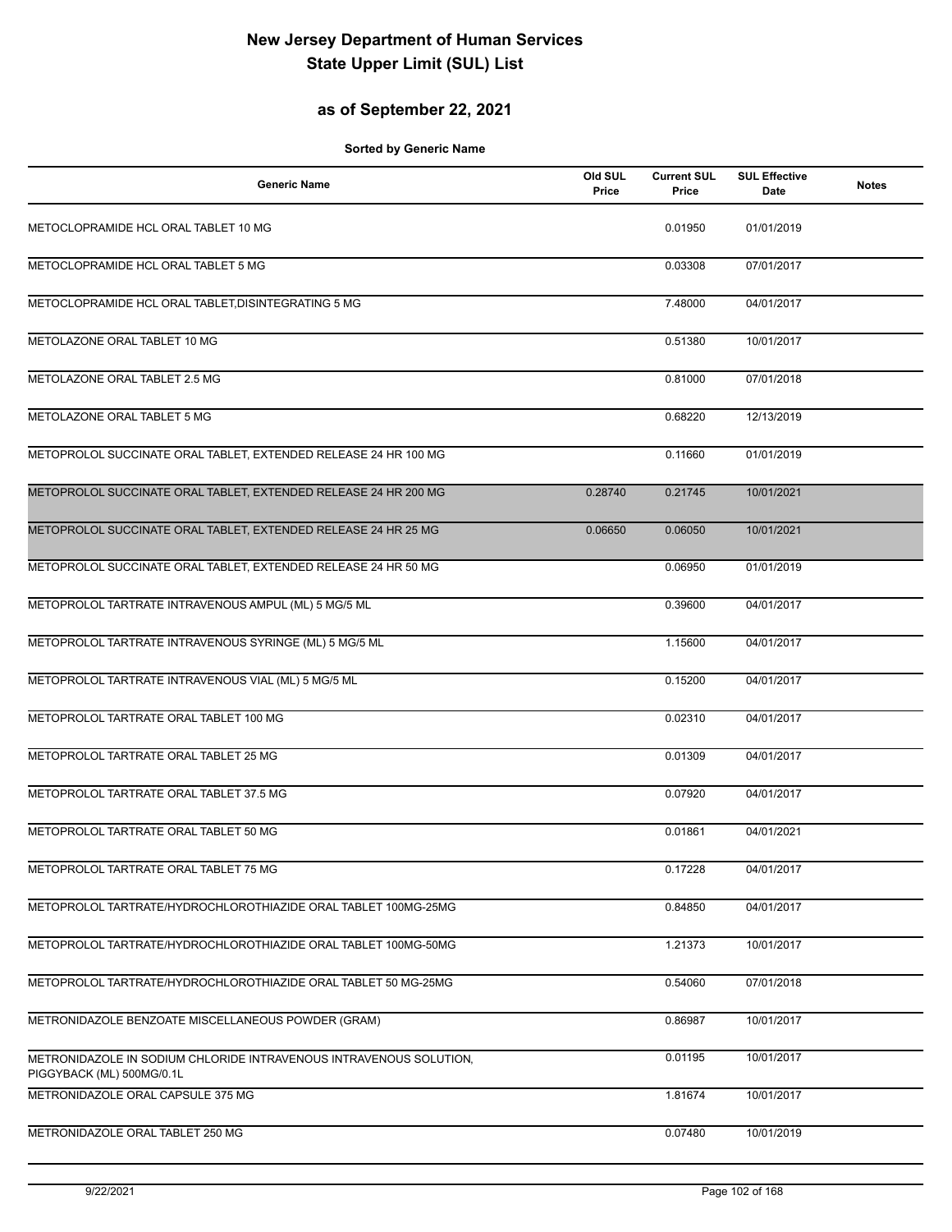# New Jersey Department of Human Services
# State Upper Limit (SUL) List

## as of September 22, 2021

**Sorted by Generic Name**

| Generic Name | Old SUL Price | Current SUL Price | SUL Effective Date | Notes |
|---|---|---|---|---|
| METOCLOPRAMIDE HCL ORAL TABLET 10 MG | | 0.01950 | 01/01/2019 | |
| METOCLOPRAMIDE HCL ORAL TABLET 5 MG | | 0.03308 | 07/01/2017 | |
| METOCLOPRAMIDE HCL ORAL TABLET,DISINTEGRATING 5 MG | | 7.48000 | 04/01/2017 | |
| METOLAZONE ORAL TABLET 10 MG | | 0.51380 | 10/01/2017 | |
| METOLAZONE ORAL TABLET 2.5 MG | | 0.81000 | 07/01/2018 | |
| METOLAZONE ORAL TABLET 5 MG | | 0.68220 | 12/13/2019 | |
| METOPROLOL SUCCINATE ORAL TABLET, EXTENDED RELEASE 24 HR 100 MG | | 0.11660 | 01/01/2019 | |
| METOPROLOL SUCCINATE ORAL TABLET, EXTENDED RELEASE 24 HR 200 MG | 0.28740 | 0.21745 | 10/01/2021 | |
| METOPROLOL SUCCINATE ORAL TABLET, EXTENDED RELEASE 24 HR 25 MG | 0.06650 | 0.06050 | 10/01/2021 | |
| METOPROLOL SUCCINATE ORAL TABLET, EXTENDED RELEASE 24 HR 50 MG | | 0.06950 | 01/01/2019 | |
| METOPROLOL TARTRATE INTRAVENOUS AMPUL (ML) 5 MG/5 ML | | 0.39600 | 04/01/2017 | |
| METOPROLOL TARTRATE INTRAVENOUS SYRINGE (ML) 5 MG/5 ML | | 1.15600 | 04/01/2017 | |
| METOPROLOL TARTRATE INTRAVENOUS VIAL (ML) 5 MG/5 ML | | 0.15200 | 04/01/2017 | |
| METOPROLOL TARTRATE ORAL TABLET 100 MG | | 0.02310 | 04/01/2017 | |
| METOPROLOL TARTRATE ORAL TABLET 25 MG | | 0.01309 | 04/01/2017 | |
| METOPROLOL TARTRATE ORAL TABLET 37.5 MG | | 0.07920 | 04/01/2017 | |
| METOPROLOL TARTRATE ORAL TABLET 50 MG | | 0.01861 | 04/01/2021 | |
| METOPROLOL TARTRATE ORAL TABLET 75 MG | | 0.17228 | 04/01/2017 | |
| METOPROLOL TARTRATE/HYDROCHLOROTHIAZIDE ORAL TABLET 100MG-25MG | | 0.84850 | 04/01/2017 | |
| METOPROLOL TARTRATE/HYDROCHLOROTHIAZIDE ORAL TABLET 100MG-50MG | | 1.21373 | 10/01/2017 | |
| METOPROLOL TARTRATE/HYDROCHLOROTHIAZIDE ORAL TABLET 50 MG-25MG | | 0.54060 | 07/01/2018 | |
| METRONIDAZOLE BENZOATE MISCELLANEOUS POWDER (GRAM) | | 0.86987 | 10/01/2017 | |
| METRONIDAZOLE IN SODIUM CHLORIDE INTRAVENOUS INTRAVENOUS SOLUTION, PIGGYBACK (ML) 500MG/0.1L | | 0.01195 | 10/01/2017 | |
| METRONIDAZOLE ORAL CAPSULE 375 MG | | 1.81674 | 10/01/2017 | |
| METRONIDAZOLE ORAL TABLET 250 MG | | 0.07480 | 10/01/2019 | |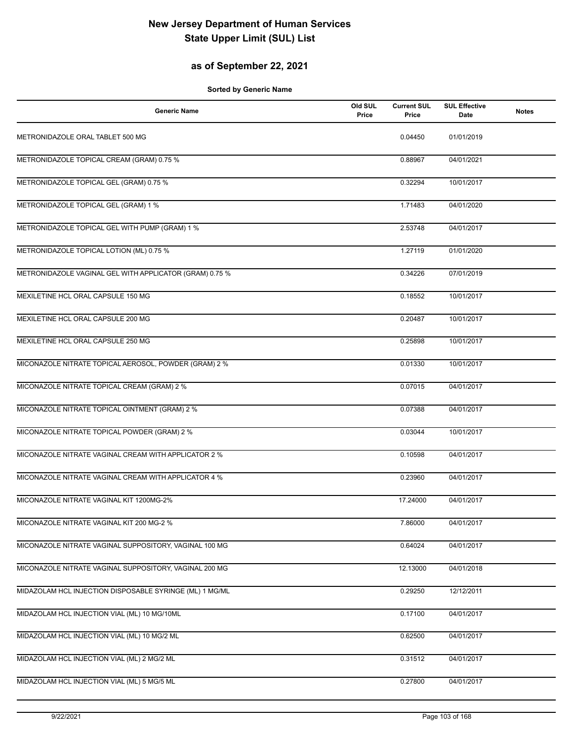# New Jersey Department of Human Services
# State Upper Limit (SUL) List

## as of September 22, 2021

**Sorted by Generic Name**

| Generic Name | Old SUL Price | Current SUL Price | SUL Effective Date | Notes |
|---|---|---|---|---|
| METRONIDAZOLE ORAL TABLET 500 MG | | 0.04450 | 01/01/2019 | |
| METRONIDAZOLE TOPICAL CREAM (GRAM) 0.75 % | | 0.88967 | 04/01/2021 | |
| METRONIDAZOLE TOPICAL GEL (GRAM) 0.75 % | | 0.32294 | 10/01/2017 | |
| METRONIDAZOLE TOPICAL GEL (GRAM) 1 % | | 1.71483 | 04/01/2020 | |
| METRONIDAZOLE TOPICAL GEL WITH PUMP (GRAM) 1 % | | 2.53748 | 04/01/2017 | |
| METRONIDAZOLE TOPICAL LOTION (ML) 0.75 % | | 1.27119 | 01/01/2020 | |
| METRONIDAZOLE VAGINAL GEL WITH APPLICATOR (GRAM) 0.75 % | | 0.34226 | 07/01/2019 | |
| MEXILETINE HCL ORAL CAPSULE 150 MG | | 0.18552 | 10/01/2017 | |
| MEXILETINE HCL ORAL CAPSULE 200 MG | | 0.20487 | 10/01/2017 | |
| MEXILETINE HCL ORAL CAPSULE 250 MG | | 0.25898 | 10/01/2017 | |
| MICONAZOLE NITRATE TOPICAL AEROSOL, POWDER (GRAM) 2 % | | 0.01330 | 10/01/2017 | |
| MICONAZOLE NITRATE TOPICAL CREAM (GRAM) 2 % | | 0.07015 | 04/01/2017 | |
| MICONAZOLE NITRATE TOPICAL OINTMENT (GRAM) 2 % | | 0.07388 | 04/01/2017 | |
| MICONAZOLE NITRATE TOPICAL POWDER (GRAM) 2 % | | 0.03044 | 10/01/2017 | |
| MICONAZOLE NITRATE VAGINAL CREAM WITH APPLICATOR 2 % | | 0.10598 | 04/01/2017 | |
| MICONAZOLE NITRATE VAGINAL CREAM WITH APPLICATOR 4 % | | 0.23960 | 04/01/2017 | |
| MICONAZOLE NITRATE VAGINAL KIT 1200MG-2% | | 17.24000 | 04/01/2017 | |
| MICONAZOLE NITRATE VAGINAL KIT 200 MG-2 % | | 7.86000 | 04/01/2017 | |
| MICONAZOLE NITRATE VAGINAL SUPPOSITORY, VAGINAL 100 MG | | 0.64024 | 04/01/2017 | |
| MICONAZOLE NITRATE VAGINAL SUPPOSITORY, VAGINAL 200 MG | | 12.13000 | 04/01/2018 | |
| MIDAZOLAM HCL INJECTION DISPOSABLE SYRINGE (ML) 1 MG/ML | | 0.29250 | 12/12/2011 | |
| MIDAZOLAM HCL INJECTION VIAL (ML) 10 MG/10ML | | 0.17100 | 04/01/2017 | |
| MIDAZOLAM HCL INJECTION VIAL (ML) 10 MG/2 ML | | 0.62500 | 04/01/2017 | |
| MIDAZOLAM HCL INJECTION VIAL (ML) 2 MG/2 ML | | 0.31512 | 04/01/2017 | |
| MIDAZOLAM HCL INJECTION VIAL (ML) 5 MG/5 ML | | 0.27800 | 04/01/2017 | |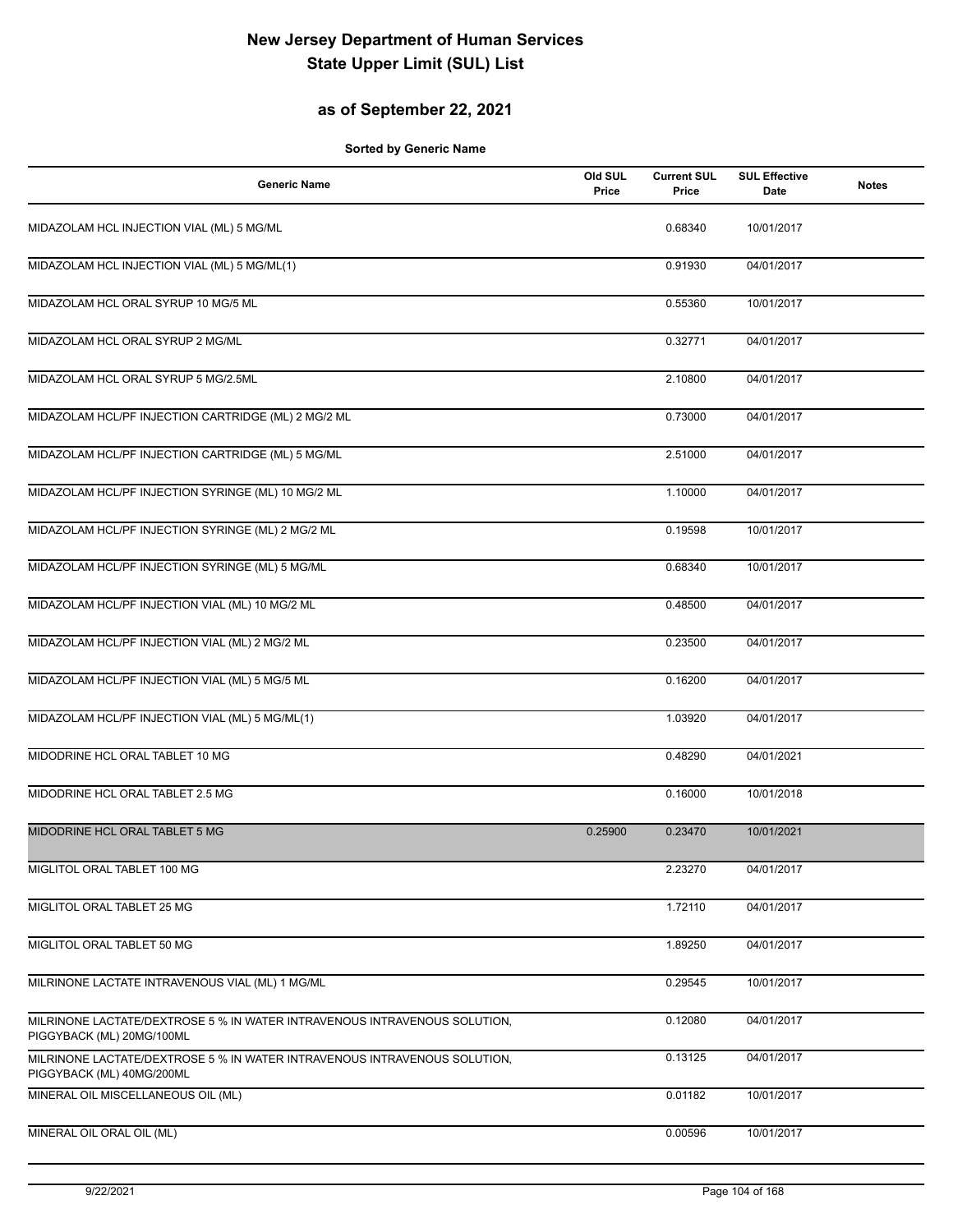# New Jersey Department of Human Services
# State Upper Limit (SUL) List

## as of September 22, 2021

**Sorted by Generic Name**

| Generic Name | Old SUL Price | Current SUL Price | SUL Effective Date | Notes |
|---|---|---|---|---|
| MIDAZOLAM HCL INJECTION VIAL (ML) 5 MG/ML | | 0.68340 | 10/01/2017 | |
| MIDAZOLAM HCL INJECTION VIAL (ML) 5 MG/ML(1) | | 0.91930 | 04/01/2017 | |
| MIDAZOLAM HCL ORAL SYRUP 10 MG/5 ML | | 0.55360 | 10/01/2017 | |
| MIDAZOLAM HCL ORAL SYRUP 2 MG/ML | | 0.32771 | 04/01/2017 | |
| MIDAZOLAM HCL ORAL SYRUP 5 MG/2.5ML | | 2.10800 | 04/01/2017 | |
| MIDAZOLAM HCL/PF INJECTION CARTRIDGE (ML) 2 MG/2 ML | | 0.73000 | 04/01/2017 | |
| MIDAZOLAM HCL/PF INJECTION CARTRIDGE (ML) 5 MG/ML | | 2.51000 | 04/01/2017 | |
| MIDAZOLAM HCL/PF INJECTION SYRINGE (ML) 10 MG/2 ML | | 1.10000 | 04/01/2017 | |
| MIDAZOLAM HCL/PF INJECTION SYRINGE (ML) 2 MG/2 ML | | 0.19598 | 10/01/2017 | |
| MIDAZOLAM HCL/PF INJECTION SYRINGE (ML) 5 MG/ML | | 0.68340 | 10/01/2017 | |
| MIDAZOLAM HCL/PF INJECTION VIAL (ML) 10 MG/2 ML | | 0.48500 | 04/01/2017 | |
| MIDAZOLAM HCL/PF INJECTION VIAL (ML) 2 MG/2 ML | | 0.23500 | 04/01/2017 | |
| MIDAZOLAM HCL/PF INJECTION VIAL (ML) 5 MG/5 ML | | 0.16200 | 04/01/2017 | |
| MIDAZOLAM HCL/PF INJECTION VIAL (ML) 5 MG/ML(1) | | 1.03920 | 04/01/2017 | |
| MIDODRINE HCL ORAL TABLET 10 MG | | 0.48290 | 04/01/2021 | |
| MIDODRINE HCL ORAL TABLET 2.5 MG | | 0.16000 | 10/01/2018 | |
| MIDODRINE HCL ORAL TABLET 5 MG | 0.25900 | 0.23470 | 10/01/2021 | |
| MIGLITOL ORAL TABLET 100 MG | | 2.23270 | 04/01/2017 | |
| MIGLITOL ORAL TABLET 25 MG | | 1.72110 | 04/01/2017 | |
| MIGLITOL ORAL TABLET 50 MG | | 1.89250 | 04/01/2017 | |
| MILRINONE LACTATE INTRAVENOUS VIAL (ML) 1 MG/ML | | 0.29545 | 10/01/2017 | |
| MILRINONE LACTATE/DEXTROSE 5 % IN WATER INTRAVENOUS INTRAVENOUS SOLUTION, PIGGYBACK (ML) 20MG/100ML | | 0.12080 | 04/01/2017 | |
| MILRINONE LACTATE/DEXTROSE 5 % IN WATER INTRAVENOUS INTRAVENOUS SOLUTION, PIGGYBACK (ML) 40MG/200ML | | 0.13125 | 04/01/2017 | |
| MINERAL OIL MISCELLANEOUS OIL (ML) | | 0.01182 | 10/01/2017 | |
| MINERAL OIL ORAL OIL (ML) | | 0.00596 | 10/01/2017 | |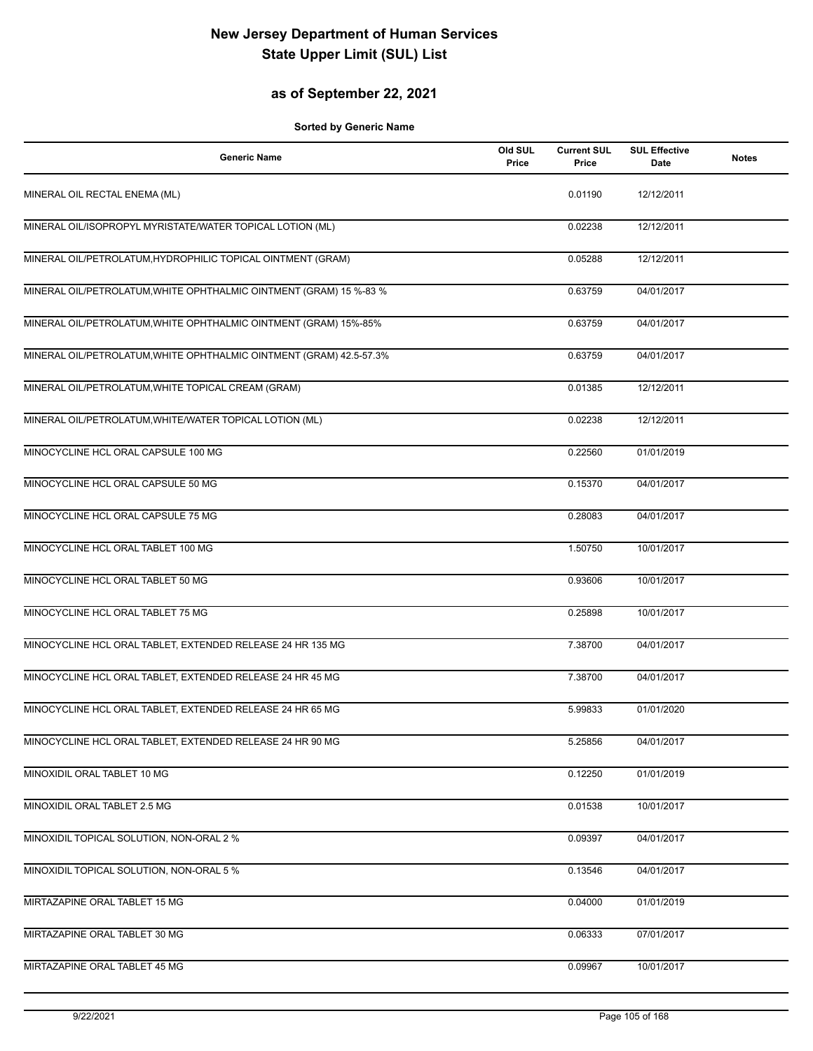# New Jersey Department of Human Services
# State Upper Limit (SUL) List

## as of September 22, 2021

**Sorted by Generic Name**

| Generic Name | Old SUL Price | Current SUL Price | SUL Effective Date | Notes |
|---|---|---|---|---|
| MINERAL OIL RECTAL ENEMA (ML) | | 0.01190 | 12/12/2011 | |
| MINERAL OIL/ISOPROPYL MYRISTATE/WATER TOPICAL LOTION (ML) | | 0.02238 | 12/12/2011 | |
| MINERAL OIL/PETROLATUM,HYDROPHILIC TOPICAL OINTMENT (GRAM) | | 0.05288 | 12/12/2011 | |
| MINERAL OIL/PETROLATUM,WHITE OPHTHALMIC OINTMENT (GRAM) 15 %-83 % | | 0.63759 | 04/01/2017 | |
| MINERAL OIL/PETROLATUM,WHITE OPHTHALMIC OINTMENT (GRAM) 15%-85% | | 0.63759 | 04/01/2017 | |
| MINERAL OIL/PETROLATUM,WHITE OPHTHALMIC OINTMENT (GRAM) 42.5-57.3% | | 0.63759 | 04/01/2017 | |
| MINERAL OIL/PETROLATUM,WHITE TOPICAL CREAM (GRAM) | | 0.01385 | 12/12/2011 | |
| MINERAL OIL/PETROLATUM,WHITE/WATER TOPICAL LOTION (ML) | | 0.02238 | 12/12/2011 | |
| MINOCYCLINE HCL ORAL CAPSULE 100 MG | | 0.22560 | 01/01/2019 | |
| MINOCYCLINE HCL ORAL CAPSULE 50 MG | | 0.15370 | 04/01/2017 | |
| MINOCYCLINE HCL ORAL CAPSULE 75 MG | | 0.28083 | 04/01/2017 | |
| MINOCYCLINE HCL ORAL TABLET 100 MG | | 1.50750 | 10/01/2017 | |
| MINOCYCLINE HCL ORAL TABLET 50 MG | | 0.93606 | 10/01/2017 | |
| MINOCYCLINE HCL ORAL TABLET 75 MG | | 0.25898 | 10/01/2017 | |
| MINOCYCLINE HCL ORAL TABLET, EXTENDED RELEASE 24 HR 135 MG | | 7.38700 | 04/01/2017 | |
| MINOCYCLINE HCL ORAL TABLET, EXTENDED RELEASE 24 HR 45 MG | | 7.38700 | 04/01/2017 | |
| MINOCYCLINE HCL ORAL TABLET, EXTENDED RELEASE 24 HR 65 MG | | 5.99833 | 01/01/2020 | |
| MINOCYCLINE HCL ORAL TABLET, EXTENDED RELEASE 24 HR 90 MG | | 5.25856 | 04/01/2017 | |
| MINOXIDIL ORAL TABLET 10 MG | | 0.12250 | 01/01/2019 | |
| MINOXIDIL ORAL TABLET 2.5 MG | | 0.01538 | 10/01/2017 | |
| MINOXIDIL TOPICAL SOLUTION, NON-ORAL 2 % | | 0.09397 | 04/01/2017 | |
| MINOXIDIL TOPICAL SOLUTION, NON-ORAL 5 % | | 0.13546 | 04/01/2017 | |
| MIRTAZAPINE ORAL TABLET 15 MG | | 0.04000 | 01/01/2019 | |
| MIRTAZAPINE ORAL TABLET 30 MG | | 0.06333 | 07/01/2017 | |
| MIRTAZAPINE ORAL TABLET 45 MG | | 0.09967 | 10/01/2017 | |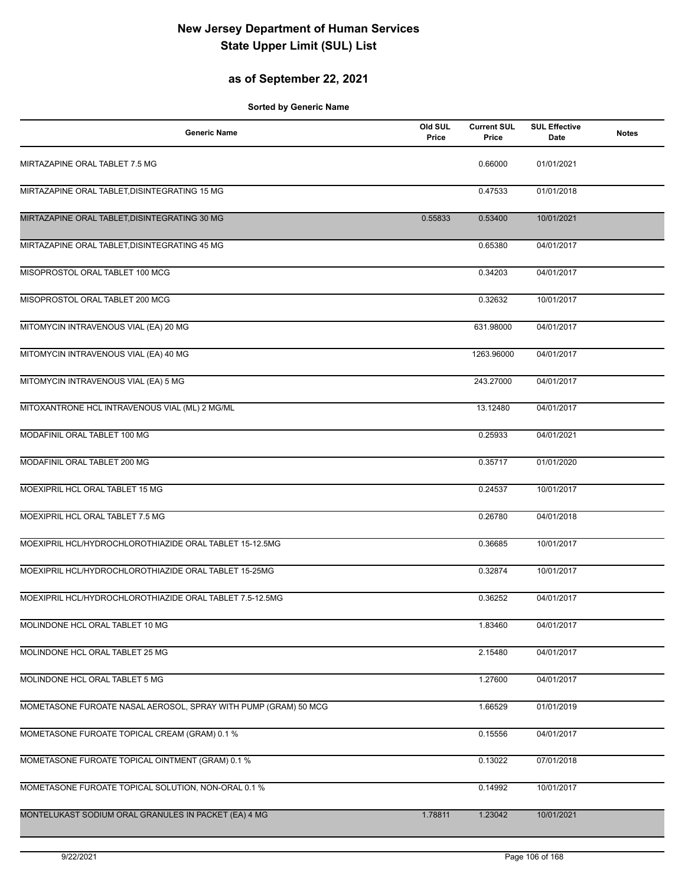# New Jersey Department of Human Services
# State Upper Limit (SUL) List

## as of September 22, 2021

**Sorted by Generic Name**

| Generic Name | Old SUL Price | Current SUL Price | SUL Effective Date | Notes |
|---|---|---|---|---|
| MIRTAZAPINE ORAL TABLET 7.5 MG | | 0.66000 | 01/01/2021 | |
| MIRTAZAPINE ORAL TABLET,DISINTEGRATING 15 MG | | 0.47533 | 01/01/2018 | |
| MIRTAZAPINE ORAL TABLET,DISINTEGRATING 30 MG | 0.55833 | 0.53400 | 10/01/2021 | |
| MIRTAZAPINE ORAL TABLET,DISINTEGRATING 45 MG | | 0.65380 | 04/01/2017 | |
| MISOPROSTOL ORAL TABLET 100 MCG | | 0.34203 | 04/01/2017 | |
| MISOPROSTOL ORAL TABLET 200 MCG | | 0.32632 | 10/01/2017 | |
| MITOMYCIN INTRAVENOUS VIAL (EA) 20 MG | | 631.98000 | 04/01/2017 | |
| MITOMYCIN INTRAVENOUS VIAL (EA) 40 MG | | 1263.96000 | 04/01/2017 | |
| MITOMYCIN INTRAVENOUS VIAL (EA) 5 MG | | 243.27000 | 04/01/2017 | |
| MITOXANTRONE HCL INTRAVENOUS VIAL (ML) 2 MG/ML | | 13.12480 | 04/01/2017 | |
| MODAFINIL ORAL TABLET 100 MG | | 0.25933 | 04/01/2021 | |
| MODAFINIL ORAL TABLET 200 MG | | 0.35717 | 01/01/2020 | |
| MOEXIPRIL HCL ORAL TABLET 15 MG | | 0.24537 | 10/01/2017 | |
| MOEXIPRIL HCL ORAL TABLET 7.5 MG | | 0.26780 | 04/01/2018 | |
| MOEXIPRIL HCL/HYDROCHLOROTHIAZIDE ORAL TABLET 15-12.5MG | | 0.36685 | 10/01/2017 | |
| MOEXIPRIL HCL/HYDROCHLOROTHIAZIDE ORAL TABLET 15-25MG | | 0.32874 | 10/01/2017 | |
| MOEXIPRIL HCL/HYDROCHLOROTHIAZIDE ORAL TABLET 7.5-12.5MG | | 0.36252 | 04/01/2017 | |
| MOLINDONE HCL ORAL TABLET 10 MG | | 1.83460 | 04/01/2017 | |
| MOLINDONE HCL ORAL TABLET 25 MG | | 2.15480 | 04/01/2017 | |
| MOLINDONE HCL ORAL TABLET 5 MG | | 1.27600 | 04/01/2017 | |
| MOMETASONE FUROATE NASAL AEROSOL, SPRAY WITH PUMP (GRAM) 50 MCG | | 1.66529 | 01/01/2019 | |
| MOMETASONE FUROATE TOPICAL CREAM (GRAM) 0.1 % | | 0.15556 | 04/01/2017 | |
| MOMETASONE FUROATE TOPICAL OINTMENT (GRAM) 0.1 % | | 0.13022 | 07/01/2018 | |
| MOMETASONE FUROATE TOPICAL SOLUTION, NON-ORAL 0.1 % | | 0.14992 | 10/01/2017 | |
| MONTELUKAST SODIUM ORAL GRANULES IN PACKET (EA) 4 MG | 1.78811 | 1.23042 | 10/01/2021 | |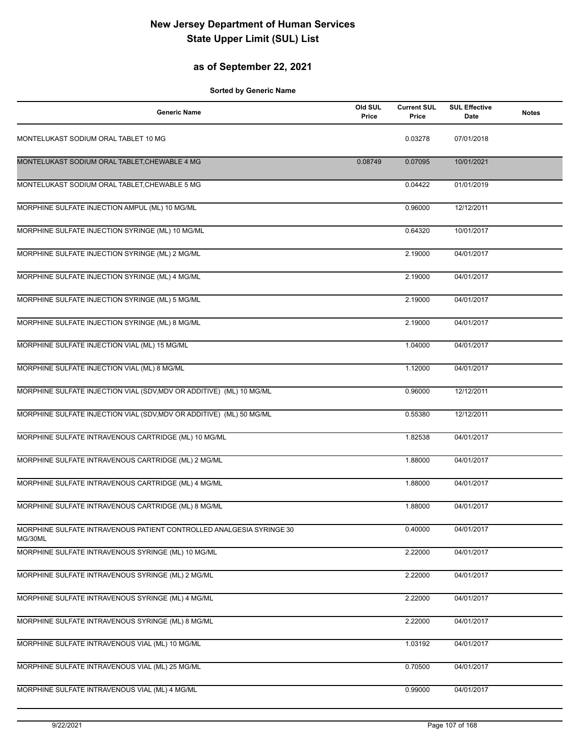# New Jersey Department of Human Services
# State Upper Limit (SUL) List

## as of September 22, 2021

**Sorted by Generic Name**

| Generic Name | Old SUL Price | Current SUL Price | SUL Effective Date | Notes |
|---|---|---|---|---|
| MONTELUKAST SODIUM ORAL TABLET 10 MG | | 0.03278 | 07/01/2018 | |
| MONTELUKAST SODIUM ORAL TABLET,CHEWABLE 4 MG | 0.08749 | 0.07095 | 10/01/2021 | |
| MONTELUKAST SODIUM ORAL TABLET,CHEWABLE 5 MG | | 0.04422 | 01/01/2019 | |
| MORPHINE SULFATE INJECTION AMPUL (ML) 10 MG/ML | | 0.96000 | 12/12/2011 | |
| MORPHINE SULFATE INJECTION SYRINGE (ML) 10 MG/ML | | 0.64320 | 10/01/2017 | |
| MORPHINE SULFATE INJECTION SYRINGE (ML) 2 MG/ML | | 2.19000 | 04/01/2017 | |
| MORPHINE SULFATE INJECTION SYRINGE (ML) 4 MG/ML | | 2.19000 | 04/01/2017 | |
| MORPHINE SULFATE INJECTION SYRINGE (ML) 5 MG/ML | | 2.19000 | 04/01/2017 | |
| MORPHINE SULFATE INJECTION SYRINGE (ML) 8 MG/ML | | 2.19000 | 04/01/2017 | |
| MORPHINE SULFATE INJECTION VIAL (ML) 15 MG/ML | | 1.04000 | 04/01/2017 | |
| MORPHINE SULFATE INJECTION VIAL (ML) 8 MG/ML | | 1.12000 | 04/01/2017 | |
| MORPHINE SULFATE INJECTION VIAL (SDV,MDV OR ADDITIVE) (ML) 10 MG/ML | | 0.96000 | 12/12/2011 | |
| MORPHINE SULFATE INJECTION VIAL (SDV,MDV OR ADDITIVE) (ML) 50 MG/ML | | 0.55380 | 12/12/2011 | |
| MORPHINE SULFATE INTRAVENOUS CARTRIDGE (ML) 10 MG/ML | | 1.82538 | 04/01/2017 | |
| MORPHINE SULFATE INTRAVENOUS CARTRIDGE (ML) 2 MG/ML | | 1.88000 | 04/01/2017 | |
| MORPHINE SULFATE INTRAVENOUS CARTRIDGE (ML) 4 MG/ML | | 1.88000 | 04/01/2017 | |
| MORPHINE SULFATE INTRAVENOUS CARTRIDGE (ML) 8 MG/ML | | 1.88000 | 04/01/2017 | |
| MORPHINE SULFATE INTRAVENOUS PATIENT CONTROLLED ANALGESIA SYRINGE 30 MG/30ML | | 0.40000 | 04/01/2017 | |
| MORPHINE SULFATE INTRAVENOUS SYRINGE (ML) 10 MG/ML | | 2.22000 | 04/01/2017 | |
| MORPHINE SULFATE INTRAVENOUS SYRINGE (ML) 2 MG/ML | | 2.22000 | 04/01/2017 | |
| MORPHINE SULFATE INTRAVENOUS SYRINGE (ML) 4 MG/ML | | 2.22000 | 04/01/2017 | |
| MORPHINE SULFATE INTRAVENOUS SYRINGE (ML) 8 MG/ML | | 2.22000 | 04/01/2017 | |
| MORPHINE SULFATE INTRAVENOUS VIAL (ML) 10 MG/ML | | 1.03192 | 04/01/2017 | |
| MORPHINE SULFATE INTRAVENOUS VIAL (ML) 25 MG/ML | | 0.70500 | 04/01/2017 | |
| MORPHINE SULFATE INTRAVENOUS VIAL (ML) 4 MG/ML | | 0.99000 | 04/01/2017 | |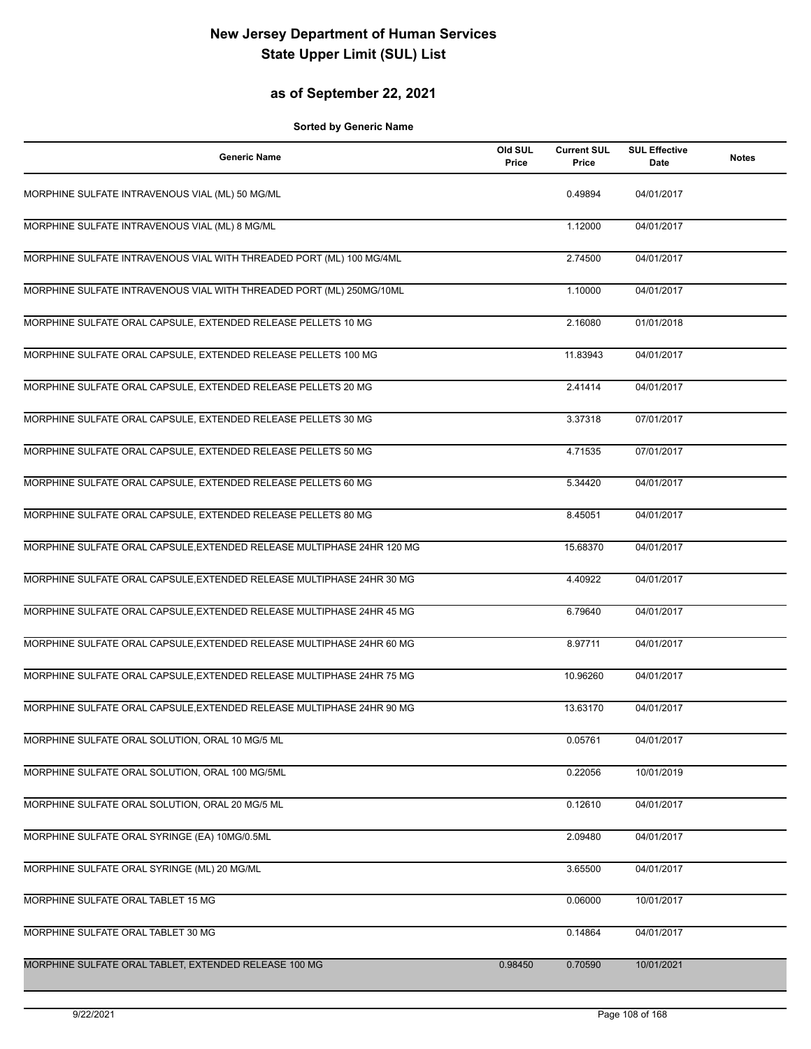# New Jersey Department of Human Services
# State Upper Limit (SUL) List

## as of September 22, 2021

**Sorted by Generic Name**

| Generic Name | Old SUL Price | Current SUL Price | SUL Effective Date | Notes |
|---|---|---|---|---|
| MORPHINE SULFATE INTRAVENOUS VIAL (ML) 50 MG/ML | | 0.49894 | 04/01/2017 | |
| MORPHINE SULFATE INTRAVENOUS VIAL (ML) 8 MG/ML | | 1.12000 | 04/01/2017 | |
| MORPHINE SULFATE INTRAVENOUS VIAL WITH THREADED PORT (ML) 100 MG/4ML | | 2.74500 | 04/01/2017 | |
| MORPHINE SULFATE INTRAVENOUS VIAL WITH THREADED PORT (ML) 250MG/10ML | | 1.10000 | 04/01/2017 | |
| MORPHINE SULFATE ORAL CAPSULE, EXTENDED RELEASE PELLETS 10 MG | | 2.16080 | 01/01/2018 | |
| MORPHINE SULFATE ORAL CAPSULE, EXTENDED RELEASE PELLETS 100 MG | | 11.83943 | 04/01/2017 | |
| MORPHINE SULFATE ORAL CAPSULE, EXTENDED RELEASE PELLETS 20 MG | | 2.41414 | 04/01/2017 | |
| MORPHINE SULFATE ORAL CAPSULE, EXTENDED RELEASE PELLETS 30 MG | | 3.37318 | 07/01/2017 | |
| MORPHINE SULFATE ORAL CAPSULE, EXTENDED RELEASE PELLETS 50 MG | | 4.71535 | 07/01/2017 | |
| MORPHINE SULFATE ORAL CAPSULE, EXTENDED RELEASE PELLETS 60 MG | | 5.34420 | 04/01/2017 | |
| MORPHINE SULFATE ORAL CAPSULE, EXTENDED RELEASE PELLETS 80 MG | | 8.45051 | 04/01/2017 | |
| MORPHINE SULFATE ORAL CAPSULE,EXTENDED RELEASE MULTIPHASE 24HR 120 MG | | 15.68370 | 04/01/2017 | |
| MORPHINE SULFATE ORAL CAPSULE,EXTENDED RELEASE MULTIPHASE 24HR 30 MG | | 4.40922 | 04/01/2017 | |
| MORPHINE SULFATE ORAL CAPSULE,EXTENDED RELEASE MULTIPHASE 24HR 45 MG | | 6.79640 | 04/01/2017 | |
| MORPHINE SULFATE ORAL CAPSULE,EXTENDED RELEASE MULTIPHASE 24HR 60 MG | | 8.97711 | 04/01/2017 | |
| MORPHINE SULFATE ORAL CAPSULE,EXTENDED RELEASE MULTIPHASE 24HR 75 MG | | 10.96260 | 04/01/2017 | |
| MORPHINE SULFATE ORAL CAPSULE,EXTENDED RELEASE MULTIPHASE 24HR 90 MG | | 13.63170 | 04/01/2017 | |
| MORPHINE SULFATE ORAL SOLUTION, ORAL 10 MG/5 ML | | 0.05761 | 04/01/2017 | |
| MORPHINE SULFATE ORAL SOLUTION, ORAL 100 MG/5ML | | 0.22056 | 10/01/2019 | |
| MORPHINE SULFATE ORAL SOLUTION, ORAL 20 MG/5 ML | | 0.12610 | 04/01/2017 | |
| MORPHINE SULFATE ORAL SYRINGE (EA) 10MG/0.5ML | | 2.09480 | 04/01/2017 | |
| MORPHINE SULFATE ORAL SYRINGE (ML) 20 MG/ML | | 3.65500 | 04/01/2017 | |
| MORPHINE SULFATE ORAL TABLET 15 MG | | 0.06000 | 10/01/2017 | |
| MORPHINE SULFATE ORAL TABLET 30 MG | | 0.14864 | 04/01/2017 | |
| MORPHINE SULFATE ORAL TABLET, EXTENDED RELEASE 100 MG | 0.98450 | 0.70590 | 10/01/2021 | |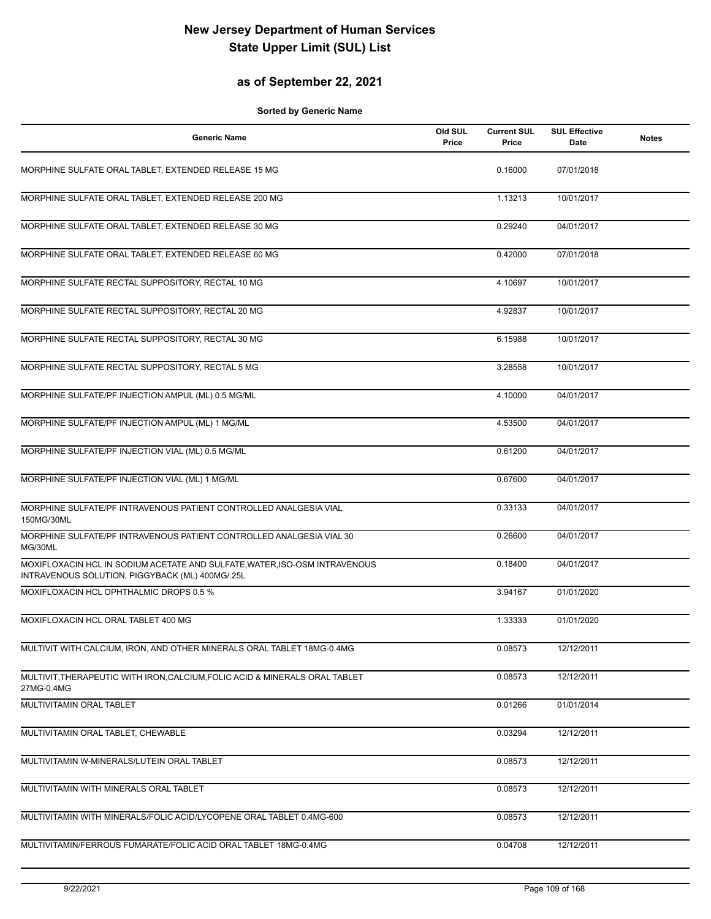# New Jersey Department of Human Services
# State Upper Limit (SUL) List

## as of September 22, 2021

**Sorted by Generic Name**

| Generic Name | Old SUL Price | Current SUL Price | SUL Effective Date | Notes |
|---|---|---|---|---|
| MORPHINE SULFATE ORAL TABLET, EXTENDED RELEASE 15 MG | | 0.16000 | 07/01/2018 | |
| MORPHINE SULFATE ORAL TABLET, EXTENDED RELEASE 200 MG | | 1.13213 | 10/01/2017 | |
| MORPHINE SULFATE ORAL TABLET, EXTENDED RELEASE 30 MG | | 0.29240 | 04/01/2017 | |
| MORPHINE SULFATE ORAL TABLET, EXTENDED RELEASE 60 MG | | 0.42000 | 07/01/2018 | |
| MORPHINE SULFATE RECTAL SUPPOSITORY, RECTAL 10 MG | | 4.10697 | 10/01/2017 | |
| MORPHINE SULFATE RECTAL SUPPOSITORY, RECTAL 20 MG | | 4.92837 | 10/01/2017 | |
| MORPHINE SULFATE RECTAL SUPPOSITORY, RECTAL 30 MG | | 6.15988 | 10/01/2017 | |
| MORPHINE SULFATE RECTAL SUPPOSITORY, RECTAL 5 MG | | 3.28558 | 10/01/2017 | |
| MORPHINE SULFATE/PF INJECTION AMPUL (ML) 0.5 MG/ML | | 4.10000 | 04/01/2017 | |
| MORPHINE SULFATE/PF INJECTION AMPUL (ML) 1 MG/ML | | 4.53500 | 04/01/2017 | |
| MORPHINE SULFATE/PF INJECTION VIAL (ML) 0.5 MG/ML | | 0.61200 | 04/01/2017 | |
| MORPHINE SULFATE/PF INJECTION VIAL (ML) 1 MG/ML | | 0.67600 | 04/01/2017 | |
| MORPHINE SULFATE/PF INTRAVENOUS PATIENT CONTROLLED ANALGESIA VIAL 150MG/30ML | | 0.33133 | 04/01/2017 | |
| MORPHINE SULFATE/PF INTRAVENOUS PATIENT CONTROLLED ANALGESIA VIAL 30 MG/30ML | | 0.26600 | 04/01/2017 | |
| MOXIFLOXACIN HCL IN SODIUM ACETATE AND SULFATE,WATER,ISO-OSM INTRAVENOUS INTRAVENOUS SOLUTION, PIGGYBACK (ML) 400MG/.25L | | 0.18400 | 04/01/2017 | |
| MOXIFLOXACIN HCL OPHTHALMIC DROPS 0.5 % | | 3.94167 | 01/01/2020 | |
| MOXIFLOXACIN HCL ORAL TABLET 400 MG | | 1.33333 | 01/01/2020 | |
| MULTIVIT WITH CALCIUM, IRON, AND OTHER MINERALS ORAL TABLET 18MG-0.4MG | | 0.08573 | 12/12/2011 | |
| MULTIVIT,THERAPEUTIC WITH IRON,CALCIUM,FOLIC ACID & MINERALS ORAL TABLET 27MG-0.4MG | | 0.08573 | 12/12/2011 | |
| MULTIVITAMIN ORAL TABLET | | 0.01266 | 01/01/2014 | |
| MULTIVITAMIN ORAL TABLET, CHEWABLE | | 0.03294 | 12/12/2011 | |
| MULTIVITAMIN W-MINERALS/LUTEIN ORAL TABLET | | 0.08573 | 12/12/2011 | |
| MULTIVITAMIN WITH MINERALS ORAL TABLET | | 0.08573 | 12/12/2011 | |
| MULTIVITAMIN WITH MINERALS/FOLIC ACID/LYCOPENE ORAL TABLET 0.4MG-600 | | 0.08573 | 12/12/2011 | |
| MULTIVITAMIN/FERROUS FUMARATE/FOLIC ACID ORAL TABLET 18MG-0.4MG | | 0.04708 | 12/12/2011 | |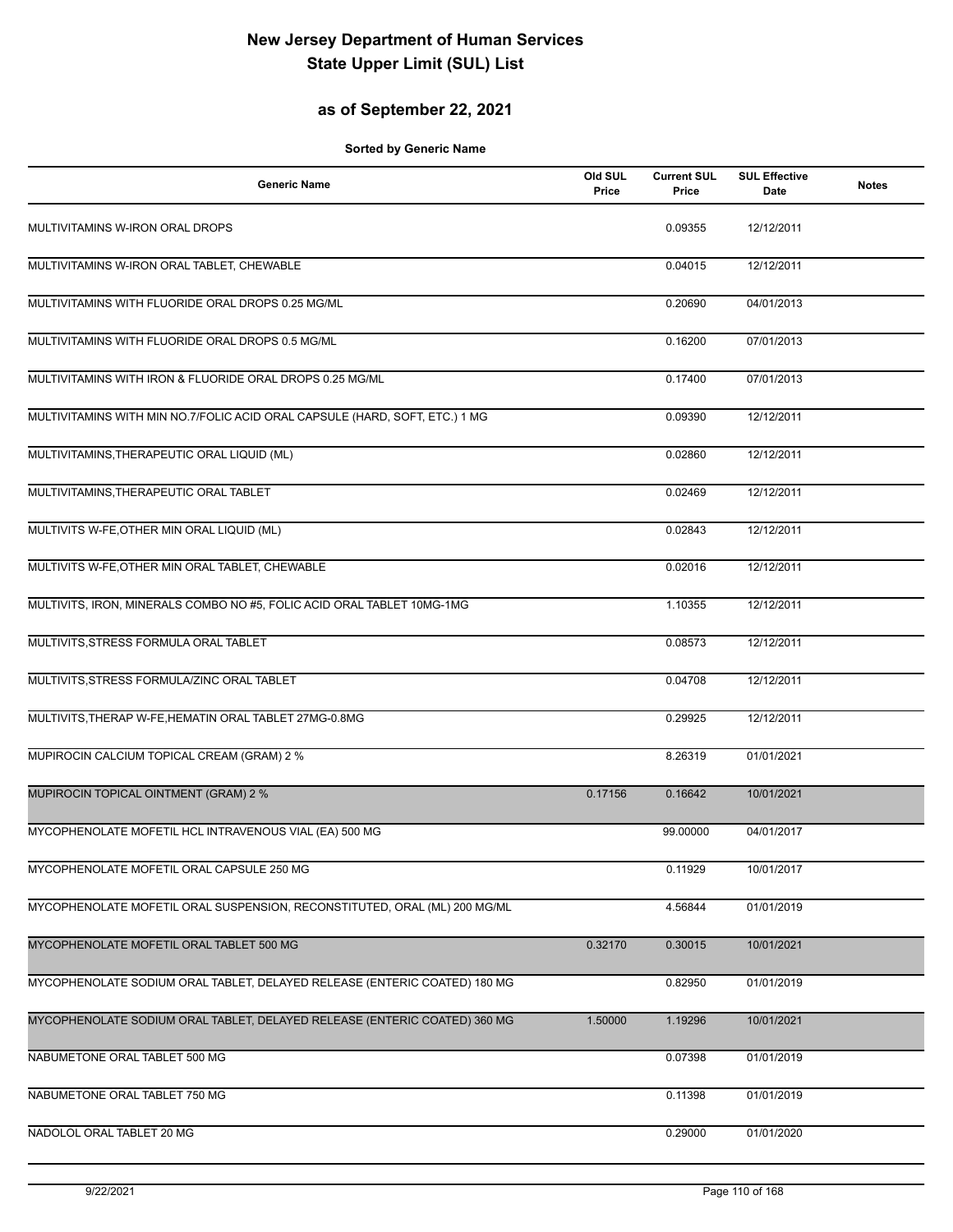# New Jersey Department of Human Services
# State Upper Limit (SUL) List

## as of September 22, 2021

**Sorted by Generic Name**

| Generic Name | Old SUL Price | Current SUL Price | SUL Effective Date | Notes |
|---|---|---|---|---|
| MULTIVITAMINS W-IRON ORAL DROPS | | 0.09355 | 12/12/2011 | |
| MULTIVITAMINS W-IRON ORAL TABLET, CHEWABLE | | 0.04015 | 12/12/2011 | |
| MULTIVITAMINS WITH FLUORIDE ORAL DROPS 0.25 MG/ML | | 0.20690 | 04/01/2013 | |
| MULTIVITAMINS WITH FLUORIDE ORAL DROPS 0.5 MG/ML | | 0.16200 | 07/01/2013 | |
| MULTIVITAMINS WITH IRON & FLUORIDE ORAL DROPS 0.25 MG/ML | | 0.17400 | 07/01/2013 | |
| MULTIVITAMINS WITH MIN NO.7/FOLIC ACID ORAL CAPSULE (HARD, SOFT, ETC.) 1 MG | | 0.09390 | 12/12/2011 | |
| MULTIVITAMINS,THERAPEUTIC ORAL LIQUID (ML) | | 0.02860 | 12/12/2011 | |
| MULTIVITAMINS,THERAPEUTIC ORAL TABLET | | 0.02469 | 12/12/2011 | |
| MULTIVITS W-FE,OTHER MIN ORAL LIQUID (ML) | | 0.02843 | 12/12/2011 | |
| MULTIVITS W-FE,OTHER MIN ORAL TABLET, CHEWABLE | | 0.02016 | 12/12/2011 | |
| MULTIVITS, IRON, MINERALS COMBO NO #5, FOLIC ACID ORAL TABLET 10MG-1MG | | 1.10355 | 12/12/2011 | |
| MULTIVITS,STRESS FORMULA ORAL TABLET | | 0.08573 | 12/12/2011 | |
| MULTIVITS,STRESS FORMULA/ZINC ORAL TABLET | | 0.04708 | 12/12/2011 | |
| MULTIVITS,THERAP W-FE,HEMATIN ORAL TABLET 27MG-0.8MG | | 0.29925 | 12/12/2011 | |
| MUPIROCIN CALCIUM TOPICAL CREAM (GRAM) 2 % | | 8.26319 | 01/01/2021 | |
| MUPIROCIN TOPICAL OINTMENT (GRAM) 2 % | 0.17156 | 0.16642 | 10/01/2021 | |
| MYCOPHENOLATE MOFETIL HCL INTRAVENOUS VIAL (EA) 500 MG | | 99.00000 | 04/01/2017 | |
| MYCOPHENOLATE MOFETIL ORAL CAPSULE 250 MG | | 0.11929 | 10/01/2017 | |
| MYCOPHENOLATE MOFETIL ORAL SUSPENSION, RECONSTITUTED, ORAL (ML) 200 MG/ML | | 4.56844 | 01/01/2019 | |
| MYCOPHENOLATE MOFETIL ORAL TABLET 500 MG | 0.32170 | 0.30015 | 10/01/2021 | |
| MYCOPHENOLATE SODIUM ORAL TABLET, DELAYED RELEASE (ENTERIC COATED) 180 MG | | 0.82950 | 01/01/2019 | |
| MYCOPHENOLATE SODIUM ORAL TABLET, DELAYED RELEASE (ENTERIC COATED) 360 MG | 1.50000 | 1.19296 | 10/01/2021 | |
| NABUMETONE ORAL TABLET 500 MG | | 0.07398 | 01/01/2019 | |
| NABUMETONE ORAL TABLET 750 MG | | 0.11398 | 01/01/2019 | |
| NADOLOL ORAL TABLET 20 MG | | 0.29000 | 01/01/2020 | |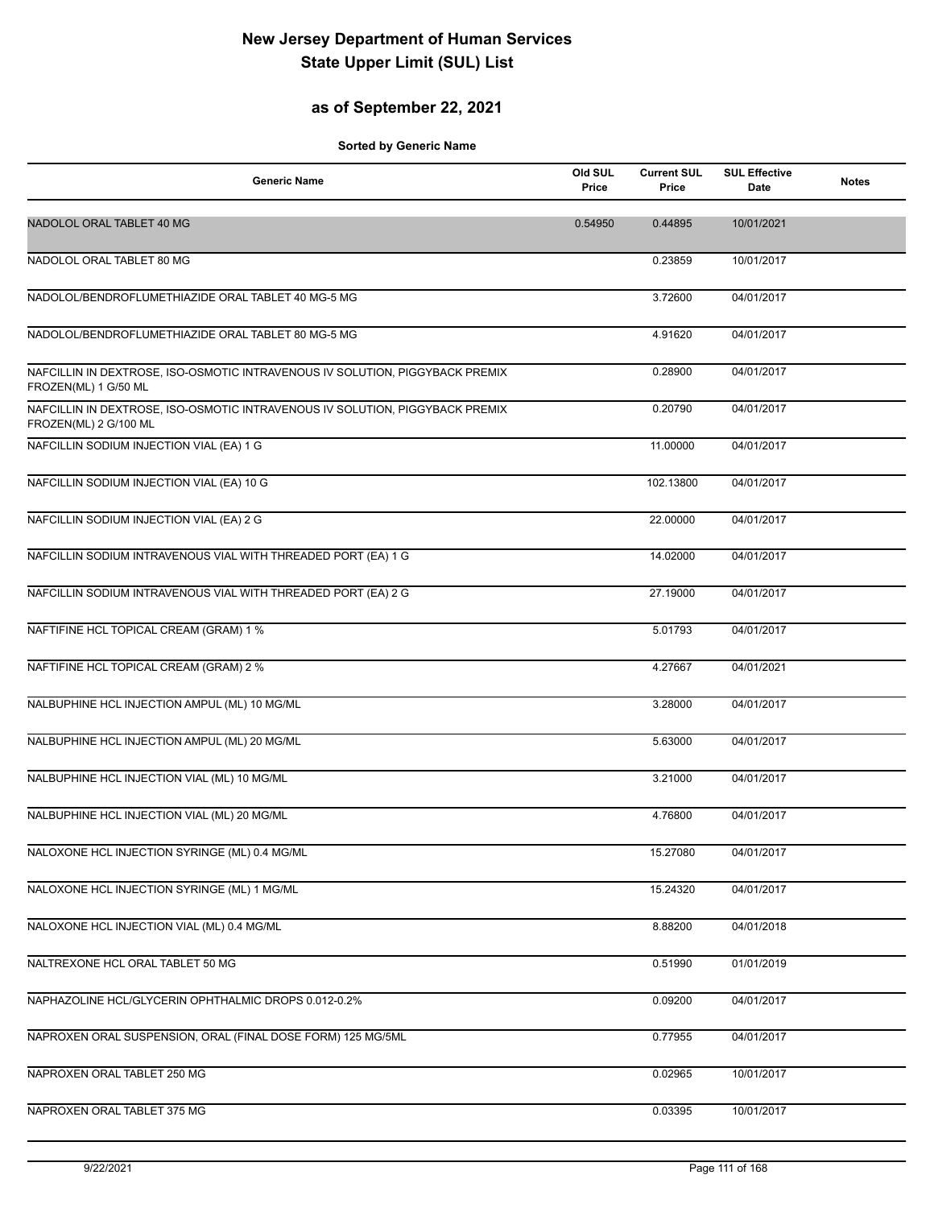# New Jersey Department of Human Services
# State Upper Limit (SUL) List

## as of September 22, 2021

**Sorted by Generic Name**

| Generic Name | Old SUL Price | Current SUL Price | SUL Effective Date | Notes |
|---|---|---|---|---|
| NADOLOL ORAL TABLET 40 MG | 0.54950 | 0.44895 | 10/01/2021 | |
| NADOLOL ORAL TABLET 80 MG | | 0.23859 | 10/01/2017 | |
| NADOLOL/BENDROFLUMETHIAZIDE ORAL TABLET 40 MG-5 MG | | 3.72600 | 04/01/2017 | |
| NADOLOL/BENDROFLUMETHIAZIDE ORAL TABLET 80 MG-5 MG | | 4.91620 | 04/01/2017 | |
| NAFCILLIN IN DEXTROSE, ISO-OSMOTIC INTRAVENOUS IV SOLUTION, PIGGYBACK PREMIX FROZEN(ML) 1 G/50 ML | | 0.28900 | 04/01/2017 | |
| NAFCILLIN IN DEXTROSE, ISO-OSMOTIC INTRAVENOUS IV SOLUTION, PIGGYBACK PREMIX FROZEN(ML) 2 G/100 ML | | 0.20790 | 04/01/2017 | |
| NAFCILLIN SODIUM INJECTION VIAL (EA) 1 G | | 11.00000 | 04/01/2017 | |
| NAFCILLIN SODIUM INJECTION VIAL (EA) 10 G | | 102.13800 | 04/01/2017 | |
| NAFCILLIN SODIUM INJECTION VIAL (EA) 2 G | | 22.00000 | 04/01/2017 | |
| NAFCILLIN SODIUM INTRAVENOUS VIAL WITH THREADED PORT (EA) 1 G | | 14.02000 | 04/01/2017 | |
| NAFCILLIN SODIUM INTRAVENOUS VIAL WITH THREADED PORT (EA) 2 G | | 27.19000 | 04/01/2017 | |
| NAFTIFINE HCL TOPICAL CREAM (GRAM) 1 % | | 5.01793 | 04/01/2017 | |
| NAFTIFINE HCL TOPICAL CREAM (GRAM) 2 % | | 4.27667 | 04/01/2021 | |
| NALBUPHINE HCL INJECTION AMPUL (ML) 10 MG/ML | | 3.28000 | 04/01/2017 | |
| NALBUPHINE HCL INJECTION AMPUL (ML) 20 MG/ML | | 5.63000 | 04/01/2017 | |
| NALBUPHINE HCL INJECTION VIAL (ML) 10 MG/ML | | 3.21000 | 04/01/2017 | |
| NALBUPHINE HCL INJECTION VIAL (ML) 20 MG/ML | | 4.76800 | 04/01/2017 | |
| NALOXONE HCL INJECTION SYRINGE (ML) 0.4 MG/ML | | 15.27080 | 04/01/2017 | |
| NALOXONE HCL INJECTION SYRINGE (ML) 1 MG/ML | | 15.24320 | 04/01/2017 | |
| NALOXONE HCL INJECTION VIAL (ML) 0.4 MG/ML | | 8.88200 | 04/01/2018 | |
| NALTREXONE HCL ORAL TABLET 50 MG | | 0.51990 | 01/01/2019 | |
| NAPHAZOLINE HCL/GLYCERIN OPHTHALMIC DROPS 0.012-0.2% | | 0.09200 | 04/01/2017 | |
| NAPROXEN ORAL SUSPENSION, ORAL (FINAL DOSE FORM) 125 MG/5ML | | 0.77955 | 04/01/2017 | |
| NAPROXEN ORAL TABLET 250 MG | | 0.02965 | 10/01/2017 | |
| NAPROXEN ORAL TABLET 375 MG | | 0.03395 | 10/01/2017 | |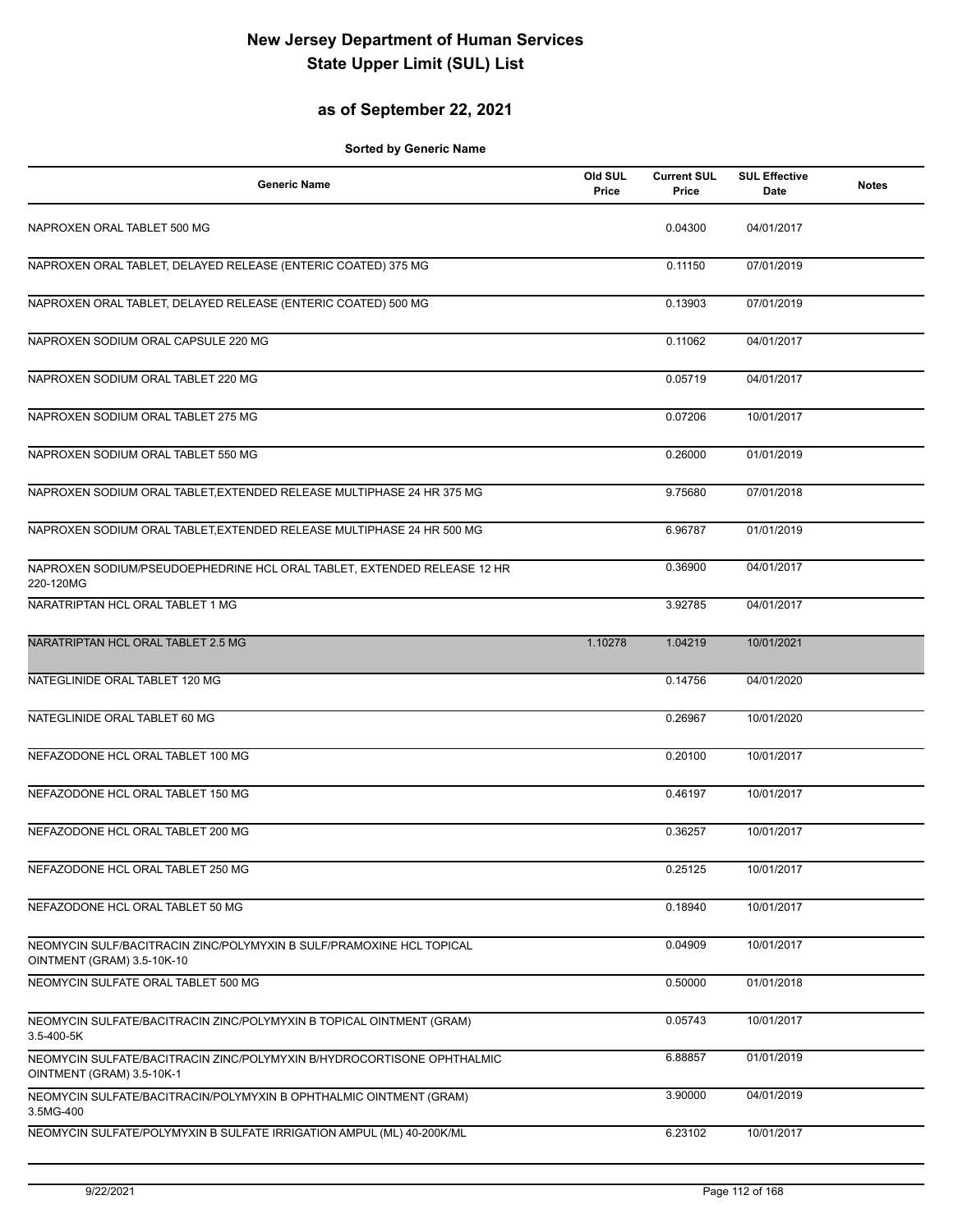# New Jersey Department of Human Services
# State Upper Limit (SUL) List

## as of September 22, 2021

**Sorted by Generic Name**

| Generic Name | Old SUL Price | Current SUL Price | SUL Effective Date | Notes |
|---|---|---|---|---|
| NAPROXEN ORAL TABLET 500 MG | | 0.04300 | 04/01/2017 | |
| NAPROXEN ORAL TABLET, DELAYED RELEASE (ENTERIC COATED) 375 MG | | 0.11150 | 07/01/2019 | |
| NAPROXEN ORAL TABLET, DELAYED RELEASE (ENTERIC COATED) 500 MG | | 0.13903 | 07/01/2019 | |
| NAPROXEN SODIUM ORAL CAPSULE 220 MG | | 0.11062 | 04/01/2017 | |
| NAPROXEN SODIUM ORAL TABLET 220 MG | | 0.05719 | 04/01/2017 | |
| NAPROXEN SODIUM ORAL TABLET 275 MG | | 0.07206 | 10/01/2017 | |
| NAPROXEN SODIUM ORAL TABLET 550 MG | | 0.26000 | 01/01/2019 | |
| NAPROXEN SODIUM ORAL TABLET,EXTENDED RELEASE MULTIPHASE 24 HR 375 MG | | 9.75680 | 07/01/2018 | |
| NAPROXEN SODIUM ORAL TABLET,EXTENDED RELEASE MULTIPHASE 24 HR 500 MG | | 6.96787 | 01/01/2019 | |
| NAPROXEN SODIUM/PSEUDOEPHEDRINE HCL ORAL TABLET, EXTENDED RELEASE 12 HR 220-120MG | | 0.36900 | 04/01/2017 | |
| NARATRIPTAN HCL ORAL TABLET 1 MG | | 3.92785 | 04/01/2017 | |
| NARATRIPTAN HCL ORAL TABLET 2.5 MG | 1.10278 | 1.04219 | 10/01/2021 | |
| NATEGLINIDE ORAL TABLET 120 MG | | 0.14756 | 04/01/2020 | |
| NATEGLINIDE ORAL TABLET 60 MG | | 0.26967 | 10/01/2020 | |
| NEFAZODONE HCL ORAL TABLET 100 MG | | 0.20100 | 10/01/2017 | |
| NEFAZODONE HCL ORAL TABLET 150 MG | | 0.46197 | 10/01/2017 | |
| NEFAZODONE HCL ORAL TABLET 200 MG | | 0.36257 | 10/01/2017 | |
| NEFAZODONE HCL ORAL TABLET 250 MG | | 0.25125 | 10/01/2017 | |
| NEFAZODONE HCL ORAL TABLET 50 MG | | 0.18940 | 10/01/2017 | |
| NEOMYCIN SULF/BACITRACIN ZINC/POLYMYXIN B SULF/PRAMOXINE HCL TOPICAL OINTMENT (GRAM) 3.5-10K-10 | | 0.04909 | 10/01/2017 | |
| NEOMYCIN SULFATE ORAL TABLET 500 MG | | 0.50000 | 01/01/2018 | |
| NEOMYCIN SULFATE/BACITRACIN ZINC/POLYMYXIN B TOPICAL OINTMENT (GRAM) 3.5-400-5K | | 0.05743 | 10/01/2017 | |
| NEOMYCIN SULFATE/BACITRACIN ZINC/POLYMYXIN B/HYDROCORTISONE OPHTHALMIC OINTMENT (GRAM) 3.5-10K-1 | | 6.88857 | 01/01/2019 | |
| NEOMYCIN SULFATE/BACITRACIN/POLYMYXIN B OPHTHALMIC OINTMENT (GRAM) 3.5MG-400 | | 3.90000 | 04/01/2019 | |
| NEOMYCIN SULFATE/POLYMYXIN B SULFATE IRRIGATION AMPUL (ML) 40-200K/ML | | 6.23102 | 10/01/2017 | |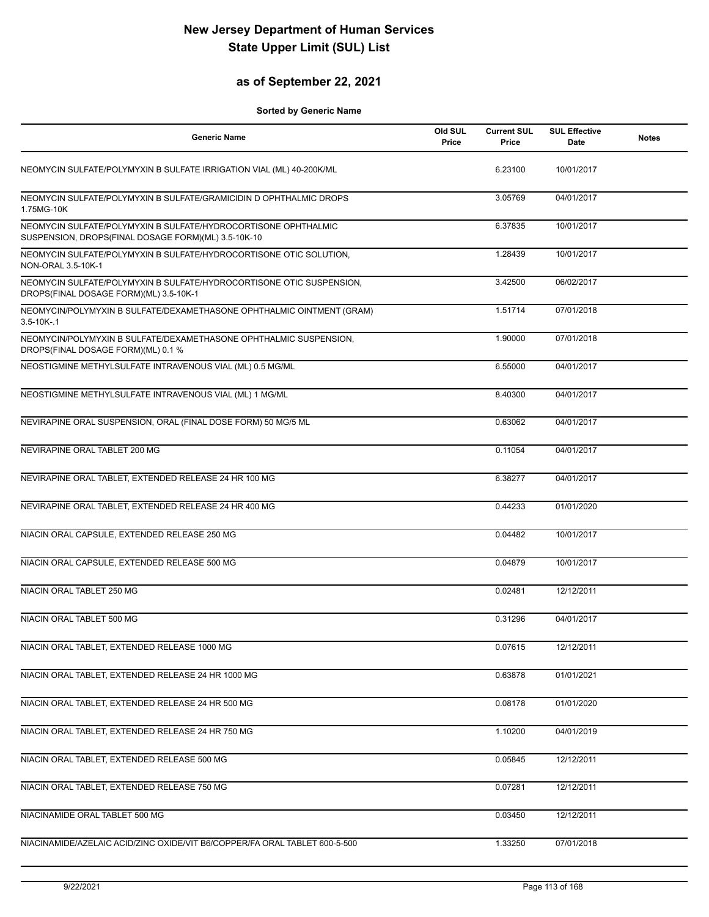# New Jersey Department of Human Services
# State Upper Limit (SUL) List

## as of September 22, 2021

**Sorted by Generic Name**

| Generic Name | Old SUL Price | Current SUL Price | SUL Effective Date | Notes |
|---|---|---|---|---|
| NEOMYCIN SULFATE/POLYMYXIN B SULFATE IRRIGATION VIAL (ML) 40-200K/ML | | 6.23100 | 10/01/2017 | |
| NEOMYCIN SULFATE/POLYMYXIN B SULFATE/GRAMICIDIN D OPHTHALMIC DROPS 1.75MG-10K | | 3.05769 | 04/01/2017 | |
| NEOMYCIN SULFATE/POLYMYXIN B SULFATE/HYDROCORTISONE OPHTHALMIC SUSPENSION, DROPS(FINAL DOSAGE FORM)(ML) 3.5-10K-10 | | 6.37835 | 10/01/2017 | |
| NEOMYCIN SULFATE/POLYMYXIN B SULFATE/HYDROCORTISONE OTIC SOLUTION, NON-ORAL 3.5-10K-1 | | 1.28439 | 10/01/2017 | |
| NEOMYCIN SULFATE/POLYMYXIN B SULFATE/HYDROCORTISONE OTIC SUSPENSION, DROPS(FINAL DOSAGE FORM)(ML) 3.5-10K-1 | | 3.42500 | 06/02/2017 | |
| NEOMYCIN/POLYMYXIN B SULFATE/DEXAMETHASONE OPHTHALMIC OINTMENT (GRAM) 3.5-10K-.1 | | 1.51714 | 07/01/2018 | |
| NEOMYCIN/POLYMYXIN B SULFATE/DEXAMETHASONE OPHTHALMIC SUSPENSION, DROPS(FINAL DOSAGE FORM)(ML) 0.1 % | | 1.90000 | 07/01/2018 | |
| NEOSTIGMINE METHYLSULFATE INTRAVENOUS VIAL (ML) 0.5 MG/ML | | 6.55000 | 04/01/2017 | |
| NEOSTIGMINE METHYLSULFATE INTRAVENOUS VIAL (ML) 1 MG/ML | | 8.40300 | 04/01/2017 | |
| NEVIRAPINE ORAL SUSPENSION, ORAL (FINAL DOSE FORM) 50 MG/5 ML | | 0.63062 | 04/01/2017 | |
| NEVIRAPINE ORAL TABLET 200 MG | | 0.11054 | 04/01/2017 | |
| NEVIRAPINE ORAL TABLET, EXTENDED RELEASE 24 HR 100 MG | | 6.38277 | 04/01/2017 | |
| NEVIRAPINE ORAL TABLET, EXTENDED RELEASE 24 HR 400 MG | | 0.44233 | 01/01/2020 | |
| NIACIN ORAL CAPSULE, EXTENDED RELEASE 250 MG | | 0.04482 | 10/01/2017 | |
| NIACIN ORAL CAPSULE, EXTENDED RELEASE 500 MG | | 0.04879 | 10/01/2017 | |
| NIACIN ORAL TABLET 250 MG | | 0.02481 | 12/12/2011 | |
| NIACIN ORAL TABLET 500 MG | | 0.31296 | 04/01/2017 | |
| NIACIN ORAL TABLET, EXTENDED RELEASE 1000 MG | | 0.07615 | 12/12/2011 | |
| NIACIN ORAL TABLET, EXTENDED RELEASE 24 HR 1000 MG | | 0.63878 | 01/01/2021 | |
| NIACIN ORAL TABLET, EXTENDED RELEASE 24 HR 500 MG | | 0.08178 | 01/01/2020 | |
| NIACIN ORAL TABLET, EXTENDED RELEASE 24 HR 750 MG | | 1.10200 | 04/01/2019 | |
| NIACIN ORAL TABLET, EXTENDED RELEASE 500 MG | | 0.05845 | 12/12/2011 | |
| NIACIN ORAL TABLET, EXTENDED RELEASE 750 MG | | 0.07281 | 12/12/2011 | |
| NIACINAMIDE ORAL TABLET 500 MG | | 0.03450 | 12/12/2011 | |
| NIACINAMIDE/AZELAIC ACID/ZINC OXIDE/VIT B6/COPPER/FA ORAL TABLET 600-5-500 | | 1.33250 | 07/01/2018 | |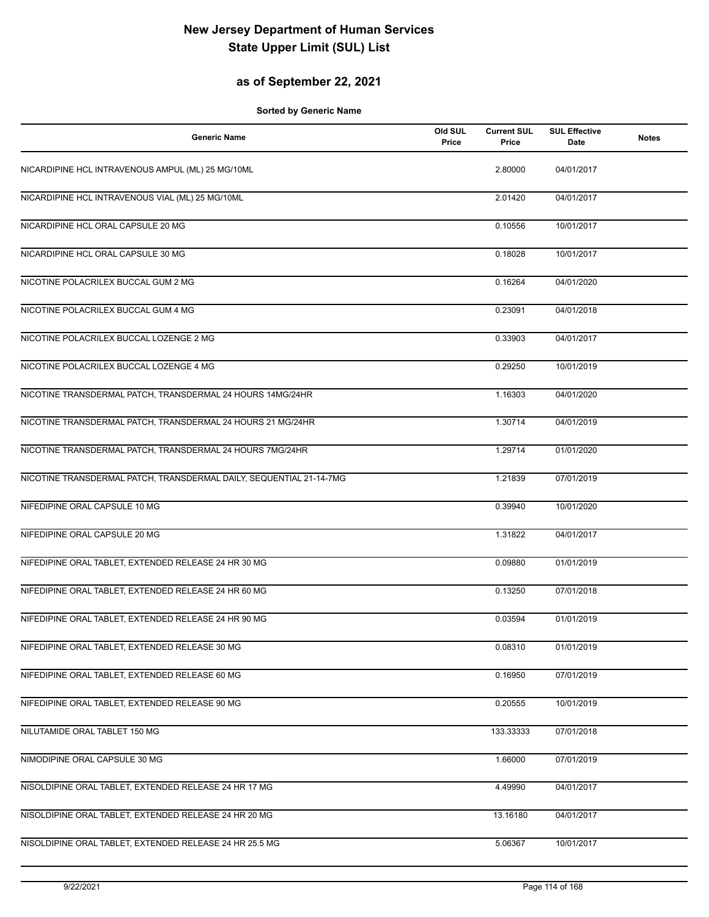# New Jersey Department of Human Services
# State Upper Limit (SUL) List

## as of September 22, 2021

**Sorted by Generic Name**

| Generic Name | Old SUL Price | Current SUL Price | SUL Effective Date | Notes |
|---|---|---|---|---|
| NICARDIPINE HCL INTRAVENOUS AMPUL (ML) 25 MG/10ML | | 2.80000 | 04/01/2017 | |
| NICARDIPINE HCL INTRAVENOUS VIAL (ML) 25 MG/10ML | | 2.01420 | 04/01/2017 | |
| NICARDIPINE HCL ORAL CAPSULE 20 MG | | 0.10556 | 10/01/2017 | |
| NICARDIPINE HCL ORAL CAPSULE 30 MG | | 0.18028 | 10/01/2017 | |
| NICOTINE POLACRILEX BUCCAL GUM 2 MG | | 0.16264 | 04/01/2020 | |
| NICOTINE POLACRILEX BUCCAL GUM 4 MG | | 0.23091 | 04/01/2018 | |
| NICOTINE POLACRILEX BUCCAL LOZENGE 2 MG | | 0.33903 | 04/01/2017 | |
| NICOTINE POLACRILEX BUCCAL LOZENGE 4 MG | | 0.29250 | 10/01/2019 | |
| NICOTINE TRANSDERMAL PATCH, TRANSDERMAL 24 HOURS 14MG/24HR | | 1.16303 | 04/01/2020 | |
| NICOTINE TRANSDERMAL PATCH, TRANSDERMAL 24 HOURS 21 MG/24HR | | 1.30714 | 04/01/2019 | |
| NICOTINE TRANSDERMAL PATCH, TRANSDERMAL 24 HOURS 7MG/24HR | | 1.29714 | 01/01/2020 | |
| NICOTINE TRANSDERMAL PATCH, TRANSDERMAL DAILY, SEQUENTIAL 21-14-7MG | | 1.21839 | 07/01/2019 | |
| NIFEDIPINE ORAL CAPSULE 10 MG | | 0.39940 | 10/01/2020 | |
| NIFEDIPINE ORAL CAPSULE 20 MG | | 1.31822 | 04/01/2017 | |
| NIFEDIPINE ORAL TABLET, EXTENDED RELEASE 24 HR 30 MG | | 0.09880 | 01/01/2019 | |
| NIFEDIPINE ORAL TABLET, EXTENDED RELEASE 24 HR 60 MG | | 0.13250 | 07/01/2018 | |
| NIFEDIPINE ORAL TABLET, EXTENDED RELEASE 24 HR 90 MG | | 0.03594 | 01/01/2019 | |
| NIFEDIPINE ORAL TABLET, EXTENDED RELEASE 30 MG | | 0.08310 | 01/01/2019 | |
| NIFEDIPINE ORAL TABLET, EXTENDED RELEASE 60 MG | | 0.16950 | 07/01/2019 | |
| NIFEDIPINE ORAL TABLET, EXTENDED RELEASE 90 MG | | 0.20555 | 10/01/2019 | |
| NILUTAMIDE ORAL TABLET 150 MG | | 133.33333 | 07/01/2018 | |
| NIMODIPINE ORAL CAPSULE 30 MG | | 1.66000 | 07/01/2019 | |
| NISOLDIPINE ORAL TABLET, EXTENDED RELEASE 24 HR 17 MG | | 4.49990 | 04/01/2017 | |
| NISOLDIPINE ORAL TABLET, EXTENDED RELEASE 24 HR 20 MG | | 13.16180 | 04/01/2017 | |
| NISOLDIPINE ORAL TABLET, EXTENDED RELEASE 24 HR 25.5 MG | | 5.06367 | 10/01/2017 | |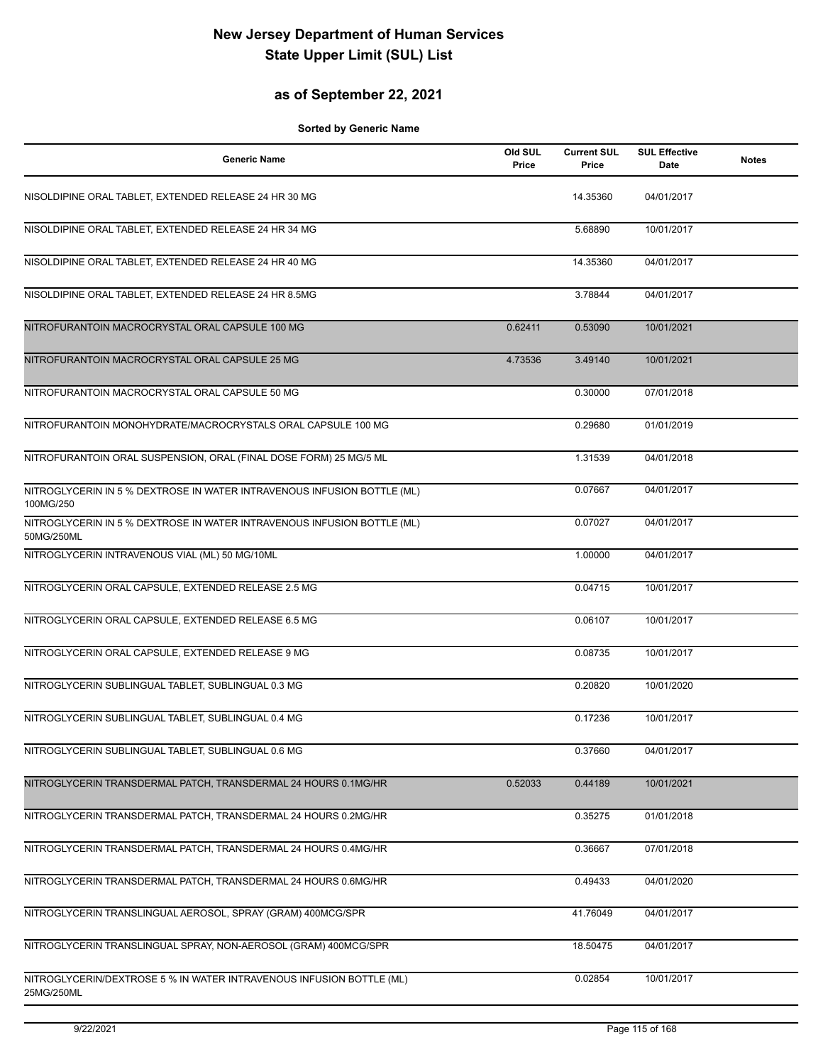# New Jersey Department of Human Services
# State Upper Limit (SUL) List

## as of September 22, 2021

**Sorted by Generic Name**

| Generic Name | Old SUL Price | Current SUL Price | SUL Effective Date | Notes |
|---|---|---|---|---|
| NISOLDIPINE ORAL TABLET, EXTENDED RELEASE 24 HR 30 MG | | 14.35360 | 04/01/2017 | |
| NISOLDIPINE ORAL TABLET, EXTENDED RELEASE 24 HR 34 MG | | 5.68890 | 10/01/2017 | |
| NISOLDIPINE ORAL TABLET, EXTENDED RELEASE 24 HR 40 MG | | 14.35360 | 04/01/2017 | |
| NISOLDIPINE ORAL TABLET, EXTENDED RELEASE 24 HR 8.5MG | | 3.78844 | 04/01/2017 | |
| NITROFURANTOIN MACROCRYSTAL ORAL CAPSULE 100 MG | 0.62411 | 0.53090 | 10/01/2021 | |
| NITROFURANTOIN MACROCRYSTAL ORAL CAPSULE 25 MG | 4.73536 | 3.49140 | 10/01/2021 | |
| NITROFURANTOIN MACROCRYSTAL ORAL CAPSULE 50 MG | | 0.30000 | 07/01/2018 | |
| NITROFURANTOIN MONOHYDRATE/MACROCRYSTALS ORAL CAPSULE 100 MG | | 0.29680 | 01/01/2019 | |
| NITROFURANTOIN ORAL SUSPENSION, ORAL (FINAL DOSE FORM) 25 MG/5 ML | | 1.31539 | 04/01/2018 | |
| NITROGLYCERIN IN 5 % DEXTROSE IN WATER INTRAVENOUS INFUSION BOTTLE (ML) 100MG/250 | | 0.07667 | 04/01/2017 | |
| NITROGLYCERIN IN 5 % DEXTROSE IN WATER INTRAVENOUS INFUSION BOTTLE (ML) 50MG/250ML | | 0.07027 | 04/01/2017 | |
| NITROGLYCERIN INTRAVENOUS VIAL (ML) 50 MG/10ML | | 1.00000 | 04/01/2017 | |
| NITROGLYCERIN ORAL CAPSULE, EXTENDED RELEASE 2.5 MG | | 0.04715 | 10/01/2017 | |
| NITROGLYCERIN ORAL CAPSULE, EXTENDED RELEASE 6.5 MG | | 0.06107 | 10/01/2017 | |
| NITROGLYCERIN ORAL CAPSULE, EXTENDED RELEASE 9 MG | | 0.08735 | 10/01/2017 | |
| NITROGLYCERIN SUBLINGUAL TABLET, SUBLINGUAL 0.3 MG | | 0.20820 | 10/01/2020 | |
| NITROGLYCERIN SUBLINGUAL TABLET, SUBLINGUAL 0.4 MG | | 0.17236 | 10/01/2017 | |
| NITROGLYCERIN SUBLINGUAL TABLET, SUBLINGUAL 0.6 MG | | 0.37660 | 04/01/2017 | |
| NITROGLYCERIN TRANSDERMAL PATCH, TRANSDERMAL 24 HOURS 0.1MG/HR | 0.52033 | 0.44189 | 10/01/2021 | |
| NITROGLYCERIN TRANSDERMAL PATCH, TRANSDERMAL 24 HOURS 0.2MG/HR | | 0.35275 | 01/01/2018 | |
| NITROGLYCERIN TRANSDERMAL PATCH, TRANSDERMAL 24 HOURS 0.4MG/HR | | 0.36667 | 07/01/2018 | |
| NITROGLYCERIN TRANSDERMAL PATCH, TRANSDERMAL 24 HOURS 0.6MG/HR | | 0.49433 | 04/01/2020 | |
| NITROGLYCERIN TRANSLINGUAL AEROSOL, SPRAY (GRAM) 400MCG/SPR | | 41.76049 | 04/01/2017 | |
| NITROGLYCERIN TRANSLINGUAL SPRAY, NON-AEROSOL (GRAM) 400MCG/SPR | | 18.50475 | 04/01/2017 | |
| NITROGLYCERIN/DEXTROSE 5 % IN WATER INTRAVENOUS INFUSION BOTTLE (ML) 25MG/250ML | | 0.02854 | 10/01/2017 | |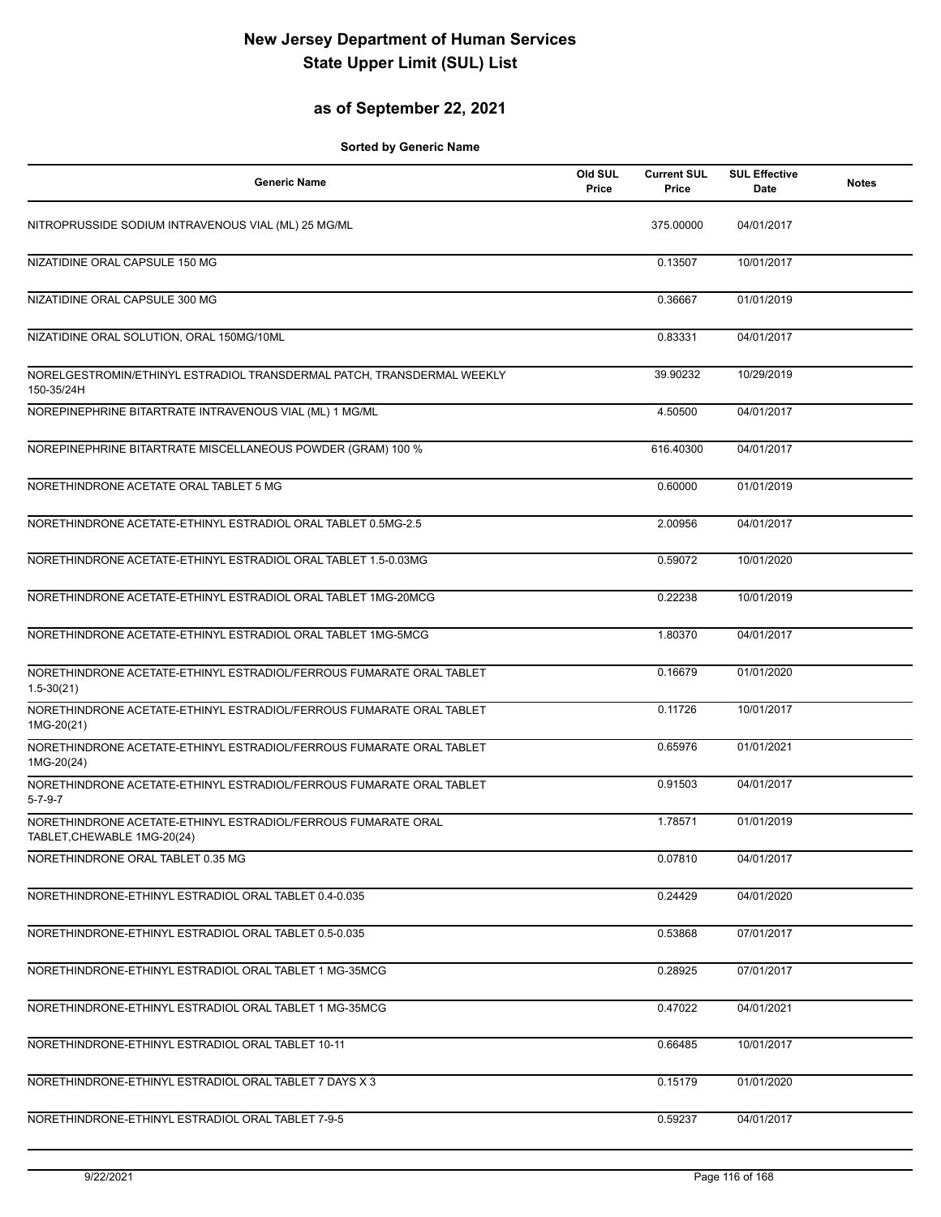# New Jersey Department of Human Services
# State Upper Limit (SUL) List

## as of September 22, 2021

**Sorted by Generic Name**

| Generic Name | Old SUL Price | Current SUL Price | SUL Effective Date | Notes |
|---|---|---|---|---|
| NITROPRUSSIDE SODIUM INTRAVENOUS VIAL (ML) 25 MG/ML | | 375.00000 | 04/01/2017 | |
| NIZATIDINE ORAL CAPSULE 150 MG | | 0.13507 | 10/01/2017 | |
| NIZATIDINE ORAL CAPSULE 300 MG | | 0.36667 | 01/01/2019 | |
| NIZATIDINE ORAL SOLUTION, ORAL 150MG/10ML | | 0.83331 | 04/01/2017 | |
| NORELGESTROMIN/ETHINYL ESTRADIOL TRANSDERMAL PATCH, TRANSDERMAL WEEKLY 150-35/24H | | 39.90232 | 10/29/2019 | |
| NOREPINEPHRINE BITARTRATE INTRAVENOUS VIAL (ML) 1 MG/ML | | 4.50500 | 04/01/2017 | |
| NOREPINEPHRINE BITARTRATE MISCELLANEOUS POWDER (GRAM) 100 % | | 616.40300 | 04/01/2017 | |
| NORETHINDRONE ACETATE ORAL TABLET 5 MG | | 0.60000 | 01/01/2019 | |
| NORETHINDRONE ACETATE-ETHINYL ESTRADIOL ORAL TABLET 0.5MG-2.5 | | 2.00956 | 04/01/2017 | |
| NORETHINDRONE ACETATE-ETHINYL ESTRADIOL ORAL TABLET 1.5-0.03MG | | 0.59072 | 10/01/2020 | |
| NORETHINDRONE ACETATE-ETHINYL ESTRADIOL ORAL TABLET 1MG-20MCG | | 0.22238 | 10/01/2019 | |
| NORETHINDRONE ACETATE-ETHINYL ESTRADIOL ORAL TABLET 1MG-5MCG | | 1.80370 | 04/01/2017 | |
| NORETHINDRONE ACETATE-ETHINYL ESTRADIOL/FERROUS FUMARATE ORAL TABLET 1.5-30(21) | | 0.16679 | 01/01/2020 | |
| NORETHINDRONE ACETATE-ETHINYL ESTRADIOL/FERROUS FUMARATE ORAL TABLET 1MG-20(21) | | 0.11726 | 10/01/2017 | |
| NORETHINDRONE ACETATE-ETHINYL ESTRADIOL/FERROUS FUMARATE ORAL TABLET 1MG-20(24) | | 0.65976 | 01/01/2021 | |
| NORETHINDRONE ACETATE-ETHINYL ESTRADIOL/FERROUS FUMARATE ORAL TABLET 5-7-9-7 | | 0.91503 | 04/01/2017 | |
| NORETHINDRONE ACETATE-ETHINYL ESTRADIOL/FERROUS FUMARATE ORAL TABLET,CHEWABLE 1MG-20(24) | | 1.78571 | 01/01/2019 | |
| NORETHINDRONE ORAL TABLET 0.35 MG | | 0.07810 | 04/01/2017 | |
| NORETHINDRONE-ETHINYL ESTRADIOL ORAL TABLET 0.4-0.035 | | 0.24429 | 04/01/2020 | |
| NORETHINDRONE-ETHINYL ESTRADIOL ORAL TABLET 0.5-0.035 | | 0.53868 | 07/01/2017 | |
| NORETHINDRONE-ETHINYL ESTRADIOL ORAL TABLET 1 MG-35MCG | | 0.28925 | 07/01/2017 | |
| NORETHINDRONE-ETHINYL ESTRADIOL ORAL TABLET 1 MG-35MCG | | 0.47022 | 04/01/2021 | |
| NORETHINDRONE-ETHINYL ESTRADIOL ORAL TABLET 10-11 | | 0.66485 | 10/01/2017 | |
| NORETHINDRONE-ETHINYL ESTRADIOL ORAL TABLET 7 DAYS X 3 | | 0.15179 | 01/01/2020 | |
| NORETHINDRONE-ETHINYL ESTRADIOL ORAL TABLET 7-9-5 | | 0.59237 | 04/01/2017 | |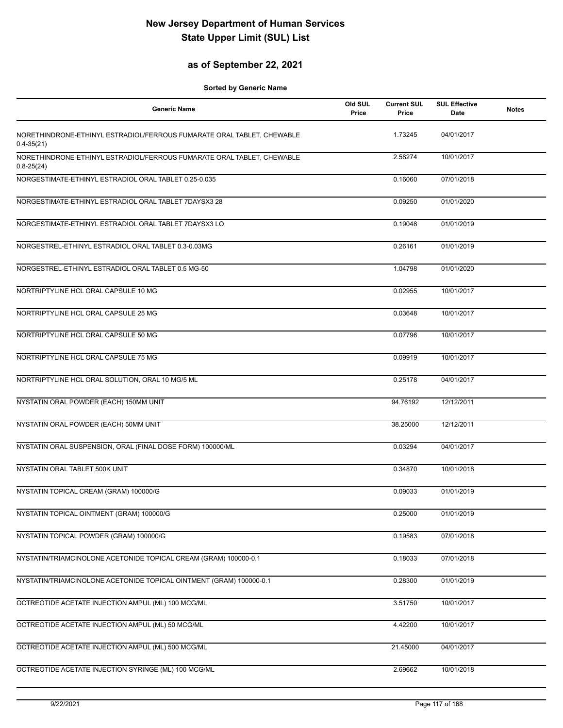# New Jersey Department of Human Services
# State Upper Limit (SUL) List

## as of September 22, 2021

**Sorted by Generic Name**

| Generic Name | Old SUL Price | Current SUL Price | SUL Effective Date | Notes |
|---|---|---|---|---|
| NORETHINDRONE-ETHINYL ESTRADIOL/FERROUS FUMARATE ORAL TABLET, CHEWABLE 0.4-35(21) | | 1.73245 | 04/01/2017 | |
| NORETHINDRONE-ETHINYL ESTRADIOL/FERROUS FUMARATE ORAL TABLET, CHEWABLE 0.8-25(24) | | 2.58274 | 10/01/2017 | |
| NORGESTIMATE-ETHINYL ESTRADIOL ORAL TABLET 0.25-0.035 | | 0.16060 | 07/01/2018 | |
| NORGESTIMATE-ETHINYL ESTRADIOL ORAL TABLET 7DAYSX3 28 | | 0.09250 | 01/01/2020 | |
| NORGESTIMATE-ETHINYL ESTRADIOL ORAL TABLET 7DAYSX3 LO | | 0.19048 | 01/01/2019 | |
| NORGESTREL-ETHINYL ESTRADIOL ORAL TABLET 0.3-0.03MG | | 0.26161 | 01/01/2019 | |
| NORGESTREL-ETHINYL ESTRADIOL ORAL TABLET 0.5 MG-50 | | 1.04798 | 01/01/2020 | |
| NORTRIPTYLINE HCL ORAL CAPSULE 10 MG | | 0.02955 | 10/01/2017 | |
| NORTRIPTYLINE HCL ORAL CAPSULE 25 MG | | 0.03648 | 10/01/2017 | |
| NORTRIPTYLINE HCL ORAL CAPSULE 50 MG | | 0.07796 | 10/01/2017 | |
| NORTRIPTYLINE HCL ORAL CAPSULE 75 MG | | 0.09919 | 10/01/2017 | |
| NORTRIPTYLINE HCL ORAL SOLUTION, ORAL 10 MG/5 ML | | 0.25178 | 04/01/2017 | |
| NYSTATIN ORAL POWDER (EACH) 150MM UNIT | | 94.76192 | 12/12/2011 | |
| NYSTATIN ORAL POWDER (EACH) 50MM UNIT | | 38.25000 | 12/12/2011 | |
| NYSTATIN ORAL SUSPENSION, ORAL (FINAL DOSE FORM) 100000/ML | | 0.03294 | 04/01/2017 | |
| NYSTATIN ORAL TABLET 500K UNIT | | 0.34870 | 10/01/2018 | |
| NYSTATIN TOPICAL CREAM (GRAM) 100000/G | | 0.09033 | 01/01/2019 | |
| NYSTATIN TOPICAL OINTMENT (GRAM) 100000/G | | 0.25000 | 01/01/2019 | |
| NYSTATIN TOPICAL POWDER (GRAM) 100000/G | | 0.19583 | 07/01/2018 | |
| NYSTATIN/TRIAMCINOLONE ACETONIDE TOPICAL CREAM (GRAM) 100000-0.1 | | 0.18033 | 07/01/2018 | |
| NYSTATIN/TRIAMCINOLONE ACETONIDE TOPICAL OINTMENT (GRAM) 100000-0.1 | | 0.28300 | 01/01/2019 | |
| OCTREOTIDE ACETATE INJECTION AMPUL (ML) 100 MCG/ML | | 3.51750 | 10/01/2017 | |
| OCTREOTIDE ACETATE INJECTION AMPUL (ML) 50 MCG/ML | | 4.42200 | 10/01/2017 | |
| OCTREOTIDE ACETATE INJECTION AMPUL (ML) 500 MCG/ML | | 21.45000 | 04/01/2017 | |
| OCTREOTIDE ACETATE INJECTION SYRINGE (ML) 100 MCG/ML | | 2.69662 | 10/01/2018 | |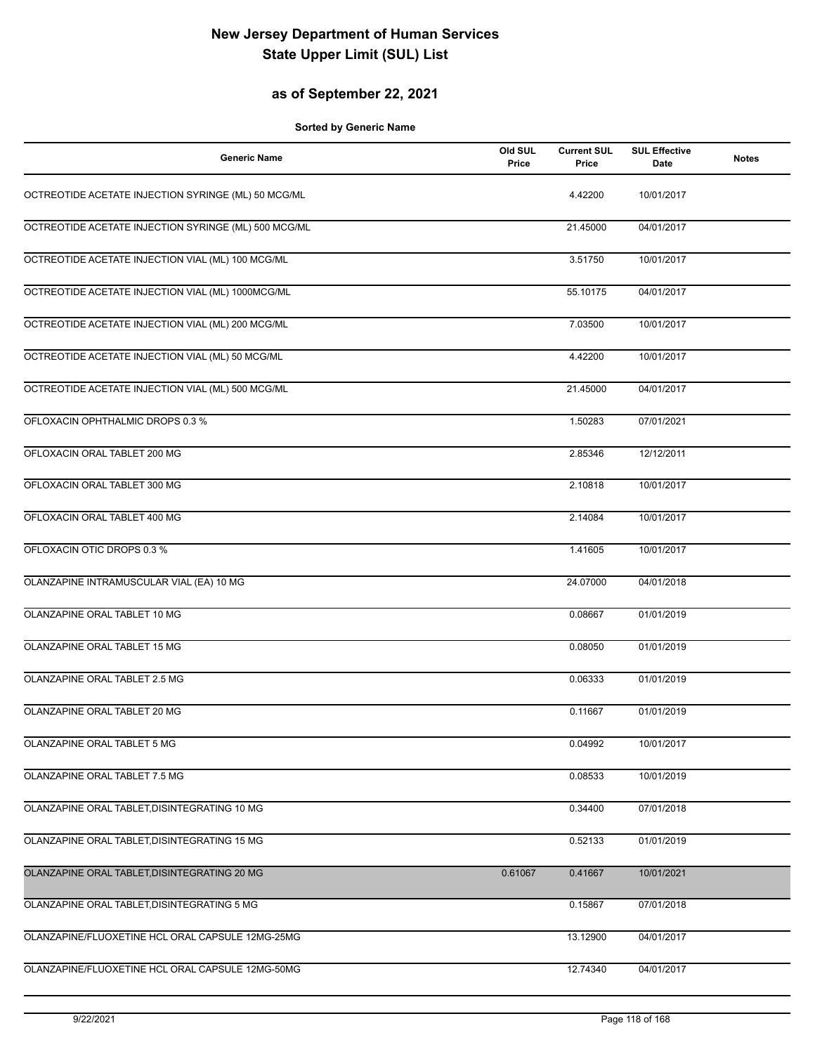# New Jersey Department of Human Services
# State Upper Limit (SUL) List

## as of September 22, 2021

**Sorted by Generic Name**

| Generic Name | Old SUL Price | Current SUL Price | SUL Effective Date | Notes |
|---|---|---|---|---|
| OCTREOTIDE ACETATE INJECTION SYRINGE (ML) 50 MCG/ML | | 4.42200 | 10/01/2017 | |
| OCTREOTIDE ACETATE INJECTION SYRINGE (ML) 500 MCG/ML | | 21.45000 | 04/01/2017 | |
| OCTREOTIDE ACETATE INJECTION VIAL (ML) 100 MCG/ML | | 3.51750 | 10/01/2017 | |
| OCTREOTIDE ACETATE INJECTION VIAL (ML) 1000MCG/ML | | 55.10175 | 04/01/2017 | |
| OCTREOTIDE ACETATE INJECTION VIAL (ML) 200 MCG/ML | | 7.03500 | 10/01/2017 | |
| OCTREOTIDE ACETATE INJECTION VIAL (ML) 50 MCG/ML | | 4.42200 | 10/01/2017 | |
| OCTREOTIDE ACETATE INJECTION VIAL (ML) 500 MCG/ML | | 21.45000 | 04/01/2017 | |
| OFLOXACIN OPHTHALMIC DROPS 0.3 % | | 1.50283 | 07/01/2021 | |
| OFLOXACIN ORAL TABLET 200 MG | | 2.85346 | 12/12/2011 | |
| OFLOXACIN ORAL TABLET 300 MG | | 2.10818 | 10/01/2017 | |
| OFLOXACIN ORAL TABLET 400 MG | | 2.14084 | 10/01/2017 | |
| OFLOXACIN OTIC DROPS 0.3 % | | 1.41605 | 10/01/2017 | |
| OLANZAPINE INTRAMUSCULAR VIAL (EA) 10 MG | | 24.07000 | 04/01/2018 | |
| OLANZAPINE ORAL TABLET 10 MG | | 0.08667 | 01/01/2019 | |
| OLANZAPINE ORAL TABLET 15 MG | | 0.08050 | 01/01/2019 | |
| OLANZAPINE ORAL TABLET 2.5 MG | | 0.06333 | 01/01/2019 | |
| OLANZAPINE ORAL TABLET 20 MG | | 0.11667 | 01/01/2019 | |
| OLANZAPINE ORAL TABLET 5 MG | | 0.04992 | 10/01/2017 | |
| OLANZAPINE ORAL TABLET 7.5 MG | | 0.08533 | 10/01/2019 | |
| OLANZAPINE ORAL TABLET,DISINTEGRATING 10 MG | | 0.34400 | 07/01/2018 | |
| OLANZAPINE ORAL TABLET,DISINTEGRATING 15 MG | | 0.52133 | 01/01/2019 | |
| OLANZAPINE ORAL TABLET,DISINTEGRATING 20 MG | 0.61067 | 0.41667 | 10/01/2021 | |
| OLANZAPINE ORAL TABLET,DISINTEGRATING 5 MG | | 0.15867 | 07/01/2018 | |
| OLANZAPINE/FLUOXETINE HCL ORAL CAPSULE 12MG-25MG | | 13.12900 | 04/01/2017 | |
| OLANZAPINE/FLUOXETINE HCL ORAL CAPSULE 12MG-50MG | | 12.74340 | 04/01/2017 | |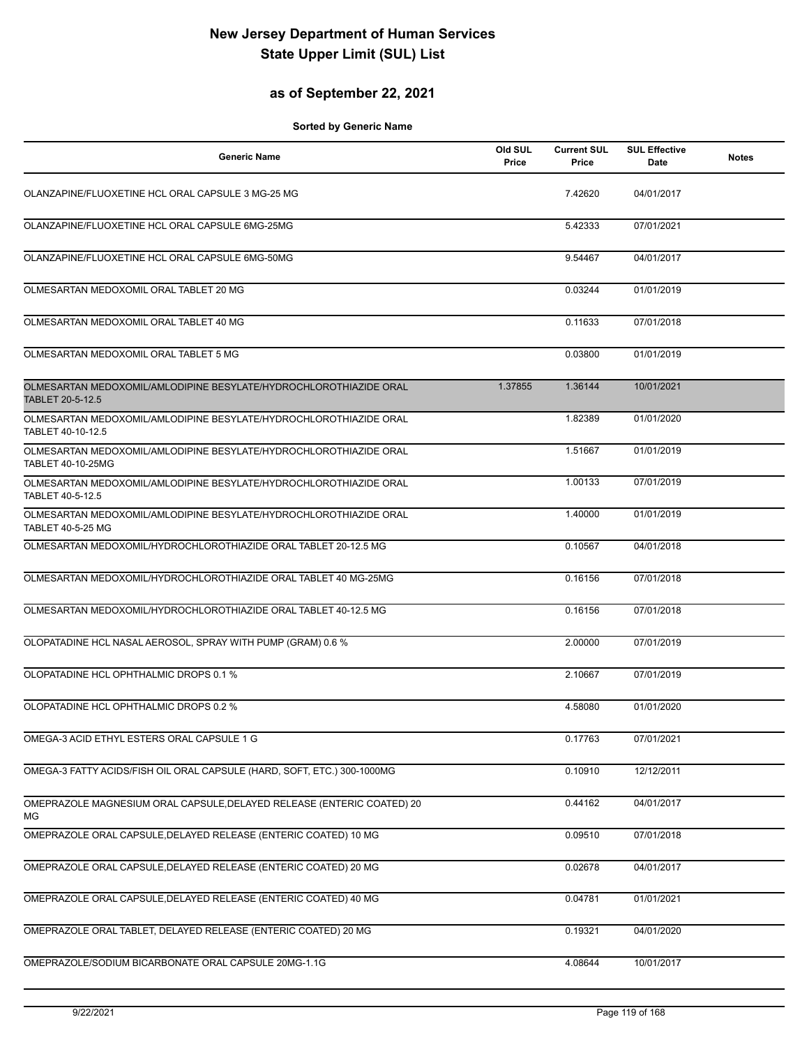# New Jersey Department of Human Services
# State Upper Limit (SUL) List

## as of September 22, 2021

**Sorted by Generic Name**

| Generic Name | Old SUL Price | Current SUL Price | SUL Effective Date | Notes |
|---|---|---|---|---|
| OLANZAPINE/FLUOXETINE HCL ORAL CAPSULE 3 MG-25 MG | | 7.42620 | 04/01/2017 | |
| OLANZAPINE/FLUOXETINE HCL ORAL CAPSULE 6MG-25MG | | 5.42333 | 07/01/2021 | |
| OLANZAPINE/FLUOXETINE HCL ORAL CAPSULE 6MG-50MG | | 9.54467 | 04/01/2017 | |
| OLMESARTAN MEDOXOMIL ORAL TABLET 20 MG | | 0.03244 | 01/01/2019 | |
| OLMESARTAN MEDOXOMIL ORAL TABLET 40 MG | | 0.11633 | 07/01/2018 | |
| OLMESARTAN MEDOXOMIL ORAL TABLET 5 MG | | 0.03800 | 01/01/2019 | |
| OLMESARTAN MEDOXOMIL/AMLODIPINE BESYLATE/HYDROCHLOROTHIAZIDE ORAL TABLET 20-5-12.5 | 1.37855 | 1.36144 | 10/01/2021 | |
| OLMESARTAN MEDOXOMIL/AMLODIPINE BESYLATE/HYDROCHLOROTHIAZIDE ORAL TABLET 40-10-12.5 | | 1.82389 | 01/01/2020 | |
| OLMESARTAN MEDOXOMIL/AMLODIPINE BESYLATE/HYDROCHLOROTHIAZIDE ORAL TABLET 40-10-25MG | | 1.51667 | 01/01/2019 | |
| OLMESARTAN MEDOXOMIL/AMLODIPINE BESYLATE/HYDROCHLOROTHIAZIDE ORAL TABLET 40-5-12.5 | | 1.00133 | 07/01/2019 | |
| OLMESARTAN MEDOXOMIL/AMLODIPINE BESYLATE/HYDROCHLOROTHIAZIDE ORAL TABLET 40-5-25 MG | | 1.40000 | 01/01/2019 | |
| OLMESARTAN MEDOXOMIL/HYDROCHLOROTHIAZIDE ORAL TABLET 20-12.5 MG | | 0.10567 | 04/01/2018 | |
| OLMESARTAN MEDOXOMIL/HYDROCHLOROTHIAZIDE ORAL TABLET 40 MG-25MG | | 0.16156 | 07/01/2018 | |
| OLMESARTAN MEDOXOMIL/HYDROCHLOROTHIAZIDE ORAL TABLET 40-12.5 MG | | 0.16156 | 07/01/2018 | |
| OLOPATADINE HCL NASAL AEROSOL, SPRAY WITH PUMP (GRAM) 0.6 % | | 2.00000 | 07/01/2019 | |
| OLOPATADINE HCL OPHTHALMIC DROPS 0.1 % | | 2.10667 | 07/01/2019 | |
| OLOPATADINE HCL OPHTHALMIC DROPS 0.2 % | | 4.58080 | 01/01/2020 | |
| OMEGA-3 ACID ETHYL ESTERS ORAL CAPSULE 1 G | | 0.17763 | 07/01/2021 | |
| OMEGA-3 FATTY ACIDS/FISH OIL ORAL CAPSULE (HARD, SOFT, ETC.) 300-1000MG | | 0.10910 | 12/12/2011 | |
| OMEPRAZOLE MAGNESIUM ORAL CAPSULE,DELAYED RELEASE (ENTERIC COATED) 20 MG | | 0.44162 | 04/01/2017 | |
| OMEPRAZOLE ORAL CAPSULE,DELAYED RELEASE (ENTERIC COATED) 10 MG | | 0.09510 | 07/01/2018 | |
| OMEPRAZOLE ORAL CAPSULE,DELAYED RELEASE (ENTERIC COATED) 20 MG | | 0.02678 | 04/01/2017 | |
| OMEPRAZOLE ORAL CAPSULE,DELAYED RELEASE (ENTERIC COATED) 40 MG | | 0.04781 | 01/01/2021 | |
| OMEPRAZOLE ORAL TABLET, DELAYED RELEASE (ENTERIC COATED) 20 MG | | 0.19321 | 04/01/2020 | |
| OMEPRAZOLE/SODIUM BICARBONATE ORAL CAPSULE 20MG-1.1G | | 4.08644 | 10/01/2017 | |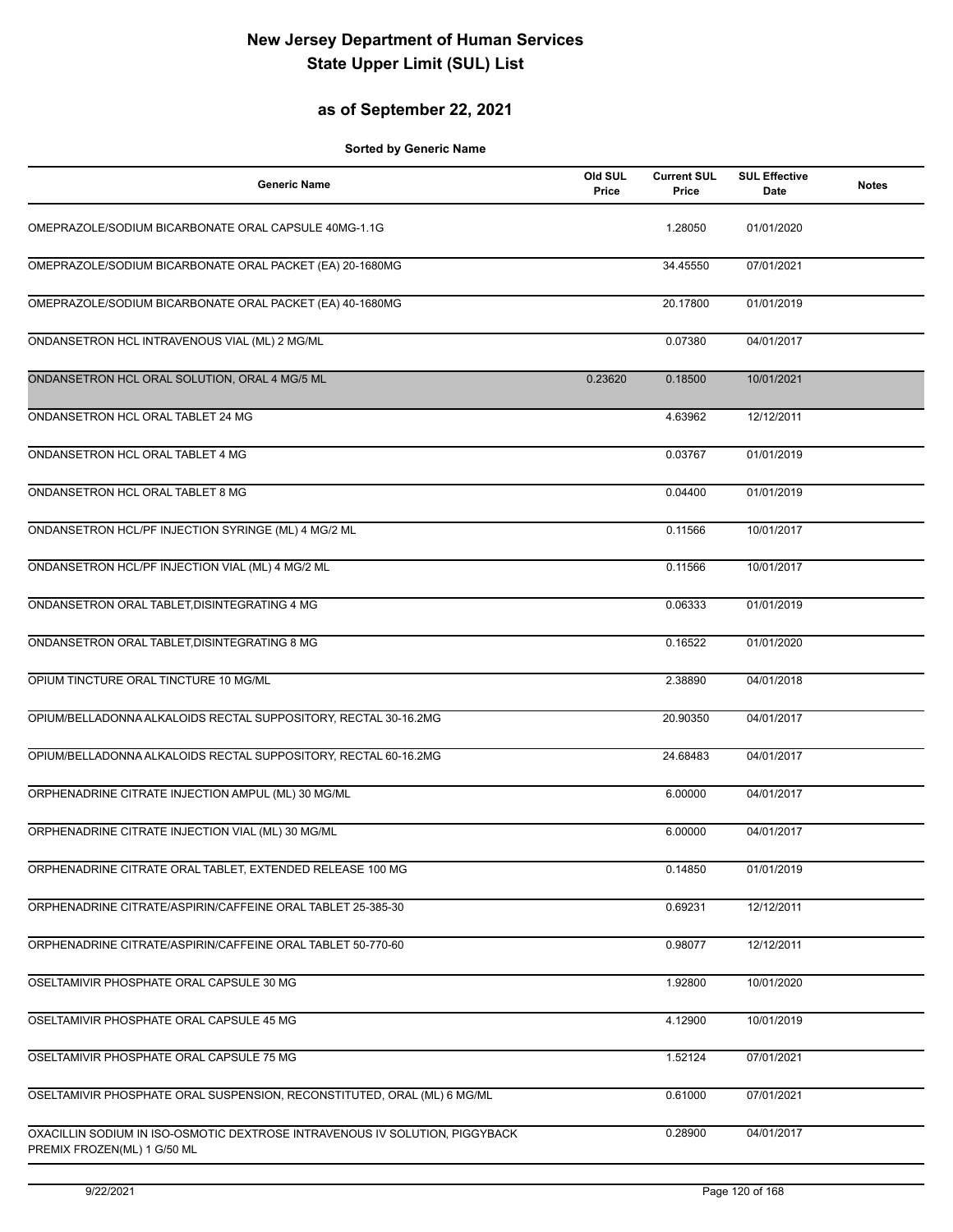# New Jersey Department of Human Services
# State Upper Limit (SUL) List

## as of September 22, 2021

**Sorted by Generic Name**

| Generic Name | Old SUL Price | Current SUL Price | SUL Effective Date | Notes |
|---|---|---|---|---|
| OMEPRAZOLE/SODIUM BICARBONATE ORAL CAPSULE 40MG-1.1G | | 1.28050 | 01/01/2020 | |
| OMEPRAZOLE/SODIUM BICARBONATE ORAL PACKET (EA) 20-1680MG | | 34.45550 | 07/01/2021 | |
| OMEPRAZOLE/SODIUM BICARBONATE ORAL PACKET (EA) 40-1680MG | | 20.17800 | 01/01/2019 | |
| ONDANSETRON HCL INTRAVENOUS VIAL (ML) 2 MG/ML | | 0.07380 | 04/01/2017 | |
| ONDANSETRON HCL ORAL SOLUTION, ORAL 4 MG/5 ML | 0.23620 | 0.18500 | 10/01/2021 | |
| ONDANSETRON HCL ORAL TABLET 24 MG | | 4.63962 | 12/12/2011 | |
| ONDANSETRON HCL ORAL TABLET 4 MG | | 0.03767 | 01/01/2019 | |
| ONDANSETRON HCL ORAL TABLET 8 MG | | 0.04400 | 01/01/2019 | |
| ONDANSETRON HCL/PF INJECTION SYRINGE (ML) 4 MG/2 ML | | 0.11566 | 10/01/2017 | |
| ONDANSETRON HCL/PF INJECTION VIAL (ML) 4 MG/2 ML | | 0.11566 | 10/01/2017 | |
| ONDANSETRON ORAL TABLET,DISINTEGRATING 4 MG | | 0.06333 | 01/01/2019 | |
| ONDANSETRON ORAL TABLET,DISINTEGRATING 8 MG | | 0.16522 | 01/01/2020 | |
| OPIUM TINCTURE ORAL TINCTURE 10 MG/ML | | 2.38890 | 04/01/2018 | |
| OPIUM/BELLADONNA ALKALOIDS RECTAL SUPPOSITORY, RECTAL 30-16.2MG | | 20.90350 | 04/01/2017 | |
| OPIUM/BELLADONNA ALKALOIDS RECTAL SUPPOSITORY, RECTAL 60-16.2MG | | 24.68483 | 04/01/2017 | |
| ORPHENADRINE CITRATE INJECTION AMPUL (ML) 30 MG/ML | | 6.00000 | 04/01/2017 | |
| ORPHENADRINE CITRATE INJECTION VIAL (ML) 30 MG/ML | | 6.00000 | 04/01/2017 | |
| ORPHENADRINE CITRATE ORAL TABLET, EXTENDED RELEASE 100 MG | | 0.14850 | 01/01/2019 | |
| ORPHENADRINE CITRATE/ASPIRIN/CAFFEINE ORAL TABLET 25-385-30 | | 0.69231 | 12/12/2011 | |
| ORPHENADRINE CITRATE/ASPIRIN/CAFFEINE ORAL TABLET 50-770-60 | | 0.98077 | 12/12/2011 | |
| OSELTAMIVIR PHOSPHATE ORAL CAPSULE 30 MG | | 1.92800 | 10/01/2020 | |
| OSELTAMIVIR PHOSPHATE ORAL CAPSULE 45 MG | | 4.12900 | 10/01/2019 | |
| OSELTAMIVIR PHOSPHATE ORAL CAPSULE 75 MG | | 1.52124 | 07/01/2021 | |
| OSELTAMIVIR PHOSPHATE ORAL SUSPENSION, RECONSTITUTED, ORAL (ML) 6 MG/ML | | 0.61000 | 07/01/2021 | |
| OXACILLIN SODIUM IN ISO-OSMOTIC DEXTROSE INTRAVENOUS IV SOLUTION, PIGGYBACK PREMIX FROZEN(ML) 1 G/50 ML | | 0.28900 | 04/01/2017 | |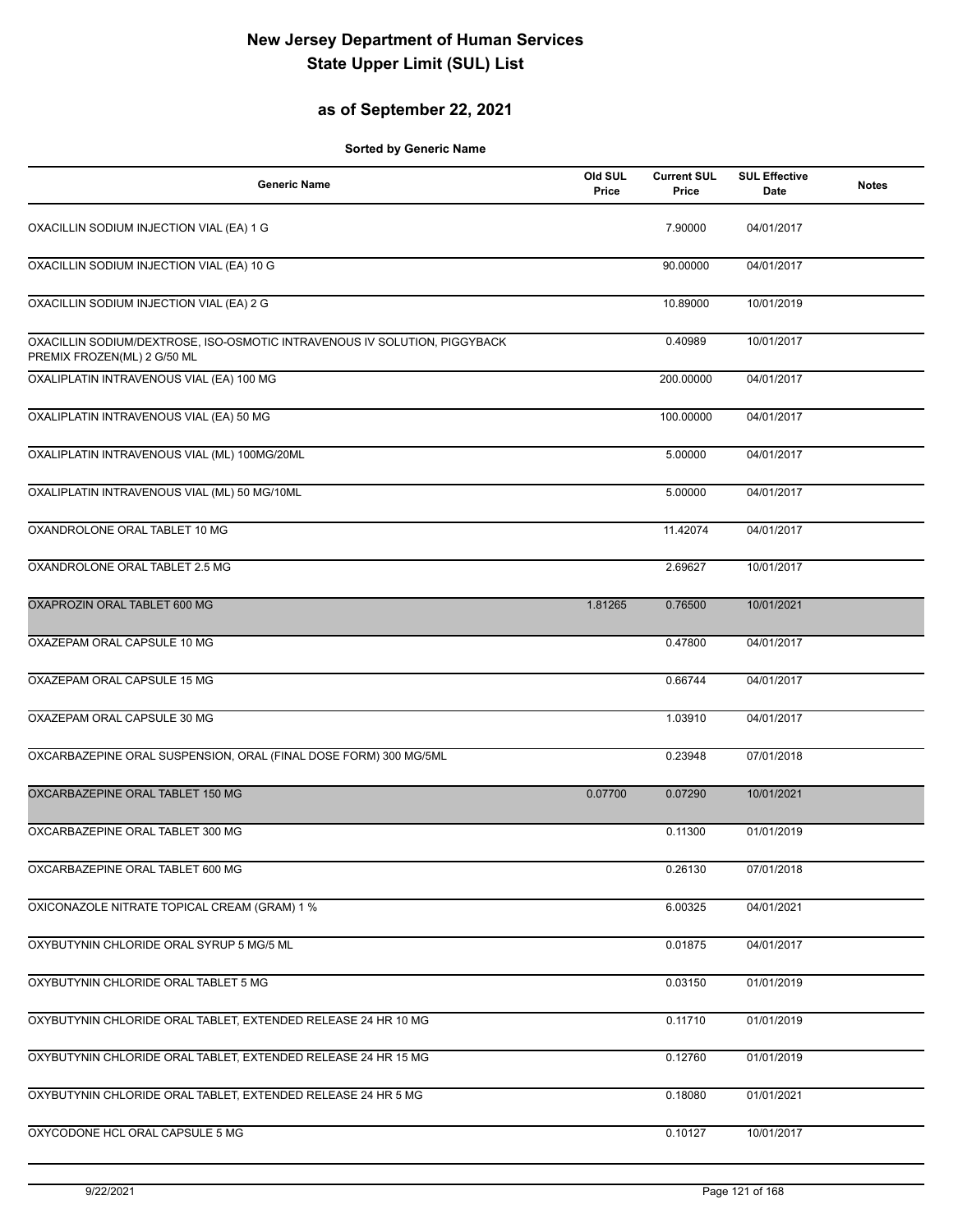# New Jersey Department of Human Services
# State Upper Limit (SUL) List

## as of September 22, 2021

**Sorted by Generic Name**

| Generic Name | Old SUL Price | Current SUL Price | SUL Effective Date | Notes |
|---|---|---|---|---|
| OXACILLIN SODIUM INJECTION VIAL (EA) 1 G | | 7.90000 | 04/01/2017 | |
| OXACILLIN SODIUM INJECTION VIAL (EA) 10 G | | 90.00000 | 04/01/2017 | |
| OXACILLIN SODIUM INJECTION VIAL (EA) 2 G | | 10.89000 | 10/01/2019 | |
| OXACILLIN SODIUM/DEXTROSE, ISO-OSMOTIC INTRAVENOUS IV SOLUTION, PIGGYBACK PREMIX FROZEN(ML) 2 G/50 ML | | 0.40989 | 10/01/2017 | |
| OXALIPLATIN INTRAVENOUS VIAL (EA) 100 MG | | 200.00000 | 04/01/2017 | |
| OXALIPLATIN INTRAVENOUS VIAL (EA) 50 MG | | 100.00000 | 04/01/2017 | |
| OXALIPLATIN INTRAVENOUS VIAL (ML) 100MG/20ML | | 5.00000 | 04/01/2017 | |
| OXALIPLATIN INTRAVENOUS VIAL (ML) 50 MG/10ML | | 5.00000 | 04/01/2017 | |
| OXANDROLONE ORAL TABLET 10 MG | | 11.42074 | 04/01/2017 | |
| OXANDROLONE ORAL TABLET 2.5 MG | | 2.69627 | 10/01/2017 | |
| OXAPROZIN ORAL TABLET 600 MG | 1.81265 | 0.76500 | 10/01/2021 | |
| OXAZEPAM ORAL CAPSULE 10 MG | | 0.47800 | 04/01/2017 | |
| OXAZEPAM ORAL CAPSULE 15 MG | | 0.66744 | 04/01/2017 | |
| OXAZEPAM ORAL CAPSULE 30 MG | | 1.03910 | 04/01/2017 | |
| OXCARBAZEPINE ORAL SUSPENSION, ORAL (FINAL DOSE FORM) 300 MG/5ML | | 0.23948 | 07/01/2018 | |
| OXCARBAZEPINE ORAL TABLET 150 MG | 0.07700 | 0.07290 | 10/01/2021 | |
| OXCARBAZEPINE ORAL TABLET 300 MG | | 0.11300 | 01/01/2019 | |
| OXCARBAZEPINE ORAL TABLET 600 MG | | 0.26130 | 07/01/2018 | |
| OXICONAZOLE NITRATE TOPICAL CREAM (GRAM) 1 % | | 6.00325 | 04/01/2021 | |
| OXYBUTYNIN CHLORIDE ORAL SYRUP 5 MG/5 ML | | 0.01875 | 04/01/2017 | |
| OXYBUTYNIN CHLORIDE ORAL TABLET 5 MG | | 0.03150 | 01/01/2019 | |
| OXYBUTYNIN CHLORIDE ORAL TABLET, EXTENDED RELEASE 24 HR 10 MG | | 0.11710 | 01/01/2019 | |
| OXYBUTYNIN CHLORIDE ORAL TABLET, EXTENDED RELEASE 24 HR 15 MG | | 0.12760 | 01/01/2019 | |
| OXYBUTYNIN CHLORIDE ORAL TABLET, EXTENDED RELEASE 24 HR 5 MG | | 0.18080 | 01/01/2021 | |
| OXYCODONE HCL ORAL CAPSULE 5 MG | | 0.10127 | 10/01/2017 | |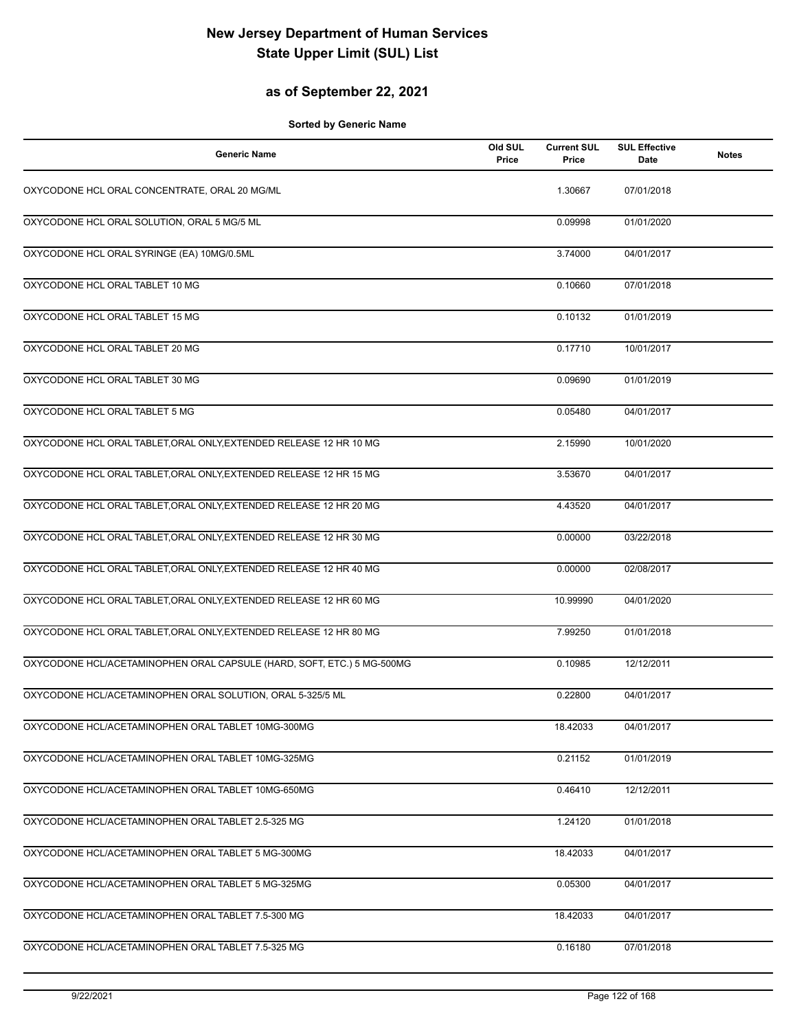# New Jersey Department of Human Services
# State Upper Limit (SUL) List

## as of September 22, 2021

**Sorted by Generic Name**

| Generic Name | Old SUL Price | Current SUL Price | SUL Effective Date | Notes |
|---|---|---|---|---|
| OXYCODONE HCL ORAL CONCENTRATE, ORAL 20 MG/ML | | 1.30667 | 07/01/2018 | |
| OXYCODONE HCL ORAL SOLUTION, ORAL 5 MG/5 ML | | 0.09998 | 01/01/2020 | |
| OXYCODONE HCL ORAL SYRINGE (EA) 10MG/0.5ML | | 3.74000 | 04/01/2017 | |
| OXYCODONE HCL ORAL TABLET 10 MG | | 0.10660 | 07/01/2018 | |
| OXYCODONE HCL ORAL TABLET 15 MG | | 0.10132 | 01/01/2019 | |
| OXYCODONE HCL ORAL TABLET 20 MG | | 0.17710 | 10/01/2017 | |
| OXYCODONE HCL ORAL TABLET 30 MG | | 0.09690 | 01/01/2019 | |
| OXYCODONE HCL ORAL TABLET 5 MG | | 0.05480 | 04/01/2017 | |
| OXYCODONE HCL ORAL TABLET,ORAL ONLY,EXTENDED RELEASE 12 HR 10 MG | | 2.15990 | 10/01/2020 | |
| OXYCODONE HCL ORAL TABLET,ORAL ONLY,EXTENDED RELEASE 12 HR 15 MG | | 3.53670 | 04/01/2017 | |
| OXYCODONE HCL ORAL TABLET,ORAL ONLY,EXTENDED RELEASE 12 HR 20 MG | | 4.43520 | 04/01/2017 | |
| OXYCODONE HCL ORAL TABLET,ORAL ONLY,EXTENDED RELEASE 12 HR 30 MG | | 0.00000 | 03/22/2018 | |
| OXYCODONE HCL ORAL TABLET,ORAL ONLY,EXTENDED RELEASE 12 HR 40 MG | | 0.00000 | 02/08/2017 | |
| OXYCODONE HCL ORAL TABLET,ORAL ONLY,EXTENDED RELEASE 12 HR 60 MG | | 10.99990 | 04/01/2020 | |
| OXYCODONE HCL ORAL TABLET,ORAL ONLY,EXTENDED RELEASE 12 HR 80 MG | | 7.99250 | 01/01/2018 | |
| OXYCODONE HCL/ACETAMINOPHEN ORAL CAPSULE (HARD, SOFT, ETC.) 5 MG-500MG | | 0.10985 | 12/12/2011 | |
| OXYCODONE HCL/ACETAMINOPHEN ORAL SOLUTION, ORAL 5-325/5 ML | | 0.22800 | 04/01/2017 | |
| OXYCODONE HCL/ACETAMINOPHEN ORAL TABLET 10MG-300MG | | 18.42033 | 04/01/2017 | |
| OXYCODONE HCL/ACETAMINOPHEN ORAL TABLET 10MG-325MG | | 0.21152 | 01/01/2019 | |
| OXYCODONE HCL/ACETAMINOPHEN ORAL TABLET 10MG-650MG | | 0.46410 | 12/12/2011 | |
| OXYCODONE HCL/ACETAMINOPHEN ORAL TABLET 2.5-325 MG | | 1.24120 | 01/01/2018 | |
| OXYCODONE HCL/ACETAMINOPHEN ORAL TABLET 5 MG-300MG | | 18.42033 | 04/01/2017 | |
| OXYCODONE HCL/ACETAMINOPHEN ORAL TABLET 5 MG-325MG | | 0.05300 | 04/01/2017 | |
| OXYCODONE HCL/ACETAMINOPHEN ORAL TABLET 7.5-300 MG | | 18.42033 | 04/01/2017 | |
| OXYCODONE HCL/ACETAMINOPHEN ORAL TABLET 7.5-325 MG | | 0.16180 | 07/01/2018 | |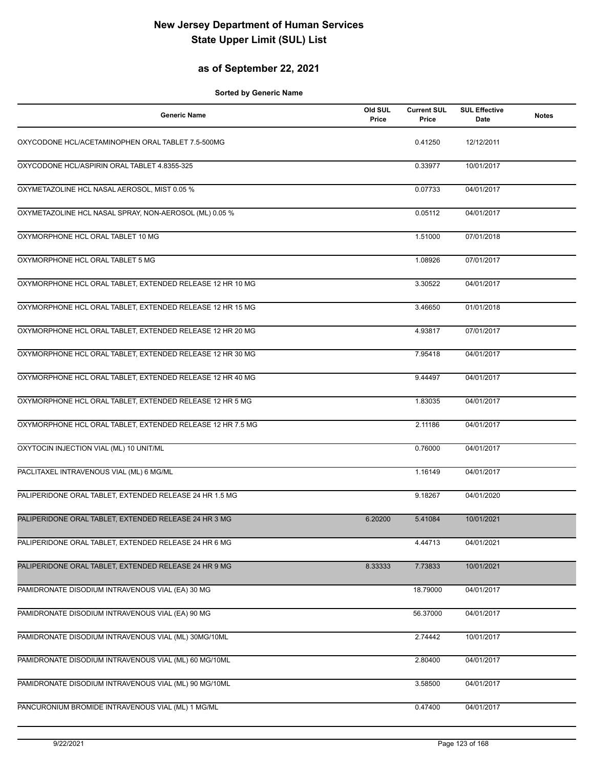# New Jersey Department of Human Services
# State Upper Limit (SUL) List

## as of September 22, 2021

**Sorted by Generic Name**

| Generic Name | Old SUL Price | Current SUL Price | SUL Effective Date | Notes |
|---|---|---|---|---|
| OXYCODONE HCL/ACETAMINOPHEN ORAL TABLET 7.5-500MG | | 0.41250 | 12/12/2011 | |
| OXYCODONE HCL/ASPIRIN ORAL TABLET 4.8355-325 | | 0.33977 | 10/01/2017 | |
| OXYMETAZOLINE HCL NASAL AEROSOL, MIST 0.05 % | | 0.07733 | 04/01/2017 | |
| OXYMETAZOLINE HCL NASAL SPRAY, NON-AEROSOL (ML) 0.05 % | | 0.05112 | 04/01/2017 | |
| OXYMORPHONE HCL ORAL TABLET 10 MG | | 1.51000 | 07/01/2018 | |
| OXYMORPHONE HCL ORAL TABLET 5 MG | | 1.08926 | 07/01/2017 | |
| OXYMORPHONE HCL ORAL TABLET, EXTENDED RELEASE 12 HR 10 MG | | 3.30522 | 04/01/2017 | |
| OXYMORPHONE HCL ORAL TABLET, EXTENDED RELEASE 12 HR 15 MG | | 3.46650 | 01/01/2018 | |
| OXYMORPHONE HCL ORAL TABLET, EXTENDED RELEASE 12 HR 20 MG | | 4.93817 | 07/01/2017 | |
| OXYMORPHONE HCL ORAL TABLET, EXTENDED RELEASE 12 HR 30 MG | | 7.95418 | 04/01/2017 | |
| OXYMORPHONE HCL ORAL TABLET, EXTENDED RELEASE 12 HR 40 MG | | 9.44497 | 04/01/2017 | |
| OXYMORPHONE HCL ORAL TABLET, EXTENDED RELEASE 12 HR 5 MG | | 1.83035 | 04/01/2017 | |
| OXYMORPHONE HCL ORAL TABLET, EXTENDED RELEASE 12 HR 7.5 MG | | 2.11186 | 04/01/2017 | |
| OXYTOCIN INJECTION VIAL (ML) 10 UNIT/ML | | 0.76000 | 04/01/2017 | |
| PACLITAXEL INTRAVENOUS VIAL (ML) 6 MG/ML | | 1.16149 | 04/01/2017 | |
| PALIPERIDONE ORAL TABLET, EXTENDED RELEASE 24 HR 1.5 MG | | 9.18267 | 04/01/2020 | |
| PALIPERIDONE ORAL TABLET, EXTENDED RELEASE 24 HR 3 MG | 6.20200 | 5.41084 | 10/01/2021 | |
| PALIPERIDONE ORAL TABLET, EXTENDED RELEASE 24 HR 6 MG | | 4.44713 | 04/01/2021 | |
| PALIPERIDONE ORAL TABLET, EXTENDED RELEASE 24 HR 9 MG | 8.33333 | 7.73833 | 10/01/2021 | |
| PAMIDRONATE DISODIUM INTRAVENOUS VIAL (EA) 30 MG | | 18.79000 | 04/01/2017 | |
| PAMIDRONATE DISODIUM INTRAVENOUS VIAL (EA) 90 MG | | 56.37000 | 04/01/2017 | |
| PAMIDRONATE DISODIUM INTRAVENOUS VIAL (ML) 30MG/10ML | | 2.74442 | 10/01/2017 | |
| PAMIDRONATE DISODIUM INTRAVENOUS VIAL (ML) 60 MG/10ML | | 2.80400 | 04/01/2017 | |
| PAMIDRONATE DISODIUM INTRAVENOUS VIAL (ML) 90 MG/10ML | | 3.58500 | 04/01/2017 | |
| PANCURONIUM BROMIDE INTRAVENOUS VIAL (ML) 1 MG/ML | | 0.47400 | 04/01/2017 | |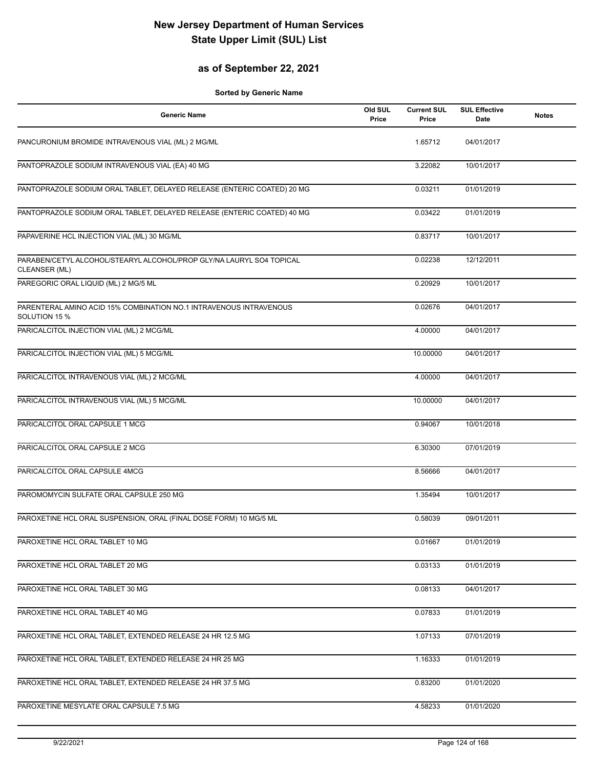# New Jersey Department of Human Services
# State Upper Limit (SUL) List

## as of September 22, 2021

**Sorted by Generic Name**

| Generic Name | Old SUL Price | Current SUL Price | SUL Effective Date | Notes |
|---|---|---|---|---|
| PANCURONIUM BROMIDE INTRAVENOUS VIAL (ML) 2 MG/ML | | 1.65712 | 04/01/2017 | |
| PANTOPRAZOLE SODIUM INTRAVENOUS VIAL (EA) 40 MG | | 3.22082 | 10/01/2017 | |
| PANTOPRAZOLE SODIUM ORAL TABLET, DELAYED RELEASE (ENTERIC COATED) 20 MG | | 0.03211 | 01/01/2019 | |
| PANTOPRAZOLE SODIUM ORAL TABLET, DELAYED RELEASE (ENTERIC COATED) 40 MG | | 0.03422 | 01/01/2019 | |
| PAPAVERINE HCL INJECTION VIAL (ML) 30 MG/ML | | 0.83717 | 10/01/2017 | |
| PARABEN/CETYL ALCOHOL/STEARYL ALCOHOL/PROP GLY/NA LAURYL SO4 TOPICAL CLEANSER (ML) | | 0.02238 | 12/12/2011 | |
| PAREGORIC ORAL LIQUID (ML) 2 MG/5 ML | | 0.20929 | 10/01/2017 | |
| PARENTERAL AMINO ACID 15% COMBINATION NO.1 INTRAVENOUS INTRAVENOUS SOLUTION 15 % | | 0.02676 | 04/01/2017 | |
| PARICALCITOL INJECTION VIAL (ML) 2 MCG/ML | | 4.00000 | 04/01/2017 | |
| PARICALCITOL INJECTION VIAL (ML) 5 MCG/ML | | 10.00000 | 04/01/2017 | |
| PARICALCITOL INTRAVENOUS VIAL (ML) 2 MCG/ML | | 4.00000 | 04/01/2017 | |
| PARICALCITOL INTRAVENOUS VIAL (ML) 5 MCG/ML | | 10.00000 | 04/01/2017 | |
| PARICALCITOL ORAL CAPSULE 1 MCG | | 0.94067 | 10/01/2018 | |
| PARICALCITOL ORAL CAPSULE 2 MCG | | 6.30300 | 07/01/2019 | |
| PARICALCITOL ORAL CAPSULE 4MCG | | 8.56666 | 04/01/2017 | |
| PAROMOMYCIN SULFATE ORAL CAPSULE 250 MG | | 1.35494 | 10/01/2017 | |
| PAROXETINE HCL ORAL SUSPENSION, ORAL (FINAL DOSE FORM) 10 MG/5 ML | | 0.58039 | 09/01/2011 | |
| PAROXETINE HCL ORAL TABLET 10 MG | | 0.01667 | 01/01/2019 | |
| PAROXETINE HCL ORAL TABLET 20 MG | | 0.03133 | 01/01/2019 | |
| PAROXETINE HCL ORAL TABLET 30 MG | | 0.08133 | 04/01/2017 | |
| PAROXETINE HCL ORAL TABLET 40 MG | | 0.07833 | 01/01/2019 | |
| PAROXETINE HCL ORAL TABLET, EXTENDED RELEASE 24 HR 12.5 MG | | 1.07133 | 07/01/2019 | |
| PAROXETINE HCL ORAL TABLET, EXTENDED RELEASE 24 HR 25 MG | | 1.16333 | 01/01/2019 | |
| PAROXETINE HCL ORAL TABLET, EXTENDED RELEASE 24 HR 37.5 MG | | 0.83200 | 01/01/2020 | |
| PAROXETINE MESYLATE ORAL CAPSULE 7.5 MG | | 4.58233 | 01/01/2020 | |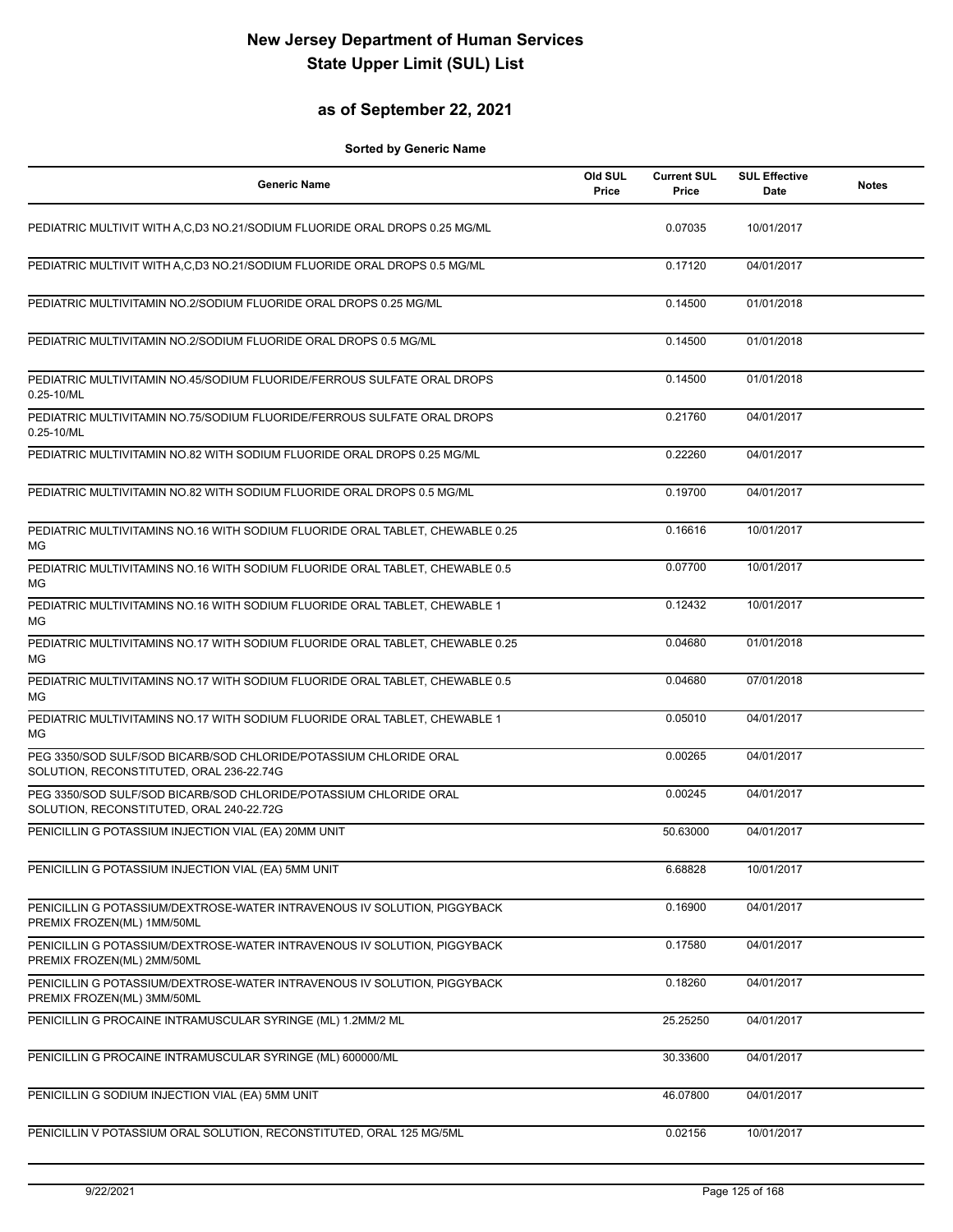# New Jersey Department of Human Services
# State Upper Limit (SUL) List

## as of September 22, 2021

**Sorted by Generic Name**

| Generic Name | Old SUL Price | Current SUL Price | SUL Effective Date | Notes |
|---|---|---|---|---|
| PEDIATRIC MULTIVIT WITH A,C,D3 NO.21/SODIUM FLUORIDE ORAL DROPS 0.25 MG/ML | | 0.07035 | 10/01/2017 | |
| PEDIATRIC MULTIVIT WITH A,C,D3 NO.21/SODIUM FLUORIDE ORAL DROPS 0.5 MG/ML | | 0.17120 | 04/01/2017 | |
| PEDIATRIC MULTIVITAMIN NO.2/SODIUM FLUORIDE ORAL DROPS 0.25 MG/ML | | 0.14500 | 01/01/2018 | |
| PEDIATRIC MULTIVITAMIN NO.2/SODIUM FLUORIDE ORAL DROPS 0.5 MG/ML | | 0.14500 | 01/01/2018 | |
| PEDIATRIC MULTIVITAMIN NO.45/SODIUM FLUORIDE/FERROUS SULFATE ORAL DROPS 0.25-10/ML | | 0.14500 | 01/01/2018 | |
| PEDIATRIC MULTIVITAMIN NO.75/SODIUM FLUORIDE/FERROUS SULFATE ORAL DROPS 0.25-10/ML | | 0.21760 | 04/01/2017 | |
| PEDIATRIC MULTIVITAMIN NO.82 WITH SODIUM FLUORIDE ORAL DROPS 0.25 MG/ML | | 0.22260 | 04/01/2017 | |
| PEDIATRIC MULTIVITAMIN NO.82 WITH SODIUM FLUORIDE ORAL DROPS 0.5 MG/ML | | 0.19700 | 04/01/2017 | |
| PEDIATRIC MULTIVITAMINS NO.16 WITH SODIUM FLUORIDE ORAL TABLET, CHEWABLE 0.25 MG | | 0.16616 | 10/01/2017 | |
| PEDIATRIC MULTIVITAMINS NO.16 WITH SODIUM FLUORIDE ORAL TABLET, CHEWABLE 0.5 MG | | 0.07700 | 10/01/2017 | |
| PEDIATRIC MULTIVITAMINS NO.16 WITH SODIUM FLUORIDE ORAL TABLET, CHEWABLE 1 MG | | 0.12432 | 10/01/2017 | |
| PEDIATRIC MULTIVITAMINS NO.17 WITH SODIUM FLUORIDE ORAL TABLET, CHEWABLE 0.25 MG | | 0.04680 | 01/01/2018 | |
| PEDIATRIC MULTIVITAMINS NO.17 WITH SODIUM FLUORIDE ORAL TABLET, CHEWABLE 0.5 MG | | 0.04680 | 07/01/2018 | |
| PEDIATRIC MULTIVITAMINS NO.17 WITH SODIUM FLUORIDE ORAL TABLET, CHEWABLE 1 MG | | 0.05010 | 04/01/2017 | |
| PEG 3350/SOD SULF/SOD BICARB/SOD CHLORIDE/POTASSIUM CHLORIDE ORAL SOLUTION, RECONSTITUTED, ORAL 236-22.74G | | 0.00265 | 04/01/2017 | |
| PEG 3350/SOD SULF/SOD BICARB/SOD CHLORIDE/POTASSIUM CHLORIDE ORAL SOLUTION, RECONSTITUTED, ORAL 240-22.72G | | 0.00245 | 04/01/2017 | |
| PENICILLIN G POTASSIUM INJECTION VIAL (EA) 20MM UNIT | | 50.63000 | 04/01/2017 | |
| PENICILLIN G POTASSIUM INJECTION VIAL (EA) 5MM UNIT | | 6.68828 | 10/01/2017 | |
| PENICILLIN G POTASSIUM/DEXTROSE-WATER INTRAVENOUS IV SOLUTION, PIGGYBACK PREMIX FROZEN(ML) 1MM/50ML | | 0.16900 | 04/01/2017 | |
| PENICILLIN G POTASSIUM/DEXTROSE-WATER INTRAVENOUS IV SOLUTION, PIGGYBACK PREMIX FROZEN(ML) 2MM/50ML | | 0.17580 | 04/01/2017 | |
| PENICILLIN G POTASSIUM/DEXTROSE-WATER INTRAVENOUS IV SOLUTION, PIGGYBACK PREMIX FROZEN(ML) 3MM/50ML | | 0.18260 | 04/01/2017 | |
| PENICILLIN G PROCAINE INTRAMUSCULAR SYRINGE (ML) 1.2MM/2 ML | | 25.25250 | 04/01/2017 | |
| PENICILLIN G PROCAINE INTRAMUSCULAR SYRINGE (ML) 600000/ML | | 30.33600 | 04/01/2017 | |
| PENICILLIN G SODIUM INJECTION VIAL (EA) 5MM UNIT | | 46.07800 | 04/01/2017 | |
| PENICILLIN V POTASSIUM ORAL SOLUTION, RECONSTITUTED, ORAL 125 MG/5ML | | 0.02156 | 10/01/2017 | |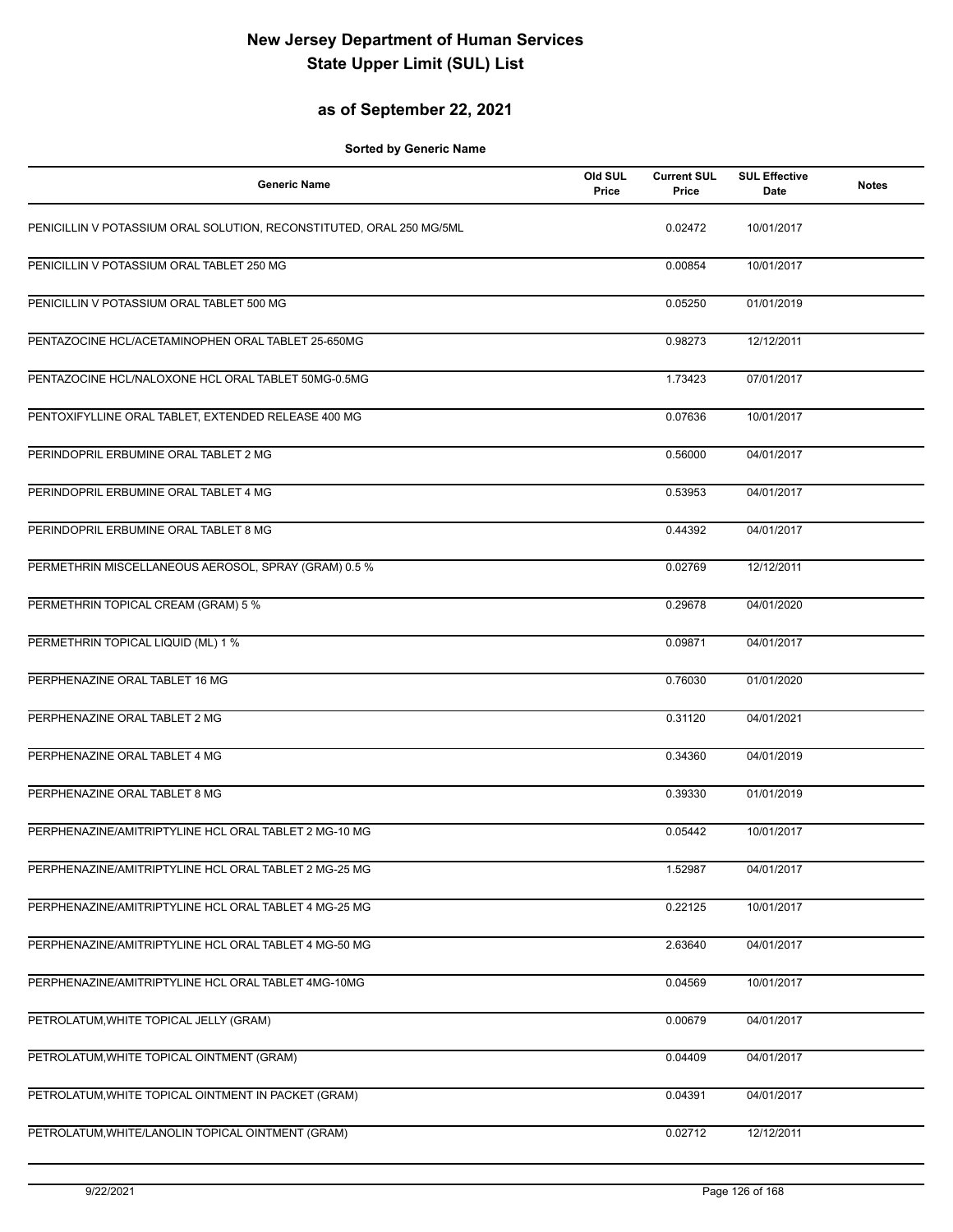# New Jersey Department of Human Services
# State Upper Limit (SUL) List

## as of September 22, 2021

**Sorted by Generic Name**

| Generic Name | Old SUL Price | Current SUL Price | SUL Effective Date | Notes |
|---|---|---|---|---|
| PENICILLIN V POTASSIUM ORAL SOLUTION, RECONSTITUTED, ORAL 250 MG/5ML | | 0.02472 | 10/01/2017 | |
| PENICILLIN V POTASSIUM ORAL TABLET 250 MG | | 0.00854 | 10/01/2017 | |
| PENICILLIN V POTASSIUM ORAL TABLET 500 MG | | 0.05250 | 01/01/2019 | |
| PENTAZOCINE HCL/ACETAMINOPHEN ORAL TABLET 25-650MG | | 0.98273 | 12/12/2011 | |
| PENTAZOCINE HCL/NALOXONE HCL ORAL TABLET 50MG-0.5MG | | 1.73423 | 07/01/2017 | |
| PENTOXIFYLLINE ORAL TABLET, EXTENDED RELEASE 400 MG | | 0.07636 | 10/01/2017 | |
| PERINDOPRIL ERBUMINE ORAL TABLET 2 MG | | 0.56000 | 04/01/2017 | |
| PERINDOPRIL ERBUMINE ORAL TABLET 4 MG | | 0.53953 | 04/01/2017 | |
| PERINDOPRIL ERBUMINE ORAL TABLET 8 MG | | 0.44392 | 04/01/2017 | |
| PERMETHRIN MISCELLANEOUS AEROSOL, SPRAY (GRAM) 0.5 % | | 0.02769 | 12/12/2011 | |
| PERMETHRIN TOPICAL CREAM (GRAM) 5 % | | 0.29678 | 04/01/2020 | |
| PERMETHRIN TOPICAL LIQUID (ML) 1 % | | 0.09871 | 04/01/2017 | |
| PERPHENAZINE ORAL TABLET 16 MG | | 0.76030 | 01/01/2020 | |
| PERPHENAZINE ORAL TABLET 2 MG | | 0.31120 | 04/01/2021 | |
| PERPHENAZINE ORAL TABLET 4 MG | | 0.34360 | 04/01/2019 | |
| PERPHENAZINE ORAL TABLET 8 MG | | 0.39330 | 01/01/2019 | |
| PERPHENAZINE/AMITRIPTYLINE HCL ORAL TABLET 2 MG-10 MG | | 0.05442 | 10/01/2017 | |
| PERPHENAZINE/AMITRIPTYLINE HCL ORAL TABLET 2 MG-25 MG | | 1.52987 | 04/01/2017 | |
| PERPHENAZINE/AMITRIPTYLINE HCL ORAL TABLET 4 MG-25 MG | | 0.22125 | 10/01/2017 | |
| PERPHENAZINE/AMITRIPTYLINE HCL ORAL TABLET 4 MG-50 MG | | 2.63640 | 04/01/2017 | |
| PERPHENAZINE/AMITRIPTYLINE HCL ORAL TABLET 4MG-10MG | | 0.04569 | 10/01/2017 | |
| PETROLATUM,WHITE TOPICAL JELLY (GRAM) | | 0.00679 | 04/01/2017 | |
| PETROLATUM,WHITE TOPICAL OINTMENT (GRAM) | | 0.04409 | 04/01/2017 | |
| PETROLATUM,WHITE TOPICAL OINTMENT IN PACKET (GRAM) | | 0.04391 | 04/01/2017 | |
| PETROLATUM,WHITE/LANOLIN TOPICAL OINTMENT (GRAM) | | 0.02712 | 12/12/2011 | |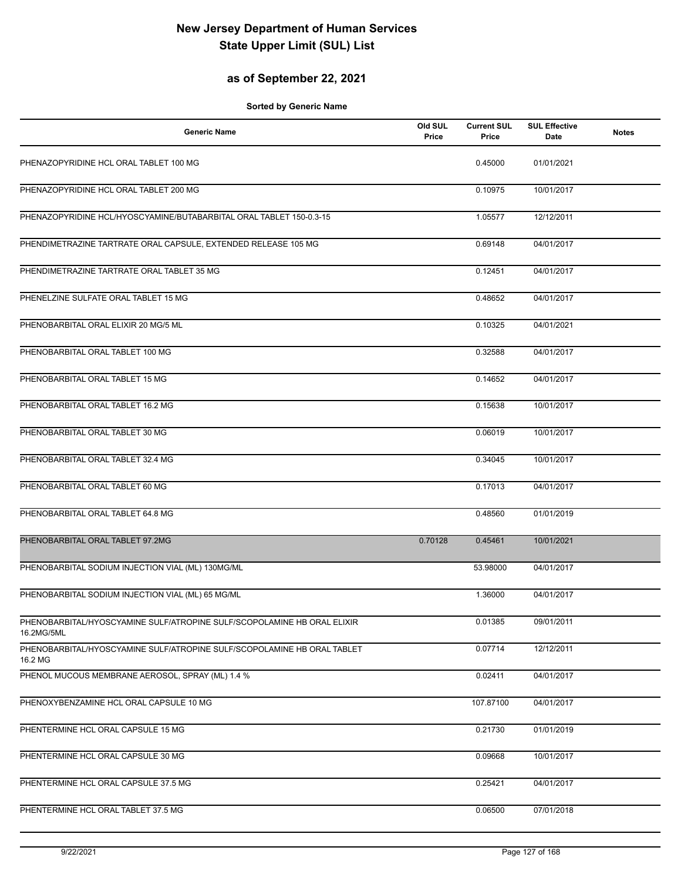# New Jersey Department of Human Services
# State Upper Limit (SUL) List

## as of September 22, 2021

**Sorted by Generic Name**

| Generic Name | Old SUL Price | Current SUL Price | SUL Effective Date | Notes |
|---|---|---|---|---|
| PHENAZOPYRIDINE HCL ORAL TABLET 100 MG | | 0.45000 | 01/01/2021 | |
| PHENAZOPYRIDINE HCL ORAL TABLET 200 MG | | 0.10975 | 10/01/2017 | |
| PHENAZOPYRIDINE HCL/HYOSCYAMINE/BUTABARBITAL ORAL TABLET 150-0.3-15 | | 1.05577 | 12/12/2011 | |
| PHENDIMETRAZINE TARTRATE ORAL CAPSULE, EXTENDED RELEASE 105 MG | | 0.69148 | 04/01/2017 | |
| PHENDIMETRAZINE TARTRATE ORAL TABLET 35 MG | | 0.12451 | 04/01/2017 | |
| PHENELZINE SULFATE ORAL TABLET 15 MG | | 0.48652 | 04/01/2017 | |
| PHENOBARBITAL ORAL ELIXIR 20 MG/5 ML | | 0.10325 | 04/01/2021 | |
| PHENOBARBITAL ORAL TABLET 100 MG | | 0.32588 | 04/01/2017 | |
| PHENOBARBITAL ORAL TABLET 15 MG | | 0.14652 | 04/01/2017 | |
| PHENOBARBITAL ORAL TABLET 16.2 MG | | 0.15638 | 10/01/2017 | |
| PHENOBARBITAL ORAL TABLET 30 MG | | 0.06019 | 10/01/2017 | |
| PHENOBARBITAL ORAL TABLET 32.4 MG | | 0.34045 | 10/01/2017 | |
| PHENOBARBITAL ORAL TABLET 60 MG | | 0.17013 | 04/01/2017 | |
| PHENOBARBITAL ORAL TABLET 64.8 MG | | 0.48560 | 01/01/2019 | |
| PHENOBARBITAL ORAL TABLET 97.2MG | 0.70128 | 0.45461 | 10/01/2021 | |
| PHENOBARBITAL SODIUM INJECTION VIAL (ML) 130MG/ML | | 53.98000 | 04/01/2017 | |
| PHENOBARBITAL SODIUM INJECTION VIAL (ML) 65 MG/ML | | 1.36000 | 04/01/2017 | |
| PHENOBARBITAL/HYOSCYAMINE SULF/ATROPINE SULF/SCOPOLAMINE HB ORAL ELIXIR 16.2MG/5ML | | 0.01385 | 09/01/2011 | |
| PHENOBARBITAL/HYOSCYAMINE SULF/ATROPINE SULF/SCOPOLAMINE HB ORAL TABLET 16.2 MG | | 0.07714 | 12/12/2011 | |
| PHENOL MUCOUS MEMBRANE AEROSOL, SPRAY (ML) 1.4 % | | 0.02411 | 04/01/2017 | |
| PHENOXYBENZAMINE HCL ORAL CAPSULE 10 MG | | 107.87100 | 04/01/2017 | |
| PHENTERMINE HCL ORAL CAPSULE 15 MG | | 0.21730 | 01/01/2019 | |
| PHENTERMINE HCL ORAL CAPSULE 30 MG | | 0.09668 | 10/01/2017 | |
| PHENTERMINE HCL ORAL CAPSULE 37.5 MG | | 0.25421 | 04/01/2017 | |
| PHENTERMINE HCL ORAL TABLET 37.5 MG | | 0.06500 | 07/01/2018 | |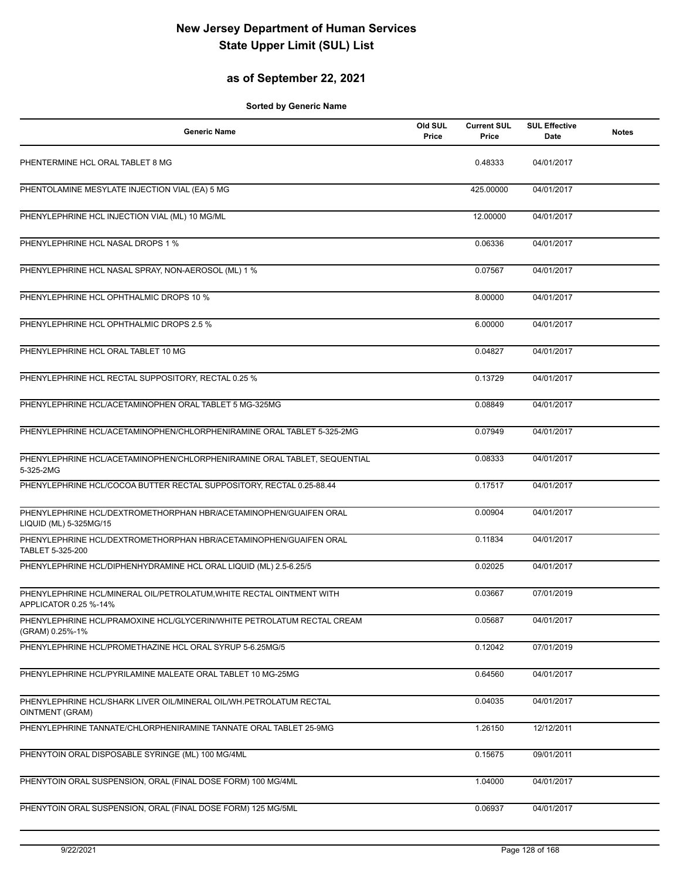# New Jersey Department of Human Services
# State Upper Limit (SUL) List

## as of September 22, 2021

**Sorted by Generic Name**

| Generic Name | Old SUL Price | Current SUL Price | SUL Effective Date | Notes |
|---|---|---|---|---|
| PHENTERMINE HCL ORAL TABLET 8 MG | | 0.48333 | 04/01/2017 | |
| PHENTOLAMINE MESYLATE INJECTION VIAL (EA) 5 MG | | 425.00000 | 04/01/2017 | |
| PHENYLEPHRINE HCL INJECTION VIAL (ML) 10 MG/ML | | 12.00000 | 04/01/2017 | |
| PHENYLEPHRINE HCL NASAL DROPS 1 % | | 0.06336 | 04/01/2017 | |
| PHENYLEPHRINE HCL NASAL SPRAY, NON-AEROSOL (ML) 1 % | | 0.07567 | 04/01/2017 | |
| PHENYLEPHRINE HCL OPHTHALMIC DROPS 10 % | | 8.00000 | 04/01/2017 | |
| PHENYLEPHRINE HCL OPHTHALMIC DROPS 2.5 % | | 6.00000 | 04/01/2017 | |
| PHENYLEPHRINE HCL ORAL TABLET 10 MG | | 0.04827 | 04/01/2017 | |
| PHENYLEPHRINE HCL RECTAL SUPPOSITORY, RECTAL 0.25 % | | 0.13729 | 04/01/2017 | |
| PHENYLEPHRINE HCL/ACETAMINOPHEN ORAL TABLET 5 MG-325MG | | 0.08849 | 04/01/2017 | |
| PHENYLEPHRINE HCL/ACETAMINOPHEN/CHLORPHENIRAMINE ORAL TABLET 5-325-2MG | | 0.07949 | 04/01/2017 | |
| PHENYLEPHRINE HCL/ACETAMINOPHEN/CHLORPHENIRAMINE ORAL TABLET, SEQUENTIAL 5-325-2MG | | 0.08333 | 04/01/2017 | |
| PHENYLEPHRINE HCL/COCOA BUTTER RECTAL SUPPOSITORY, RECTAL 0.25-88.44 | | 0.17517 | 04/01/2017 | |
| PHENYLEPHRINE HCL/DEXTROMETHORPHAN HBR/ACETAMINOPHEN/GUAIFEN ORAL LIQUID (ML) 5-325MG/15 | | 0.00904 | 04/01/2017 | |
| PHENYLEPHRINE HCL/DEXTROMETHORPHAN HBR/ACETAMINOPHEN/GUAIFEN ORAL TABLET 5-325-200 | | 0.11834 | 04/01/2017 | |
| PHENYLEPHRINE HCL/DIPHENHYDRAMINE HCL ORAL LIQUID (ML) 2.5-6.25/5 | | 0.02025 | 04/01/2017 | |
| PHENYLEPHRINE HCL/MINERAL OIL/PETROLATUM,WHITE RECTAL OINTMENT WITH APPLICATOR 0.25 %-14% | | 0.03667 | 07/01/2019 | |
| PHENYLEPHRINE HCL/PRAMOXINE HCL/GLYCERIN/WHITE PETROLATUM RECTAL CREAM (GRAM) 0.25%-1% | | 0.05687 | 04/01/2017 | |
| PHENYLEPHRINE HCL/PROMETHAZINE HCL ORAL SYRUP 5-6.25MG/5 | | 0.12042 | 07/01/2019 | |
| PHENYLEPHRINE HCL/PYRILAMINE MALEATE ORAL TABLET 10 MG-25MG | | 0.64560 | 04/01/2017 | |
| PHENYLEPHRINE HCL/SHARK LIVER OIL/MINERAL OIL/WH.PETROLATUM RECTAL OINTMENT (GRAM) | | 0.04035 | 04/01/2017 | |
| PHENYLEPHRINE TANNATE/CHLORPHENIRAMINE TANNATE ORAL TABLET 25-9MG | | 1.26150 | 12/12/2011 | |
| PHENYTOIN ORAL DISPOSABLE SYRINGE (ML) 100 MG/4ML | | 0.15675 | 09/01/2011 | |
| PHENYTOIN ORAL SUSPENSION, ORAL (FINAL DOSE FORM) 100 MG/4ML | | 1.04000 | 04/01/2017 | |
| PHENYTOIN ORAL SUSPENSION, ORAL (FINAL DOSE FORM) 125 MG/5ML | | 0.06937 | 04/01/2017 | |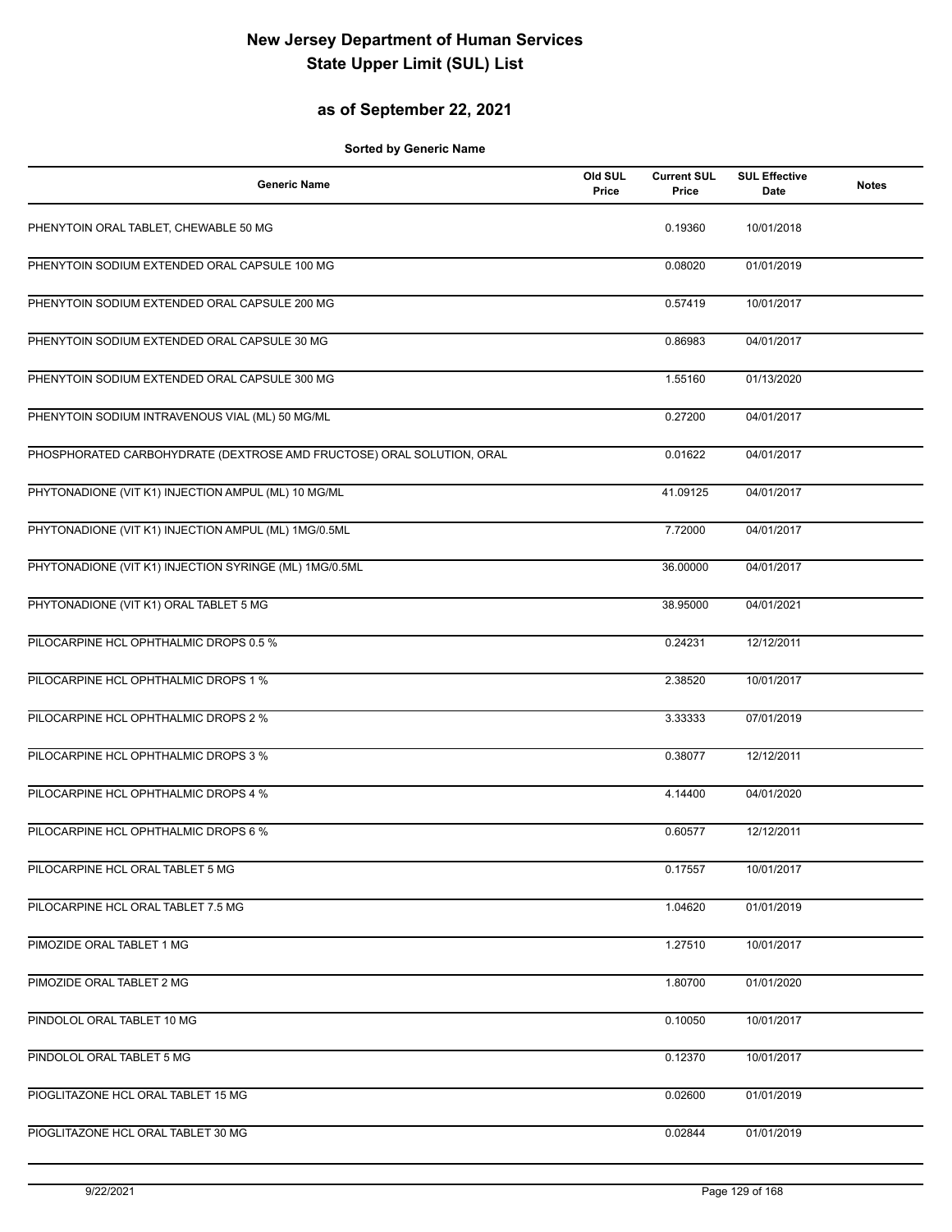# New Jersey Department of Human Services
# State Upper Limit (SUL) List

## as of September 22, 2021

**Sorted by Generic Name**

| Generic Name | Old SUL Price | Current SUL Price | SUL Effective Date | Notes |
|---|---|---|---|---|
| PHENYTOIN ORAL TABLET, CHEWABLE 50 MG | | 0.19360 | 10/01/2018 | |
| PHENYTOIN SODIUM EXTENDED ORAL CAPSULE 100 MG | | 0.08020 | 01/01/2019 | |
| PHENYTOIN SODIUM EXTENDED ORAL CAPSULE 200 MG | | 0.57419 | 10/01/2017 | |
| PHENYTOIN SODIUM EXTENDED ORAL CAPSULE 30 MG | | 0.86983 | 04/01/2017 | |
| PHENYTOIN SODIUM EXTENDED ORAL CAPSULE 300 MG | | 1.55160 | 01/13/2020 | |
| PHENYTOIN SODIUM INTRAVENOUS VIAL (ML) 50 MG/ML | | 0.27200 | 04/01/2017 | |
| PHOSPHORATED CARBOHYDRATE (DEXTROSE AMD FRUCTOSE) ORAL SOLUTION, ORAL | | 0.01622 | 04/01/2017 | |
| PHYTONADIONE (VIT K1) INJECTION AMPUL (ML) 10 MG/ML | | 41.09125 | 04/01/2017 | |
| PHYTONADIONE (VIT K1) INJECTION AMPUL (ML) 1MG/0.5ML | | 7.72000 | 04/01/2017 | |
| PHYTONADIONE (VIT K1) INJECTION SYRINGE (ML) 1MG/0.5ML | | 36.00000 | 04/01/2017 | |
| PHYTONADIONE (VIT K1) ORAL TABLET 5 MG | | 38.95000 | 04/01/2021 | |
| PILOCARPINE HCL OPHTHALMIC DROPS 0.5 % | | 0.24231 | 12/12/2011 | |
| PILOCARPINE HCL OPHTHALMIC DROPS 1 % | | 2.38520 | 10/01/2017 | |
| PILOCARPINE HCL OPHTHALMIC DROPS 2 % | | 3.33333 | 07/01/2019 | |
| PILOCARPINE HCL OPHTHALMIC DROPS 3 % | | 0.38077 | 12/12/2011 | |
| PILOCARPINE HCL OPHTHALMIC DROPS 4 % | | 4.14400 | 04/01/2020 | |
| PILOCARPINE HCL OPHTHALMIC DROPS 6 % | | 0.60577 | 12/12/2011 | |
| PILOCARPINE HCL ORAL TABLET 5 MG | | 0.17557 | 10/01/2017 | |
| PILOCARPINE HCL ORAL TABLET 7.5 MG | | 1.04620 | 01/01/2019 | |
| PIMOZIDE ORAL TABLET 1 MG | | 1.27510 | 10/01/2017 | |
| PIMOZIDE ORAL TABLET 2 MG | | 1.80700 | 01/01/2020 | |
| PINDOLOL ORAL TABLET 10 MG | | 0.10050 | 10/01/2017 | |
| PINDOLOL ORAL TABLET 5 MG | | 0.12370 | 10/01/2017 | |
| PIOGLITAZONE HCL ORAL TABLET 15 MG | | 0.02600 | 01/01/2019 | |
| PIOGLITAZONE HCL ORAL TABLET 30 MG | | 0.02844 | 01/01/2019 | |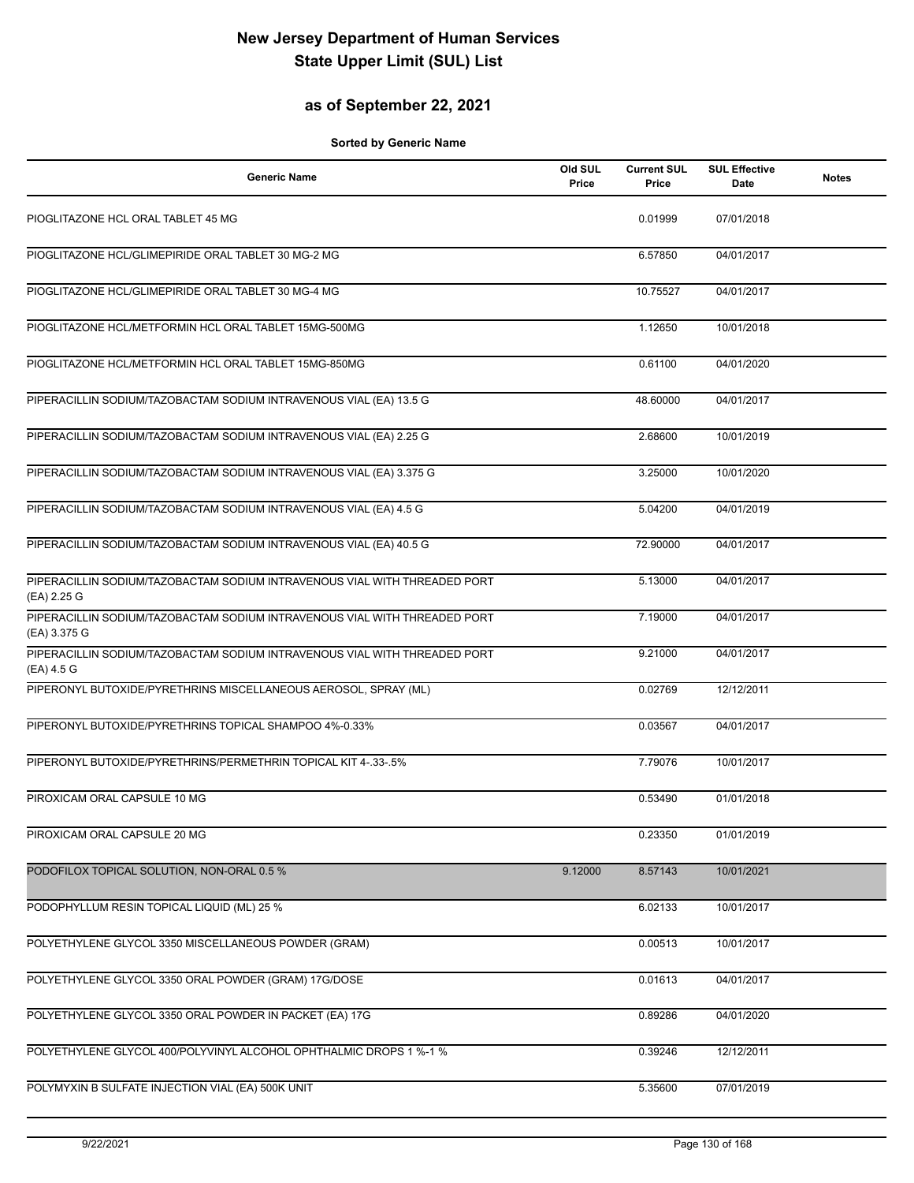# New Jersey Department of Human Services
# State Upper Limit (SUL) List

## as of September 22, 2021

**Sorted by Generic Name**

| Generic Name | Old SUL Price | Current SUL Price | SUL Effective Date | Notes |
|---|---|---|---|---|
| PIOGLITAZONE HCL ORAL TABLET 45 MG | | 0.01999 | 07/01/2018 | |
| PIOGLITAZONE HCL/GLIMEPIRIDE ORAL TABLET 30 MG-2 MG | | 6.57850 | 04/01/2017 | |
| PIOGLITAZONE HCL/GLIMEPIRIDE ORAL TABLET 30 MG-4 MG | | 10.75527 | 04/01/2017 | |
| PIOGLITAZONE HCL/METFORMIN HCL ORAL TABLET 15MG-500MG | | 1.12650 | 10/01/2018 | |
| PIOGLITAZONE HCL/METFORMIN HCL ORAL TABLET 15MG-850MG | | 0.61100 | 04/01/2020 | |
| PIPERACILLIN SODIUM/TAZOBACTAM SODIUM INTRAVENOUS VIAL (EA) 13.5 G | | 48.60000 | 04/01/2017 | |
| PIPERACILLIN SODIUM/TAZOBACTAM SODIUM INTRAVENOUS VIAL (EA) 2.25 G | | 2.68600 | 10/01/2019 | |
| PIPERACILLIN SODIUM/TAZOBACTAM SODIUM INTRAVENOUS VIAL (EA) 3.375 G | | 3.25000 | 10/01/2020 | |
| PIPERACILLIN SODIUM/TAZOBACTAM SODIUM INTRAVENOUS VIAL (EA) 4.5 G | | 5.04200 | 04/01/2019 | |
| PIPERACILLIN SODIUM/TAZOBACTAM SODIUM INTRAVENOUS VIAL (EA) 40.5 G | | 72.90000 | 04/01/2017 | |
| PIPERACILLIN SODIUM/TAZOBACTAM SODIUM INTRAVENOUS VIAL WITH THREADED PORT (EA) 2.25 G | | 5.13000 | 04/01/2017 | |
| PIPERACILLIN SODIUM/TAZOBACTAM SODIUM INTRAVENOUS VIAL WITH THREADED PORT (EA) 3.375 G | | 7.19000 | 04/01/2017 | |
| PIPERACILLIN SODIUM/TAZOBACTAM SODIUM INTRAVENOUS VIAL WITH THREADED PORT (EA) 4.5 G | | 9.21000 | 04/01/2017 | |
| PIPERONYL BUTOXIDE/PYRETHRINS MISCELLANEOUS AEROSOL, SPRAY (ML) | | 0.02769 | 12/12/2011 | |
| PIPERONYL BUTOXIDE/PYRETHRINS TOPICAL SHAMPOO 4%-0.33% | | 0.03567 | 04/01/2017 | |
| PIPERONYL BUTOXIDE/PYRETHRINS/PERMETHRIN TOPICAL KIT 4-.33-.5% | | 7.79076 | 10/01/2017 | |
| PIROXICAM ORAL CAPSULE 10 MG | | 0.53490 | 01/01/2018 | |
| PIROXICAM ORAL CAPSULE 20 MG | | 0.23350 | 01/01/2019 | |
| PODOFILOX TOPICAL SOLUTION, NON-ORAL 0.5 % | 9.12000 | 8.57143 | 10/01/2021 | |
| PODOPHYLLUM RESIN TOPICAL LIQUID (ML) 25 % | | 6.02133 | 10/01/2017 | |
| POLYETHYLENE GLYCOL 3350 MISCELLANEOUS POWDER (GRAM) | | 0.00513 | 10/01/2017 | |
| POLYETHYLENE GLYCOL 3350 ORAL POWDER (GRAM) 17G/DOSE | | 0.01613 | 04/01/2017 | |
| POLYETHYLENE GLYCOL 3350 ORAL POWDER IN PACKET (EA) 17G | | 0.89286 | 04/01/2020 | |
| POLYETHYLENE GLYCOL 400/POLYVINYL ALCOHOL OPHTHALMIC DROPS 1 %-1 % | | 0.39246 | 12/12/2011 | |
| POLYMYXIN B SULFATE INJECTION VIAL (EA) 500K UNIT | | 5.35600 | 07/01/2019 | |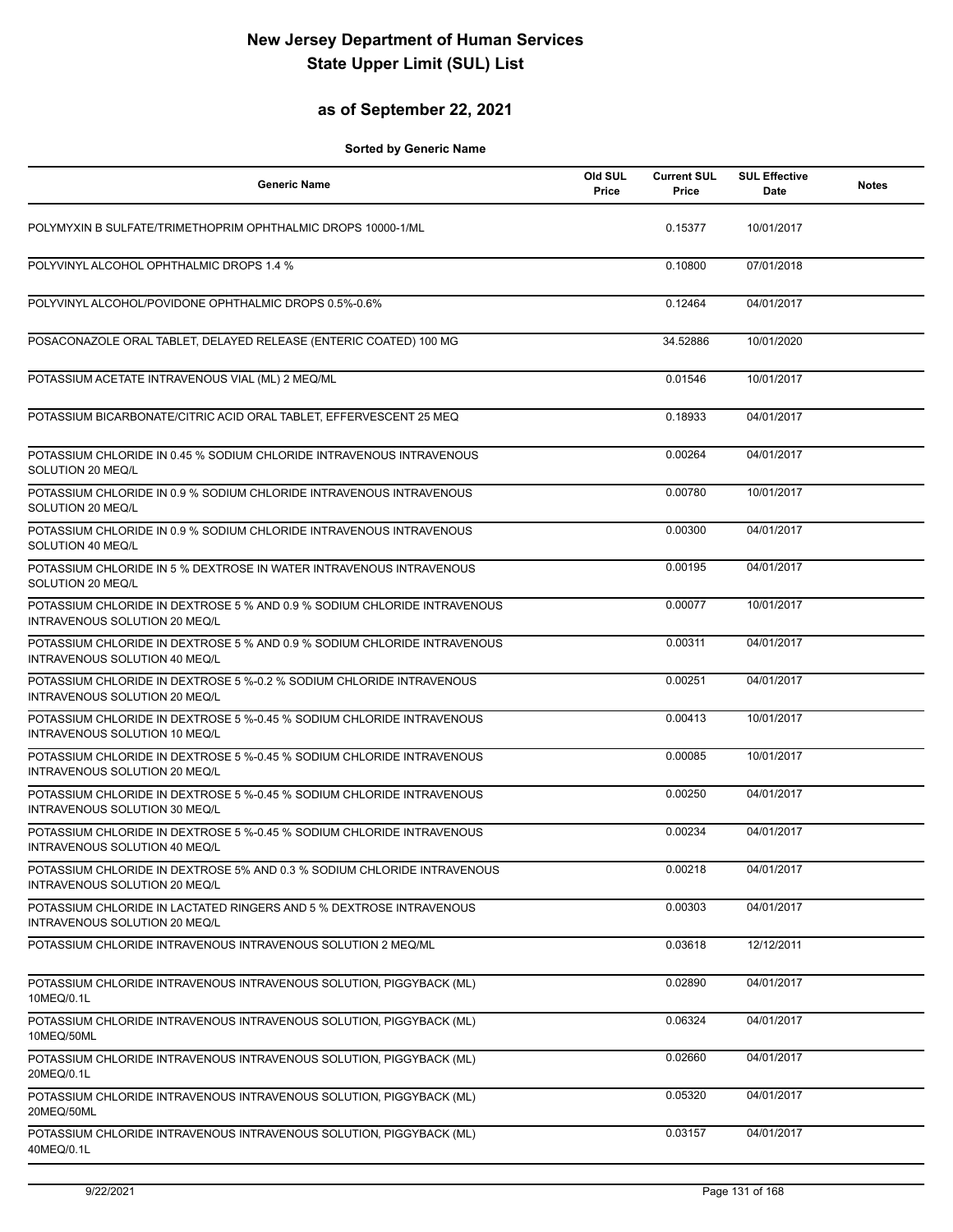# New Jersey Department of Human Services
# State Upper Limit (SUL) List

## as of September 22, 2021

**Sorted by Generic Name**

| Generic Name | Old SUL Price | Current SUL Price | SUL Effective Date | Notes |
|---|---|---|---|---|
| POLYMYXIN B SULFATE/TRIMETHOPRIM OPHTHALMIC DROPS 10000-1/ML | | 0.15377 | 10/01/2017 | |
| POLYVINYL ALCOHOL OPHTHALMIC DROPS 1.4 % | | 0.10800 | 07/01/2018 | |
| POLYVINYL ALCOHOL/POVIDONE OPHTHALMIC DROPS 0.5%-0.6% | | 0.12464 | 04/01/2017 | |
| POSACONAZOLE ORAL TABLET, DELAYED RELEASE (ENTERIC COATED) 100 MG | | 34.52886 | 10/01/2020 | |
| POTASSIUM ACETATE INTRAVENOUS VIAL (ML) 2 MEQ/ML | | 0.01546 | 10/01/2017 | |
| POTASSIUM BICARBONATE/CITRIC ACID ORAL TABLET, EFFERVESCENT 25 MEQ | | 0.18933 | 04/01/2017 | |
| POTASSIUM CHLORIDE IN 0.45 % SODIUM CHLORIDE INTRAVENOUS INTRAVENOUS SOLUTION 20 MEQ/L | | 0.00264 | 04/01/2017 | |
| POTASSIUM CHLORIDE IN 0.9 % SODIUM CHLORIDE INTRAVENOUS INTRAVENOUS SOLUTION 20 MEQ/L | | 0.00780 | 10/01/2017 | |
| POTASSIUM CHLORIDE IN 0.9 % SODIUM CHLORIDE INTRAVENOUS INTRAVENOUS SOLUTION 40 MEQ/L | | 0.00300 | 04/01/2017 | |
| POTASSIUM CHLORIDE IN 5 % DEXTROSE IN WATER INTRAVENOUS INTRAVENOUS SOLUTION 20 MEQ/L | | 0.00195 | 04/01/2017 | |
| POTASSIUM CHLORIDE IN DEXTROSE 5 % AND 0.9 % SODIUM CHLORIDE INTRAVENOUS INTRAVENOUS SOLUTION 20 MEQ/L | | 0.00077 | 10/01/2017 | |
| POTASSIUM CHLORIDE IN DEXTROSE 5 % AND 0.9 % SODIUM CHLORIDE INTRAVENOUS INTRAVENOUS SOLUTION 40 MEQ/L | | 0.00311 | 04/01/2017 | |
| POTASSIUM CHLORIDE IN DEXTROSE 5 %-0.2 % SODIUM CHLORIDE INTRAVENOUS INTRAVENOUS SOLUTION 20 MEQ/L | | 0.00251 | 04/01/2017 | |
| POTASSIUM CHLORIDE IN DEXTROSE 5 %-0.45 % SODIUM CHLORIDE INTRAVENOUS INTRAVENOUS SOLUTION 10 MEQ/L | | 0.00413 | 10/01/2017 | |
| POTASSIUM CHLORIDE IN DEXTROSE 5 %-0.45 % SODIUM CHLORIDE INTRAVENOUS INTRAVENOUS SOLUTION 20 MEQ/L | | 0.00085 | 10/01/2017 | |
| POTASSIUM CHLORIDE IN DEXTROSE 5 %-0.45 % SODIUM CHLORIDE INTRAVENOUS INTRAVENOUS SOLUTION 30 MEQ/L | | 0.00250 | 04/01/2017 | |
| POTASSIUM CHLORIDE IN DEXTROSE 5 %-0.45 % SODIUM CHLORIDE INTRAVENOUS INTRAVENOUS SOLUTION 40 MEQ/L | | 0.00234 | 04/01/2017 | |
| POTASSIUM CHLORIDE IN DEXTROSE 5% AND 0.3 % SODIUM CHLORIDE INTRAVENOUS INTRAVENOUS SOLUTION 20 MEQ/L | | 0.00218 | 04/01/2017 | |
| POTASSIUM CHLORIDE IN LACTATED RINGERS AND 5 % DEXTROSE INTRAVENOUS INTRAVENOUS SOLUTION 20 MEQ/L | | 0.00303 | 04/01/2017 | |
| POTASSIUM CHLORIDE INTRAVENOUS INTRAVENOUS SOLUTION 2 MEQ/ML | | 0.03618 | 12/12/2011 | |
| POTASSIUM CHLORIDE INTRAVENOUS INTRAVENOUS SOLUTION, PIGGYBACK (ML) 10MEQ/0.1L | | 0.02890 | 04/01/2017 | |
| POTASSIUM CHLORIDE INTRAVENOUS INTRAVENOUS SOLUTION, PIGGYBACK (ML) 10MEQ/50ML | | 0.06324 | 04/01/2017 | |
| POTASSIUM CHLORIDE INTRAVENOUS INTRAVENOUS SOLUTION, PIGGYBACK (ML) 20MEQ/0.1L | | 0.02660 | 04/01/2017 | |
| POTASSIUM CHLORIDE INTRAVENOUS INTRAVENOUS SOLUTION, PIGGYBACK (ML) 20MEQ/50ML | | 0.05320 | 04/01/2017 | |
| POTASSIUM CHLORIDE INTRAVENOUS INTRAVENOUS SOLUTION, PIGGYBACK (ML) 40MEQ/0.1L | | 0.03157 | 04/01/2017 | |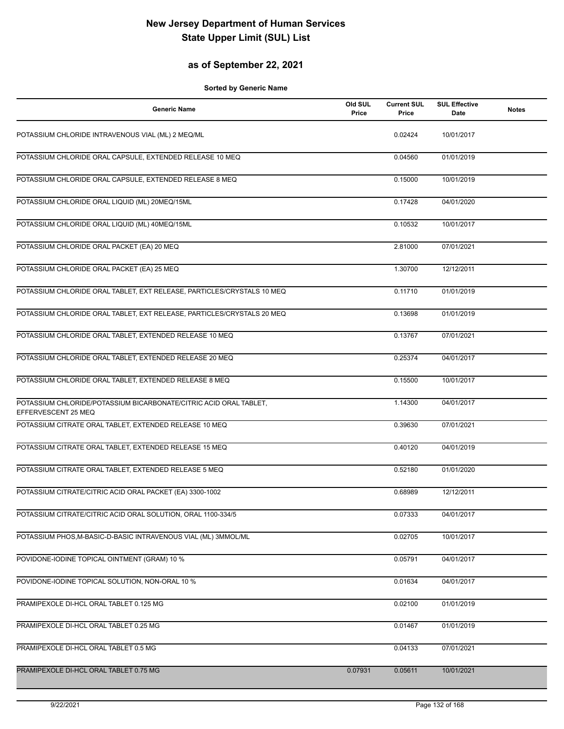# New Jersey Department of Human Services
# State Upper Limit (SUL) List

## as of September 22, 2021

**Sorted by Generic Name**

| Generic Name | Old SUL Price | Current SUL Price | SUL Effective Date | Notes |
|---|---|---|---|---|
| POTASSIUM CHLORIDE INTRAVENOUS VIAL (ML) 2 MEQ/ML | | 0.02424 | 10/01/2017 | |
| POTASSIUM CHLORIDE ORAL CAPSULE, EXTENDED RELEASE 10 MEQ | | 0.04560 | 01/01/2019 | |
| POTASSIUM CHLORIDE ORAL CAPSULE, EXTENDED RELEASE 8 MEQ | | 0.15000 | 10/01/2019 | |
| POTASSIUM CHLORIDE ORAL LIQUID (ML) 20MEQ/15ML | | 0.17428 | 04/01/2020 | |
| POTASSIUM CHLORIDE ORAL LIQUID (ML) 40MEQ/15ML | | 0.10532 | 10/01/2017 | |
| POTASSIUM CHLORIDE ORAL PACKET (EA) 20 MEQ | | 2.81000 | 07/01/2021 | |
| POTASSIUM CHLORIDE ORAL PACKET (EA) 25 MEQ | | 1.30700 | 12/12/2011 | |
| POTASSIUM CHLORIDE ORAL TABLET, EXT RELEASE, PARTICLES/CRYSTALS 10 MEQ | | 0.11710 | 01/01/2019 | |
| POTASSIUM CHLORIDE ORAL TABLET, EXT RELEASE, PARTICLES/CRYSTALS 20 MEQ | | 0.13698 | 01/01/2019 | |
| POTASSIUM CHLORIDE ORAL TABLET, EXTENDED RELEASE 10 MEQ | | 0.13767 | 07/01/2021 | |
| POTASSIUM CHLORIDE ORAL TABLET, EXTENDED RELEASE 20 MEQ | | 0.25374 | 04/01/2017 | |
| POTASSIUM CHLORIDE ORAL TABLET, EXTENDED RELEASE 8 MEQ | | 0.15500 | 10/01/2017 | |
| POTASSIUM CHLORIDE/POTASSIUM BICARBONATE/CITRIC ACID ORAL TABLET, EFFERVESCENT 25 MEQ | | 1.14300 | 04/01/2017 | |
| POTASSIUM CITRATE ORAL TABLET, EXTENDED RELEASE 10 MEQ | | 0.39630 | 07/01/2021 | |
| POTASSIUM CITRATE ORAL TABLET, EXTENDED RELEASE 15 MEQ | | 0.40120 | 04/01/2019 | |
| POTASSIUM CITRATE ORAL TABLET, EXTENDED RELEASE 5 MEQ | | 0.52180 | 01/01/2020 | |
| POTASSIUM CITRATE/CITRIC ACID ORAL PACKET (EA) 3300-1002 | | 0.68989 | 12/12/2011 | |
| POTASSIUM CITRATE/CITRIC ACID ORAL SOLUTION, ORAL 1100-334/5 | | 0.07333 | 04/01/2017 | |
| POTASSIUM PHOS,M-BASIC-D-BASIC INTRAVENOUS VIAL (ML) 3MMOL/ML | | 0.02705 | 10/01/2017 | |
| POVIDONE-IODINE TOPICAL OINTMENT (GRAM) 10 % | | 0.05791 | 04/01/2017 | |
| POVIDONE-IODINE TOPICAL SOLUTION, NON-ORAL 10 % | | 0.01634 | 04/01/2017 | |
| PRAMIPEXOLE DI-HCL ORAL TABLET 0.125 MG | | 0.02100 | 01/01/2019 | |
| PRAMIPEXOLE DI-HCL ORAL TABLET 0.25 MG | | 0.01467 | 01/01/2019 | |
| PRAMIPEXOLE DI-HCL ORAL TABLET 0.5 MG | | 0.04133 | 07/01/2021 | |
| PRAMIPEXOLE DI-HCL ORAL TABLET 0.75 MG | 0.07931 | 0.05611 | 10/01/2021 | |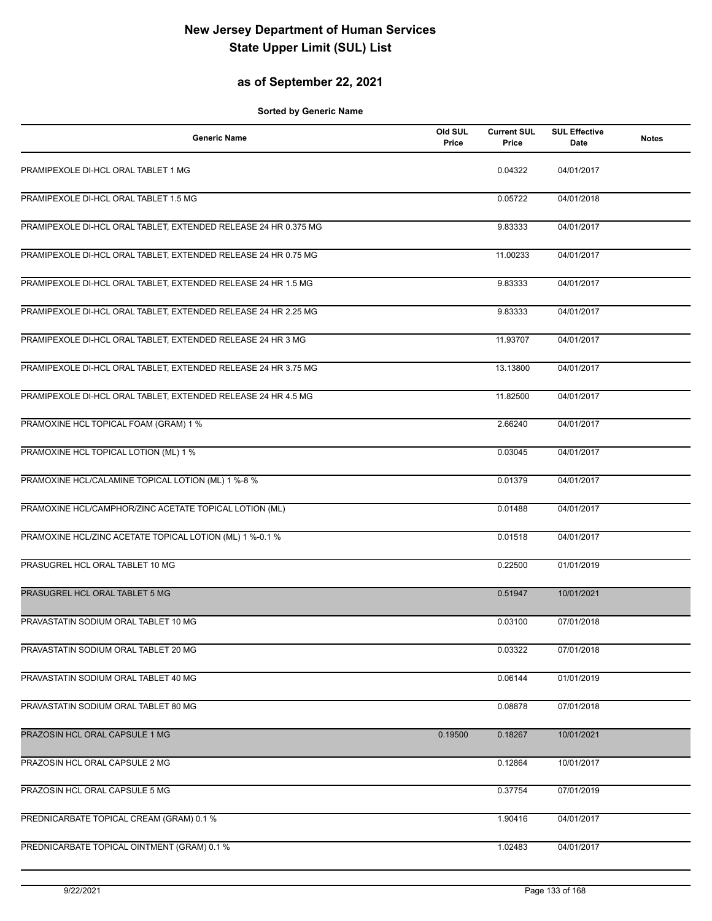# New Jersey Department of Human Services
# State Upper Limit (SUL) List

## as of September 22, 2021

**Sorted by Generic Name**

| Generic Name | Old SUL Price | Current SUL Price | SUL Effective Date | Notes |
|---|---|---|---|---|
| PRAMIPEXOLE DI-HCL ORAL TABLET 1 MG | | 0.04322 | 04/01/2017 | |
| PRAMIPEXOLE DI-HCL ORAL TABLET 1.5 MG | | 0.05722 | 04/01/2018 | |
| PRAMIPEXOLE DI-HCL ORAL TABLET, EXTENDED RELEASE 24 HR 0.375 MG | | 9.83333 | 04/01/2017 | |
| PRAMIPEXOLE DI-HCL ORAL TABLET, EXTENDED RELEASE 24 HR 0.75 MG | | 11.00233 | 04/01/2017 | |
| PRAMIPEXOLE DI-HCL ORAL TABLET, EXTENDED RELEASE 24 HR 1.5 MG | | 9.83333 | 04/01/2017 | |
| PRAMIPEXOLE DI-HCL ORAL TABLET, EXTENDED RELEASE 24 HR 2.25 MG | | 9.83333 | 04/01/2017 | |
| PRAMIPEXOLE DI-HCL ORAL TABLET, EXTENDED RELEASE 24 HR 3 MG | | 11.93707 | 04/01/2017 | |
| PRAMIPEXOLE DI-HCL ORAL TABLET, EXTENDED RELEASE 24 HR 3.75 MG | | 13.13800 | 04/01/2017 | |
| PRAMIPEXOLE DI-HCL ORAL TABLET, EXTENDED RELEASE 24 HR 4.5 MG | | 11.82500 | 04/01/2017 | |
| PRAMOXINE HCL TOPICAL FOAM (GRAM) 1 % | | 2.66240 | 04/01/2017 | |
| PRAMOXINE HCL TOPICAL LOTION (ML) 1 % | | 0.03045 | 04/01/2017 | |
| PRAMOXINE HCL/CALAMINE TOPICAL LOTION (ML) 1 %-8 % | | 0.01379 | 04/01/2017 | |
| PRAMOXINE HCL/CAMPHOR/ZINC ACETATE TOPICAL LOTION (ML) | | 0.01488 | 04/01/2017 | |
| PRAMOXINE HCL/ZINC ACETATE TOPICAL LOTION (ML) 1 %-0.1 % | | 0.01518 | 04/01/2017 | |
| PRASUGREL HCL ORAL TABLET 10 MG | | 0.22500 | 01/01/2019 | |
| PRASUGREL HCL ORAL TABLET 5 MG | | 0.51947 | 10/01/2021 | |
| PRAVASTATIN SODIUM ORAL TABLET 10 MG | | 0.03100 | 07/01/2018 | |
| PRAVASTATIN SODIUM ORAL TABLET 20 MG | | 0.03322 | 07/01/2018 | |
| PRAVASTATIN SODIUM ORAL TABLET 40 MG | | 0.06144 | 01/01/2019 | |
| PRAVASTATIN SODIUM ORAL TABLET 80 MG | | 0.08878 | 07/01/2018 | |
| PRAZOSIN HCL ORAL CAPSULE 1 MG | 0.19500 | 0.18267 | 10/01/2021 | |
| PRAZOSIN HCL ORAL CAPSULE 2 MG | | 0.12864 | 10/01/2017 | |
| PRAZOSIN HCL ORAL CAPSULE 5 MG | | 0.37754 | 07/01/2019 | |
| PREDNICARBATE TOPICAL CREAM (GRAM) 0.1 % | | 1.90416 | 04/01/2017 | |
| PREDNICARBATE TOPICAL OINTMENT (GRAM) 0.1 % | | 1.02483 | 04/01/2017 | |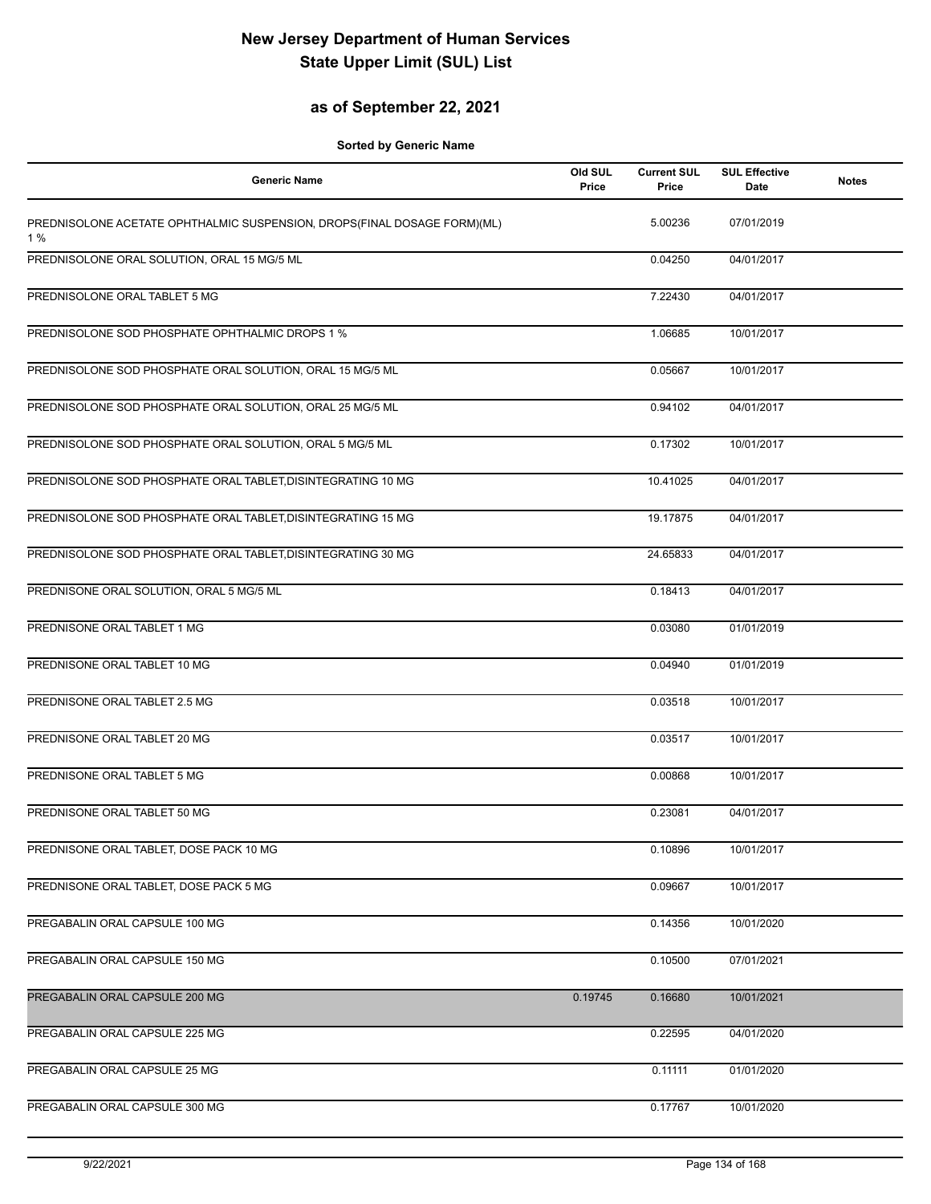# New Jersey Department of Human Services
# State Upper Limit (SUL) List

## as of September 22, 2021

**Sorted by Generic Name**

| Generic Name | Old SUL Price | Current SUL Price | SUL Effective Date | Notes |
|---|---|---|---|---|
| PREDNISOLONE ACETATE OPHTHALMIC SUSPENSION, DROPS(FINAL DOSAGE FORM)(ML) 1 % | | 5.00236 | 07/01/2019 | |
| PREDNISOLONE ORAL SOLUTION, ORAL 15 MG/5 ML | | 0.04250 | 04/01/2017 | |
| PREDNISOLONE ORAL TABLET 5 MG | | 7.22430 | 04/01/2017 | |
| PREDNISOLONE SOD PHOSPHATE OPHTHALMIC DROPS 1 % | | 1.06685 | 10/01/2017 | |
| PREDNISOLONE SOD PHOSPHATE ORAL SOLUTION, ORAL 15 MG/5 ML | | 0.05667 | 10/01/2017 | |
| PREDNISOLONE SOD PHOSPHATE ORAL SOLUTION, ORAL 25 MG/5 ML | | 0.94102 | 04/01/2017 | |
| PREDNISOLONE SOD PHOSPHATE ORAL SOLUTION, ORAL 5 MG/5 ML | | 0.17302 | 10/01/2017 | |
| PREDNISOLONE SOD PHOSPHATE ORAL TABLET,DISINTEGRATING 10 MG | | 10.41025 | 04/01/2017 | |
| PREDNISOLONE SOD PHOSPHATE ORAL TABLET,DISINTEGRATING 15 MG | | 19.17875 | 04/01/2017 | |
| PREDNISOLONE SOD PHOSPHATE ORAL TABLET,DISINTEGRATING 30 MG | | 24.65833 | 04/01/2017 | |
| PREDNISONE ORAL SOLUTION, ORAL 5 MG/5 ML | | 0.18413 | 04/01/2017 | |
| PREDNISONE ORAL TABLET 1 MG | | 0.03080 | 01/01/2019 | |
| PREDNISONE ORAL TABLET 10 MG | | 0.04940 | 01/01/2019 | |
| PREDNISONE ORAL TABLET 2.5 MG | | 0.03518 | 10/01/2017 | |
| PREDNISONE ORAL TABLET 20 MG | | 0.03517 | 10/01/2017 | |
| PREDNISONE ORAL TABLET 5 MG | | 0.00868 | 10/01/2017 | |
| PREDNISONE ORAL TABLET 50 MG | | 0.23081 | 04/01/2017 | |
| PREDNISONE ORAL TABLET, DOSE PACK 10 MG | | 0.10896 | 10/01/2017 | |
| PREDNISONE ORAL TABLET, DOSE PACK 5 MG | | 0.09667 | 10/01/2017 | |
| PREGABALIN ORAL CAPSULE 100 MG | | 0.14356 | 10/01/2020 | |
| PREGABALIN ORAL CAPSULE 150 MG | | 0.10500 | 07/01/2021 | |
| PREGABALIN ORAL CAPSULE 200 MG | 0.19745 | 0.16680 | 10/01/2021 | |
| PREGABALIN ORAL CAPSULE 225 MG | | 0.22595 | 04/01/2020 | |
| PREGABALIN ORAL CAPSULE 25 MG | | 0.11111 | 01/01/2020 | |
| PREGABALIN ORAL CAPSULE 300 MG | | 0.17767 | 10/01/2020 | |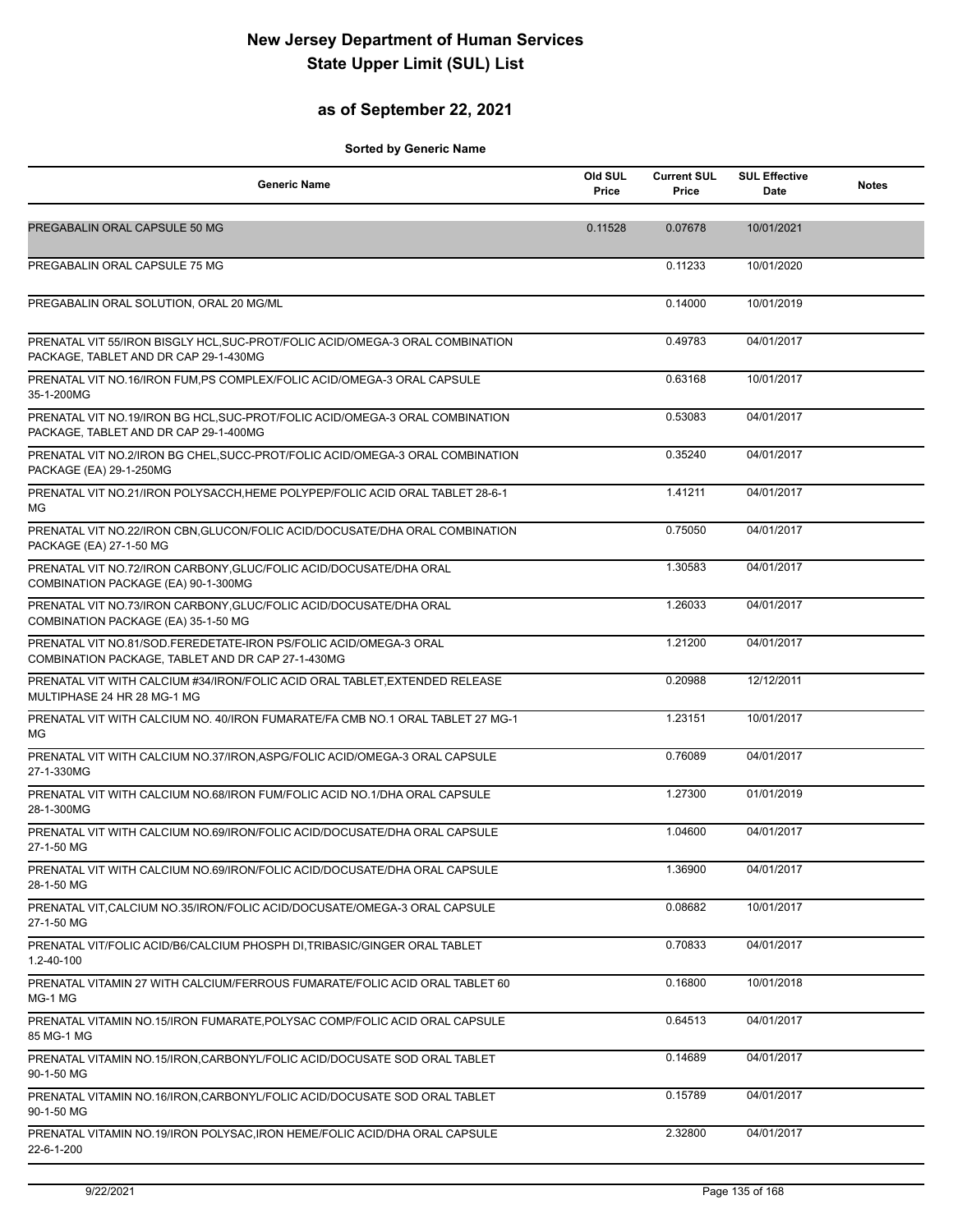# New Jersey Department of Human Services
# State Upper Limit (SUL) List

## as of September 22, 2021

**Sorted by Generic Name**

| Generic Name | Old SUL Price | Current SUL Price | SUL Effective Date | Notes |
|---|---|---|---|---|
| PREGABALIN ORAL CAPSULE 50 MG | 0.11528 | 0.07678 | 10/01/2021 | |
| PREGABALIN ORAL CAPSULE 75 MG | | 0.11233 | 10/01/2020 | |
| PREGABALIN ORAL SOLUTION, ORAL 20 MG/ML | | 0.14000 | 10/01/2019 | |
| PRENATAL VIT 55/IRON BISGLY HCL,SUC-PROT/FOLIC ACID/OMEGA-3 ORAL COMBINATION PACKAGE, TABLET AND DR CAP 29-1-430MG | | 0.49783 | 04/01/2017 | |
| PRENATAL VIT NO.16/IRON FUM,PS COMPLEX/FOLIC ACID/OMEGA-3 ORAL CAPSULE 35-1-200MG | | 0.63168 | 10/01/2017 | |
| PRENATAL VIT NO.19/IRON BG HCL,SUC-PROT/FOLIC ACID/OMEGA-3 ORAL COMBINATION PACKAGE, TABLET AND DR CAP 29-1-400MG | | 0.53083 | 04/01/2017 | |
| PRENATAL VIT NO.2/IRON BG CHEL,SUCC-PROT/FOLIC ACID/OMEGA-3 ORAL COMBINATION PACKAGE (EA) 29-1-250MG | | 0.35240 | 04/01/2017 | |
| PRENATAL VIT NO.21/IRON POLYSACCH,HEME POLYPEP/FOLIC ACID ORAL TABLET 28-6-1 MG | | 1.41211 | 04/01/2017 | |
| PRENATAL VIT NO.22/IRON CBN,GLUCON/FOLIC ACID/DOCUSATE/DHA ORAL COMBINATION PACKAGE (EA) 27-1-50 MG | | 0.75050 | 04/01/2017 | |
| PRENATAL VIT NO.72/IRON CARBONY,GLUC/FOLIC ACID/DOCUSATE/DHA ORAL COMBINATION PACKAGE (EA) 90-1-300MG | | 1.30583 | 04/01/2017 | |
| PRENATAL VIT NO.73/IRON CARBONY,GLUC/FOLIC ACID/DOCUSATE/DHA ORAL COMBINATION PACKAGE (EA) 35-1-50 MG | | 1.26033 | 04/01/2017 | |
| PRENATAL VIT NO.81/SOD.FEREDETATE-IRON PS/FOLIC ACID/OMEGA-3 ORAL COMBINATION PACKAGE, TABLET AND DR CAP 27-1-430MG | | 1.21200 | 04/01/2017 | |
| PRENATAL VIT WITH CALCIUM #34/IRON/FOLIC ACID ORAL TABLET,EXTENDED RELEASE MULTIPHASE 24 HR 28 MG-1 MG | | 0.20988 | 12/12/2011 | |
| PRENATAL VIT WITH CALCIUM NO. 40/IRON FUMARATE/FA CMB NO.1 ORAL TABLET 27 MG-1 MG | | 1.23151 | 10/01/2017 | |
| PRENATAL VIT WITH CALCIUM NO.37/IRON,ASPG/FOLIC ACID/OMEGA-3 ORAL CAPSULE 27-1-330MG | | 0.76089 | 04/01/2017 | |
| PRENATAL VIT WITH CALCIUM NO.68/IRON FUM/FOLIC ACID NO.1/DHA ORAL CAPSULE 28-1-300MG | | 1.27300 | 01/01/2019 | |
| PRENATAL VIT WITH CALCIUM NO.69/IRON/FOLIC ACID/DOCUSATE/DHA ORAL CAPSULE 27-1-50 MG | | 1.04600 | 04/01/2017 | |
| PRENATAL VIT WITH CALCIUM NO.69/IRON/FOLIC ACID/DOCUSATE/DHA ORAL CAPSULE 28-1-50 MG | | 1.36900 | 04/01/2017 | |
| PRENATAL VIT,CALCIUM NO.35/IRON/FOLIC ACID/DOCUSATE/OMEGA-3 ORAL CAPSULE 27-1-50 MG | | 0.08682 | 10/01/2017 | |
| PRENATAL VIT/FOLIC ACID/B6/CALCIUM PHOSPH DI,TRIBASIC/GINGER ORAL TABLET 1.2-40-100 | | 0.70833 | 04/01/2017 | |
| PRENATAL VITAMIN 27 WITH CALCIUM/FERROUS FUMARATE/FOLIC ACID ORAL TABLET 60 MG-1 MG | | 0.16800 | 10/01/2018 | |
| PRENATAL VITAMIN NO.15/IRON FUMARATE,POLYSAC COMP/FOLIC ACID ORAL CAPSULE 85 MG-1 MG | | 0.64513 | 04/01/2017 | |
| PRENATAL VITAMIN NO.15/IRON,CARBONYL/FOLIC ACID/DOCUSATE SOD ORAL TABLET 90-1-50 MG | | 0.14689 | 04/01/2017 | |
| PRENATAL VITAMIN NO.16/IRON,CARBONYL/FOLIC ACID/DOCUSATE SOD ORAL TABLET 90-1-50 MG | | 0.15789 | 04/01/2017 | |
| PRENATAL VITAMIN NO.19/IRON POLYSAC,IRON HEME/FOLIC ACID/DHA ORAL CAPSULE 22-6-1-200 | | 2.32800 | 04/01/2017 | |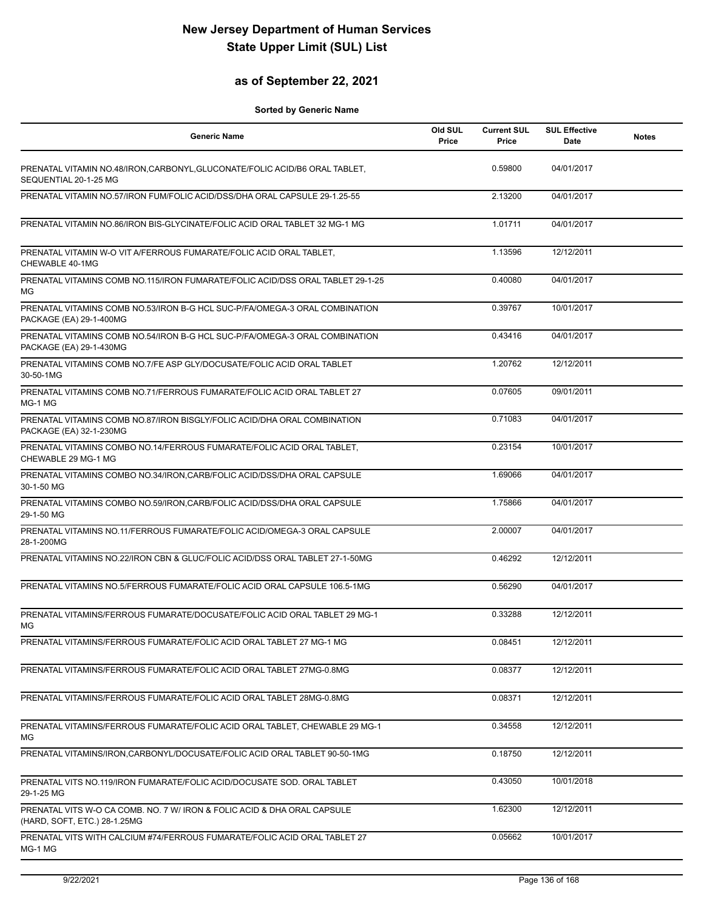# New Jersey Department of Human Services
# State Upper Limit (SUL) List

## as of September 22, 2021

**Sorted by Generic Name**

| Generic Name | Old SUL Price | Current SUL Price | SUL Effective Date | Notes |
|---|---|---|---|---|
| PRENATAL VITAMIN NO.48/IRON,CARBONYL,GLUCONATE/FOLIC ACID/B6 ORAL TABLET, SEQUENTIAL 20-1-25 MG | | 0.59800 | 04/01/2017 | |
| PRENATAL VITAMIN NO.57/IRON FUM/FOLIC ACID/DSS/DHA ORAL CAPSULE 29-1.25-55 | | 2.13200 | 04/01/2017 | |
| PRENATAL VITAMIN NO.86/IRON BIS-GLYCINATE/FOLIC ACID ORAL TABLET 32 MG-1 MG | | 1.01711 | 04/01/2017 | |
| PRENATAL VITAMIN W-O VIT A/FERROUS FUMARATE/FOLIC ACID ORAL TABLET, CHEWABLE 40-1MG | | 1.13596 | 12/12/2011 | |
| PRENATAL VITAMINS COMB NO.115/IRON FUMARATE/FOLIC ACID/DSS ORAL TABLET 29-1-25 MG | | 0.40080 | 04/01/2017 | |
| PRENATAL VITAMINS COMB NO.53/IRON B-G HCL SUC-P/FA/OMEGA-3 ORAL COMBINATION PACKAGE (EA) 29-1-400MG | | 0.39767 | 10/01/2017 | |
| PRENATAL VITAMINS COMB NO.54/IRON B-G HCL SUC-P/FA/OMEGA-3 ORAL COMBINATION PACKAGE (EA) 29-1-430MG | | 0.43416 | 04/01/2017 | |
| PRENATAL VITAMINS COMB NO.7/FE ASP GLY/DOCUSATE/FOLIC ACID ORAL TABLET 30-50-1MG | | 1.20762 | 12/12/2011 | |
| PRENATAL VITAMINS COMB NO.71/FERROUS FUMARATE/FOLIC ACID ORAL TABLET 27 MG-1 MG | | 0.07605 | 09/01/2011 | |
| PRENATAL VITAMINS COMB NO.87/IRON BISGLY/FOLIC ACID/DHA ORAL COMBINATION PACKAGE (EA) 32-1-230MG | | 0.71083 | 04/01/2017 | |
| PRENATAL VITAMINS COMBO NO.14/FERROUS FUMARATE/FOLIC ACID ORAL TABLET, CHEWABLE 29 MG-1 MG | | 0.23154 | 10/01/2017 | |
| PRENATAL VITAMINS COMBO NO.34/IRON,CARB/FOLIC ACID/DSS/DHA ORAL CAPSULE 30-1-50 MG | | 1.69066 | 04/01/2017 | |
| PRENATAL VITAMINS COMBO NO.59/IRON,CARB/FOLIC ACID/DSS/DHA ORAL CAPSULE 29-1-50 MG | | 1.75866 | 04/01/2017 | |
| PRENATAL VITAMINS NO.11/FERROUS FUMARATE/FOLIC ACID/OMEGA-3 ORAL CAPSULE 28-1-200MG | | 2.00007 | 04/01/2017 | |
| PRENATAL VITAMINS NO.22/IRON CBN & GLUC/FOLIC ACID/DSS ORAL TABLET 27-1-50MG | | 0.46292 | 12/12/2011 | |
| PRENATAL VITAMINS NO.5/FERROUS FUMARATE/FOLIC ACID ORAL CAPSULE 106.5-1MG | | 0.56290 | 04/01/2017 | |
| PRENATAL VITAMINS/FERROUS FUMARATE/DOCUSATE/FOLIC ACID ORAL TABLET 29 MG-1 MG | | 0.33288 | 12/12/2011 | |
| PRENATAL VITAMINS/FERROUS FUMARATE/FOLIC ACID ORAL TABLET 27 MG-1 MG | | 0.08451 | 12/12/2011 | |
| PRENATAL VITAMINS/FERROUS FUMARATE/FOLIC ACID ORAL TABLET 27MG-0.8MG | | 0.08377 | 12/12/2011 | |
| PRENATAL VITAMINS/FERROUS FUMARATE/FOLIC ACID ORAL TABLET 28MG-0.8MG | | 0.08371 | 12/12/2011 | |
| PRENATAL VITAMINS/FERROUS FUMARATE/FOLIC ACID ORAL TABLET, CHEWABLE 29 MG-1 MG | | 0.34558 | 12/12/2011 | |
| PRENATAL VITAMINS/IRON,CARBONYL/DOCUSATE/FOLIC ACID ORAL TABLET 90-50-1MG | | 0.18750 | 12/12/2011 | |
| PRENATAL VITS NO.119/IRON FUMARATE/FOLIC ACID/DOCUSATE SOD. ORAL TABLET 29-1-25 MG | | 0.43050 | 10/01/2018 | |
| PRENATAL VITS W-O CA COMB. NO. 7 W/ IRON & FOLIC ACID & DHA ORAL CAPSULE (HARD, SOFT, ETC.) 28-1.25MG | | 1.62300 | 12/12/2011 | |
| PRENATAL VITS WITH CALCIUM #74/FERROUS FUMARATE/FOLIC ACID ORAL TABLET 27 MG-1 MG | | 0.05662 | 10/01/2017 | |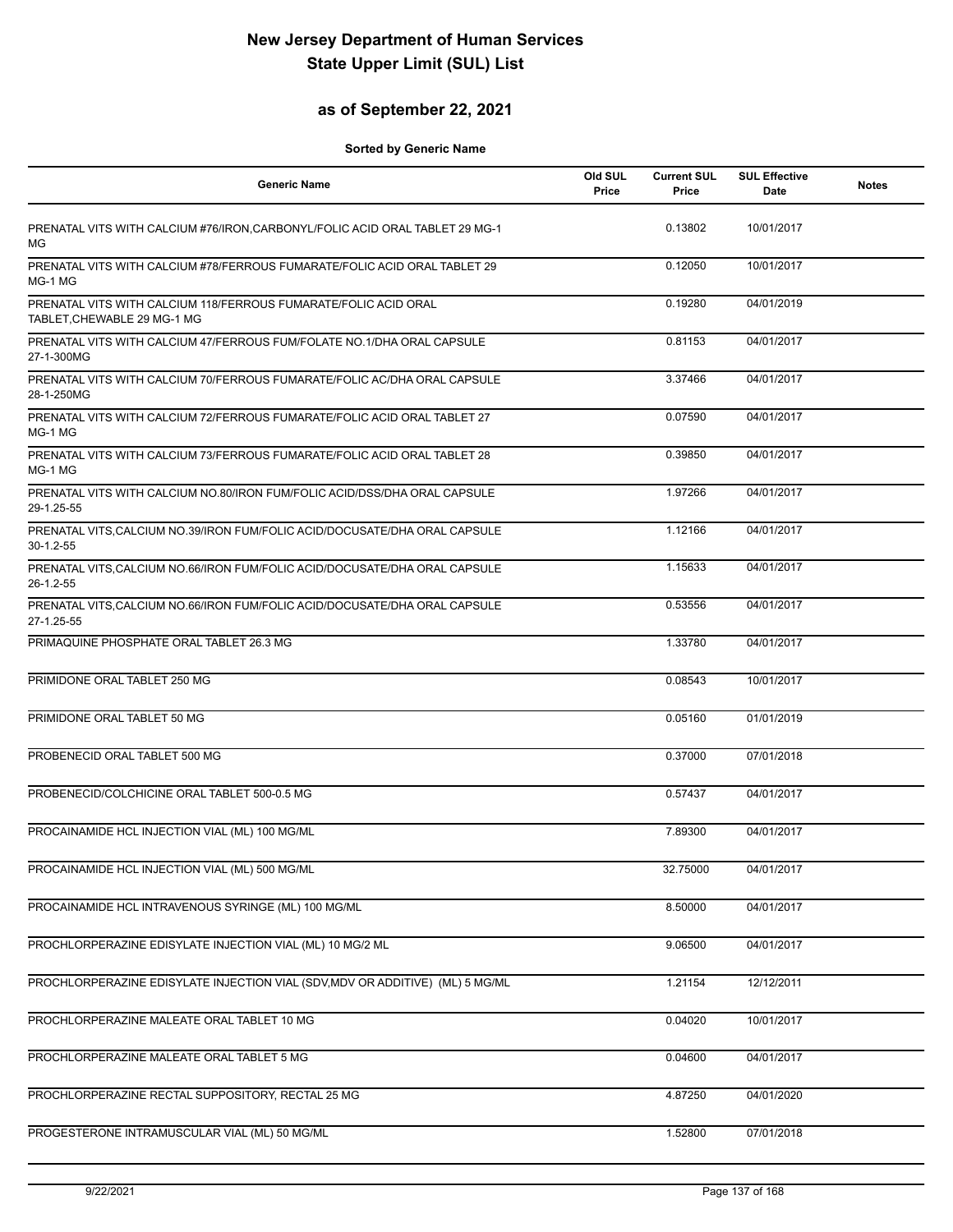# New Jersey Department of Human Services
# State Upper Limit (SUL) List

## as of September 22, 2021

**Sorted by Generic Name**

| Generic Name | Old SUL Price | Current SUL Price | SUL Effective Date | Notes |
|---|---|---|---|---|
| PRENATAL VITS WITH CALCIUM #76/IRON,CARBONYL/FOLIC ACID ORAL TABLET 29 MG-1 MG | | 0.13802 | 10/01/2017 | |
| PRENATAL VITS WITH CALCIUM #78/FERROUS FUMARATE/FOLIC ACID ORAL TABLET 29 MG-1 MG | | 0.12050 | 10/01/2017 | |
| PRENATAL VITS WITH CALCIUM 118/FERROUS FUMARATE/FOLIC ACID ORAL TABLET,CHEWABLE 29 MG-1 MG | | 0.19280 | 04/01/2019 | |
| PRENATAL VITS WITH CALCIUM 47/FERROUS FUM/FOLATE NO.1/DHA ORAL CAPSULE 27-1-300MG | | 0.81153 | 04/01/2017 | |
| PRENATAL VITS WITH CALCIUM 70/FERROUS FUMARATE/FOLIC AC/DHA ORAL CAPSULE 28-1-250MG | | 3.37466 | 04/01/2017 | |
| PRENATAL VITS WITH CALCIUM 72/FERROUS FUMARATE/FOLIC ACID ORAL TABLET 27 MG-1 MG | | 0.07590 | 04/01/2017 | |
| PRENATAL VITS WITH CALCIUM 73/FERROUS FUMARATE/FOLIC ACID ORAL TABLET 28 MG-1 MG | | 0.39850 | 04/01/2017 | |
| PRENATAL VITS WITH CALCIUM NO.80/IRON FUM/FOLIC ACID/DSS/DHA ORAL CAPSULE 29-1.25-55 | | 1.97266 | 04/01/2017 | |
| PRENATAL VITS,CALCIUM NO.39/IRON FUM/FOLIC ACID/DOCUSATE/DHA ORAL CAPSULE 30-1.2-55 | | 1.12166 | 04/01/2017 | |
| PRENATAL VITS,CALCIUM NO.66/IRON FUM/FOLIC ACID/DOCUSATE/DHA ORAL CAPSULE 26-1.2-55 | | 1.15633 | 04/01/2017 | |
| PRENATAL VITS,CALCIUM NO.66/IRON FUM/FOLIC ACID/DOCUSATE/DHA ORAL CAPSULE 27-1.25-55 | | 0.53556 | 04/01/2017 | |
| PRIMAQUINE PHOSPHATE ORAL TABLET 26.3 MG | | 1.33780 | 04/01/2017 | |
| PRIMIDONE ORAL TABLET 250 MG | | 0.08543 | 10/01/2017 | |
| PRIMIDONE ORAL TABLET 50 MG | | 0.05160 | 01/01/2019 | |
| PROBENECID ORAL TABLET 500 MG | | 0.37000 | 07/01/2018 | |
| PROBENECID/COLCHICINE ORAL TABLET 500-0.5 MG | | 0.57437 | 04/01/2017 | |
| PROCAINAMIDE HCL INJECTION VIAL (ML) 100 MG/ML | | 7.89300 | 04/01/2017 | |
| PROCAINAMIDE HCL INJECTION VIAL (ML) 500 MG/ML | | 32.75000 | 04/01/2017 | |
| PROCAINAMIDE HCL INTRAVENOUS SYRINGE (ML) 100 MG/ML | | 8.50000 | 04/01/2017 | |
| PROCHLORPERAZINE EDISYLATE INJECTION VIAL (ML) 10 MG/2 ML | | 9.06500 | 04/01/2017 | |
| PROCHLORPERAZINE EDISYLATE INJECTION VIAL (SDV,MDV OR ADDITIVE) (ML) 5 MG/ML | | 1.21154 | 12/12/2011 | |
| PROCHLORPERAZINE MALEATE ORAL TABLET 10 MG | | 0.04020 | 10/01/2017 | |
| PROCHLORPERAZINE MALEATE ORAL TABLET 5 MG | | 0.04600 | 04/01/2017 | |
| PROCHLORPERAZINE RECTAL SUPPOSITORY, RECTAL 25 MG | | 4.87250 | 04/01/2020 | |
| PROGESTERONE INTRAMUSCULAR VIAL (ML) 50 MG/ML | | 1.52800 | 07/01/2018 | |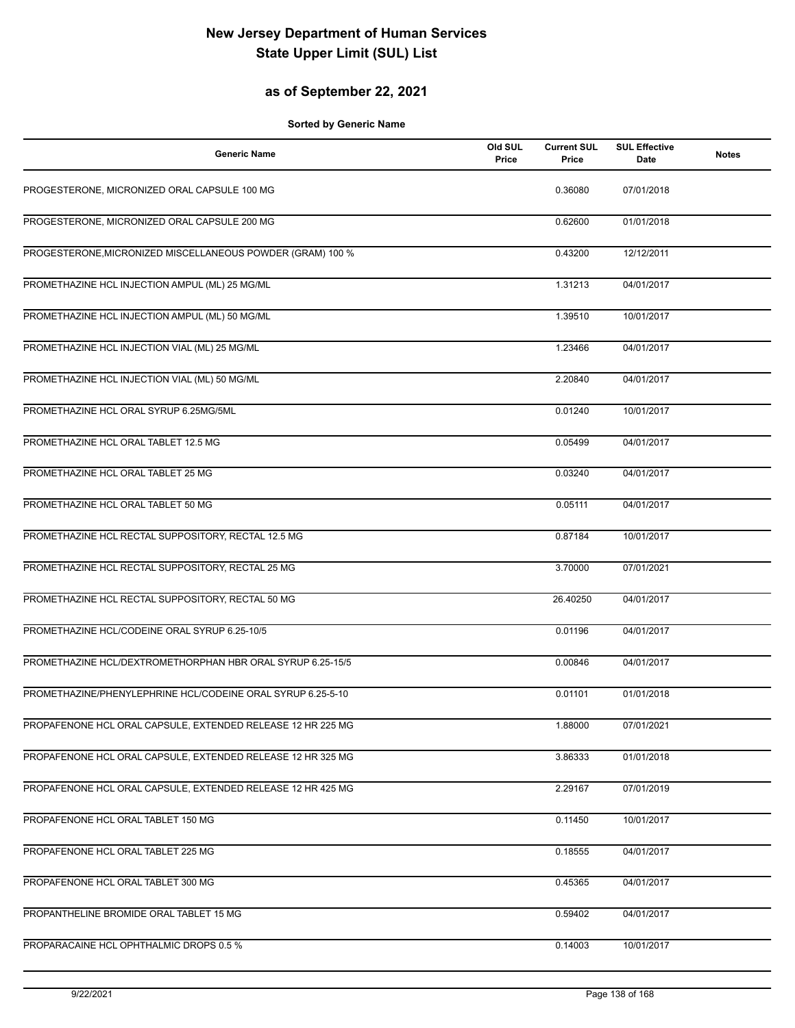# New Jersey Department of Human Services
# State Upper Limit (SUL) List

## as of September 22, 2021

**Sorted by Generic Name**

| Generic Name | Old SUL Price | Current SUL Price | SUL Effective Date | Notes |
|---|---|---|---|---|
| PROGESTERONE, MICRONIZED ORAL CAPSULE 100 MG | | 0.36080 | 07/01/2018 | |
| PROGESTERONE, MICRONIZED ORAL CAPSULE 200 MG | | 0.62600 | 01/01/2018 | |
| PROGESTERONE,MICRONIZED MISCELLANEOUS POWDER (GRAM) 100 % | | 0.43200 | 12/12/2011 | |
| PROMETHAZINE HCL INJECTION AMPUL (ML) 25 MG/ML | | 1.31213 | 04/01/2017 | |
| PROMETHAZINE HCL INJECTION AMPUL (ML) 50 MG/ML | | 1.39510 | 10/01/2017 | |
| PROMETHAZINE HCL INJECTION VIAL (ML) 25 MG/ML | | 1.23466 | 04/01/2017 | |
| PROMETHAZINE HCL INJECTION VIAL (ML) 50 MG/ML | | 2.20840 | 04/01/2017 | |
| PROMETHAZINE HCL ORAL SYRUP 6.25MG/5ML | | 0.01240 | 10/01/2017 | |
| PROMETHAZINE HCL ORAL TABLET 12.5 MG | | 0.05499 | 04/01/2017 | |
| PROMETHAZINE HCL ORAL TABLET 25 MG | | 0.03240 | 04/01/2017 | |
| PROMETHAZINE HCL ORAL TABLET 50 MG | | 0.05111 | 04/01/2017 | |
| PROMETHAZINE HCL RECTAL SUPPOSITORY, RECTAL 12.5 MG | | 0.87184 | 10/01/2017 | |
| PROMETHAZINE HCL RECTAL SUPPOSITORY, RECTAL 25 MG | | 3.70000 | 07/01/2021 | |
| PROMETHAZINE HCL RECTAL SUPPOSITORY, RECTAL 50 MG | | 26.40250 | 04/01/2017 | |
| PROMETHAZINE HCL/CODEINE ORAL SYRUP 6.25-10/5 | | 0.01196 | 04/01/2017 | |
| PROMETHAZINE HCL/DEXTROMETHORPHAN HBR ORAL SYRUP 6.25-15/5 | | 0.00846 | 04/01/2017 | |
| PROMETHAZINE/PHENYLEPHRINE HCL/CODEINE ORAL SYRUP 6.25-5-10 | | 0.01101 | 01/01/2018 | |
| PROPAFENONE HCL ORAL CAPSULE, EXTENDED RELEASE 12 HR 225 MG | | 1.88000 | 07/01/2021 | |
| PROPAFENONE HCL ORAL CAPSULE, EXTENDED RELEASE 12 HR 325 MG | | 3.86333 | 01/01/2018 | |
| PROPAFENONE HCL ORAL CAPSULE, EXTENDED RELEASE 12 HR 425 MG | | 2.29167 | 07/01/2019 | |
| PROPAFENONE HCL ORAL TABLET 150 MG | | 0.11450 | 10/01/2017 | |
| PROPAFENONE HCL ORAL TABLET 225 MG | | 0.18555 | 04/01/2017 | |
| PROPAFENONE HCL ORAL TABLET 300 MG | | 0.45365 | 04/01/2017 | |
| PROPANTHELINE BROMIDE ORAL TABLET 15 MG | | 0.59402 | 04/01/2017 | |
| PROPARACAINE HCL OPHTHALMIC DROPS 0.5 % | | 0.14003 | 10/01/2017 | |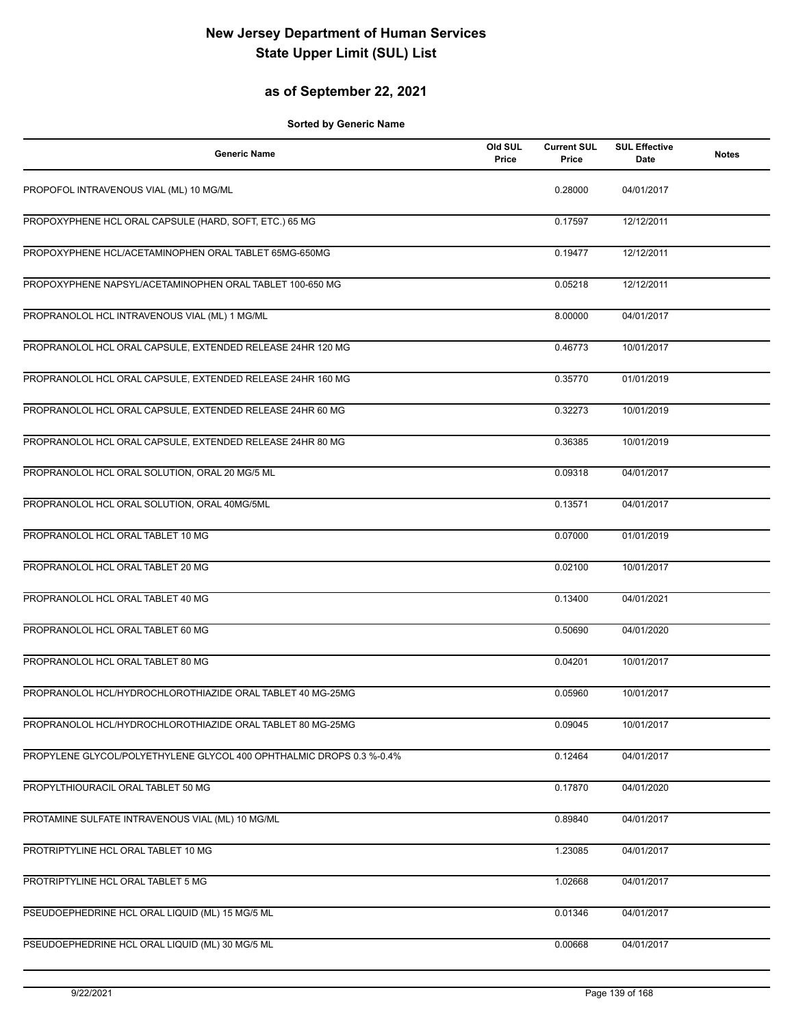# New Jersey Department of Human Services
# State Upper Limit (SUL) List

## as of September 22, 2021

**Sorted by Generic Name**

| Generic Name | Old SUL Price | Current SUL Price | SUL Effective Date | Notes |
|---|---|---|---|---|
| PROPOFOL INTRAVENOUS VIAL (ML) 10 MG/ML | | 0.28000 | 04/01/2017 | |
| PROPOXYPHENE HCL ORAL CAPSULE (HARD, SOFT, ETC.) 65 MG | | 0.17597 | 12/12/2011 | |
| PROPOXYPHENE HCL/ACETAMINOPHEN ORAL TABLET 65MG-650MG | | 0.19477 | 12/12/2011 | |
| PROPOXYPHENE NAPSYL/ACETAMINOPHEN ORAL TABLET 100-650 MG | | 0.05218 | 12/12/2011 | |
| PROPRANOLOL HCL INTRAVENOUS VIAL (ML) 1 MG/ML | | 8.00000 | 04/01/2017 | |
| PROPRANOLOL HCL ORAL CAPSULE, EXTENDED RELEASE 24HR 120 MG | | 0.46773 | 10/01/2017 | |
| PROPRANOLOL HCL ORAL CAPSULE, EXTENDED RELEASE 24HR 160 MG | | 0.35770 | 01/01/2019 | |
| PROPRANOLOL HCL ORAL CAPSULE, EXTENDED RELEASE 24HR 60 MG | | 0.32273 | 10/01/2019 | |
| PROPRANOLOL HCL ORAL CAPSULE, EXTENDED RELEASE 24HR 80 MG | | 0.36385 | 10/01/2019 | |
| PROPRANOLOL HCL ORAL SOLUTION, ORAL 20 MG/5 ML | | 0.09318 | 04/01/2017 | |
| PROPRANOLOL HCL ORAL SOLUTION, ORAL 40MG/5ML | | 0.13571 | 04/01/2017 | |
| PROPRANOLOL HCL ORAL TABLET 10 MG | | 0.07000 | 01/01/2019 | |
| PROPRANOLOL HCL ORAL TABLET 20 MG | | 0.02100 | 10/01/2017 | |
| PROPRANOLOL HCL ORAL TABLET 40 MG | | 0.13400 | 04/01/2021 | |
| PROPRANOLOL HCL ORAL TABLET 60 MG | | 0.50690 | 04/01/2020 | |
| PROPRANOLOL HCL ORAL TABLET 80 MG | | 0.04201 | 10/01/2017 | |
| PROPRANOLOL HCL/HYDROCHLOROTHIAZIDE ORAL TABLET 40 MG-25MG | | 0.05960 | 10/01/2017 | |
| PROPRANOLOL HCL/HYDROCHLOROTHIAZIDE ORAL TABLET 80 MG-25MG | | 0.09045 | 10/01/2017 | |
| PROPYLENE GLYCOL/POLYETHYLENE GLYCOL 400 OPHTHALMIC DROPS 0.3 %-0.4% | | 0.12464 | 04/01/2017 | |
| PROPYLTHIOURACIL ORAL TABLET 50 MG | | 0.17870 | 04/01/2020 | |
| PROTAMINE SULFATE INTRAVENOUS VIAL (ML) 10 MG/ML | | 0.89840 | 04/01/2017 | |
| PROTRIPTYLINE HCL ORAL TABLET 10 MG | | 1.23085 | 04/01/2017 | |
| PROTRIPTYLINE HCL ORAL TABLET 5 MG | | 1.02668 | 04/01/2017 | |
| PSEUDOEPHEDRINE HCL ORAL LIQUID (ML) 15 MG/5 ML | | 0.01346 | 04/01/2017 | |
| PSEUDOEPHEDRINE HCL ORAL LIQUID (ML) 30 MG/5 ML | | 0.00668 | 04/01/2017 | |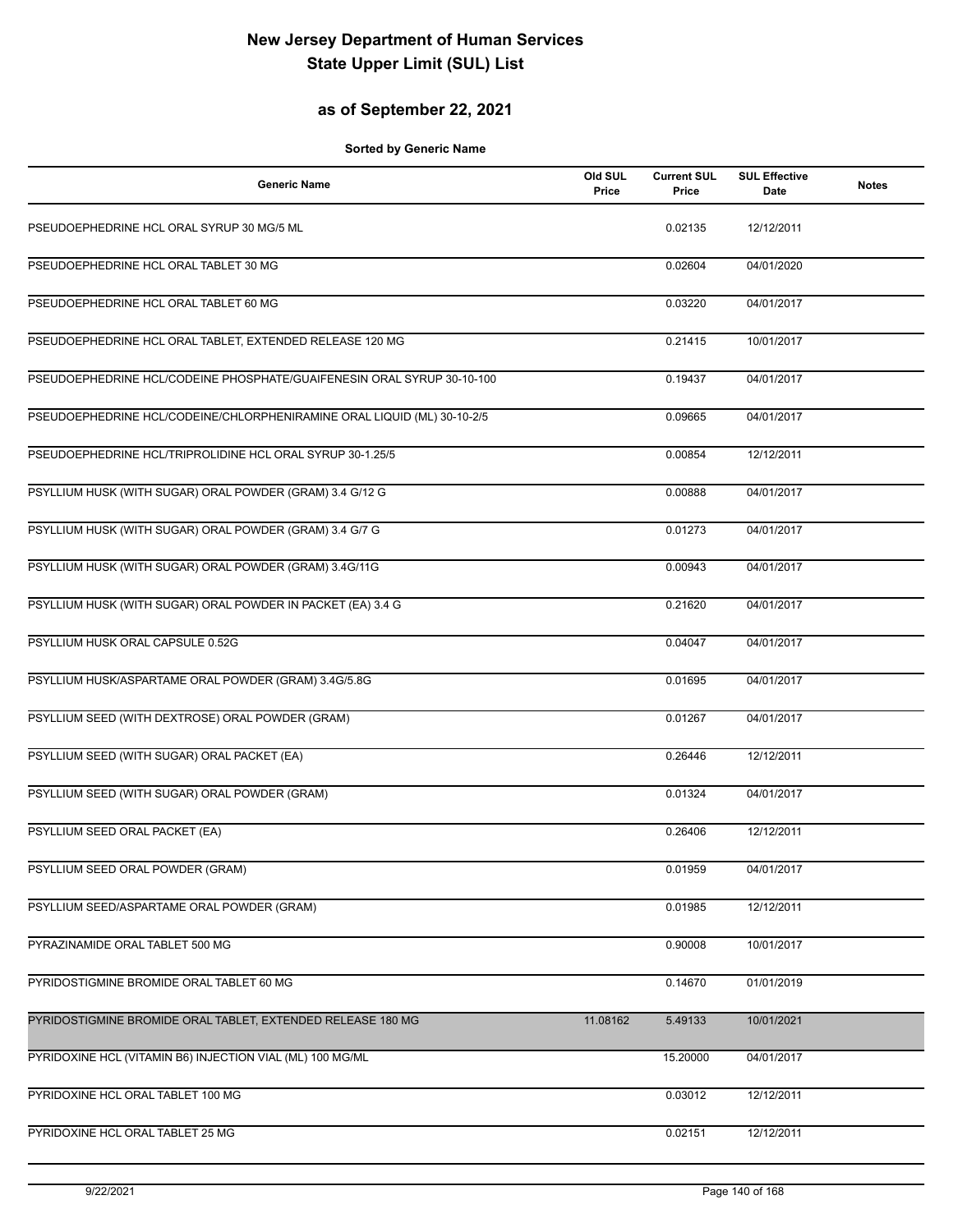# New Jersey Department of Human Services
# State Upper Limit (SUL) List

## as of September 22, 2021

**Sorted by Generic Name**

| Generic Name | Old SUL Price | Current SUL Price | SUL Effective Date | Notes |
|---|---|---|---|---|
| PSEUDOEPHEDRINE HCL ORAL SYRUP 30 MG/5 ML | | 0.02135 | 12/12/2011 | |
| PSEUDOEPHEDRINE HCL ORAL TABLET 30 MG | | 0.02604 | 04/01/2020 | |
| PSEUDOEPHEDRINE HCL ORAL TABLET 60 MG | | 0.03220 | 04/01/2017 | |
| PSEUDOEPHEDRINE HCL ORAL TABLET, EXTENDED RELEASE 120 MG | | 0.21415 | 10/01/2017 | |
| PSEUDOEPHEDRINE HCL/CODEINE PHOSPHATE/GUAIFENESIN ORAL SYRUP 30-10-100 | | 0.19437 | 04/01/2017 | |
| PSEUDOEPHEDRINE HCL/CODEINE/CHLORPHENIRAMINE ORAL LIQUID (ML) 30-10-2/5 | | 0.09665 | 04/01/2017 | |
| PSEUDOEPHEDRINE HCL/TRIPROLIDINE HCL ORAL SYRUP 30-1.25/5 | | 0.00854 | 12/12/2011 | |
| PSYLLIUM HUSK (WITH SUGAR) ORAL POWDER (GRAM) 3.4 G/12 G | | 0.00888 | 04/01/2017 | |
| PSYLLIUM HUSK (WITH SUGAR) ORAL POWDER (GRAM) 3.4 G/7 G | | 0.01273 | 04/01/2017 | |
| PSYLLIUM HUSK (WITH SUGAR) ORAL POWDER (GRAM) 3.4G/11G | | 0.00943 | 04/01/2017 | |
| PSYLLIUM HUSK (WITH SUGAR) ORAL POWDER IN PACKET (EA) 3.4 G | | 0.21620 | 04/01/2017 | |
| PSYLLIUM HUSK ORAL CAPSULE 0.52G | | 0.04047 | 04/01/2017 | |
| PSYLLIUM HUSK/ASPARTAME ORAL POWDER (GRAM) 3.4G/5.8G | | 0.01695 | 04/01/2017 | |
| PSYLLIUM SEED (WITH DEXTROSE) ORAL POWDER (GRAM) | | 0.01267 | 04/01/2017 | |
| PSYLLIUM SEED (WITH SUGAR) ORAL PACKET (EA) | | 0.26446 | 12/12/2011 | |
| PSYLLIUM SEED (WITH SUGAR) ORAL POWDER (GRAM) | | 0.01324 | 04/01/2017 | |
| PSYLLIUM SEED ORAL PACKET (EA) | | 0.26406 | 12/12/2011 | |
| PSYLLIUM SEED ORAL POWDER (GRAM) | | 0.01959 | 04/01/2017 | |
| PSYLLIUM SEED/ASPARTAME ORAL POWDER (GRAM) | | 0.01985 | 12/12/2011 | |
| PYRAZINAMIDE ORAL TABLET 500 MG | | 0.90008 | 10/01/2017 | |
| PYRIDOSTIGMINE BROMIDE ORAL TABLET 60 MG | | 0.14670 | 01/01/2019 | |
| PYRIDOSTIGMINE BROMIDE ORAL TABLET, EXTENDED RELEASE 180 MG | 11.08162 | 5.49133 | 10/01/2021 | |
| PYRIDOXINE HCL (VITAMIN B6) INJECTION VIAL (ML) 100 MG/ML | | 15.20000 | 04/01/2017 | |
| PYRIDOXINE HCL ORAL TABLET 100 MG | | 0.03012 | 12/12/2011 | |
| PYRIDOXINE HCL ORAL TABLET 25 MG | | 0.02151 | 12/12/2011 | |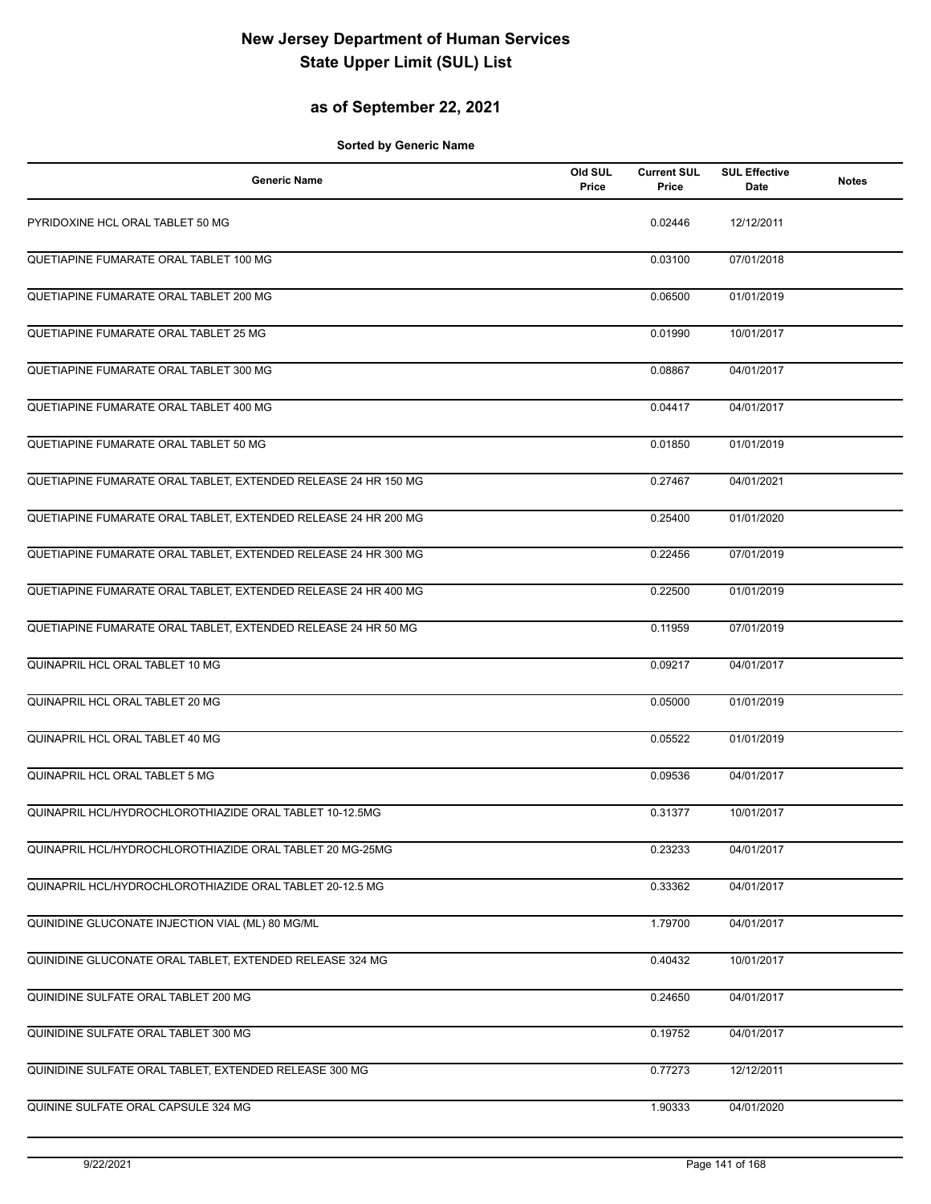# New Jersey Department of Human Services
# State Upper Limit (SUL) List

## as of September 22, 2021

**Sorted by Generic Name**

| Generic Name | Old SUL Price | Current SUL Price | SUL Effective Date | Notes |
|---|---|---|---|---|
| PYRIDOXINE HCL ORAL TABLET 50 MG | | 0.02446 | 12/12/2011 | |
| QUETIAPINE FUMARATE ORAL TABLET 100 MG | | 0.03100 | 07/01/2018 | |
| QUETIAPINE FUMARATE ORAL TABLET 200 MG | | 0.06500 | 01/01/2019 | |
| QUETIAPINE FUMARATE ORAL TABLET 25 MG | | 0.01990 | 10/01/2017 | |
| QUETIAPINE FUMARATE ORAL TABLET 300 MG | | 0.08867 | 04/01/2017 | |
| QUETIAPINE FUMARATE ORAL TABLET 400 MG | | 0.04417 | 04/01/2017 | |
| QUETIAPINE FUMARATE ORAL TABLET 50 MG | | 0.01850 | 01/01/2019 | |
| QUETIAPINE FUMARATE ORAL TABLET, EXTENDED RELEASE 24 HR 150 MG | | 0.27467 | 04/01/2021 | |
| QUETIAPINE FUMARATE ORAL TABLET, EXTENDED RELEASE 24 HR 200 MG | | 0.25400 | 01/01/2020 | |
| QUETIAPINE FUMARATE ORAL TABLET, EXTENDED RELEASE 24 HR 300 MG | | 0.22456 | 07/01/2019 | |
| QUETIAPINE FUMARATE ORAL TABLET, EXTENDED RELEASE 24 HR 400 MG | | 0.22500 | 01/01/2019 | |
| QUETIAPINE FUMARATE ORAL TABLET, EXTENDED RELEASE 24 HR 50 MG | | 0.11959 | 07/01/2019 | |
| QUINAPRIL HCL ORAL TABLET 10 MG | | 0.09217 | 04/01/2017 | |
| QUINAPRIL HCL ORAL TABLET 20 MG | | 0.05000 | 01/01/2019 | |
| QUINAPRIL HCL ORAL TABLET 40 MG | | 0.05522 | 01/01/2019 | |
| QUINAPRIL HCL ORAL TABLET 5 MG | | 0.09536 | 04/01/2017 | |
| QUINAPRIL HCL/HYDROCHLOROTHIAZIDE ORAL TABLET 10-12.5MG | | 0.31377 | 10/01/2017 | |
| QUINAPRIL HCL/HYDROCHLOROTHIAZIDE ORAL TABLET 20 MG-25MG | | 0.23233 | 04/01/2017 | |
| QUINAPRIL HCL/HYDROCHLOROTHIAZIDE ORAL TABLET 20-12.5 MG | | 0.33362 | 04/01/2017 | |
| QUINIDINE GLUCONATE INJECTION VIAL (ML) 80 MG/ML | | 1.79700 | 04/01/2017 | |
| QUINIDINE GLUCONATE ORAL TABLET, EXTENDED RELEASE 324 MG | | 0.40432 | 10/01/2017 | |
| QUINIDINE SULFATE ORAL TABLET 200 MG | | 0.24650 | 04/01/2017 | |
| QUINIDINE SULFATE ORAL TABLET 300 MG | | 0.19752 | 04/01/2017 | |
| QUINIDINE SULFATE ORAL TABLET, EXTENDED RELEASE 300 MG | | 0.77273 | 12/12/2011 | |
| QUININE SULFATE ORAL CAPSULE 324 MG | | 1.90333 | 04/01/2020 | |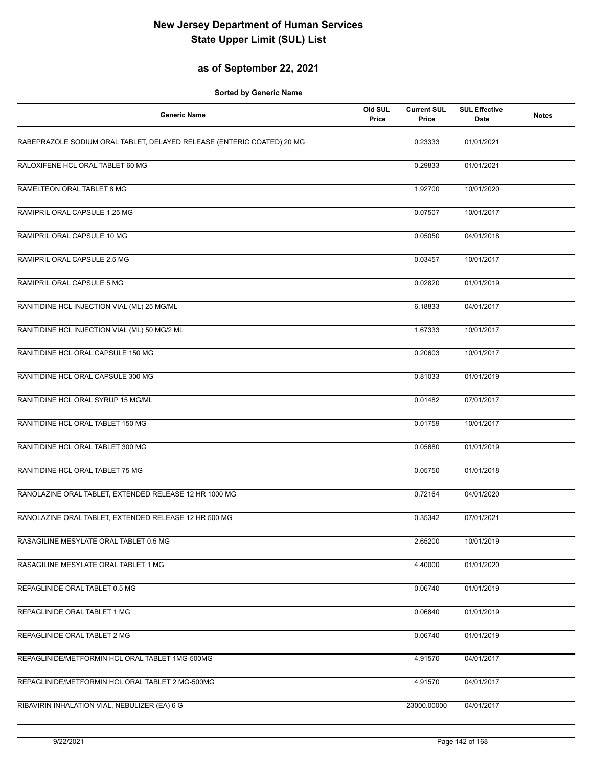# New Jersey Department of Human Services
# State Upper Limit (SUL) List

## as of September 22, 2021

**Sorted by Generic Name**

| Generic Name | Old SUL Price | Current SUL Price | SUL Effective Date | Notes |
|---|---|---|---|---|
| RABEPRAZOLE SODIUM ORAL TABLET, DELAYED RELEASE (ENTERIC COATED) 20 MG | | 0.23333 | 01/01/2021 | |
| RALOXIFENE HCL ORAL TABLET 60 MG | | 0.29833 | 01/01/2021 | |
| RAMELTEON ORAL TABLET 8 MG | | 1.92700 | 10/01/2020 | |
| RAMIPRIL ORAL CAPSULE 1.25 MG | | 0.07507 | 10/01/2017 | |
| RAMIPRIL ORAL CAPSULE 10 MG | | 0.05050 | 04/01/2018 | |
| RAMIPRIL ORAL CAPSULE 2.5 MG | | 0.03457 | 10/01/2017 | |
| RAMIPRIL ORAL CAPSULE 5 MG | | 0.02820 | 01/01/2019 | |
| RANITIDINE HCL INJECTION VIAL (ML) 25 MG/ML | | 6.18833 | 04/01/2017 | |
| RANITIDINE HCL INJECTION VIAL (ML) 50 MG/2 ML | | 1.67333 | 10/01/2017 | |
| RANITIDINE HCL ORAL CAPSULE 150 MG | | 0.20603 | 10/01/2017 | |
| RANITIDINE HCL ORAL CAPSULE 300 MG | | 0.81033 | 01/01/2019 | |
| RANITIDINE HCL ORAL SYRUP 15 MG/ML | | 0.01482 | 07/01/2017 | |
| RANITIDINE HCL ORAL TABLET 150 MG | | 0.01759 | 10/01/2017 | |
| RANITIDINE HCL ORAL TABLET 300 MG | | 0.05680 | 01/01/2019 | |
| RANITIDINE HCL ORAL TABLET 75 MG | | 0.05750 | 01/01/2018 | |
| RANOLAZINE ORAL TABLET, EXTENDED RELEASE 12 HR 1000 MG | | 0.72164 | 04/01/2020 | |
| RANOLAZINE ORAL TABLET, EXTENDED RELEASE 12 HR 500 MG | | 0.35342 | 07/01/2021 | |
| RASAGILINE MESYLATE ORAL TABLET 0.5 MG | | 2.65200 | 10/01/2019 | |
| RASAGILINE MESYLATE ORAL TABLET 1 MG | | 4.40000 | 01/01/2020 | |
| REPAGLINIDE ORAL TABLET 0.5 MG | | 0.06740 | 01/01/2019 | |
| REPAGLINIDE ORAL TABLET 1 MG | | 0.06840 | 01/01/2019 | |
| REPAGLINIDE ORAL TABLET 2 MG | | 0.06740 | 01/01/2019 | |
| REPAGLINIDE/METFORMIN HCL ORAL TABLET 1MG-500MG | | 4.91570 | 04/01/2017 | |
| REPAGLINIDE/METFORMIN HCL ORAL TABLET 2 MG-500MG | | 4.91570 | 04/01/2017 | |
| RIBAVIRIN INHALATION VIAL, NEBULIZER (EA) 6 G | | 23000.00000 | 04/01/2017 | |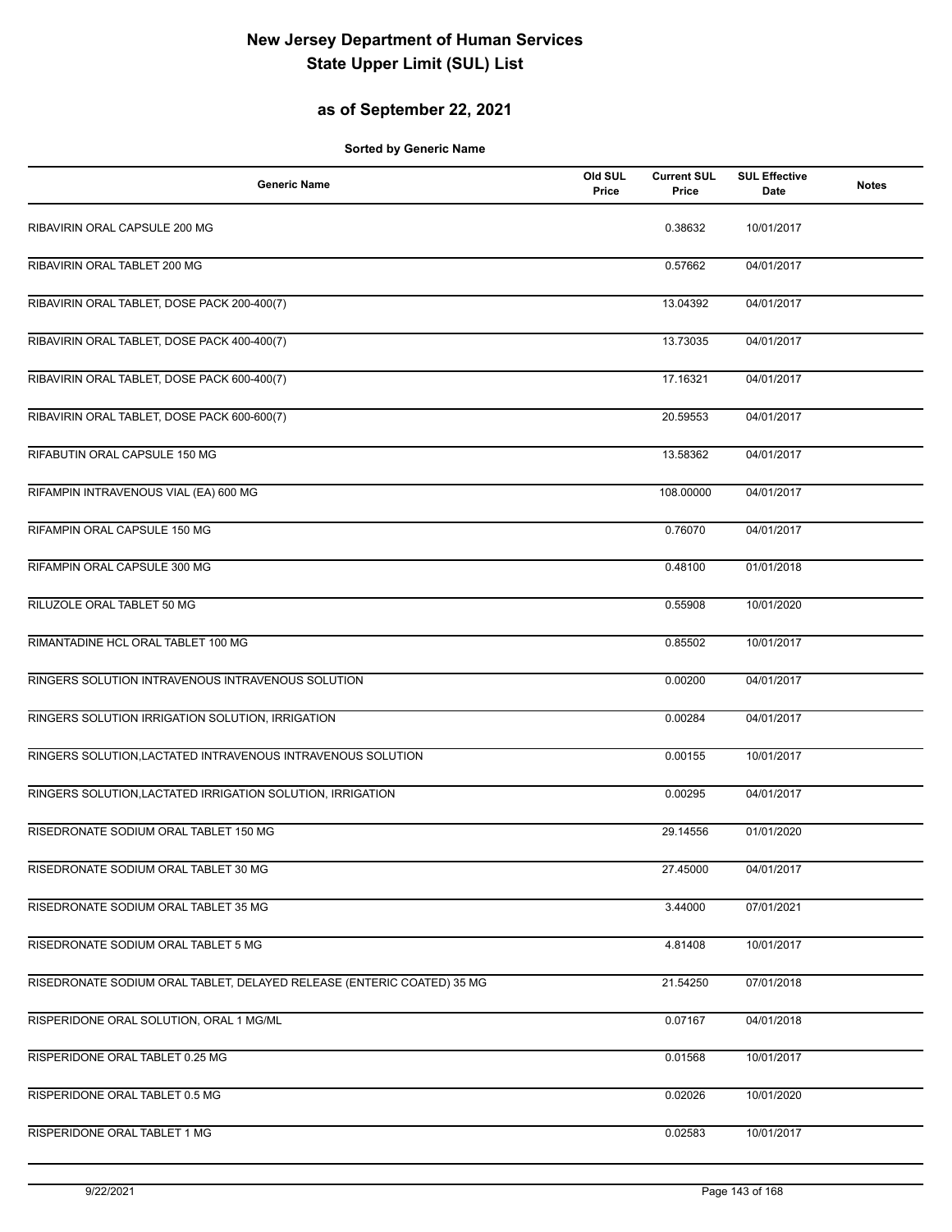# New Jersey Department of Human Services
# State Upper Limit (SUL) List

## as of September 22, 2021

**Sorted by Generic Name**

| Generic Name | Old SUL Price | Current SUL Price | SUL Effective Date | Notes |
|---|---|---|---|---|
| RIBAVIRIN ORAL CAPSULE 200 MG | | 0.38632 | 10/01/2017 | |
| RIBAVIRIN ORAL TABLET 200 MG | | 0.57662 | 04/01/2017 | |
| RIBAVIRIN ORAL TABLET, DOSE PACK 200-400(7) | | 13.04392 | 04/01/2017 | |
| RIBAVIRIN ORAL TABLET, DOSE PACK 400-400(7) | | 13.73035 | 04/01/2017 | |
| RIBAVIRIN ORAL TABLET, DOSE PACK 600-400(7) | | 17.16321 | 04/01/2017 | |
| RIBAVIRIN ORAL TABLET, DOSE PACK 600-600(7) | | 20.59553 | 04/01/2017 | |
| RIFABUTIN ORAL CAPSULE 150 MG | | 13.58362 | 04/01/2017 | |
| RIFAMPIN INTRAVENOUS VIAL (EA) 600 MG | | 108.00000 | 04/01/2017 | |
| RIFAMPIN ORAL CAPSULE 150 MG | | 0.76070 | 04/01/2017 | |
| RIFAMPIN ORAL CAPSULE 300 MG | | 0.48100 | 01/01/2018 | |
| RILUZOLE ORAL TABLET 50 MG | | 0.55908 | 10/01/2020 | |
| RIMANTADINE HCL ORAL TABLET 100 MG | | 0.85502 | 10/01/2017 | |
| RINGERS SOLUTION INTRAVENOUS INTRAVENOUS SOLUTION | | 0.00200 | 04/01/2017 | |
| RINGERS SOLUTION IRRIGATION SOLUTION, IRRIGATION | | 0.00284 | 04/01/2017 | |
| RINGERS SOLUTION,LACTATED INTRAVENOUS INTRAVENOUS SOLUTION | | 0.00155 | 10/01/2017 | |
| RINGERS SOLUTION,LACTATED IRRIGATION SOLUTION, IRRIGATION | | 0.00295 | 04/01/2017 | |
| RISEDRONATE SODIUM ORAL TABLET 150 MG | | 29.14556 | 01/01/2020 | |
| RISEDRONATE SODIUM ORAL TABLET 30 MG | | 27.45000 | 04/01/2017 | |
| RISEDRONATE SODIUM ORAL TABLET 35 MG | | 3.44000 | 07/01/2021 | |
| RISEDRONATE SODIUM ORAL TABLET 5 MG | | 4.81408 | 10/01/2017 | |
| RISEDRONATE SODIUM ORAL TABLET, DELAYED RELEASE (ENTERIC COATED) 35 MG | | 21.54250 | 07/01/2018 | |
| RISPERIDONE ORAL SOLUTION, ORAL 1 MG/ML | | 0.07167 | 04/01/2018 | |
| RISPERIDONE ORAL TABLET 0.25 MG | | 0.01568 | 10/01/2017 | |
| RISPERIDONE ORAL TABLET 0.5 MG | | 0.02026 | 10/01/2020 | |
| RISPERIDONE ORAL TABLET 1 MG | | 0.02583 | 10/01/2017 | |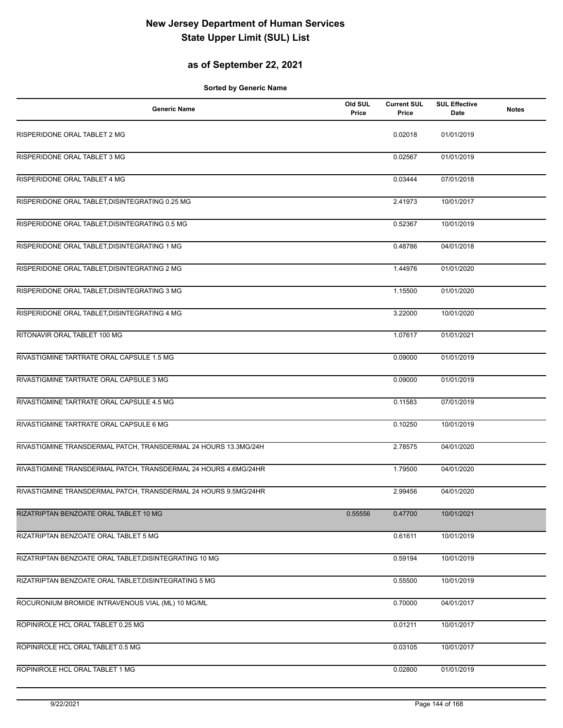# New Jersey Department of Human Services
# State Upper Limit (SUL) List

## as of September 22, 2021

**Sorted by Generic Name**

| Generic Name | Old SUL Price | Current SUL Price | SUL Effective Date | Notes |
|---|---|---|---|---|
| RISPERIDONE ORAL TABLET 2 MG | | 0.02018 | 01/01/2019 | |
| RISPERIDONE ORAL TABLET 3 MG | | 0.02567 | 01/01/2019 | |
| RISPERIDONE ORAL TABLET 4 MG | | 0.03444 | 07/01/2018 | |
| RISPERIDONE ORAL TABLET,DISINTEGRATING 0.25 MG | | 2.41973 | 10/01/2017 | |
| RISPERIDONE ORAL TABLET,DISINTEGRATING 0.5 MG | | 0.52367 | 10/01/2019 | |
| RISPERIDONE ORAL TABLET,DISINTEGRATING 1 MG | | 0.48786 | 04/01/2018 | |
| RISPERIDONE ORAL TABLET,DISINTEGRATING 2 MG | | 1.44976 | 01/01/2020 | |
| RISPERIDONE ORAL TABLET,DISINTEGRATING 3 MG | | 1.15500 | 01/01/2020 | |
| RISPERIDONE ORAL TABLET,DISINTEGRATING 4 MG | | 3.22000 | 10/01/2020 | |
| RITONAVIR ORAL TABLET 100 MG | | 1.07617 | 01/01/2021 | |
| RIVASTIGMINE TARTRATE ORAL CAPSULE 1.5 MG | | 0.09000 | 01/01/2019 | |
| RIVASTIGMINE TARTRATE ORAL CAPSULE 3 MG | | 0.09000 | 01/01/2019 | |
| RIVASTIGMINE TARTRATE ORAL CAPSULE 4.5 MG | | 0.11583 | 07/01/2019 | |
| RIVASTIGMINE TARTRATE ORAL CAPSULE 6 MG | | 0.10250 | 10/01/2019 | |
| RIVASTIGMINE TRANSDERMAL PATCH, TRANSDERMAL 24 HOURS 13.3MG/24H | | 2.78575 | 04/01/2020 | |
| RIVASTIGMINE TRANSDERMAL PATCH, TRANSDERMAL 24 HOURS 4.6MG/24HR | | 1.79500 | 04/01/2020 | |
| RIVASTIGMINE TRANSDERMAL PATCH, TRANSDERMAL 24 HOURS 9.5MG/24HR | | 2.99456 | 04/01/2020 | |
| RIZATRIPTAN BENZOATE ORAL TABLET 10 MG | 0.55556 | 0.47700 | 10/01/2021 | |
| RIZATRIPTAN BENZOATE ORAL TABLET 5 MG | | 0.61611 | 10/01/2019 | |
| RIZATRIPTAN BENZOATE ORAL TABLET,DISINTEGRATING 10 MG | | 0.59194 | 10/01/2019 | |
| RIZATRIPTAN BENZOATE ORAL TABLET,DISINTEGRATING 5 MG | | 0.55500 | 10/01/2019 | |
| ROCURONIUM BROMIDE INTRAVENOUS VIAL (ML) 10 MG/ML | | 0.70000 | 04/01/2017 | |
| ROPINIROLE HCL ORAL TABLET 0.25 MG | | 0.01211 | 10/01/2017 | |
| ROPINIROLE HCL ORAL TABLET 0.5 MG | | 0.03105 | 10/01/2017 | |
| ROPINIROLE HCL ORAL TABLET 1 MG | | 0.02800 | 01/01/2019 | |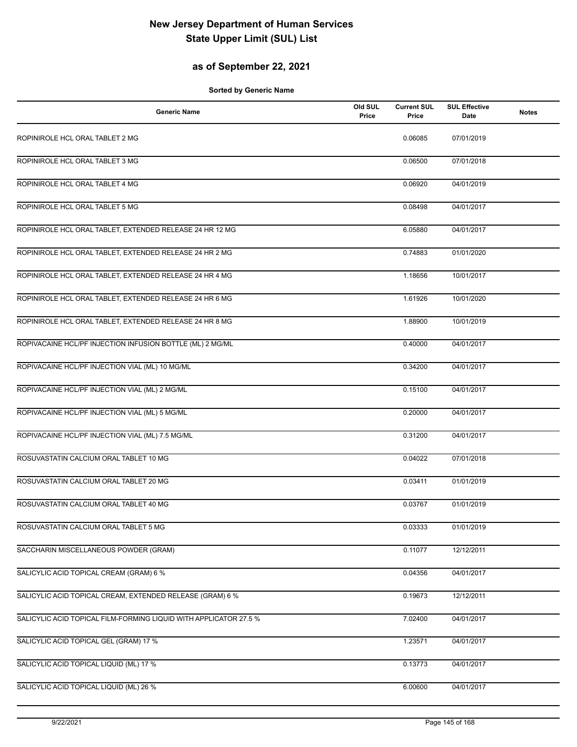# New Jersey Department of Human Services
# State Upper Limit (SUL) List

## as of September 22, 2021

**Sorted by Generic Name**

| Generic Name | Old SUL Price | Current SUL Price | SUL Effective Date | Notes |
|---|---|---|---|---|
| ROPINIROLE HCL ORAL TABLET 2 MG | | 0.06085 | 07/01/2019 | |
| ROPINIROLE HCL ORAL TABLET 3 MG | | 0.06500 | 07/01/2018 | |
| ROPINIROLE HCL ORAL TABLET 4 MG | | 0.06920 | 04/01/2019 | |
| ROPINIROLE HCL ORAL TABLET 5 MG | | 0.08498 | 04/01/2017 | |
| ROPINIROLE HCL ORAL TABLET, EXTENDED RELEASE 24 HR 12 MG | | 6.05880 | 04/01/2017 | |
| ROPINIROLE HCL ORAL TABLET, EXTENDED RELEASE 24 HR 2 MG | | 0.74883 | 01/01/2020 | |
| ROPINIROLE HCL ORAL TABLET, EXTENDED RELEASE 24 HR 4 MG | | 1.18656 | 10/01/2017 | |
| ROPINIROLE HCL ORAL TABLET, EXTENDED RELEASE 24 HR 6 MG | | 1.61926 | 10/01/2020 | |
| ROPINIROLE HCL ORAL TABLET, EXTENDED RELEASE 24 HR 8 MG | | 1.88900 | 10/01/2019 | |
| ROPIVACAINE HCL/PF INJECTION INFUSION BOTTLE (ML) 2 MG/ML | | 0.40000 | 04/01/2017 | |
| ROPIVACAINE HCL/PF INJECTION VIAL (ML) 10 MG/ML | | 0.34200 | 04/01/2017 | |
| ROPIVACAINE HCL/PF INJECTION VIAL (ML) 2 MG/ML | | 0.15100 | 04/01/2017 | |
| ROPIVACAINE HCL/PF INJECTION VIAL (ML) 5 MG/ML | | 0.20000 | 04/01/2017 | |
| ROPIVACAINE HCL/PF INJECTION VIAL (ML) 7.5 MG/ML | | 0.31200 | 04/01/2017 | |
| ROSUVASTATIN CALCIUM ORAL TABLET 10 MG | | 0.04022 | 07/01/2018 | |
| ROSUVASTATIN CALCIUM ORAL TABLET 20 MG | | 0.03411 | 01/01/2019 | |
| ROSUVASTATIN CALCIUM ORAL TABLET 40 MG | | 0.03767 | 01/01/2019 | |
| ROSUVASTATIN CALCIUM ORAL TABLET 5 MG | | 0.03333 | 01/01/2019 | |
| SACCHARIN MISCELLANEOUS POWDER (GRAM) | | 0.11077 | 12/12/2011 | |
| SALICYLIC ACID TOPICAL CREAM (GRAM) 6 % | | 0.04356 | 04/01/2017 | |
| SALICYLIC ACID TOPICAL CREAM, EXTENDED RELEASE (GRAM) 6 % | | 0.19673 | 12/12/2011 | |
| SALICYLIC ACID TOPICAL FILM-FORMING LIQUID WITH APPLICATOR 27.5 % | | 7.02400 | 04/01/2017 | |
| SALICYLIC ACID TOPICAL GEL (GRAM) 17 % | | 1.23571 | 04/01/2017 | |
| SALICYLIC ACID TOPICAL LIQUID (ML) 17 % | | 0.13773 | 04/01/2017 | |
| SALICYLIC ACID TOPICAL LIQUID (ML) 26 % | | 6.00600 | 04/01/2017 | |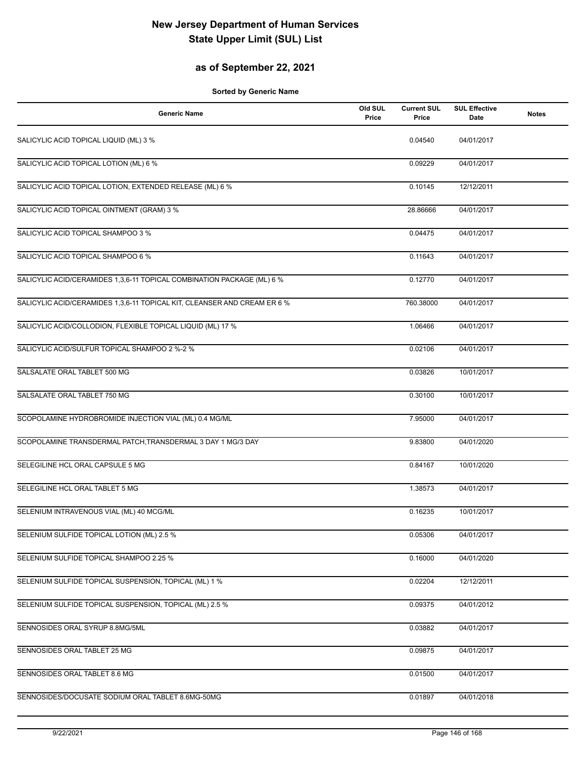# New Jersey Department of Human Services
# State Upper Limit (SUL) List

## as of September 22, 2021

**Sorted by Generic Name**

| Generic Name | Old SUL Price | Current SUL Price | SUL Effective Date | Notes |
|---|---|---|---|---|
| SALICYLIC ACID TOPICAL LIQUID (ML) 3 % | | 0.04540 | 04/01/2017 | |
| SALICYLIC ACID TOPICAL LOTION (ML) 6 % | | 0.09229 | 04/01/2017 | |
| SALICYLIC ACID TOPICAL LOTION, EXTENDED RELEASE (ML) 6 % | | 0.10145 | 12/12/2011 | |
| SALICYLIC ACID TOPICAL OINTMENT (GRAM) 3 % | | 28.86666 | 04/01/2017 | |
| SALICYLIC ACID TOPICAL SHAMPOO 3 % | | 0.04475 | 04/01/2017 | |
| SALICYLIC ACID TOPICAL SHAMPOO 6 % | | 0.11643 | 04/01/2017 | |
| SALICYLIC ACID/CERAMIDES 1,3,6-11 TOPICAL COMBINATION PACKAGE (ML) 6 % | | 0.12770 | 04/01/2017 | |
| SALICYLIC ACID/CERAMIDES 1,3,6-11 TOPICAL KIT, CLEANSER AND CREAM ER 6 % | | 760.38000 | 04/01/2017 | |
| SALICYLIC ACID/COLLODION, FLEXIBLE TOPICAL LIQUID (ML) 17 % | | 1.06466 | 04/01/2017 | |
| SALICYLIC ACID/SULFUR TOPICAL SHAMPOO 2 %-2 % | | 0.02106 | 04/01/2017 | |
| SALSALATE ORAL TABLET 500 MG | | 0.03826 | 10/01/2017 | |
| SALSALATE ORAL TABLET 750 MG | | 0.30100 | 10/01/2017 | |
| SCOPOLAMINE HYDROBROMIDE INJECTION VIAL (ML) 0.4 MG/ML | | 7.95000 | 04/01/2017 | |
| SCOPOLAMINE TRANSDERMAL PATCH,TRANSDERMAL 3 DAY 1 MG/3 DAY | | 9.83800 | 04/01/2020 | |
| SELEGILINE HCL ORAL CAPSULE 5 MG | | 0.84167 | 10/01/2020 | |
| SELEGILINE HCL ORAL TABLET 5 MG | | 1.38573 | 04/01/2017 | |
| SELENIUM INTRAVENOUS VIAL (ML) 40 MCG/ML | | 0.16235 | 10/01/2017 | |
| SELENIUM SULFIDE TOPICAL LOTION (ML) 2.5 % | | 0.05306 | 04/01/2017 | |
| SELENIUM SULFIDE TOPICAL SHAMPOO 2.25 % | | 0.16000 | 04/01/2020 | |
| SELENIUM SULFIDE TOPICAL SUSPENSION, TOPICAL (ML) 1 % | | 0.02204 | 12/12/2011 | |
| SELENIUM SULFIDE TOPICAL SUSPENSION, TOPICAL (ML) 2.5 % | | 0.09375 | 04/01/2012 | |
| SENNOSIDES ORAL SYRUP 8.8MG/5ML | | 0.03882 | 04/01/2017 | |
| SENNOSIDES ORAL TABLET 25 MG | | 0.09875 | 04/01/2017 | |
| SENNOSIDES ORAL TABLET 8.6 MG | | 0.01500 | 04/01/2017 | |
| SENNOSIDES/DOCUSATE SODIUM ORAL TABLET 8.6MG-50MG | | 0.01897 | 04/01/2018 | |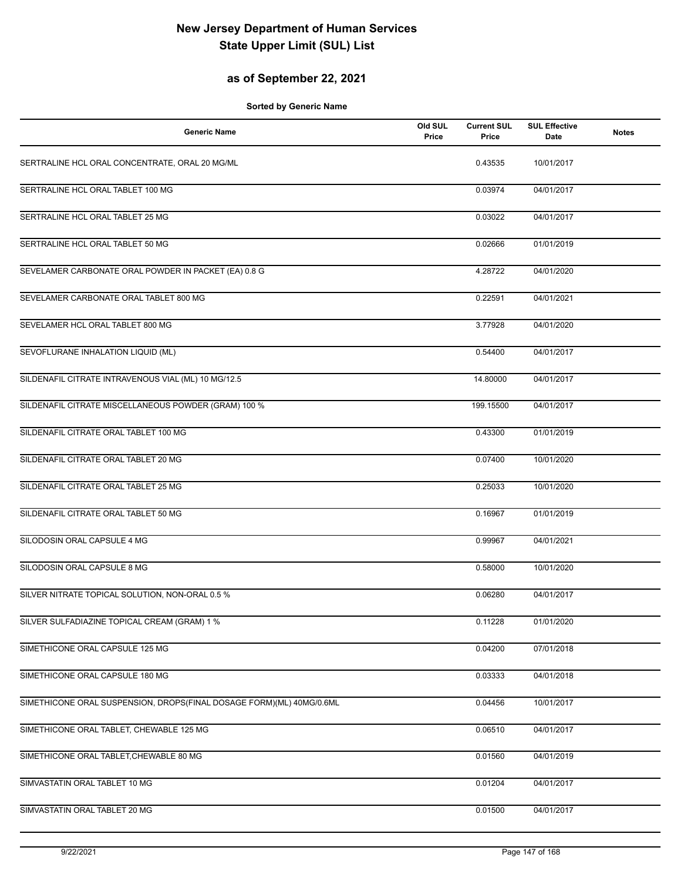# New Jersey Department of Human Services
# State Upper Limit (SUL) List

## as of September 22, 2021

**Sorted by Generic Name**

| Generic Name | Old SUL Price | Current SUL Price | SUL Effective Date | Notes |
|---|---|---|---|---|
| SERTRALINE HCL ORAL CONCENTRATE, ORAL 20 MG/ML | | 0.43535 | 10/01/2017 | |
| SERTRALINE HCL ORAL TABLET 100 MG | | 0.03974 | 04/01/2017 | |
| SERTRALINE HCL ORAL TABLET 25 MG | | 0.03022 | 04/01/2017 | |
| SERTRALINE HCL ORAL TABLET 50 MG | | 0.02666 | 01/01/2019 | |
| SEVELAMER CARBONATE ORAL POWDER IN PACKET (EA) 0.8 G | | 4.28722 | 04/01/2020 | |
| SEVELAMER CARBONATE ORAL TABLET 800 MG | | 0.22591 | 04/01/2021 | |
| SEVELAMER HCL ORAL TABLET 800 MG | | 3.77928 | 04/01/2020 | |
| SEVOFLURANE INHALATION LIQUID (ML) | | 0.54400 | 04/01/2017 | |
| SILDENAFIL CITRATE INTRAVENOUS VIAL (ML) 10 MG/12.5 | | 14.80000 | 04/01/2017 | |
| SILDENAFIL CITRATE MISCELLANEOUS POWDER (GRAM) 100 % | | 199.15500 | 04/01/2017 | |
| SILDENAFIL CITRATE ORAL TABLET 100 MG | | 0.43300 | 01/01/2019 | |
| SILDENAFIL CITRATE ORAL TABLET 20 MG | | 0.07400 | 10/01/2020 | |
| SILDENAFIL CITRATE ORAL TABLET 25 MG | | 0.25033 | 10/01/2020 | |
| SILDENAFIL CITRATE ORAL TABLET 50 MG | | 0.16967 | 01/01/2019 | |
| SILODOSIN ORAL CAPSULE 4 MG | | 0.99967 | 04/01/2021 | |
| SILODOSIN ORAL CAPSULE 8 MG | | 0.58000 | 10/01/2020 | |
| SILVER NITRATE TOPICAL SOLUTION, NON-ORAL 0.5 % | | 0.06280 | 04/01/2017 | |
| SILVER SULFADIAZINE TOPICAL CREAM (GRAM) 1 % | | 0.11228 | 01/01/2020 | |
| SIMETHICONE ORAL CAPSULE 125 MG | | 0.04200 | 07/01/2018 | |
| SIMETHICONE ORAL CAPSULE 180 MG | | 0.03333 | 04/01/2018 | |
| SIMETHICONE ORAL SUSPENSION, DROPS(FINAL DOSAGE FORM)(ML) 40MG/0.6ML | | 0.04456 | 10/01/2017 | |
| SIMETHICONE ORAL TABLET, CHEWABLE 125 MG | | 0.06510 | 04/01/2017 | |
| SIMETHICONE ORAL TABLET,CHEWABLE 80 MG | | 0.01560 | 04/01/2019 | |
| SIMVASTATIN ORAL TABLET 10 MG | | 0.01204 | 04/01/2017 | |
| SIMVASTATIN ORAL TABLET 20 MG | | 0.01500 | 04/01/2017 | |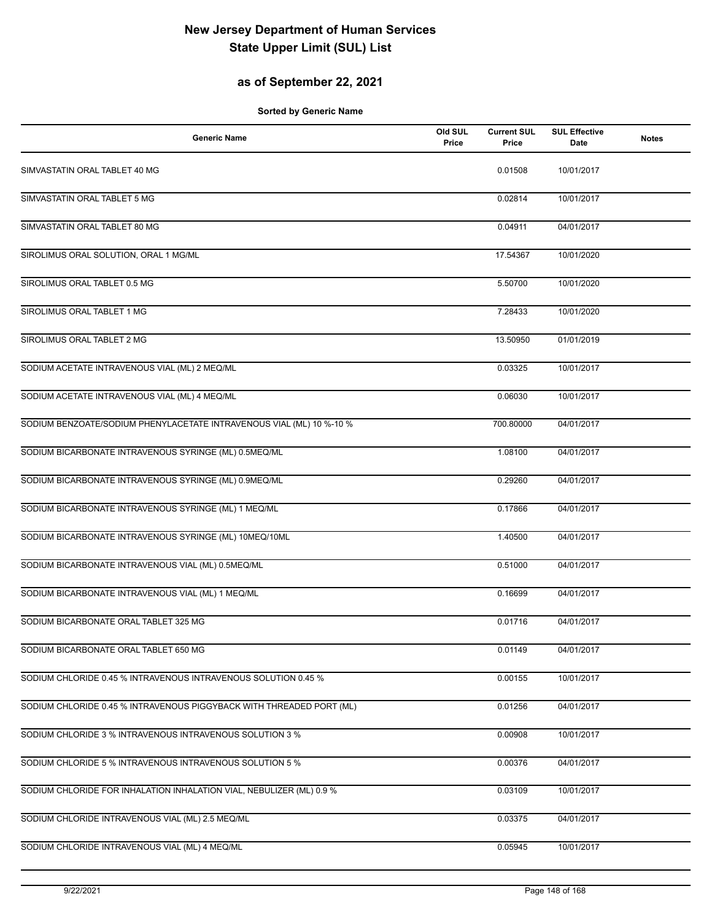# New Jersey Department of Human Services
# State Upper Limit (SUL) List

## as of September 22, 2021

**Sorted by Generic Name**

| Generic Name | Old SUL Price | Current SUL Price | SUL Effective Date | Notes |
|---|---|---|---|---|
| SIMVASTATIN ORAL TABLET 40 MG | | 0.01508 | 10/01/2017 | |
| SIMVASTATIN ORAL TABLET 5 MG | | 0.02814 | 10/01/2017 | |
| SIMVASTATIN ORAL TABLET 80 MG | | 0.04911 | 04/01/2017 | |
| SIROLIMUS ORAL SOLUTION, ORAL 1 MG/ML | | 17.54367 | 10/01/2020 | |
| SIROLIMUS ORAL TABLET 0.5 MG | | 5.50700 | 10/01/2020 | |
| SIROLIMUS ORAL TABLET 1 MG | | 7.28433 | 10/01/2020 | |
| SIROLIMUS ORAL TABLET 2 MG | | 13.50950 | 01/01/2019 | |
| SODIUM ACETATE INTRAVENOUS VIAL (ML) 2 MEQ/ML | | 0.03325 | 10/01/2017 | |
| SODIUM ACETATE INTRAVENOUS VIAL (ML) 4 MEQ/ML | | 0.06030 | 10/01/2017 | |
| SODIUM BENZOATE/SODIUM PHENYLACETATE INTRAVENOUS VIAL (ML) 10 %-10 % | | 700.80000 | 04/01/2017 | |
| SODIUM BICARBONATE INTRAVENOUS SYRINGE (ML) 0.5MEQ/ML | | 1.08100 | 04/01/2017 | |
| SODIUM BICARBONATE INTRAVENOUS SYRINGE (ML) 0.9MEQ/ML | | 0.29260 | 04/01/2017 | |
| SODIUM BICARBONATE INTRAVENOUS SYRINGE (ML) 1 MEQ/ML | | 0.17866 | 04/01/2017 | |
| SODIUM BICARBONATE INTRAVENOUS SYRINGE (ML) 10MEQ/10ML | | 1.40500 | 04/01/2017 | |
| SODIUM BICARBONATE INTRAVENOUS VIAL (ML) 0.5MEQ/ML | | 0.51000 | 04/01/2017 | |
| SODIUM BICARBONATE INTRAVENOUS VIAL (ML) 1 MEQ/ML | | 0.16699 | 04/01/2017 | |
| SODIUM BICARBONATE ORAL TABLET 325 MG | | 0.01716 | 04/01/2017 | |
| SODIUM BICARBONATE ORAL TABLET 650 MG | | 0.01149 | 04/01/2017 | |
| SODIUM CHLORIDE 0.45 % INTRAVENOUS INTRAVENOUS SOLUTION 0.45 % | | 0.00155 | 10/01/2017 | |
| SODIUM CHLORIDE 0.45 % INTRAVENOUS PIGGYBACK WITH THREADED PORT (ML) | | 0.01256 | 04/01/2017 | |
| SODIUM CHLORIDE 3 % INTRAVENOUS INTRAVENOUS SOLUTION 3 % | | 0.00908 | 10/01/2017 | |
| SODIUM CHLORIDE 5 % INTRAVENOUS INTRAVENOUS SOLUTION 5 % | | 0.00376 | 04/01/2017 | |
| SODIUM CHLORIDE FOR INHALATION INHALATION VIAL, NEBULIZER (ML) 0.9 % | | 0.03109 | 10/01/2017 | |
| SODIUM CHLORIDE INTRAVENOUS VIAL (ML) 2.5 MEQ/ML | | 0.03375 | 04/01/2017 | |
| SODIUM CHLORIDE INTRAVENOUS VIAL (ML) 4 MEQ/ML | | 0.05945 | 10/01/2017 | |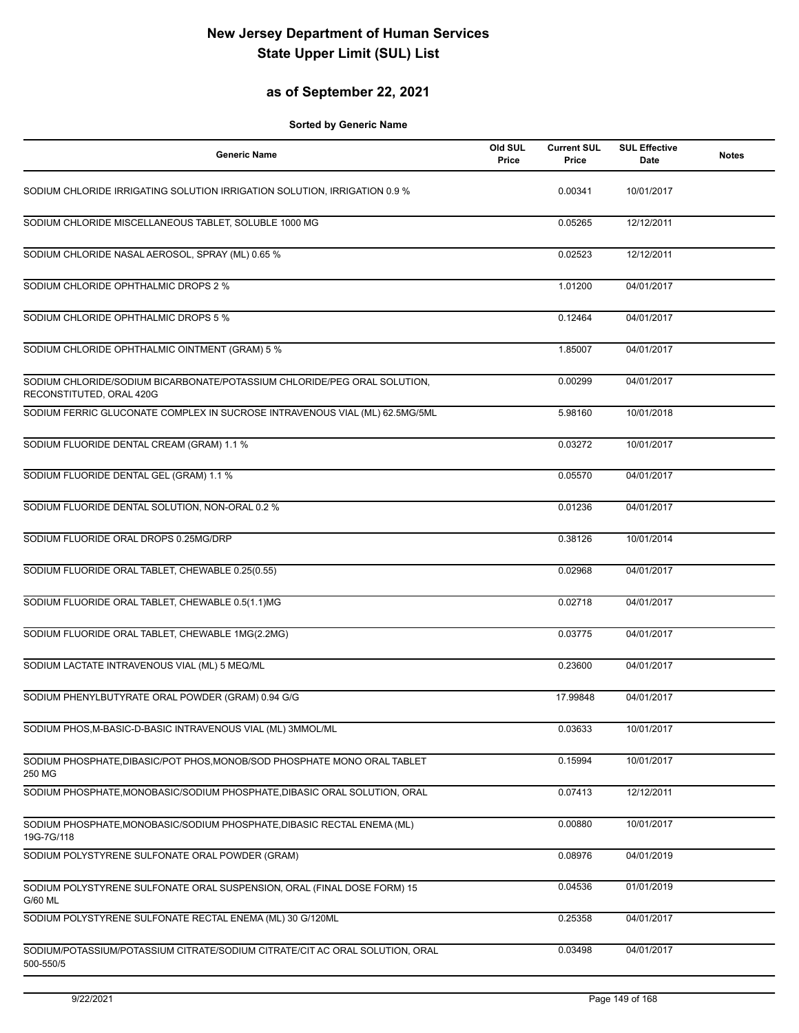# New Jersey Department of Human Services
# State Upper Limit (SUL) List

## as of September 22, 2021

**Sorted by Generic Name**

| Generic Name | Old SUL Price | Current SUL Price | SUL Effective Date | Notes |
|---|---|---|---|---|
| SODIUM CHLORIDE IRRIGATING SOLUTION IRRIGATION SOLUTION, IRRIGATION 0.9 % | | 0.00341 | 10/01/2017 | |
| SODIUM CHLORIDE MISCELLANEOUS TABLET, SOLUBLE 1000 MG | | 0.05265 | 12/12/2011 | |
| SODIUM CHLORIDE NASAL AEROSOL, SPRAY (ML) 0.65 % | | 0.02523 | 12/12/2011 | |
| SODIUM CHLORIDE OPHTHALMIC DROPS 2 % | | 1.01200 | 04/01/2017 | |
| SODIUM CHLORIDE OPHTHALMIC DROPS 5 % | | 0.12464 | 04/01/2017 | |
| SODIUM CHLORIDE OPHTHALMIC OINTMENT (GRAM) 5 % | | 1.85007 | 04/01/2017 | |
| SODIUM CHLORIDE/SODIUM BICARBONATE/POTASSIUM CHLORIDE/PEG ORAL SOLUTION, RECONSTITUTED, ORAL 420G | | 0.00299 | 04/01/2017 | |
| SODIUM FERRIC GLUCONATE COMPLEX IN SUCROSE INTRAVENOUS VIAL (ML) 62.5MG/5ML | | 5.98160 | 10/01/2018 | |
| SODIUM FLUORIDE DENTAL CREAM (GRAM) 1.1 % | | 0.03272 | 10/01/2017 | |
| SODIUM FLUORIDE DENTAL GEL (GRAM) 1.1 % | | 0.05570 | 04/01/2017 | |
| SODIUM FLUORIDE DENTAL SOLUTION, NON-ORAL 0.2 % | | 0.01236 | 04/01/2017 | |
| SODIUM FLUORIDE ORAL DROPS 0.25MG/DRP | | 0.38126 | 10/01/2014 | |
| SODIUM FLUORIDE ORAL TABLET, CHEWABLE 0.25(0.55) | | 0.02968 | 04/01/2017 | |
| SODIUM FLUORIDE ORAL TABLET, CHEWABLE 0.5(1.1)MG | | 0.02718 | 04/01/2017 | |
| SODIUM FLUORIDE ORAL TABLET, CHEWABLE 1MG(2.2MG) | | 0.03775 | 04/01/2017 | |
| SODIUM LACTATE INTRAVENOUS VIAL (ML) 5 MEQ/ML | | 0.23600 | 04/01/2017 | |
| SODIUM PHENYLBUTYRATE ORAL POWDER (GRAM) 0.94 G/G | | 17.99848 | 04/01/2017 | |
| SODIUM PHOS,M-BASIC-D-BASIC INTRAVENOUS VIAL (ML) 3MMOL/ML | | 0.03633 | 10/01/2017 | |
| SODIUM PHOSPHATE,DIBASIC/POT PHOS,MONOB/SOD PHOSPHATE MONO ORAL TABLET 250 MG | | 0.15994 | 10/01/2017 | |
| SODIUM PHOSPHATE,MONOBASIC/SODIUM PHOSPHATE,DIBASIC ORAL SOLUTION, ORAL | | 0.07413 | 12/12/2011 | |
| SODIUM PHOSPHATE,MONOBASIC/SODIUM PHOSPHATE,DIBASIC RECTAL ENEMA (ML) 19G-7G/118 | | 0.00880 | 10/01/2017 | |
| SODIUM POLYSTYRENE SULFONATE ORAL POWDER (GRAM) | | 0.08976 | 04/01/2019 | |
| SODIUM POLYSTYRENE SULFONATE ORAL SUSPENSION, ORAL (FINAL DOSE FORM) 15 G/60 ML | | 0.04536 | 01/01/2019 | |
| SODIUM POLYSTYRENE SULFONATE RECTAL ENEMA (ML) 30 G/120ML | | 0.25358 | 04/01/2017 | |
| SODIUM/POTASSIUM/POTASSIUM CITRATE/SODIUM CITRATE/CIT AC ORAL SOLUTION, ORAL 500-550/5 | | 0.03498 | 04/01/2017 | |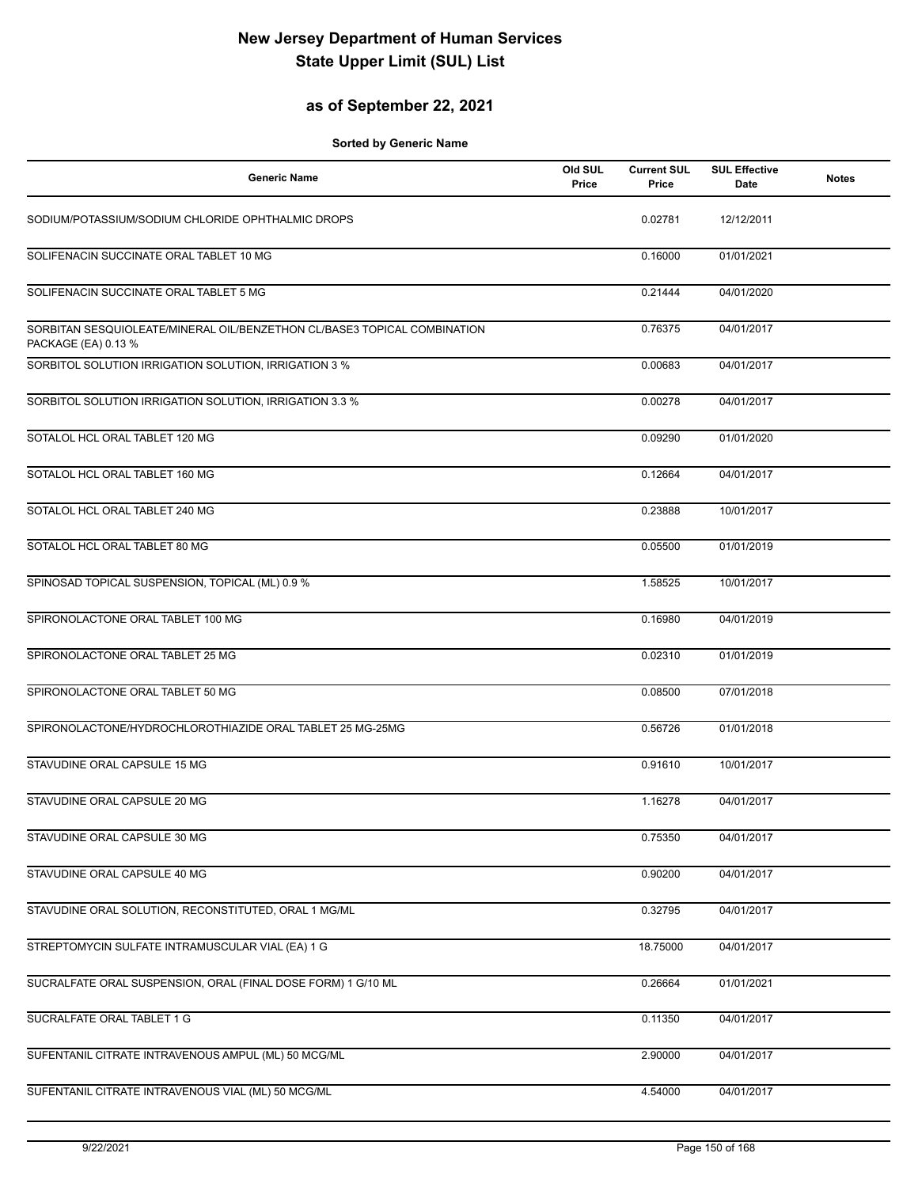# New Jersey Department of Human Services
# State Upper Limit (SUL) List

## as of September 22, 2021

**Sorted by Generic Name**

| Generic Name | Old SUL Price | Current SUL Price | SUL Effective Date | Notes |
|---|---|---|---|---|
| SODIUM/POTASSIUM/SODIUM CHLORIDE OPHTHALMIC DROPS | | 0.02781 | 12/12/2011 | |
| SOLIFENACIN SUCCINATE ORAL TABLET 10 MG | | 0.16000 | 01/01/2021 | |
| SOLIFENACIN SUCCINATE ORAL TABLET 5 MG | | 0.21444 | 04/01/2020 | |
| SORBITAN SESQUIOLEATE/MINERAL OIL/BENZETHON CL/BASE3 TOPICAL COMBINATION PACKAGE (EA) 0.13 % | | 0.76375 | 04/01/2017 | |
| SORBITOL SOLUTION IRRIGATION SOLUTION, IRRIGATION 3 % | | 0.00683 | 04/01/2017 | |
| SORBITOL SOLUTION IRRIGATION SOLUTION, IRRIGATION 3.3 % | | 0.00278 | 04/01/2017 | |
| SOTALOL HCL ORAL TABLET 120 MG | | 0.09290 | 01/01/2020 | |
| SOTALOL HCL ORAL TABLET 160 MG | | 0.12664 | 04/01/2017 | |
| SOTALOL HCL ORAL TABLET 240 MG | | 0.23888 | 10/01/2017 | |
| SOTALOL HCL ORAL TABLET 80 MG | | 0.05500 | 01/01/2019 | |
| SPINOSAD TOPICAL SUSPENSION, TOPICAL (ML) 0.9 % | | 1.58525 | 10/01/2017 | |
| SPIRONOLACTONE ORAL TABLET 100 MG | | 0.16980 | 04/01/2019 | |
| SPIRONOLACTONE ORAL TABLET 25 MG | | 0.02310 | 01/01/2019 | |
| SPIRONOLACTONE ORAL TABLET 50 MG | | 0.08500 | 07/01/2018 | |
| SPIRONOLACTONE/HYDROCHLOROTHIAZIDE ORAL TABLET 25 MG-25MG | | 0.56726 | 01/01/2018 | |
| STAVUDINE ORAL CAPSULE 15 MG | | 0.91610 | 10/01/2017 | |
| STAVUDINE ORAL CAPSULE 20 MG | | 1.16278 | 04/01/2017 | |
| STAVUDINE ORAL CAPSULE 30 MG | | 0.75350 | 04/01/2017 | |
| STAVUDINE ORAL CAPSULE 40 MG | | 0.90200 | 04/01/2017 | |
| STAVUDINE ORAL SOLUTION, RECONSTITUTED, ORAL 1 MG/ML | | 0.32795 | 04/01/2017 | |
| STREPTOMYCIN SULFATE INTRAMUSCULAR VIAL (EA) 1 G | | 18.75000 | 04/01/2017 | |
| SUCRALFATE ORAL SUSPENSION, ORAL (FINAL DOSE FORM) 1 G/10 ML | | 0.26664 | 01/01/2021 | |
| SUCRALFATE ORAL TABLET 1 G | | 0.11350 | 04/01/2017 | |
| SUFENTANIL CITRATE INTRAVENOUS AMPUL (ML) 50 MCG/ML | | 2.90000 | 04/01/2017 | |
| SUFENTANIL CITRATE INTRAVENOUS VIAL (ML) 50 MCG/ML | | 4.54000 | 04/01/2017 | |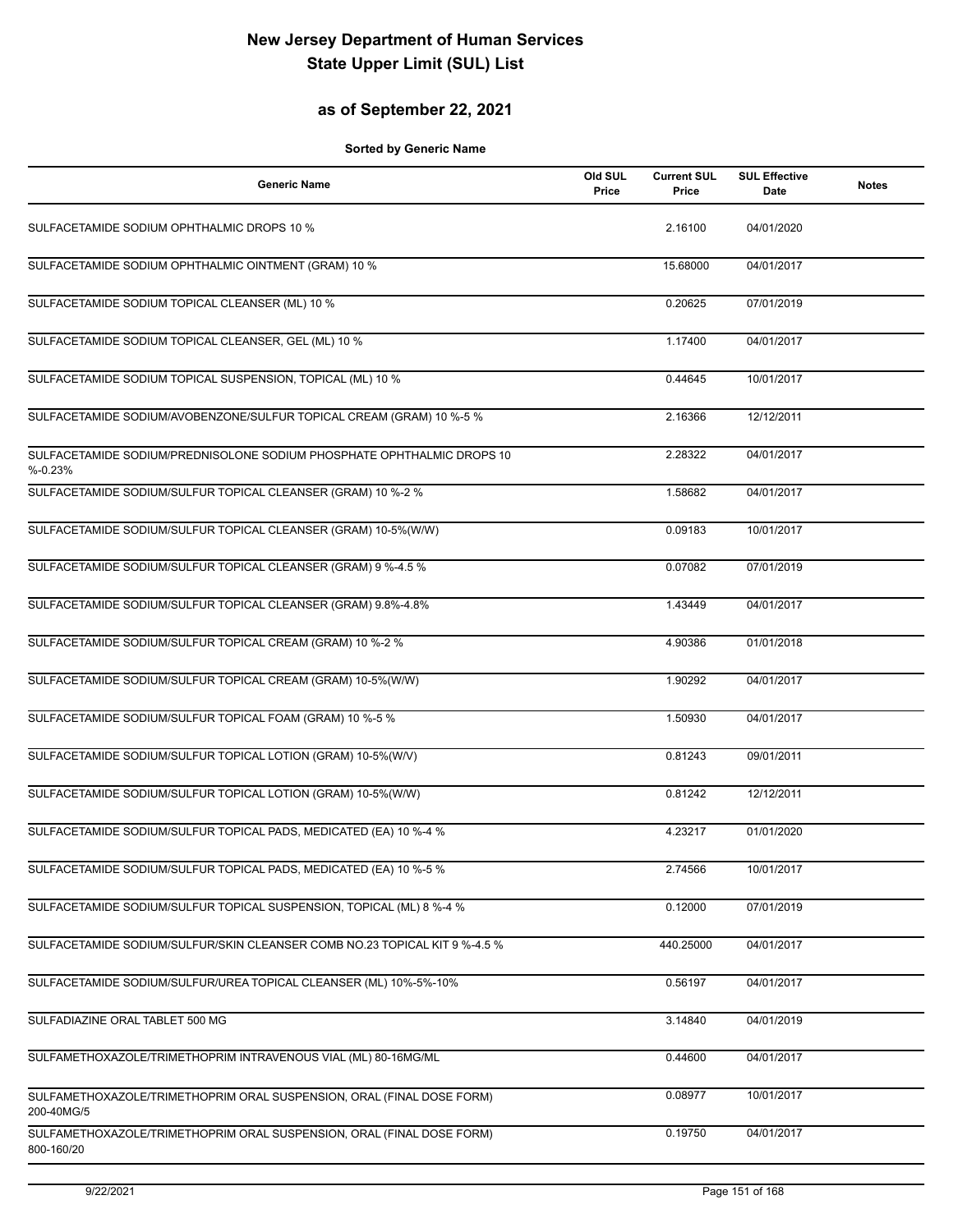# New Jersey Department of Human Services
# State Upper Limit (SUL) List

## as of September 22, 2021

**Sorted by Generic Name**

| Generic Name | Old SUL Price | Current SUL Price | SUL Effective Date | Notes |
|---|---|---|---|---|
| SULFACETAMIDE SODIUM OPHTHALMIC DROPS 10 % | | 2.16100 | 04/01/2020 | |
| SULFACETAMIDE SODIUM OPHTHALMIC OINTMENT (GRAM) 10 % | | 15.68000 | 04/01/2017 | |
| SULFACETAMIDE SODIUM TOPICAL CLEANSER (ML) 10 % | | 0.20625 | 07/01/2019 | |
| SULFACETAMIDE SODIUM TOPICAL CLEANSER, GEL (ML) 10 % | | 1.17400 | 04/01/2017 | |
| SULFACETAMIDE SODIUM TOPICAL SUSPENSION, TOPICAL (ML) 10 % | | 0.44645 | 10/01/2017 | |
| SULFACETAMIDE SODIUM/AVOBENZONE/SULFUR TOPICAL CREAM (GRAM) 10 %-5 % | | 2.16366 | 12/12/2011 | |
| SULFACETAMIDE SODIUM/PREDNISOLONE SODIUM PHOSPHATE OPHTHALMIC DROPS 10 %-0.23% | | 2.28322 | 04/01/2017 | |
| SULFACETAMIDE SODIUM/SULFUR TOPICAL CLEANSER (GRAM) 10 %-2 % | | 1.58682 | 04/01/2017 | |
| SULFACETAMIDE SODIUM/SULFUR TOPICAL CLEANSER (GRAM) 10-5%(W/W) | | 0.09183 | 10/01/2017 | |
| SULFACETAMIDE SODIUM/SULFUR TOPICAL CLEANSER (GRAM) 9 %-4.5 % | | 0.07082 | 07/01/2019 | |
| SULFACETAMIDE SODIUM/SULFUR TOPICAL CLEANSER (GRAM) 9.8%-4.8% | | 1.43449 | 04/01/2017 | |
| SULFACETAMIDE SODIUM/SULFUR TOPICAL CREAM (GRAM) 10 %-2 % | | 4.90386 | 01/01/2018 | |
| SULFACETAMIDE SODIUM/SULFUR TOPICAL CREAM (GRAM) 10-5%(W/W) | | 1.90292 | 04/01/2017 | |
| SULFACETAMIDE SODIUM/SULFUR TOPICAL FOAM (GRAM) 10 %-5 % | | 1.50930 | 04/01/2017 | |
| SULFACETAMIDE SODIUM/SULFUR TOPICAL LOTION (GRAM) 10-5%(W/V) | | 0.81243 | 09/01/2011 | |
| SULFACETAMIDE SODIUM/SULFUR TOPICAL LOTION (GRAM) 10-5%(W/W) | | 0.81242 | 12/12/2011 | |
| SULFACETAMIDE SODIUM/SULFUR TOPICAL PADS, MEDICATED (EA) 10 %-4 % | | 4.23217 | 01/01/2020 | |
| SULFACETAMIDE SODIUM/SULFUR TOPICAL PADS, MEDICATED (EA) 10 %-5 % | | 2.74566 | 10/01/2017 | |
| SULFACETAMIDE SODIUM/SULFUR TOPICAL SUSPENSION, TOPICAL (ML) 8 %-4 % | | 0.12000 | 07/01/2019 | |
| SULFACETAMIDE SODIUM/SULFUR/SKIN CLEANSER COMB NO.23 TOPICAL KIT 9 %-4.5 % | | 440.25000 | 04/01/2017 | |
| SULFACETAMIDE SODIUM/SULFUR/UREA TOPICAL CLEANSER (ML) 10%-5%-10% | | 0.56197 | 04/01/2017 | |
| SULFADIAZINE ORAL TABLET 500 MG | | 3.14840 | 04/01/2019 | |
| SULFAMETHOXAZOLE/TRIMETHOPRIM INTRAVENOUS VIAL (ML) 80-16MG/ML | | 0.44600 | 04/01/2017 | |
| SULFAMETHOXAZOLE/TRIMETHOPRIM ORAL SUSPENSION, ORAL (FINAL DOSE FORM) 200-40MG/5 | | 0.08977 | 10/01/2017 | |
| SULFAMETHOXAZOLE/TRIMETHOPRIM ORAL SUSPENSION, ORAL (FINAL DOSE FORM) 800-160/20 | | 0.19750 | 04/01/2017 | |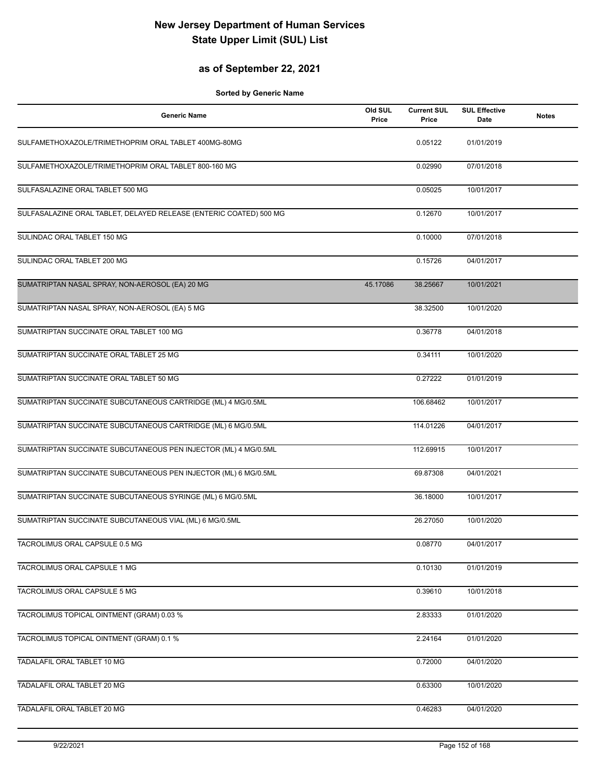# New Jersey Department of Human Services
# State Upper Limit (SUL) List

## as of September 22, 2021

**Sorted by Generic Name**

| Generic Name | Old SUL Price | Current SUL Price | SUL Effective Date | Notes |
|---|---|---|---|---|
| SULFAMETHOXAZOLE/TRIMETHOPRIM ORAL TABLET 400MG-80MG | | 0.05122 | 01/01/2019 | |
| SULFAMETHOXAZOLE/TRIMETHOPRIM ORAL TABLET 800-160 MG | | 0.02990 | 07/01/2018 | |
| SULFASALAZINE ORAL TABLET 500 MG | | 0.05025 | 10/01/2017 | |
| SULFASALAZINE ORAL TABLET, DELAYED RELEASE (ENTERIC COATED) 500 MG | | 0.12670 | 10/01/2017 | |
| SULINDAC ORAL TABLET 150 MG | | 0.10000 | 07/01/2018 | |
| SULINDAC ORAL TABLET 200 MG | | 0.15726 | 04/01/2017 | |
| SUMATRIPTAN NASAL SPRAY, NON-AEROSOL (EA) 20 MG | 45.17086 | 38.25667 | 10/01/2021 | |
| SUMATRIPTAN NASAL SPRAY, NON-AEROSOL (EA) 5 MG | | 38.32500 | 10/01/2020 | |
| SUMATRIPTAN SUCCINATE ORAL TABLET 100 MG | | 0.36778 | 04/01/2018 | |
| SUMATRIPTAN SUCCINATE ORAL TABLET 25 MG | | 0.34111 | 10/01/2020 | |
| SUMATRIPTAN SUCCINATE ORAL TABLET 50 MG | | 0.27222 | 01/01/2019 | |
| SUMATRIPTAN SUCCINATE SUBCUTANEOUS CARTRIDGE (ML) 4 MG/0.5ML | | 106.68462 | 10/01/2017 | |
| SUMATRIPTAN SUCCINATE SUBCUTANEOUS CARTRIDGE (ML) 6 MG/0.5ML | | 114.01226 | 04/01/2017 | |
| SUMATRIPTAN SUCCINATE SUBCUTANEOUS PEN INJECTOR (ML) 4 MG/0.5ML | | 112.69915 | 10/01/2017 | |
| SUMATRIPTAN SUCCINATE SUBCUTANEOUS PEN INJECTOR (ML) 6 MG/0.5ML | | 69.87308 | 04/01/2021 | |
| SUMATRIPTAN SUCCINATE SUBCUTANEOUS SYRINGE (ML) 6 MG/0.5ML | | 36.18000 | 10/01/2017 | |
| SUMATRIPTAN SUCCINATE SUBCUTANEOUS VIAL (ML) 6 MG/0.5ML | | 26.27050 | 10/01/2020 | |
| TACROLIMUS ORAL CAPSULE 0.5 MG | | 0.08770 | 04/01/2017 | |
| TACROLIMUS ORAL CAPSULE 1 MG | | 0.10130 | 01/01/2019 | |
| TACROLIMUS ORAL CAPSULE 5 MG | | 0.39610 | 10/01/2018 | |
| TACROLIMUS TOPICAL OINTMENT (GRAM) 0.03 % | | 2.83333 | 01/01/2020 | |
| TACROLIMUS TOPICAL OINTMENT (GRAM) 0.1 % | | 2.24164 | 01/01/2020 | |
| TADALAFIL ORAL TABLET 10 MG | | 0.72000 | 04/01/2020 | |
| TADALAFIL ORAL TABLET 20 MG | | 0.63300 | 10/01/2020 | |
| TADALAFIL ORAL TABLET 20 MG | | 0.46283 | 04/01/2020 | |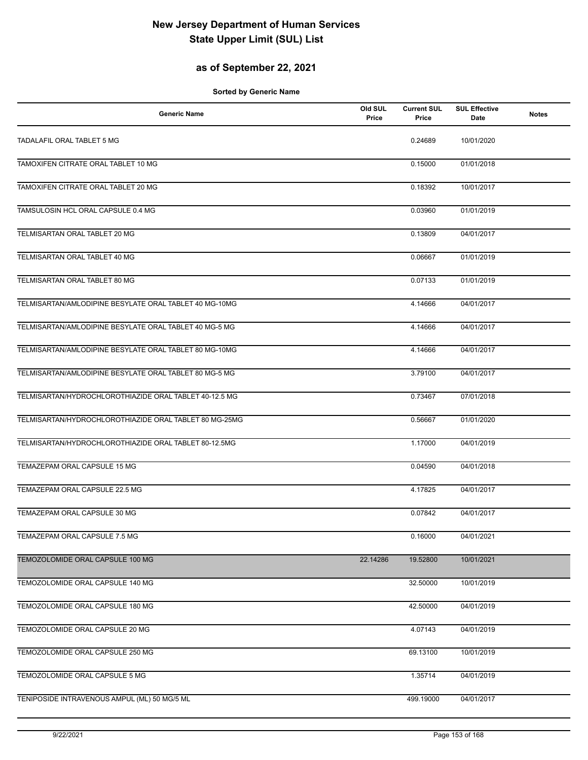# New Jersey Department of Human Services
# State Upper Limit (SUL) List

## as of September 22, 2021

**Sorted by Generic Name**

| Generic Name | Old SUL Price | Current SUL Price | SUL Effective Date | Notes |
|---|---|---|---|---|
| TADALAFIL ORAL TABLET 5 MG | | 0.24689 | 10/01/2020 | |
| TAMOXIFEN CITRATE ORAL TABLET 10 MG | | 0.15000 | 01/01/2018 | |
| TAMOXIFEN CITRATE ORAL TABLET 20 MG | | 0.18392 | 10/01/2017 | |
| TAMSULOSIN HCL ORAL CAPSULE 0.4 MG | | 0.03960 | 01/01/2019 | |
| TELMISARTAN ORAL TABLET 20 MG | | 0.13809 | 04/01/2017 | |
| TELMISARTAN ORAL TABLET 40 MG | | 0.06667 | 01/01/2019 | |
| TELMISARTAN ORAL TABLET 80 MG | | 0.07133 | 01/01/2019 | |
| TELMISARTAN/AMLODIPINE BESYLATE ORAL TABLET 40 MG-10MG | | 4.14666 | 04/01/2017 | |
| TELMISARTAN/AMLODIPINE BESYLATE ORAL TABLET 40 MG-5 MG | | 4.14666 | 04/01/2017 | |
| TELMISARTAN/AMLODIPINE BESYLATE ORAL TABLET 80 MG-10MG | | 4.14666 | 04/01/2017 | |
| TELMISARTAN/AMLODIPINE BESYLATE ORAL TABLET 80 MG-5 MG | | 3.79100 | 04/01/2017 | |
| TELMISARTAN/HYDROCHLOROTHIAZIDE ORAL TABLET 40-12.5 MG | | 0.73467 | 07/01/2018 | |
| TELMISARTAN/HYDROCHLOROTHIAZIDE ORAL TABLET 80 MG-25MG | | 0.56667 | 01/01/2020 | |
| TELMISARTAN/HYDROCHLOROTHIAZIDE ORAL TABLET 80-12.5MG | | 1.17000 | 04/01/2019 | |
| TEMAZEPAM ORAL CAPSULE 15 MG | | 0.04590 | 04/01/2018 | |
| TEMAZEPAM ORAL CAPSULE 22.5 MG | | 4.17825 | 04/01/2017 | |
| TEMAZEPAM ORAL CAPSULE 30 MG | | 0.07842 | 04/01/2017 | |
| TEMAZEPAM ORAL CAPSULE 7.5 MG | | 0.16000 | 04/01/2021 | |
| TEMOZOLOMIDE ORAL CAPSULE 100 MG | 22.14286 | 19.52800 | 10/01/2021 | |
| TEMOZOLOMIDE ORAL CAPSULE 140 MG | | 32.50000 | 10/01/2019 | |
| TEMOZOLOMIDE ORAL CAPSULE 180 MG | | 42.50000 | 04/01/2019 | |
| TEMOZOLOMIDE ORAL CAPSULE 20 MG | | 4.07143 | 04/01/2019 | |
| TEMOZOLOMIDE ORAL CAPSULE 250 MG | | 69.13100 | 10/01/2019 | |
| TEMOZOLOMIDE ORAL CAPSULE 5 MG | | 1.35714 | 04/01/2019 | |
| TENIPOSIDE INTRAVENOUS AMPUL (ML) 50 MG/5 ML | | 499.19000 | 04/01/2017 | |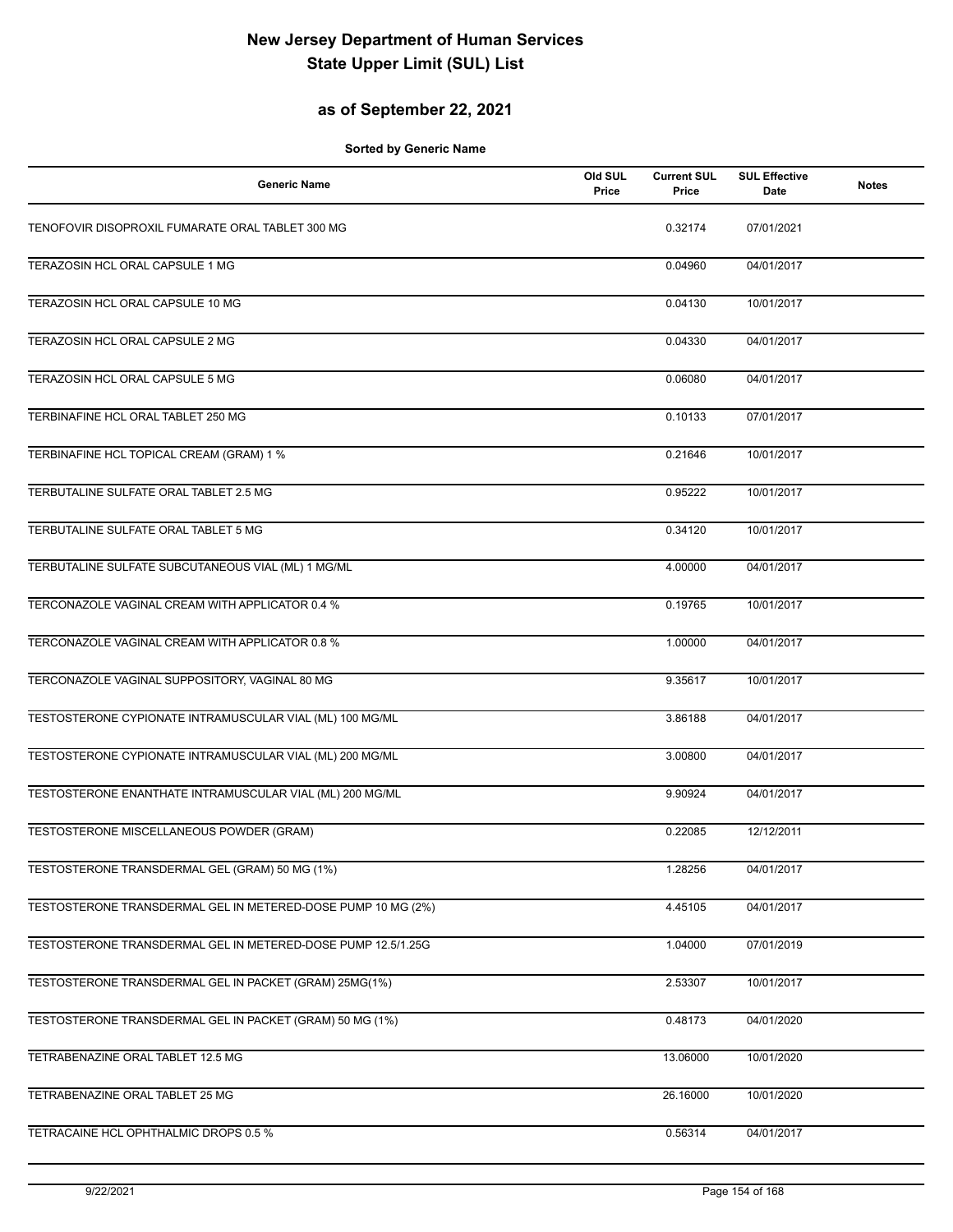# New Jersey Department of Human Services
# State Upper Limit (SUL) List

## as of September 22, 2021

**Sorted by Generic Name**

| Generic Name | Old SUL Price | Current SUL Price | SUL Effective Date | Notes |
|---|---|---|---|---|
| TENOFOVIR DISOPROXIL FUMARATE ORAL TABLET 300 MG | | 0.32174 | 07/01/2021 | |
| TERAZOSIN HCL ORAL CAPSULE 1 MG | | 0.04960 | 04/01/2017 | |
| TERAZOSIN HCL ORAL CAPSULE 10 MG | | 0.04130 | 10/01/2017 | |
| TERAZOSIN HCL ORAL CAPSULE 2 MG | | 0.04330 | 04/01/2017 | |
| TERAZOSIN HCL ORAL CAPSULE 5 MG | | 0.06080 | 04/01/2017 | |
| TERBINAFINE HCL ORAL TABLET 250 MG | | 0.10133 | 07/01/2017 | |
| TERBINAFINE HCL TOPICAL CREAM (GRAM) 1 % | | 0.21646 | 10/01/2017 | |
| TERBUTALINE SULFATE ORAL TABLET 2.5 MG | | 0.95222 | 10/01/2017 | |
| TERBUTALINE SULFATE ORAL TABLET 5 MG | | 0.34120 | 10/01/2017 | |
| TERBUTALINE SULFATE SUBCUTANEOUS VIAL (ML) 1 MG/ML | | 4.00000 | 04/01/2017 | |
| TERCONAZOLE VAGINAL CREAM WITH APPLICATOR 0.4 % | | 0.19765 | 10/01/2017 | |
| TERCONAZOLE VAGINAL CREAM WITH APPLICATOR 0.8 % | | 1.00000 | 04/01/2017 | |
| TERCONAZOLE VAGINAL SUPPOSITORY, VAGINAL 80 MG | | 9.35617 | 10/01/2017 | |
| TESTOSTERONE CYPIONATE INTRAMUSCULAR VIAL (ML) 100 MG/ML | | 3.86188 | 04/01/2017 | |
| TESTOSTERONE CYPIONATE INTRAMUSCULAR VIAL (ML) 200 MG/ML | | 3.00800 | 04/01/2017 | |
| TESTOSTERONE ENANTHATE INTRAMUSCULAR VIAL (ML) 200 MG/ML | | 9.90924 | 04/01/2017 | |
| TESTOSTERONE MISCELLANEOUS POWDER (GRAM) | | 0.22085 | 12/12/2011 | |
| TESTOSTERONE TRANSDERMAL GEL (GRAM) 50 MG (1%) | | 1.28256 | 04/01/2017 | |
| TESTOSTERONE TRANSDERMAL GEL IN METERED-DOSE PUMP 10 MG (2%) | | 4.45105 | 04/01/2017 | |
| TESTOSTERONE TRANSDERMAL GEL IN METERED-DOSE PUMP 12.5/1.25G | | 1.04000 | 07/01/2019 | |
| TESTOSTERONE TRANSDERMAL GEL IN PACKET (GRAM) 25MG(1%) | | 2.53307 | 10/01/2017 | |
| TESTOSTERONE TRANSDERMAL GEL IN PACKET (GRAM) 50 MG (1%) | | 0.48173 | 04/01/2020 | |
| TETRABENAZINE ORAL TABLET 12.5 MG | | 13.06000 | 10/01/2020 | |
| TETRABENAZINE ORAL TABLET 25 MG | | 26.16000 | 10/01/2020 | |
| TETRACAINE HCL OPHTHALMIC DROPS 0.5 % | | 0.56314 | 04/01/2017 | |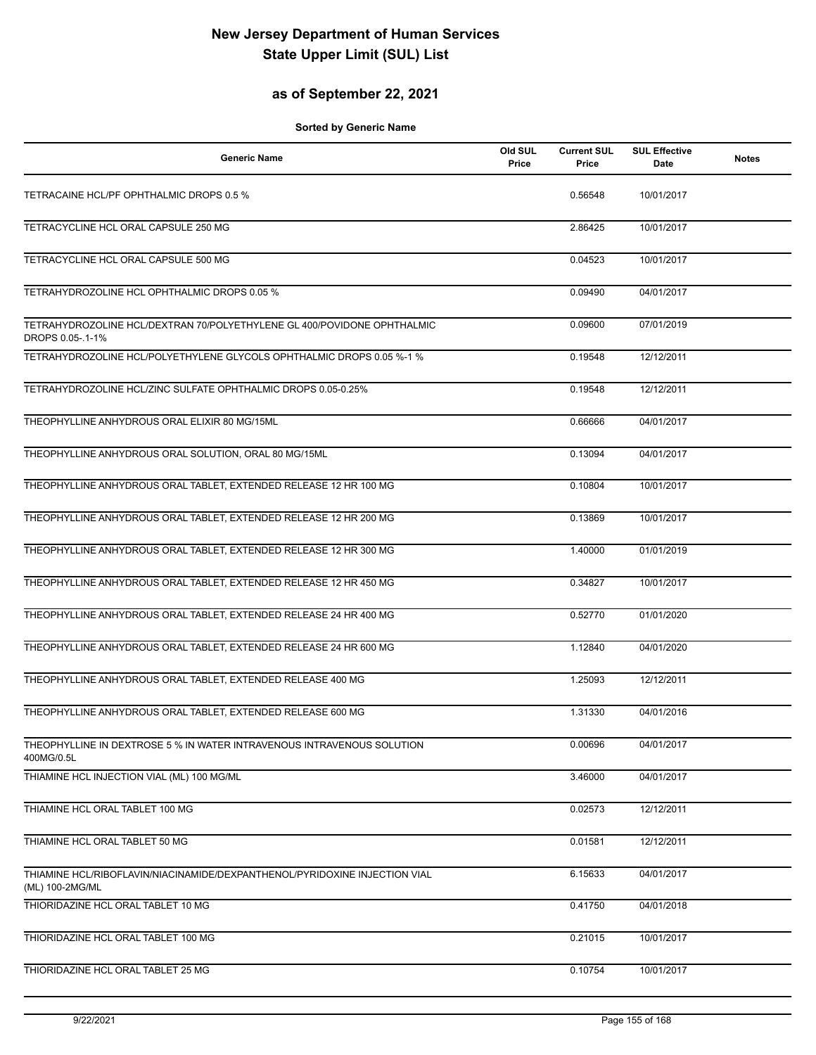# New Jersey Department of Human Services
# State Upper Limit (SUL) List

## as of September 22, 2021

**Sorted by Generic Name**

| Generic Name | Old SUL Price | Current SUL Price | SUL Effective Date | Notes |
|---|---|---|---|---|
| TETRACAINE HCL/PF OPHTHALMIC DROPS 0.5 % | | 0.56548 | 10/01/2017 | |
| TETRACYCLINE HCL ORAL CAPSULE 250 MG | | 2.86425 | 10/01/2017 | |
| TETRACYCLINE HCL ORAL CAPSULE 500 MG | | 0.04523 | 10/01/2017 | |
| TETRAHYDROZOLINE HCL OPHTHALMIC DROPS 0.05 % | | 0.09490 | 04/01/2017 | |
| TETRAHYDROZOLINE HCL/DEXTRAN 70/POLYETHYLENE GL 400/POVIDONE OPHTHALMIC DROPS 0.05-.1-1% | | 0.09600 | 07/01/2019 | |
| TETRAHYDROZOLINE HCL/POLYETHYLENE GLYCOLS OPHTHALMIC DROPS 0.05 %-1 % | | 0.19548 | 12/12/2011 | |
| TETRAHYDROZOLINE HCL/ZINC SULFATE OPHTHALMIC DROPS 0.05-0.25% | | 0.19548 | 12/12/2011 | |
| THEOPHYLLINE ANHYDROUS ORAL ELIXIR 80 MG/15ML | | 0.66666 | 04/01/2017 | |
| THEOPHYLLINE ANHYDROUS ORAL SOLUTION, ORAL 80 MG/15ML | | 0.13094 | 04/01/2017 | |
| THEOPHYLLINE ANHYDROUS ORAL TABLET, EXTENDED RELEASE 12 HR 100 MG | | 0.10804 | 10/01/2017 | |
| THEOPHYLLINE ANHYDROUS ORAL TABLET, EXTENDED RELEASE 12 HR 200 MG | | 0.13869 | 10/01/2017 | |
| THEOPHYLLINE ANHYDROUS ORAL TABLET, EXTENDED RELEASE 12 HR 300 MG | | 1.40000 | 01/01/2019 | |
| THEOPHYLLINE ANHYDROUS ORAL TABLET, EXTENDED RELEASE 12 HR 450 MG | | 0.34827 | 10/01/2017 | |
| THEOPHYLLINE ANHYDROUS ORAL TABLET, EXTENDED RELEASE 24 HR 400 MG | | 0.52770 | 01/01/2020 | |
| THEOPHYLLINE ANHYDROUS ORAL TABLET, EXTENDED RELEASE 24 HR 600 MG | | 1.12840 | 04/01/2020 | |
| THEOPHYLLINE ANHYDROUS ORAL TABLET, EXTENDED RELEASE 400 MG | | 1.25093 | 12/12/2011 | |
| THEOPHYLLINE ANHYDROUS ORAL TABLET, EXTENDED RELEASE 600 MG | | 1.31330 | 04/01/2016 | |
| THEOPHYLLINE IN DEXTROSE 5 % IN WATER INTRAVENOUS INTRAVENOUS SOLUTION 400MG/0.5L | | 0.00696 | 04/01/2017 | |
| THIAMINE HCL INJECTION VIAL (ML) 100 MG/ML | | 3.46000 | 04/01/2017 | |
| THIAMINE HCL ORAL TABLET 100 MG | | 0.02573 | 12/12/2011 | |
| THIAMINE HCL ORAL TABLET 50 MG | | 0.01581 | 12/12/2011 | |
| THIAMINE HCL/RIBOFLAVIN/NIACINAMIDE/DEXPANTHENOL/PYRIDOXINE INJECTION VIAL (ML) 100-2MG/ML | | 6.15633 | 04/01/2017 | |
| THIORIDAZINE HCL ORAL TABLET 10 MG | | 0.41750 | 04/01/2018 | |
| THIORIDAZINE HCL ORAL TABLET 100 MG | | 0.21015 | 10/01/2017 | |
| THIORIDAZINE HCL ORAL TABLET 25 MG | | 0.10754 | 10/01/2017 | |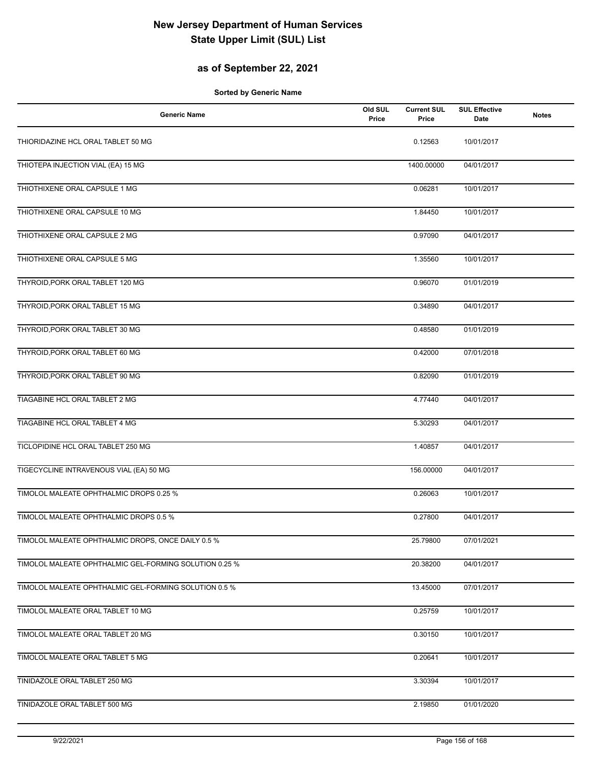# New Jersey Department of Human Services
# State Upper Limit (SUL) List

## as of September 22, 2021

**Sorted by Generic Name**

| Generic Name | Old SUL Price | Current SUL Price | SUL Effective Date | Notes |
|---|---|---|---|---|
| THIORIDAZINE HCL ORAL TABLET 50 MG | | 0.12563 | 10/01/2017 | |
| THIOTEPA INJECTION VIAL (EA) 15 MG | | 1400.00000 | 04/01/2017 | |
| THIOTHIXENE ORAL CAPSULE 1 MG | | 0.06281 | 10/01/2017 | |
| THIOTHIXENE ORAL CAPSULE 10 MG | | 1.84450 | 10/01/2017 | |
| THIOTHIXENE ORAL CAPSULE 2 MG | | 0.97090 | 04/01/2017 | |
| THIOTHIXENE ORAL CAPSULE 5 MG | | 1.35560 | 10/01/2017 | |
| THYROID,PORK ORAL TABLET 120 MG | | 0.96070 | 01/01/2019 | |
| THYROID,PORK ORAL TABLET 15 MG | | 0.34890 | 04/01/2017 | |
| THYROID,PORK ORAL TABLET 30 MG | | 0.48580 | 01/01/2019 | |
| THYROID,PORK ORAL TABLET 60 MG | | 0.42000 | 07/01/2018 | |
| THYROID,PORK ORAL TABLET 90 MG | | 0.82090 | 01/01/2019 | |
| TIAGABINE HCL ORAL TABLET 2 MG | | 4.77440 | 04/01/2017 | |
| TIAGABINE HCL ORAL TABLET 4 MG | | 5.30293 | 04/01/2017 | |
| TICLOPIDINE HCL ORAL TABLET 250 MG | | 1.40857 | 04/01/2017 | |
| TIGECYCLINE INTRAVENOUS VIAL (EA) 50 MG | | 156.00000 | 04/01/2017 | |
| TIMOLOL MALEATE OPHTHALMIC DROPS 0.25 % | | 0.26063 | 10/01/2017 | |
| TIMOLOL MALEATE OPHTHALMIC DROPS 0.5 % | | 0.27800 | 04/01/2017 | |
| TIMOLOL MALEATE OPHTHALMIC DROPS, ONCE DAILY 0.5 % | | 25.79800 | 07/01/2021 | |
| TIMOLOL MALEATE OPHTHALMIC GEL-FORMING SOLUTION 0.25 % | | 20.38200 | 04/01/2017 | |
| TIMOLOL MALEATE OPHTHALMIC GEL-FORMING SOLUTION 0.5 % | | 13.45000 | 07/01/2017 | |
| TIMOLOL MALEATE ORAL TABLET 10 MG | | 0.25759 | 10/01/2017 | |
| TIMOLOL MALEATE ORAL TABLET 20 MG | | 0.30150 | 10/01/2017 | |
| TIMOLOL MALEATE ORAL TABLET 5 MG | | 0.20641 | 10/01/2017 | |
| TINIDAZOLE ORAL TABLET 250 MG | | 3.30394 | 10/01/2017 | |
| TINIDAZOLE ORAL TABLET 500 MG | | 2.19850 | 01/01/2020 | |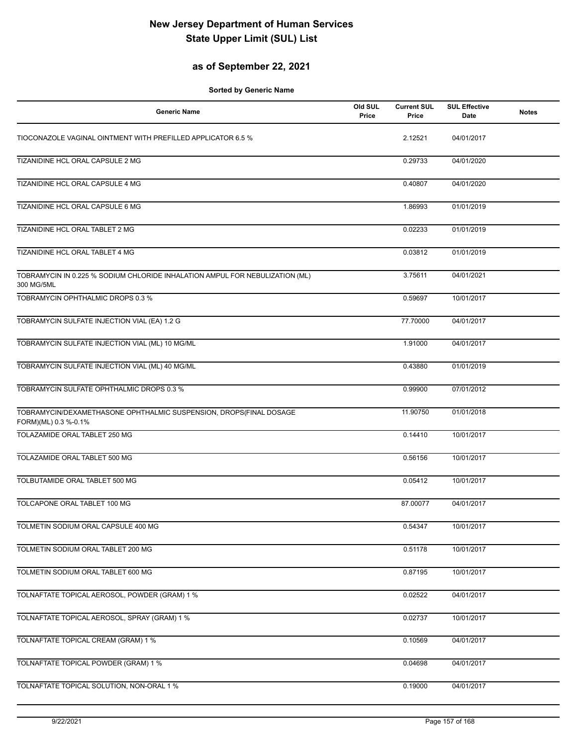# New Jersey Department of Human Services
# State Upper Limit (SUL) List

## as of September 22, 2021

**Sorted by Generic Name**

| Generic Name | Old SUL Price | Current SUL Price | SUL Effective Date | Notes |
|---|---|---|---|---|
| TIOCONAZOLE VAGINAL OINTMENT WITH PREFILLED APPLICATOR 6.5 % | | 2.12521 | 04/01/2017 | |
| TIZANIDINE HCL ORAL CAPSULE 2 MG | | 0.29733 | 04/01/2020 | |
| TIZANIDINE HCL ORAL CAPSULE 4 MG | | 0.40807 | 04/01/2020 | |
| TIZANIDINE HCL ORAL CAPSULE 6 MG | | 1.86993 | 01/01/2019 | |
| TIZANIDINE HCL ORAL TABLET 2 MG | | 0.02233 | 01/01/2019 | |
| TIZANIDINE HCL ORAL TABLET 4 MG | | 0.03812 | 01/01/2019 | |
| TOBRAMYCIN IN 0.225 % SODIUM CHLORIDE INHALATION AMPUL FOR NEBULIZATION (ML) 300 MG/5ML | | 3.75611 | 04/01/2021 | |
| TOBRAMYCIN OPHTHALMIC DROPS 0.3 % | | 0.59697 | 10/01/2017 | |
| TOBRAMYCIN SULFATE INJECTION VIAL (EA) 1.2 G | | 77.70000 | 04/01/2017 | |
| TOBRAMYCIN SULFATE INJECTION VIAL (ML) 10 MG/ML | | 1.91000 | 04/01/2017 | |
| TOBRAMYCIN SULFATE INJECTION VIAL (ML) 40 MG/ML | | 0.43880 | 01/01/2019 | |
| TOBRAMYCIN SULFATE OPHTHALMIC DROPS 0.3 % | | 0.99900 | 07/01/2012 | |
| TOBRAMYCIN/DEXAMETHASONE OPHTHALMIC SUSPENSION, DROPS(FINAL DOSAGE FORM)(ML) 0.3 %-0.1% | | 11.90750 | 01/01/2018 | |
| TOLAZAMIDE ORAL TABLET 250 MG | | 0.14410 | 10/01/2017 | |
| TOLAZAMIDE ORAL TABLET 500 MG | | 0.56156 | 10/01/2017 | |
| TOLBUTAMIDE ORAL TABLET 500 MG | | 0.05412 | 10/01/2017 | |
| TOLCAPONE ORAL TABLET 100 MG | | 87.00077 | 04/01/2017 | |
| TOLMETIN SODIUM ORAL CAPSULE 400 MG | | 0.54347 | 10/01/2017 | |
| TOLMETIN SODIUM ORAL TABLET 200 MG | | 0.51178 | 10/01/2017 | |
| TOLMETIN SODIUM ORAL TABLET 600 MG | | 0.87195 | 10/01/2017 | |
| TOLNAFTATE TOPICAL AEROSOL, POWDER (GRAM) 1 % | | 0.02522 | 04/01/2017 | |
| TOLNAFTATE TOPICAL AEROSOL, SPRAY (GRAM) 1 % | | 0.02737 | 10/01/2017 | |
| TOLNAFTATE TOPICAL CREAM (GRAM) 1 % | | 0.10569 | 04/01/2017 | |
| TOLNAFTATE TOPICAL POWDER (GRAM) 1 % | | 0.04698 | 04/01/2017 | |
| TOLNAFTATE TOPICAL SOLUTION, NON-ORAL 1 % | | 0.19000 | 04/01/2017 | |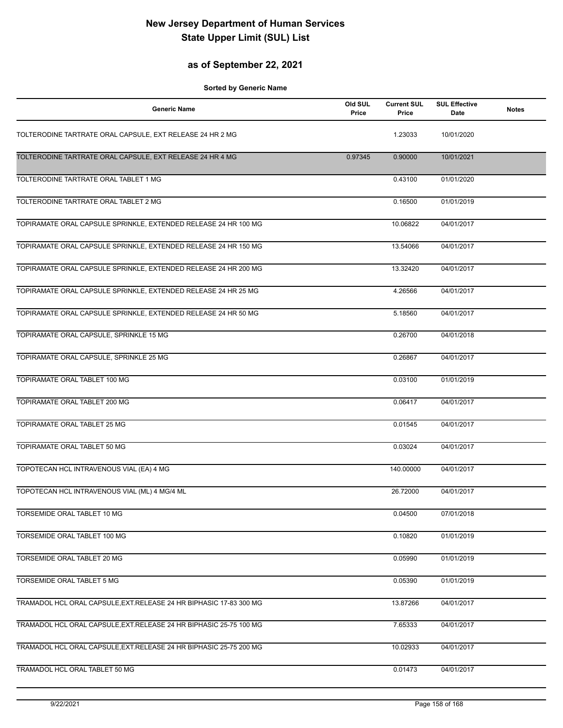# New Jersey Department of Human Services
# State Upper Limit (SUL) List

## as of September 22, 2021

**Sorted by Generic Name**

| Generic Name | Old SUL Price | Current SUL Price | SUL Effective Date | Notes |
|---|---|---|---|---|
| TOLTERODINE TARTRATE ORAL CAPSULE, EXT RELEASE 24 HR 2 MG | | 1.23033 | 10/01/2020 | |
| TOLTERODINE TARTRATE ORAL CAPSULE, EXT RELEASE 24 HR 4 MG | 0.97345 | 0.90000 | 10/01/2021 | |
| TOLTERODINE TARTRATE ORAL TABLET 1 MG | | 0.43100 | 01/01/2020 | |
| TOLTERODINE TARTRATE ORAL TABLET 2 MG | | 0.16500 | 01/01/2019 | |
| TOPIRAMATE ORAL CAPSULE SPRINKLE, EXTENDED RELEASE 24 HR 100 MG | | 10.06822 | 04/01/2017 | |
| TOPIRAMATE ORAL CAPSULE SPRINKLE, EXTENDED RELEASE 24 HR 150 MG | | 13.54066 | 04/01/2017 | |
| TOPIRAMATE ORAL CAPSULE SPRINKLE, EXTENDED RELEASE 24 HR 200 MG | | 13.32420 | 04/01/2017 | |
| TOPIRAMATE ORAL CAPSULE SPRINKLE, EXTENDED RELEASE 24 HR 25 MG | | 4.26566 | 04/01/2017 | |
| TOPIRAMATE ORAL CAPSULE SPRINKLE, EXTENDED RELEASE 24 HR 50 MG | | 5.18560 | 04/01/2017 | |
| TOPIRAMATE ORAL CAPSULE, SPRINKLE 15 MG | | 0.26700 | 04/01/2018 | |
| TOPIRAMATE ORAL CAPSULE, SPRINKLE 25 MG | | 0.26867 | 04/01/2017 | |
| TOPIRAMATE ORAL TABLET 100 MG | | 0.03100 | 01/01/2019 | |
| TOPIRAMATE ORAL TABLET 200 MG | | 0.06417 | 04/01/2017 | |
| TOPIRAMATE ORAL TABLET 25 MG | | 0.01545 | 04/01/2017 | |
| TOPIRAMATE ORAL TABLET 50 MG | | 0.03024 | 04/01/2017 | |
| TOPOTECAN HCL INTRAVENOUS VIAL (EA) 4 MG | | 140.00000 | 04/01/2017 | |
| TOPOTECAN HCL INTRAVENOUS VIAL (ML) 4 MG/4 ML | | 26.72000 | 04/01/2017 | |
| TORSEMIDE ORAL TABLET 10 MG | | 0.04500 | 07/01/2018 | |
| TORSEMIDE ORAL TABLET 100 MG | | 0.10820 | 01/01/2019 | |
| TORSEMIDE ORAL TABLET 20 MG | | 0.05990 | 01/01/2019 | |
| TORSEMIDE ORAL TABLET 5 MG | | 0.05390 | 01/01/2019 | |
| TRAMADOL HCL ORAL CAPSULE,EXT.RELEASE 24 HR BIPHASIC 17-83 300 MG | | 13.87266 | 04/01/2017 | |
| TRAMADOL HCL ORAL CAPSULE,EXT.RELEASE 24 HR BIPHASIC 25-75 100 MG | | 7.65333 | 04/01/2017 | |
| TRAMADOL HCL ORAL CAPSULE,EXT.RELEASE 24 HR BIPHASIC 25-75 200 MG | | 10.02933 | 04/01/2017 | |
| TRAMADOL HCL ORAL TABLET 50 MG | | 0.01473 | 04/01/2017 | |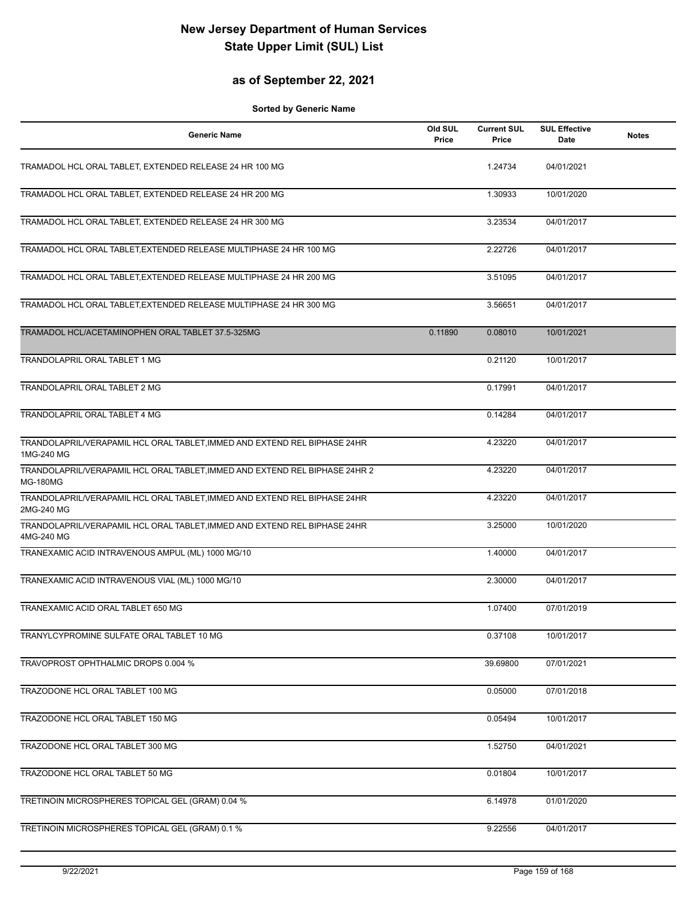# New Jersey Department of Human Services
# State Upper Limit (SUL) List

## as of September 22, 2021

**Sorted by Generic Name**

| Generic Name | Old SUL Price | Current SUL Price | SUL Effective Date | Notes |
|---|---|---|---|---|
| TRAMADOL HCL ORAL TABLET, EXTENDED RELEASE 24 HR 100 MG | | 1.24734 | 04/01/2021 | |
| TRAMADOL HCL ORAL TABLET, EXTENDED RELEASE 24 HR 200 MG | | 1.30933 | 10/01/2020 | |
| TRAMADOL HCL ORAL TABLET, EXTENDED RELEASE 24 HR 300 MG | | 3.23534 | 04/01/2017 | |
| TRAMADOL HCL ORAL TABLET,EXTENDED RELEASE MULTIPHASE 24 HR 100 MG | | 2.22726 | 04/01/2017 | |
| TRAMADOL HCL ORAL TABLET,EXTENDED RELEASE MULTIPHASE 24 HR 200 MG | | 3.51095 | 04/01/2017 | |
| TRAMADOL HCL ORAL TABLET,EXTENDED RELEASE MULTIPHASE 24 HR 300 MG | | 3.56651 | 04/01/2017 | |
| TRAMADOL HCL/ACETAMINOPHEN ORAL TABLET 37.5-325MG | 0.11890 | 0.08010 | 10/01/2021 | |
| TRANDOLAPRIL ORAL TABLET 1 MG | | 0.21120 | 10/01/2017 | |
| TRANDOLAPRIL ORAL TABLET 2 MG | | 0.17991 | 04/01/2017 | |
| TRANDOLAPRIL ORAL TABLET 4 MG | | 0.14284 | 04/01/2017 | |
| TRANDOLAPRIL/VERAPAMIL HCL ORAL TABLET,IMMED AND EXTEND REL BIPHASE 24HR 1MG-240 MG | | 4.23220 | 04/01/2017 | |
| TRANDOLAPRIL/VERAPAMIL HCL ORAL TABLET,IMMED AND EXTEND REL BIPHASE 24HR 2 MG-180MG | | 4.23220 | 04/01/2017 | |
| TRANDOLAPRIL/VERAPAMIL HCL ORAL TABLET,IMMED AND EXTEND REL BIPHASE 24HR 2MG-240 MG | | 4.23220 | 04/01/2017 | |
| TRANDOLAPRIL/VERAPAMIL HCL ORAL TABLET,IMMED AND EXTEND REL BIPHASE 24HR 4MG-240 MG | | 3.25000 | 10/01/2020 | |
| TRANEXAMIC ACID INTRAVENOUS AMPUL (ML) 1000 MG/10 | | 1.40000 | 04/01/2017 | |
| TRANEXAMIC ACID INTRAVENOUS VIAL (ML) 1000 MG/10 | | 2.30000 | 04/01/2017 | |
| TRANEXAMIC ACID ORAL TABLET 650 MG | | 1.07400 | 07/01/2019 | |
| TRANYLCYPROMINE SULFATE ORAL TABLET 10 MG | | 0.37108 | 10/01/2017 | |
| TRAVOPROST OPHTHALMIC DROPS 0.004 % | | 39.69800 | 07/01/2021 | |
| TRAZODONE HCL ORAL TABLET 100 MG | | 0.05000 | 07/01/2018 | |
| TRAZODONE HCL ORAL TABLET 150 MG | | 0.05494 | 10/01/2017 | |
| TRAZODONE HCL ORAL TABLET 300 MG | | 1.52750 | 04/01/2021 | |
| TRAZODONE HCL ORAL TABLET 50 MG | | 0.01804 | 10/01/2017 | |
| TRETINOIN MICROSPHERES TOPICAL GEL (GRAM) 0.04 % | | 6.14978 | 01/01/2020 | |
| TRETINOIN MICROSPHERES TOPICAL GEL (GRAM) 0.1 % | | 9.22556 | 04/01/2017 | |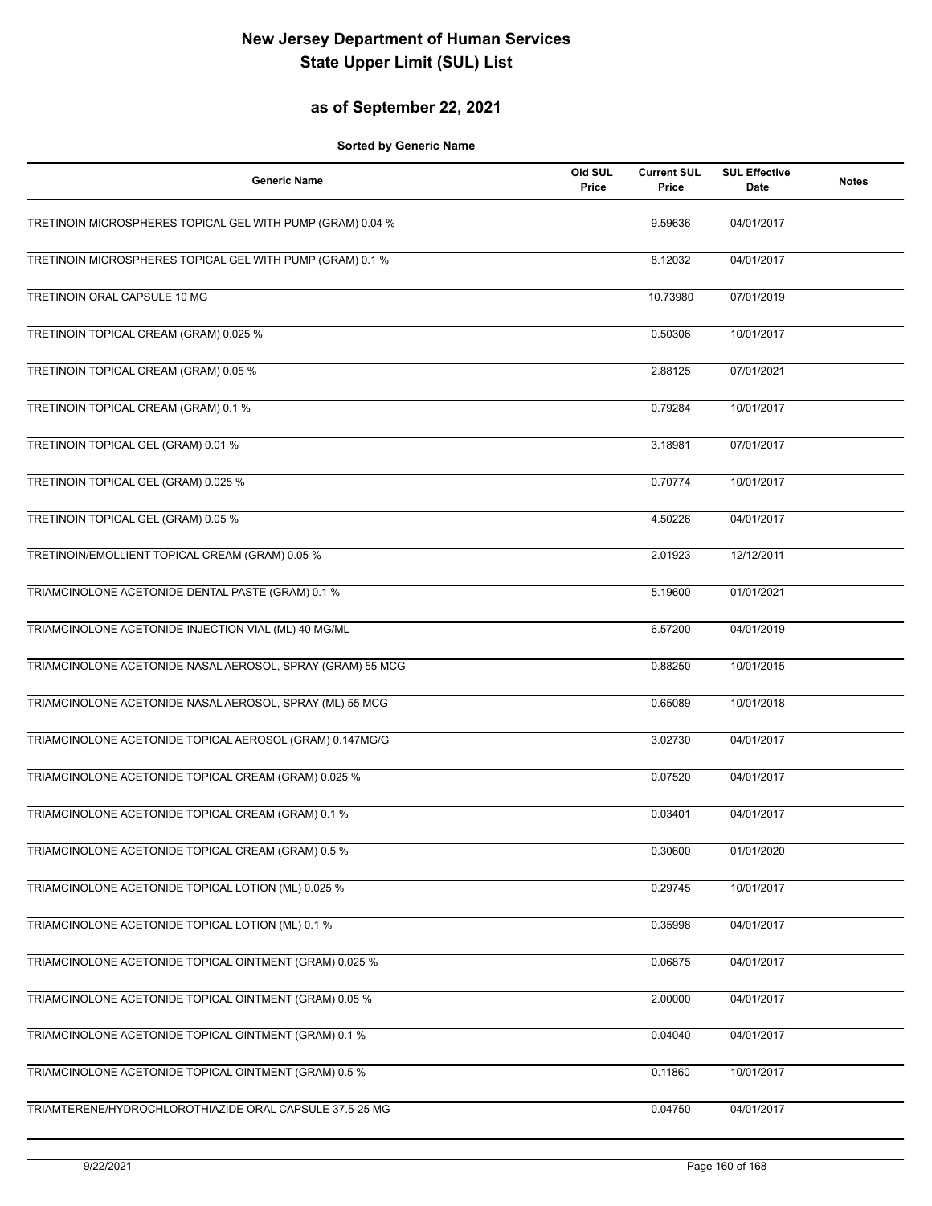# New Jersey Department of Human Services
# State Upper Limit (SUL) List

## as of September 22, 2021

**Sorted by Generic Name**

| Generic Name | Old SUL Price | Current SUL Price | SUL Effective Date | Notes |
|---|---|---|---|---|
| TRETINOIN MICROSPHERES TOPICAL GEL WITH PUMP (GRAM) 0.04 % | | 9.59636 | 04/01/2017 | |
| TRETINOIN MICROSPHERES TOPICAL GEL WITH PUMP (GRAM) 0.1 % | | 8.12032 | 04/01/2017 | |
| TRETINOIN ORAL CAPSULE 10 MG | | 10.73980 | 07/01/2019 | |
| TRETINOIN TOPICAL CREAM (GRAM) 0.025 % | | 0.50306 | 10/01/2017 | |
| TRETINOIN TOPICAL CREAM (GRAM) 0.05 % | | 2.88125 | 07/01/2021 | |
| TRETINOIN TOPICAL CREAM (GRAM) 0.1 % | | 0.79284 | 10/01/2017 | |
| TRETINOIN TOPICAL GEL (GRAM) 0.01 % | | 3.18981 | 07/01/2017 | |
| TRETINOIN TOPICAL GEL (GRAM) 0.025 % | | 0.70774 | 10/01/2017 | |
| TRETINOIN TOPICAL GEL (GRAM) 0.05 % | | 4.50226 | 04/01/2017 | |
| TRETINOIN/EMOLLIENT TOPICAL CREAM (GRAM) 0.05 % | | 2.01923 | 12/12/2011 | |
| TRIAMCINOLONE ACETONIDE DENTAL PASTE (GRAM) 0.1 % | | 5.19600 | 01/01/2021 | |
| TRIAMCINOLONE ACETONIDE INJECTION VIAL (ML) 40 MG/ML | | 6.57200 | 04/01/2019 | |
| TRIAMCINOLONE ACETONIDE NASAL AEROSOL, SPRAY (GRAM) 55 MCG | | 0.88250 | 10/01/2015 | |
| TRIAMCINOLONE ACETONIDE NASAL AEROSOL, SPRAY (ML) 55 MCG | | 0.65089 | 10/01/2018 | |
| TRIAMCINOLONE ACETONIDE TOPICAL AEROSOL (GRAM) 0.147MG/G | | 3.02730 | 04/01/2017 | |
| TRIAMCINOLONE ACETONIDE TOPICAL CREAM (GRAM) 0.025 % | | 0.07520 | 04/01/2017 | |
| TRIAMCINOLONE ACETONIDE TOPICAL CREAM (GRAM) 0.1 % | | 0.03401 | 04/01/2017 | |
| TRIAMCINOLONE ACETONIDE TOPICAL CREAM (GRAM) 0.5 % | | 0.30600 | 01/01/2020 | |
| TRIAMCINOLONE ACETONIDE TOPICAL LOTION (ML) 0.025 % | | 0.29745 | 10/01/2017 | |
| TRIAMCINOLONE ACETONIDE TOPICAL LOTION (ML) 0.1 % | | 0.35998 | 04/01/2017 | |
| TRIAMCINOLONE ACETONIDE TOPICAL OINTMENT (GRAM) 0.025 % | | 0.06875 | 04/01/2017 | |
| TRIAMCINOLONE ACETONIDE TOPICAL OINTMENT (GRAM) 0.05 % | | 2.00000 | 04/01/2017 | |
| TRIAMCINOLONE ACETONIDE TOPICAL OINTMENT (GRAM) 0.1 % | | 0.04040 | 04/01/2017 | |
| TRIAMCINOLONE ACETONIDE TOPICAL OINTMENT (GRAM) 0.5 % | | 0.11860 | 10/01/2017 | |
| TRIAMTERENE/HYDROCHLOROTHIAZIDE ORAL CAPSULE 37.5-25 MG | | 0.04750 | 04/01/2017 | |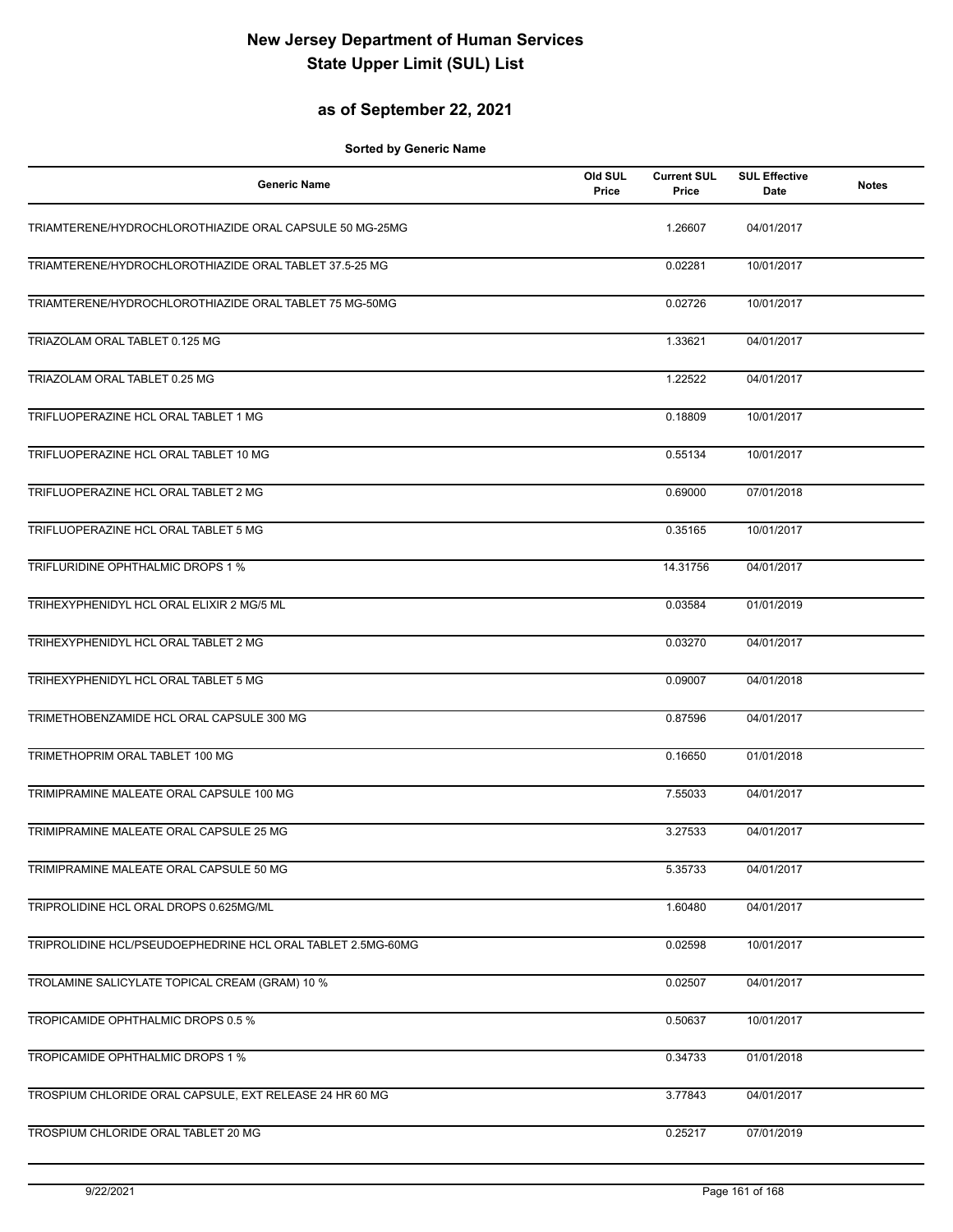# New Jersey Department of Human Services
# State Upper Limit (SUL) List

## as of September 22, 2021

**Sorted by Generic Name**

| Generic Name | Old SUL Price | Current SUL Price | SUL Effective Date | Notes |
|---|---|---|---|---|
| TRIAMTERENE/HYDROCHLOROTHIAZIDE ORAL CAPSULE 50 MG-25MG | | 1.26607 | 04/01/2017 | |
| TRIAMTERENE/HYDROCHLOROTHIAZIDE ORAL TABLET 37.5-25 MG | | 0.02281 | 10/01/2017 | |
| TRIAMTERENE/HYDROCHLOROTHIAZIDE ORAL TABLET 75 MG-50MG | | 0.02726 | 10/01/2017 | |
| TRIAZOLAM ORAL TABLET 0.125 MG | | 1.33621 | 04/01/2017 | |
| TRIAZOLAM ORAL TABLET 0.25 MG | | 1.22522 | 04/01/2017 | |
| TRIFLUOPERAZINE HCL ORAL TABLET 1 MG | | 0.18809 | 10/01/2017 | |
| TRIFLUOPERAZINE HCL ORAL TABLET 10 MG | | 0.55134 | 10/01/2017 | |
| TRIFLUOPERAZINE HCL ORAL TABLET 2 MG | | 0.69000 | 07/01/2018 | |
| TRIFLUOPERAZINE HCL ORAL TABLET 5 MG | | 0.35165 | 10/01/2017 | |
| TRIFLURIDINE OPHTHALMIC DROPS 1 % | | 14.31756 | 04/01/2017 | |
| TRIHEXYPHENIDYL HCL ORAL ELIXIR 2 MG/5 ML | | 0.03584 | 01/01/2019 | |
| TRIHEXYPHENIDYL HCL ORAL TABLET 2 MG | | 0.03270 | 04/01/2017 | |
| TRIHEXYPHENIDYL HCL ORAL TABLET 5 MG | | 0.09007 | 04/01/2018 | |
| TRIMETHOBENZAMIDE HCL ORAL CAPSULE 300 MG | | 0.87596 | 04/01/2017 | |
| TRIMETHOPRIM ORAL TABLET 100 MG | | 0.16650 | 01/01/2018 | |
| TRIMIPRAMINE MALEATE ORAL CAPSULE 100 MG | | 7.55033 | 04/01/2017 | |
| TRIMIPRAMINE MALEATE ORAL CAPSULE 25 MG | | 3.27533 | 04/01/2017 | |
| TRIMIPRAMINE MALEATE ORAL CAPSULE 50 MG | | 5.35733 | 04/01/2017 | |
| TRIPROLIDINE HCL ORAL DROPS 0.625MG/ML | | 1.60480 | 04/01/2017 | |
| TRIPROLIDINE HCL/PSEUDOEPHEDRINE HCL ORAL TABLET 2.5MG-60MG | | 0.02598 | 10/01/2017 | |
| TROLAMINE SALICYLATE TOPICAL CREAM (GRAM) 10 % | | 0.02507 | 04/01/2017 | |
| TROPICAMIDE OPHTHALMIC DROPS 0.5 % | | 0.50637 | 10/01/2017 | |
| TROPICAMIDE OPHTHALMIC DROPS 1 % | | 0.34733 | 01/01/2018 | |
| TROSPIUM CHLORIDE ORAL CAPSULE, EXT RELEASE 24 HR 60 MG | | 3.77843 | 04/01/2017 | |
| TROSPIUM CHLORIDE ORAL TABLET 20 MG | | 0.25217 | 07/01/2019 | |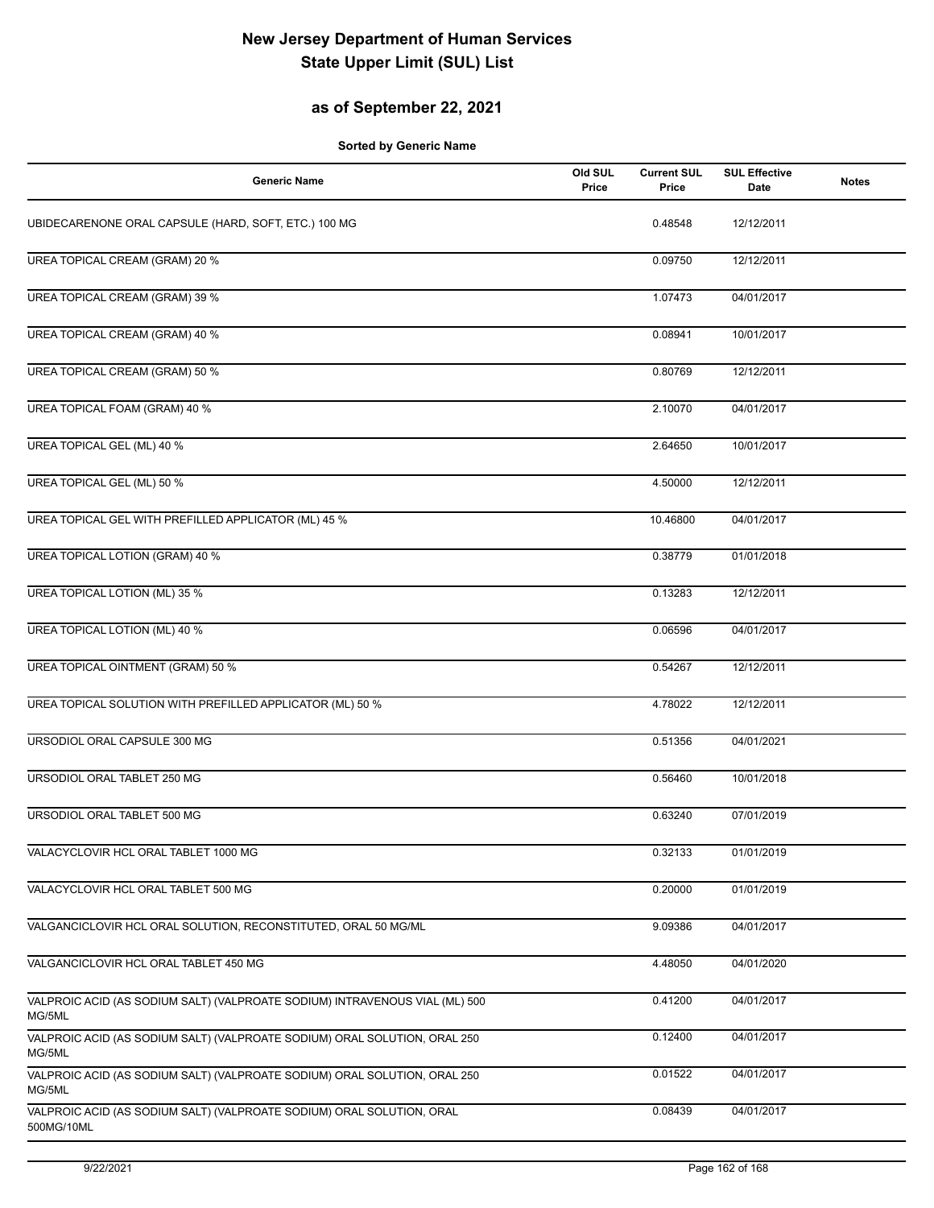# New Jersey Department of Human Services
# State Upper Limit (SUL) List

## as of September 22, 2021

**Sorted by Generic Name**

| Generic Name | Old SUL Price | Current SUL Price | SUL Effective Date | Notes |
|---|---|---|---|---|
| UBIDECARENONE ORAL CAPSULE (HARD, SOFT, ETC.) 100 MG | | 0.48548 | 12/12/2011 | |
| UREA TOPICAL CREAM (GRAM) 20 % | | 0.09750 | 12/12/2011 | |
| UREA TOPICAL CREAM (GRAM) 39 % | | 1.07473 | 04/01/2017 | |
| UREA TOPICAL CREAM (GRAM) 40 % | | 0.08941 | 10/01/2017 | |
| UREA TOPICAL CREAM (GRAM) 50 % | | 0.80769 | 12/12/2011 | |
| UREA TOPICAL FOAM (GRAM) 40 % | | 2.10070 | 04/01/2017 | |
| UREA TOPICAL GEL (ML) 40 % | | 2.64650 | 10/01/2017 | |
| UREA TOPICAL GEL (ML) 50 % | | 4.50000 | 12/12/2011 | |
| UREA TOPICAL GEL WITH PREFILLED APPLICATOR (ML) 45 % | | 10.46800 | 04/01/2017 | |
| UREA TOPICAL LOTION (GRAM) 40 % | | 0.38779 | 01/01/2018 | |
| UREA TOPICAL LOTION (ML) 35 % | | 0.13283 | 12/12/2011 | |
| UREA TOPICAL LOTION (ML) 40 % | | 0.06596 | 04/01/2017 | |
| UREA TOPICAL OINTMENT (GRAM) 50 % | | 0.54267 | 12/12/2011 | |
| UREA TOPICAL SOLUTION WITH PREFILLED APPLICATOR (ML) 50 % | | 4.78022 | 12/12/2011 | |
| URSODIOL ORAL CAPSULE 300 MG | | 0.51356 | 04/01/2021 | |
| URSODIOL ORAL TABLET 250 MG | | 0.56460 | 10/01/2018 | |
| URSODIOL ORAL TABLET 500 MG | | 0.63240 | 07/01/2019 | |
| VALACYCLOVIR HCL ORAL TABLET 1000 MG | | 0.32133 | 01/01/2019 | |
| VALACYCLOVIR HCL ORAL TABLET 500 MG | | 0.20000 | 01/01/2019 | |
| VALGANCICLOVIR HCL ORAL SOLUTION, RECONSTITUTED, ORAL 50 MG/ML | | 9.09386 | 04/01/2017 | |
| VALGANCICLOVIR HCL ORAL TABLET 450 MG | | 4.48050 | 04/01/2020 | |
| VALPROIC ACID (AS SODIUM SALT) (VALPROATE SODIUM) INTRAVENOUS VIAL (ML) 500 MG/5ML | | 0.41200 | 04/01/2017 | |
| VALPROIC ACID (AS SODIUM SALT) (VALPROATE SODIUM) ORAL SOLUTION, ORAL 250 MG/5ML | | 0.12400 | 04/01/2017 | |
| VALPROIC ACID (AS SODIUM SALT) (VALPROATE SODIUM) ORAL SOLUTION, ORAL 250 MG/5ML | | 0.01522 | 04/01/2017 | |
| VALPROIC ACID (AS SODIUM SALT) (VALPROATE SODIUM) ORAL SOLUTION, ORAL 500MG/10ML | | 0.08439 | 04/01/2017 | |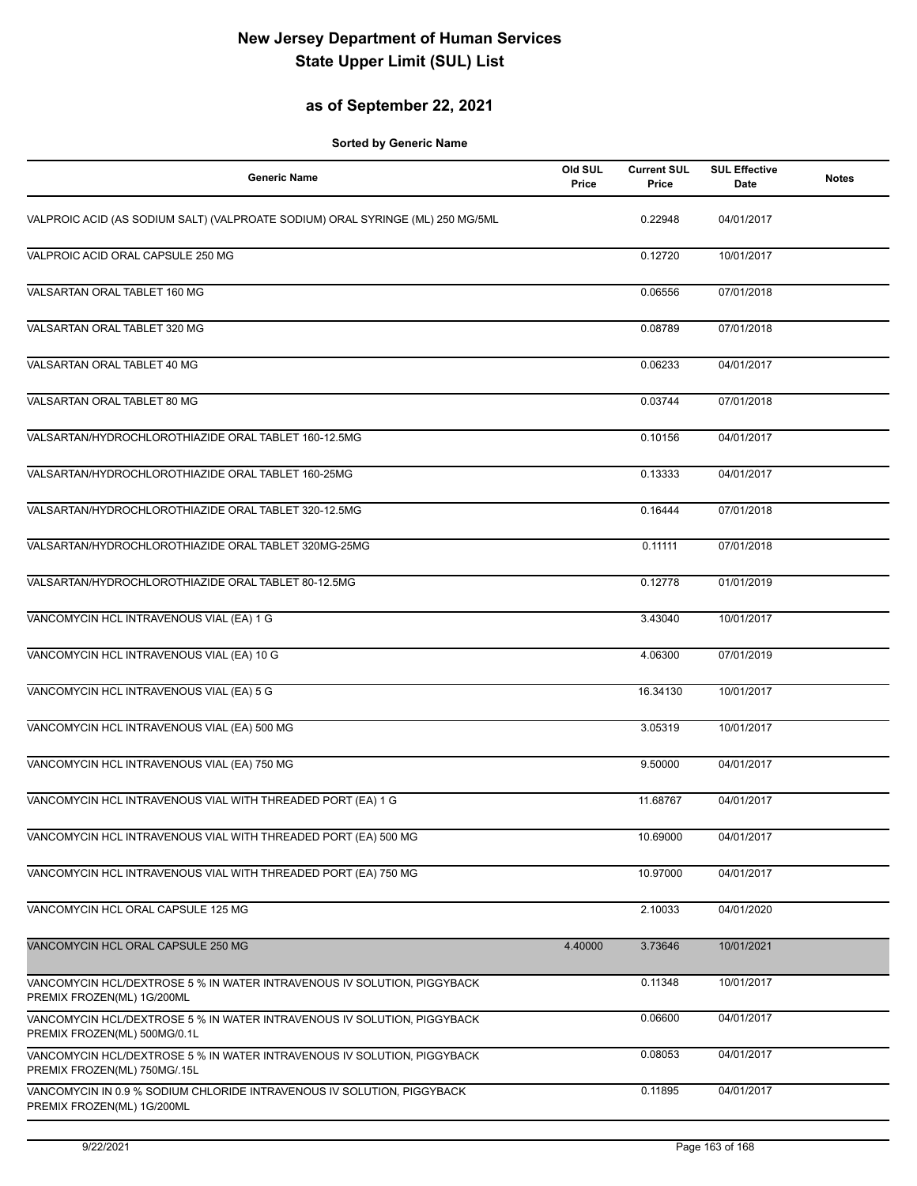# New Jersey Department of Human Services
# State Upper Limit (SUL) List

## as of September 22, 2021

**Sorted by Generic Name**

| Generic Name | Old SUL Price | Current SUL Price | SUL Effective Date | Notes |
|---|---|---|---|---|
| VALPROIC ACID (AS SODIUM SALT) (VALPROATE SODIUM) ORAL SYRINGE (ML) 250 MG/5ML | | 0.22948 | 04/01/2017 | |
| VALPROIC ACID ORAL CAPSULE 250 MG | | 0.12720 | 10/01/2017 | |
| VALSARTAN ORAL TABLET 160 MG | | 0.06556 | 07/01/2018 | |
| VALSARTAN ORAL TABLET 320 MG | | 0.08789 | 07/01/2018 | |
| VALSARTAN ORAL TABLET 40 MG | | 0.06233 | 04/01/2017 | |
| VALSARTAN ORAL TABLET 80 MG | | 0.03744 | 07/01/2018 | |
| VALSARTAN/HYDROCHLOROTHIAZIDE ORAL TABLET 160-12.5MG | | 0.10156 | 04/01/2017 | |
| VALSARTAN/HYDROCHLOROTHIAZIDE ORAL TABLET 160-25MG | | 0.13333 | 04/01/2017 | |
| VALSARTAN/HYDROCHLOROTHIAZIDE ORAL TABLET 320-12.5MG | | 0.16444 | 07/01/2018 | |
| VALSARTAN/HYDROCHLOROTHIAZIDE ORAL TABLET 320MG-25MG | | 0.11111 | 07/01/2018 | |
| VALSARTAN/HYDROCHLOROTHIAZIDE ORAL TABLET 80-12.5MG | | 0.12778 | 01/01/2019 | |
| VANCOMYCIN HCL INTRAVENOUS VIAL (EA) 1 G | | 3.43040 | 10/01/2017 | |
| VANCOMYCIN HCL INTRAVENOUS VIAL (EA) 10 G | | 4.06300 | 07/01/2019 | |
| VANCOMYCIN HCL INTRAVENOUS VIAL (EA) 5 G | | 16.34130 | 10/01/2017 | |
| VANCOMYCIN HCL INTRAVENOUS VIAL (EA) 500 MG | | 3.05319 | 10/01/2017 | |
| VANCOMYCIN HCL INTRAVENOUS VIAL (EA) 750 MG | | 9.50000 | 04/01/2017 | |
| VANCOMYCIN HCL INTRAVENOUS VIAL WITH THREADED PORT (EA) 1 G | | 11.68767 | 04/01/2017 | |
| VANCOMYCIN HCL INTRAVENOUS VIAL WITH THREADED PORT (EA) 500 MG | | 10.69000 | 04/01/2017 | |
| VANCOMYCIN HCL INTRAVENOUS VIAL WITH THREADED PORT (EA) 750 MG | | 10.97000 | 04/01/2017 | |
| VANCOMYCIN HCL ORAL CAPSULE 125 MG | | 2.10033 | 04/01/2020 | |
| VANCOMYCIN HCL ORAL CAPSULE 250 MG | 4.40000 | 3.73646 | 10/01/2021 | |
| VANCOMYCIN HCL/DEXTROSE 5 % IN WATER INTRAVENOUS IV SOLUTION, PIGGYBACK PREMIX FROZEN(ML) 1G/200ML | | 0.11348 | 10/01/2017 | |
| VANCOMYCIN HCL/DEXTROSE 5 % IN WATER INTRAVENOUS IV SOLUTION, PIGGYBACK PREMIX FROZEN(ML) 500MG/0.1L | | 0.06600 | 04/01/2017 | |
| VANCOMYCIN HCL/DEXTROSE 5 % IN WATER INTRAVENOUS IV SOLUTION, PIGGYBACK PREMIX FROZEN(ML) 750MG/.15L | | 0.08053 | 04/01/2017 | |
| VANCOMYCIN IN 0.9 % SODIUM CHLORIDE INTRAVENOUS IV SOLUTION, PIGGYBACK PREMIX FROZEN(ML) 1G/200ML | | 0.11895 | 04/01/2017 | |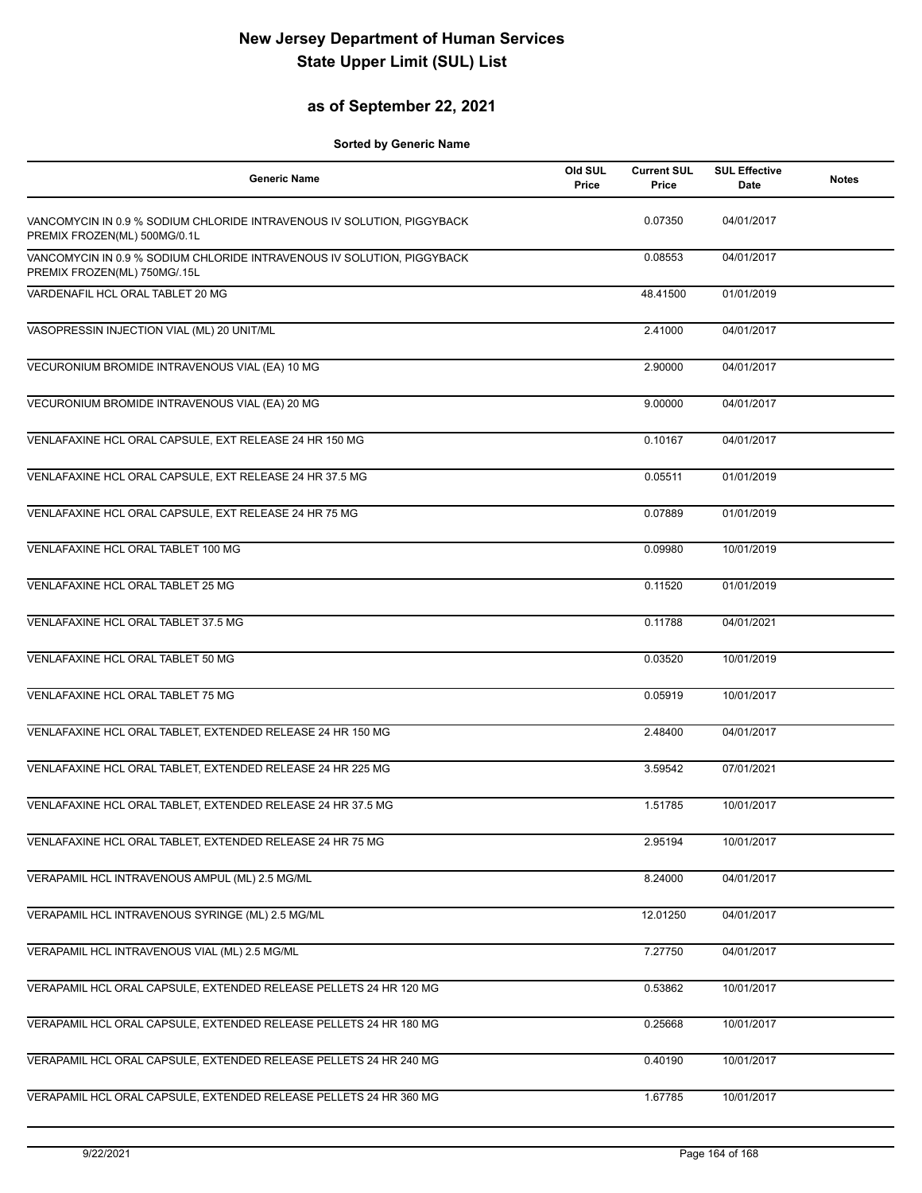# New Jersey Department of Human Services
# State Upper Limit (SUL) List

## as of September 22, 2021

**Sorted by Generic Name**

| Generic Name | Old SUL Price | Current SUL Price | SUL Effective Date | Notes |
|---|---|---|---|---|
| VANCOMYCIN IN 0.9 % SODIUM CHLORIDE INTRAVENOUS IV SOLUTION, PIGGYBACK PREMIX FROZEN(ML) 500MG/0.1L | | 0.07350 | 04/01/2017 | |
| VANCOMYCIN IN 0.9 % SODIUM CHLORIDE INTRAVENOUS IV SOLUTION, PIGGYBACK PREMIX FROZEN(ML) 750MG/.15L | | 0.08553 | 04/01/2017 | |
| VARDENAFIL HCL ORAL TABLET 20 MG | | 48.41500 | 01/01/2019 | |
| VASOPRESSIN INJECTION VIAL (ML) 20 UNIT/ML | | 2.41000 | 04/01/2017 | |
| VECURONIUM BROMIDE INTRAVENOUS VIAL (EA) 10 MG | | 2.90000 | 04/01/2017 | |
| VECURONIUM BROMIDE INTRAVENOUS VIAL (EA) 20 MG | | 9.00000 | 04/01/2017 | |
| VENLAFAXINE HCL ORAL CAPSULE, EXT RELEASE 24 HR 150 MG | | 0.10167 | 04/01/2017 | |
| VENLAFAXINE HCL ORAL CAPSULE, EXT RELEASE 24 HR 37.5 MG | | 0.05511 | 01/01/2019 | |
| VENLAFAXINE HCL ORAL CAPSULE, EXT RELEASE 24 HR 75 MG | | 0.07889 | 01/01/2019 | |
| VENLAFAXINE HCL ORAL TABLET 100 MG | | 0.09980 | 10/01/2019 | |
| VENLAFAXINE HCL ORAL TABLET 25 MG | | 0.11520 | 01/01/2019 | |
| VENLAFAXINE HCL ORAL TABLET 37.5 MG | | 0.11788 | 04/01/2021 | |
| VENLAFAXINE HCL ORAL TABLET 50 MG | | 0.03520 | 10/01/2019 | |
| VENLAFAXINE HCL ORAL TABLET 75 MG | | 0.05919 | 10/01/2017 | |
| VENLAFAXINE HCL ORAL TABLET, EXTENDED RELEASE 24 HR 150 MG | | 2.48400 | 04/01/2017 | |
| VENLAFAXINE HCL ORAL TABLET, EXTENDED RELEASE 24 HR 225 MG | | 3.59542 | 07/01/2021 | |
| VENLAFAXINE HCL ORAL TABLET, EXTENDED RELEASE 24 HR 37.5 MG | | 1.51785 | 10/01/2017 | |
| VENLAFAXINE HCL ORAL TABLET, EXTENDED RELEASE 24 HR 75 MG | | 2.95194 | 10/01/2017 | |
| VERAPAMIL HCL INTRAVENOUS AMPUL (ML) 2.5 MG/ML | | 8.24000 | 04/01/2017 | |
| VERAPAMIL HCL INTRAVENOUS SYRINGE (ML) 2.5 MG/ML | | 12.01250 | 04/01/2017 | |
| VERAPAMIL HCL INTRAVENOUS VIAL (ML) 2.5 MG/ML | | 7.27750 | 04/01/2017 | |
| VERAPAMIL HCL ORAL CAPSULE, EXTENDED RELEASE PELLETS 24 HR 120 MG | | 0.53862 | 10/01/2017 | |
| VERAPAMIL HCL ORAL CAPSULE, EXTENDED RELEASE PELLETS 24 HR 180 MG | | 0.25668 | 10/01/2017 | |
| VERAPAMIL HCL ORAL CAPSULE, EXTENDED RELEASE PELLETS 24 HR 240 MG | | 0.40190 | 10/01/2017 | |
| VERAPAMIL HCL ORAL CAPSULE, EXTENDED RELEASE PELLETS 24 HR 360 MG | | 1.67785 | 10/01/2017 | |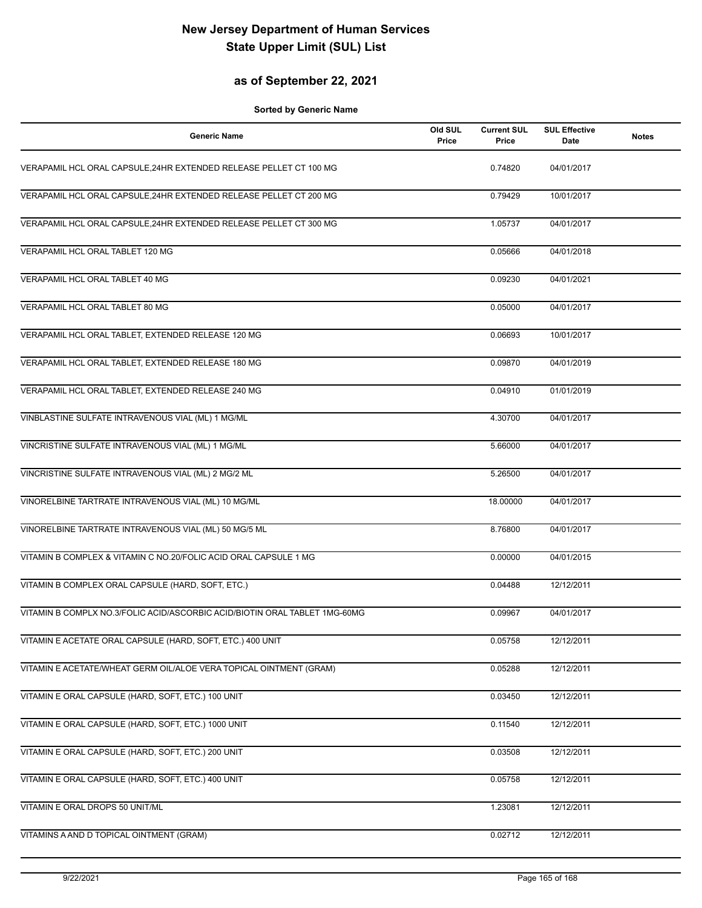# New Jersey Department of Human Services
# State Upper Limit (SUL) List

## as of September 22, 2021

**Sorted by Generic Name**

| Generic Name | Old SUL Price | Current SUL Price | SUL Effective Date | Notes |
|---|---|---|---|---|
| VERAPAMIL HCL ORAL CAPSULE,24HR EXTENDED RELEASE PELLET CT 100 MG | | 0.74820 | 04/01/2017 | |
| VERAPAMIL HCL ORAL CAPSULE,24HR EXTENDED RELEASE PELLET CT 200 MG | | 0.79429 | 10/01/2017 | |
| VERAPAMIL HCL ORAL CAPSULE,24HR EXTENDED RELEASE PELLET CT 300 MG | | 1.05737 | 04/01/2017 | |
| VERAPAMIL HCL ORAL TABLET 120 MG | | 0.05666 | 04/01/2018 | |
| VERAPAMIL HCL ORAL TABLET 40 MG | | 0.09230 | 04/01/2021 | |
| VERAPAMIL HCL ORAL TABLET 80 MG | | 0.05000 | 04/01/2017 | |
| VERAPAMIL HCL ORAL TABLET, EXTENDED RELEASE 120 MG | | 0.06693 | 10/01/2017 | |
| VERAPAMIL HCL ORAL TABLET, EXTENDED RELEASE 180 MG | | 0.09870 | 04/01/2019 | |
| VERAPAMIL HCL ORAL TABLET, EXTENDED RELEASE 240 MG | | 0.04910 | 01/01/2019 | |
| VINBLASTINE SULFATE INTRAVENOUS VIAL (ML) 1 MG/ML | | 4.30700 | 04/01/2017 | |
| VINCRISTINE SULFATE INTRAVENOUS VIAL (ML) 1 MG/ML | | 5.66000 | 04/01/2017 | |
| VINCRISTINE SULFATE INTRAVENOUS VIAL (ML) 2 MG/2 ML | | 5.26500 | 04/01/2017 | |
| VINORELBINE TARTRATE INTRAVENOUS VIAL (ML) 10 MG/ML | | 18.00000 | 04/01/2017 | |
| VINORELBINE TARTRATE INTRAVENOUS VIAL (ML) 50 MG/5 ML | | 8.76800 | 04/01/2017 | |
| VITAMIN B COMPLEX & VITAMIN C NO.20/FOLIC ACID ORAL CAPSULE 1 MG | | 0.00000 | 04/01/2015 | |
| VITAMIN B COMPLEX ORAL CAPSULE (HARD, SOFT, ETC.) | | 0.04488 | 12/12/2011 | |
| VITAMIN B COMPLX NO.3/FOLIC ACID/ASCORBIC ACID/BIOTIN ORAL TABLET 1MG-60MG | | 0.09967 | 04/01/2017 | |
| VITAMIN E ACETATE ORAL CAPSULE (HARD, SOFT, ETC.) 400 UNIT | | 0.05758 | 12/12/2011 | |
| VITAMIN E ACETATE/WHEAT GERM OIL/ALOE VERA TOPICAL OINTMENT (GRAM) | | 0.05288 | 12/12/2011 | |
| VITAMIN E ORAL CAPSULE (HARD, SOFT, ETC.) 100 UNIT | | 0.03450 | 12/12/2011 | |
| VITAMIN E ORAL CAPSULE (HARD, SOFT, ETC.) 1000 UNIT | | 0.11540 | 12/12/2011 | |
| VITAMIN E ORAL CAPSULE (HARD, SOFT, ETC.) 200 UNIT | | 0.03508 | 12/12/2011 | |
| VITAMIN E ORAL CAPSULE (HARD, SOFT, ETC.) 400 UNIT | | 0.05758 | 12/12/2011 | |
| VITAMIN E ORAL DROPS 50 UNIT/ML | | 1.23081 | 12/12/2011 | |
| VITAMINS A AND D TOPICAL OINTMENT (GRAM) | | 0.02712 | 12/12/2011 | |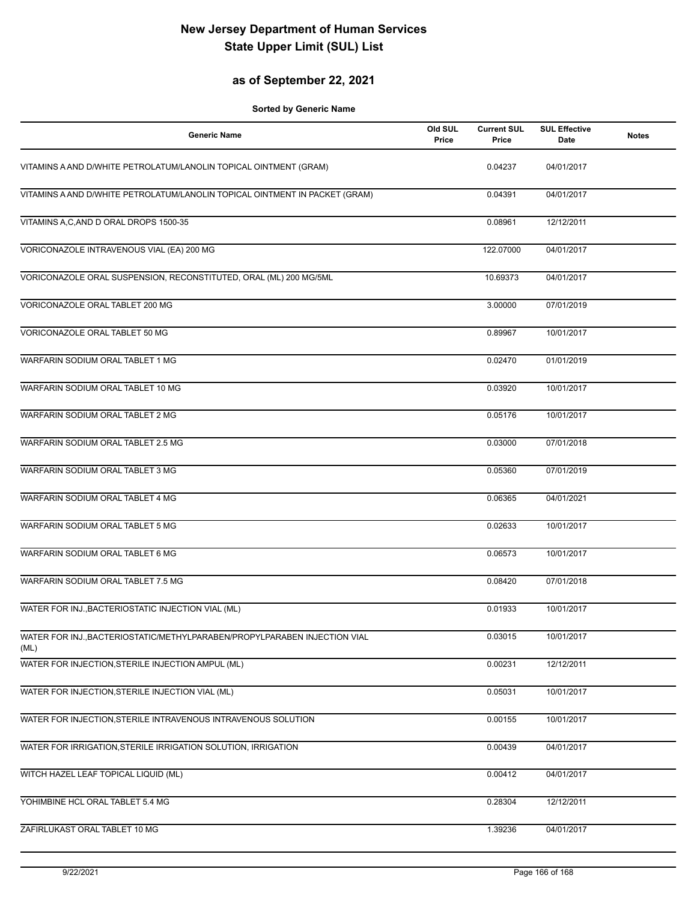# New Jersey Department of Human Services
# State Upper Limit (SUL) List

## as of September 22, 2021

**Sorted by Generic Name**

| Generic Name | Old SUL Price | Current SUL Price | SUL Effective Date | Notes |
|---|---|---|---|---|
| VITAMINS A AND D/WHITE PETROLATUM/LANOLIN TOPICAL OINTMENT (GRAM) | | 0.04237 | 04/01/2017 | |
| VITAMINS A AND D/WHITE PETROLATUM/LANOLIN TOPICAL OINTMENT IN PACKET (GRAM) | | 0.04391 | 04/01/2017 | |
| VITAMINS A,C,AND D ORAL DROPS 1500-35 | | 0.08961 | 12/12/2011 | |
| VORICONAZOLE INTRAVENOUS VIAL (EA) 200 MG | | 122.07000 | 04/01/2017 | |
| VORICONAZOLE ORAL SUSPENSION, RECONSTITUTED, ORAL (ML) 200 MG/5ML | | 10.69373 | 04/01/2017 | |
| VORICONAZOLE ORAL TABLET 200 MG | | 3.00000 | 07/01/2019 | |
| VORICONAZOLE ORAL TABLET 50 MG | | 0.89967 | 10/01/2017 | |
| WARFARIN SODIUM ORAL TABLET 1 MG | | 0.02470 | 01/01/2019 | |
| WARFARIN SODIUM ORAL TABLET 10 MG | | 0.03920 | 10/01/2017 | |
| WARFARIN SODIUM ORAL TABLET 2 MG | | 0.05176 | 10/01/2017 | |
| WARFARIN SODIUM ORAL TABLET 2.5 MG | | 0.03000 | 07/01/2018 | |
| WARFARIN SODIUM ORAL TABLET 3 MG | | 0.05360 | 07/01/2019 | |
| WARFARIN SODIUM ORAL TABLET 4 MG | | 0.06365 | 04/01/2021 | |
| WARFARIN SODIUM ORAL TABLET 5 MG | | 0.02633 | 10/01/2017 | |
| WARFARIN SODIUM ORAL TABLET 6 MG | | 0.06573 | 10/01/2017 | |
| WARFARIN SODIUM ORAL TABLET 7.5 MG | | 0.08420 | 07/01/2018 | |
| WATER FOR INJ.,BACTERIOSTATIC INJECTION VIAL (ML) | | 0.01933 | 10/01/2017 | |
| WATER FOR INJ.,BACTERIOSTATIC/METHYLPARABEN/PROPYLPARABEN INJECTION VIAL (ML) | | 0.03015 | 10/01/2017 | |
| WATER FOR INJECTION,STERILE INJECTION AMPUL (ML) | | 0.00231 | 12/12/2011 | |
| WATER FOR INJECTION,STERILE INJECTION VIAL (ML) | | 0.05031 | 10/01/2017 | |
| WATER FOR INJECTION,STERILE INTRAVENOUS INTRAVENOUS SOLUTION | | 0.00155 | 10/01/2017 | |
| WATER FOR IRRIGATION,STERILE IRRIGATION SOLUTION, IRRIGATION | | 0.00439 | 04/01/2017 | |
| WITCH HAZEL LEAF TOPICAL LIQUID (ML) | | 0.00412 | 04/01/2017 | |
| YOHIMBINE HCL ORAL TABLET 5.4 MG | | 0.28304 | 12/12/2011 | |
| ZAFIRLUKAST ORAL TABLET 10 MG | | 1.39236 | 04/01/2017 | |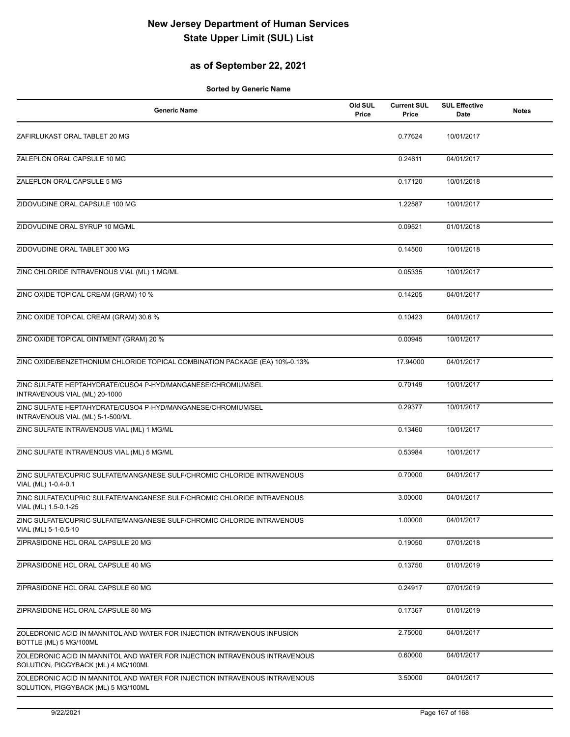# New Jersey Department of Human Services
# State Upper Limit (SUL) List

## as of September 22, 2021

**Sorted by Generic Name**

| Generic Name | Old SUL Price | Current SUL Price | SUL Effective Date | Notes |
|---|---|---|---|---|
| ZAFIRLUKAST ORAL TABLET 20 MG | | 0.77624 | 10/01/2017 | |
| ZALEPLON ORAL CAPSULE 10 MG | | 0.24611 | 04/01/2017 | |
| ZALEPLON ORAL CAPSULE 5 MG | | 0.17120 | 10/01/2018 | |
| ZIDOVUDINE ORAL CAPSULE 100 MG | | 1.22587 | 10/01/2017 | |
| ZIDOVUDINE ORAL SYRUP 10 MG/ML | | 0.09521 | 01/01/2018 | |
| ZIDOVUDINE ORAL TABLET 300 MG | | 0.14500 | 10/01/2018 | |
| ZINC CHLORIDE INTRAVENOUS VIAL (ML) 1 MG/ML | | 0.05335 | 10/01/2017 | |
| ZINC OXIDE TOPICAL CREAM (GRAM) 10 % | | 0.14205 | 04/01/2017 | |
| ZINC OXIDE TOPICAL CREAM (GRAM) 30.6 % | | 0.10423 | 04/01/2017 | |
| ZINC OXIDE TOPICAL OINTMENT (GRAM) 20 % | | 0.00945 | 10/01/2017 | |
| ZINC OXIDE/BENZETHONIUM CHLORIDE TOPICAL COMBINATION PACKAGE (EA) 10%-0.13% | | 17.94000 | 04/01/2017 | |
| ZINC SULFATE HEPTAHYDRATE/CUSO4 P-HYD/MANGANESE/CHROMIUM/SEL INTRAVENOUS VIAL (ML) 20-1000 | | 0.70149 | 10/01/2017 | |
| ZINC SULFATE HEPTAHYDRATE/CUSO4 P-HYD/MANGANESE/CHROMIUM/SEL INTRAVENOUS VIAL (ML) 5-1-500/ML | | 0.29377 | 10/01/2017 | |
| ZINC SULFATE INTRAVENOUS VIAL (ML) 1 MG/ML | | 0.13460 | 10/01/2017 | |
| ZINC SULFATE INTRAVENOUS VIAL (ML) 5 MG/ML | | 0.53984 | 10/01/2017 | |
| ZINC SULFATE/CUPRIC SULFATE/MANGANESE SULF/CHROMIC CHLORIDE INTRAVENOUS VIAL (ML) 1-0.4-0.1 | | 0.70000 | 04/01/2017 | |
| ZINC SULFATE/CUPRIC SULFATE/MANGANESE SULF/CHROMIC CHLORIDE INTRAVENOUS VIAL (ML) 1.5-0.1-25 | | 3.00000 | 04/01/2017 | |
| ZINC SULFATE/CUPRIC SULFATE/MANGANESE SULF/CHROMIC CHLORIDE INTRAVENOUS VIAL (ML) 5-1-0.5-10 | | 1.00000 | 04/01/2017 | |
| ZIPRASIDONE HCL ORAL CAPSULE 20 MG | | 0.19050 | 07/01/2018 | |
| ZIPRASIDONE HCL ORAL CAPSULE 40 MG | | 0.13750 | 01/01/2019 | |
| ZIPRASIDONE HCL ORAL CAPSULE 60 MG | | 0.24917 | 07/01/2019 | |
| ZIPRASIDONE HCL ORAL CAPSULE 80 MG | | 0.17367 | 01/01/2019 | |
| ZOLEDRONIC ACID IN MANNITOL AND WATER FOR INJECTION INTRAVENOUS INFUSION BOTTLE (ML) 5 MG/100ML | | 2.75000 | 04/01/2017 | |
| ZOLEDRONIC ACID IN MANNITOL AND WATER FOR INJECTION INTRAVENOUS INTRAVENOUS SOLUTION, PIGGYBACK (ML) 4 MG/100ML | | 0.60000 | 04/01/2017 | |
| ZOLEDRONIC ACID IN MANNITOL AND WATER FOR INJECTION INTRAVENOUS INTRAVENOUS SOLUTION, PIGGYBACK (ML) 5 MG/100ML | | 3.50000 | 04/01/2017 | |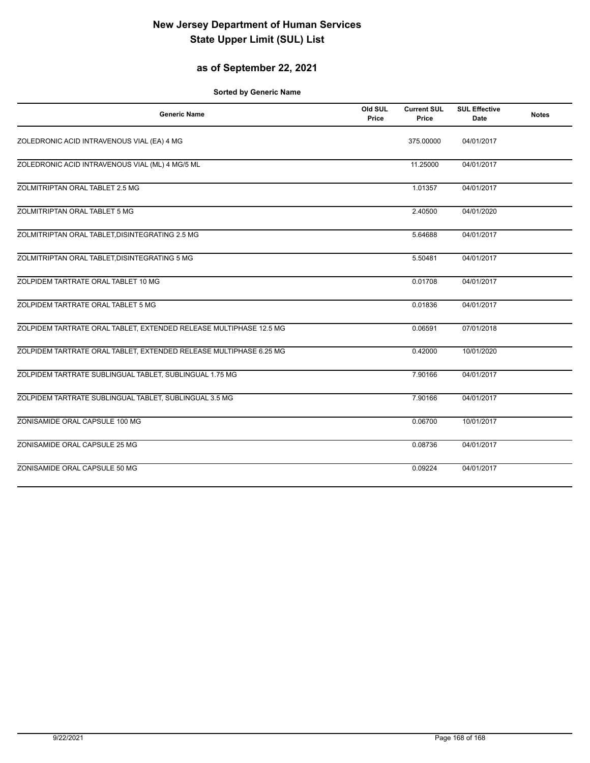# New Jersey Department of Human Services
# State Upper Limit (SUL) List

## as of September 22, 2021

**Sorted by Generic Name**

| Generic Name | Old SUL Price | Current SUL Price | SUL Effective Date | Notes |
|---|---|---|---|---|
| ZOLEDRONIC ACID INTRAVENOUS VIAL (EA) 4 MG | | 375.00000 | 04/01/2017 | |
| ZOLEDRONIC ACID INTRAVENOUS VIAL (ML) 4 MG/5 ML | | 11.25000 | 04/01/2017 | |
| ZOLMITRIPTAN ORAL TABLET 2.5 MG | | 1.01357 | 04/01/2017 | |
| ZOLMITRIPTAN ORAL TABLET 5 MG | | 2.40500 | 04/01/2020 | |
| ZOLMITRIPTAN ORAL TABLET,DISINTEGRATING 2.5 MG | | 5.64688 | 04/01/2017 | |
| ZOLMITRIPTAN ORAL TABLET,DISINTEGRATING 5 MG | | 5.50481 | 04/01/2017 | |
| ZOLPIDEM TARTRATE ORAL TABLET 10 MG | | 0.01708 | 04/01/2017 | |
| ZOLPIDEM TARTRATE ORAL TABLET 5 MG | | 0.01836 | 04/01/2017 | |
| ZOLPIDEM TARTRATE ORAL TABLET, EXTENDED RELEASE MULTIPHASE 12.5 MG | | 0.06591 | 07/01/2018 | |
| ZOLPIDEM TARTRATE ORAL TABLET, EXTENDED RELEASE MULTIPHASE 6.25 MG | | 0.42000 | 10/01/2020 | |
| ZOLPIDEM TARTRATE SUBLINGUAL TABLET, SUBLINGUAL 1.75 MG | | 7.90166 | 04/01/2017 | |
| ZOLPIDEM TARTRATE SUBLINGUAL TABLET, SUBLINGUAL 3.5 MG | | 7.90166 | 04/01/2017 | |
| ZONISAMIDE ORAL CAPSULE 100 MG | | 0.06700 | 10/01/2017 | |
| ZONISAMIDE ORAL CAPSULE 25 MG | | 0.08736 | 04/01/2017 | |
| ZONISAMIDE ORAL CAPSULE 50 MG | | 0.09224 | 04/01/2017 | |